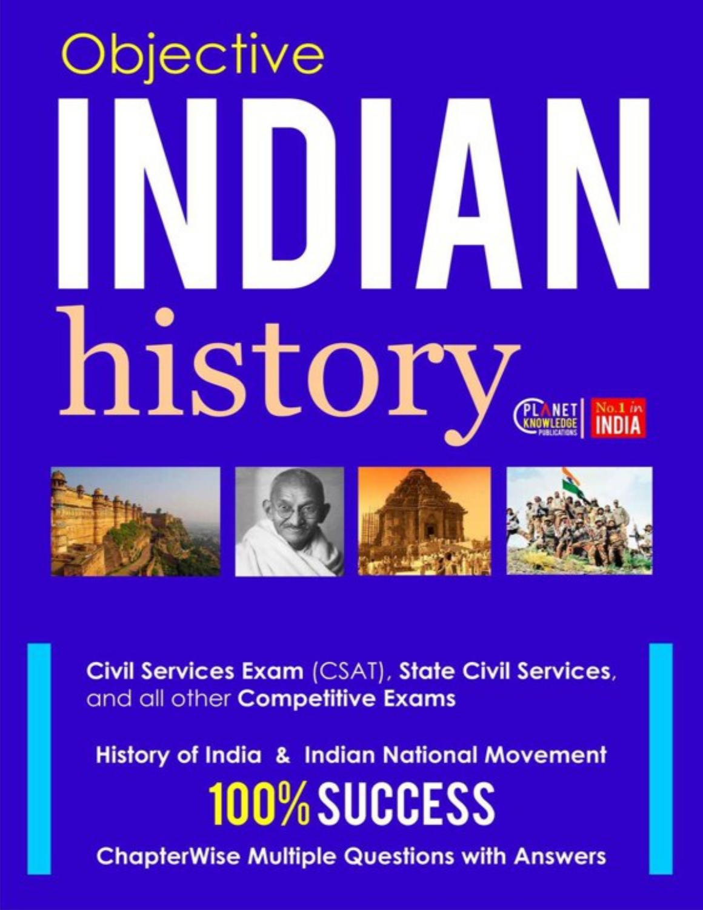Objective

# INDIAN history

PLANET KNOWLEDGE PUBLICATIONS | No.1 in INDIA

**Civil Services Exam** (CSAT), **State Civil Services**, and all other **Competitive Exams**

**History of India & Indian National Movement**

**100% SUCCESS**

**ChapterWise Multiple Questions with Answers**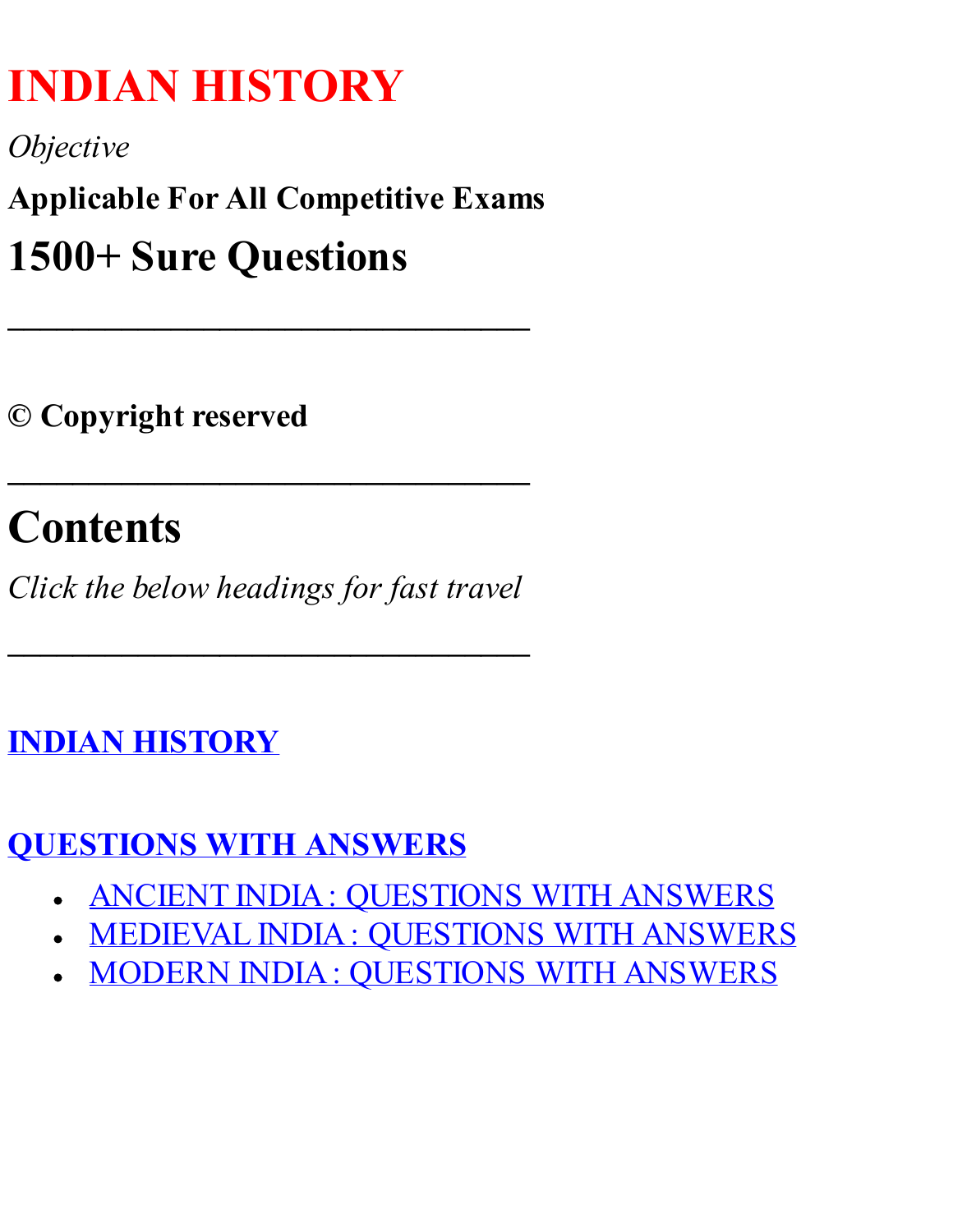# INDIAN HISTORY

*Objective*

**Applicable For All Competitive Exams**

## 1500+ Sure Questions

---

**© Copyright reserved**

---

# Contents

*Click the below headings for fast travel*

---

**INDIAN HISTORY**

**QUESTIONS WITH ANSWERS**

- ANCIENT INDIA : QUESTIONS WITH ANSWERS
- MEDIEVAL INDIA : QUESTIONS WITH ANSWERS
- MODERN INDIA : QUESTIONS WITH ANSWERS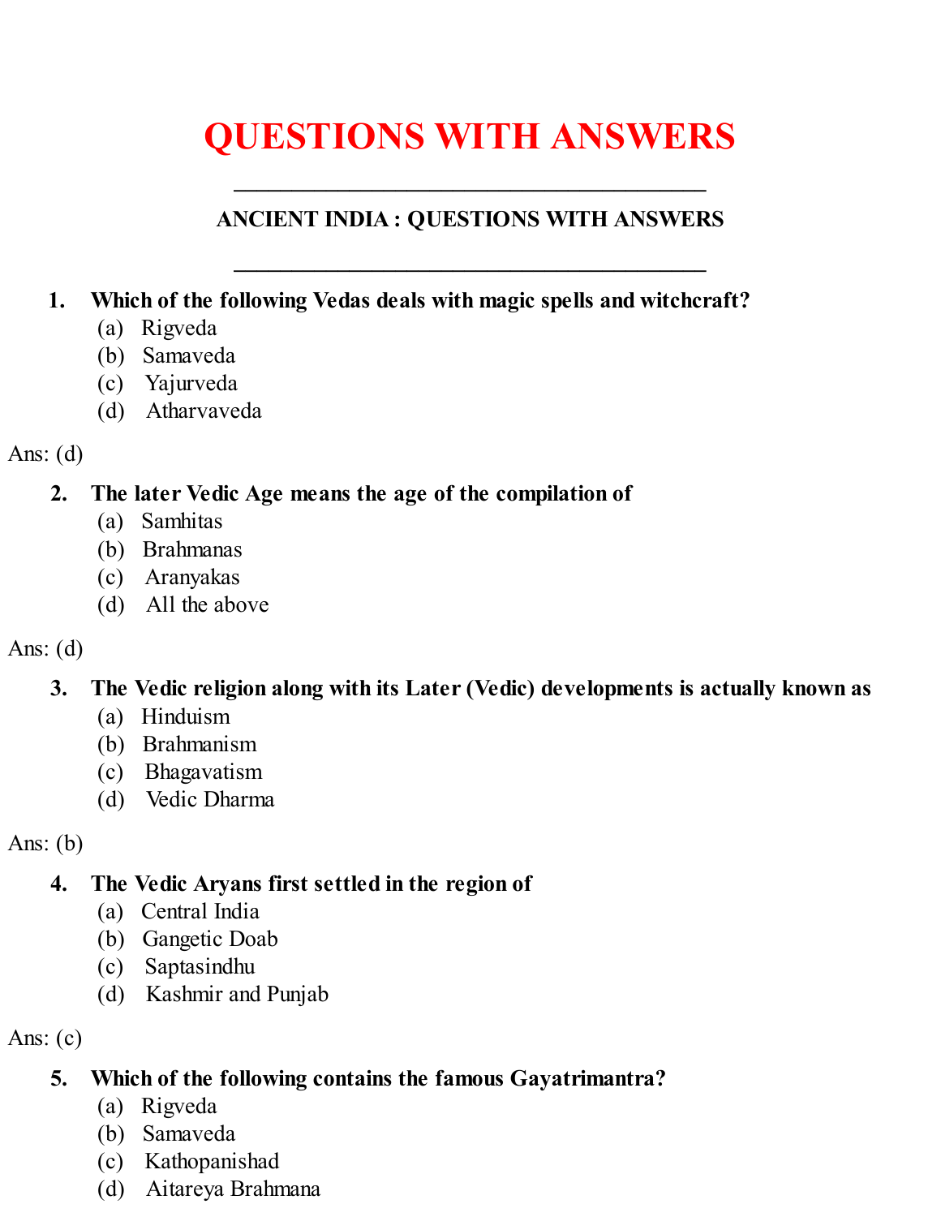# QUESTIONS WITH ANSWERS

---

## ANCIENT INDIA : QUESTIONS WITH ANSWERS

---

**1. Which of the following Vedas deals with magic spells and witchcraft?**

(a) Rigveda
(b) Samaveda
(c) Yajurveda
(d) Atharvaveda

Ans: (d)

**2. The later Vedic Age means the age of the compilation of**

(a) Samhitas
(b) Brahmanas
(c) Aranyakas
(d) All the above

Ans: (d)

**3. The Vedic religion along with its Later (Vedic) developments is actually known as**

(a) Hinduism
(b) Brahmanism
(c) Bhagavatism
(d) Vedic Dharma

Ans: (b)

**4. The Vedic Aryans first settled in the region of**

(a) Central India
(b) Gangetic Doab
(c) Saptasindhu
(d) Kashmir and Punjab

Ans: (c)

**5. Which of the following contains the famous Gayatrimantra?**

(a) Rigveda
(b) Samaveda
(c) Kathopanishad
(d) Aitareya Brahmana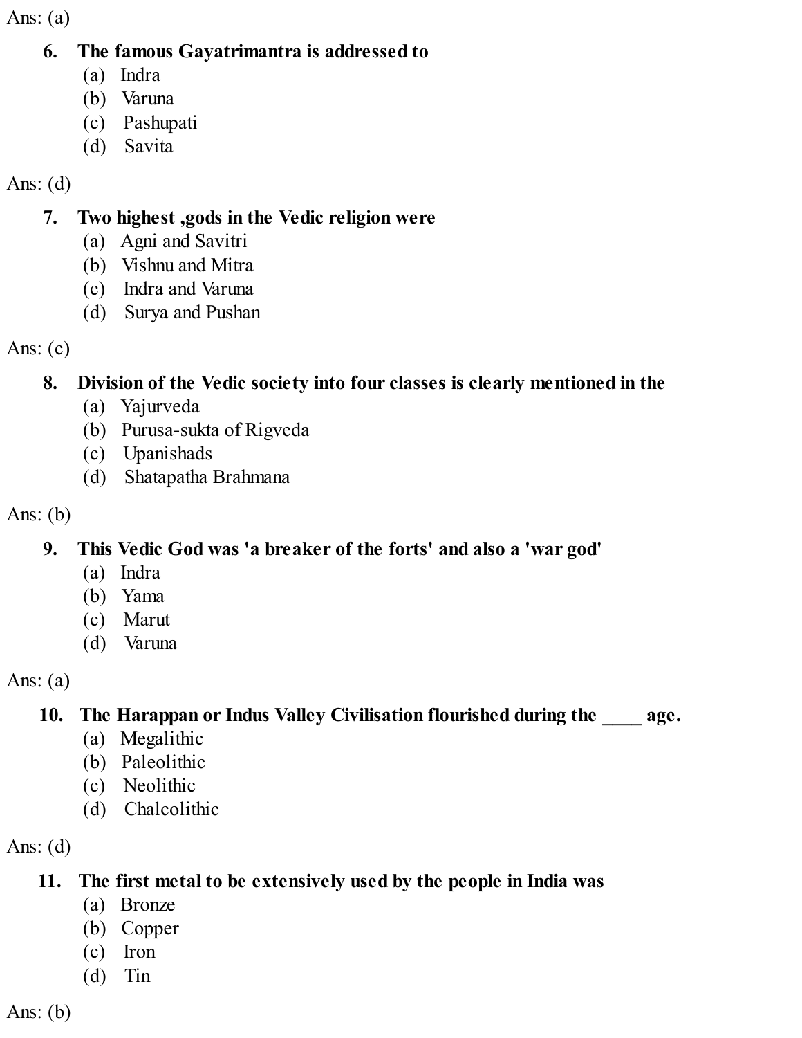Ans: (a)

6. **The famous Gayatrimantra is addressed to**
   (a) Indra
   (b) Varuna
   (c) Pashupati
   (d) Savita

Ans: (d)

7. **Two highest ,gods in the Vedic religion were**
   (a) Agni and Savitri
   (b) Vishnu and Mitra
   (c) Indra and Varuna
   (d) Surya and Pushan

Ans: (c)

8. **Division of the Vedic society into four classes is clearly mentioned in the**
   (a) Yajurveda
   (b) Purusa-sukta of Rigveda
   (c) Upanishads
   (d) Shatapatha Brahmana

Ans: (b)

9. **This Vedic God was 'a breaker of the forts' and also a 'war god'**
   (a) Indra
   (b) Yama
   (c) Marut
   (d) Varuna

Ans: (a)

10. **The Harappan or Indus Valley Civilisation flourished during the ____ age.**
    (a) Megalithic
    (b) Paleolithic
    (c) Neolithic
    (d) Chalcolithic

Ans: (d)

11. **The first metal to be extensively used by the people in India was**
    (a) Bronze
    (b) Copper
    (c) Iron
    (d) Tin

Ans: (b)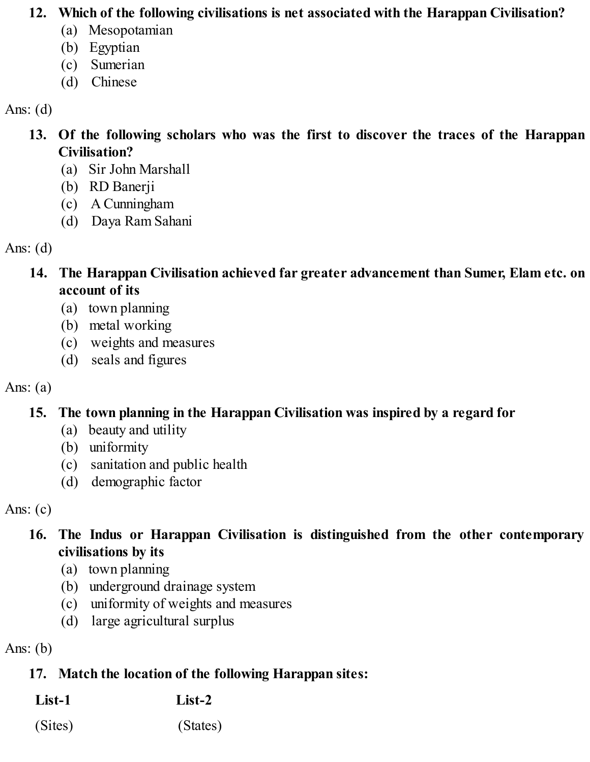**12. Which of the following civilisations is net associated with the Harappan Civilisation?**

(a) Mesopotamian
(b) Egyptian
(c) Sumerian
(d) Chinese

Ans: (d)

**13. Of the following scholars who was the first to discover the traces of the Harappan Civilisation?**

(a) Sir John Marshall
(b) RD Banerji
(c) A Cunningham
(d) Daya Ram Sahani

Ans: (d)

**14. The Harappan Civilisation achieved far greater advancement than Sumer, Elam etc. on account of its**

(a) town planning
(b) metal working
(c) weights and measures
(d) seals and figures

Ans: (a)

**15. The town planning in the Harappan Civilisation was inspired by a regard for**

(a) beauty and utility
(b) uniformity
(c) sanitation and public health
(d) demographic factor

Ans: (c)

**16. The Indus or Harappan Civilisation is distinguished from the other contemporary civilisations by its**

(a) town planning
(b) underground drainage system
(c) uniformity of weights and measures
(d) large agricultural surplus

Ans: (b)

**17. Match the location of the following Harappan sites:**

| **List-1** | **List-2** |
|---|---|
| (Sites) | (States) |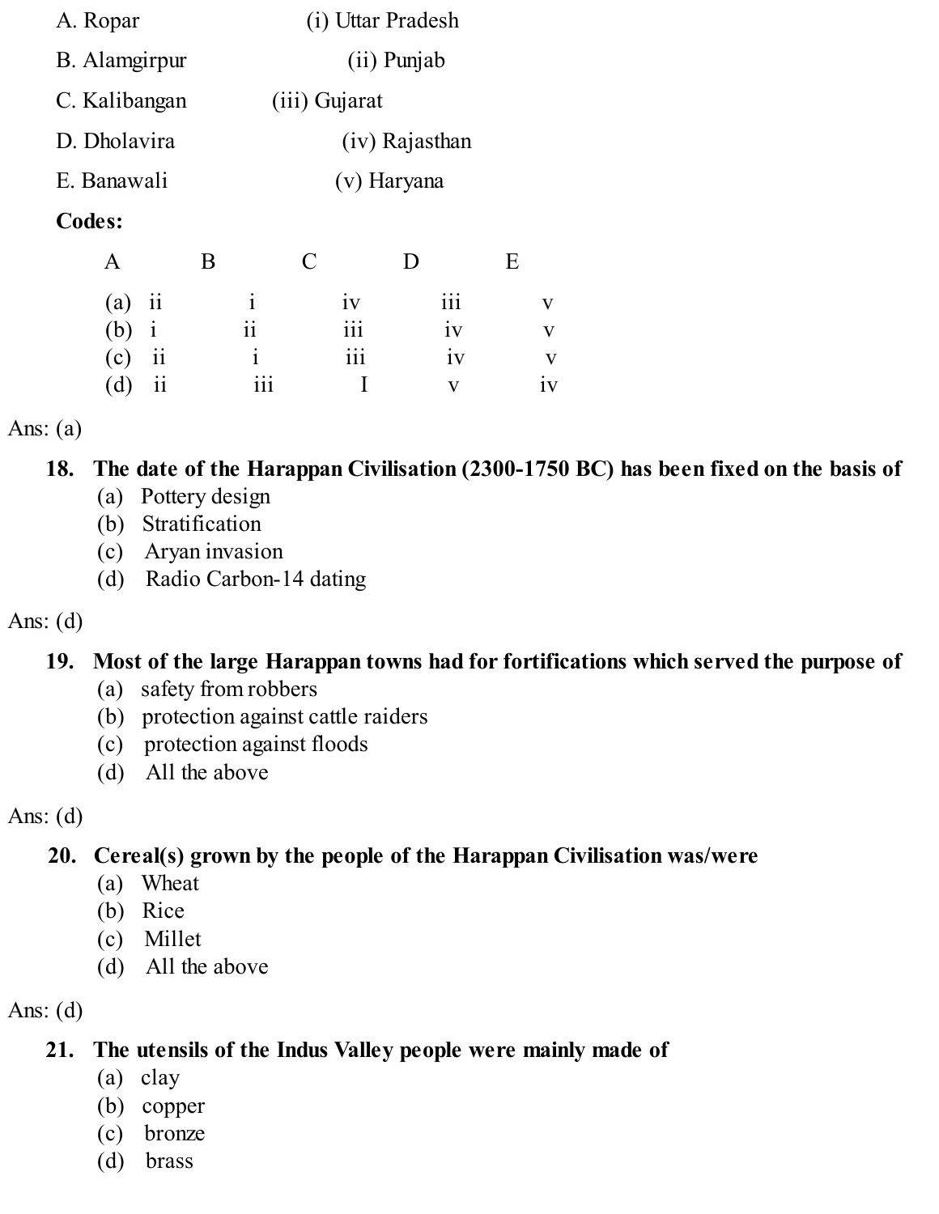A. Ropar (i) Uttar Pradesh

B. Alamgirpur (ii) Punjab

C. Kalibangan (iii) Gujarat

D. Dholavira (iv) Rajasthan

E. Banawali (v) Haryana

**Codes:**

| | A | B | C | D | E |
|---|---|---|---|---|---|
| (a) | ii | i | iv | iii | v |
| (b) | i | ii | iii | iv | v |
| (c) | ii | i | iii | iv | v |
| (d) | ii | iii | I | v | iv |

Ans: (a)

**18. The date of the Harappan Civilisation (2300-1750 BC) has been fixed on the basis of**

(a) Pottery design
(b) Stratification
(c) Aryan invasion
(d) Radio Carbon-14 dating

Ans: (d)

**19. Most of the large Harappan towns had for fortifications which served the purpose of**

(a) safety from robbers
(b) protection against cattle raiders
(c) protection against floods
(d) All the above

Ans: (d)

**20. Cereal(s) grown by the people of the Harappan Civilisation was/were**

(a) Wheat
(b) Rice
(c) Millet
(d) All the above

Ans: (d)

**21. The utensils of the Indus Valley people were mainly made of**

(a) clay
(b) copper
(c) bronze
(d) brass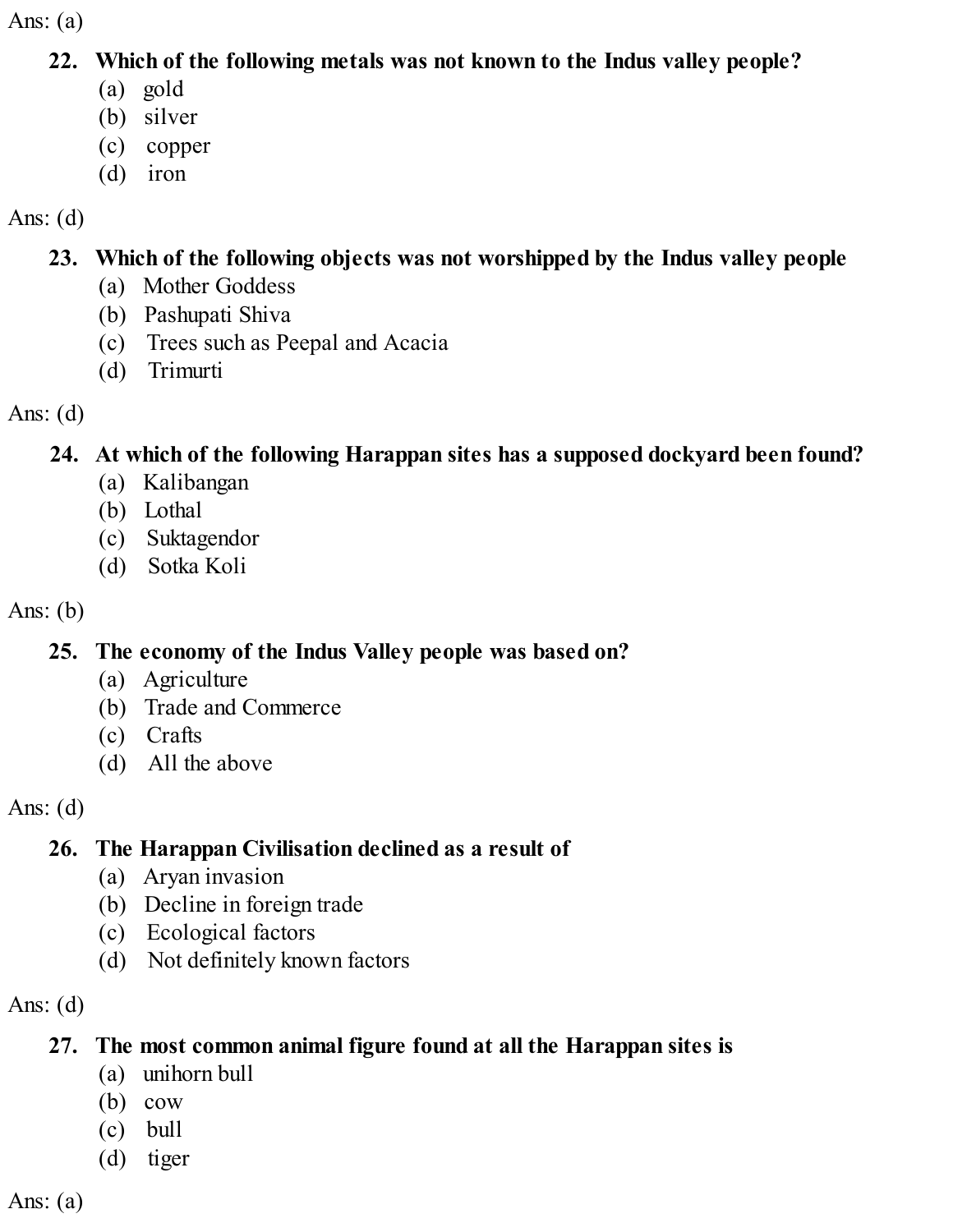Ans: (a)

22. **Which of the following metals was not known to the Indus valley people?**
    (a) gold
    (b) silver
    (c) copper
    (d) iron

Ans: (d)

23. **Which of the following objects was not worshipped by the Indus valley people**
    (a) Mother Goddess
    (b) Pashupati Shiva
    (c) Trees such as Peepal and Acacia
    (d) Trimurti

Ans: (d)

24. **At which of the following Harappan sites has a supposed dockyard been found?**
    (a) Kalibangan
    (b) Lothal
    (c) Suktagendor
    (d) Sotka Koli

Ans: (b)

25. **The economy of the Indus Valley people was based on?**
    (a) Agriculture
    (b) Trade and Commerce
    (c) Crafts
    (d) All the above

Ans: (d)

26. **The Harappan Civilisation declined as a result of**
    (a) Aryan invasion
    (b) Decline in foreign trade
    (c) Ecological factors
    (d) Not definitely known factors

Ans: (d)

27. **The most common animal figure found at all the Harappan sites is**
    (a) unihorn bull
    (b) cow
    (c) bull
    (d) tiger

Ans: (a)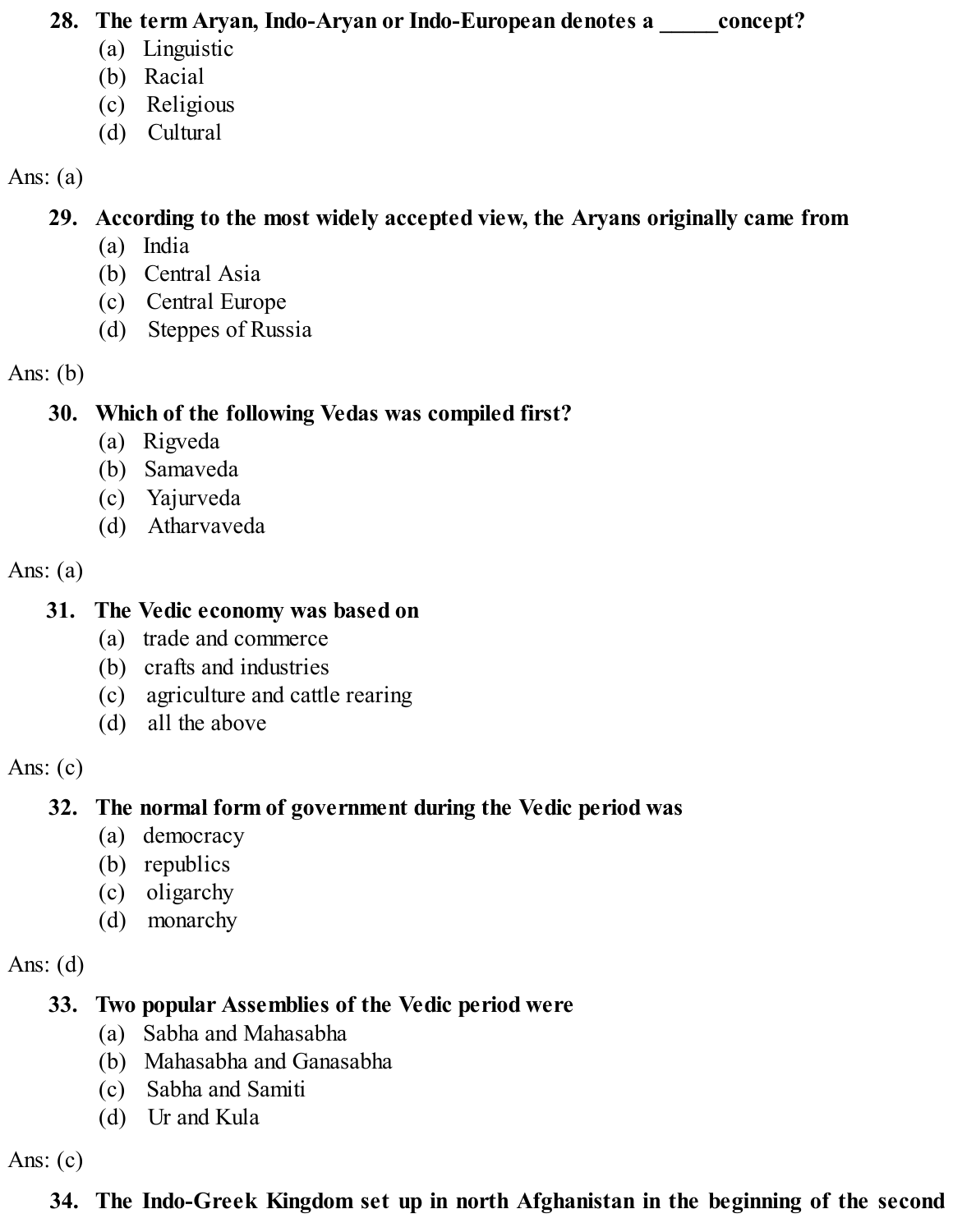**28. The term Aryan, Indo-Aryan or Indo-European denotes a _____concept?**

(a) Linguistic
(b) Racial
(c) Religious
(d) Cultural

Ans: (a)

**29. According to the most widely accepted view, the Aryans originally came from**

(a) India
(b) Central Asia
(c) Central Europe
(d) Steppes of Russia

Ans: (b)

**30. Which of the following Vedas was compiled first?**

(a) Rigveda
(b) Samaveda
(c) Yajurveda
(d) Atharvaveda

Ans: (a)

**31. The Vedic economy was based on**

(a) trade and commerce
(b) crafts and industries
(c) agriculture and cattle rearing
(d) all the above

Ans: (c)

**32. The normal form of government during the Vedic period was**

(a) democracy
(b) republics
(c) oligarchy
(d) monarchy

Ans: (d)

**33. Two popular Assemblies of the Vedic period were**

(a) Sabha and Mahasabha
(b) Mahasabha and Ganasabha
(c) Sabha and Samiti
(d) Ur and Kula

Ans: (c)

**34. The Indo-Greek Kingdom set up in north Afghanistan in the beginning of the second**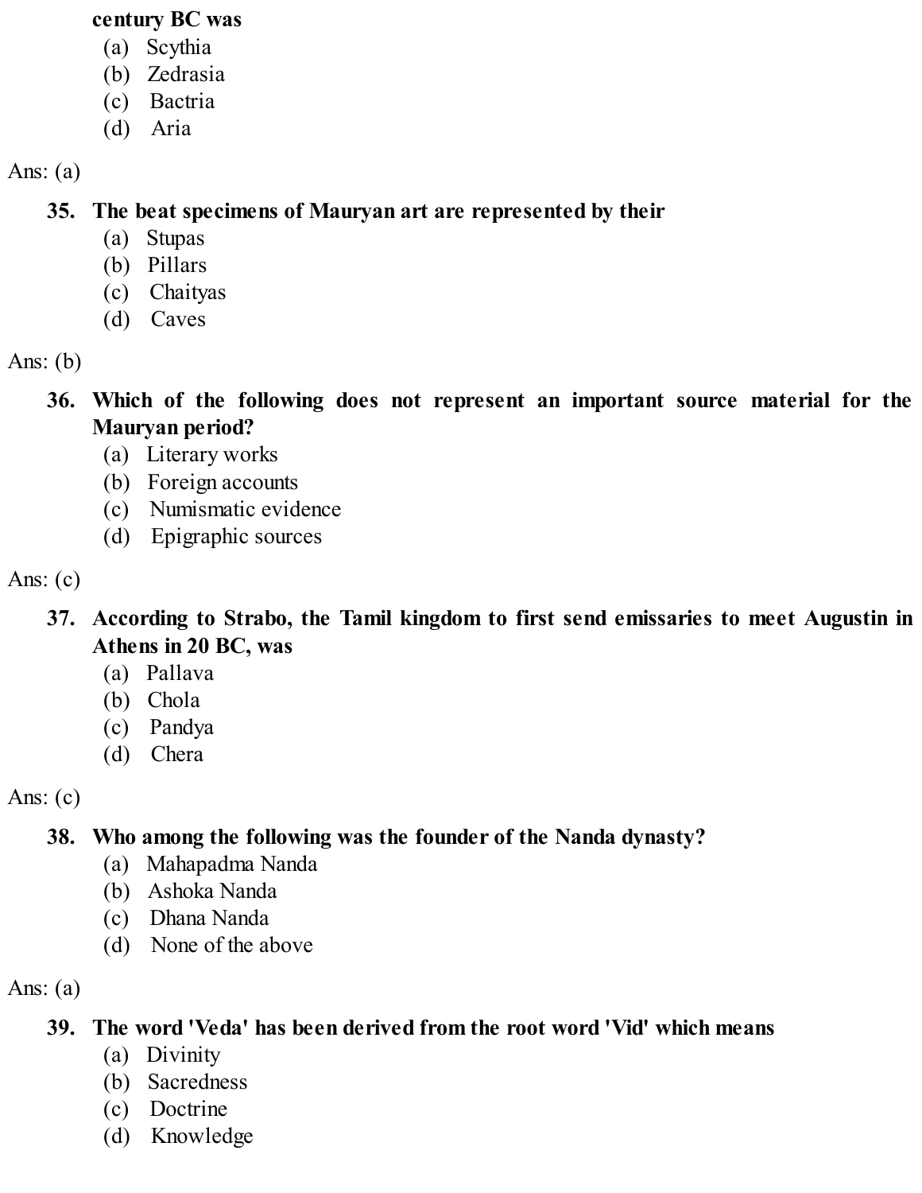**century BC was**

(a) Scythia
(b) Zedrasia
(c) Bactria
(d) Aria

Ans: (a)

**35. The beat specimens of Mauryan art are represented by their**

(a) Stupas
(b) Pillars
(c) Chaityas
(d) Caves

Ans: (b)

**36. Which of the following does not represent an important source material for the Mauryan period?**

(a) Literary works
(b) Foreign accounts
(c) Numismatic evidence
(d) Epigraphic sources

Ans: (c)

**37. According to Strabo, the Tamil kingdom to first send emissaries to meet Augustin in Athens in 20 BC, was**

(a) Pallava
(b) Chola
(c) Pandya
(d) Chera

Ans: (c)

**38. Who among the following was the founder of the Nanda dynasty?**

(a) Mahapadma Nanda
(b) Ashoka Nanda
(c) Dhana Nanda
(d) None of the above

Ans: (a)

**39. The word 'Veda' has been derived from the root word 'Vid' which means**

(a) Divinity
(b) Sacredness
(c) Doctrine
(d) Knowledge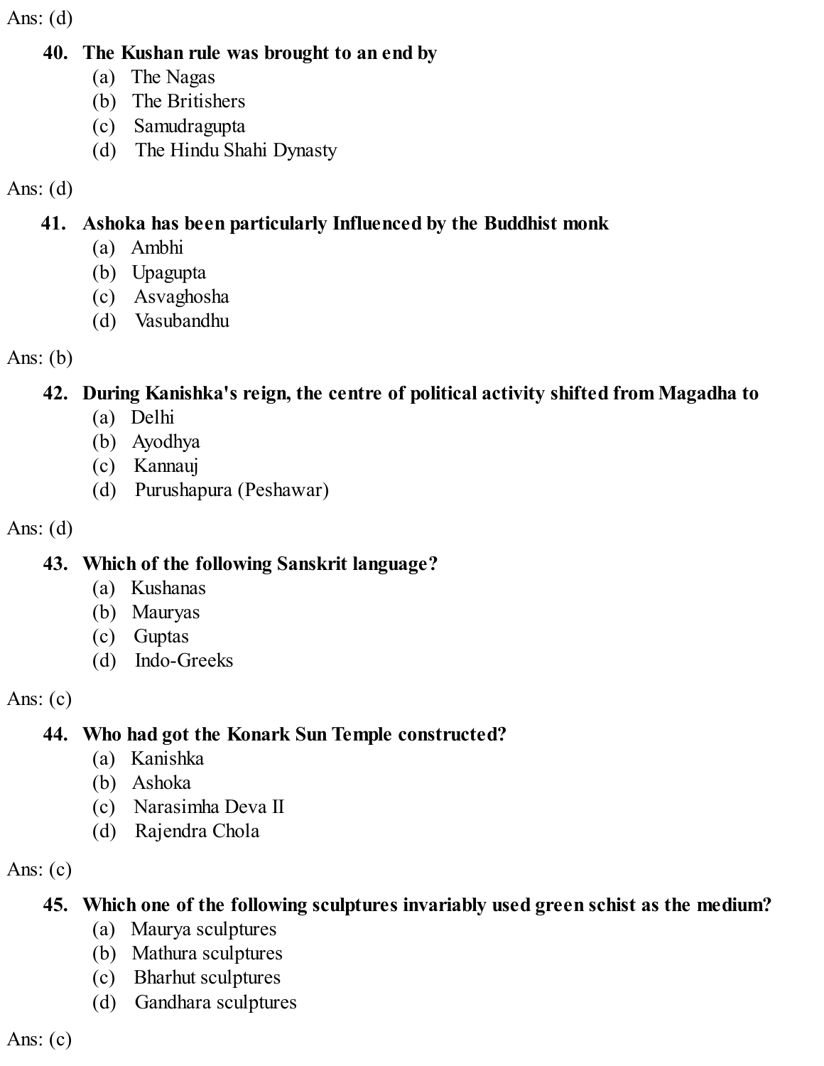Ans: (d)

**40. The Kushan rule was brought to an end by**

(a) The Nagas
(b) The Britishers
(c) Samudragupta
(d) The Hindu Shahi Dynasty

Ans: (d)

**41. Ashoka has been particularly Influenced by the Buddhist monk**

(a) Ambhi
(b) Upagupta
(c) Asvaghosha
(d) Vasubandhu

Ans: (b)

**42. During Kanishka's reign, the centre of political activity shifted from Magadha to**

(a) Delhi
(b) Ayodhya
(c) Kannauj
(d) Purushapura (Peshawar)

Ans: (d)

**43. Which of the following Sanskrit language?**

(a) Kushanas
(b) Mauryas
(c) Guptas
(d) Indo-Greeks

Ans: (c)

**44. Who had got the Konark Sun Temple constructed?**

(a) Kanishka
(b) Ashoka
(c) Narasimha Deva II
(d) Rajendra Chola

Ans: (c)

**45. Which one of the following sculptures invariably used green schist as the medium?**

(a) Maurya sculptures
(b) Mathura sculptures
(c) Bharhut sculptures
(d) Gandhara sculptures

Ans: (c)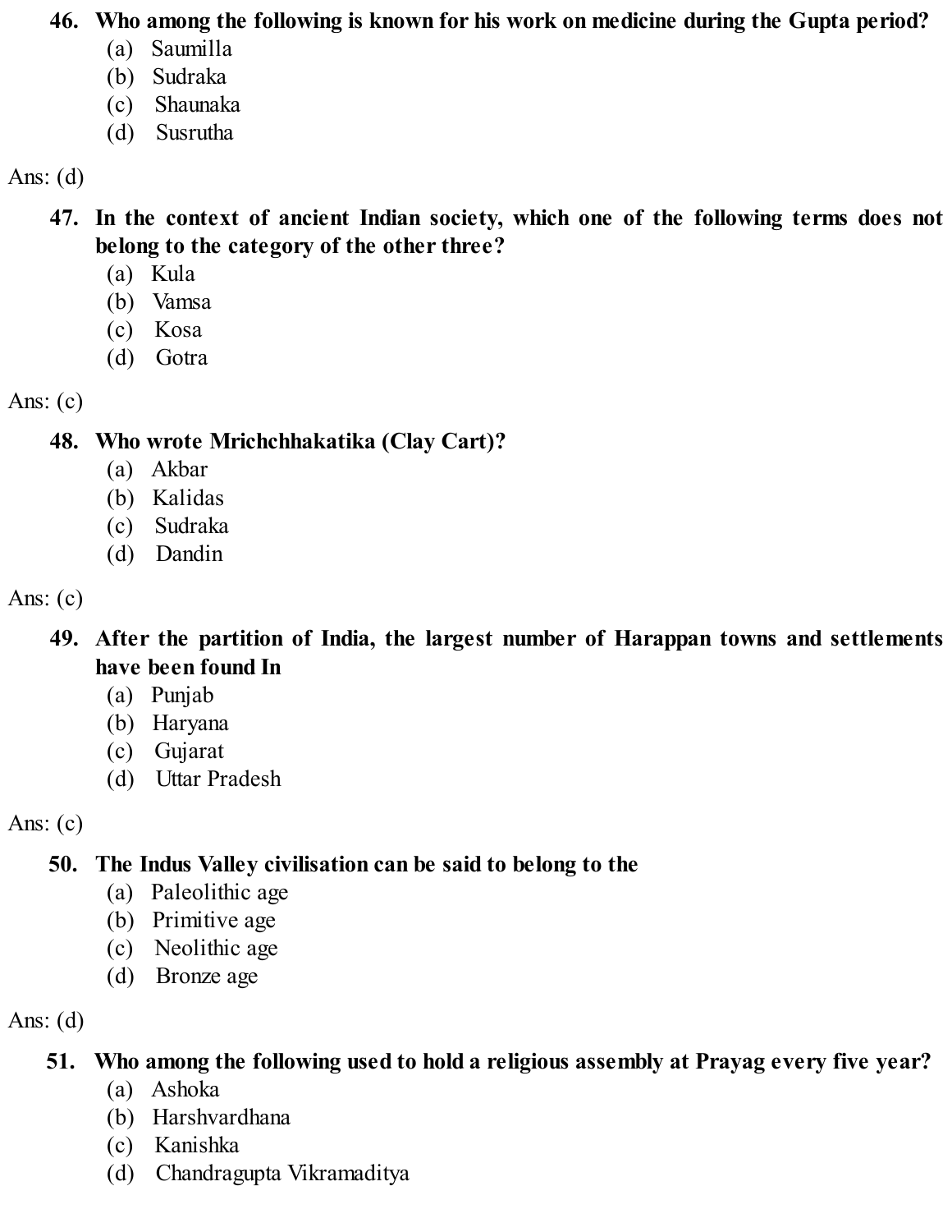**46. Who among the following is known for his work on medicine during the Gupta period?**

(a) Saumilla
(b) Sudraka
(c) Shaunaka
(d) Susrutha

Ans: (d)

**47. In the context of ancient Indian society, which one of the following terms does not belong to the category of the other three?**

(a) Kula
(b) Vamsa
(c) Kosa
(d) Gotra

Ans: (c)

**48. Who wrote Mrichchhakatika (Clay Cart)?**

(a) Akbar
(b) Kalidas
(c) Sudraka
(d) Dandin

Ans: (c)

**49. After the partition of India, the largest number of Harappan towns and settlements have been found In**

(a) Punjab
(b) Haryana
(c) Gujarat
(d) Uttar Pradesh

Ans: (c)

**50. The Indus Valley civilisation can be said to belong to the**

(a) Paleolithic age
(b) Primitive age
(c) Neolithic age
(d) Bronze age

Ans: (d)

**51. Who among the following used to hold a religious assembly at Prayag every five year?**

(a) Ashoka
(b) Harshvardhana
(c) Kanishka
(d) Chandragupta Vikramaditya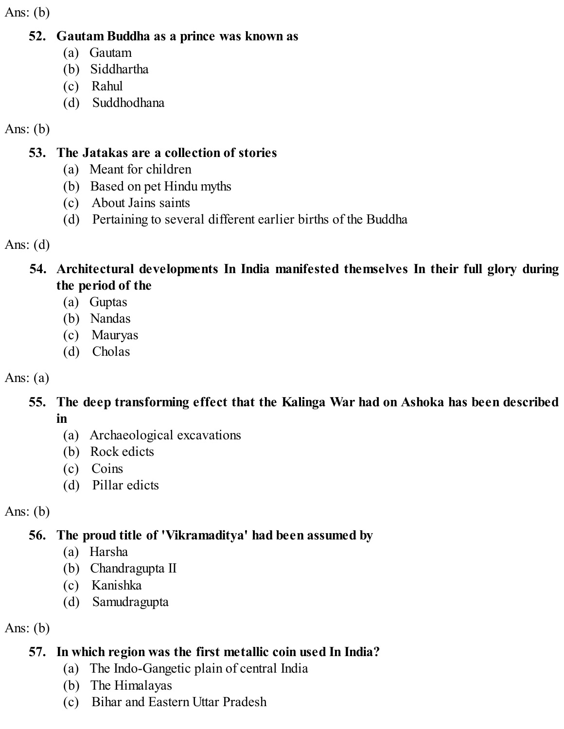Ans: (b)

**52. Gautam Buddha as a prince was known as**

(a) Gautam
(b) Siddhartha
(c) Rahul
(d) Suddhodhana

Ans: (b)

**53. The Jatakas are a collection of stories**

(a) Meant for children
(b) Based on pet Hindu myths
(c) About Jains saints
(d) Pertaining to several different earlier births of the Buddha

Ans: (d)

**54. Architectural developments In India manifested themselves In their full glory during the period of the**

(a) Guptas
(b) Nandas
(c) Mauryas
(d) Cholas

Ans: (a)

**55. The deep transforming effect that the Kalinga War had on Ashoka has been described in**

(a) Archaeological excavations
(b) Rock edicts
(c) Coins
(d) Pillar edicts

Ans: (b)

**56. The proud title of 'Vikramaditya' had been assumed by**

(a) Harsha
(b) Chandragupta II
(c) Kanishka
(d) Samudragupta

Ans: (b)

**57. In which region was the first metallic coin used In India?**

(a) The Indo-Gangetic plain of central India
(b) The Himalayas
(c) Bihar and Eastern Uttar Pradesh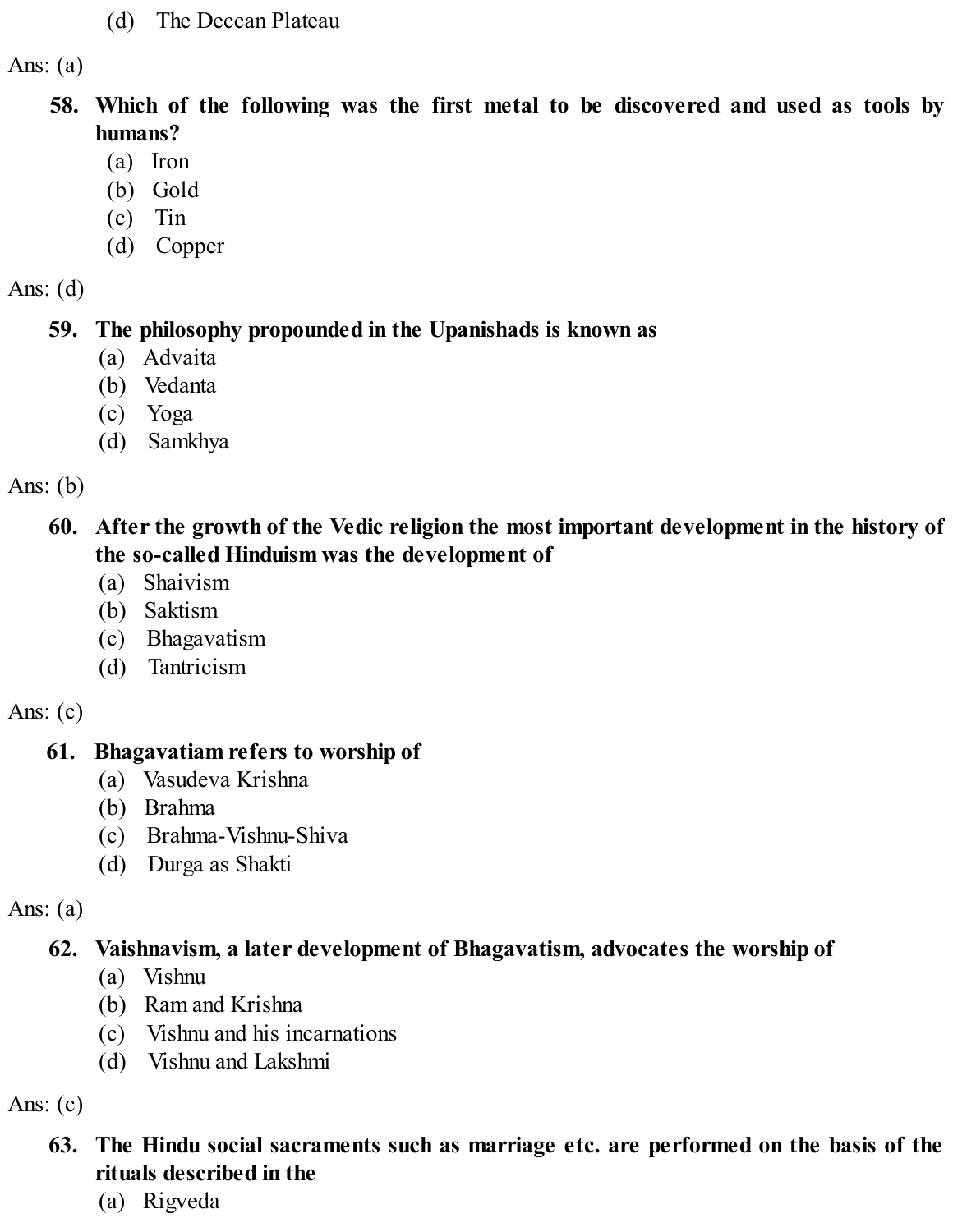(d) The Deccan Plateau

Ans: (a)

**58. Which of the following was the first metal to be discovered and used as tools by humans?**

(a) Iron
(b) Gold
(c) Tin
(d) Copper

Ans: (d)

**59. The philosophy propounded in the Upanishads is known as**

(a) Advaita
(b) Vedanta
(c) Yoga
(d) Samkhya

Ans: (b)

**60. After the growth of the Vedic religion the most important development in the history of the so-called Hinduism was the development of**

(a) Shaivism
(b) Saktism
(c) Bhagavatism
(d) Tantricism

Ans: (c)

**61. Bhagavatiam refers to worship of**

(a) Vasudeva Krishna
(b) Brahma
(c) Brahma-Vishnu-Shiva
(d) Durga as Shakti

Ans: (a)

**62. Vaishnavism, a later development of Bhagavatism, advocates the worship of**

(a) Vishnu
(b) Ram and Krishna
(c) Vishnu and his incarnations
(d) Vishnu and Lakshmi

Ans: (c)

**63. The Hindu social sacraments such as marriage etc. are performed on the basis of the rituals described in the**

(a) Rigveda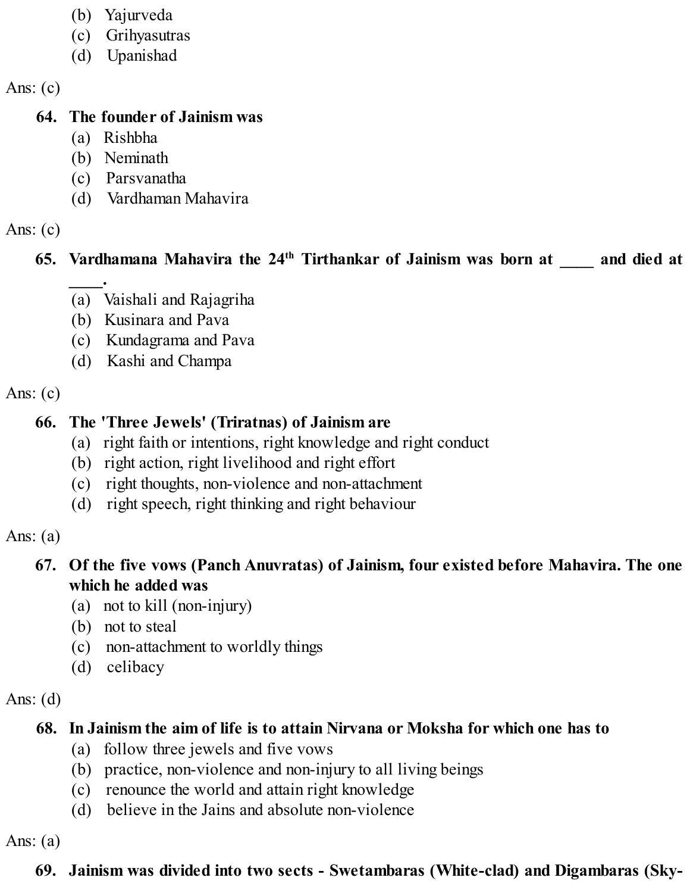(b) Yajurveda
(c) Grihyasutras
(d) Upanishad

Ans: (c)

**64. The founder of Jainism was**
(a) Rishbha
(b) Neminath
(c) Parsvanatha
(d) Vardhaman Mahavira

Ans: (c)

**65. Vardhamana Mahavira the 24th Tirthankar of Jainism was born at ____ and died at ____.**
(a) Vaishali and Rajagriha
(b) Kusinara and Pava
(c) Kundagrama and Pava
(d) Kashi and Champa

Ans: (c)

**66. The 'Three Jewels' (Triratnas) of Jainism are**
(a) right faith or intentions, right knowledge and right conduct
(b) right action, right livelihood and right effort
(c) right thoughts, non-violence and non-attachment
(d) right speech, right thinking and right behaviour

Ans: (a)

**67. Of the five vows (Panch Anuvratas) of Jainism, four existed before Mahavira. The one which he added was**
(a) not to kill (non-injury)
(b) not to steal
(c) non-attachment to worldly things
(d) celibacy

Ans: (d)

**68. In Jainism the aim of life is to attain Nirvana or Moksha for which one has to**
(a) follow three jewels and five vows
(b) practice, non-violence and non-injury to all living beings
(c) renounce the world and attain right knowledge
(d) believe in the Jains and absolute non-violence

Ans: (a)

**69. Jainism was divided into two sects - Swetambaras (White-clad) and Digambaras (Sky-**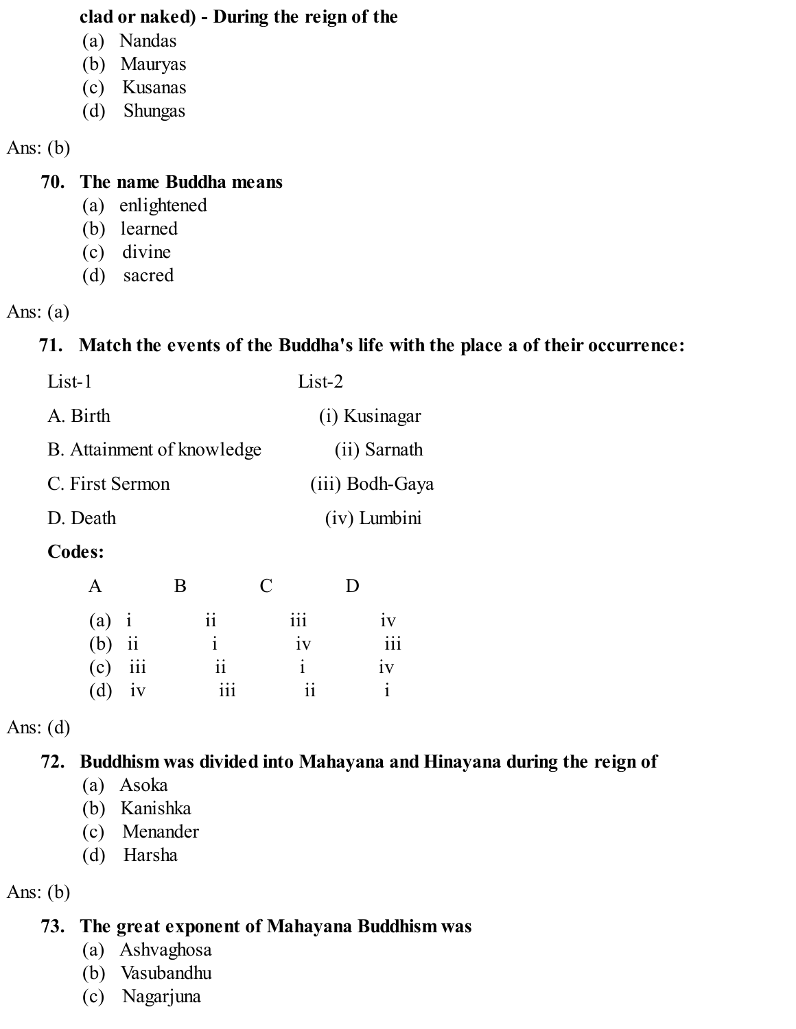**clad or naked) - During the reign of the**

(a) Nandas
(b) Mauryas
(c) Kusanas
(d) Shungas

Ans: (b)

**70. The name Buddha means**

(a) enlightened
(b) learned
(c) divine
(d) sacred

Ans: (a)

**71. Match the events of the Buddha's life with the place a of their occurrence:**

| List-1 | List-2 |
|---|---|
| A. Birth | (i) Kusinagar |
| B. Attainment of knowledge | (ii) Sarnath |
| C. First Sermon | (iii) Bodh-Gaya |
| D. Death | (iv) Lumbini |

**Codes:**

| | A | B | C | D |
|---|---|---|---|---|
| (a) | i | ii | iii | iv |
| (b) | ii | i | iv | iii |
| (c) | iii | ii | i | iv |
| (d) | iv | iii | ii | i |

Ans: (d)

**72. Buddhism was divided into Mahayana and Hinayana during the reign of**

(a) Asoka
(b) Kanishka
(c) Menander
(d) Harsha

Ans: (b)

**73. The great exponent of Mahayana Buddhism was**

(a) Ashvaghosa
(b) Vasubandhu
(c) Nagarjuna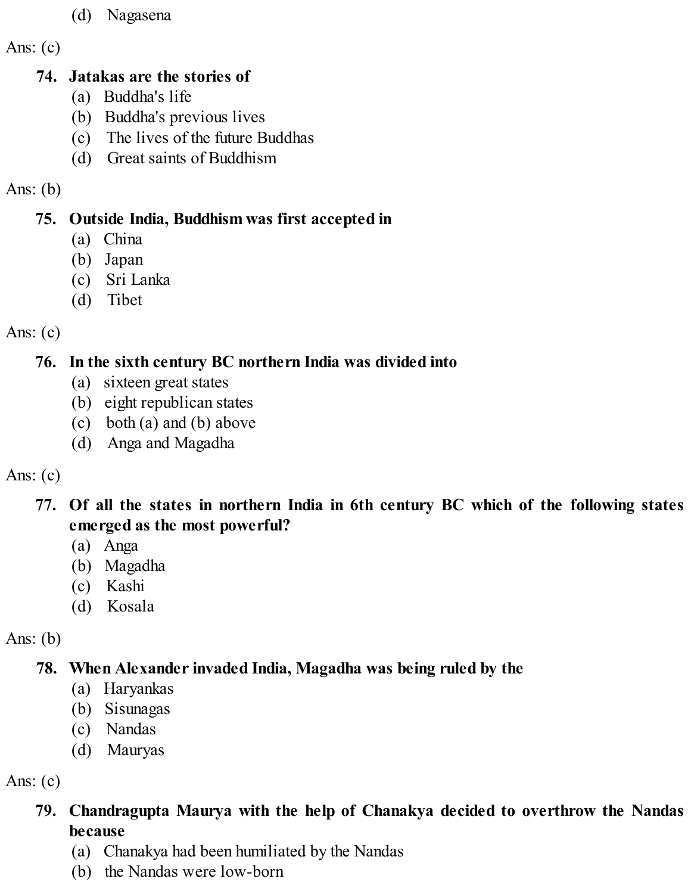(d) Nagasena

Ans: (c)

**74. Jatakas are the stories of**

(a) Buddha's life
(b) Buddha's previous lives
(c) The lives of the future Buddhas
(d) Great saints of Buddhism

Ans: (b)

**75. Outside India, Buddhism was first accepted in**

(a) China
(b) Japan
(c) Sri Lanka
(d) Tibet

Ans: (c)

**76. In the sixth century BC northern India was divided into**

(a) sixteen great states
(b) eight republican states
(c) both (a) and (b) above
(d) Anga and Magadha

Ans: (c)

**77. Of all the states in northern India in 6th century BC which of the following states emerged as the most powerful?**

(a) Anga
(b) Magadha
(c) Kashi
(d) Kosala

Ans: (b)

**78. When Alexander invaded India, Magadha was being ruled by the**

(a) Haryankas
(b) Sisunagas
(c) Nandas
(d) Mauryas

Ans: (c)

**79. Chandragupta Maurya with the help of Chanakya decided to overthrow the Nandas because**

(a) Chanakya had been humiliated by the Nandas
(b) the Nandas were low-born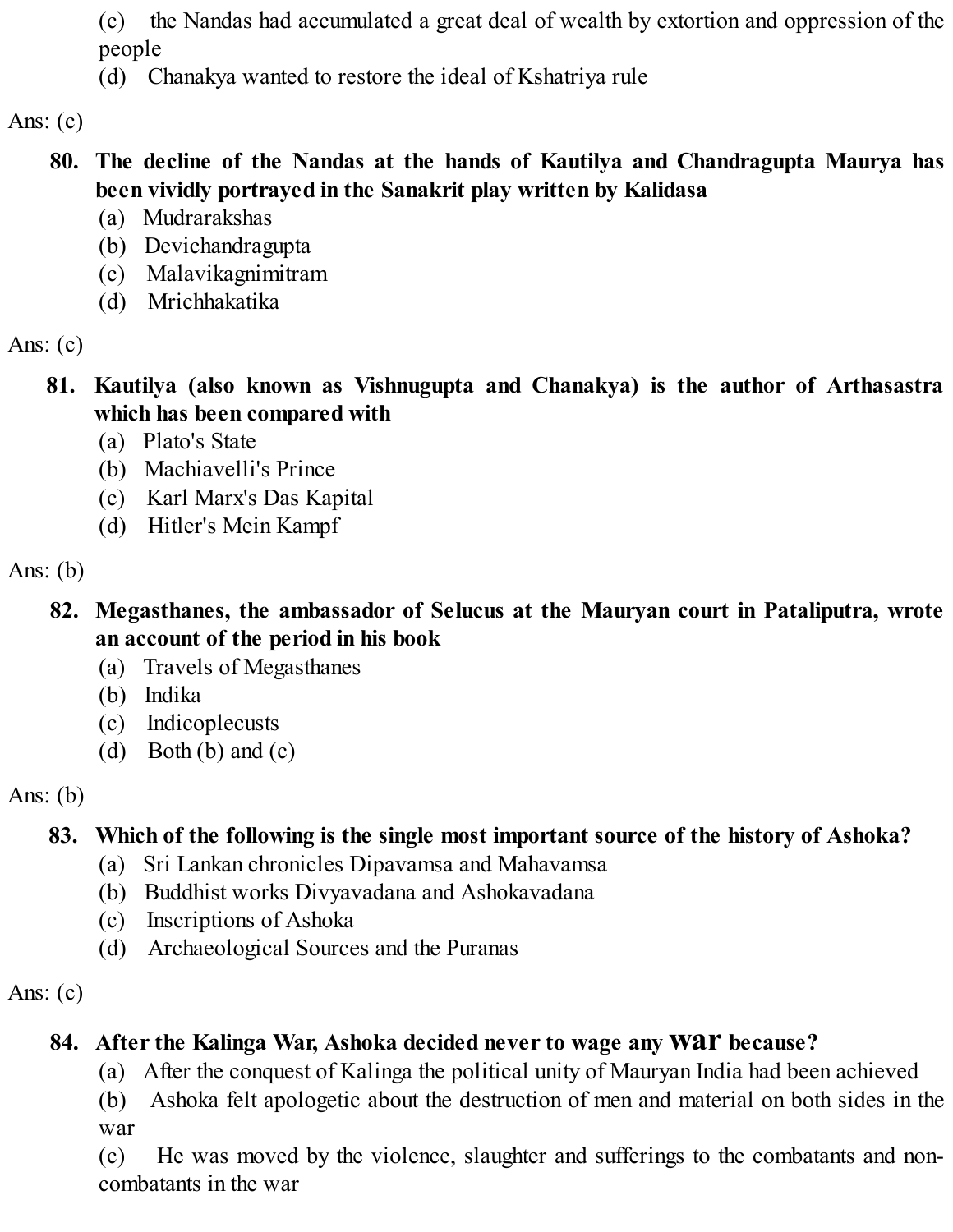(c) the Nandas had accumulated a great deal of wealth by extortion and oppression of the people
(d) Chanakya wanted to restore the ideal of Kshatriya rule

Ans: (c)

**80. The decline of the Nandas at the hands of Kautilya and Chandragupta Maurya has been vividly portrayed in the Sanakrit play written by Kalidasa**
(a) Mudrarakshas
(b) Devichandragupta
(c) Malavikagnimitram
(d) Mrichhakatika

Ans: (c)

**81. Kautilya (also known as Vishnugupta and Chanakya) is the author of Arthasastra which has been compared with**
(a) Plato's State
(b) Machiavelli's Prince
(c) Karl Marx's Das Kapital
(d) Hitler's Mein Kampf

Ans: (b)

**82. Megasthanes, the ambassador of Selucus at the Mauryan court in Pataliputra, wrote an account of the period in his book**
(a) Travels of Megasthanes
(b) Indika
(c) Indicoplecusts
(d) Both (b) and (c)

Ans: (b)

**83. Which of the following is the single most important source of the history of Ashoka?**
(a) Sri Lankan chronicles Dipavamsa and Mahavamsa
(b) Buddhist works Divyavadana and Ashokavadana
(c) Inscriptions of Ashoka
(d) Archaeological Sources and the Puranas

Ans: (c)

**84. After the Kalinga War, Ashoka decided never to wage any war because?**
(a) After the conquest of Kalinga the political unity of Mauryan India had been achieved
(b) Ashoka felt apologetic about the destruction of men and material on both sides in the war
(c) He was moved by the violence, slaughter and sufferings to the combatants and non-combatants in the war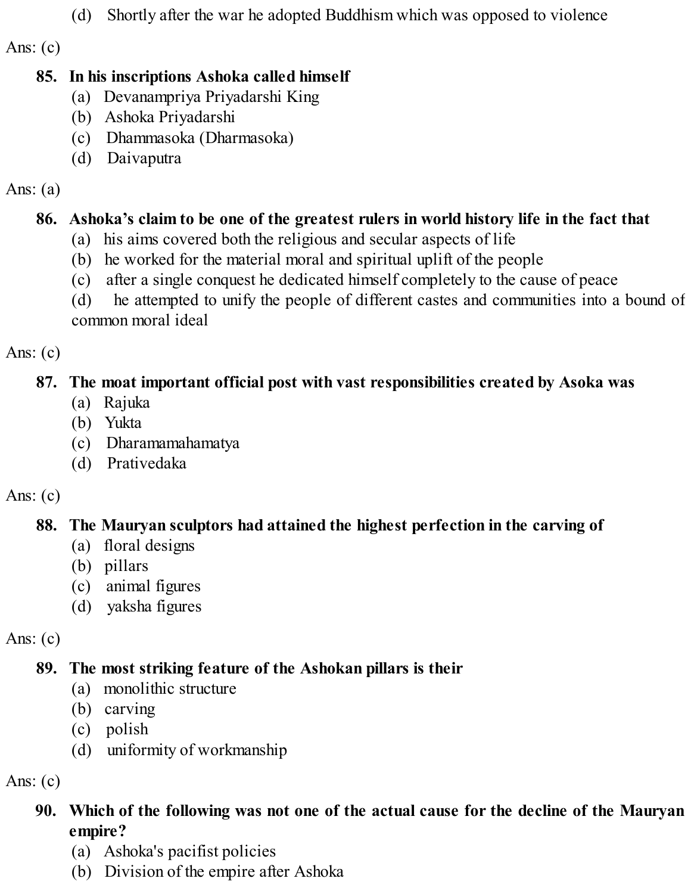(d) Shortly after the war he adopted Buddhism which was opposed to violence

Ans: (c)

**85. In his inscriptions Ashoka called himself**

(a) Devanampriya Priyadarshi King
(b) Ashoka Priyadarshi
(c) Dhammasoka (Dharmasoka)
(d) Daivaputra

Ans: (a)

**86. Ashoka's claim to be one of the greatest rulers in world history life in the fact that**

(a) his aims covered both the religious and secular aspects of life
(b) he worked for the material moral and spiritual uplift of the people
(c) after a single conquest he dedicated himself completely to the cause of peace
(d) he attempted to unify the people of different castes and communities into a bound of common moral ideal

Ans: (c)

**87. The moat important official post with vast responsibilities created by Asoka was**

(a) Rajuka
(b) Yukta
(c) Dharamamahamatya
(d) Prativedaka

Ans: (c)

**88. The Mauryan sculptors had attained the highest perfection in the carving of**

(a) floral designs
(b) pillars
(c) animal figures
(d) yaksha figures

Ans: (c)

**89. The most striking feature of the Ashokan pillars is their**

(a) monolithic structure
(b) carving
(c) polish
(d) uniformity of workmanship

Ans: (c)

**90. Which of the following was not one of the actual cause for the decline of the Mauryan empire?**

(a) Ashoka's pacifist policies
(b) Division of the empire after Ashoka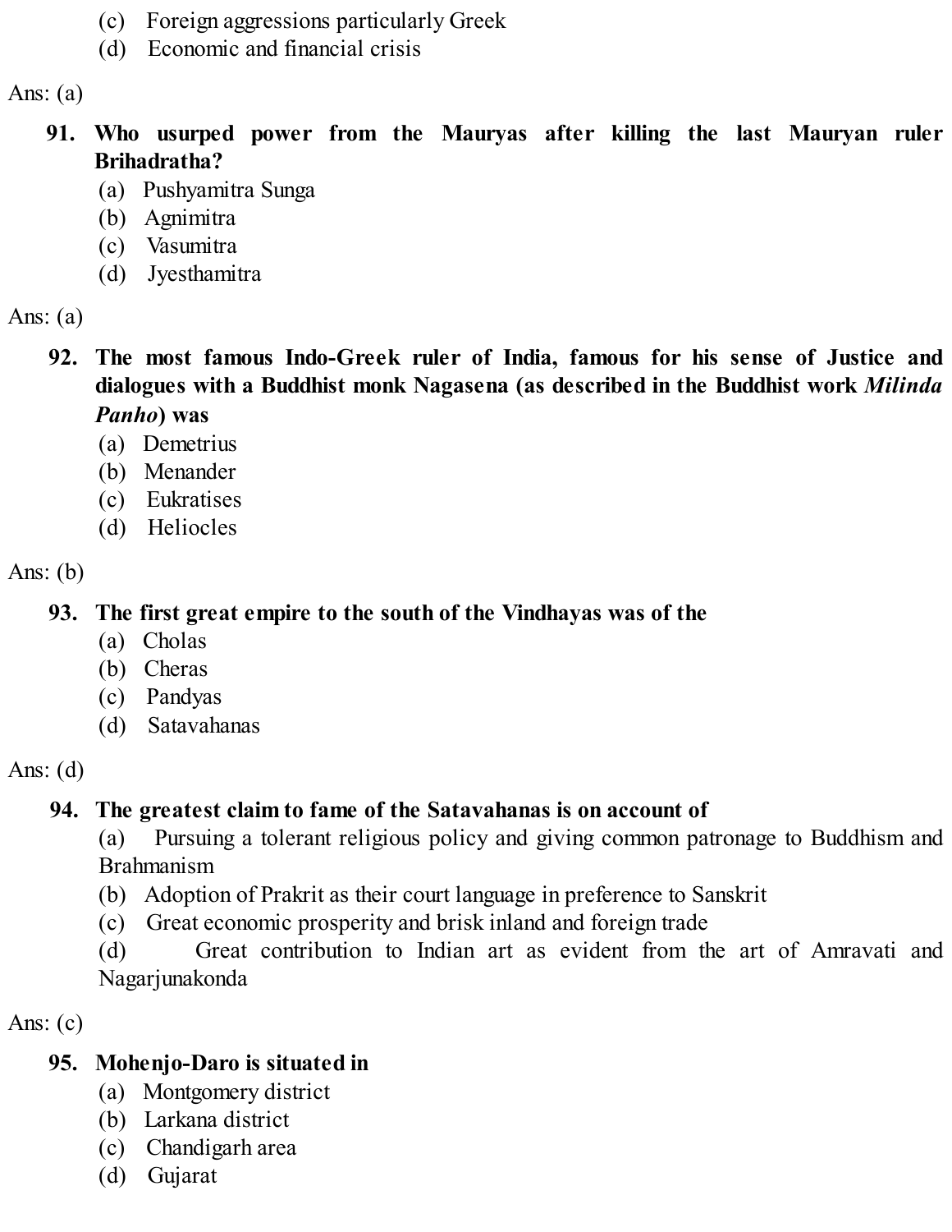(c) Foreign aggressions particularly Greek
(d) Economic and financial crisis

Ans: (a)

**91. Who usurped power from the Mauryas after killing the last Mauryan ruler Brihadratha?**
(a) Pushyamitra Sunga
(b) Agnimitra
(c) Vasumitra
(d) Jyesthamitra

Ans: (a)

**92. The most famous Indo-Greek ruler of India, famous for his sense of Justice and dialogues with a Buddhist monk Nagasena (as described in the Buddhist work *Milinda Panho*) was**
(a) Demetrius
(b) Menander
(c) Eukratises
(d) Heliocles

Ans: (b)

**93. The first great empire to the south of the Vindhayas was of the**
(a) Cholas
(b) Cheras
(c) Pandyas
(d) Satavahanas

Ans: (d)

**94. The greatest claim to fame of the Satavahanas is on account of**
(a) Pursuing a tolerant religious policy and giving common patronage to Buddhism and Brahmanism
(b) Adoption of Prakrit as their court language in preference to Sanskrit
(c) Great economic prosperity and brisk inland and foreign trade
(d) Great contribution to Indian art as evident from the art of Amravati and Nagarjunakonda

Ans: (c)

**95. Mohenjo-Daro is situated in**
(a) Montgomery district
(b) Larkana district
(c) Chandigarh area
(d) Gujarat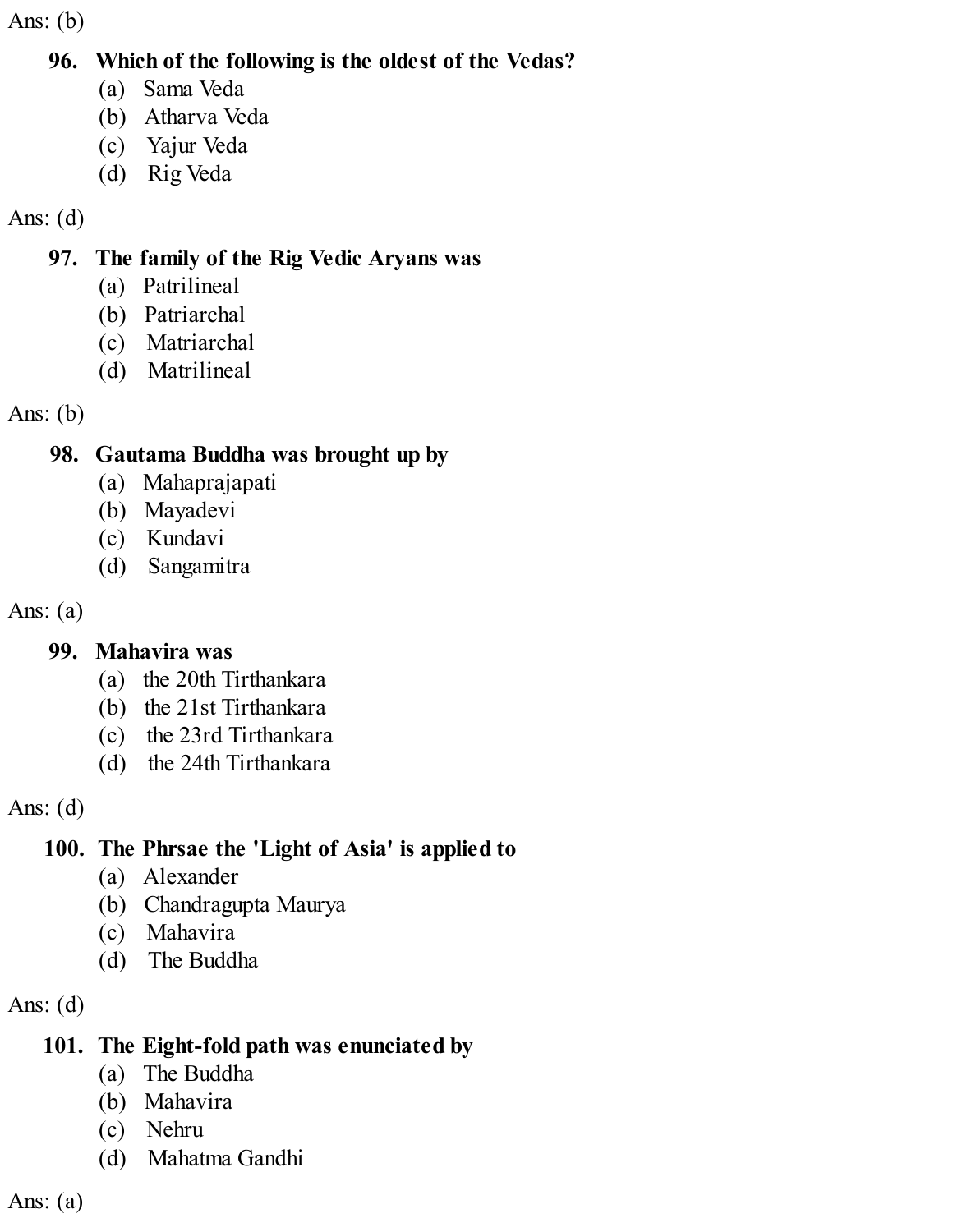Ans: (b)

**96. Which of the following is the oldest of the Vedas?**

(a) Sama Veda
(b) Atharva Veda
(c) Yajur Veda
(d) Rig Veda

Ans: (d)

**97. The family of the Rig Vedic Aryans was**

(a) Patrilineal
(b) Patriarchal
(c) Matriarchal
(d) Matrilineal

Ans: (b)

**98. Gautama Buddha was brought up by**

(a) Mahaprajapati
(b) Mayadevi
(c) Kundavi
(d) Sangamitra

Ans: (a)

**99. Mahavira was**

(a) the 20th Tirthankara
(b) the 21st Tirthankara
(c) the 23rd Tirthankara
(d) the 24th Tirthankara

Ans: (d)

**100. The Phrsae the 'Light of Asia' is applied to**

(a) Alexander
(b) Chandragupta Maurya
(c) Mahavira
(d) The Buddha

Ans: (d)

**101. The Eight-fold path was enunciated by**

(a) The Buddha
(b) Mahavira
(c) Nehru
(d) Mahatma Gandhi

Ans: (a)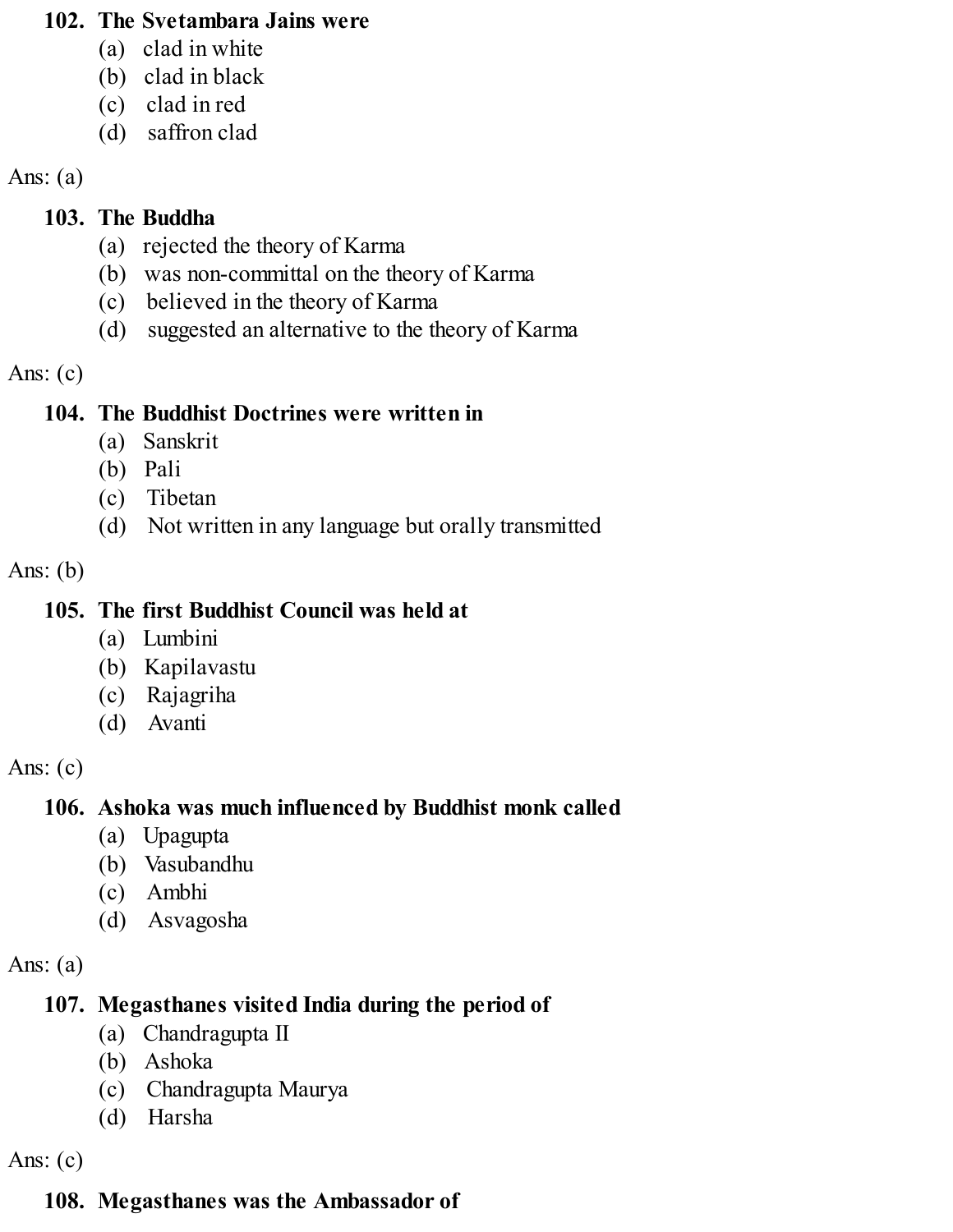**102. The Svetambara Jains were**

(a) clad in white
(b) clad in black
(c) clad in red
(d) saffron clad

Ans: (a)

**103. The Buddha**

(a) rejected the theory of Karma
(b) was non-committal on the theory of Karma
(c) believed in the theory of Karma
(d) suggested an alternative to the theory of Karma

Ans: (c)

**104. The Buddhist Doctrines were written in**

(a) Sanskrit
(b) Pali
(c) Tibetan
(d) Not written in any language but orally transmitted

Ans: (b)

**105. The first Buddhist Council was held at**

(a) Lumbini
(b) Kapilavastu
(c) Rajagriha
(d) Avanti

Ans: (c)

**106. Ashoka was much influenced by Buddhist monk called**

(a) Upagupta
(b) Vasubandhu
(c) Ambhi
(d) Asvagosha

Ans: (a)

**107. Megasthanes visited India during the period of**

(a) Chandragupta II
(b) Ashoka
(c) Chandragupta Maurya
(d) Harsha

Ans: (c)

**108. Megasthanes was the Ambassador of**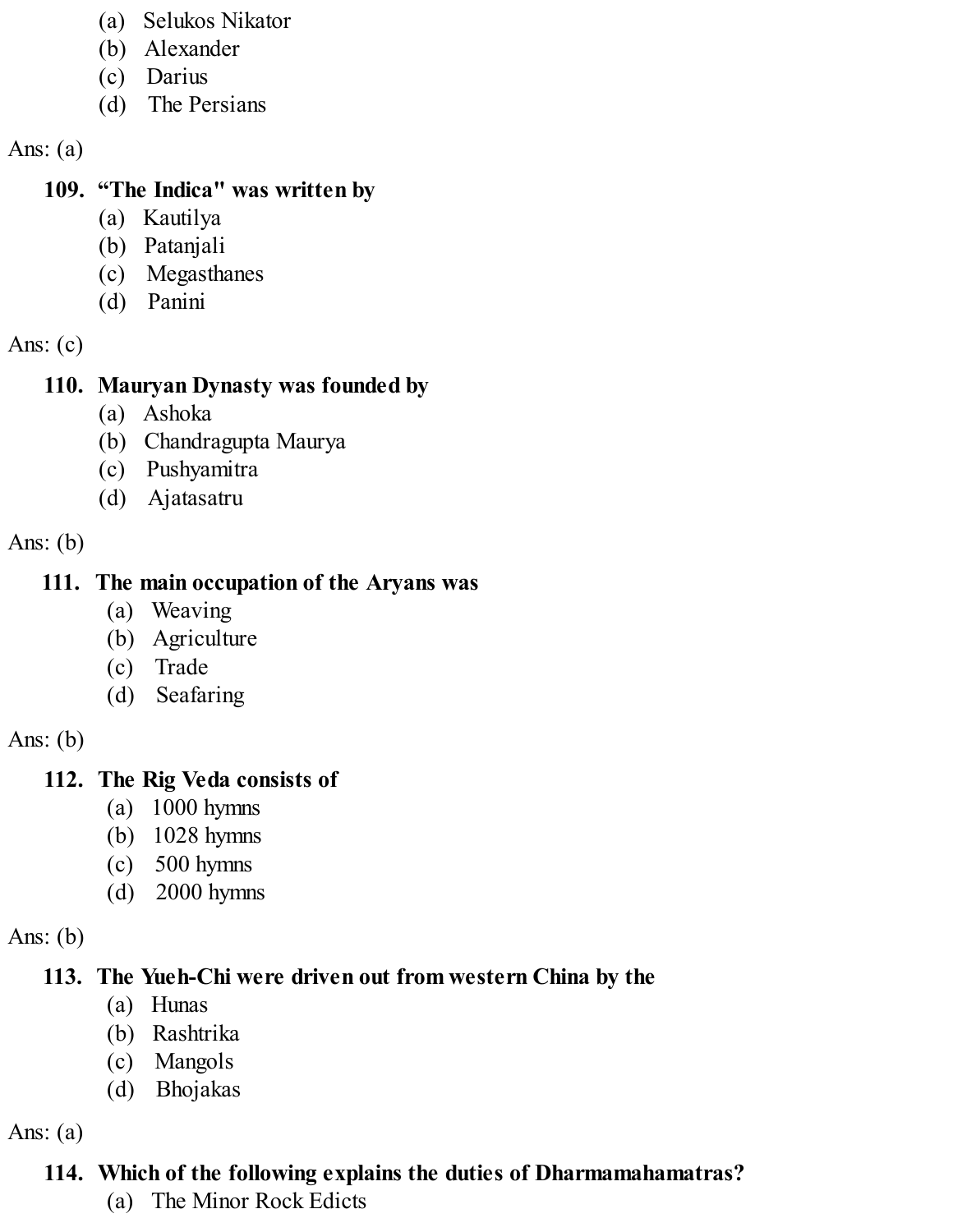(a) Selukos Nikator
(b) Alexander
(c) Darius
(d) The Persians

Ans: (a)

**109. "The Indica" was written by**

(a) Kautilya
(b) Patanjali
(c) Megasthanes
(d) Panini

Ans: (c)

**110. Mauryan Dynasty was founded by**

(a) Ashoka
(b) Chandragupta Maurya
(c) Pushyamitra
(d) Ajatasatru

Ans: (b)

**111. The main occupation of the Aryans was**

(a) Weaving
(b) Agriculture
(c) Trade
(d) Seafaring

Ans: (b)

**112. The Rig Veda consists of**

(a) 1000 hymns
(b) 1028 hymns
(c) 500 hymns
(d) 2000 hymns

Ans: (b)

**113. The Yueh-Chi were driven out from western China by the**

(a) Hunas
(b) Rashtrika
(c) Mangols
(d) Bhojakas

Ans: (a)

**114. Which of the following explains the duties of Dharmamahamatras?**

(a) The Minor Rock Edicts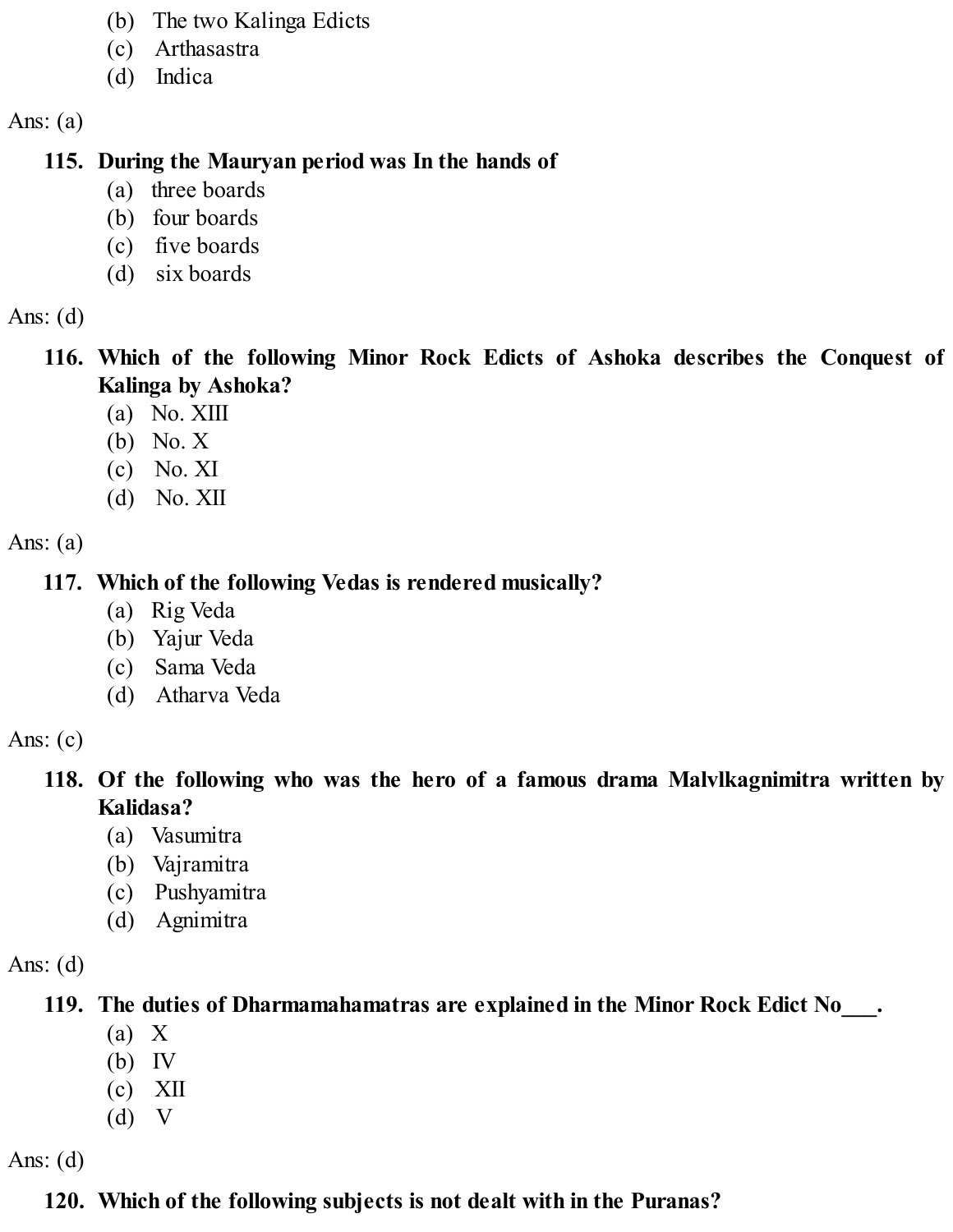(b) The two Kalinga Edicts
(c) Arthasastra
(d) Indica

Ans: (a)

**115. During the Mauryan period was In the hands of**

(a) three boards
(b) four boards
(c) five boards
(d) six boards

Ans: (d)

**116. Which of the following Minor Rock Edicts of Ashoka describes the Conquest of Kalinga by Ashoka?**

(a) No. XIII
(b) No. X
(c) No. XI
(d) No. XII

Ans: (a)

**117. Which of the following Vedas is rendered musically?**

(a) Rig Veda
(b) Yajur Veda
(c) Sama Veda
(d) Atharva Veda

Ans: (c)

**118. Of the following who was the hero of a famous drama Malvlkagnimitra written by Kalidasa?**

(a) Vasumitra
(b) Vajramitra
(c) Pushyamitra
(d) Agnimitra

Ans: (d)

**119. The duties of Dharmamahamatras are explained in the Minor Rock Edict No___.**

(a) X
(b) IV
(c) XII
(d) V

Ans: (d)

**120. Which of the following subjects is not dealt with in the Puranas?**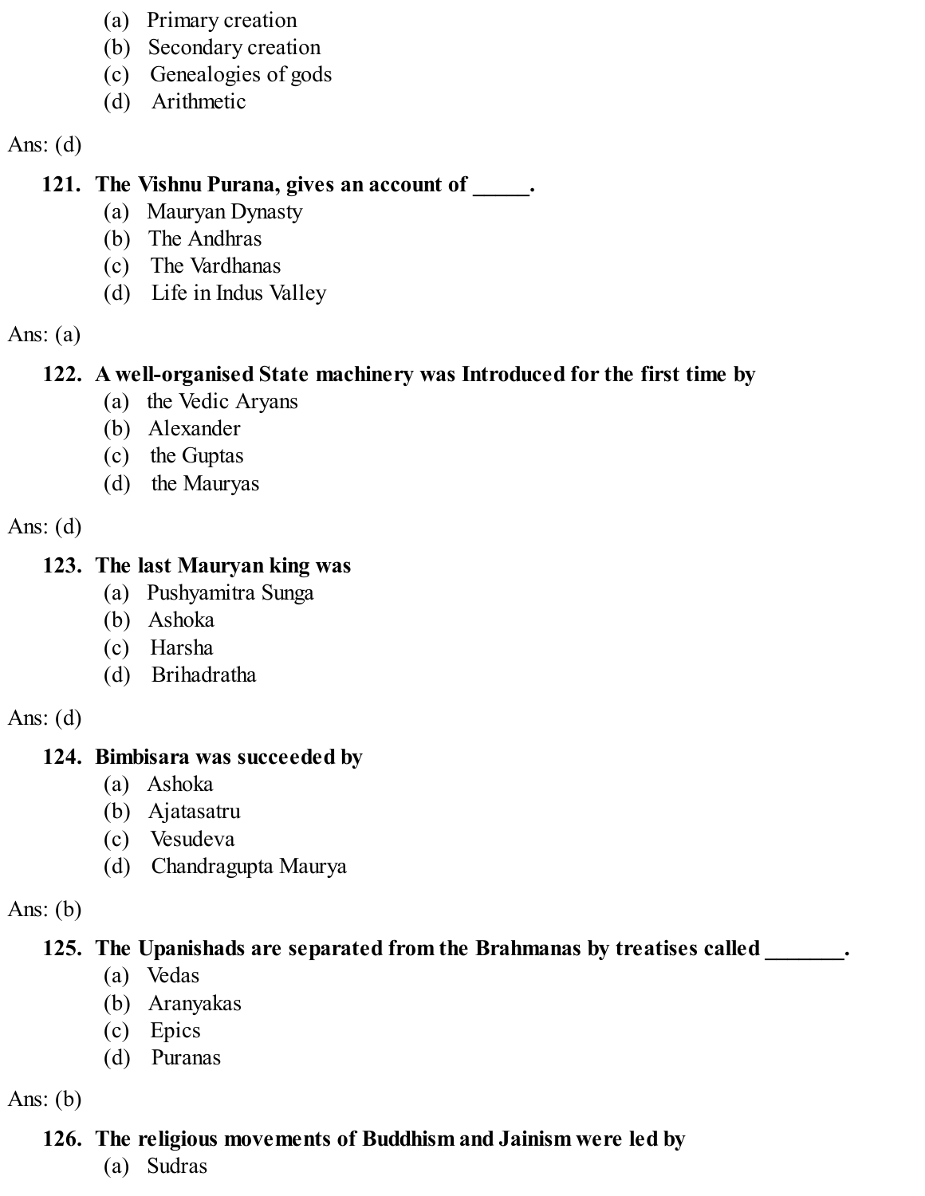(a) Primary creation
(b) Secondary creation
(c) Genealogies of gods
(d) Arithmetic

Ans: (d)

**121. The Vishnu Purana, gives an account of _____.**

(a) Mauryan Dynasty
(b) The Andhras
(c) The Vardhanas
(d) Life in Indus Valley

Ans: (a)

**122. A well-organised State machinery was Introduced for the first time by**

(a) the Vedic Aryans
(b) Alexander
(c) the Guptas
(d) the Mauryas

Ans: (d)

**123. The last Mauryan king was**

(a) Pushyamitra Sunga
(b) Ashoka
(c) Harsha
(d) Brihadratha

Ans: (d)

**124. Bimbisara was succeeded by**

(a) Ashoka
(b) Ajatasatru
(c) Vesudeva
(d) Chandragupta Maurya

Ans: (b)

**125. The Upanishads are separated from the Brahmanas by treatises called _______.**

(a) Vedas
(b) Aranyakas
(c) Epics
(d) Puranas

Ans: (b)

**126. The religious movements of Buddhism and Jainism were led by**

(a) Sudras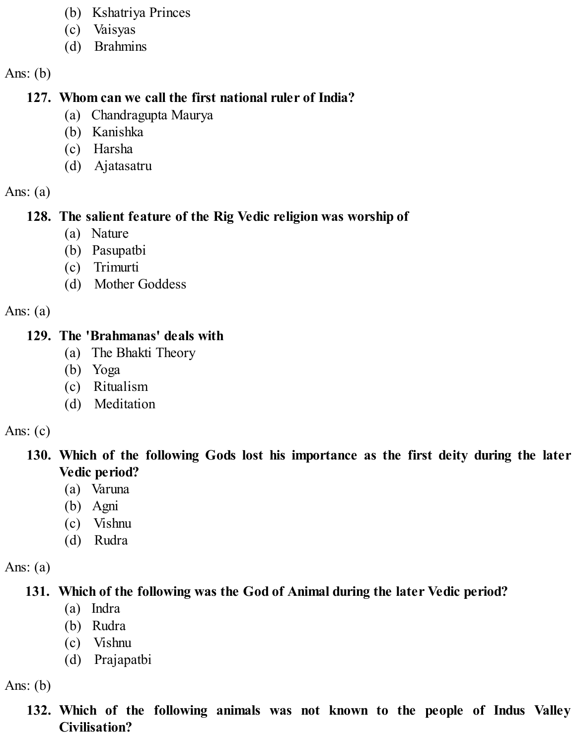(b) Kshatriya Princes
(c) Vaisyas
(d) Brahmins

Ans: (b)

**127. Whom can we call the first national ruler of India?**
(a) Chandragupta Maurya
(b) Kanishka
(c) Harsha
(d) Ajatasatru

Ans: (a)

**128. The salient feature of the Rig Vedic religion was worship of**
(a) Nature
(b) Pasupatbi
(c) Trimurti
(d) Mother Goddess

Ans: (a)

**129. The 'Brahmanas' deals with**
(a) The Bhakti Theory
(b) Yoga
(c) Ritualism
(d) Meditation

Ans: (c)

**130. Which of the following Gods lost his importance as the first deity during the later Vedic period?**
(a) Varuna
(b) Agni
(c) Vishnu
(d) Rudra

Ans: (a)

**131. Which of the following was the God of Animal during the later Vedic period?**
(a) Indra
(b) Rudra
(c) Vishnu
(d) Prajapatbi

Ans: (b)

**132. Which of the following animals was not known to the people of Indus Valley Civilisation?**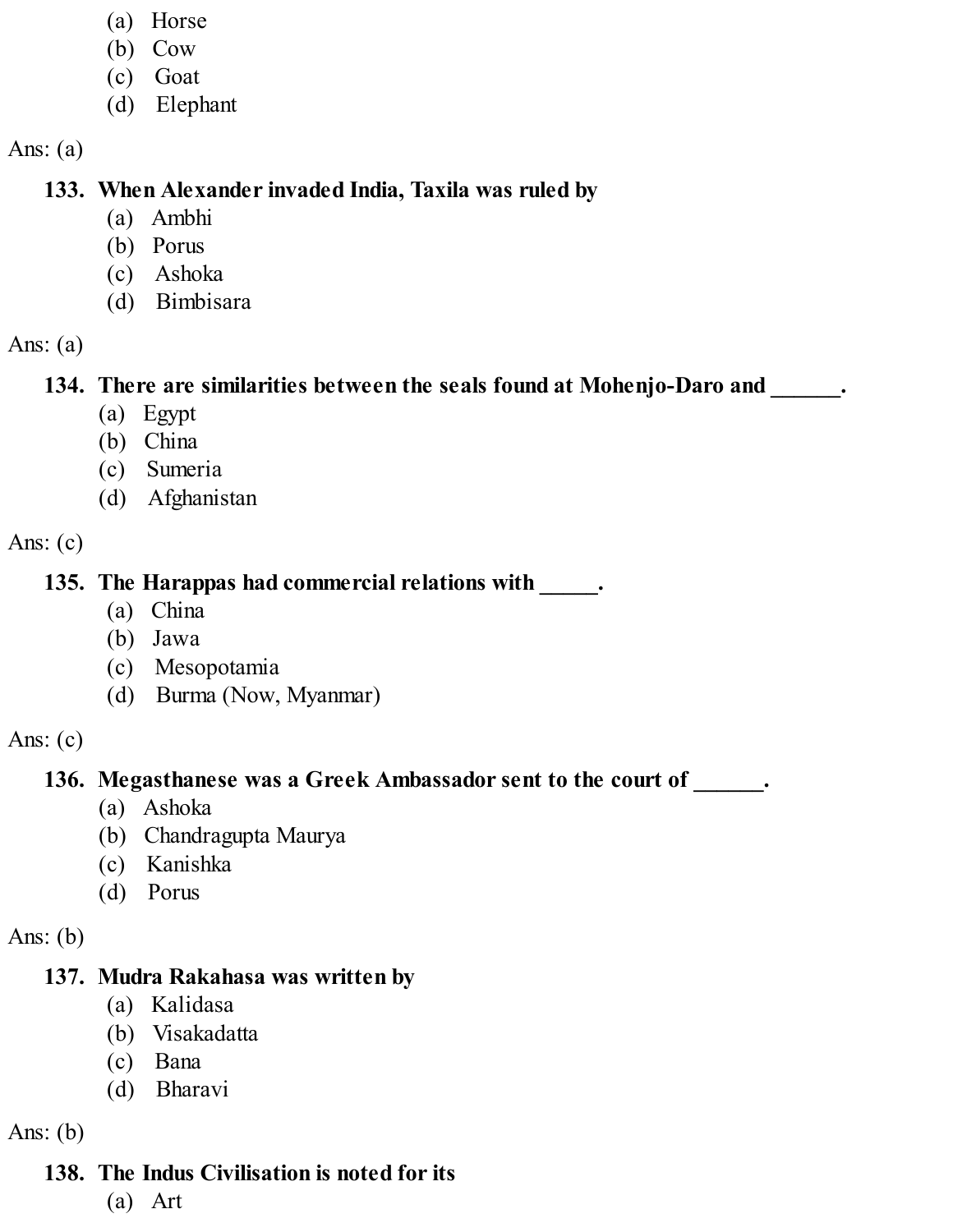(a) Horse
(b) Cow
(c) Goat
(d) Elephant

Ans: (a)

**133. When Alexander invaded India, Taxila was ruled by**

(a) Ambhi
(b) Porus
(c) Ashoka
(d) Bimbisara

Ans: (a)

**134. There are similarities between the seals found at Mohenjo-Daro and ______.**

(a) Egypt
(b) China
(c) Sumeria
(d) Afghanistan

Ans: (c)

**135. The Harappas had commercial relations with _____.**

(a) China
(b) Jawa
(c) Mesopotamia
(d) Burma (Now, Myanmar)

Ans: (c)

**136. Megasthanese was a Greek Ambassador sent to the court of ______.**

(a) Ashoka
(b) Chandragupta Maurya
(c) Kanishka
(d) Porus

Ans: (b)

**137. Mudra Rakahasa was written by**

(a) Kalidasa
(b) Visakadatta
(c) Bana
(d) Bharavi

Ans: (b)

**138. The Indus Civilisation is noted for its**

(a) Art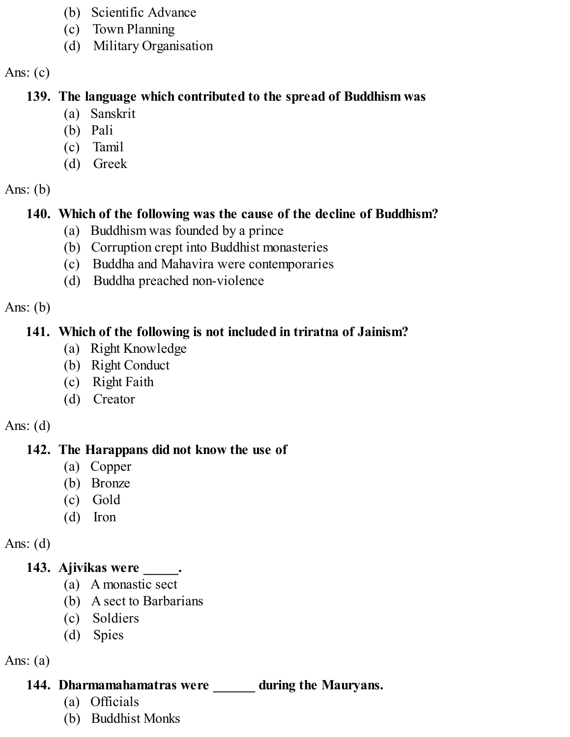(b) Scientific Advance
(c) Town Planning
(d) Military Organisation

Ans: (c)

**139. The language which contributed to the spread of Buddhism was**
(a) Sanskrit
(b) Pali
(c) Tamil
(d) Greek

Ans: (b)

**140. Which of the following was the cause of the decline of Buddhism?**
(a) Buddhism was founded by a prince
(b) Corruption crept into Buddhist monasteries
(c) Buddha and Mahavira were contemporaries
(d) Buddha preached non-violence

Ans: (b)

**141. Which of the following is not included in triratna of Jainism?**
(a) Right Knowledge
(b) Right Conduct
(c) Right Faith
(d) Creator

Ans: (d)

**142. The Harappans did not know the use of**
(a) Copper
(b) Bronze
(c) Gold
(d) Iron

Ans: (d)

**143. Ajivikas were _____.**
(a) A monastic sect
(b) A sect to Barbarians
(c) Soldiers
(d) Spies

Ans: (a)

**144. Dharmamahamatras were ______ during the Mauryans.**
(a) Officials
(b) Buddhist Monks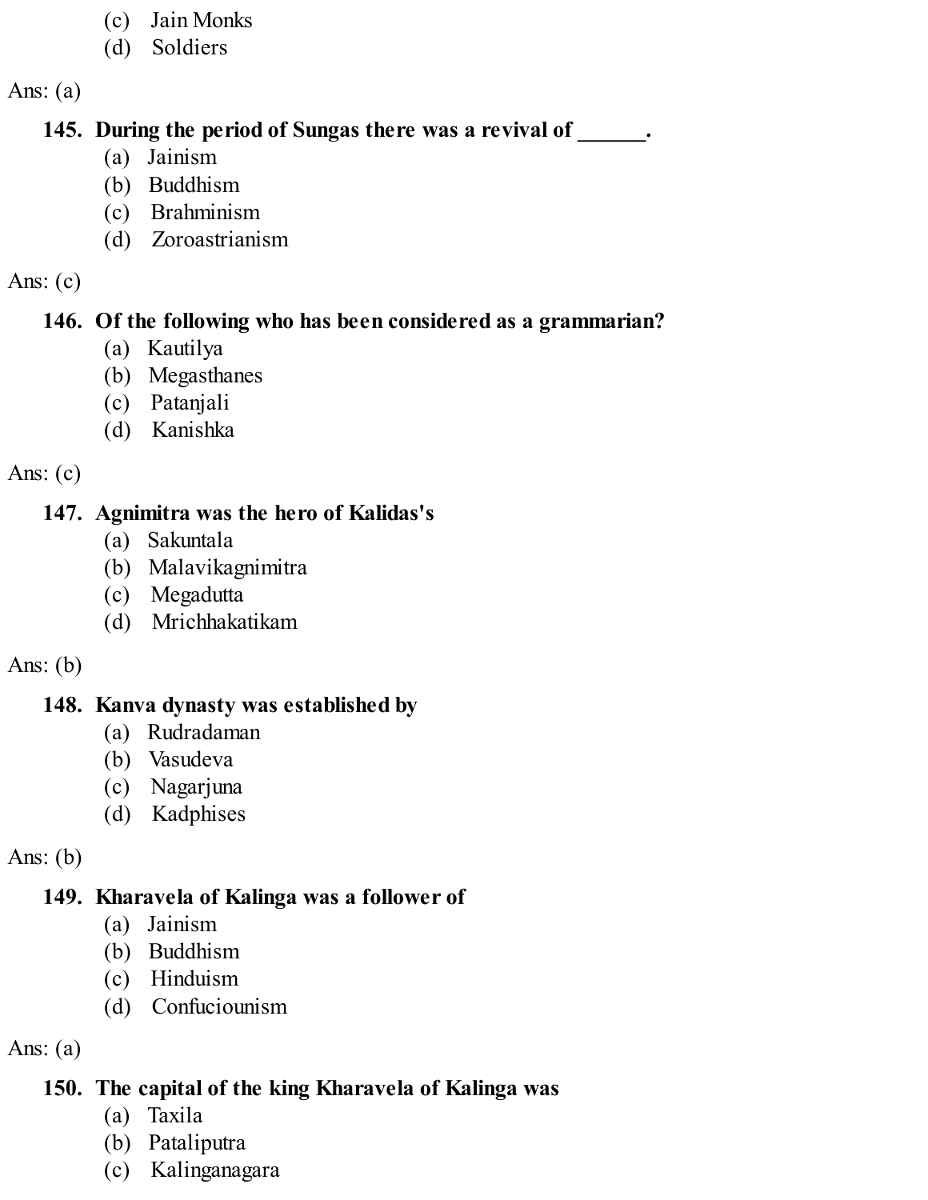(c) Jain Monks
(d) Soldiers

Ans: (a)

**145. During the period of Sungas there was a revival of ______.**

(a) Jainism
(b) Buddhism
(c) Brahminism
(d) Zoroastrianism

Ans: (c)

**146. Of the following who has been considered as a grammarian?**

(a) Kautilya
(b) Megasthanes
(c) Patanjali
(d) Kanishka

Ans: (c)

**147. Agnimitra was the hero of Kalidas's**

(a) Sakuntala
(b) Malavikagnimitra
(c) Megadutta
(d) Mrichhakatikam

Ans: (b)

**148. Kanva dynasty was established by**

(a) Rudradaman
(b) Vasudeva
(c) Nagarjuna
(d) Kadphises

Ans: (b)

**149. Kharavela of Kalinga was a follower of**

(a) Jainism
(b) Buddhism
(c) Hinduism
(d) Confuciounism

Ans: (a)

**150. The capital of the king Kharavela of Kalinga was**

(a) Taxila
(b) Pataliputra
(c) Kalinganagara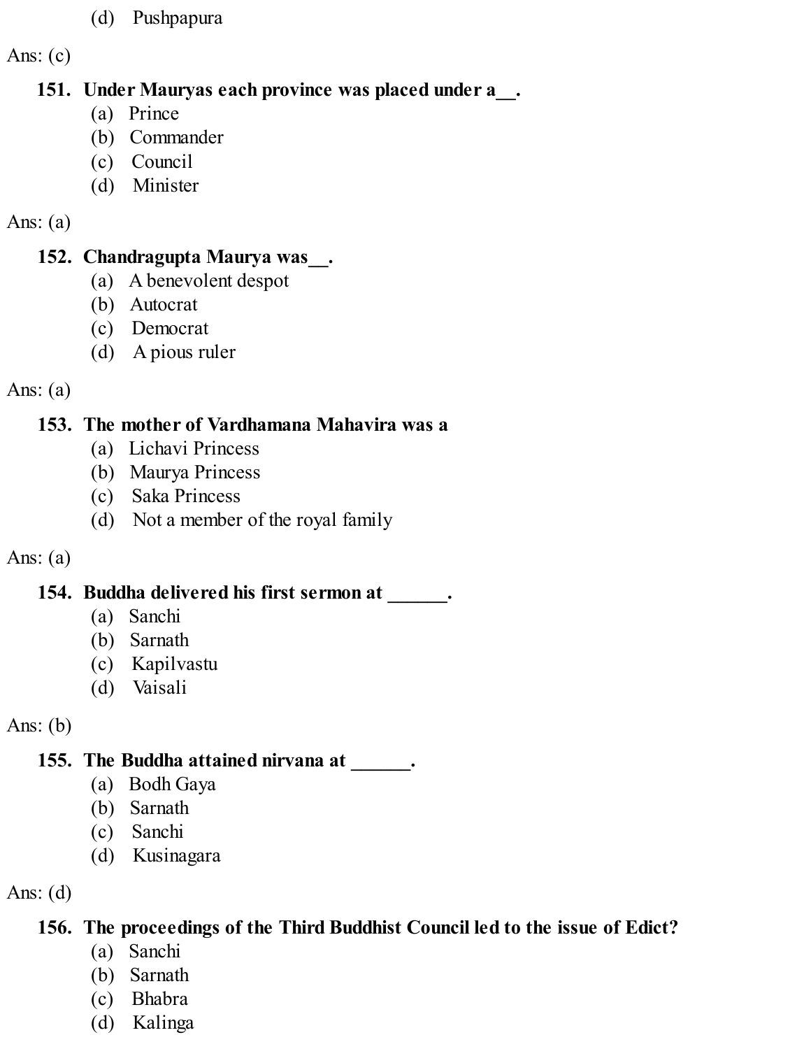(d) Pushpapura

Ans: (c)

**151. Under Mauryas each province was placed under a__.**

(a) Prince
(b) Commander
(c) Council
(d) Minister

Ans: (a)

**152. Chandragupta Maurya was__.**

(a) A benevolent despot
(b) Autocrat
(c) Democrat
(d) A pious ruler

Ans: (a)

**153. The mother of Vardhamana Mahavira was a**

(a) Lichavi Princess
(b) Maurya Princess
(c) Saka Princess
(d) Not a member of the royal family

Ans: (a)

**154. Buddha delivered his first sermon at ______.**

(a) Sanchi
(b) Sarnath
(c) Kapilvastu
(d) Vaisali

Ans: (b)

**155. The Buddha attained nirvana at ______.**

(a) Bodh Gaya
(b) Sarnath
(c) Sanchi
(d) Kusinagara

Ans: (d)

**156. The proceedings of the Third Buddhist Council led to the issue of Edict?**

(a) Sanchi
(b) Sarnath
(c) Bhabra
(d) Kalinga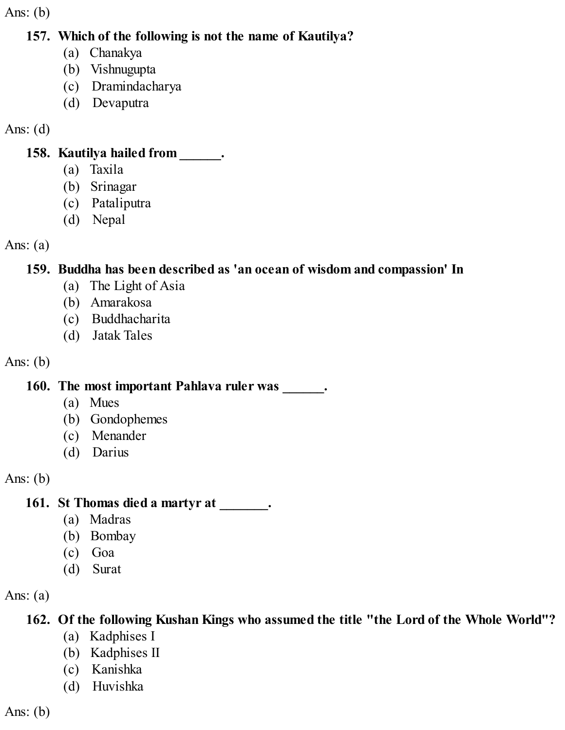Ans: (b)

**157. Which of the following is not the name of Kautilya?**

(a) Chanakya
(b) Vishnugupta
(c) Dramindacharya
(d) Devaputra

Ans: (d)

**158. Kautilya hailed from ______.**

(a) Taxila
(b) Srinagar
(c) Pataliputra
(d) Nepal

Ans: (a)

**159. Buddha has been described as 'an ocean of wisdom and compassion' In**

(a) The Light of Asia
(b) Amarakosa
(c) Buddhacharita
(d) Jatak Tales

Ans: (b)

**160. The most important Pahlava ruler was ______.**

(a) Mues
(b) Gondophemes
(c) Menander
(d) Darius

Ans: (b)

**161. St Thomas died a martyr at _______.**

(a) Madras
(b) Bombay
(c) Goa
(d) Surat

Ans: (a)

**162. Of the following Kushan Kings who assumed the title "the Lord of the Whole World"?**

(a) Kadphises I
(b) Kadphises II
(c) Kanishka
(d) Huvishka

Ans: (b)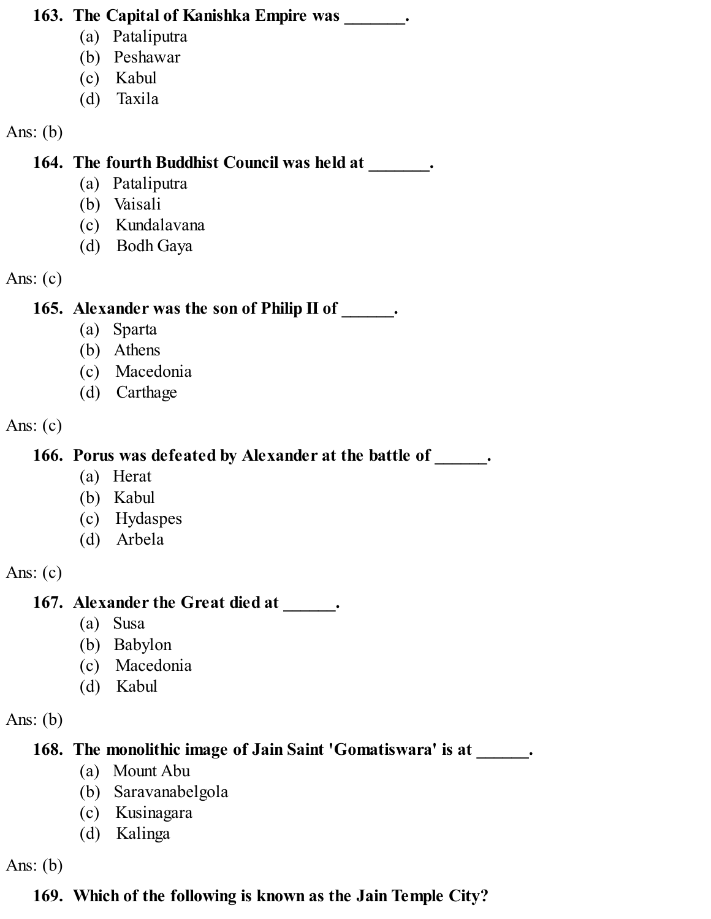**163. The Capital of Kanishka Empire was _______.**

(a) Pataliputra
(b) Peshawar
(c) Kabul
(d) Taxila

Ans: (b)

**164. The fourth Buddhist Council was held at _______.**

(a) Pataliputra
(b) Vaisali
(c) Kundalavana
(d) Bodh Gaya

Ans: (c)

**165. Alexander was the son of Philip II of ______.**

(a) Sparta
(b) Athens
(c) Macedonia
(d) Carthage

Ans: (c)

**166. Porus was defeated by Alexander at the battle of ______.**

(a) Herat
(b) Kabul
(c) Hydaspes
(d) Arbela

Ans: (c)

**167. Alexander the Great died at ______.**

(a) Susa
(b) Babylon
(c) Macedonia
(d) Kabul

Ans: (b)

**168. The monolithic image of Jain Saint 'Gomatiswara' is at ______.**

(a) Mount Abu
(b) Saravanabelgola
(c) Kusinagara
(d) Kalinga

Ans: (b)

**169. Which of the following is known as the Jain Temple City?**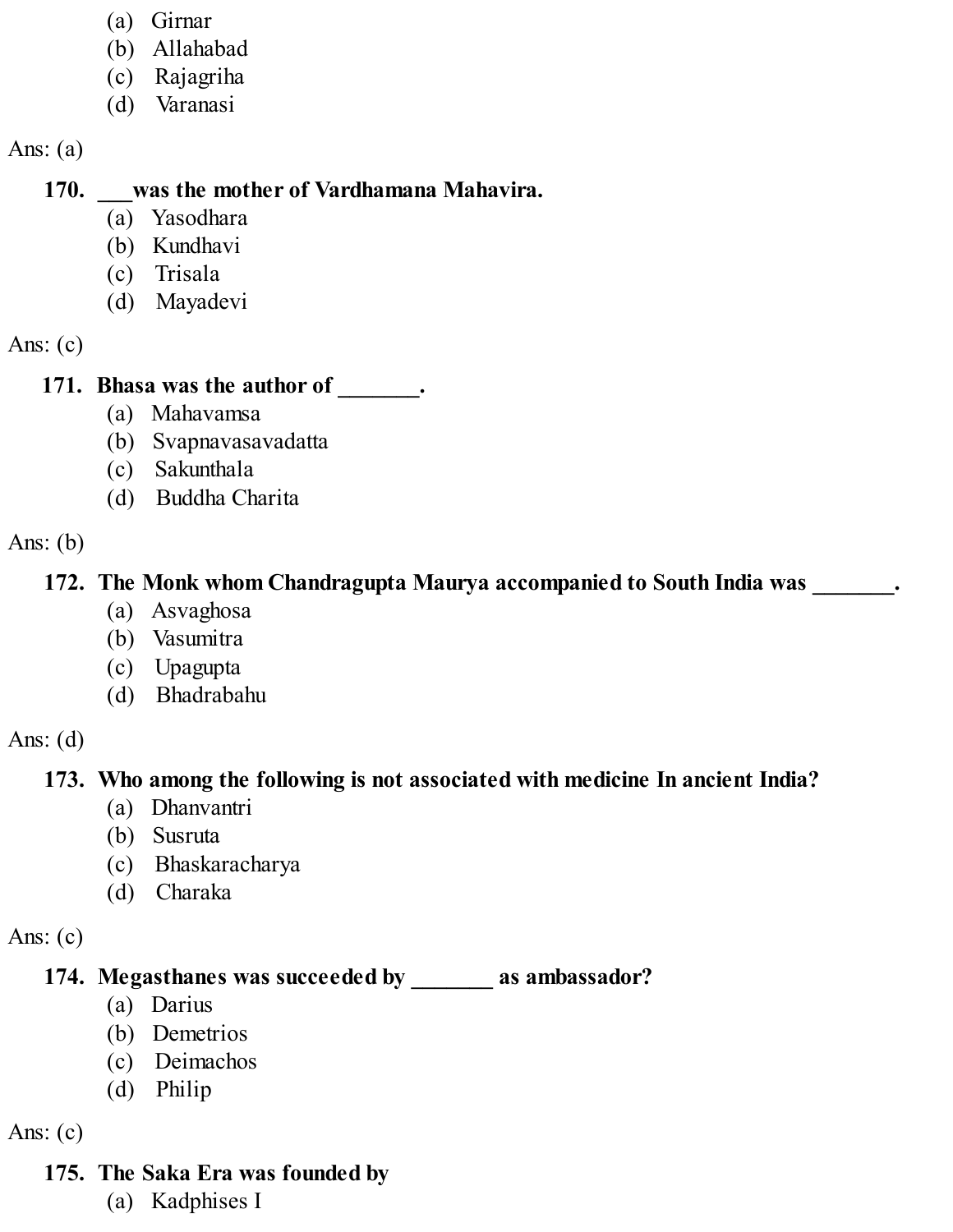(a) Girnar
(b) Allahabad
(c) Rajagriha
(d) Varanasi

Ans: (a)

**170. ___was the mother of Vardhamana Mahavira.**
(a) Yasodhara
(b) Kundhavi
(c) Trisala
(d) Mayadevi

Ans: (c)

**171. Bhasa was the author of _______.**
(a) Mahavamsa
(b) Svapnavasavadatta
(c) Sakunthala
(d) Buddha Charita

Ans: (b)

**172. The Monk whom Chandragupta Maurya accompanied to South India was _______.**
(a) Asvaghosa
(b) Vasumitra
(c) Upagupta
(d) Bhadrabahu

Ans: (d)

**173. Who among the following is not associated with medicine In ancient India?**
(a) Dhanvantri
(b) Susruta
(c) Bhaskaracharya
(d) Charaka

Ans: (c)

**174. Megasthanes was succeeded by _______ as ambassador?**
(a) Darius
(b) Demetrios
(c) Deimachos
(d) Philip

Ans: (c)

**175. The Saka Era was founded by**
(a) Kadphises I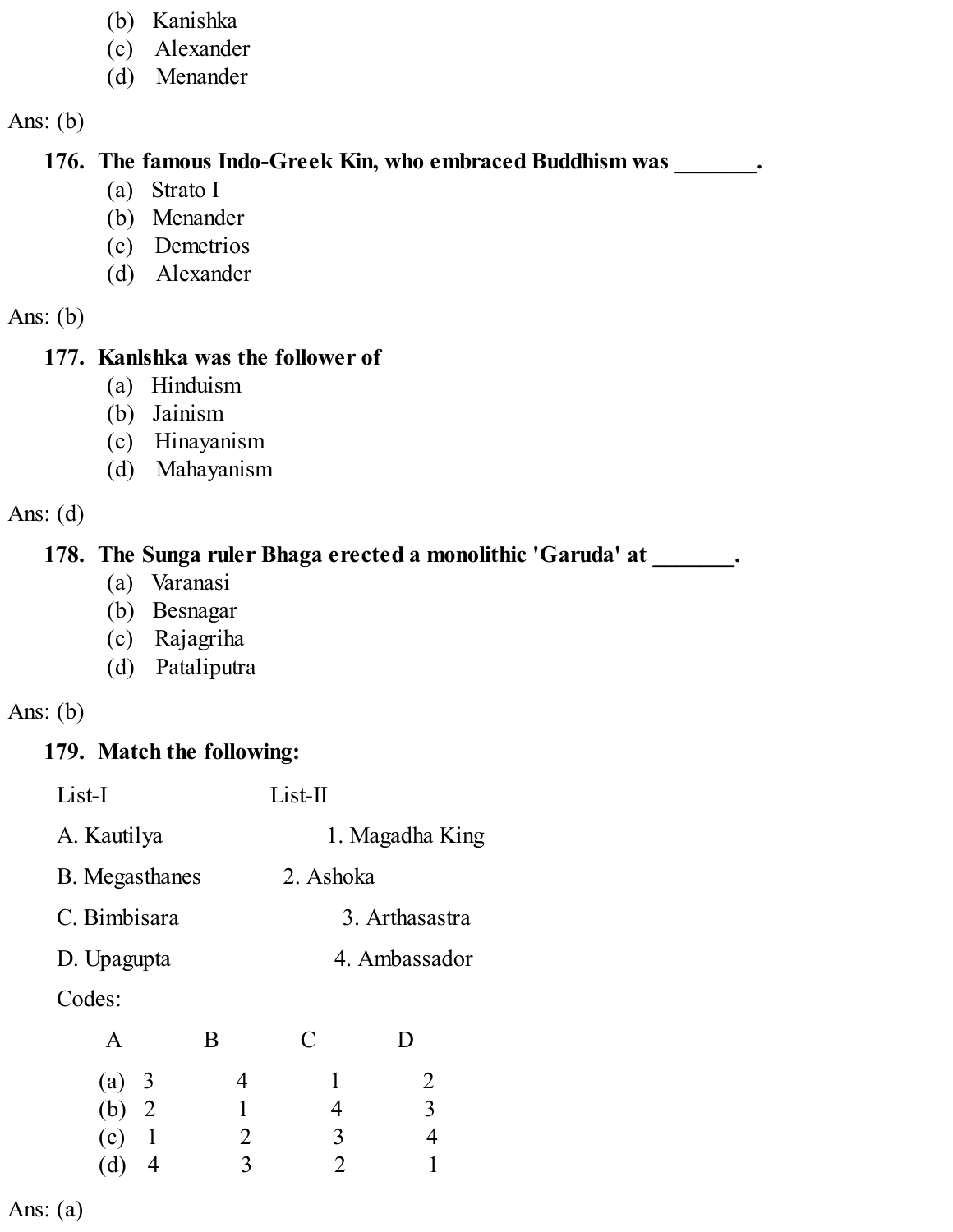(b) Kanishka
(c) Alexander
(d) Menander

Ans: (b)

**176. The famous Indo-Greek Kin, who embraced Buddhism was _______.**

(a) Strato I
(b) Menander
(c) Demetrios
(d) Alexander

Ans: (b)

**177. Kanlshka was the follower of**

(a) Hinduism
(b) Jainism
(c) Hinayanism
(d) Mahayanism

Ans: (d)

**178. The Sunga ruler Bhaga erected a monolithic 'Garuda' at _______.**

(a) Varanasi
(b) Besnagar
(c) Rajagriha
(d) Pataliputra

Ans: (b)

**179. Match the following:**

| List-I | List-II |
|---|---|
| A. Kautilya | 1. Magadha King |
| B. Megasthanes | 2. Ashoka |
| C. Bimbisara | 3. Arthasastra |
| D. Upagupta | 4. Ambassador |

Codes:

| | A | B | C | D |
|---|---|---|---|---|
| (a) | 3 | 4 | 1 | 2 |
| (b) | 2 | 1 | 4 | 3 |
| (c) | 1 | 2 | 3 | 4 |
| (d) | 4 | 3 | 2 | 1 |

Ans: (a)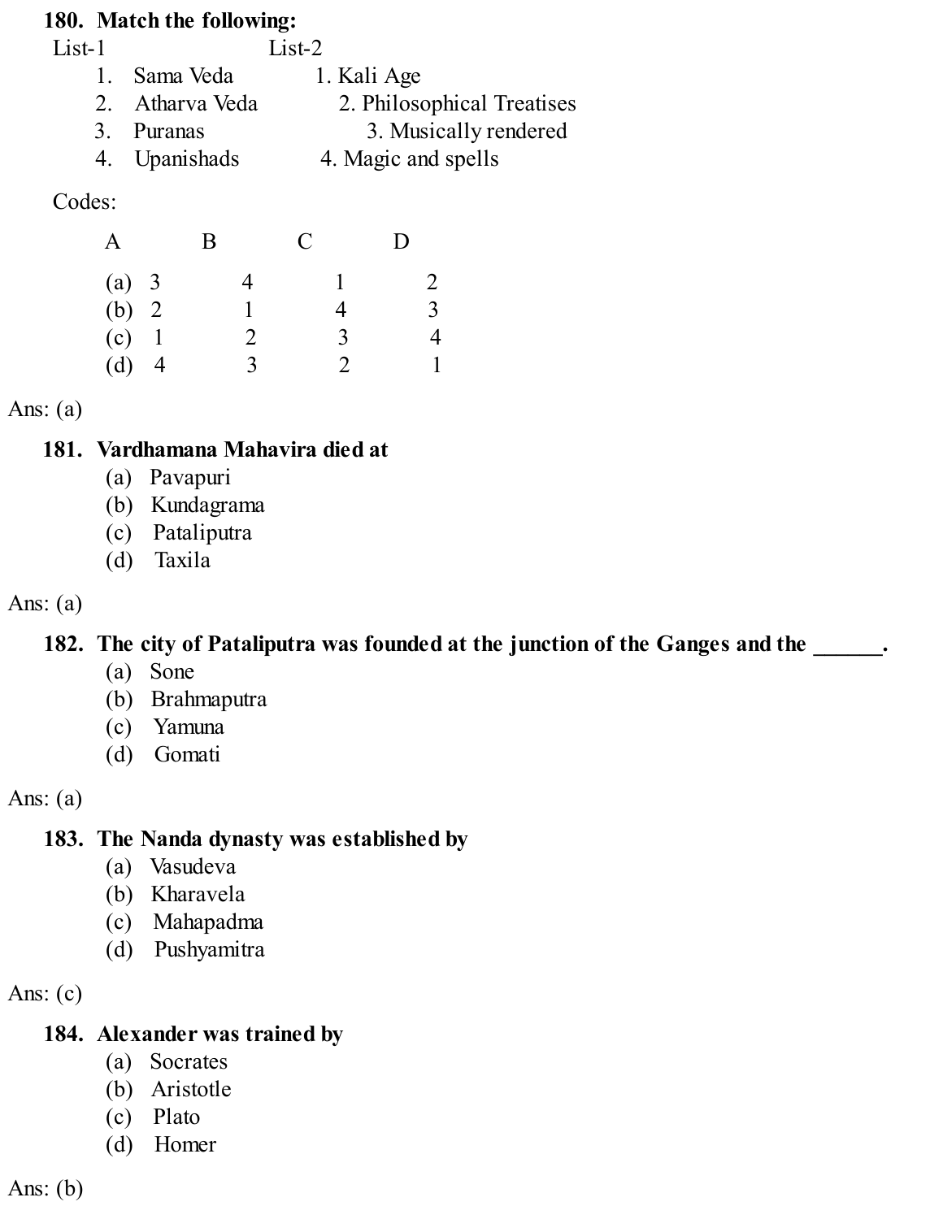**180. Match the following:**

| List-1 | List-2 |
| --- | --- |
| 1. Sama Veda | 1. Kali Age |
| 2. Atharva Veda | 2. Philosophical Treatises |
| 3. Puranas | 3. Musically rendered |
| 4. Upanishads | 4. Magic and spells |

Codes:

| | A | B | C | D |
| --- | --- | --- | --- | --- |
| (a) | 3 | 4 | 1 | 2 |
| (b) | 2 | 1 | 4 | 3 |
| (c) | 1 | 2 | 3 | 4 |
| (d) | 4 | 3 | 2 | 1 |

Ans: (a)

**181. Vardhamana Mahavira died at**

(a) Pavapuri
(b) Kundagrama
(c) Pataliputra
(d) Taxila

Ans: (a)

**182. The city of Pataliputra was founded at the junction of the Ganges and the ______.**

(a) Sone
(b) Brahmaputra
(c) Yamuna
(d) Gomati

Ans: (a)

**183. The Nanda dynasty was established by**

(a) Vasudeva
(b) Kharavela
(c) Mahapadma
(d) Pushyamitra

Ans: (c)

**184. Alexander was trained by**

(a) Socrates
(b) Aristotle
(c) Plato
(d) Homer

Ans: (b)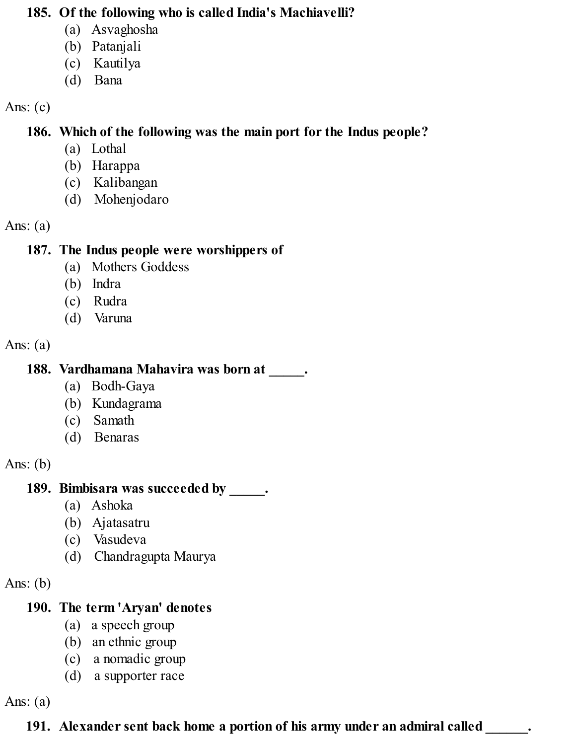**185. Of the following who is called India's Machiavelli?**

(a) Asvaghosha
(b) Patanjali
(c) Kautilya
(d) Bana

Ans: (c)

**186. Which of the following was the main port for the Indus people?**

(a) Lothal
(b) Harappa
(c) Kalibangan
(d) Mohenjodaro

Ans: (a)

**187. The Indus people were worshippers of**

(a) Mothers Goddess
(b) Indra
(c) Rudra
(d) Varuna

Ans: (a)

**188. Vardhamana Mahavira was born at _____.**

(a) Bodh-Gaya
(b) Kundagrama
(c) Samath
(d) Benaras

Ans: (b)

**189. Bimbisara was succeeded by _____.**

(a) Ashoka
(b) Ajatasatru
(c) Vasudeva
(d) Chandragupta Maurya

Ans: (b)

**190. The term 'Aryan' denotes**

(a) a speech group
(b) an ethnic group
(c) a nomadic group
(d) a supporter race

Ans: (a)

**191. Alexander sent back home a portion of his army under an admiral called ______.**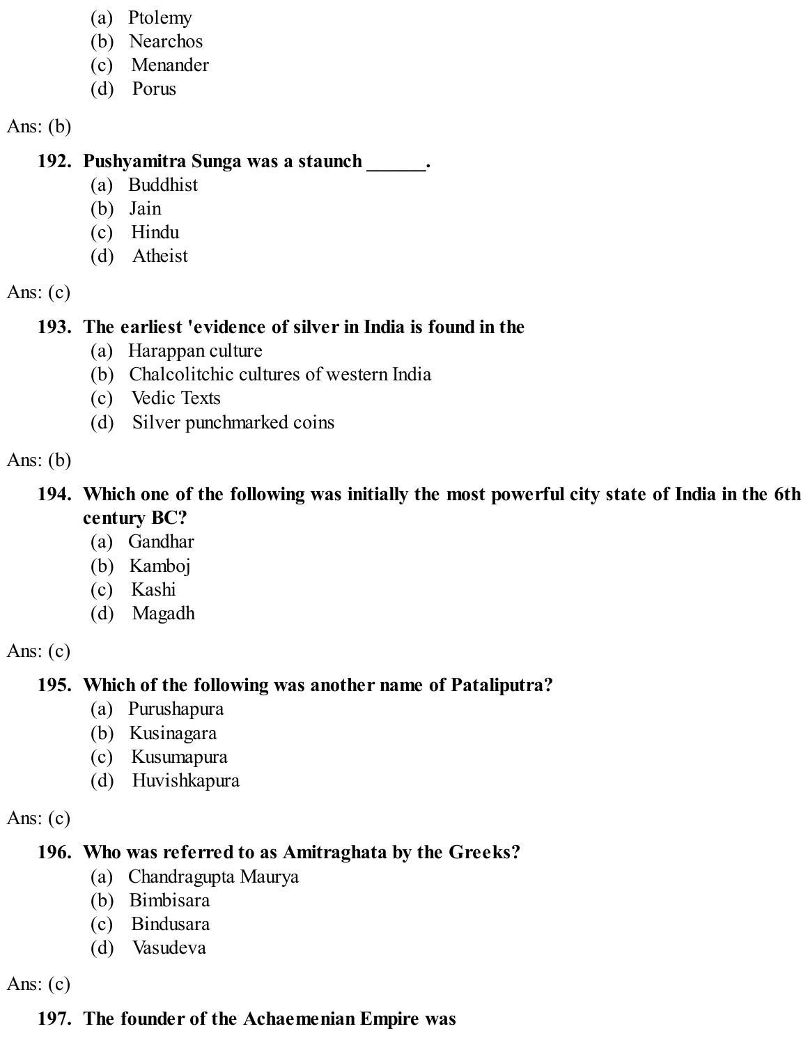(a) Ptolemy
(b) Nearchos
(c) Menander
(d) Porus

Ans: (b)

**192. Pushyamitra Sunga was a staunch ______.**

(a) Buddhist
(b) Jain
(c) Hindu
(d) Atheist

Ans: (c)

**193. The earliest 'evidence of silver in India is found in the**

(a) Harappan culture
(b) Chalcolitchic cultures of western India
(c) Vedic Texts
(d) Silver punchmarked coins

Ans: (b)

**194. Which one of the following was initially the most powerful city state of India in the 6th century BC?**

(a) Gandhar
(b) Kamboj
(c) Kashi
(d) Magadh

Ans: (c)

**195. Which of the following was another name of Pataliputra?**

(a) Purushapura
(b) Kusinagara
(c) Kusumapura
(d) Huvishkapura

Ans: (c)

**196. Who was referred to as Amitraghata by the Greeks?**

(a) Chandragupta Maurya
(b) Bimbisara
(c) Bindusara
(d) Vasudeva

Ans: (c)

**197. The founder of the Achaemenian Empire was**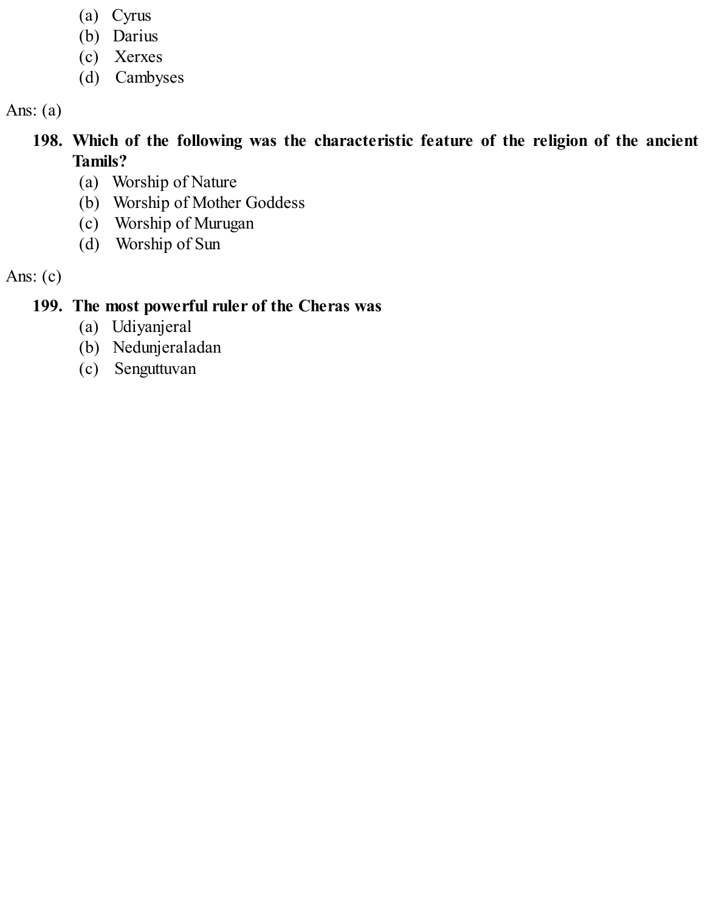(a) Cyrus
(b) Darius
(c) Xerxes
(d) Cambyses

Ans: (a)

**198. Which of the following was the characteristic feature of the religion of the ancient Tamils?**

(a) Worship of Nature
(b) Worship of Mother Goddess
(c) Worship of Murugan
(d) Worship of Sun

Ans: (c)

**199. The most powerful ruler of the Cheras was**

(a) Udiyanjeral
(b) Nedunjeraladan
(c) Senguttuvan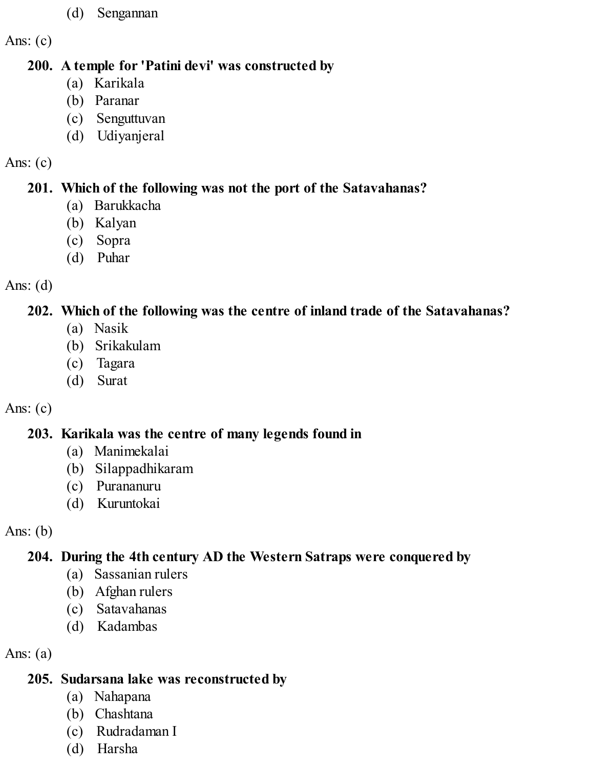(d) Sengannan

Ans: (c)

**200. A temple for 'Patini devi' was constructed by**

(a) Karikala
(b) Paranar
(c) Senguttuvan
(d) Udiyanjeral

Ans: (c)

**201. Which of the following was not the port of the Satavahanas?**

(a) Barukkacha
(b) Kalyan
(c) Sopra
(d) Puhar

Ans: (d)

**202. Which of the following was the centre of inland trade of the Satavahanas?**

(a) Nasik
(b) Srikakulam
(c) Tagara
(d) Surat

Ans: (c)

**203. Karikala was the centre of many legends found in**

(a) Manimekalai
(b) Silappadhikaram
(c) Purananuru
(d) Kuruntokai

Ans: (b)

**204. During the 4th century AD the Western Satraps were conquered by**

(a) Sassanian rulers
(b) Afghan rulers
(c) Satavahanas
(d) Kadambas

Ans: (a)

**205. Sudarsana lake was reconstructed by**

(a) Nahapana
(b) Chashtana
(c) Rudradaman I
(d) Harsha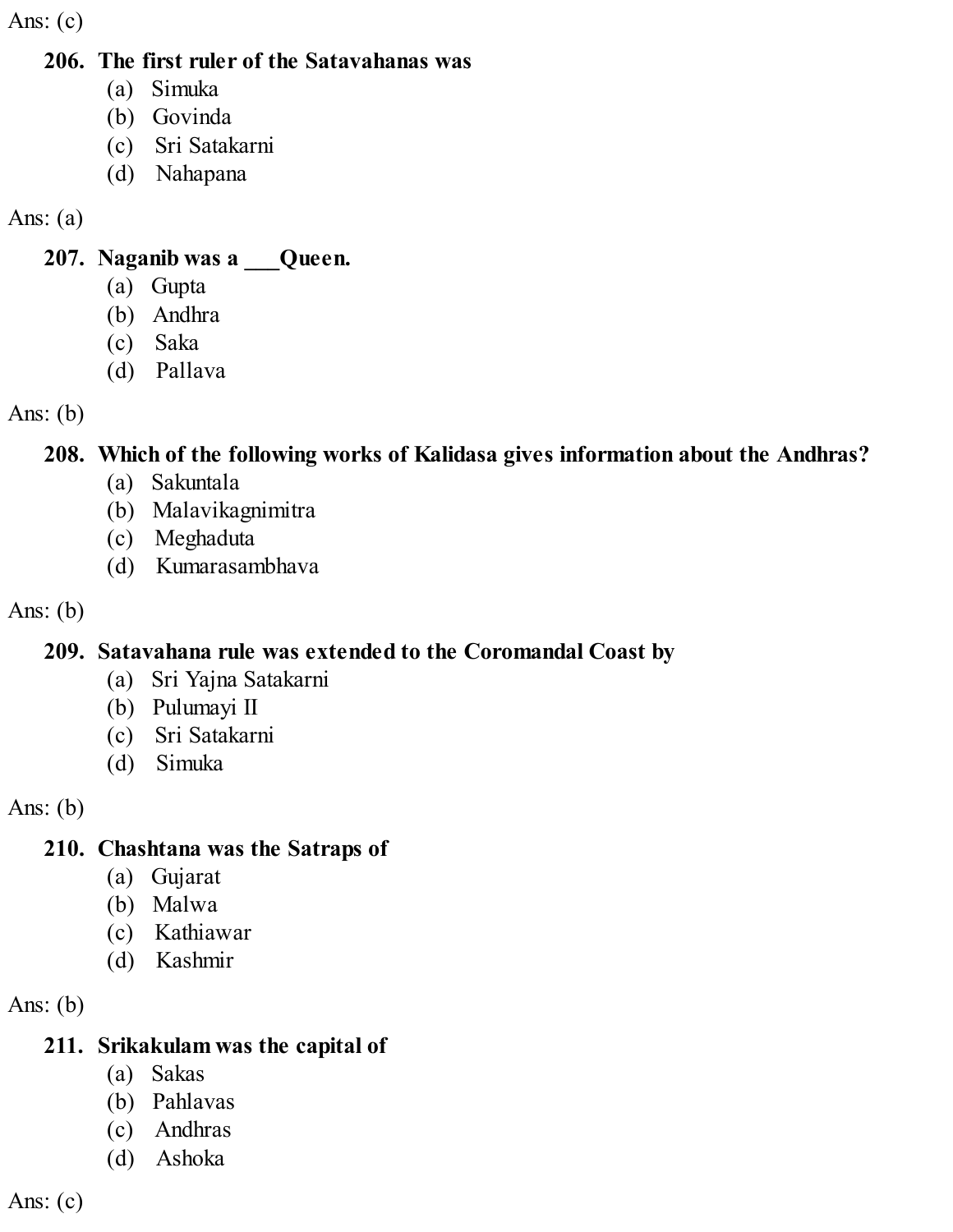Ans: (c)

**206. The first ruler of the Satavahanas was**

(a) Simuka
(b) Govinda
(c) Sri Satakarni
(d) Nahapana

Ans: (a)

**207. Naganib was a ___Queen.**

(a) Gupta
(b) Andhra
(c) Saka
(d) Pallava

Ans: (b)

**208. Which of the following works of Kalidasa gives information about the Andhras?**

(a) Sakuntala
(b) Malavikagnimitra
(c) Meghaduta
(d) Kumarasambhava

Ans: (b)

**209. Satavahana rule was extended to the Coromandal Coast by**

(a) Sri Yajna Satakarni
(b) Pulumayi II
(c) Sri Satakarni
(d) Simuka

Ans: (b)

**210. Chashtana was the Satraps of**

(a) Gujarat
(b) Malwa
(c) Kathiawar
(d) Kashmir

Ans: (b)

**211. Srikakulam was the capital of**

(a) Sakas
(b) Pahlavas
(c) Andhras
(d) Ashoka

Ans: (c)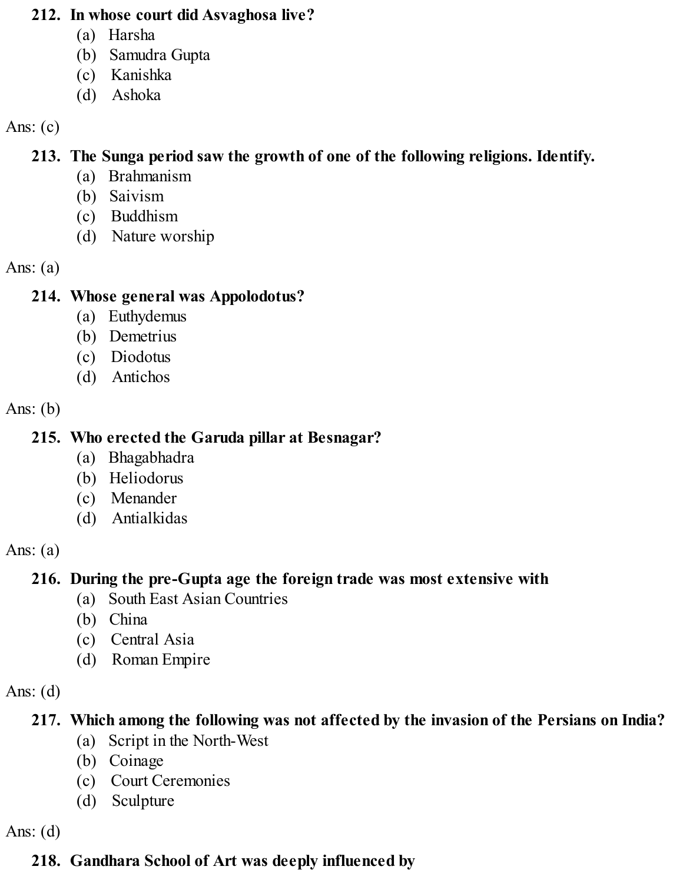**212. In whose court did Asvaghosa live?**

(a) Harsha
(b) Samudra Gupta
(c) Kanishka
(d) Ashoka

Ans: (c)

**213. The Sunga period saw the growth of one of the following religions. Identify.**

(a) Brahmanism
(b) Saivism
(c) Buddhism
(d) Nature worship

Ans: (a)

**214. Whose general was Appolodotus?**

(a) Euthydemus
(b) Demetrius
(c) Diodotus
(d) Antichos

Ans: (b)

**215. Who erected the Garuda pillar at Besnagar?**

(a) Bhagabhadra
(b) Heliodorus
(c) Menander
(d) Antialkidas

Ans: (a)

**216. During the pre-Gupta age the foreign trade was most extensive with**

(a) South East Asian Countries
(b) China
(c) Central Asia
(d) Roman Empire

Ans: (d)

**217. Which among the following was not affected by the invasion of the Persians on India?**

(a) Script in the North-West
(b) Coinage
(c) Court Ceremonies
(d) Sculpture

Ans: (d)

**218. Gandhara School of Art was deeply influenced by**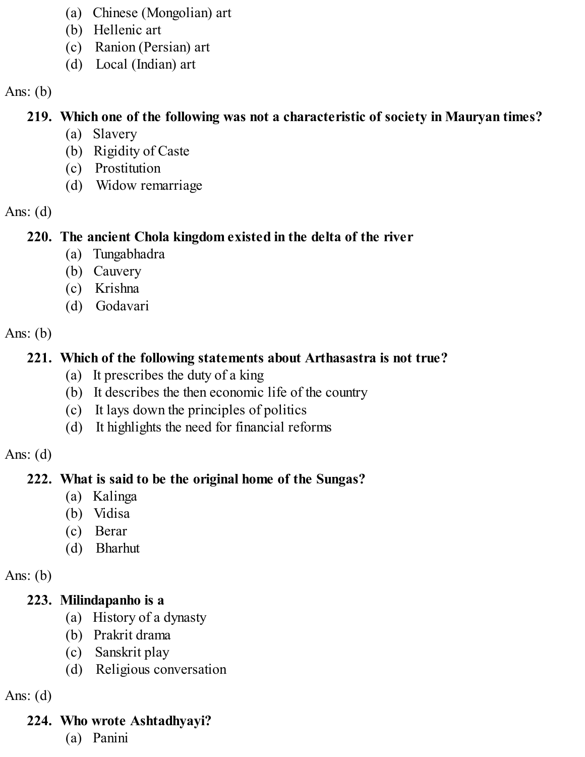(a) Chinese (Mongolian) art
(b) Hellenic art
(c) Ranion (Persian) art
(d) Local (Indian) art

Ans: (b)

**219. Which one of the following was not a characteristic of society in Mauryan times?**
(a) Slavery
(b) Rigidity of Caste
(c) Prostitution
(d) Widow remarriage

Ans: (d)

**220. The ancient Chola kingdom existed in the delta of the river**
(a) Tungabhadra
(b) Cauvery
(c) Krishna
(d) Godavari

Ans: (b)

**221. Which of the following statements about Arthasastra is not true?**
(a) It prescribes the duty of a king
(b) It describes the then economic life of the country
(c) It lays down the principles of politics
(d) It highlights the need for financial reforms

Ans: (d)

**222. What is said to be the original home of the Sungas?**
(a) Kalinga
(b) Vidisa
(c) Berar
(d) Bharhut

Ans: (b)

**223. Milindapanho is a**
(a) History of a dynasty
(b) Prakrit drama
(c) Sanskrit play
(d) Religious conversation

Ans: (d)

**224. Who wrote Ashtadhyayi?**
(a) Panini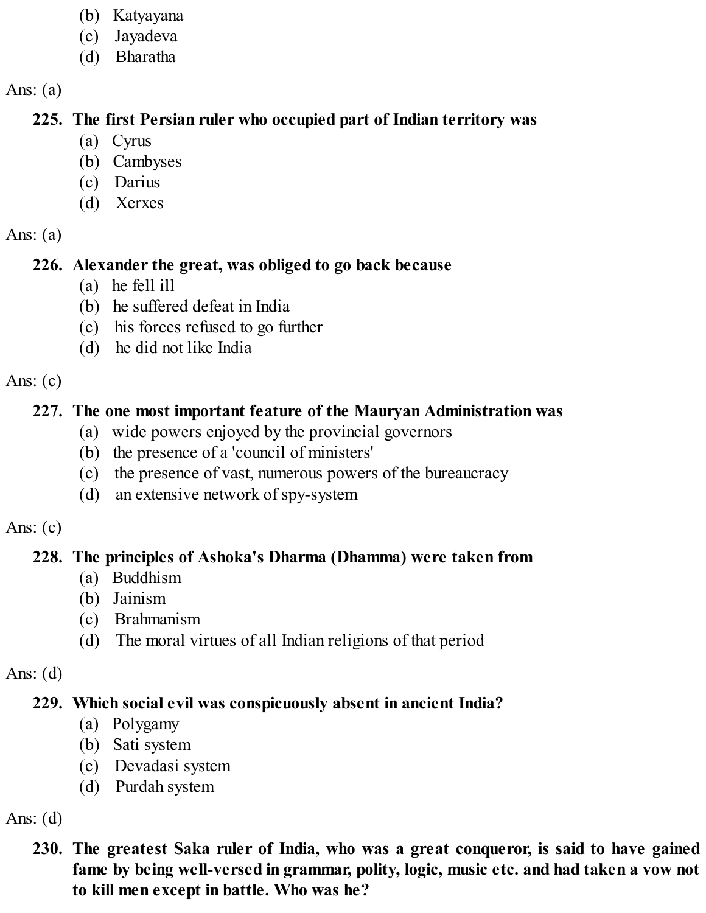(b) Katyayana
(c) Jayadeva
(d) Bharatha

Ans: (a)

**225. The first Persian ruler who occupied part of Indian territory was**
(a) Cyrus
(b) Cambyses
(c) Darius
(d) Xerxes

Ans: (a)

**226. Alexander the great, was obliged to go back because**
(a) he fell ill
(b) he suffered defeat in India
(c) his forces refused to go further
(d) he did not like India

Ans: (c)

**227. The one most important feature of the Mauryan Administration was**
(a) wide powers enjoyed by the provincial governors
(b) the presence of a 'council of ministers'
(c) the presence of vast, numerous powers of the bureaucracy
(d) an extensive network of spy-system

Ans: (c)

**228. The principles of Ashoka's Dharma (Dhamma) were taken from**
(a) Buddhism
(b) Jainism
(c) Brahmanism
(d) The moral virtues of all Indian religions of that period

Ans: (d)

**229. Which social evil was conspicuously absent in ancient India?**
(a) Polygamy
(b) Sati system
(c) Devadasi system
(d) Purdah system

Ans: (d)

**230. The greatest Saka ruler of India, who was a great conqueror, is said to have gained fame by being well-versed in grammar, polity, logic, music etc. and had taken a vow not to kill men except in battle. Who was he?**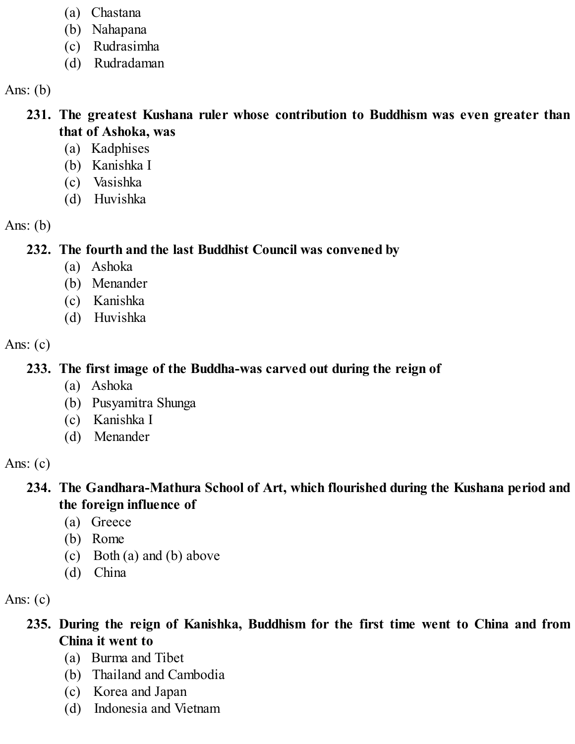(a) Chastana
(b) Nahapana
(c) Rudrasimha
(d) Rudradaman

Ans: (b)

**231. The greatest Kushana ruler whose contribution to Buddhism was even greater than that of Ashoka, was**
(a) Kadphises
(b) Kanishka I
(c) Vasishka
(d) Huvishka

Ans: (b)

**232. The fourth and the last Buddhist Council was convened by**
(a) Ashoka
(b) Menander
(c) Kanishka
(d) Huvishka

Ans: (c)

**233. The first image of the Buddha-was carved out during the reign of**
(a) Ashoka
(b) Pusyamitra Shunga
(c) Kanishka I
(d) Menander

Ans: (c)

**234. The Gandhara-Mathura School of Art, which flourished during the Kushana period and the foreign influence of**
(a) Greece
(b) Rome
(c) Both (a) and (b) above
(d) China

Ans: (c)

**235. During the reign of Kanishka, Buddhism for the first time went to China and from China it went to**
(a) Burma and Tibet
(b) Thailand and Cambodia
(c) Korea and Japan
(d) Indonesia and Vietnam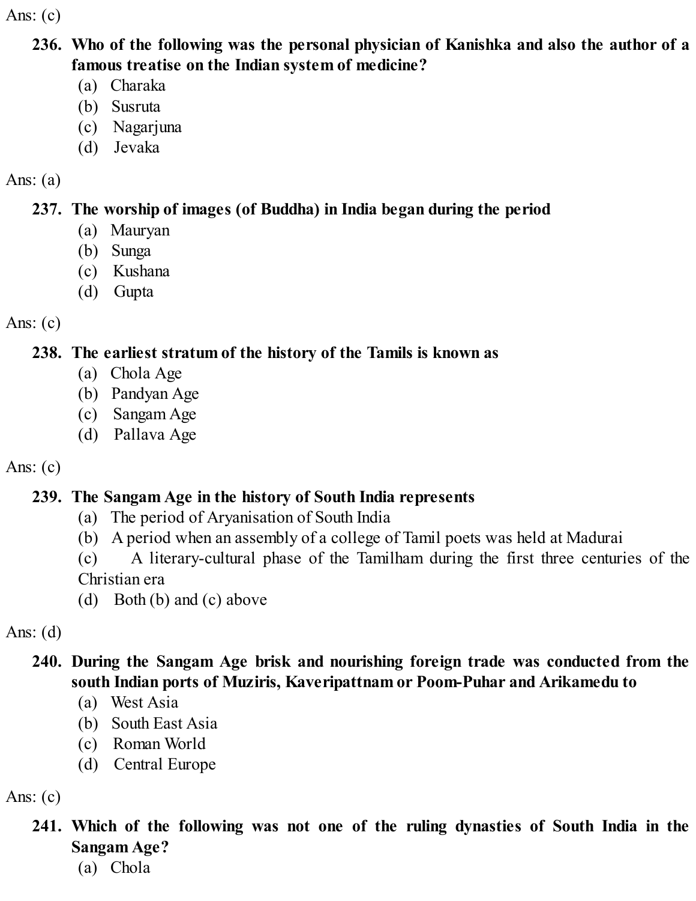Ans: (c)

**236. Who of the following was the personal physician of Kanishka and also the author of a famous treatise on the Indian system of medicine?**

(a) Charaka
(b) Susruta
(c) Nagarjuna
(d) Jevaka

Ans: (a)

**237. The worship of images (of Buddha) in India began during the period**

(a) Mauryan
(b) Sunga
(c) Kushana
(d) Gupta

Ans: (c)

**238. The earliest stratum of the history of the Tamils is known as**

(a) Chola Age
(b) Pandyan Age
(c) Sangam Age
(d) Pallava Age

Ans: (c)

**239. The Sangam Age in the history of South India represents**

(a) The period of Aryanisation of South India
(b) A period when an assembly of a college of Tamil poets was held at Madurai
(c) A literary-cultural phase of the Tamilham during the first three centuries of the Christian era
(d) Both (b) and (c) above

Ans: (d)

**240. During the Sangam Age brisk and nourishing foreign trade was conducted from the south Indian ports of Muziris, Kaveripattnam or Poom-Puhar and Arikamedu to**

(a) West Asia
(b) South East Asia
(c) Roman World
(d) Central Europe

Ans: (c)

**241. Which of the following was not one of the ruling dynasties of South India in the Sangam Age?**

(a) Chola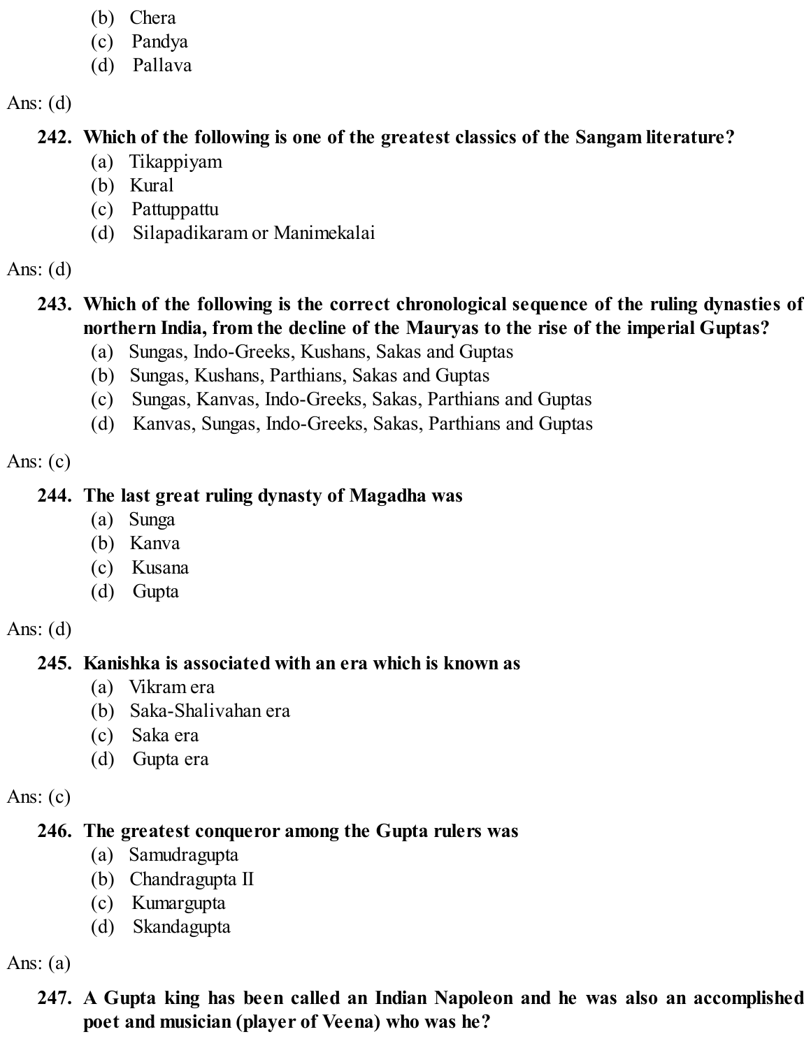(b) Chera
(c) Pandya
(d) Pallava

Ans: (d)

**242. Which of the following is one of the greatest classics of the Sangam literature?**
(a) Tikappiyam
(b) Kural
(c) Pattuppattu
(d) Silapadikaram or Manimekalai

Ans: (d)

**243. Which of the following is the correct chronological sequence of the ruling dynasties of northern India, from the decline of the Mauryas to the rise of the imperial Guptas?**
(a) Sungas, Indo-Greeks, Kushans, Sakas and Guptas
(b) Sungas, Kushans, Parthians, Sakas and Guptas
(c) Sungas, Kanvas, Indo-Greeks, Sakas, Parthians and Guptas
(d) Kanvas, Sungas, Indo-Greeks, Sakas, Parthians and Guptas

Ans: (c)

**244. The last great ruling dynasty of Magadha was**
(a) Sunga
(b) Kanva
(c) Kusana
(d) Gupta

Ans: (d)

**245. Kanishka is associated with an era which is known as**
(a) Vikram era
(b) Saka-Shalivahan era
(c) Saka era
(d) Gupta era

Ans: (c)

**246. The greatest conqueror among the Gupta rulers was**
(a) Samudragupta
(b) Chandragupta II
(c) Kumargupta
(d) Skandagupta

Ans: (a)

**247. A Gupta king has been called an Indian Napoleon and he was also an accomplished poet and musician (player of Veena) who was he?**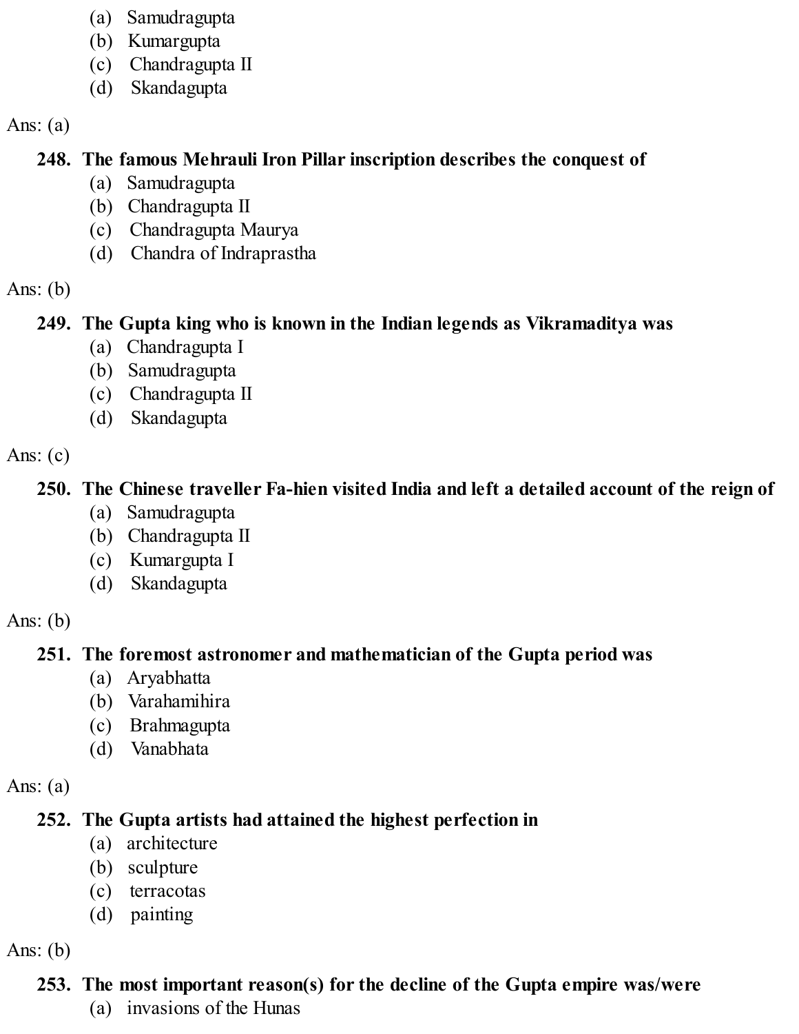(a) Samudragupta
(b) Kumargupta
(c) Chandragupta II
(d) Skandagupta

Ans: (a)

**248. The famous Mehrauli Iron Pillar inscription describes the conquest of**
(a) Samudragupta
(b) Chandragupta II
(c) Chandragupta Maurya
(d) Chandra of Indraprastha

Ans: (b)

**249. The Gupta king who is known in the Indian legends as Vikramaditya was**
(a) Chandragupta I
(b) Samudragupta
(c) Chandragupta II
(d) Skandagupta

Ans: (c)

**250. The Chinese traveller Fa-hien visited India and left a detailed account of the reign of**
(a) Samudragupta
(b) Chandragupta II
(c) Kumargupta I
(d) Skandagupta

Ans: (b)

**251. The foremost astronomer and mathematician of the Gupta period was**
(a) Aryabhatta
(b) Varahamihira
(c) Brahmagupta
(d) Vanabhata

Ans: (a)

**252. The Gupta artists had attained the highest perfection in**
(a) architecture
(b) sculpture
(c) terracotas
(d) painting

Ans: (b)

**253. The most important reason(s) for the decline of the Gupta empire was/were**
(a) invasions of the Hunas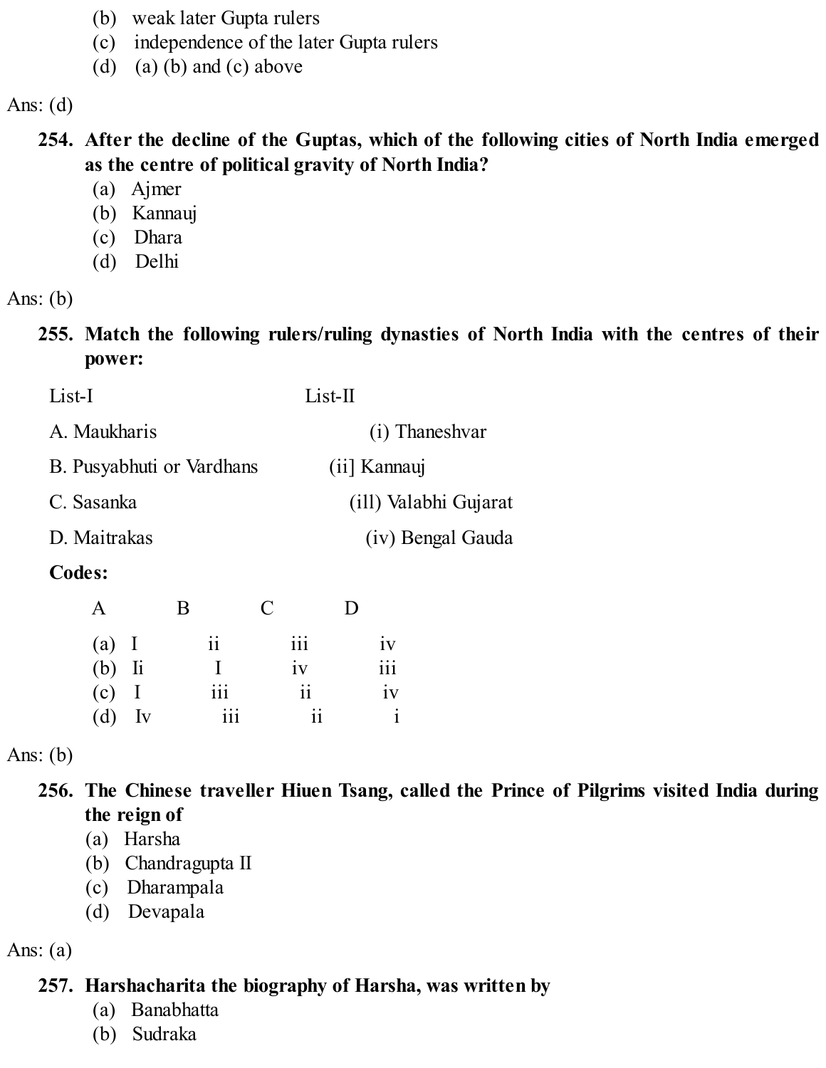(b) weak later Gupta rulers
(c) independence of the later Gupta rulers
(d) (a) (b) and (c) above

Ans: (d)

**254. After the decline of the Guptas, which of the following cities of North India emerged as the centre of political gravity of North India?**

(a) Ajmer
(b) Kannauj
(c) Dhara
(d) Delhi

Ans: (b)

**255. Match the following rulers/ruling dynasties of North India with the centres of their power:**

| List-I | List-II |
|---|---|
| A. Maukharis | (i) Thaneshvar |
| B. Pusyabhuti or Vardhans | (ii] Kannauj |
| C. Sasanka | (ill) Valabhi Gujarat |
| D. Maitrakas | (iv) Bengal Gauda |

**Codes:**

| | A | B | C | D |
|---|---|---|---|---|
| (a) | I | ii | iii | iv |
| (b) | Ii | I | iv | iii |
| (c) | I | iii | ii | iv |
| (d) | Iv | iii | ii | i |

Ans: (b)

**256. The Chinese traveller Hiuen Tsang, called the Prince of Pilgrims visited India during the reign of**

(a) Harsha
(b) Chandragupta II
(c) Dharampala
(d) Devapala

Ans: (a)

**257. Harshacharita the biography of Harsha, was written by**

(a) Banabhatta
(b) Sudraka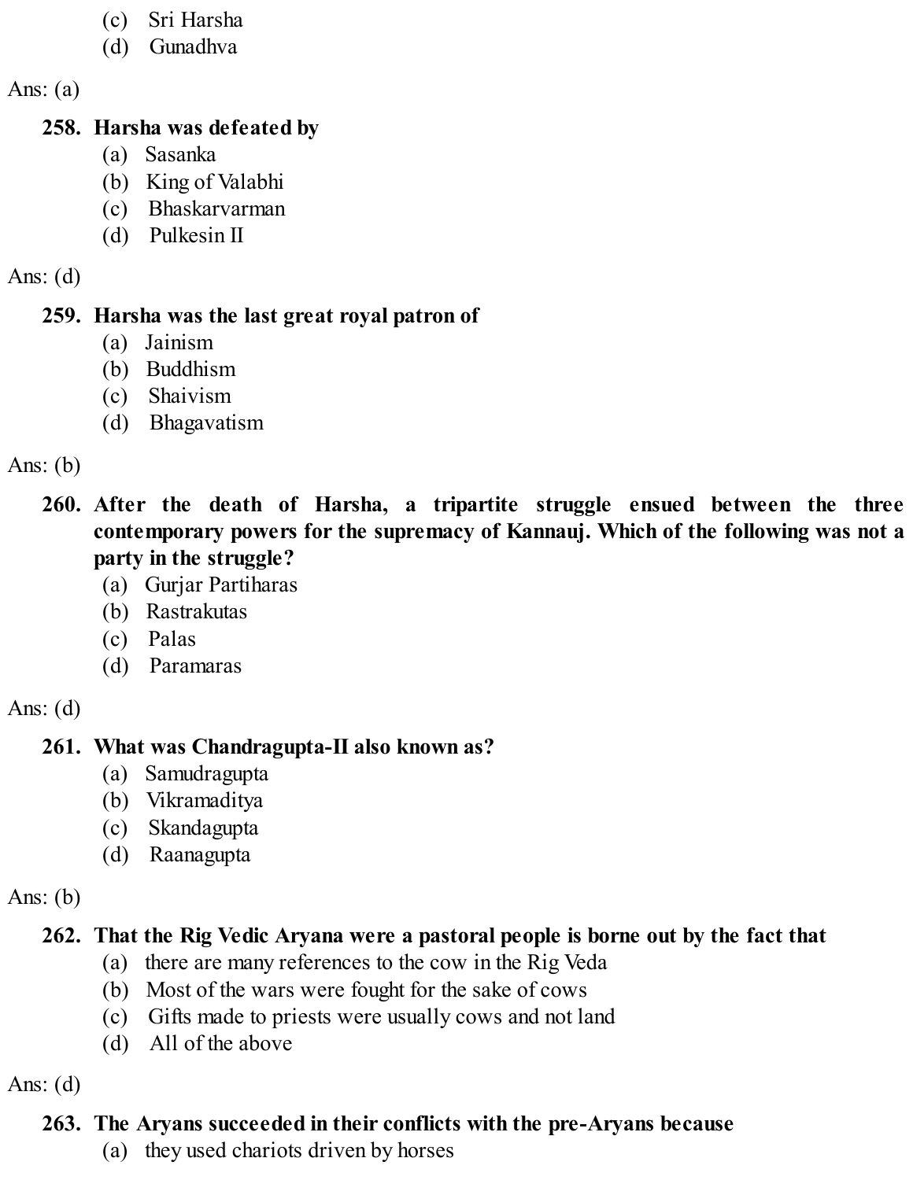(c) Sri Harsha
(d) Gunadhva

Ans: (a)

**258. Harsha was defeated by**
(a) Sasanka
(b) King of Valabhi
(c) Bhaskarvarman
(d) Pulkesin II

Ans: (d)

**259. Harsha was the last great royal patron of**
(a) Jainism
(b) Buddhism
(c) Shaivism
(d) Bhagavatism

Ans: (b)

**260. After the death of Harsha, a tripartite struggle ensued between the three contemporary powers for the supremacy of Kannauj. Which of the following was not a party in the struggle?**
(a) Gurjar Partiharas
(b) Rastrakutas
(c) Palas
(d) Paramaras

Ans: (d)

**261. What was Chandragupta-II also known as?**
(a) Samudragupta
(b) Vikramaditya
(c) Skandagupta
(d) Raanagupta

Ans: (b)

**262. That the Rig Vedic Aryana were a pastoral people is borne out by the fact that**
(a) there are many references to the cow in the Rig Veda
(b) Most of the wars were fought for the sake of cows
(c) Gifts made to priests were usually cows and not land
(d) All of the above

Ans: (d)

**263. The Aryans succeeded in their conflicts with the pre-Aryans because**
(a) they used chariots driven by horses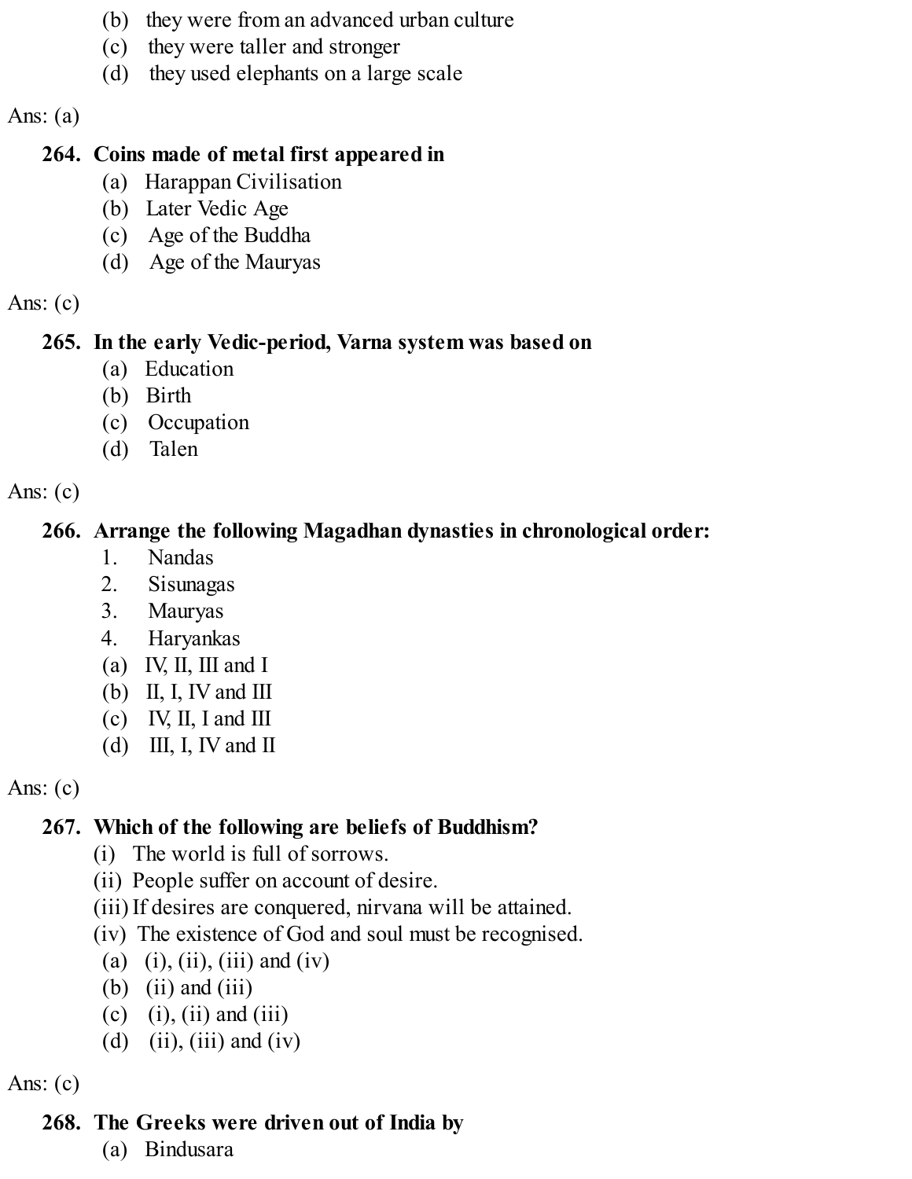(b) they were from an advanced urban culture
(c) they were taller and stronger
(d) they used elephants on a large scale

Ans: (a)

**264. Coins made of metal first appeared in**
(a) Harappan Civilisation
(b) Later Vedic Age
(c) Age of the Buddha
(d) Age of the Mauryas

Ans: (c)

**265. In the early Vedic-period, Varna system was based on**
(a) Education
(b) Birth
(c) Occupation
(d) Talen

Ans: (c)

**266. Arrange the following Magadhan dynasties in chronological order:**
1. Nandas
2. Sisunagas
3. Mauryas
4. Haryankas

(a) IV, II, III and I
(b) II, I, IV and III
(c) IV, II, I and III
(d) III, I, IV and II

Ans: (c)

**267. Which of the following are beliefs of Buddhism?**
(i) The world is full of sorrows.
(ii) People suffer on account of desire.
(iii) If desires are conquered, nirvana will be attained.
(iv) The existence of God and soul must be recognised.

(a) (i), (ii), (iii) and (iv)
(b) (ii) and (iii)
(c) (i), (ii) and (iii)
(d) (ii), (iii) and (iv)

Ans: (c)

**268. The Greeks were driven out of India by**
(a) Bindusara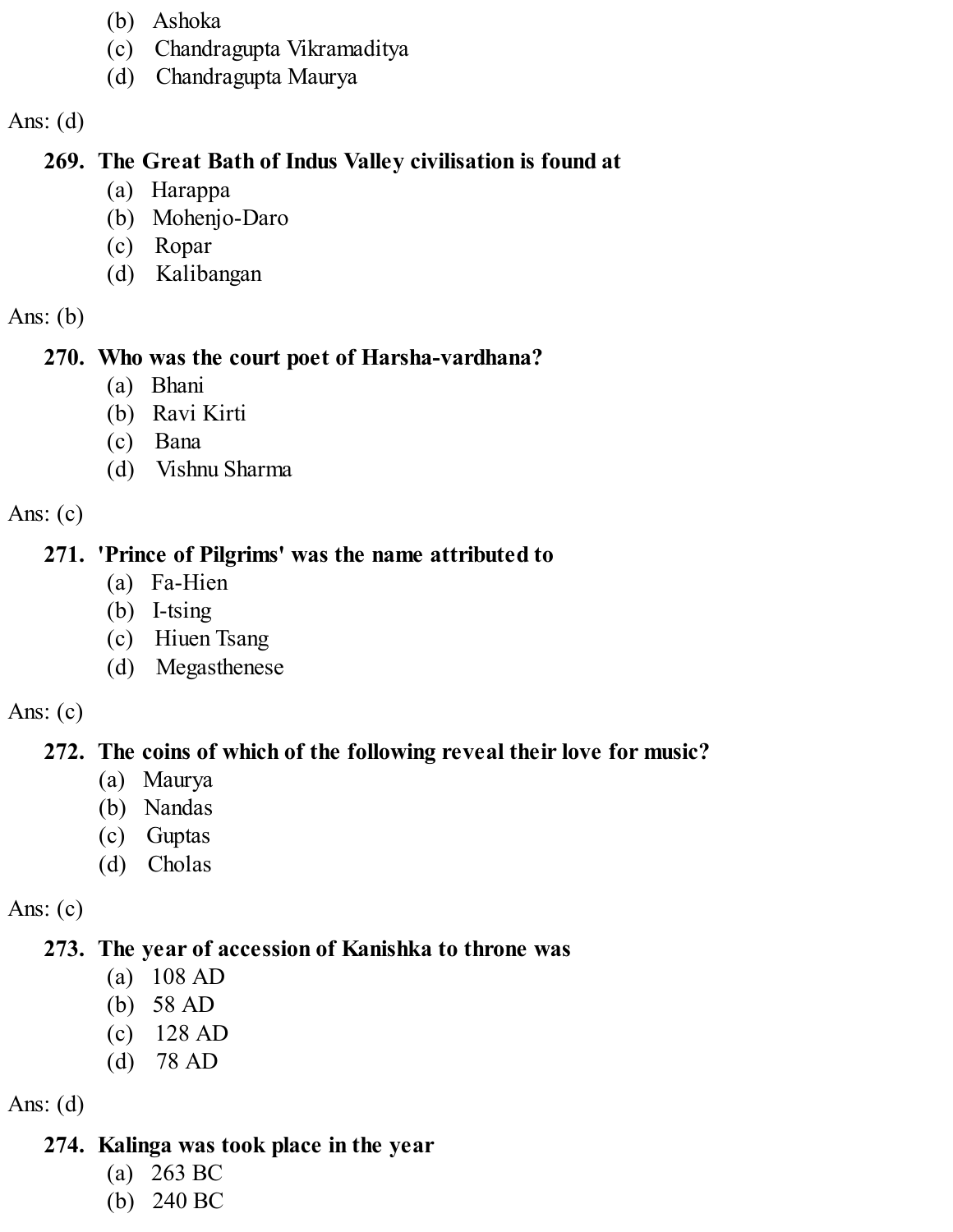(b) Ashoka
(c) Chandragupta Vikramaditya
(d) Chandragupta Maurya

Ans: (d)

**269. The Great Bath of Indus Valley civilisation is found at**
(a) Harappa
(b) Mohenjo-Daro
(c) Ropar
(d) Kalibangan

Ans: (b)

**270. Who was the court poet of Harsha-vardhana?**
(a) Bhani
(b) Ravi Kirti
(c) Bana
(d) Vishnu Sharma

Ans: (c)

**271. 'Prince of Pilgrims' was the name attributed to**
(a) Fa-Hien
(b) I-tsing
(c) Hiuen Tsang
(d) Megasthenese

Ans: (c)

**272. The coins of which of the following reveal their love for music?**
(a) Maurya
(b) Nandas
(c) Guptas
(d) Cholas

Ans: (c)

**273. The year of accession of Kanishka to throne was**
(a) 108 AD
(b) 58 AD
(c) 128 AD
(d) 78 AD

Ans: (d)

**274. Kalinga was took place in the year**
(a) 263 BC
(b) 240 BC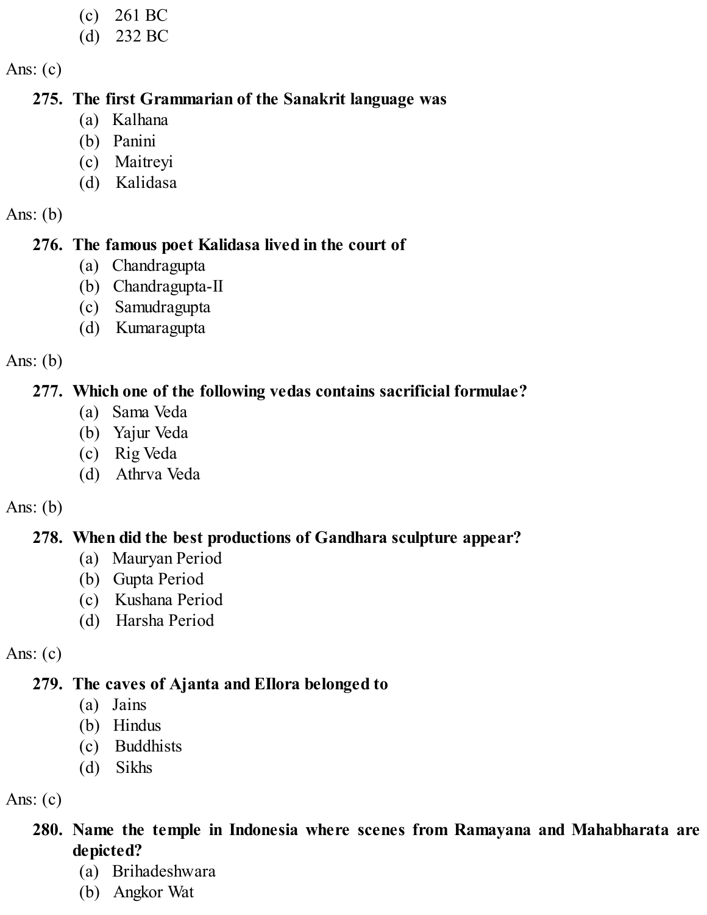(c) 261 BC
(d) 232 BC

Ans: (c)

**275. The first Grammarian of the Sanakrit language was**
(a) Kalhana
(b) Panini
(c) Maitreyi
(d) Kalidasa

Ans: (b)

**276. The famous poet Kalidasa lived in the court of**
(a) Chandragupta
(b) Chandragupta-II
(c) Samudragupta
(d) Kumaragupta

Ans: (b)

**277. Which one of the following vedas contains sacrificial formulae?**
(a) Sama Veda
(b) Yajur Veda
(c) Rig Veda
(d) Athrva Veda

Ans: (b)

**278. When did the best productions of Gandhara sculpture appear?**
(a) Mauryan Period
(b) Gupta Period
(c) Kushana Period
(d) Harsha Period

Ans: (c)

**279. The caves of Ajanta and Ellora belonged to**
(a) Jains
(b) Hindus
(c) Buddhists
(d) Sikhs

Ans: (c)

**280. Name the temple in Indonesia where scenes from Ramayana and Mahabharata are depicted?**
(a) Brihadeshwara
(b) Angkor Wat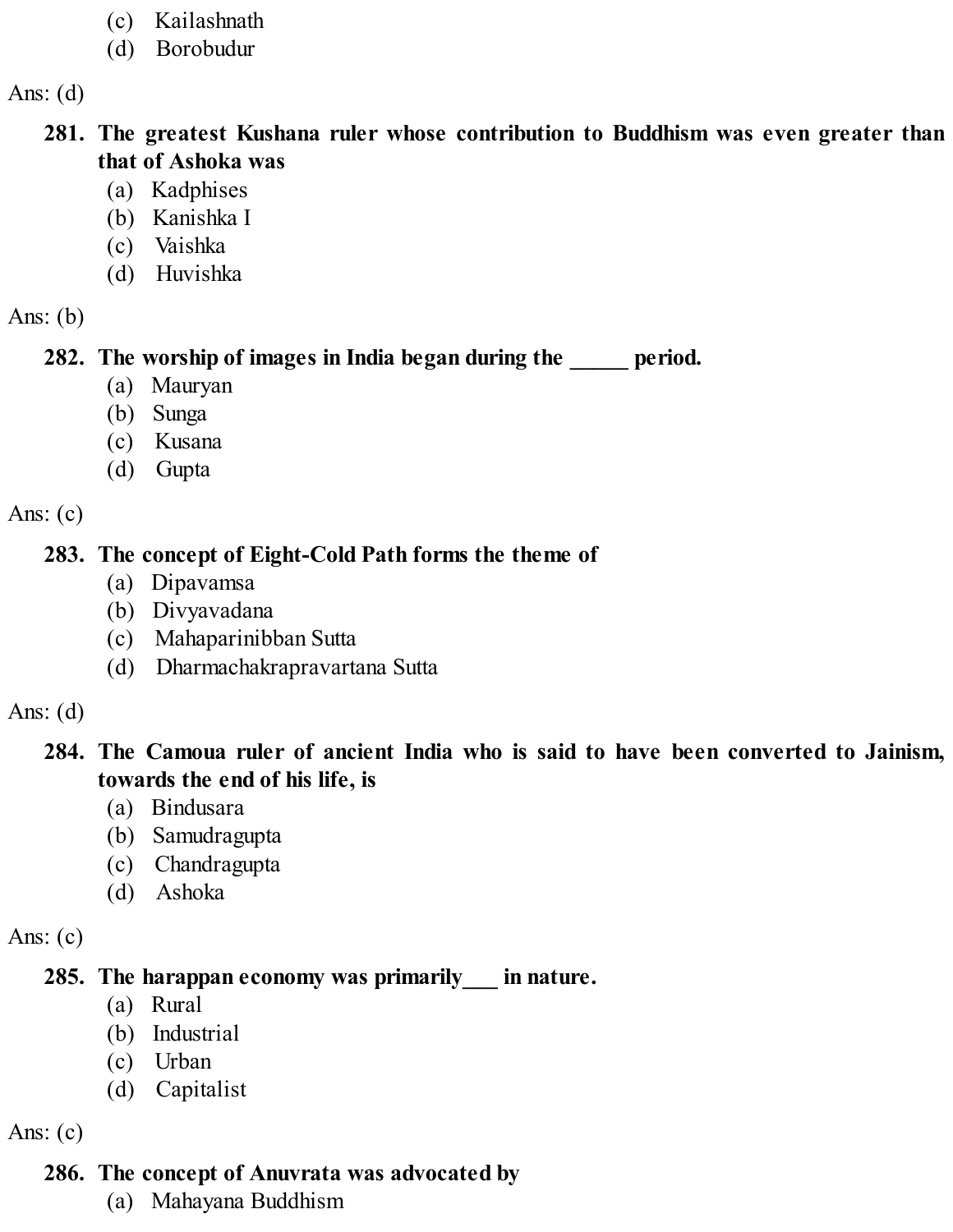(c) Kailashnath
(d) Borobudur

Ans: (d)

**281. The greatest Kushana ruler whose contribution to Buddhism was even greater than that of Ashoka was**

(a) Kadphises
(b) Kanishka I
(c) Vaishka
(d) Huvishka

Ans: (b)

**282. The worship of images in India began during the _____ period.**

(a) Mauryan
(b) Sunga
(c) Kusana
(d) Gupta

Ans: (c)

**283. The concept of Eight-Cold Path forms the theme of**

(a) Dipavamsa
(b) Divyavadana
(c) Mahaparinibban Sutta
(d) Dharmachakrapravartana Sutta

Ans: (d)

**284. The Camoua ruler of ancient India who is said to have been converted to Jainism, towards the end of his life, is**

(a) Bindusara
(b) Samudragupta
(c) Chandragupta
(d) Ashoka

Ans: (c)

**285. The harappan economy was primarily___ in nature.**

(a) Rural
(b) Industrial
(c) Urban
(d) Capitalist

Ans: (c)

**286. The concept of Anuvrata was advocated by**

(a) Mahayana Buddhism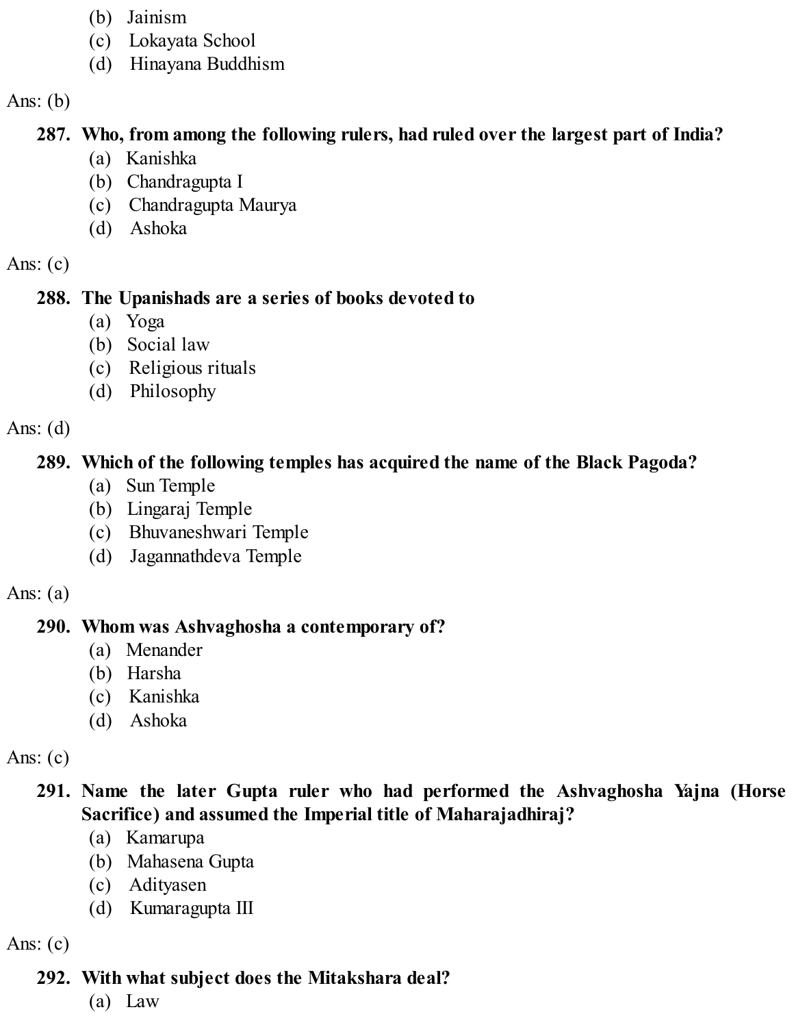(b) Jainism
(c) Lokayata School
(d) Hinayana Buddhism

Ans: (b)

**287. Who, from among the following rulers, had ruled over the largest part of India?**
(a) Kanishka
(b) Chandragupta I
(c) Chandragupta Maurya
(d) Ashoka

Ans: (c)

**288. The Upanishads are a series of books devoted to**
(a) Yoga
(b) Social law
(c) Religious rituals
(d) Philosophy

Ans: (d)

**289. Which of the following temples has acquired the name of the Black Pagoda?**
(a) Sun Temple
(b) Lingaraj Temple
(c) Bhuvaneshwari Temple
(d) Jagannathdeva Temple

Ans: (a)

**290. Whom was Ashvaghosha a contemporary of?**
(a) Menander
(b) Harsha
(c) Kanishka
(d) Ashoka

Ans: (c)

**291. Name the later Gupta ruler who had performed the Ashvaghosha Yajna (Horse Sacrifice) and assumed the Imperial title of Maharajadhiraj?**
(a) Kamarupa
(b) Mahasena Gupta
(c) Adityasen
(d) Kumaragupta III

Ans: (c)

**292. With what subject does the Mitakshara deal?**
(a) Law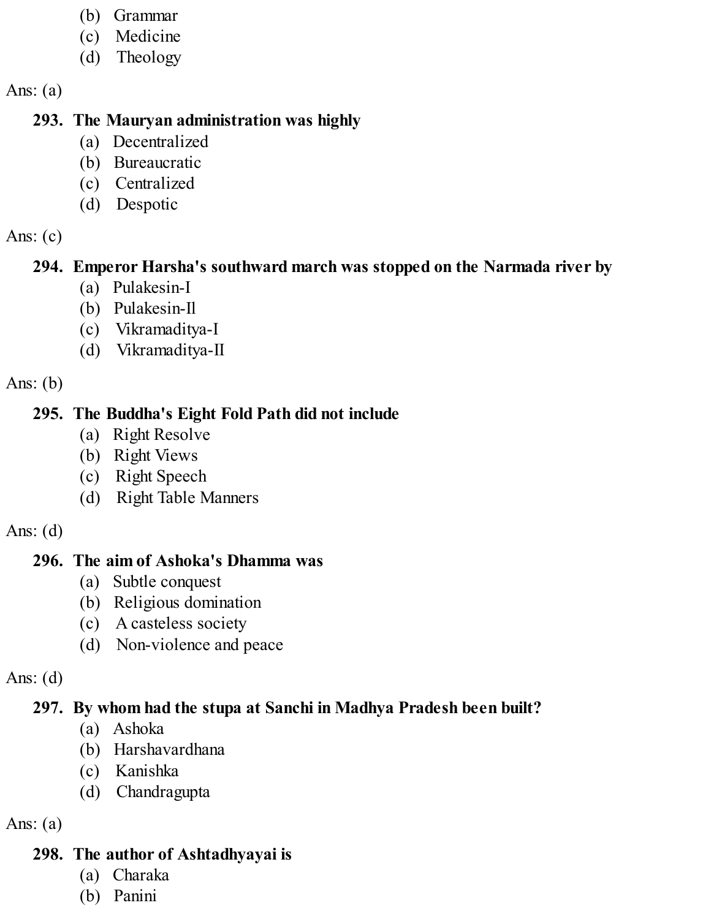(b) Grammar
(c) Medicine
(d) Theology

Ans: (a)

**293. The Mauryan administration was highly**

(a) Decentralized
(b) Bureaucratic
(c) Centralized
(d) Despotic

Ans: (c)

**294. Emperor Harsha's southward march was stopped on the Narmada river by**

(a) Pulakesin-I
(b) Pulakesin-Il
(c) Vikramaditya-I
(d) Vikramaditya-II

Ans: (b)

**295. The Buddha's Eight Fold Path did not include**

(a) Right Resolve
(b) Right Views
(c) Right Speech
(d) Right Table Manners

Ans: (d)

**296. The aim of Ashoka's Dhamma was**

(a) Subtle conquest
(b) Religious domination
(c) A casteless society
(d) Non-violence and peace

Ans: (d)

**297. By whom had the stupa at Sanchi in Madhya Pradesh been built?**

(a) Ashoka
(b) Harshavardhana
(c) Kanishka
(d) Chandragupta

Ans: (a)

**298. The author of Ashtadhyayai is**

(a) Charaka
(b) Panini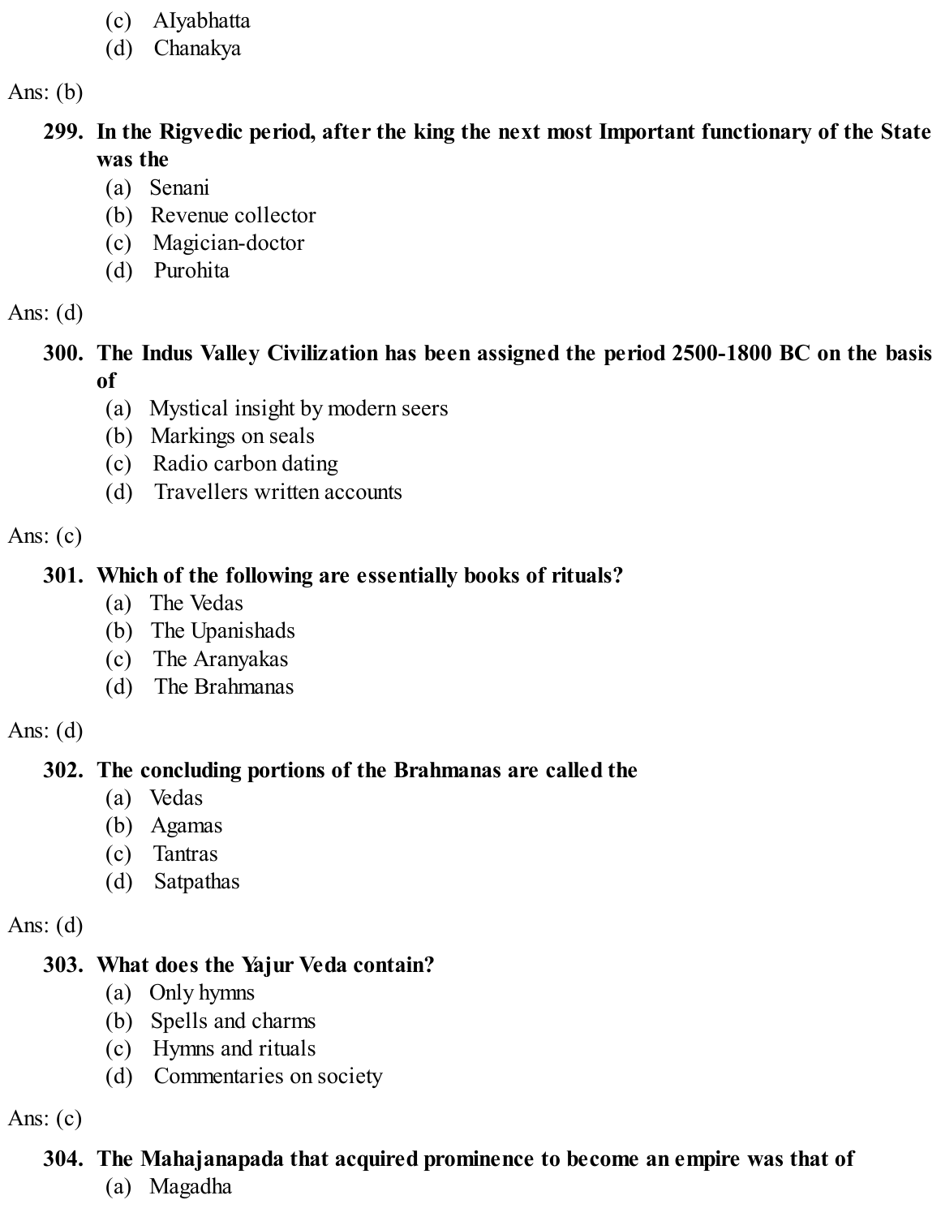(c) AIyabhatta
(d) Chanakya

Ans: (b)

**299. In the Rigvedic period, after the king the next most Important functionary of the State was the**

(a) Senani
(b) Revenue collector
(c) Magician-doctor
(d) Purohita

Ans: (d)

**300. The Indus Valley Civilization has been assigned the period 2500-1800 BC on the basis of**

(a) Mystical insight by modern seers
(b) Markings on seals
(c) Radio carbon dating
(d) Travellers written accounts

Ans: (c)

**301. Which of the following are essentially books of rituals?**

(a) The Vedas
(b) The Upanishads
(c) The Aranyakas
(d) The Brahmanas

Ans: (d)

**302. The concluding portions of the Brahmanas are called the**

(a) Vedas
(b) Agamas
(c) Tantras
(d) Satpathas

Ans: (d)

**303. What does the Yajur Veda contain?**

(a) Only hymns
(b) Spells and charms
(c) Hymns and rituals
(d) Commentaries on society

Ans: (c)

**304. The Mahajanapada that acquired prominence to become an empire was that of**

(a) Magadha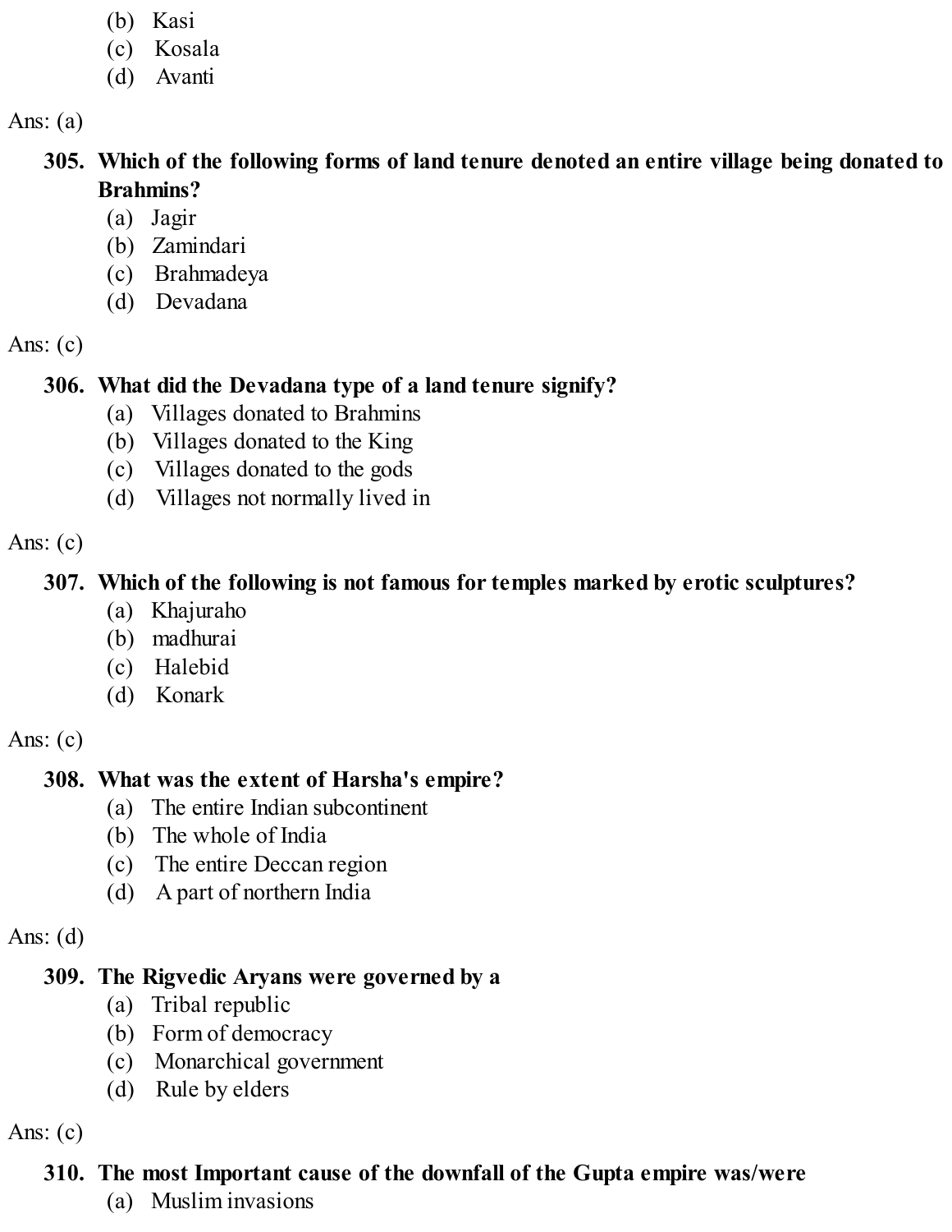(b) Kasi
(c) Kosala
(d) Avanti

Ans: (a)

**305. Which of the following forms of land tenure denoted an entire village being donated to Brahmins?**

(a) Jagir
(b) Zamindari
(c) Brahmadeya
(d) Devadana

Ans: (c)

**306. What did the Devadana type of a land tenure signify?**

(a) Villages donated to Brahmins
(b) Villages donated to the King
(c) Villages donated to the gods
(d) Villages not normally lived in

Ans: (c)

**307. Which of the following is not famous for temples marked by erotic sculptures?**

(a) Khajuraho
(b) madhurai
(c) Halebid
(d) Konark

Ans: (c)

**308. What was the extent of Harsha's empire?**

(a) The entire Indian subcontinent
(b) The whole of India
(c) The entire Deccan region
(d) A part of northern India

Ans: (d)

**309. The Rigvedic Aryans were governed by a**

(a) Tribal republic
(b) Form of democracy
(c) Monarchical government
(d) Rule by elders

Ans: (c)

**310. The most Important cause of the downfall of the Gupta empire was/were**

(a) Muslim invasions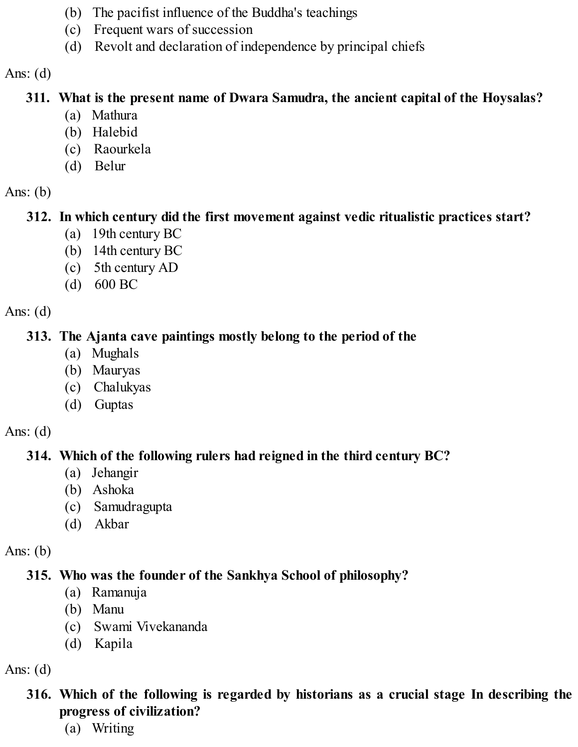(b) The pacifist influence of the Buddha's teachings
(c) Frequent wars of succession
(d) Revolt and declaration of independence by principal chiefs

Ans: (d)

**311. What is the present name of Dwara Samudra, the ancient capital of the Hoysalas?**

(a) Mathura
(b) Halebid
(c) Raourkela
(d) Belur

Ans: (b)

**312. In which century did the first movement against vedic ritualistic practices start?**

(a) 19th century BC
(b) 14th century BC
(c) 5th century AD
(d) 600 BC

Ans: (d)

**313. The Ajanta cave paintings mostly belong to the period of the**

(a) Mughals
(b) Mauryas
(c) Chalukyas
(d) Guptas

Ans: (d)

**314. Which of the following rulers had reigned in the third century BC?**

(a) Jehangir
(b) Ashoka
(c) Samudragupta
(d) Akbar

Ans: (b)

**315. Who was the founder of the Sankhya School of philosophy?**

(a) Ramanuja
(b) Manu
(c) Swami Vivekananda
(d) Kapila

Ans: (d)

**316. Which of the following is regarded by historians as a crucial stage In describing the progress of civilization?**

(a) Writing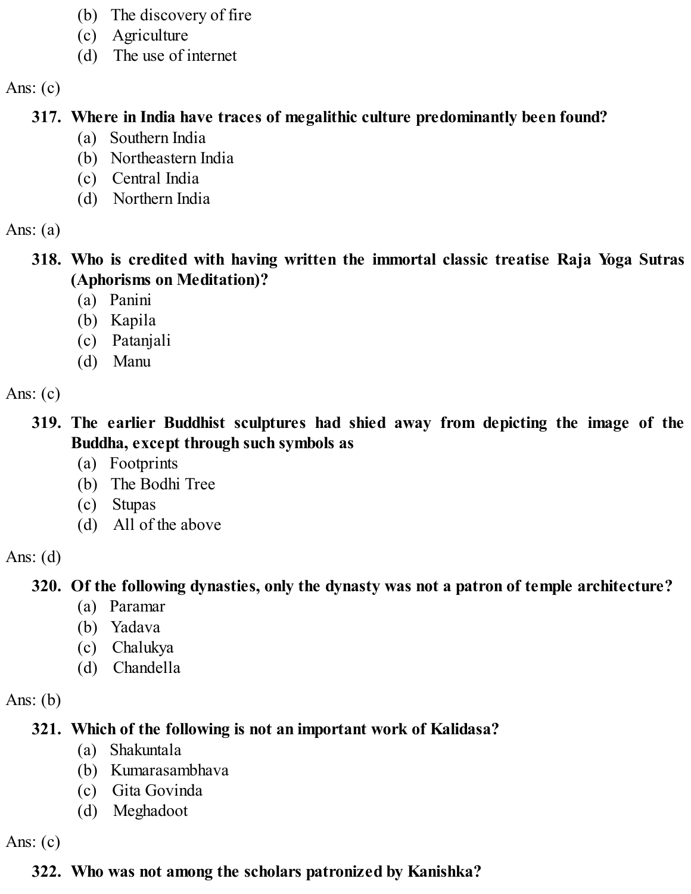(b) The discovery of fire
(c) Agriculture
(d) The use of internet

Ans: (c)

**317. Where in India have traces of megalithic culture predominantly been found?**
(a) Southern India
(b) Northeastern India
(c) Central India
(d) Northern India

Ans: (a)

**318. Who is credited with having written the immortal classic treatise Raja Yoga Sutras (Aphorisms on Meditation)?**
(a) Panini
(b) Kapila
(c) Patanjali
(d) Manu

Ans: (c)

**319. The earlier Buddhist sculptures had shied away from depicting the image of the Buddha, except through such symbols as**
(a) Footprints
(b) The Bodhi Tree
(c) Stupas
(d) All of the above

Ans: (d)

**320. Of the following dynasties, only the dynasty was not a patron of temple architecture?**
(a) Paramar
(b) Yadava
(c) Chalukya
(d) Chandella

Ans: (b)

**321. Which of the following is not an important work of Kalidasa?**
(a) Shakuntala
(b) Kumarasambhava
(c) Gita Govinda
(d) Meghadoot

Ans: (c)

**322. Who was not among the scholars patronized by Kanishka?**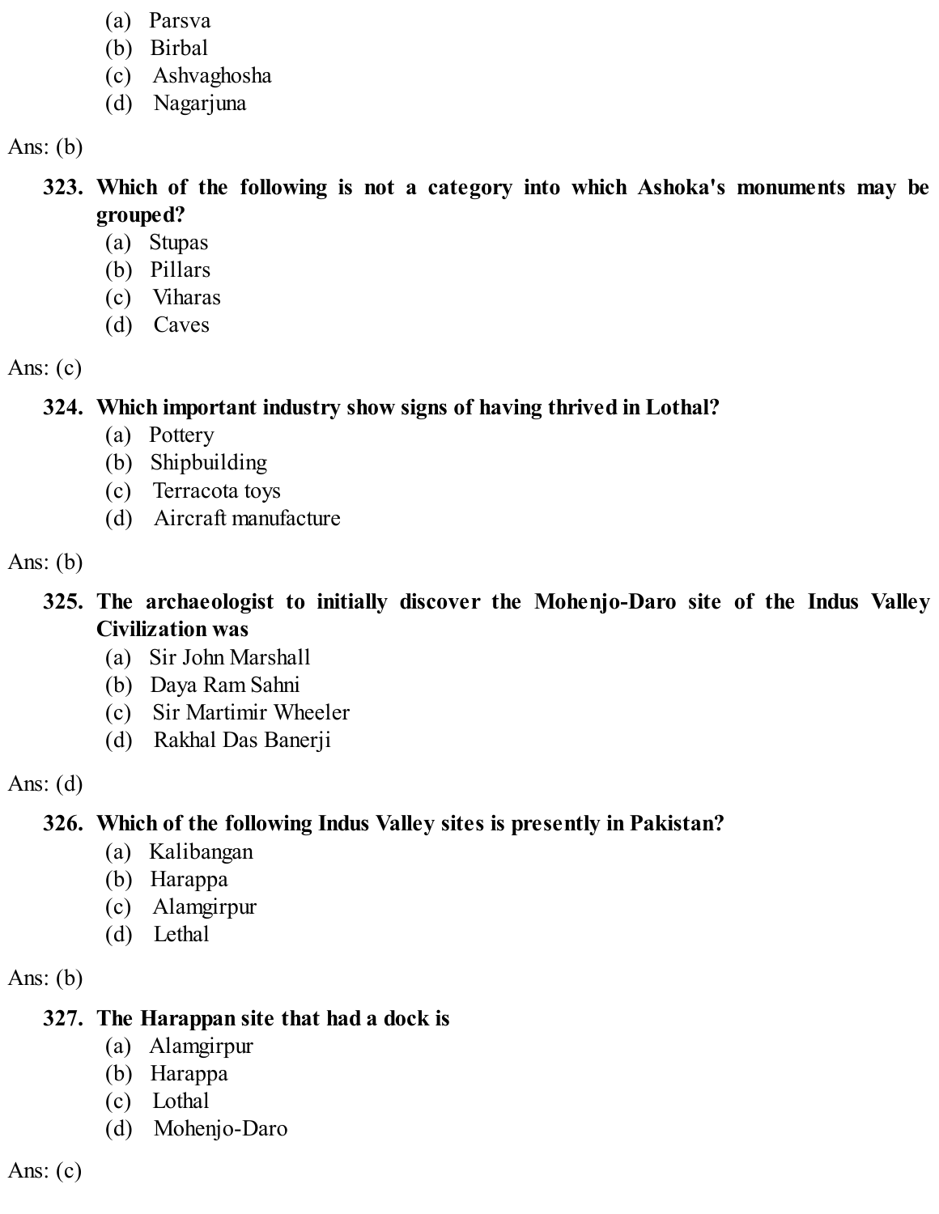(a) Parsva
(b) Birbal
(c) Ashvaghosha
(d) Nagarjuna

Ans: (b)

**323. Which of the following is not a category into which Ashoka's monuments may be grouped?**

(a) Stupas
(b) Pillars
(c) Viharas
(d) Caves

Ans: (c)

**324. Which important industry show signs of having thrived in Lothal?**

(a) Pottery
(b) Shipbuilding
(c) Terracota toys
(d) Aircraft manufacture

Ans: (b)

**325. The archaeologist to initially discover the Mohenjo-Daro site of the Indus Valley Civilization was**

(a) Sir John Marshall
(b) Daya Ram Sahni
(c) Sir Martimir Wheeler
(d) Rakhal Das Banerji

Ans: (d)

**326. Which of the following Indus Valley sites is presently in Pakistan?**

(a) Kalibangan
(b) Harappa
(c) Alamgirpur
(d) Lethal

Ans: (b)

**327. The Harappan site that had a dock is**

(a) Alamgirpur
(b) Harappa
(c) Lothal
(d) Mohenjo-Daro

Ans: (c)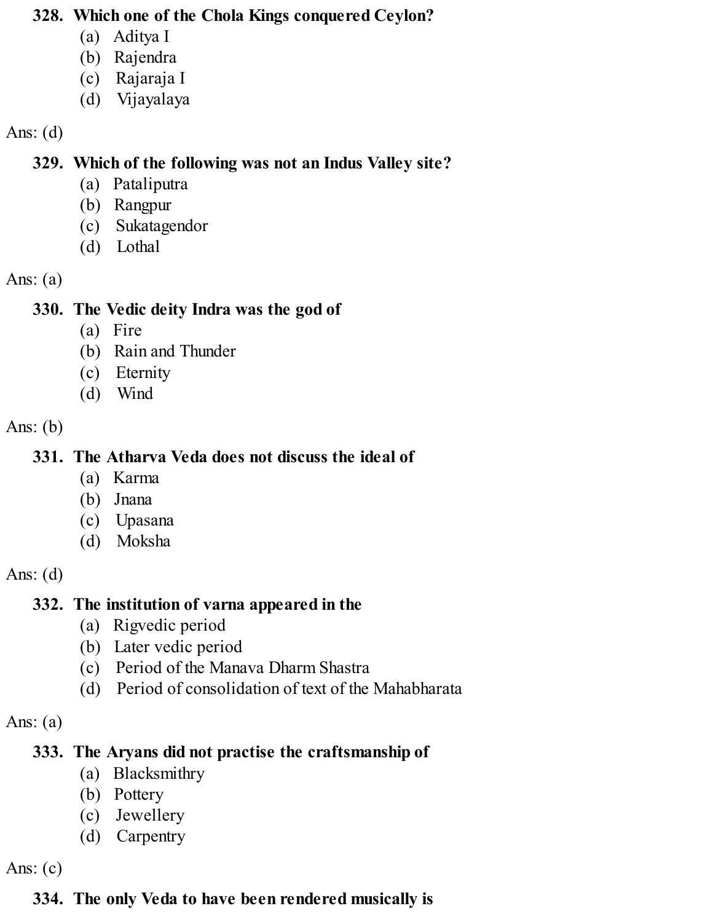**328. Which one of the Chola Kings conquered Ceylon?**

(a) Aditya I
(b) Rajendra
(c) Rajaraja I
(d) Vijayalaya

Ans: (d)

**329. Which of the following was not an Indus Valley site?**

(a) Pataliputra
(b) Rangpur
(c) Sukatagendor
(d) Lothal

Ans: (a)

**330. The Vedic deity Indra was the god of**

(a) Fire
(b) Rain and Thunder
(c) Eternity
(d) Wind

Ans: (b)

**331. The Atharva Veda does not discuss the ideal of**

(a) Karma
(b) Jnana
(c) Upasana
(d) Moksha

Ans: (d)

**332. The institution of varna appeared in the**

(a) Rigvedic period
(b) Later vedic period
(c) Period of the Manava Dharm Shastra
(d) Period of consolidation of text of the Mahabharata

Ans: (a)

**333. The Aryans did not practise the craftsmanship of**

(a) Blacksmithry
(b) Pottery
(c) Jewellery
(d) Carpentry

Ans: (c)

**334. The only Veda to have been rendered musically is**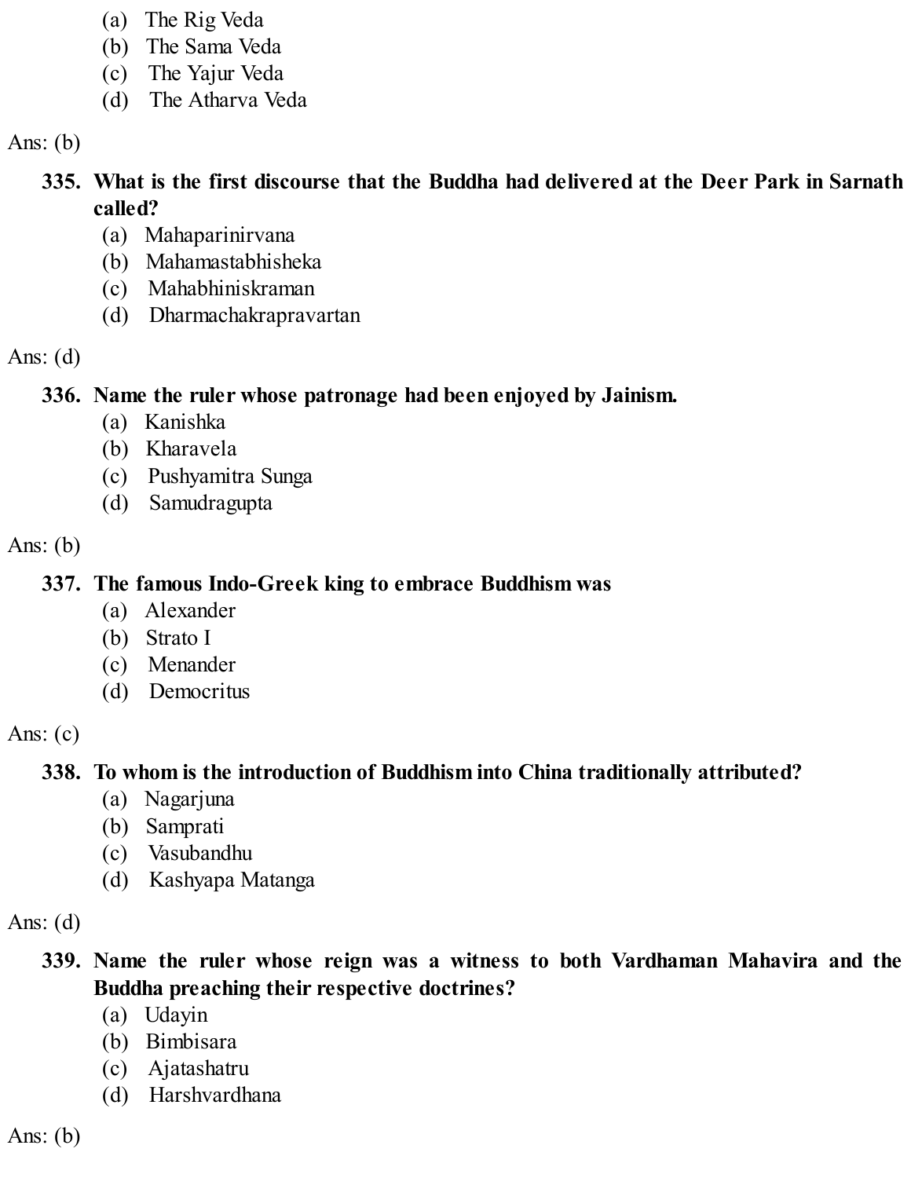(a) The Rig Veda
(b) The Sama Veda
(c) The Yajur Veda
(d) The Atharva Veda

Ans: (b)

**335. What is the first discourse that the Buddha had delivered at the Deer Park in Sarnath called?**

(a) Mahaparinirvana
(b) Mahamastabhisheka
(c) Mahabhiniskraman
(d) Dharmachakrapravartan

Ans: (d)

**336. Name the ruler whose patronage had been enjoyed by Jainism.**

(a) Kanishka
(b) Kharavela
(c) Pushyamitra Sunga
(d) Samudragupta

Ans: (b)

**337. The famous Indo-Greek king to embrace Buddhism was**

(a) Alexander
(b) Strato I
(c) Menander
(d) Democritus

Ans: (c)

**338. To whom is the introduction of Buddhism into China traditionally attributed?**

(a) Nagarjuna
(b) Samprati
(c) Vasubandhu
(d) Kashyapa Matanga

Ans: (d)

**339. Name the ruler whose reign was a witness to both Vardhaman Mahavira and the Buddha preaching their respective doctrines?**

(a) Udayin
(b) Bimbisara
(c) Ajatashatru
(d) Harshvardhana

Ans: (b)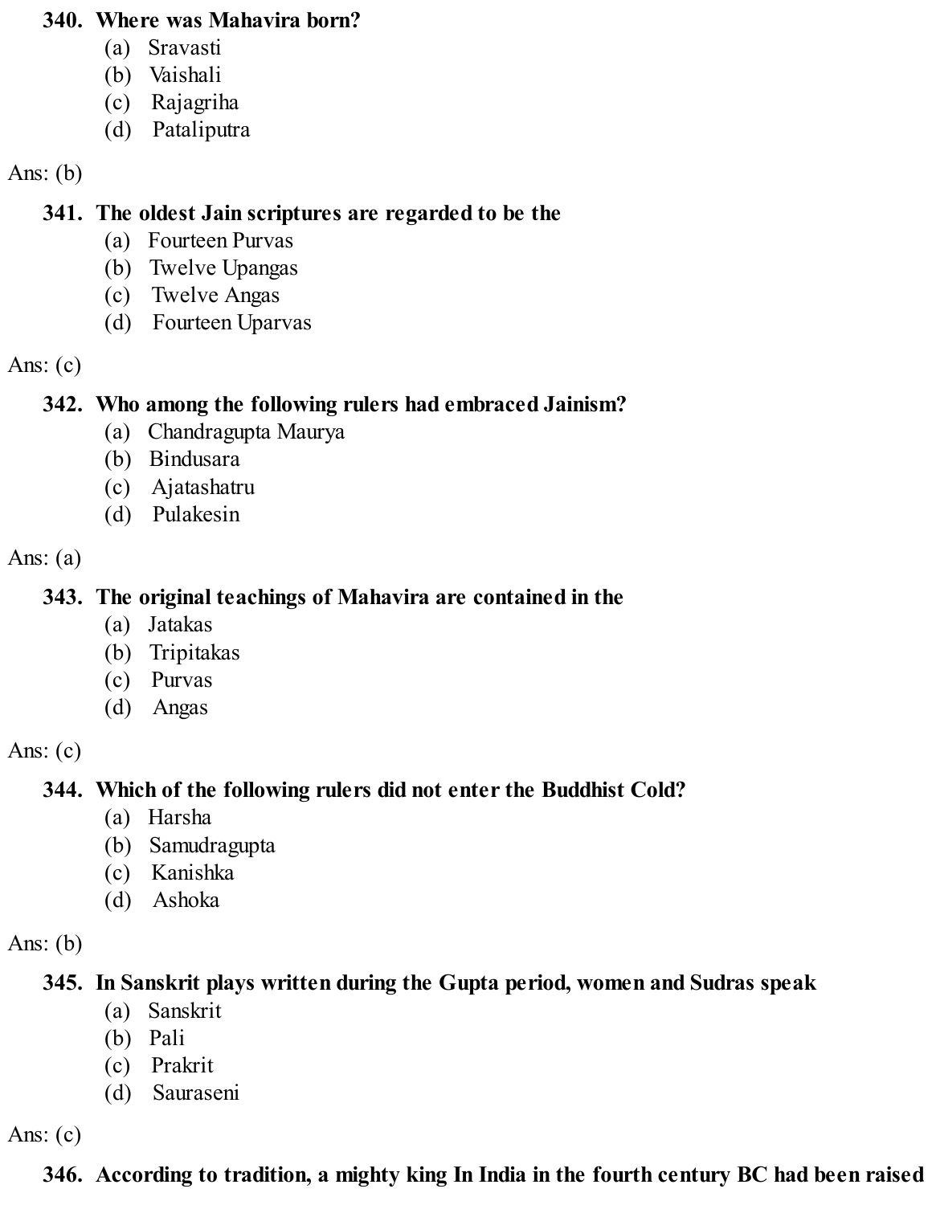**340. Where was Mahavira born?**

(a) Sravasti
(b) Vaishali
(c) Rajagriha
(d) Pataliputra

Ans: (b)

**341. The oldest Jain scriptures are regarded to be the**

(a) Fourteen Purvas
(b) Twelve Upangas
(c) Twelve Angas
(d) Fourteen Uparvas

Ans: (c)

**342. Who among the following rulers had embraced Jainism?**

(a) Chandragupta Maurya
(b) Bindusara
(c) Ajatashatru
(d) Pulakesin

Ans: (a)

**343. The original teachings of Mahavira are contained in the**

(a) Jatakas
(b) Tripitakas
(c) Purvas
(d) Angas

Ans: (c)

**344. Which of the following rulers did not enter the Buddhist Cold?**

(a) Harsha
(b) Samudragupta
(c) Kanishka
(d) Ashoka

Ans: (b)

**345. In Sanskrit plays written during the Gupta period, women and Sudras speak**

(a) Sanskrit
(b) Pali
(c) Prakrit
(d) Sauraseni

Ans: (c)

**346. According to tradition, a mighty king In India in the fourth century BC had been raised**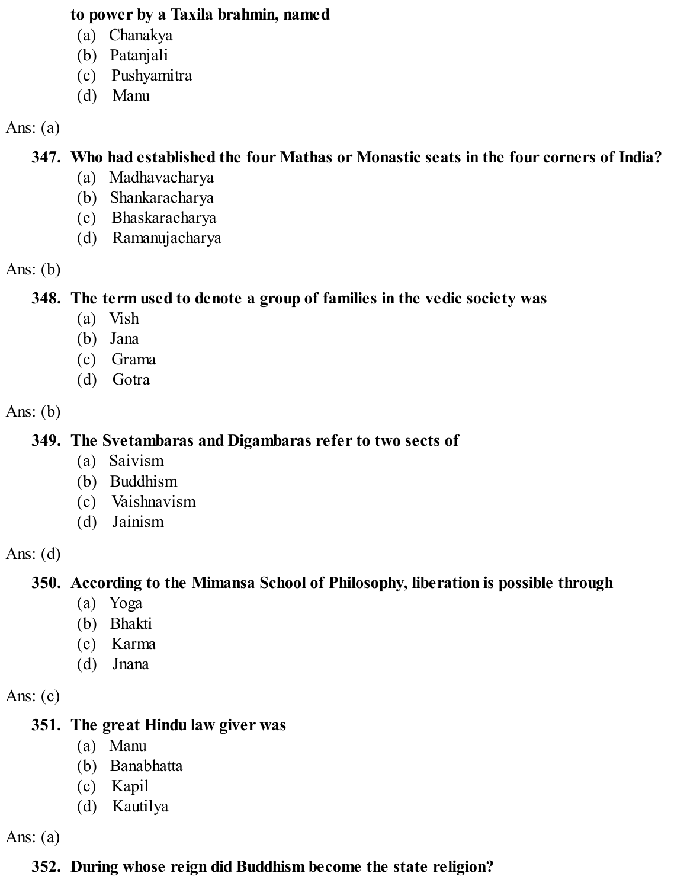**to power by a Taxila brahmin, named**

(a) Chanakya
(b) Patanjali
(c) Pushyamitra
(d) Manu

Ans: (a)

**347. Who had established the four Mathas or Monastic seats in the four corners of India?**

(a) Madhavacharya
(b) Shankaracharya
(c) Bhaskaracharya
(d) Ramanujacharya

Ans: (b)

**348. The term used to denote a group of families in the vedic society was**

(a) Vish
(b) Jana
(c) Grama
(d) Gotra

Ans: (b)

**349. The Svetambaras and Digambaras refer to two sects of**

(a) Saivism
(b) Buddhism
(c) Vaishnavism
(d) Jainism

Ans: (d)

**350. According to the Mimansa School of Philosophy, liberation is possible through**

(a) Yoga
(b) Bhakti
(c) Karma
(d) Jnana

Ans: (c)

**351. The great Hindu law giver was**

(a) Manu
(b) Banabhatta
(c) Kapil
(d) Kautilya

Ans: (a)

**352. During whose reign did Buddhism become the state religion?**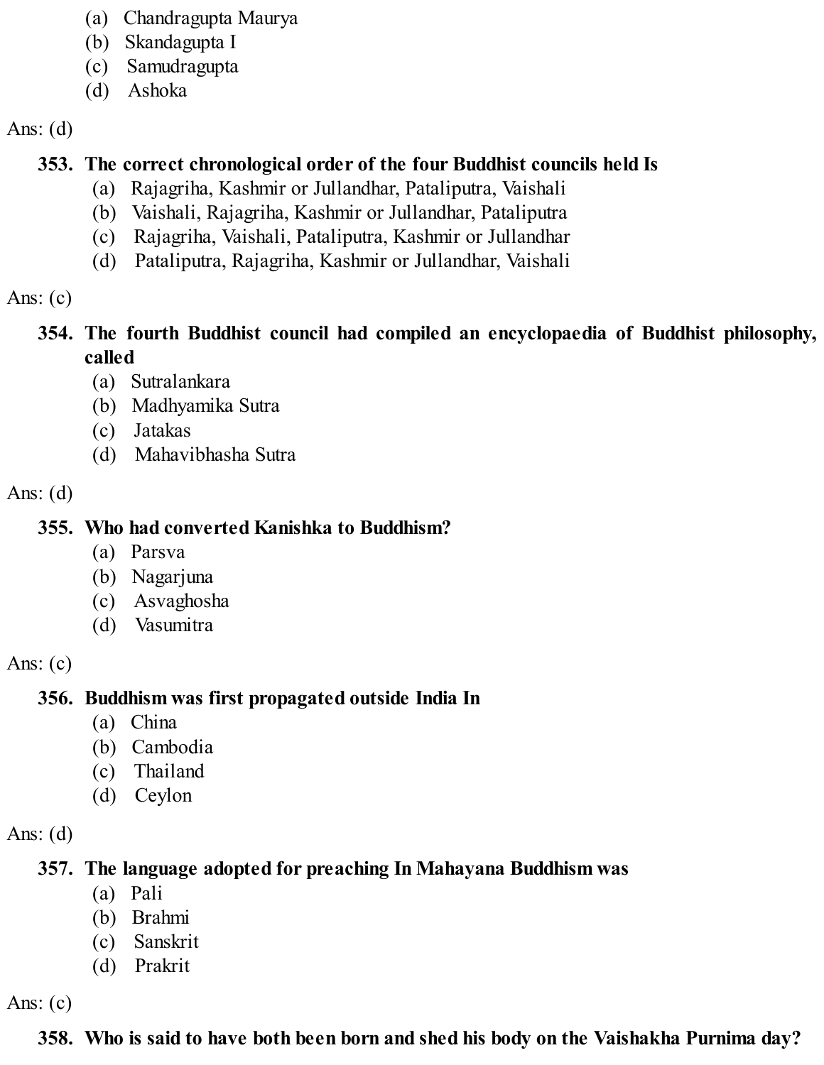(a) Chandragupta Maurya
(b) Skandagupta I
(c) Samudragupta
(d) Ashoka

Ans: (d)

**353. The correct chronological order of the four Buddhist councils held Is**

(a) Rajagriha, Kashmir or Jullandhar, Pataliputra, Vaishali
(b) Vaishali, Rajagriha, Kashmir or Jullandhar, Pataliputra
(c) Rajagriha, Vaishali, Pataliputra, Kashmir or Jullandhar
(d) Pataliputra, Rajagriha, Kashmir or Jullandhar, Vaishali

Ans: (c)

**354. The fourth Buddhist council had compiled an encyclopaedia of Buddhist philosophy, called**

(a) Sutralankara
(b) Madhyamika Sutra
(c) Jatakas
(d) Mahavibhasha Sutra

Ans: (d)

**355. Who had converted Kanishka to Buddhism?**

(a) Parsva
(b) Nagarjuna
(c) Asvaghosha
(d) Vasumitra

Ans: (c)

**356. Buddhism was first propagated outside India In**

(a) China
(b) Cambodia
(c) Thailand
(d) Ceylon

Ans: (d)

**357. The language adopted for preaching In Mahayana Buddhism was**

(a) Pali
(b) Brahmi
(c) Sanskrit
(d) Prakrit

Ans: (c)

**358. Who is said to have both been born and shed his body on the Vaishakha Purnima day?**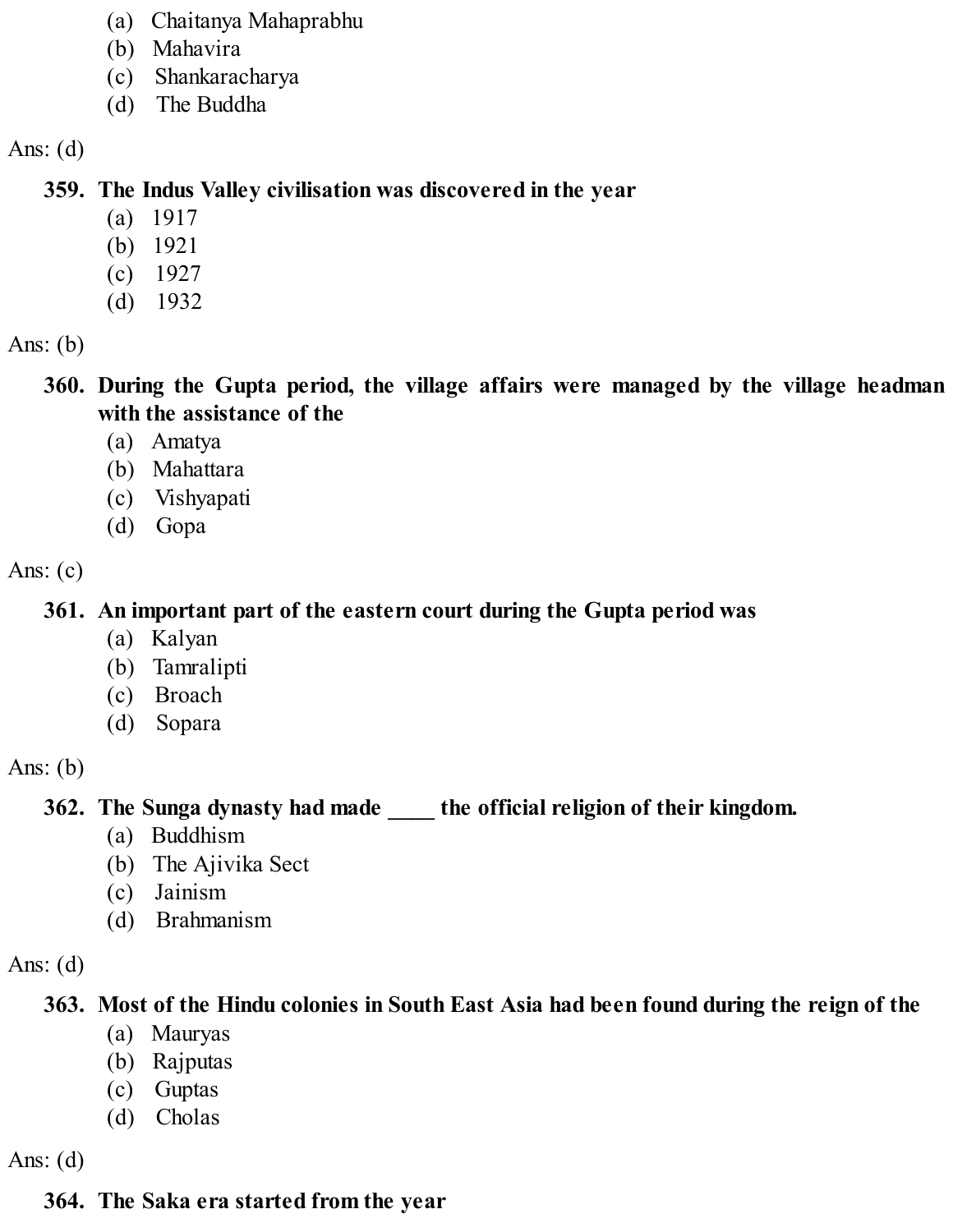(a) Chaitanya Mahaprabhu
(b) Mahavira
(c) Shankaracharya
(d) The Buddha

Ans: (d)

**359. The Indus Valley civilisation was discovered in the year**

(a) 1917
(b) 1921
(c) 1927
(d) 1932

Ans: (b)

**360. During the Gupta period, the village affairs were managed by the village headman with the assistance of the**

(a) Amatya
(b) Mahattara
(c) Vishyapati
(d) Gopa

Ans: (c)

**361. An important part of the eastern court during the Gupta period was**

(a) Kalyan
(b) Tamralipti
(c) Broach
(d) Sopara

Ans: (b)

**362. The Sunga dynasty had made ____ the official religion of their kingdom.**

(a) Buddhism
(b) The Ajivika Sect
(c) Jainism
(d) Brahmanism

Ans: (d)

**363. Most of the Hindu colonies in South East Asia had been found during the reign of the**

(a) Mauryas
(b) Rajputas
(c) Guptas
(d) Cholas

Ans: (d)

**364. The Saka era started from the year**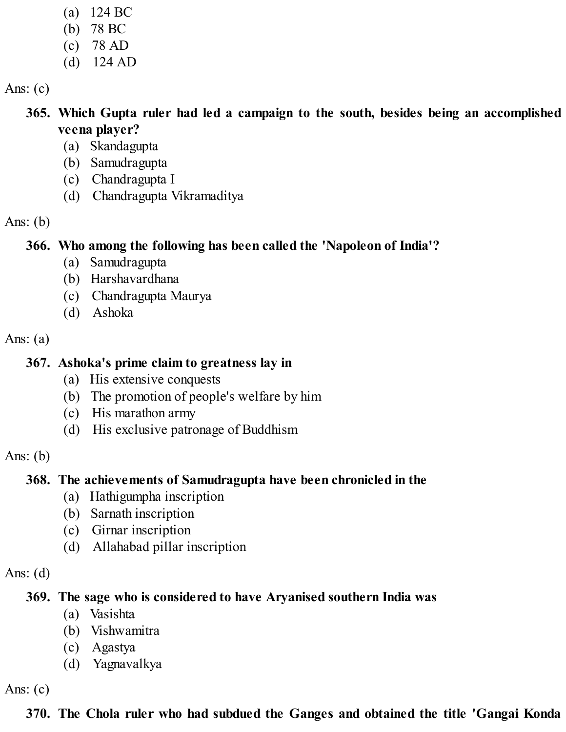(a) 124 BC
(b) 78 BC
(c) 78 AD
(d) 124 AD

Ans: (c)

**365. Which Gupta ruler had led a campaign to the south, besides being an accomplished veena player?**

(a) Skandagupta
(b) Samudragupta
(c) Chandragupta I
(d) Chandragupta Vikramaditya

Ans: (b)

**366. Who among the following has been called the 'Napoleon of India'?**

(a) Samudragupta
(b) Harshavardhana
(c) Chandragupta Maurya
(d) Ashoka

Ans: (a)

**367. Ashoka's prime claim to greatness lay in**

(a) His extensive conquests
(b) The promotion of people's welfare by him
(c) His marathon army
(d) His exclusive patronage of Buddhism

Ans: (b)

**368. The achievements of Samudragupta have been chronicled in the**

(a) Hathigumpha inscription
(b) Sarnath inscription
(c) Girnar inscription
(d) Allahabad pillar inscription

Ans: (d)

**369. The sage who is considered to have Aryanised southern India was**

(a) Vasishta
(b) Vishwamitra
(c) Agastya
(d) Yagnavalkya

Ans: (c)

**370. The Chola ruler who had subdued the Ganges and obtained the title 'Gangai Konda**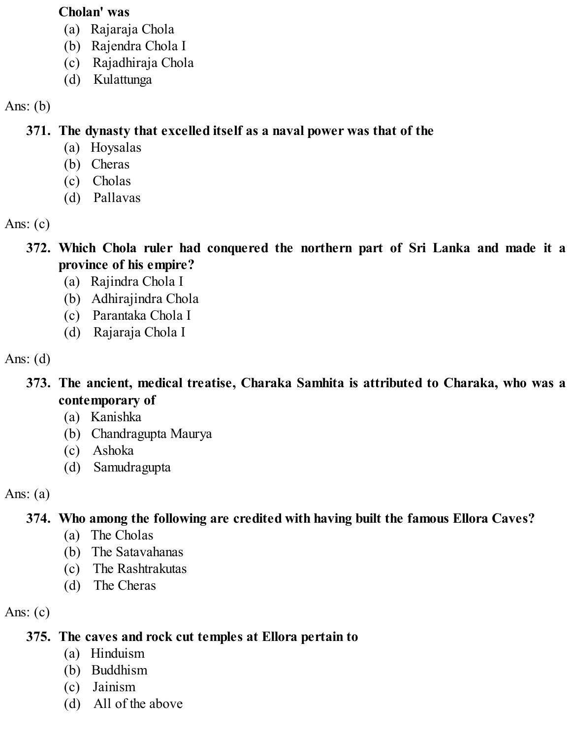**Cholan' was**

(a) Rajaraja Chola
(b) Rajendra Chola I
(c) Rajadhiraja Chola
(d) Kulattunga

Ans: (b)

**371. The dynasty that excelled itself as a naval power was that of the**

(a) Hoysalas
(b) Cheras
(c) Cholas
(d) Pallavas

Ans: (c)

**372. Which Chola ruler had conquered the northern part of Sri Lanka and made it a province of his empire?**

(a) Rajindra Chola I
(b) Adhirajindra Chola
(c) Parantaka Chola I
(d) Rajaraja Chola I

Ans: (d)

**373. The ancient, medical treatise, Charaka Samhita is attributed to Charaka, who was a contemporary of**

(a) Kanishka
(b) Chandragupta Maurya
(c) Ashoka
(d) Samudragupta

Ans: (a)

**374. Who among the following are credited with having built the famous Ellora Caves?**

(a) The Cholas
(b) The Satavahanas
(c) The Rashtrakutas
(d) The Cheras

Ans: (c)

**375. The caves and rock cut temples at Ellora pertain to**

(a) Hinduism
(b) Buddhism
(c) Jainism
(d) All of the above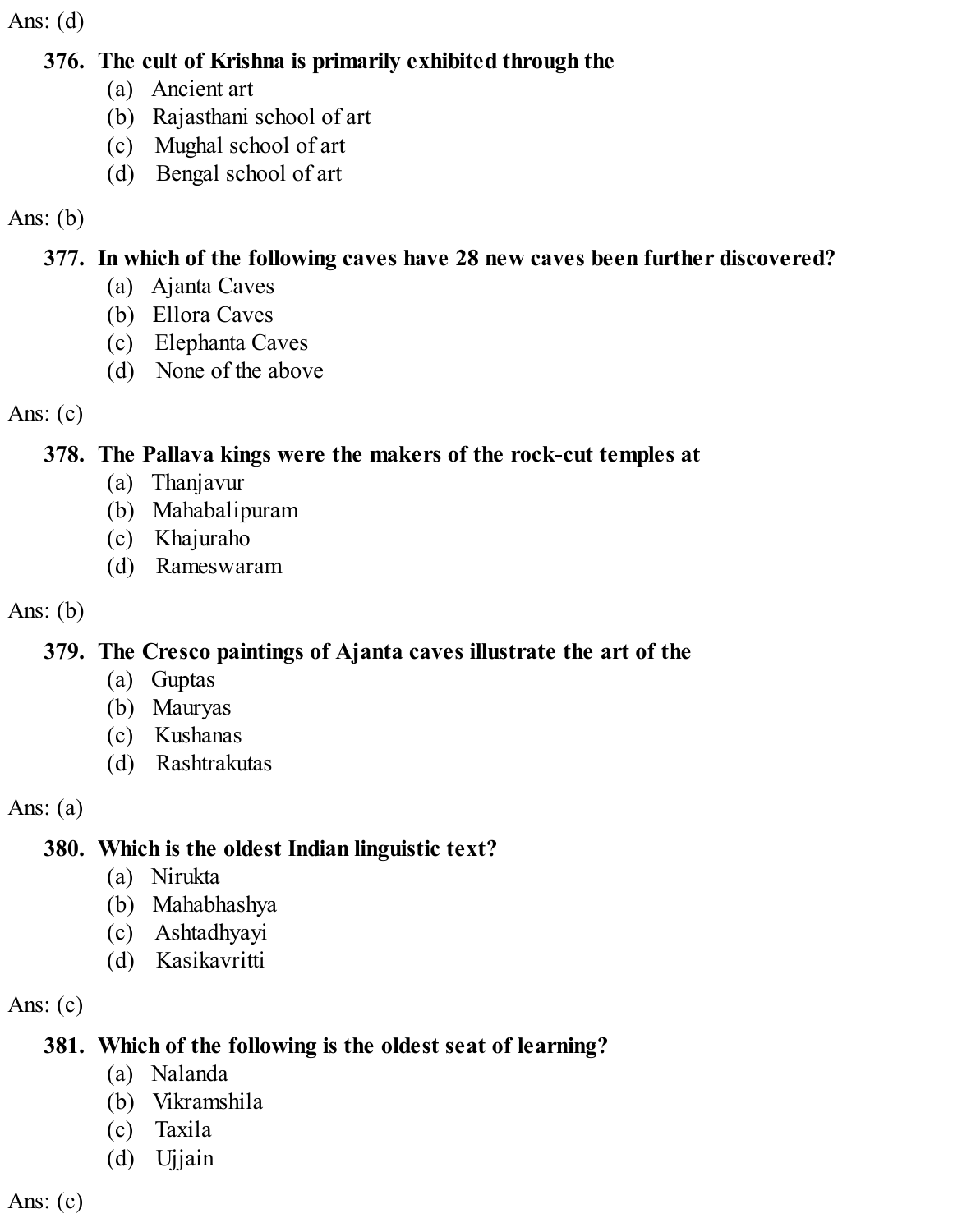Ans: (d)

**376. The cult of Krishna is primarily exhibited through the**

(a) Ancient art
(b) Rajasthani school of art
(c) Mughal school of art
(d) Bengal school of art

Ans: (b)

**377. In which of the following caves have 28 new caves been further discovered?**

(a) Ajanta Caves
(b) Ellora Caves
(c) Elephanta Caves
(d) None of the above

Ans: (c)

**378. The Pallava kings were the makers of the rock-cut temples at**

(a) Thanjavur
(b) Mahabalipuram
(c) Khajuraho
(d) Rameswaram

Ans: (b)

**379. The Cresco paintings of Ajanta caves illustrate the art of the**

(a) Guptas
(b) Mauryas
(c) Kushanas
(d) Rashtrakutas

Ans: (a)

**380. Which is the oldest Indian linguistic text?**

(a) Nirukta
(b) Mahabhashya
(c) Ashtadhyayi
(d) Kasikavritti

Ans: (c)

**381. Which of the following is the oldest seat of learning?**

(a) Nalanda
(b) Vikramshila
(c) Taxila
(d) Ujjain

Ans: (c)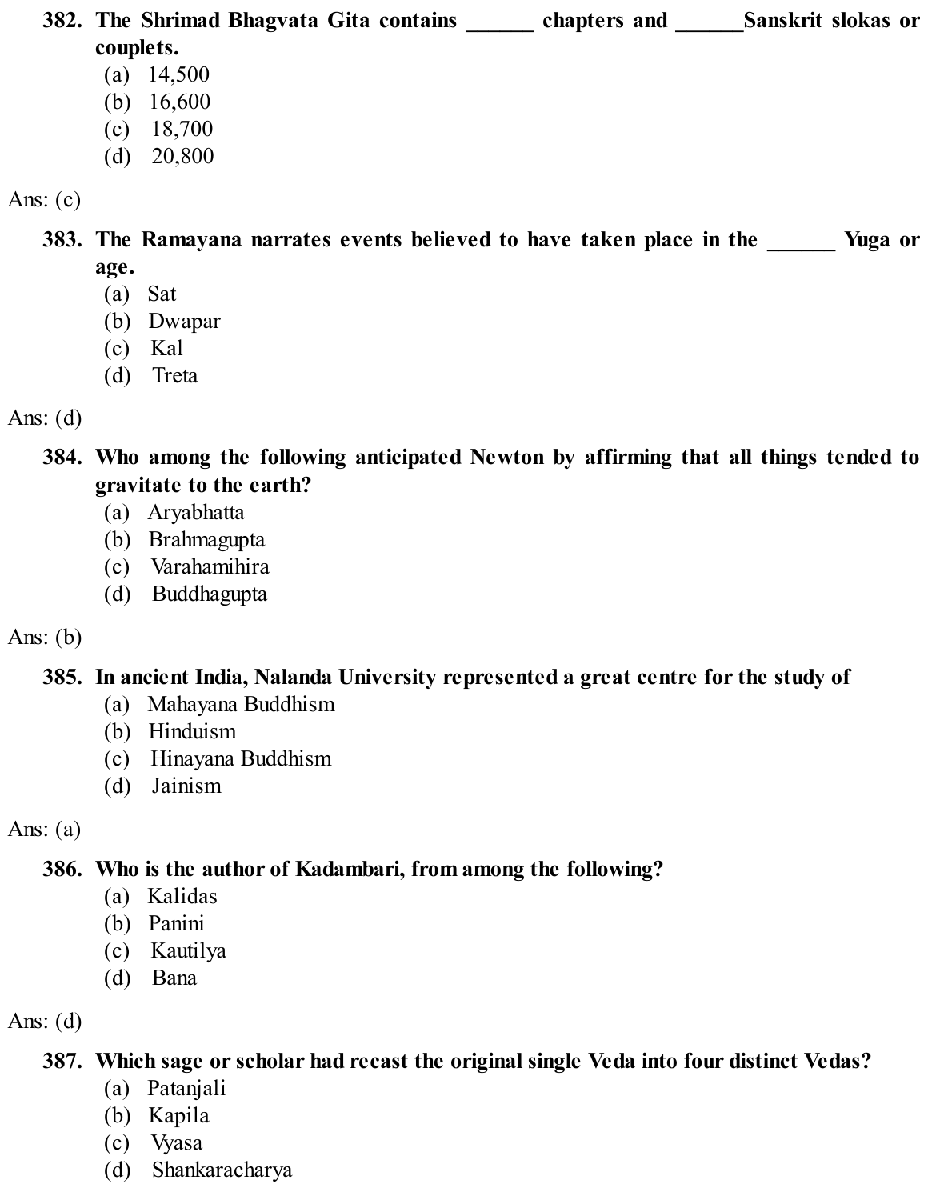**382. The Shrimad Bhagvata Gita contains ______ chapters and ______Sanskrit slokas or couplets.**

(a) 14,500
(b) 16,600
(c) 18,700
(d) 20,800

Ans: (c)

**383. The Ramayana narrates events believed to have taken place in the ______ Yuga or age.**

(a) Sat
(b) Dwapar
(c) Kal
(d) Treta

Ans: (d)

**384. Who among the following anticipated Newton by affirming that all things tended to gravitate to the earth?**

(a) Aryabhatta
(b) Brahmagupta
(c) Varahamihira
(d) Buddhagupta

Ans: (b)

**385. In ancient India, Nalanda University represented a great centre for the study of**

(a) Mahayana Buddhism
(b) Hinduism
(c) Hinayana Buddhism
(d) Jainism

Ans: (a)

**386. Who is the author of Kadambari, from among the following?**

(a) Kalidas
(b) Panini
(c) Kautilya
(d) Bana

Ans: (d)

**387. Which sage or scholar had recast the original single Veda into four distinct Vedas?**

(a) Patanjali
(b) Kapila
(c) Vyasa
(d) Shankaracharya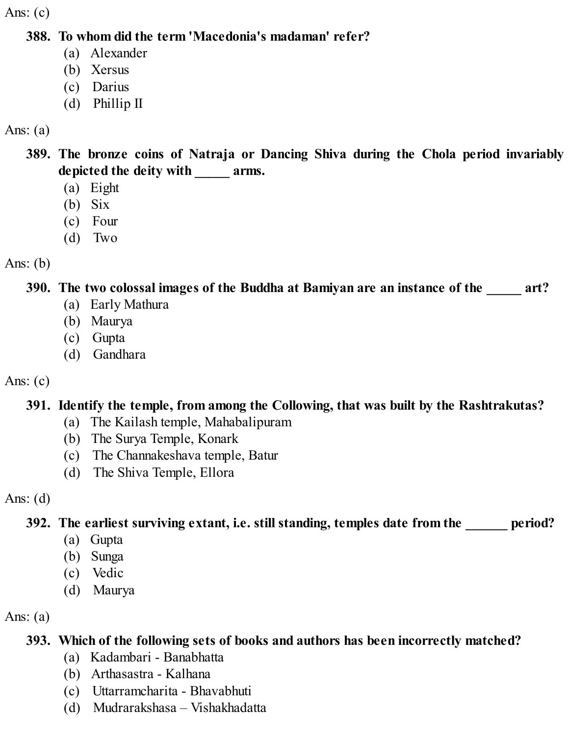Ans: (c)

**388. To whom did the term 'Macedonia's madaman' refer?**

(a) Alexander
(b) Xersus
(c) Darius
(d) Phillip II

Ans: (a)

**389. The bronze coins of Natraja or Dancing Shiva during the Chola period invariably depicted the deity with _____ arms.**

(a) Eight
(b) Six
(c) Four
(d) Two

Ans: (b)

**390. The two colossal images of the Buddha at Bamiyan are an instance of the _____ art?**

(a) Early Mathura
(b) Maurya
(c) Gupta
(d) Gandhara

Ans: (c)

**391. Identify the temple, from among the Collowing, that was built by the Rashtrakutas?**

(a) The Kailash temple, Mahabalipuram
(b) The Surya Temple, Konark
(c) The Channakeshava temple, Batur
(d) The Shiva Temple, Ellora

Ans: (d)

**392. The earliest surviving extant, i.e. still standing, temples date from the ______ period?**

(a) Gupta
(b) Sunga
(c) Vedic
(d) Maurya

Ans: (a)

**393. Which of the following sets of books and authors has been incorrectly matched?**

(a) Kadambari - Banabhatta
(b) Arthasastra - Kalhana
(c) Uttarramcharita - Bhavabhuti
(d) Mudrarakshasa – Vishakhadatta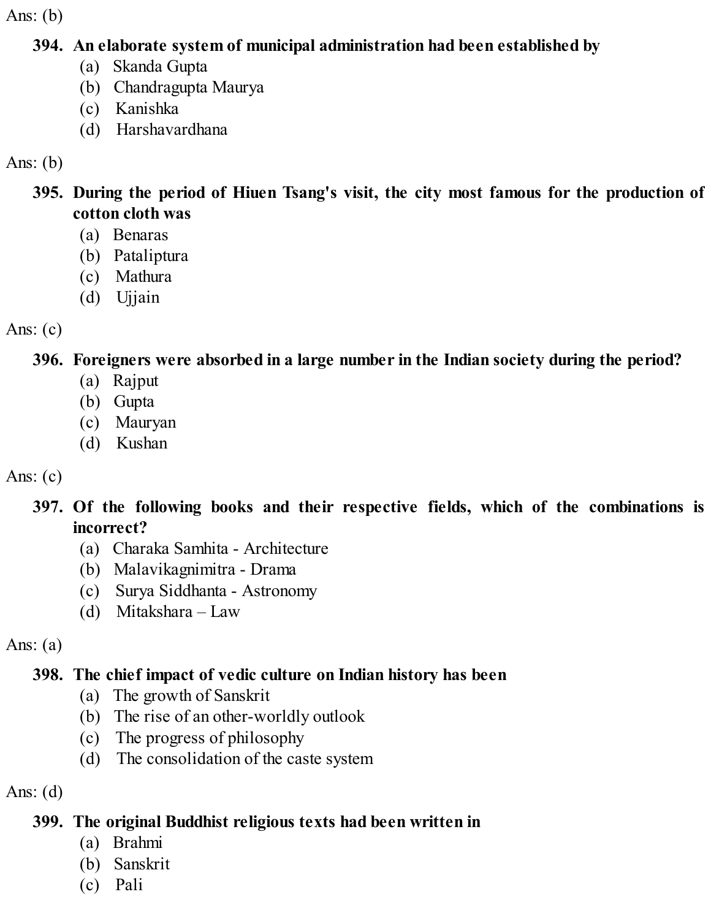Ans: (b)

**394. An elaborate system of municipal administration had been established by**

(a) Skanda Gupta
(b) Chandragupta Maurya
(c) Kanishka
(d) Harshavardhana

Ans: (b)

**395. During the period of Hiuen Tsang's visit, the city most famous for the production of cotton cloth was**

(a) Benaras
(b) Pataliptura
(c) Mathura
(d) Ujjain

Ans: (c)

**396. Foreigners were absorbed in a large number in the Indian society during the period?**

(a) Rajput
(b) Gupta
(c) Mauryan
(d) Kushan

Ans: (c)

**397. Of the following books and their respective fields, which of the combinations is incorrect?**

(a) Charaka Samhita - Architecture
(b) Malavikagnimitra - Drama
(c) Surya Siddhanta - Astronomy
(d) Mitakshara – Law

Ans: (a)

**398. The chief impact of vedic culture on Indian history has been**

(a) The growth of Sanskrit
(b) The rise of an other-worldly outlook
(c) The progress of philosophy
(d) The consolidation of the caste system

Ans: (d)

**399. The original Buddhist religious texts had been written in**

(a) Brahmi
(b) Sanskrit
(c) Pali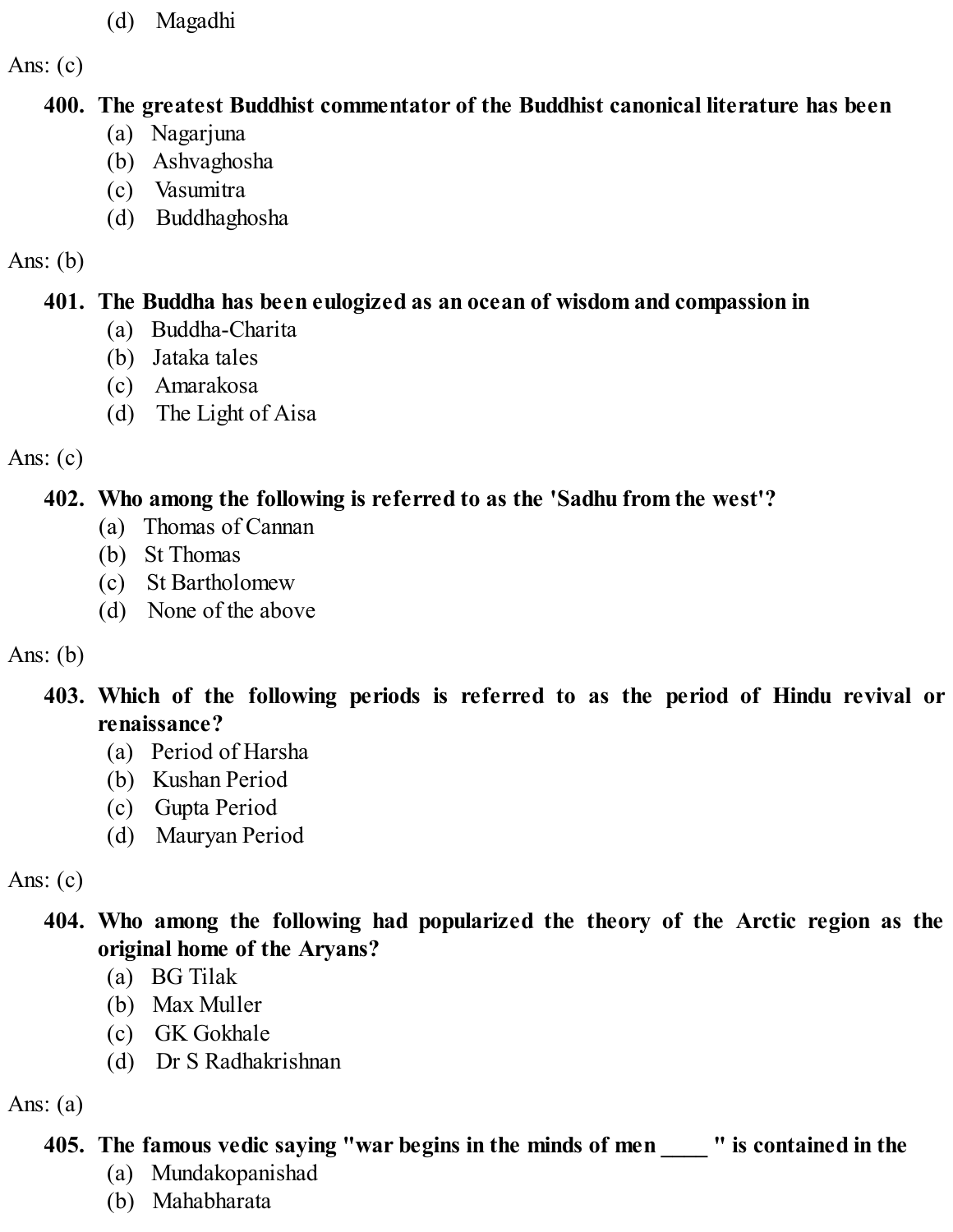(d) Magadhi

Ans: (c)

**400. The greatest Buddhist commentator of the Buddhist canonical literature has been**

(a) Nagarjuna
(b) Ashvaghosha
(c) Vasumitra
(d) Buddhaghosha

Ans: (b)

**401. The Buddha has been eulogized as an ocean of wisdom and compassion in**

(a) Buddha-Charita
(b) Jataka tales
(c) Amarakosa
(d) The Light of Aisa

Ans: (c)

**402. Who among the following is referred to as the 'Sadhu from the west'?**

(a) Thomas of Cannan
(b) St Thomas
(c) St Bartholomew
(d) None of the above

Ans: (b)

**403. Which of the following periods is referred to as the period of Hindu revival or renaissance?**

(a) Period of Harsha
(b) Kushan Period
(c) Gupta Period
(d) Mauryan Period

Ans: (c)

**404. Who among the following had popularized the theory of the Arctic region as the original home of the Aryans?**

(a) BG Tilak
(b) Max Muller
(c) GK Gokhale
(d) Dr S Radhakrishnan

Ans: (a)

**405. The famous vedic saying "war begins in the minds of men ____ " is contained in the**

(a) Mundakopanishad
(b) Mahabharata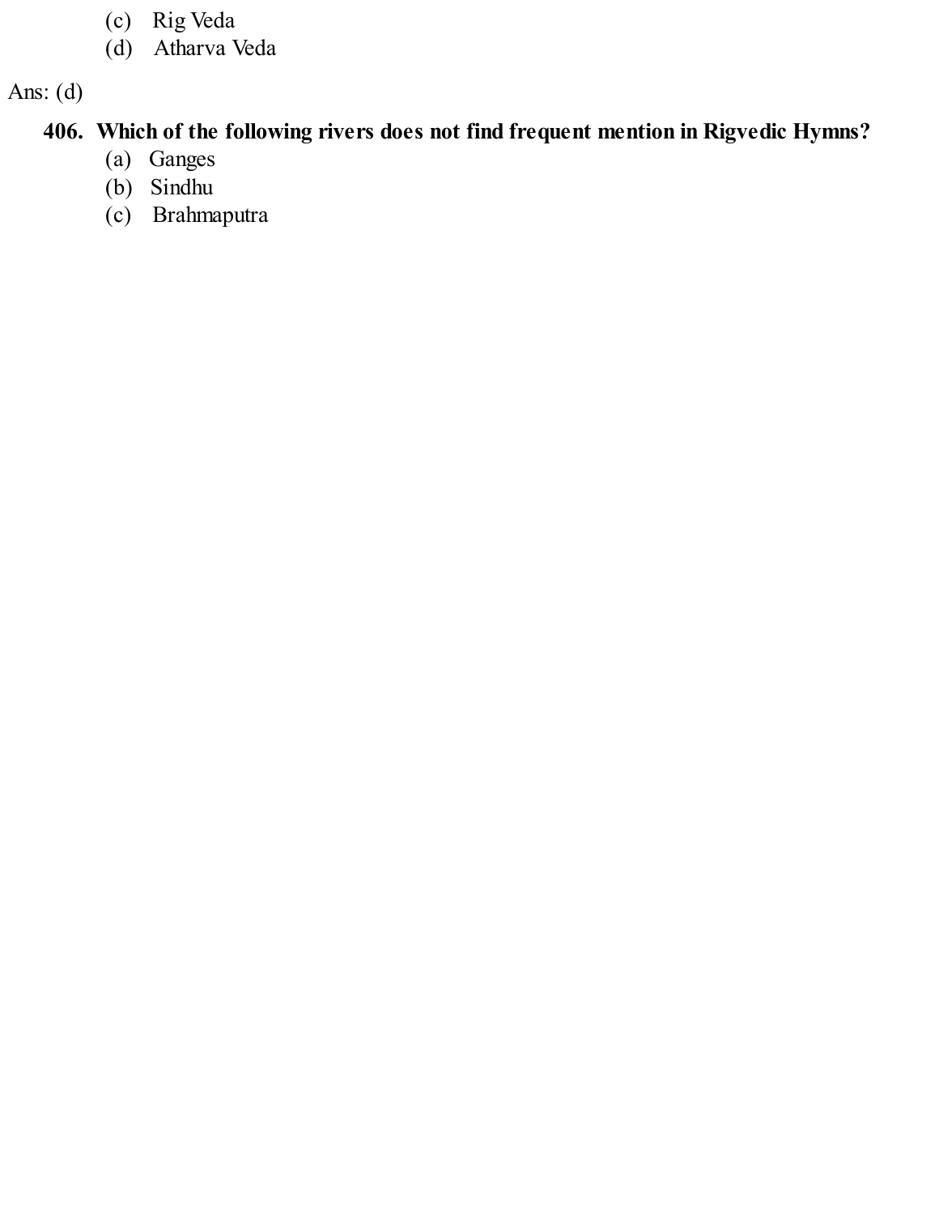(c) Rig Veda
(d) Atharva Veda

Ans: (d)

**406. Which of the following rivers does not find frequent mention in Rigvedic Hymns?**

(a) Ganges
(b) Sindhu
(c) Brahmaputra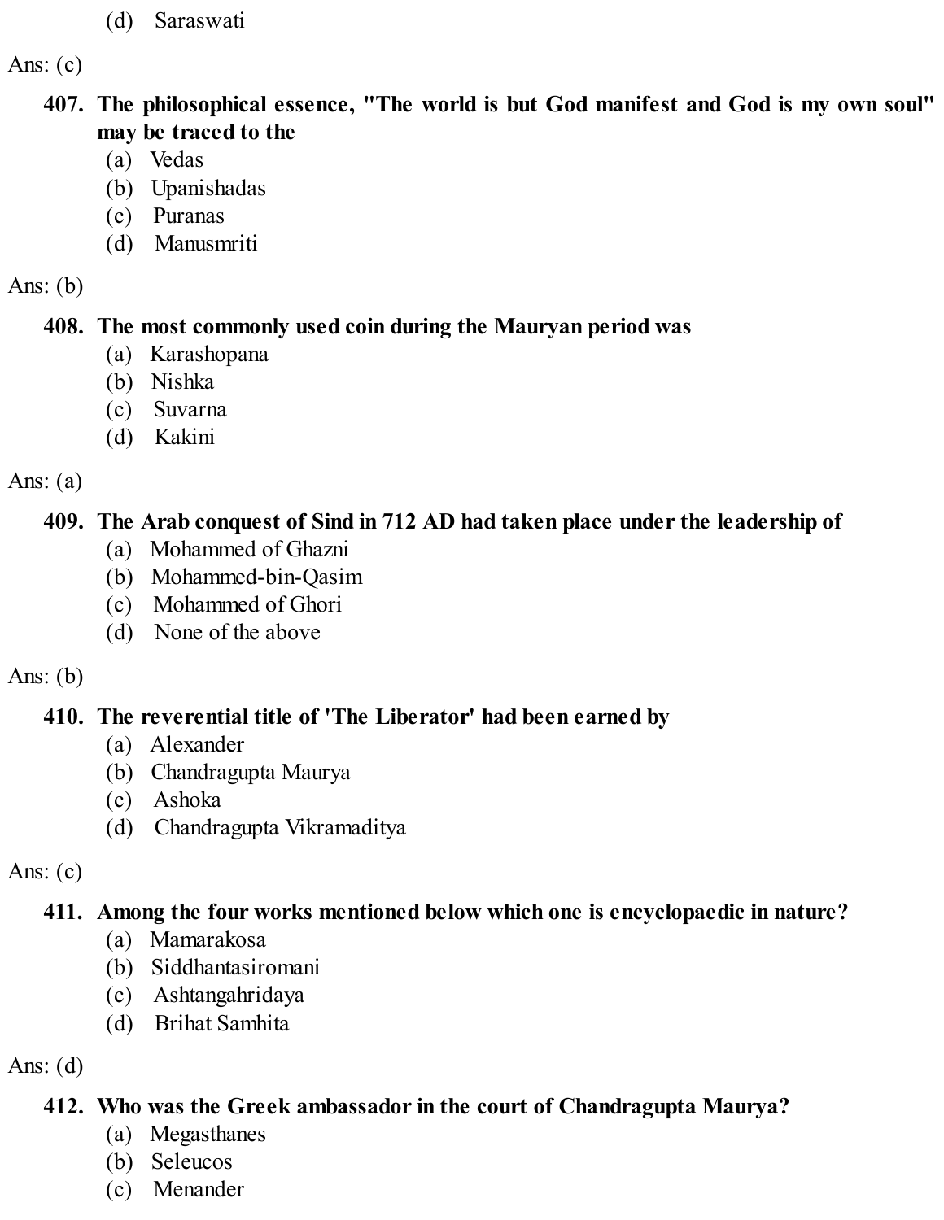(d) Saraswati

Ans: (c)

**407. The philosophical essence, "The world is but God manifest and God is my own soul" may be traced to the**

(a) Vedas
(b) Upanishadas
(c) Puranas
(d) Manusmriti

Ans: (b)

**408. The most commonly used coin during the Mauryan period was**

(a) Karashopana
(b) Nishka
(c) Suvarna
(d) Kakini

Ans: (a)

**409. The Arab conquest of Sind in 712 AD had taken place under the leadership of**

(a) Mohammed of Ghazni
(b) Mohammed-bin-Qasim
(c) Mohammed of Ghori
(d) None of the above

Ans: (b)

**410. The reverential title of 'The Liberator' had been earned by**

(a) Alexander
(b) Chandragupta Maurya
(c) Ashoka
(d) Chandragupta Vikramaditya

Ans: (c)

**411. Among the four works mentioned below which one is encyclopaedic in nature?**

(a) Mamarakosa
(b) Siddhantasiromani
(c) Ashtangahridaya
(d) Brihat Samhita

Ans: (d)

**412. Who was the Greek ambassador in the court of Chandragupta Maurya?**

(a) Megasthanes
(b) Seleucos
(c) Menander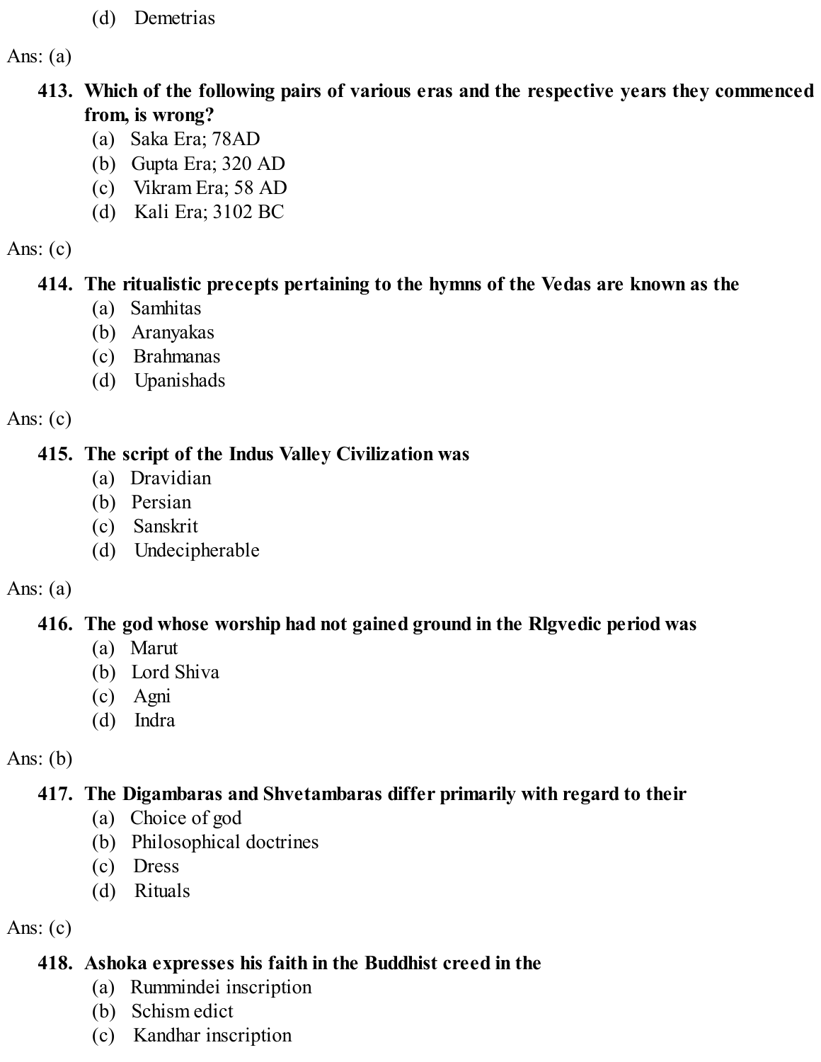(d) Demetrias

Ans: (a)

**413. Which of the following pairs of various eras and the respective years they commenced from, is wrong?**

(a) Saka Era; 78AD
(b) Gupta Era; 320 AD
(c) Vikram Era; 58 AD
(d) Kali Era; 3102 BC

Ans: (c)

**414. The ritualistic precepts pertaining to the hymns of the Vedas are known as the**

(a) Samhitas
(b) Aranyakas
(c) Brahmanas
(d) Upanishads

Ans: (c)

**415. The script of the Indus Valley Civilization was**

(a) Dravidian
(b) Persian
(c) Sanskrit
(d) Undecipherable

Ans: (a)

**416. The god whose worship had not gained ground in the Rlgvedic period was**

(a) Marut
(b) Lord Shiva
(c) Agni
(d) Indra

Ans: (b)

**417. The Digambaras and Shvetambaras differ primarily with regard to their**

(a) Choice of god
(b) Philosophical doctrines
(c) Dress
(d) Rituals

Ans: (c)

**418. Ashoka expresses his faith in the Buddhist creed in the**

(a) Rummindei inscription
(b) Schism edict
(c) Kandhar inscription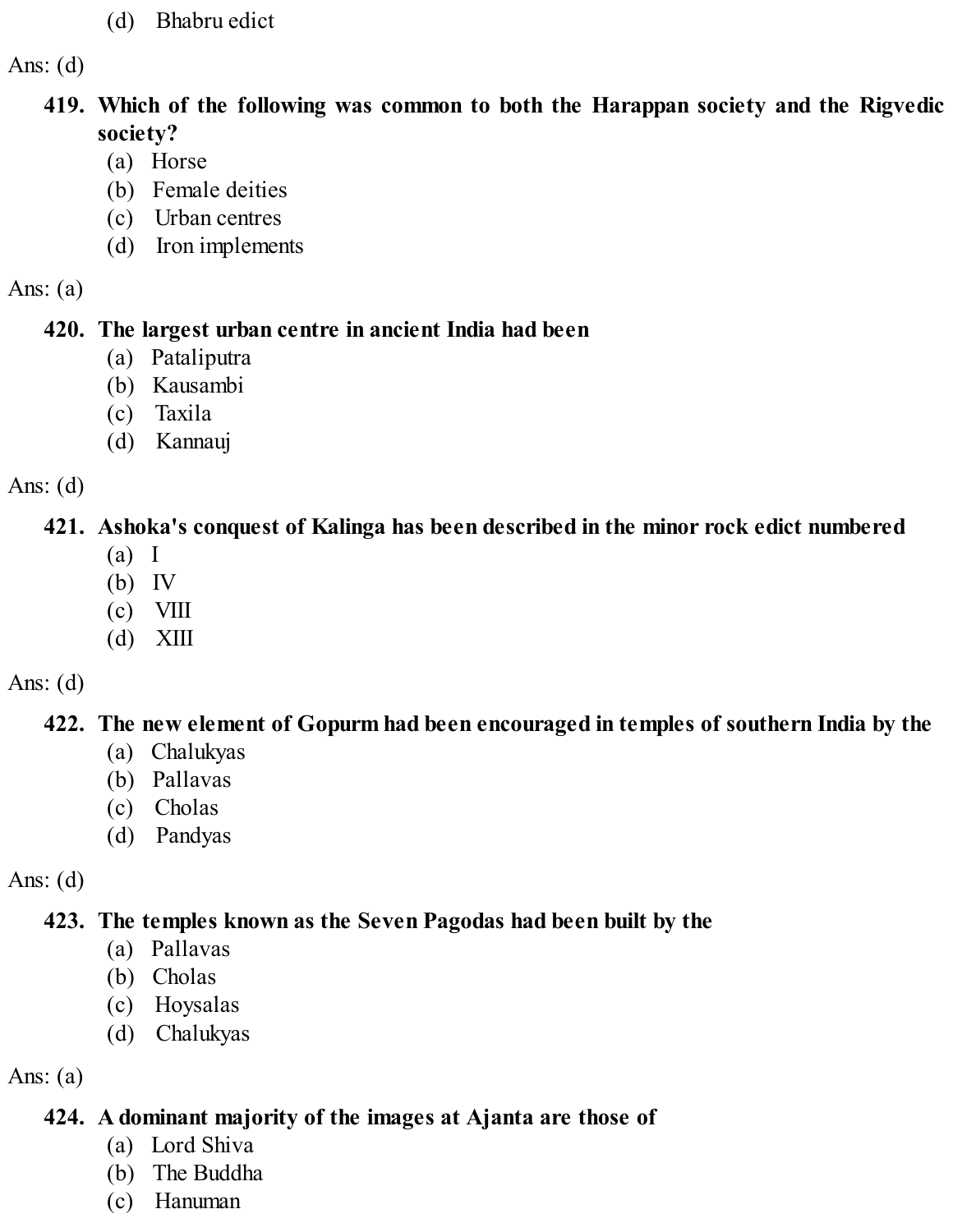(d) Bhabru edict

Ans: (d)

**419. Which of the following was common to both the Harappan society and the Rigvedic society?**

(a) Horse
(b) Female deities
(c) Urban centres
(d) Iron implements

Ans: (a)

**420. The largest urban centre in ancient India had been**

(a) Pataliputra
(b) Kausambi
(c) Taxila
(d) Kannauj

Ans: (d)

**421. Ashoka's conquest of Kalinga has been described in the minor rock edict numbered**

(a) I
(b) IV
(c) VIII
(d) XIII

Ans: (d)

**422. The new element of Gopurm had been encouraged in temples of southern India by the**

(a) Chalukyas
(b) Pallavas
(c) Cholas
(d) Pandyas

Ans: (d)

**423. The temples known as the Seven Pagodas had been built by the**

(a) Pallavas
(b) Cholas
(c) Hoysalas
(d) Chalukyas

Ans: (a)

**424. A dominant majority of the images at Ajanta are those of**

(a) Lord Shiva
(b) The Buddha
(c) Hanuman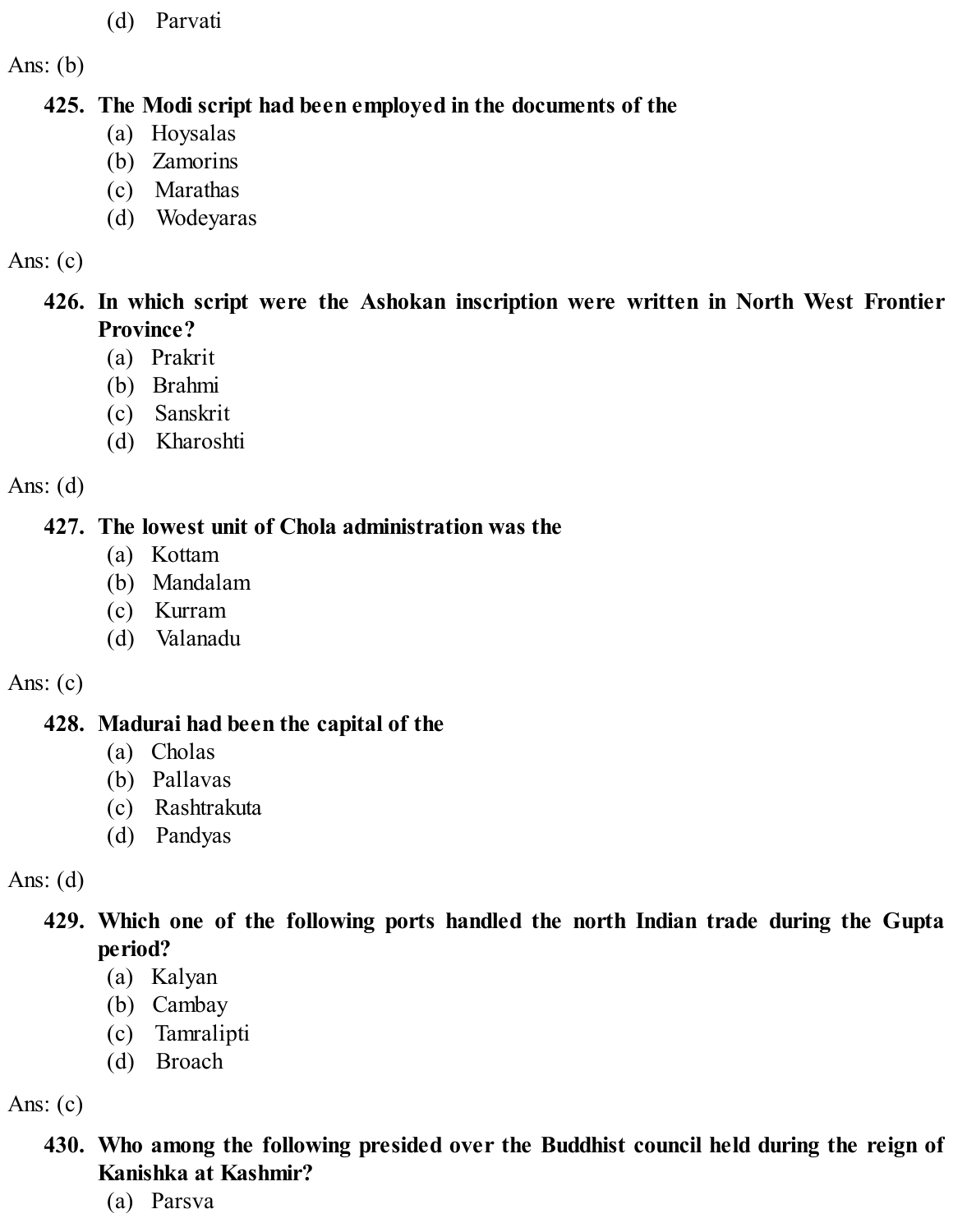(d) Parvati

Ans: (b)

**425. The Modi script had been employed in the documents of the**

(a) Hoysalas
(b) Zamorins
(c) Marathas
(d) Wodeyaras

Ans: (c)

**426. In which script were the Ashokan inscription were written in North West Frontier Province?**

(a) Prakrit
(b) Brahmi
(c) Sanskrit
(d) Kharoshti

Ans: (d)

**427. The lowest unit of Chola administration was the**

(a) Kottam
(b) Mandalam
(c) Kurram
(d) Valanadu

Ans: (c)

**428. Madurai had been the capital of the**

(a) Cholas
(b) Pallavas
(c) Rashtrakuta
(d) Pandyas

Ans: (d)

**429. Which one of the following ports handled the north Indian trade during the Gupta period?**

(a) Kalyan
(b) Cambay
(c) Tamralipti
(d) Broach

Ans: (c)

**430. Who among the following presided over the Buddhist council held during the reign of Kanishka at Kashmir?**

(a) Parsva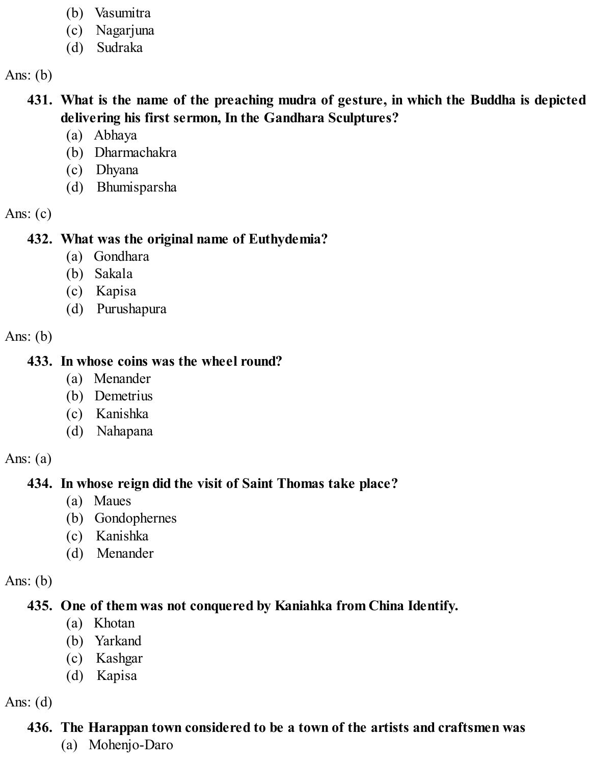(b) Vasumitra
(c) Nagarjuna
(d) Sudraka

Ans: (b)

**431. What is the name of the preaching mudra of gesture, in which the Buddha is depicted delivering his first sermon, In the Gandhara Sculptures?**

(a) Abhaya
(b) Dharmachakra
(c) Dhyana
(d) Bhumisparsha

Ans: (c)

**432. What was the original name of Euthydemia?**

(a) Gondhara
(b) Sakala
(c) Kapisa
(d) Purushapura

Ans: (b)

**433. In whose coins was the wheel round?**

(a) Menander
(b) Demetrius
(c) Kanishka
(d) Nahapana

Ans: (a)

**434. In whose reign did the visit of Saint Thomas take place?**

(a) Maues
(b) Gondophernes
(c) Kanishka
(d) Menander

Ans: (b)

**435. One of them was not conquered by Kaniahka from China Identify.**

(a) Khotan
(b) Yarkand
(c) Kashgar
(d) Kapisa

Ans: (d)

**436. The Harappan town considered to be a town of the artists and craftsmen was**

(a) Mohenjo-Daro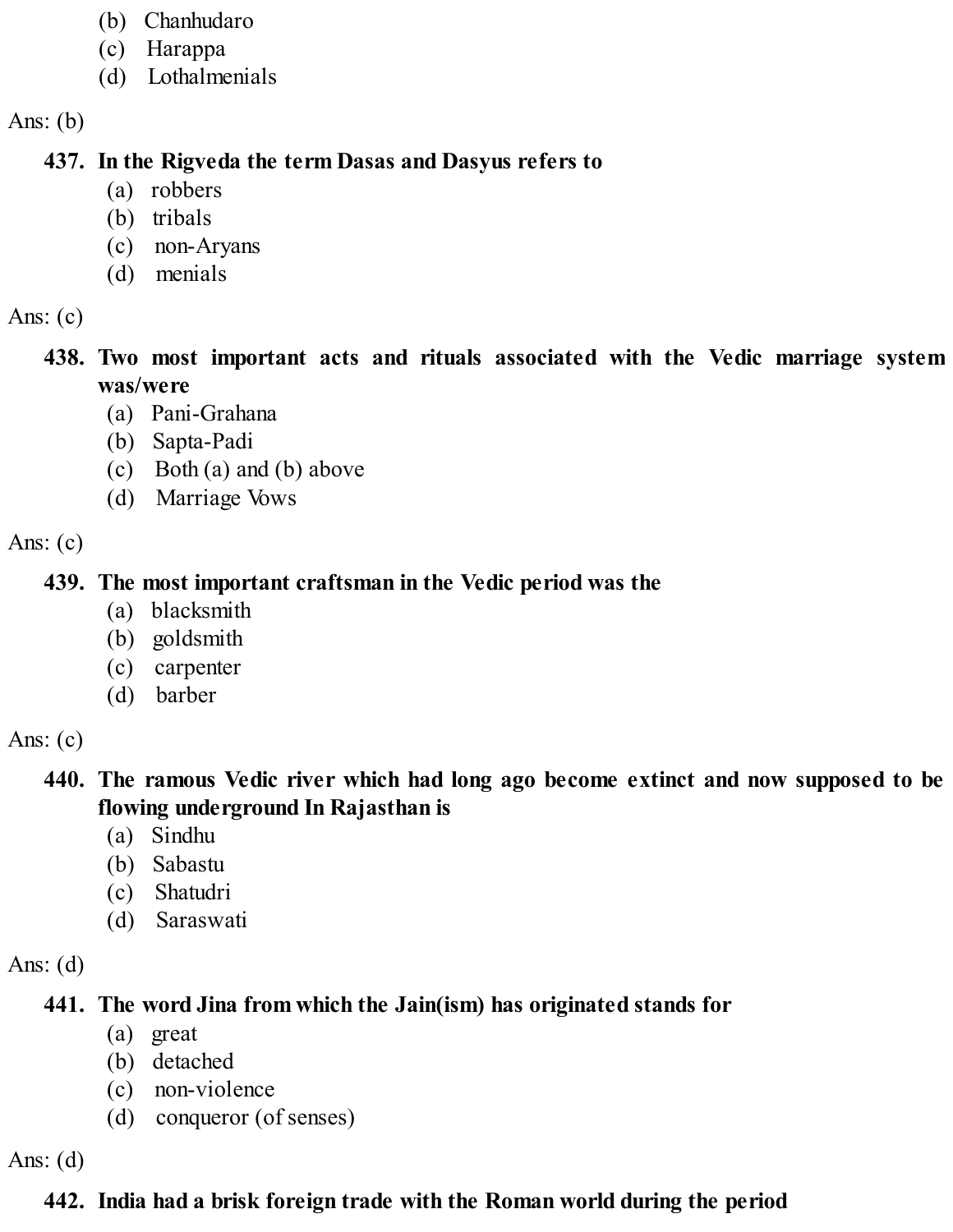(b) Chanhudaro
(c) Harappa
(d) Lothalmenials

Ans: (b)

**437. In the Rigveda the term Dasas and Dasyus refers to**

(a) robbers
(b) tribals
(c) non-Aryans
(d) menials

Ans: (c)

**438. Two most important acts and rituals associated with the Vedic marriage system was/were**

(a) Pani-Grahana
(b) Sapta-Padi
(c) Both (a) and (b) above
(d) Marriage Vows

Ans: (c)

**439. The most important craftsman in the Vedic period was the**

(a) blacksmith
(b) goldsmith
(c) carpenter
(d) barber

Ans: (c)

**440. The ramous Vedic river which had long ago become extinct and now supposed to be flowing underground In Rajasthan is**

(a) Sindhu
(b) Sabastu
(c) Shatudri
(d) Saraswati

Ans: (d)

**441. The word Jina from which the Jain(ism) has originated stands for**

(a) great
(b) detached
(c) non-violence
(d) conqueror (of senses)

Ans: (d)

**442. India had a brisk foreign trade with the Roman world during the period**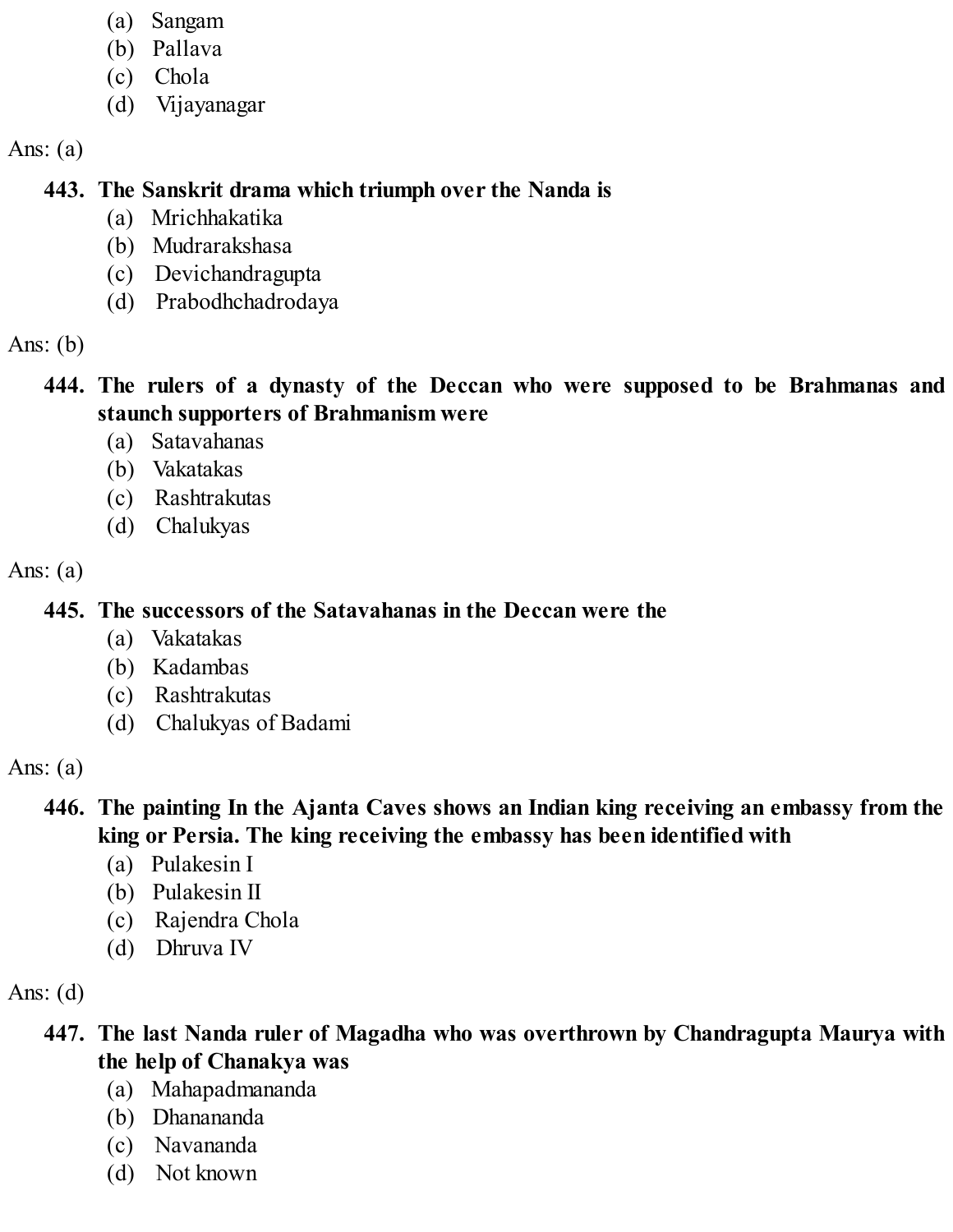(a) Sangam
(b) Pallava
(c) Chola
(d) Vijayanagar

Ans: (a)

**443. The Sanskrit drama which triumph over the Nanda is**

(a) Mrichhakatika
(b) Mudrarakshasa
(c) Devichandragupta
(d) Prabodhchadrodaya

Ans: (b)

**444. The rulers of a dynasty of the Deccan who were supposed to be Brahmanas and staunch supporters of Brahmanism were**

(a) Satavahanas
(b) Vakatakas
(c) Rashtrakutas
(d) Chalukyas

Ans: (a)

**445. The successors of the Satavahanas in the Deccan were the**

(a) Vakatakas
(b) Kadambas
(c) Rashtrakutas
(d) Chalukyas of Badami

Ans: (a)

**446. The painting In the Ajanta Caves shows an Indian king receiving an embassy from the king or Persia. The king receiving the embassy has been identified with**

(a) Pulakesin I
(b) Pulakesin II
(c) Rajendra Chola
(d) Dhruva IV

Ans: (d)

**447. The last Nanda ruler of Magadha who was overthrown by Chandragupta Maurya with the help of Chanakya was**

(a) Mahapadmananda
(b) Dhanananda
(c) Navananda
(d) Not known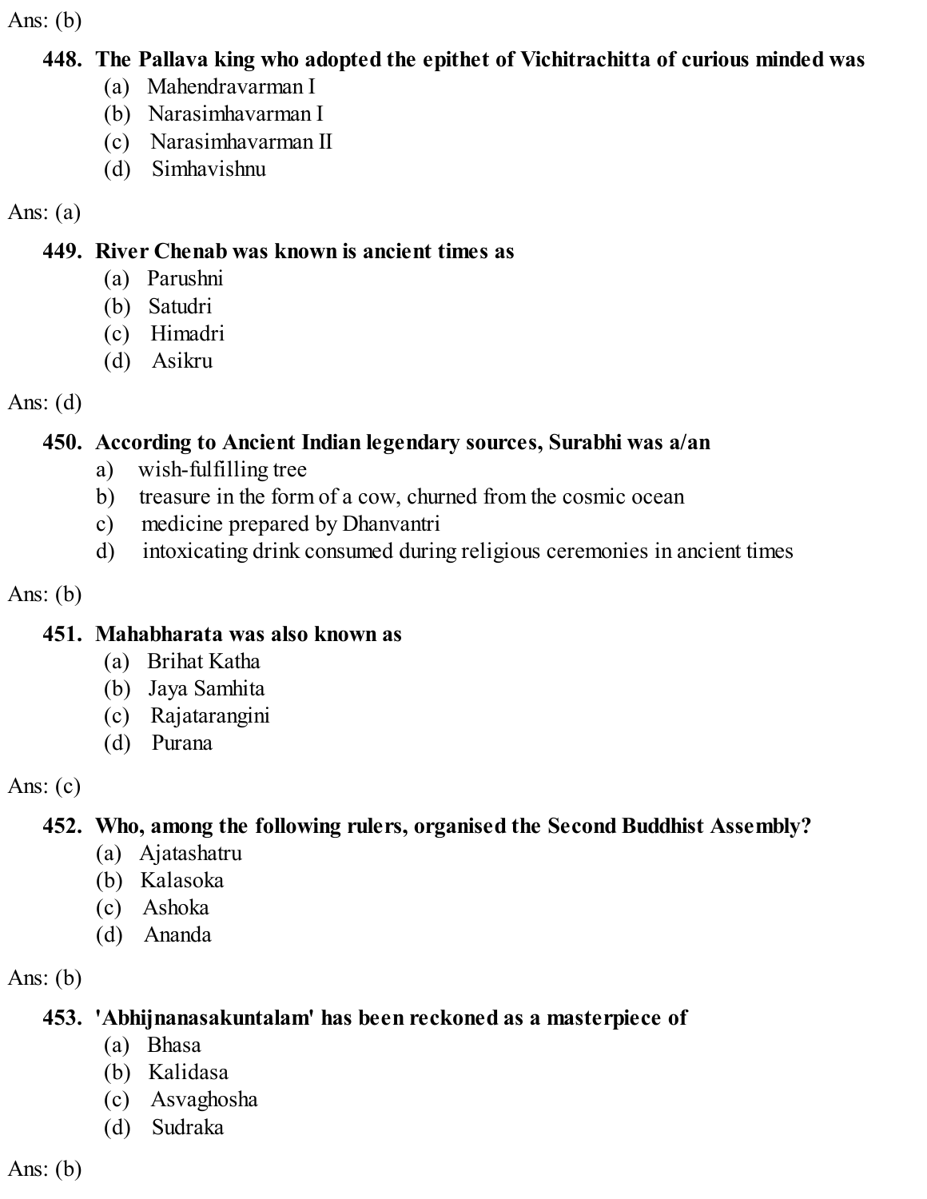Ans: (b)

**448. The Pallava king who adopted the epithet of Vichitrachitta of curious minded was**

(a) Mahendravarman I
(b) Narasimhavarman I
(c) Narasimhavarman II
(d) Simhavishnu

Ans: (a)

**449. River Chenab was known is ancient times as**

(a) Parushni
(b) Satudri
(c) Himadri
(d) Asikru

Ans: (d)

**450. According to Ancient Indian legendary sources, Surabhi was a/an**

a) wish-fulfilling tree
b) treasure in the form of a cow, churned from the cosmic ocean
c) medicine prepared by Dhanvantri
d) intoxicating drink consumed during religious ceremonies in ancient times

Ans: (b)

**451. Mahabharata was also known as**

(a) Brihat Katha
(b) Jaya Samhita
(c) Rajatarangini
(d) Purana

Ans: (c)

**452. Who, among the following rulers, organised the Second Buddhist Assembly?**

(a) Ajatashatru
(b) Kalasoka
(c) Ashoka
(d) Ananda

Ans: (b)

**453. 'Abhijnanasakuntalam' has been reckoned as a masterpiece of**

(a) Bhasa
(b) Kalidasa
(c) Asvaghosha
(d) Sudraka

Ans: (b)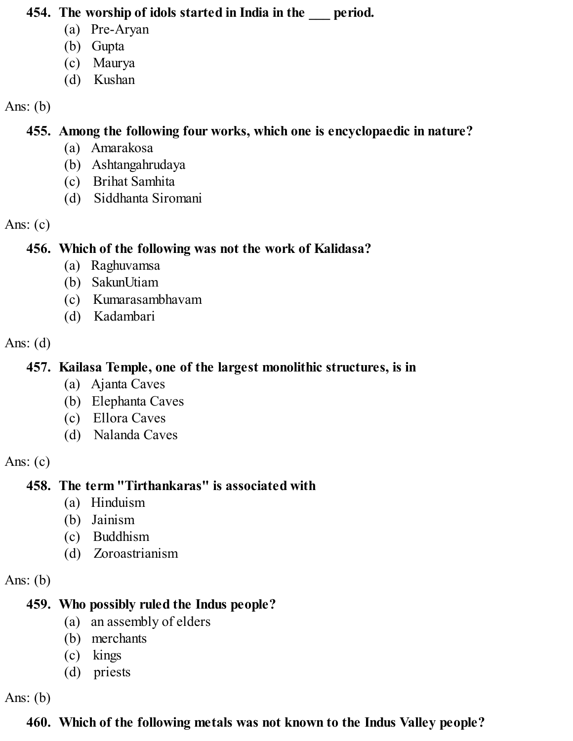**454. The worship of idols started in India in the ___ period.**

(a) Pre-Aryan
(b) Gupta
(c) Maurya
(d) Kushan

Ans: (b)

**455. Among the following four works, which one is encyclopaedic in nature?**

(a) Amarakosa
(b) Ashtangahrudaya
(c) Brihat Samhita
(d) Siddhanta Siromani

Ans: (c)

**456. Which of the following was not the work of Kalidasa?**

(a) Raghuvamsa
(b) SakunUtiam
(c) Kumarasambhavam
(d) Kadambari

Ans: (d)

**457. Kailasa Temple, one of the largest monolithic structures, is in**

(a) Ajanta Caves
(b) Elephanta Caves
(c) Ellora Caves
(d) Nalanda Caves

Ans: (c)

**458. The term "Tirthankaras" is associated with**

(a) Hinduism
(b) Jainism
(c) Buddhism
(d) Zoroastrianism

Ans: (b)

**459. Who possibly ruled the Indus people?**

(a) an assembly of elders
(b) merchants
(c) kings
(d) priests

Ans: (b)

**460. Which of the following metals was not known to the Indus Valley people?**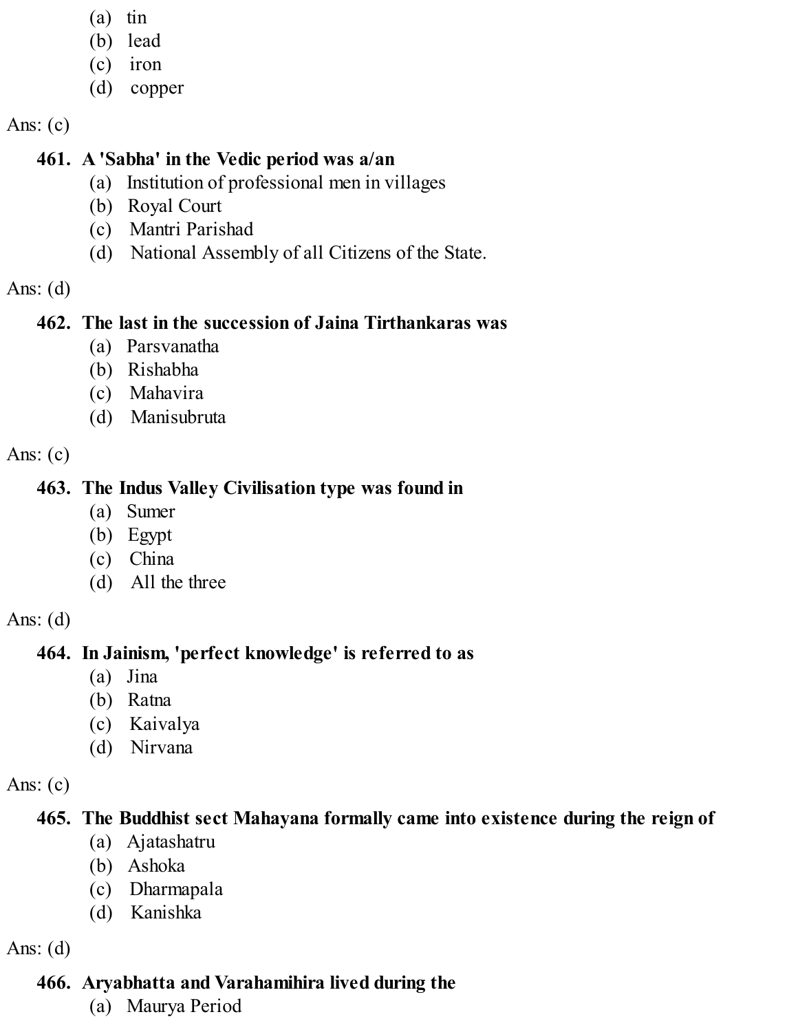(a) tin
(b) lead
(c) iron
(d) copper

Ans: (c)

**461. A 'Sabha' in the Vedic period was a/an**

(a) Institution of professional men in villages
(b) Royal Court
(c) Mantri Parishad
(d) National Assembly of all Citizens of the State.

Ans: (d)

**462. The last in the succession of Jaina Tirthankaras was**

(a) Parsvanatha
(b) Rishabha
(c) Mahavira
(d) Manisubruta

Ans: (c)

**463. The Indus Valley Civilisation type was found in**

(a) Sumer
(b) Egypt
(c) China
(d) All the three

Ans: (d)

**464. In Jainism, 'perfect knowledge' is referred to as**

(a) Jina
(b) Ratna
(c) Kaivalya
(d) Nirvana

Ans: (c)

**465. The Buddhist sect Mahayana formally came into existence during the reign of**

(a) Ajatashatru
(b) Ashoka
(c) Dharmapala
(d) Kanishka

Ans: (d)

**466. Aryabhatta and Varahamihira lived during the**

(a) Maurya Period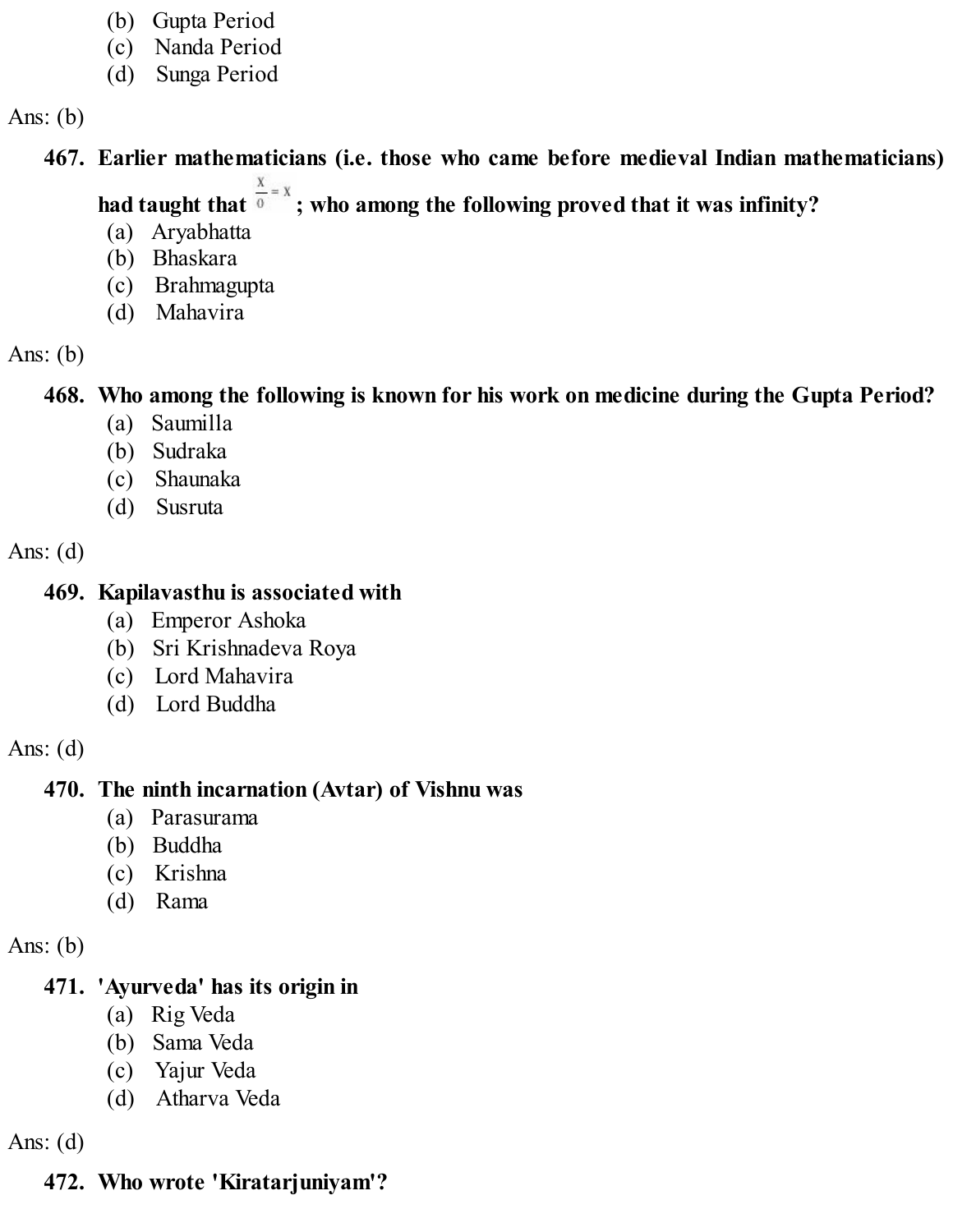(b) Gupta Period
(c) Nanda Period
(d) Sunga Period

Ans: (b)

**467. Earlier mathematicians (i.e. those who came before medieval Indian mathematicians) had taught that $\frac{X}{0} = X$; who among the following proved that it was infinity?**

(a) Aryabhatta
(b) Bhaskara
(c) Brahmagupta
(d) Mahavira

Ans: (b)

**468. Who among the following is known for his work on medicine during the Gupta Period?**

(a) Saumilla
(b) Sudraka
(c) Shaunaka
(d) Susruta

Ans: (d)

**469. Kapilavasthu is associated with**

(a) Emperor Ashoka
(b) Sri Krishnadeva Roya
(c) Lord Mahavira
(d) Lord Buddha

Ans: (d)

**470. The ninth incarnation (Avtar) of Vishnu was**

(a) Parasurama
(b) Buddha
(c) Krishna
(d) Rama

Ans: (b)

**471. 'Ayurveda' has its origin in**

(a) Rig Veda
(b) Sama Veda
(c) Yajur Veda
(d) Atharva Veda

Ans: (d)

**472. Who wrote 'Kiratarjuniyam'?**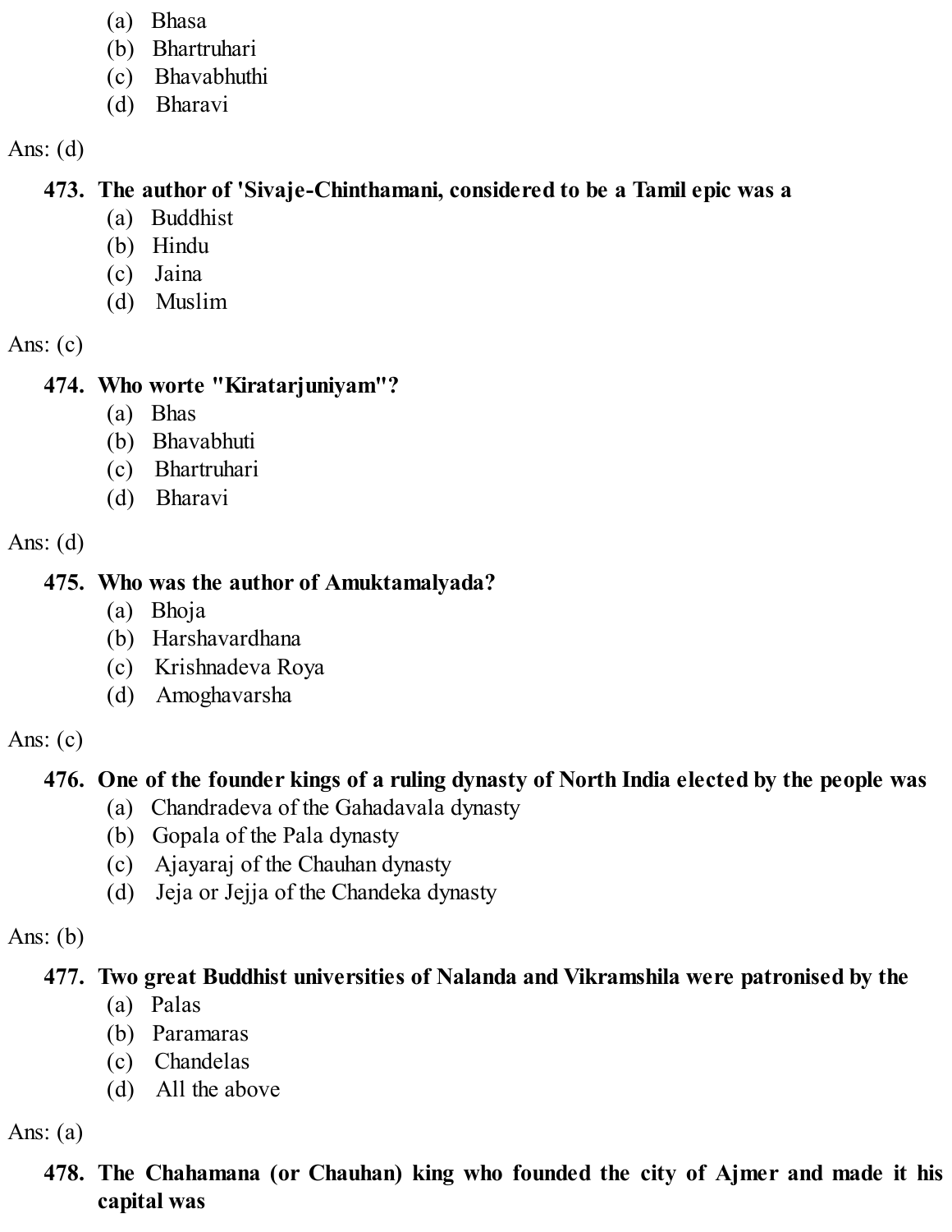(a) Bhasa
(b) Bhartruhari
(c) Bhavabhuthi
(d) Bharavi

Ans: (d)

**473. The author of 'Sivaje-Chinthamani, considered to be a Tamil epic was a**

(a) Buddhist
(b) Hindu
(c) Jaina
(d) Muslim

Ans: (c)

**474. Who worte "Kiratarjuniyam"?**

(a) Bhas
(b) Bhavabhuti
(c) Bhartruhari
(d) Bharavi

Ans: (d)

**475. Who was the author of Amuktamalyada?**

(a) Bhoja
(b) Harshavardhana
(c) Krishnadeva Roya
(d) Amoghavarsha

Ans: (c)

**476. One of the founder kings of a ruling dynasty of North India elected by the people was**

(a) Chandradeva of the Gahadavala dynasty
(b) Gopala of the Pala dynasty
(c) Ajayaraj of the Chauhan dynasty
(d) Jeja or Jejja of the Chandeka dynasty

Ans: (b)

**477. Two great Buddhist universities of Nalanda and Vikramshila were patronised by the**

(a) Palas
(b) Paramaras
(c) Chandelas
(d) All the above

Ans: (a)

**478. The Chahamana (or Chauhan) king who founded the city of Ajmer and made it his capital was**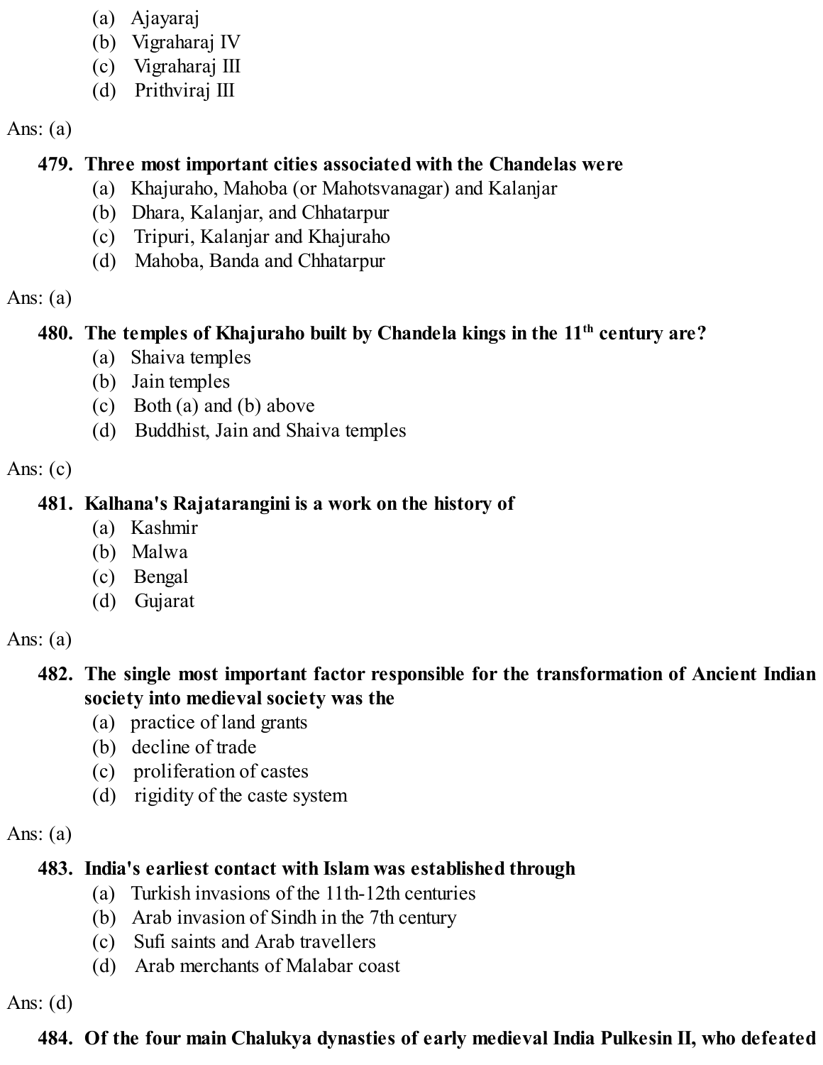(a) Ajayaraj
(b) Vigraharaj IV
(c) Vigraharaj III
(d) Prithviraj III

Ans: (a)

**479. Three most important cities associated with the Chandelas were**
(a) Khajuraho, Mahoba (or Mahotsvanagar) and Kalanjar
(b) Dhara, Kalanjar, and Chhatarpur
(c) Tripuri, Kalanjar and Khajuraho
(d) Mahoba, Banda and Chhatarpur

Ans: (a)

**480. The temples of Khajuraho built by Chandela kings in the 11th century are?**
(a) Shaiva temples
(b) Jain temples
(c) Both (a) and (b) above
(d) Buddhist, Jain and Shaiva temples

Ans: (c)

**481. Kalhana's Rajatarangini is a work on the history of**
(a) Kashmir
(b) Malwa
(c) Bengal
(d) Gujarat

Ans: (a)

**482. The single most important factor responsible for the transformation of Ancient Indian society into medieval society was the**
(a) practice of land grants
(b) decline of trade
(c) proliferation of castes
(d) rigidity of the caste system

Ans: (a)

**483. India's earliest contact with Islam was established through**
(a) Turkish invasions of the 11th-12th centuries
(b) Arab invasion of Sindh in the 7th century
(c) Sufi saints and Arab travellers
(d) Arab merchants of Malabar coast

Ans: (d)

**484. Of the four main Chalukya dynasties of early medieval India Pulkesin II, who defeated**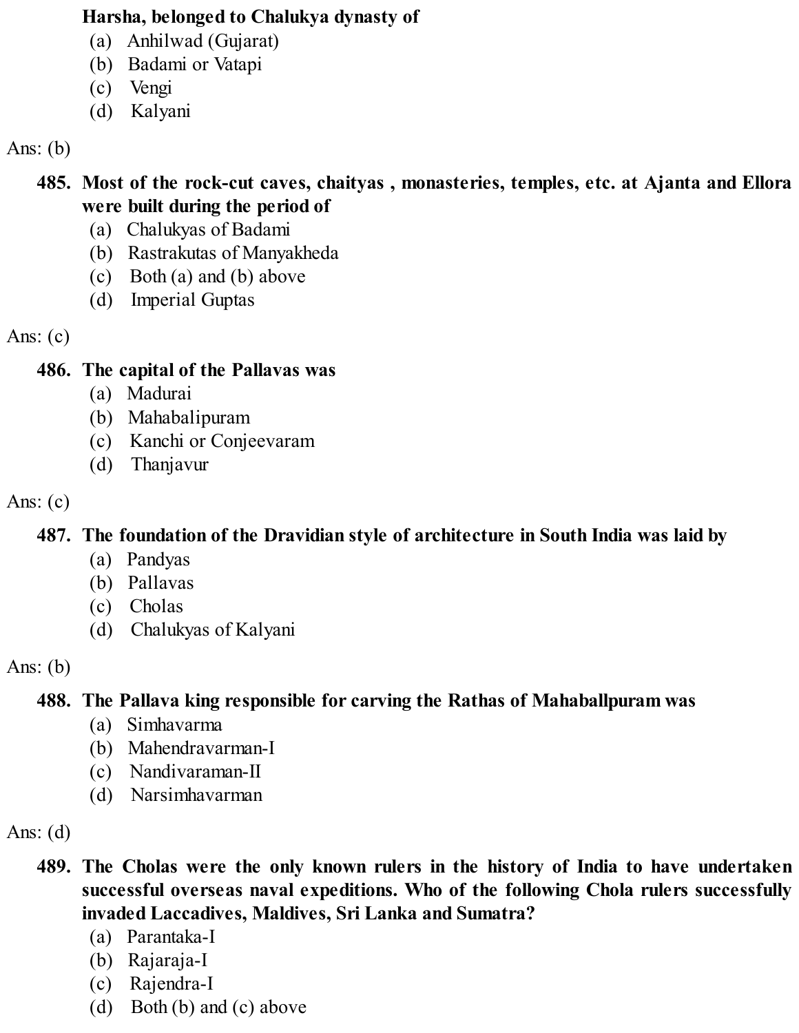**Harsha, belonged to Chalukya dynasty of**

(a) Anhilwad (Gujarat)
(b) Badami or Vatapi
(c) Vengi
(d) Kalyani

Ans: (b)

**485. Most of the rock-cut caves, chaityas , monasteries, temples, etc. at Ajanta and Ellora were built during the period of**

(a) Chalukyas of Badami
(b) Rastrakutas of Manyakheda
(c) Both (a) and (b) above
(d) Imperial Guptas

Ans: (c)

**486. The capital of the Pallavas was**

(a) Madurai
(b) Mahabalipuram
(c) Kanchi or Conjeevaram
(d) Thanjavur

Ans: (c)

**487. The foundation of the Dravidian style of architecture in South India was laid by**

(a) Pandyas
(b) Pallavas
(c) Cholas
(d) Chalukyas of Kalyani

Ans: (b)

**488. The Pallava king responsible for carving the Rathas of Mahaballpuram was**

(a) Simhavarma
(b) Mahendravarman-I
(c) Nandivaraman-II
(d) Narsimhavarman

Ans: (d)

**489. The Cholas were the only known rulers in the history of India to have undertaken successful overseas naval expeditions. Who of the following Chola rulers successfully invaded Laccadives, Maldives, Sri Lanka and Sumatra?**

(a) Parantaka-I
(b) Rajaraja-I
(c) Rajendra-I
(d) Both (b) and (c) above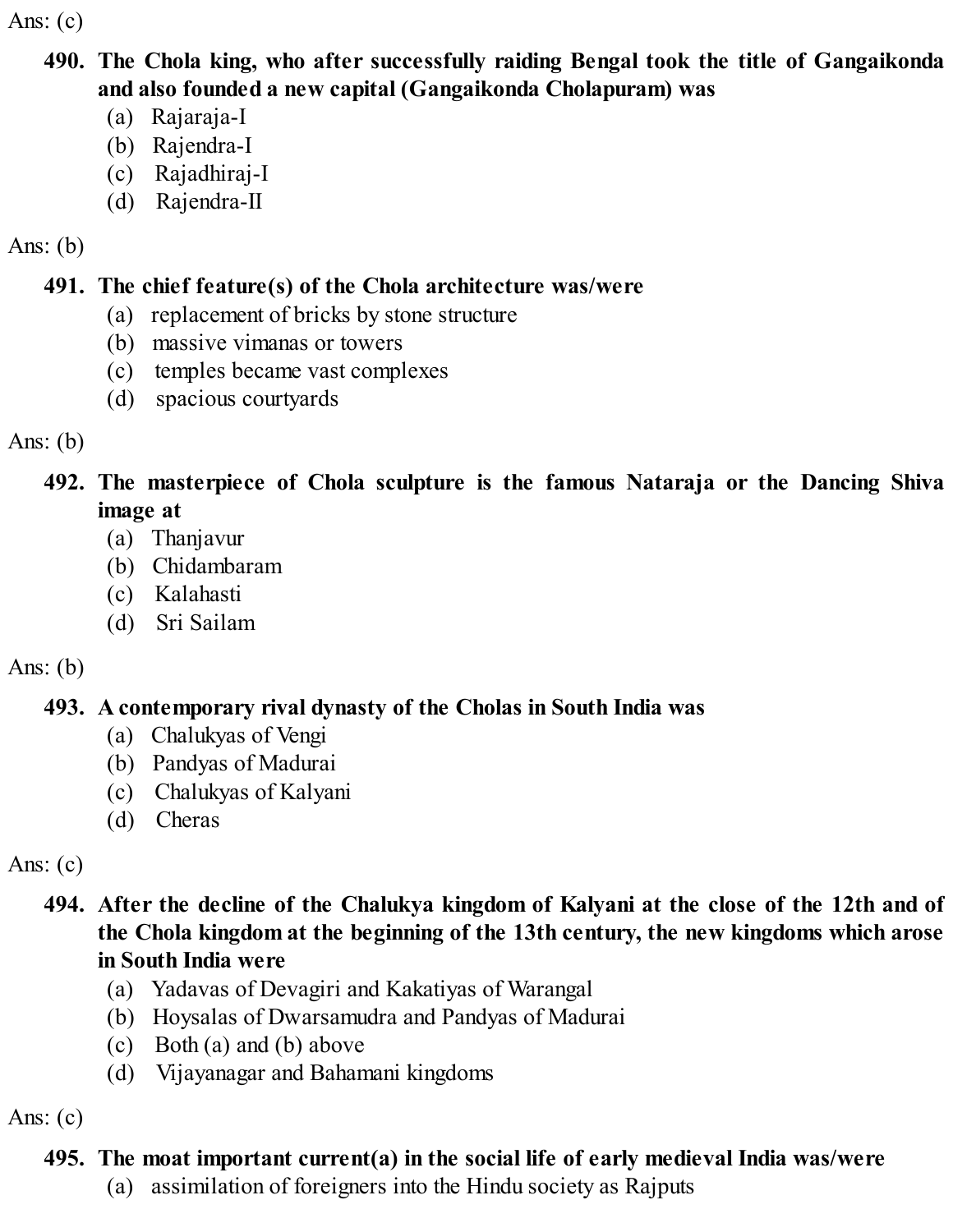Ans: (c)

**490. The Chola king, who after successfully raiding Bengal took the title of Gangaikonda and also founded a new capital (Gangaikonda Cholapuram) was**

(a) Rajaraja-I
(b) Rajendra-I
(c) Rajadhiraj-I
(d) Rajendra-II

Ans: (b)

**491. The chief feature(s) of the Chola architecture was/were**

(a) replacement of bricks by stone structure
(b) massive vimanas or towers
(c) temples became vast complexes
(d) spacious courtyards

Ans: (b)

**492. The masterpiece of Chola sculpture is the famous Nataraja or the Dancing Shiva image at**

(a) Thanjavur
(b) Chidambaram
(c) Kalahasti
(d) Sri Sailam

Ans: (b)

**493. A contemporary rival dynasty of the Cholas in South India was**

(a) Chalukyas of Vengi
(b) Pandyas of Madurai
(c) Chalukyas of Kalyani
(d) Cheras

Ans: (c)

**494. After the decline of the Chalukya kingdom of Kalyani at the close of the 12th and of the Chola kingdom at the beginning of the 13th century, the new kingdoms which arose in South India were**

(a) Yadavas of Devagiri and Kakatiyas of Warangal
(b) Hoysalas of Dwarsamudra and Pandyas of Madurai
(c) Both (a) and (b) above
(d) Vijayanagar and Bahamani kingdoms

Ans: (c)

**495. The moat important current(a) in the social life of early medieval India was/were**

(a) assimilation of foreigners into the Hindu society as Rajputs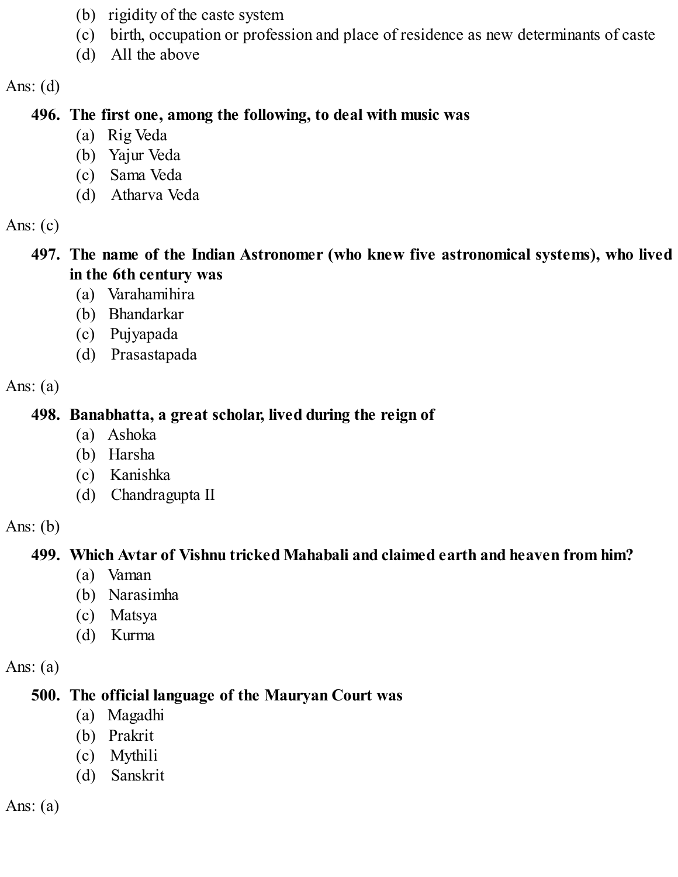(b) rigidity of the caste system
(c) birth, occupation or profession and place of residence as new determinants of caste
(d) All the above

Ans: (d)

**496. The first one, among the following, to deal with music was**

(a) Rig Veda
(b) Yajur Veda
(c) Sama Veda
(d) Atharva Veda

Ans: (c)

**497. The name of the Indian Astronomer (who knew five astronomical systems), who lived in the 6th century was**

(a) Varahamihira
(b) Bhandarkar
(c) Pujyapada
(d) Prasastapada

Ans: (a)

**498. Banabhatta, a great scholar, lived during the reign of**

(a) Ashoka
(b) Harsha
(c) Kanishka
(d) Chandragupta II

Ans: (b)

**499. Which Avtar of Vishnu tricked Mahabali and claimed earth and heaven from him?**

(a) Vaman
(b) Narasimha
(c) Matsya
(d) Kurma

Ans: (a)

**500. The official language of the Mauryan Court was**

(a) Magadhi
(b) Prakrit
(c) Mythili
(d) Sanskrit

Ans: (a)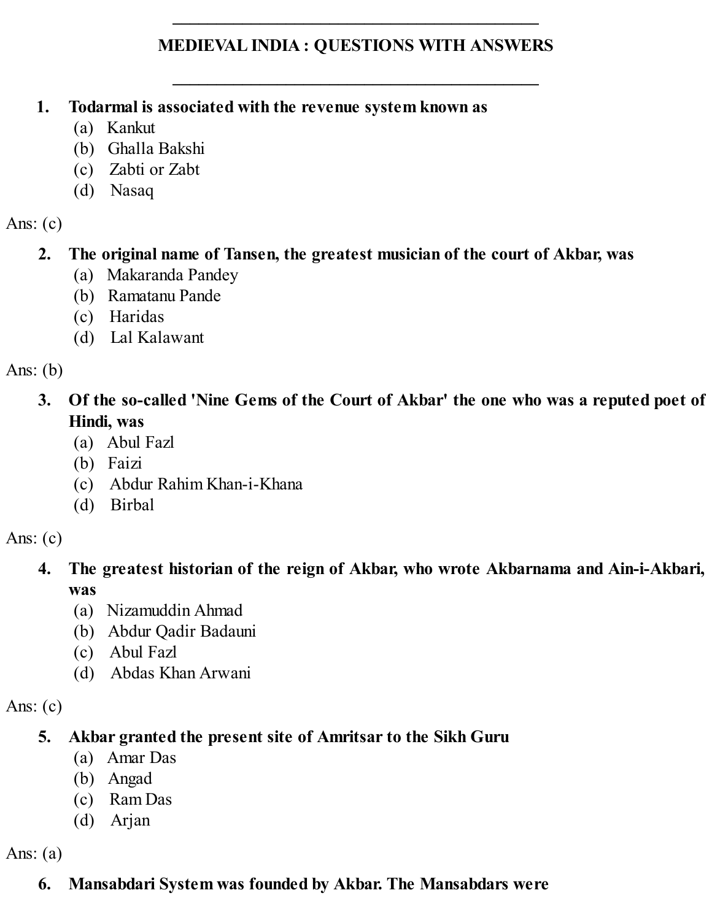# MEDIEVAL INDIA : QUESTIONS WITH ANSWERS

1. **Todarmal is associated with the revenue system known as**
   (a) Kankut
   (b) Ghalla Bakshi
   (c) Zabti or Zabt
   (d) Nasaq

Ans: (c)

2. **The original name of Tansen, the greatest musician of the court of Akbar, was**
   (a) Makaranda Pandey
   (b) Ramatanu Pande
   (c) Haridas
   (d) Lal Kalawant

Ans: (b)

3. **Of the so-called 'Nine Gems of the Court of Akbar' the one who was a reputed poet of Hindi, was**
   (a) Abul Fazl
   (b) Faizi
   (c) Abdur Rahim Khan-i-Khana
   (d) Birbal

Ans: (c)

4. **The greatest historian of the reign of Akbar, who wrote Akbarnama and Ain-i-Akbari, was**
   (a) Nizamuddin Ahmad
   (b) Abdur Qadir Badauni
   (c) Abul Fazl
   (d) Abdas Khan Arwani

Ans: (c)

5. **Akbar granted the present site of Amritsar to the Sikh Guru**
   (a) Amar Das
   (b) Angad
   (c) Ram Das
   (d) Arjan

Ans: (a)

6. **Mansabdari System was founded by Akbar. The Mansabdars were**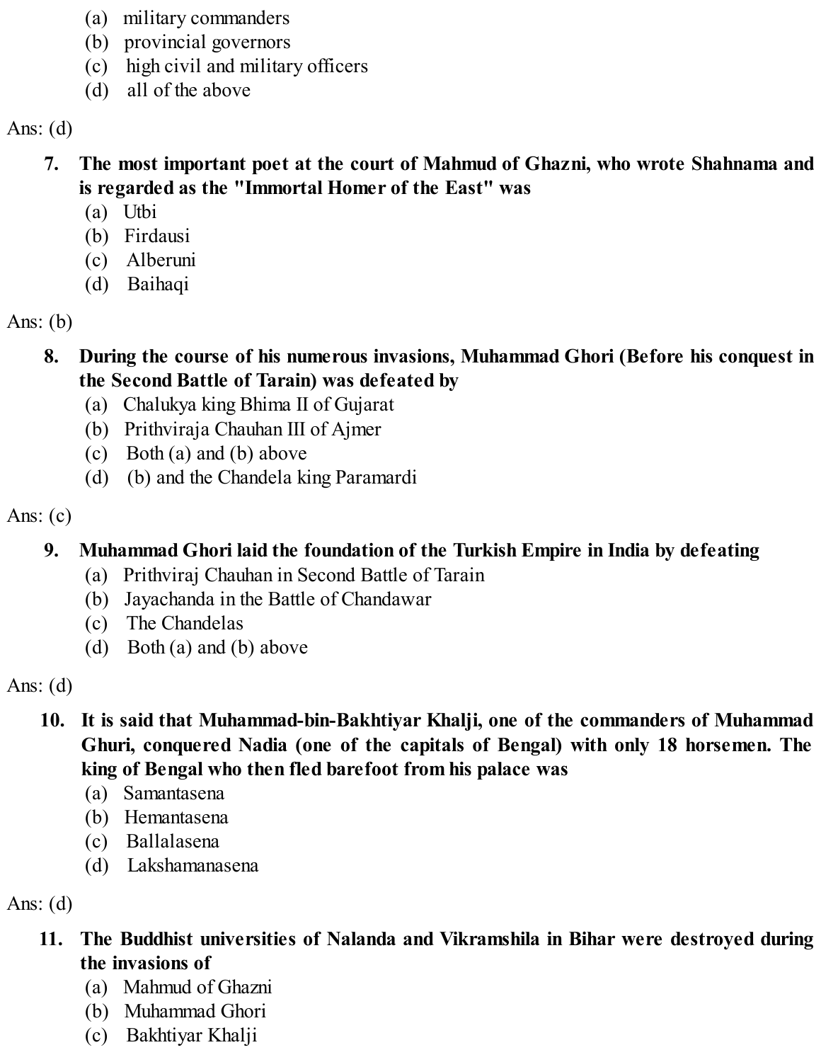(a) military commanders
(b) provincial governors
(c) high civil and military officers
(d) all of the above

Ans: (d)

7. **The most important poet at the court of Mahmud of Ghazni, who wrote Shahnama and is regarded as the "Immortal Homer of the East" was**
   (a) Utbi
   (b) Firdausi
   (c) Alberuni
   (d) Baihaqi

Ans: (b)

8. **During the course of his numerous invasions, Muhammad Ghori (Before his conquest in the Second Battle of Tarain) was defeated by**
   (a) Chalukya king Bhima II of Gujarat
   (b) Prithviraja Chauhan III of Ajmer
   (c) Both (a) and (b) above
   (d) (b) and the Chandela king Paramardi

Ans: (c)

9. **Muhammad Ghori laid the foundation of the Turkish Empire in India by defeating**
   (a) Prithviraj Chauhan in Second Battle of Tarain
   (b) Jayachanda in the Battle of Chandawar
   (c) The Chandelas
   (d) Both (a) and (b) above

Ans: (d)

10. **It is said that Muhammad-bin-Bakhtiyar Khalji, one of the commanders of Muhammad Ghuri, conquered Nadia (one of the capitals of Bengal) with only 18 horsemen. The king of Bengal who then fled barefoot from his palace was**
    (a) Samantasena
    (b) Hemantasena
    (c) Ballalasena
    (d) Lakshamanasena

Ans: (d)

11. **The Buddhist universities of Nalanda and Vikramshila in Bihar were destroyed during the invasions of**
    (a) Mahmud of Ghazni
    (b) Muhammad Ghori
    (c) Bakhtiyar Khalji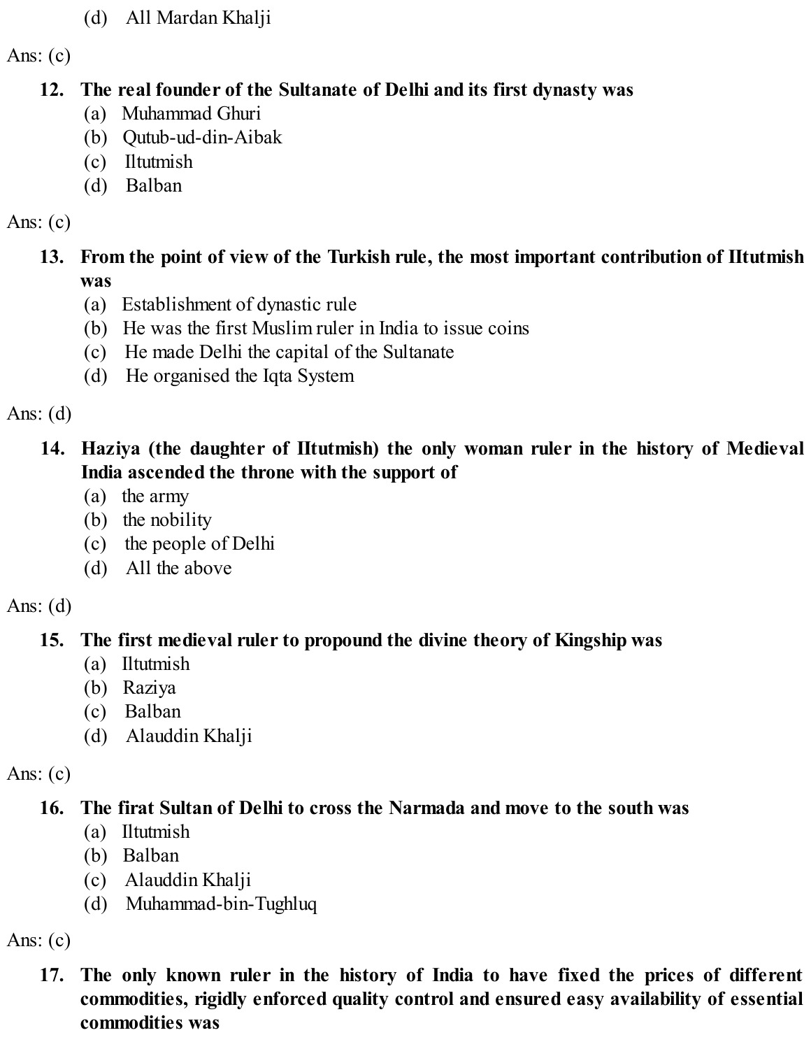(d) All Mardan Khalji

Ans: (c)

**12. The real founder of the Sultanate of Delhi and its first dynasty was**

(a) Muhammad Ghuri
(b) Qutub-ud-din-Aibak
(c) Iltutmish
(d) Balban

Ans: (c)

**13. From the point of view of the Turkish rule, the most important contribution of IItutmish was**

(a) Establishment of dynastic rule
(b) He was the first Muslim ruler in India to issue coins
(c) He made Delhi the capital of the Sultanate
(d) He organised the Iqta System

Ans: (d)

**14. Haziya (the daughter of IItutmish) the only woman ruler in the history of Medieval India ascended the throne with the support of**

(a) the army
(b) the nobility
(c) the people of Delhi
(d) All the above

Ans: (d)

**15. The first medieval ruler to propound the divine theory of Kingship was**

(a) Iltutmish
(b) Raziya
(c) Balban
(d) Alauddin Khalji

Ans: (c)

**16. The firat Sultan of Delhi to cross the Narmada and move to the south was**

(a) Iltutmish
(b) Balban
(c) Alauddin Khalji
(d) Muhammad-bin-Tughluq

Ans: (c)

**17. The only known ruler in the history of India to have fixed the prices of different commodities, rigidly enforced quality control and ensured easy availability of essential commodities was**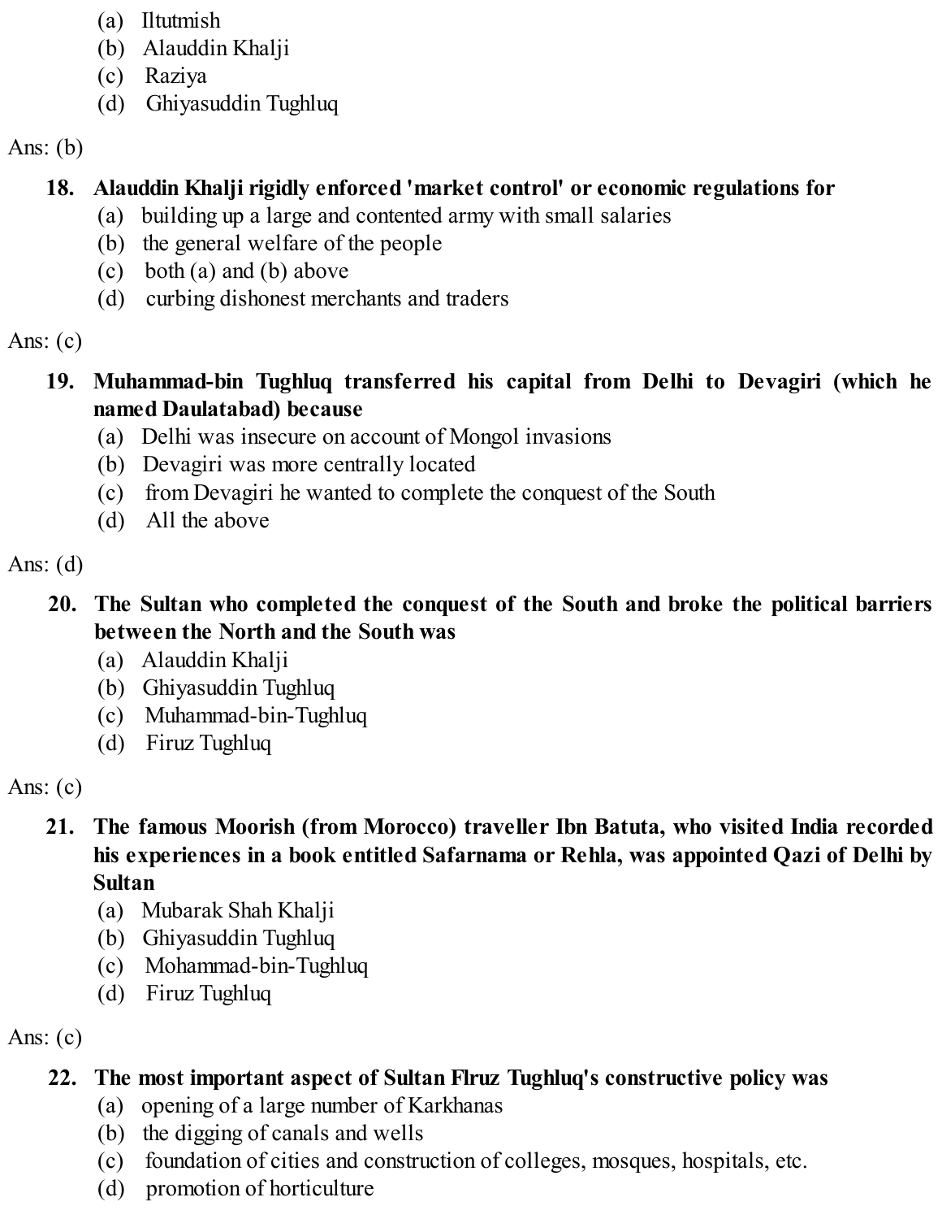(a) Iltutmish
(b) Alauddin Khalji
(c) Raziya
(d) Ghiyasuddin Tughluq

Ans: (b)

**18. Alauddin Khalji rigidly enforced 'market control' or economic regulations for**

(a) building up a large and contented army with small salaries
(b) the general welfare of the people
(c) both (a) and (b) above
(d) curbing dishonest merchants and traders

Ans: (c)

**19. Muhammad-bin Tughluq transferred his capital from Delhi to Devagiri (which he named Daulatabad) because**

(a) Delhi was insecure on account of Mongol invasions
(b) Devagiri was more centrally located
(c) from Devagiri he wanted to complete the conquest of the South
(d) All the above

Ans: (d)

**20. The Sultan who completed the conquest of the South and broke the political barriers between the North and the South was**

(a) Alauddin Khalji
(b) Ghiyasuddin Tughluq
(c) Muhammad-bin-Tughluq
(d) Firuz Tughluq

Ans: (c)

**21. The famous Moorish (from Morocco) traveller Ibn Batuta, who visited India recorded his experiences in a book entitled Safarnama or Rehla, was appointed Qazi of Delhi by Sultan**

(a) Mubarak Shah Khalji
(b) Ghiyasuddin Tughluq
(c) Mohammad-bin-Tughluq
(d) Firuz Tughluq

Ans: (c)

**22. The most important aspect of Sultan Flruz Tughluq's constructive policy was**

(a) opening of a large number of Karkhanas
(b) the digging of canals and wells
(c) foundation of cities and construction of colleges, mosques, hospitals, etc.
(d) promotion of horticulture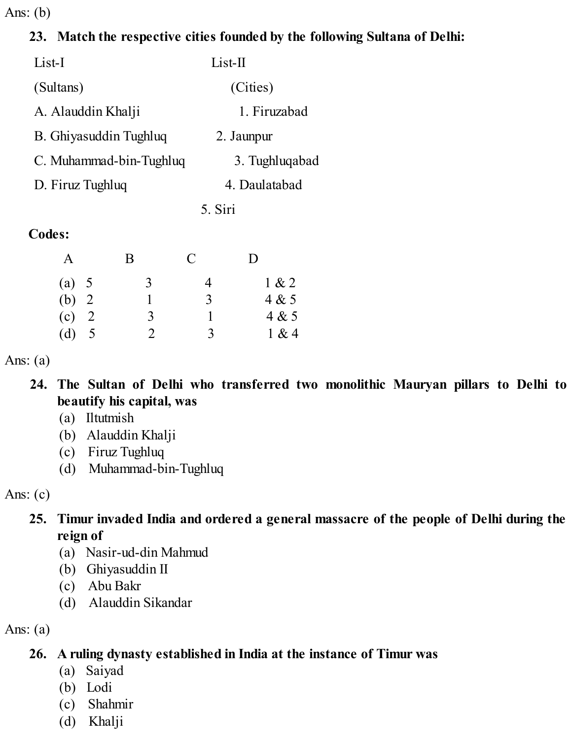Ans: (b)

**23. Match the respective cities founded by the following Sultana of Delhi:**

| List-I | List-II |
|---|---|
| (Sultans) | (Cities) |
| A. Alauddin Khalji | 1. Firuzabad |
| B. Ghiyasuddin Tughluq | 2. Jaunpur |
| C. Muhammad-bin-Tughluq | 3. Tughluqabad |
| D. Firuz Tughluq | 4. Daulatabad |
| | 5. Siri |

**Codes:**

| | A | B | C | D |
|---|---|---|---|---|
| (a) | 5 | 3 | 4 | 1 & 2 |
| (b) | 2 | 1 | 3 | 4 & 5 |
| (c) | 2 | 3 | 1 | 4 & 5 |
| (d) | 5 | 2 | 3 | 1 & 4 |

Ans: (a)

**24. The Sultan of Delhi who transferred two monolithic Mauryan pillars to Delhi to beautify his capital, was**

(a) Iltutmish
(b) Alauddin Khalji
(c) Firuz Tughluq
(d) Muhammad-bin-Tughluq

Ans: (c)

**25. Timur invaded India and ordered a general massacre of the people of Delhi during the reign of**

(a) Nasir-ud-din Mahmud
(b) Ghiyasuddin II
(c) Abu Bakr
(d) Alauddin Sikandar

Ans: (a)

**26. A ruling dynasty established in India at the instance of Timur was**

(a) Saiyad
(b) Lodi
(c) Shahmir
(d) Khalji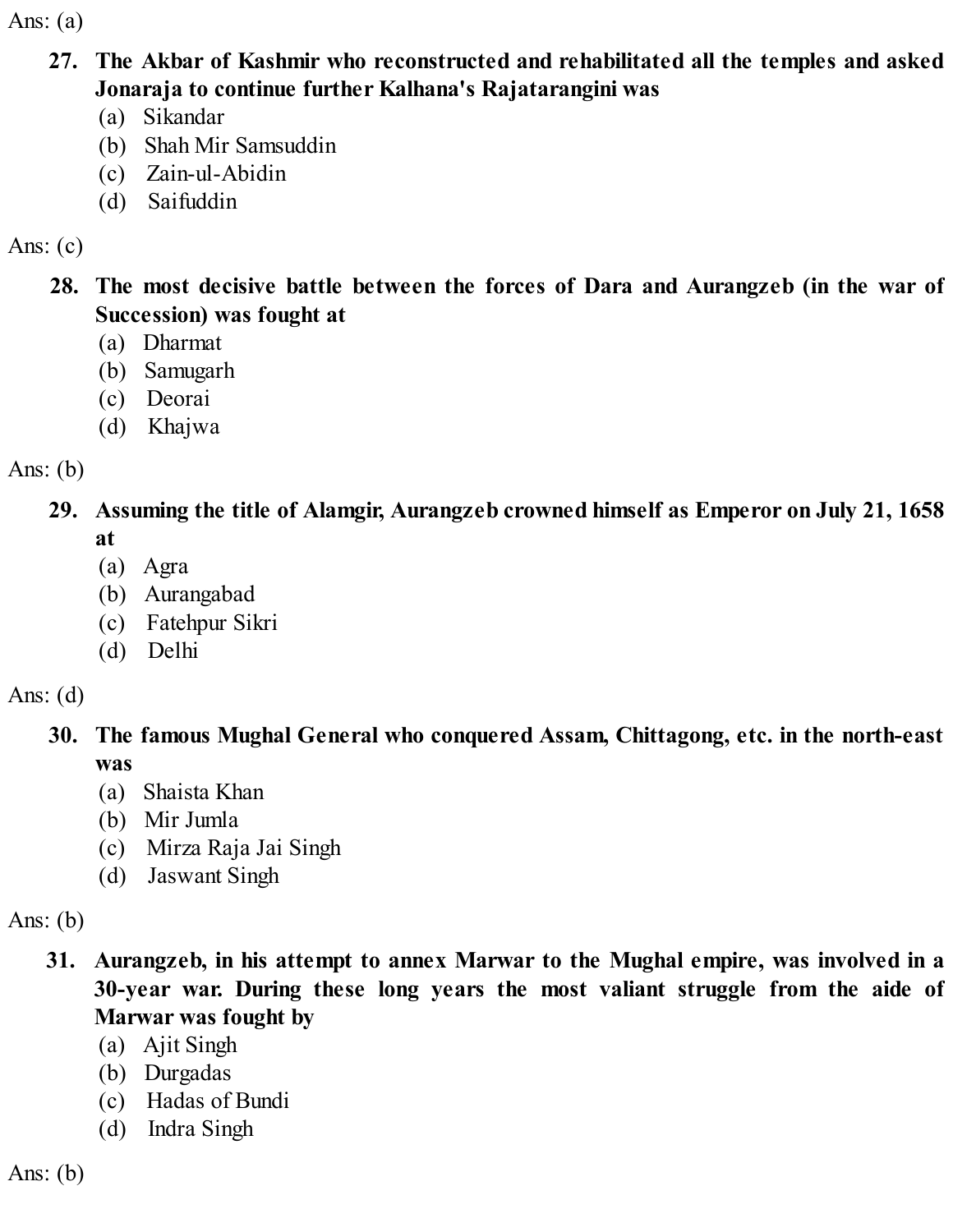Ans: (a)

**27. The Akbar of Kashmir who reconstructed and rehabilitated all the temples and asked Jonaraja to continue further Kalhana's Rajatarangini was**

(a) Sikandar
(b) Shah Mir Samsuddin
(c) Zain-ul-Abidin
(d) Saifuddin

Ans: (c)

**28. The most decisive battle between the forces of Dara and Aurangzeb (in the war of Succession) was fought at**

(a) Dharmat
(b) Samugarh
(c) Deorai
(d) Khajwa

Ans: (b)

**29. Assuming the title of Alamgir, Aurangzeb crowned himself as Emperor on July 21, 1658 at**

(a) Agra
(b) Aurangabad
(c) Fatehpur Sikri
(d) Delhi

Ans: (d)

**30. The famous Mughal General who conquered Assam, Chittagong, etc. in the north-east was**

(a) Shaista Khan
(b) Mir Jumla
(c) Mirza Raja Jai Singh
(d) Jaswant Singh

Ans: (b)

**31. Aurangzeb, in his attempt to annex Marwar to the Mughal empire, was involved in a 30-year war. During these long years the most valiant struggle from the aide of Marwar was fought by**

(a) Ajit Singh
(b) Durgadas
(c) Hadas of Bundi
(d) Indra Singh

Ans: (b)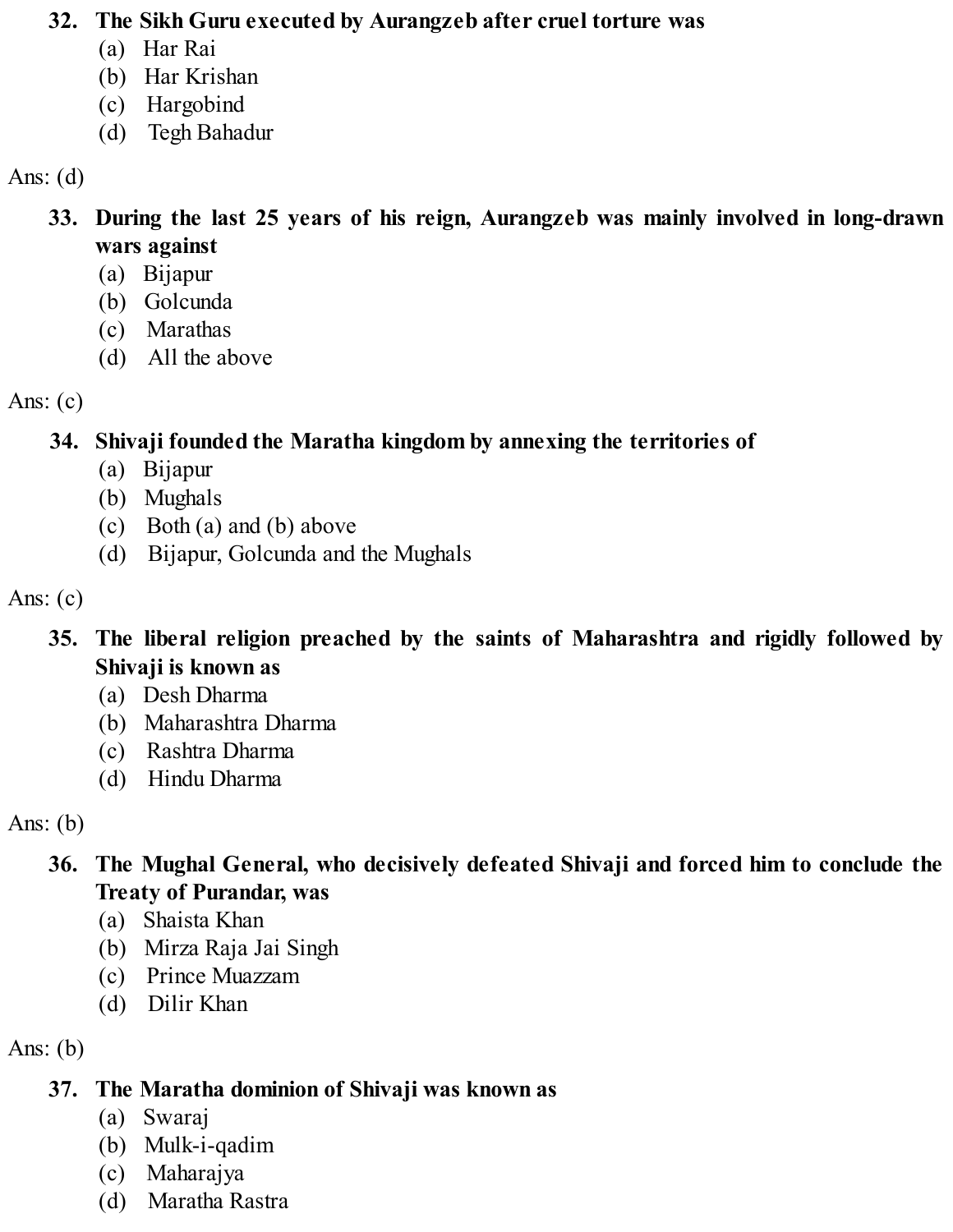**32. The Sikh Guru executed by Aurangzeb after cruel torture was**

(a) Har Rai
(b) Har Krishan
(c) Hargobind
(d) Tegh Bahadur

Ans: (d)

**33. During the last 25 years of his reign, Aurangzeb was mainly involved in long-drawn wars against**

(a) Bijapur
(b) Golcunda
(c) Marathas
(d) All the above

Ans: (c)

**34. Shivaji founded the Maratha kingdom by annexing the territories of**

(a) Bijapur
(b) Mughals
(c) Both (a) and (b) above
(d) Bijapur, Golcunda and the Mughals

Ans: (c)

**35. The liberal religion preached by the saints of Maharashtra and rigidly followed by Shivaji is known as**

(a) Desh Dharma
(b) Maharashtra Dharma
(c) Rashtra Dharma
(d) Hindu Dharma

Ans: (b)

**36. The Mughal General, who decisively defeated Shivaji and forced him to conclude the Treaty of Purandar, was**

(a) Shaista Khan
(b) Mirza Raja Jai Singh
(c) Prince Muazzam
(d) Dilir Khan

Ans: (b)

**37. The Maratha dominion of Shivaji was known as**

(a) Swaraj
(b) Mulk-i-qadim
(c) Maharajya
(d) Maratha Rastra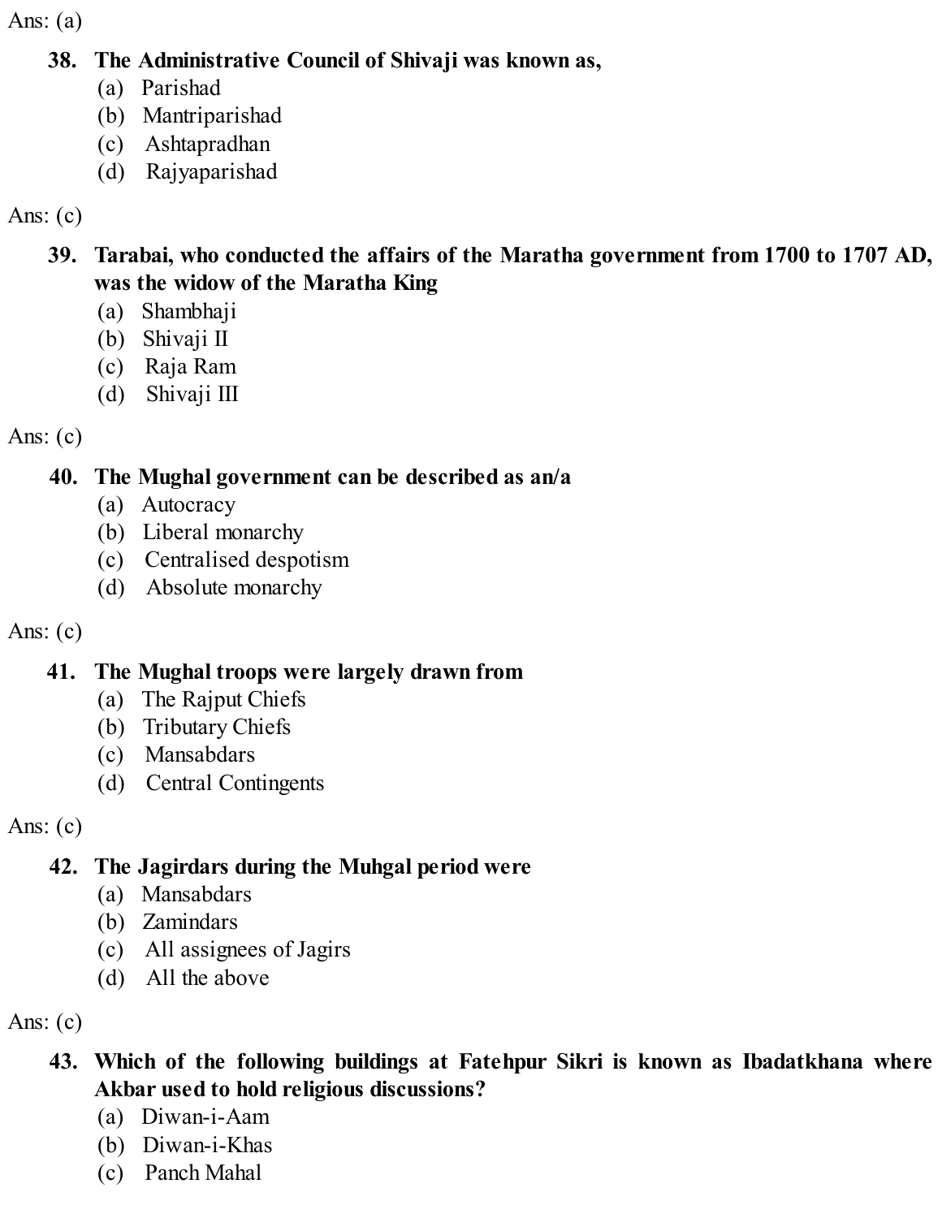Ans: (a)

**38. The Administrative Council of Shivaji was known as,**

(a) Parishad
(b) Mantriparishad
(c) Ashtapradhan
(d) Rajyaparishad

Ans: (c)

**39. Tarabai, who conducted the affairs of the Maratha government from 1700 to 1707 AD, was the widow of the Maratha King**

(a) Shambhaji
(b) Shivaji II
(c) Raja Ram
(d) Shivaji III

Ans: (c)

**40. The Mughal government can be described as an/a**

(a) Autocracy
(b) Liberal monarchy
(c) Centralised despotism
(d) Absolute monarchy

Ans: (c)

**41. The Mughal troops were largely drawn from**

(a) The Rajput Chiefs
(b) Tributary Chiefs
(c) Mansabdars
(d) Central Contingents

Ans: (c)

**42. The Jagirdars during the Muhgal period were**

(a) Mansabdars
(b) Zamindars
(c) All assignees of Jagirs
(d) All the above

Ans: (c)

**43. Which of the following buildings at Fatehpur Sikri is known as Ibadatkhana where Akbar used to hold religious discussions?**

(a) Diwan-i-Aam
(b) Diwan-i-Khas
(c) Panch Mahal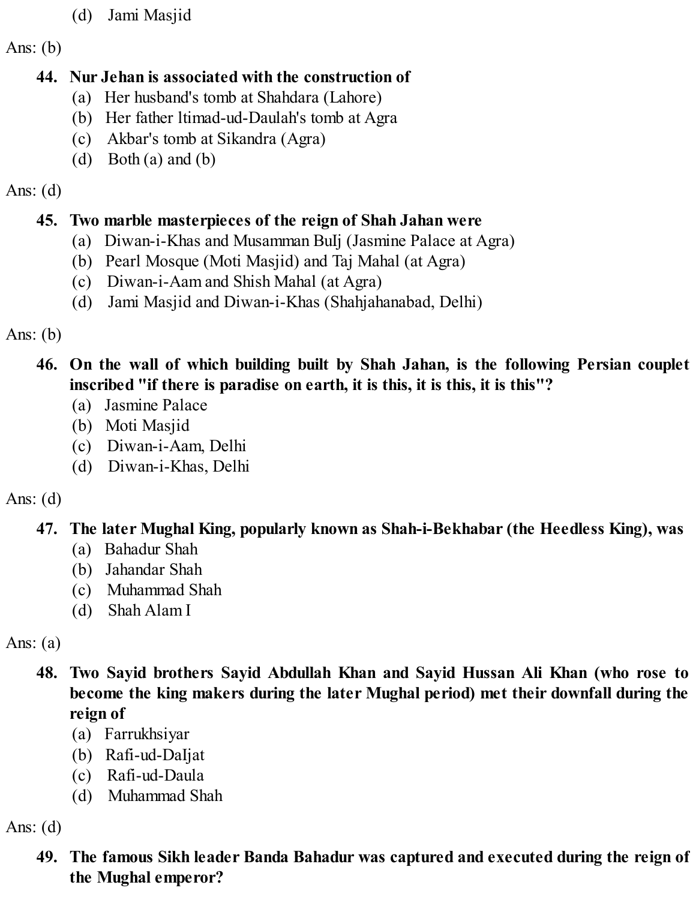(d) Jami Masjid

Ans: (b)

**44. Nur Jehan is associated with the construction of**

(a) Her husband's tomb at Shahdara (Lahore)
(b) Her father ltimad-ud-Daulah's tomb at Agra
(c) Akbar's tomb at Sikandra (Agra)
(d) Both (a) and (b)

Ans: (d)

**45. Two marble masterpieces of the reign of Shah Jahan were**

(a) Diwan-i-Khas and Musamman Bulj (Jasmine Palace at Agra)
(b) Pearl Mosque (Moti Masjid) and Taj Mahal (at Agra)
(c) Diwan-i-Aam and Shish Mahal (at Agra)
(d) Jami Masjid and Diwan-i-Khas (Shahjahanabad, Delhi)

Ans: (b)

**46. On the wall of which building built by Shah Jahan, is the following Persian couplet inscribed "if there is paradise on earth, it is this, it is this, it is this"?**

(a) Jasmine Palace
(b) Moti Masjid
(c) Diwan-i-Aam, Delhi
(d) Diwan-i-Khas, Delhi

Ans: (d)

**47. The later Mughal King, popularly known as Shah-i-Bekhabar (the Heedless King), was**

(a) Bahadur Shah
(b) Jahandar Shah
(c) Muhammad Shah
(d) Shah Alam I

Ans: (a)

**48. Two Sayid brothers Sayid Abdullah Khan and Sayid Hussan Ali Khan (who rose to become the king makers during the later Mughal period) met their downfall during the reign of**

(a) Farrukhsiyar
(b) Rafi-ud-DaIjat
(c) Rafi-ud-Daula
(d) Muhammad Shah

Ans: (d)

**49. The famous Sikh leader Banda Bahadur was captured and executed during the reign of the Mughal emperor?**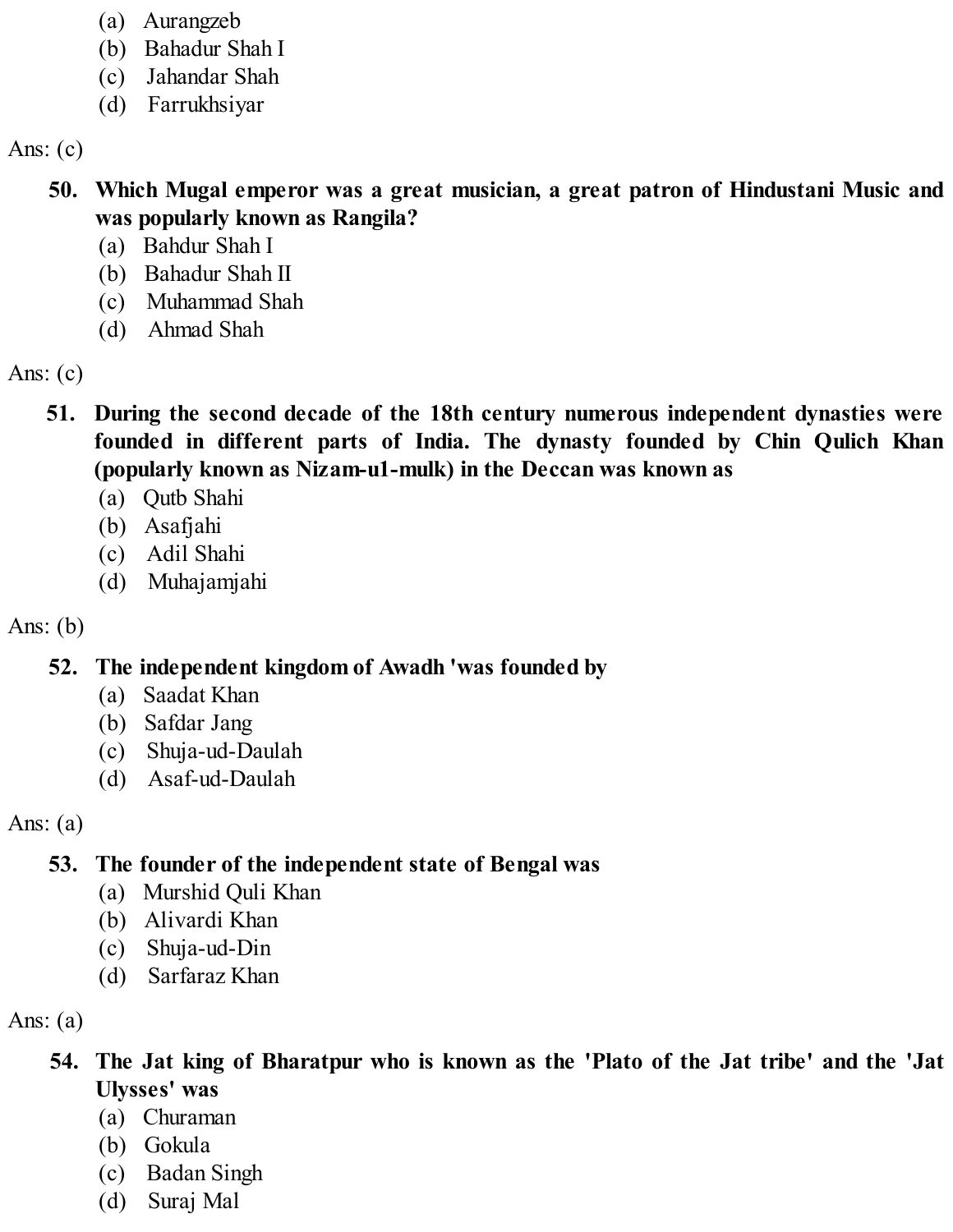(a) Aurangzeb
(b) Bahadur Shah I
(c) Jahandar Shah
(d) Farrukhsiyar

Ans: (c)

**50. Which Mugal emperor was a great musician, a great patron of Hindustani Music and was popularly known as Rangila?**

(a) Bahdur Shah I
(b) Bahadur Shah II
(c) Muhammad Shah
(d) Ahmad Shah

Ans: (c)

**51. During the second decade of the 18th century numerous independent dynasties were founded in different parts of India. The dynasty founded by Chin Qulich Khan (popularly known as Nizam-u1-mulk) in the Deccan was known as**

(a) Qutb Shahi
(b) Asafjahi
(c) Adil Shahi
(d) Muhajamjahi

Ans: (b)

**52. The independent kingdom of Awadh 'was founded by**

(a) Saadat Khan
(b) Safdar Jang
(c) Shuja-ud-Daulah
(d) Asaf-ud-Daulah

Ans: (a)

**53. The founder of the independent state of Bengal was**

(a) Murshid Quli Khan
(b) Alivardi Khan
(c) Shuja-ud-Din
(d) Sarfaraz Khan

Ans: (a)

**54. The Jat king of Bharatpur who is known as the 'Plato of the Jat tribe' and the 'Jat Ulysses' was**

(a) Churaman
(b) Gokula
(c) Badan Singh
(d) Suraj Mal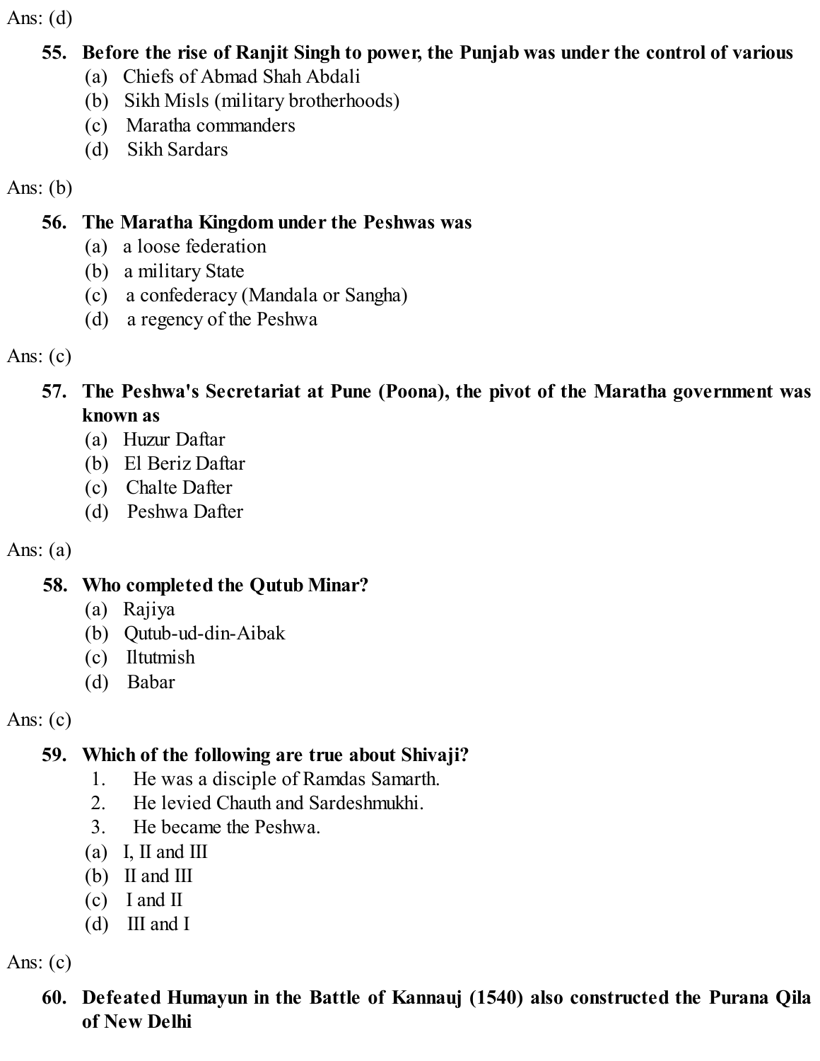Ans: (d)

**55. Before the rise of Ranjit Singh to power, the Punjab was under the control of various**

(a) Chiefs of Abmad Shah Abdali
(b) Sikh Misls (military brotherhoods)
(c) Maratha commanders
(d) Sikh Sardars

Ans: (b)

**56. The Maratha Kingdom under the Peshwas was**

(a) a loose federation
(b) a military State
(c) a confederacy (Mandala or Sangha)
(d) a regency of the Peshwa

Ans: (c)

**57. The Peshwa's Secretariat at Pune (Poona), the pivot of the Maratha government was known as**

(a) Huzur Daftar
(b) El Beriz Daftar
(c) Chalte Dafter
(d) Peshwa Dafter

Ans: (a)

**58. Who completed the Qutub Minar?**

(a) Rajiya
(b) Qutub-ud-din-Aibak
(c) Iltutmish
(d) Babar

Ans: (c)

**59. Which of the following are true about Shivaji?**

1. He was a disciple of Ramdas Samarth.
2. He levied Chauth and Sardeshmukhi.
3. He became the Peshwa.

(a) I, II and III
(b) II and III
(c) I and II
(d) III and I

Ans: (c)

**60. Defeated Humayun in the Battle of Kannauj (1540) also constructed the Purana Qila of New Delhi**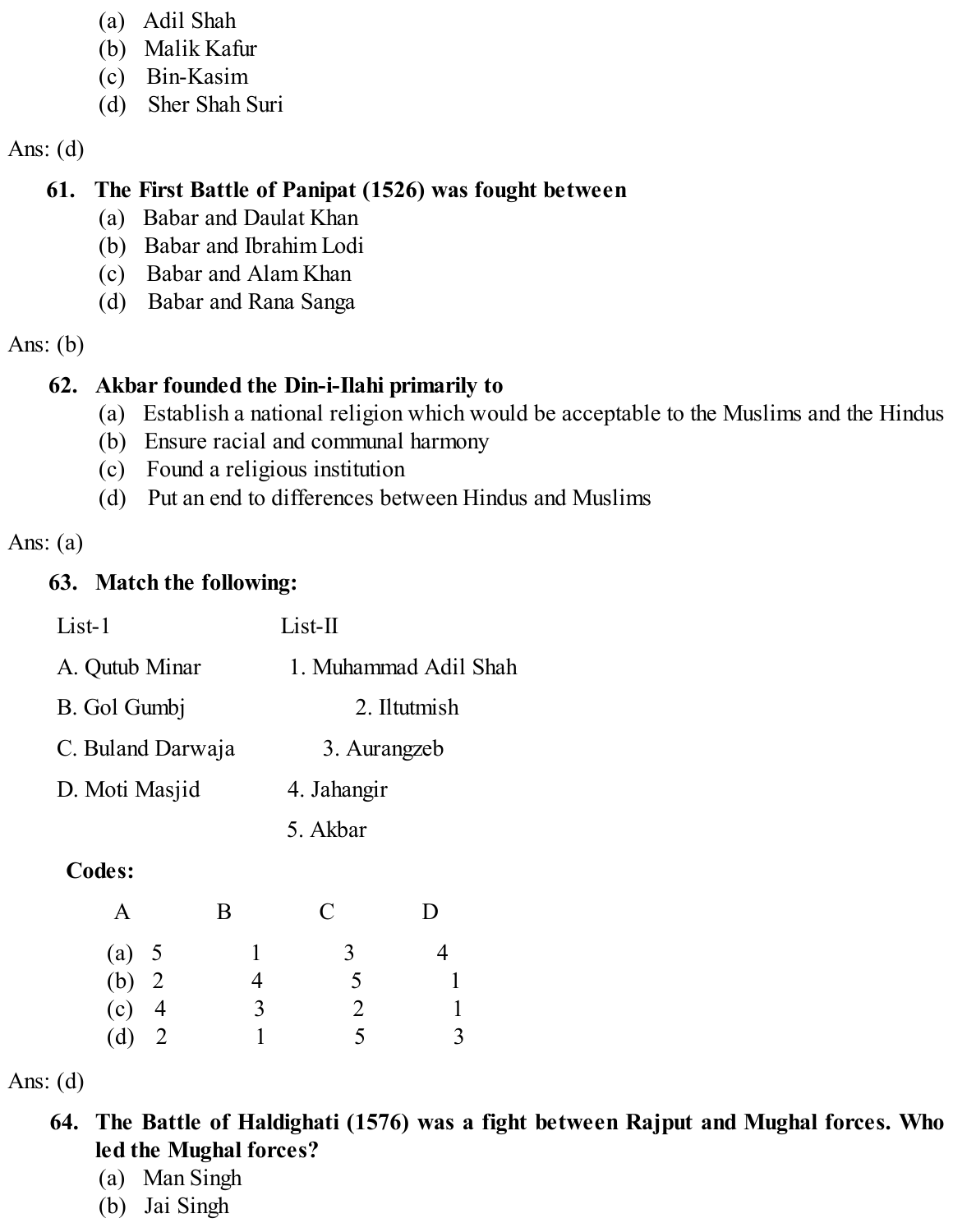(a) Adil Shah
(b) Malik Kafur
(c) Bin-Kasim
(d) Sher Shah Suri

Ans: (d)

**61. The First Battle of Panipat (1526) was fought between**

(a) Babar and Daulat Khan
(b) Babar and Ibrahim Lodi
(c) Babar and Alam Khan
(d) Babar and Rana Sanga

Ans: (b)

**62. Akbar founded the Din-i-Ilahi primarily to**

(a) Establish a national religion which would be acceptable to the Muslims and the Hindus
(b) Ensure racial and communal harmony
(c) Found a religious institution
(d) Put an end to differences between Hindus and Muslims

Ans: (a)

**63. Match the following:**

| List-1 | List-II |
|---|---|
| A. Qutub Minar | 1. Muhammad Adil Shah |
| B. Gol Gumbj | 2. Iltutmish |
| C. Buland Darwaja | 3. Aurangzeb |
| D. Moti Masjid | 4. Jahangir |
| | 5. Akbar |

**Codes:**

| | A | B | C | D |
|---|---|---|---|---|
| (a) | 5 | 1 | 3 | 4 |
| (b) | 2 | 4 | 5 | 1 |
| (c) | 4 | 3 | 2 | 1 |
| (d) | 2 | 1 | 5 | 3 |

Ans: (d)

**64. The Battle of Haldighati (1576) was a fight between Rajput and Mughal forces. Who led the Mughal forces?**

(a) Man Singh
(b) Jai Singh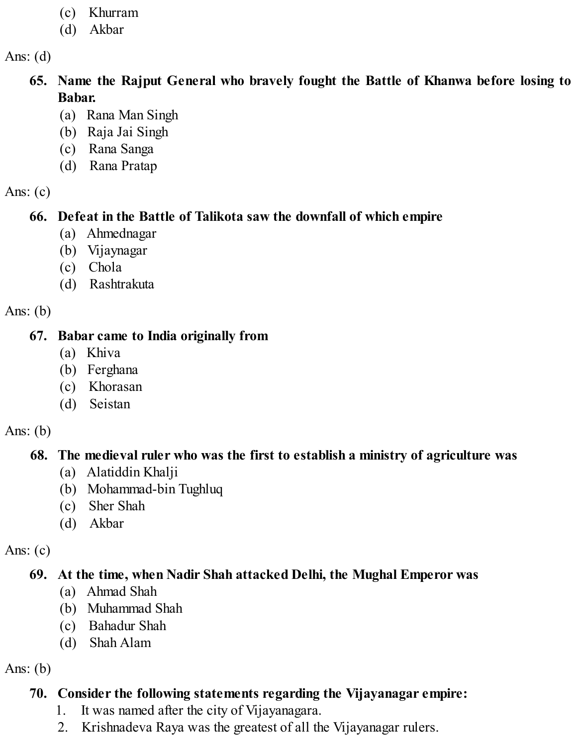(c) Khurram
(d) Akbar

Ans: (d)

**65. Name the Rajput General who bravely fought the Battle of Khanwa before losing to Babar.**

(a) Rana Man Singh
(b) Raja Jai Singh
(c) Rana Sanga
(d) Rana Pratap

Ans: (c)

**66. Defeat in the Battle of Talikota saw the downfall of which empire**

(a) Ahmednagar
(b) Vijaynagar
(c) Chola
(d) Rashtrakuta

Ans: (b)

**67. Babar came to India originally from**

(a) Khiva
(b) Ferghana
(c) Khorasan
(d) Seistan

Ans: (b)

**68. The medieval ruler who was the first to establish a ministry of agriculture was**

(a) Alatiddin Khalji
(b) Mohammad-bin Tughluq
(c) Sher Shah
(d) Akbar

Ans: (c)

**69. At the time, when Nadir Shah attacked Delhi, the Mughal Emperor was**

(a) Ahmad Shah
(b) Muhammad Shah
(c) Bahadur Shah
(d) Shah Alam

Ans: (b)

**70. Consider the following statements regarding the Vijayanagar empire:**

1. It was named after the city of Vijayanagara.
2. Krishnadeva Raya was the greatest of all the Vijayanagar rulers.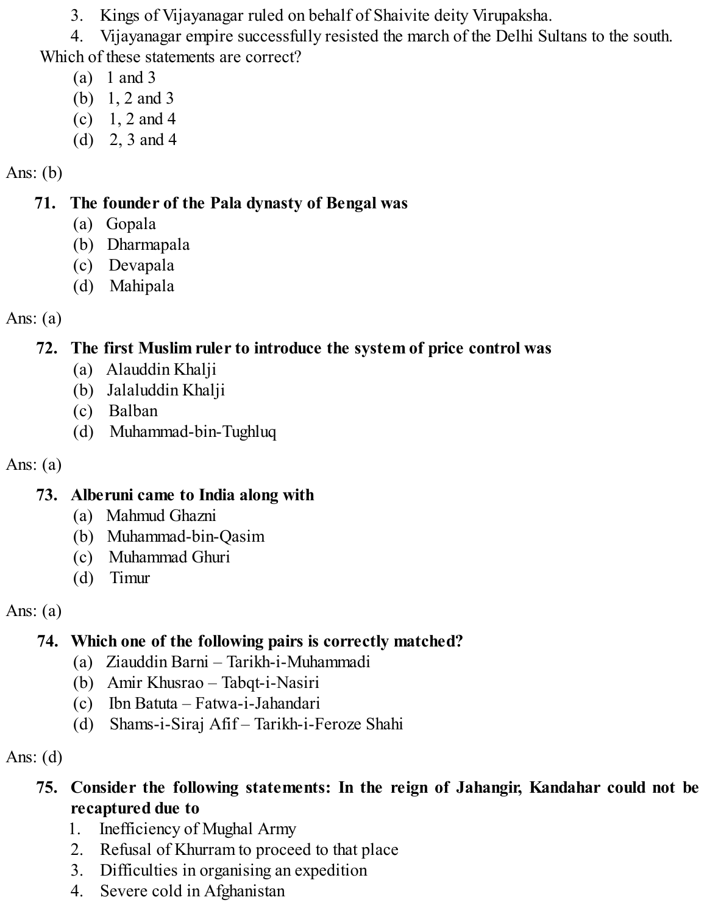3. Kings of Vijayanagar ruled on behalf of Shaivite deity Virupaksha.
4. Vijayanagar empire successfully resisted the march of the Delhi Sultans to the south.

Which of these statements are correct?

(a) 1 and 3
(b) 1, 2 and 3
(c) 1, 2 and 4
(d) 2, 3 and 4

Ans: (b)

**71. The founder of the Pala dynasty of Bengal was**

(a) Gopala
(b) Dharmapala
(c) Devapala
(d) Mahipala

Ans: (a)

**72. The first Muslim ruler to introduce the system of price control was**

(a) Alauddin Khalji
(b) Jalaluddin Khalji
(c) Balban
(d) Muhammad-bin-Tughluq

Ans: (a)

**73. Alberuni came to India along with**

(a) Mahmud Ghazni
(b) Muhammad-bin-Qasim
(c) Muhammad Ghuri
(d) Timur

Ans: (a)

**74. Which one of the following pairs is correctly matched?**

(a) Ziauddin Barni – Tarikh-i-Muhammadi
(b) Amir Khusrao – Tabqt-i-Nasiri
(c) Ibn Batuta – Fatwa-i-Jahandari
(d) Shams-i-Siraj Afif – Tarikh-i-Feroze Shahi

Ans: (d)

**75. Consider the following statements: In the reign of Jahangir, Kandahar could not be recaptured due to**

1. Inefficiency of Mughal Army
2. Refusal of Khurram to proceed to that place
3. Difficulties in organising an expedition
4. Severe cold in Afghanistan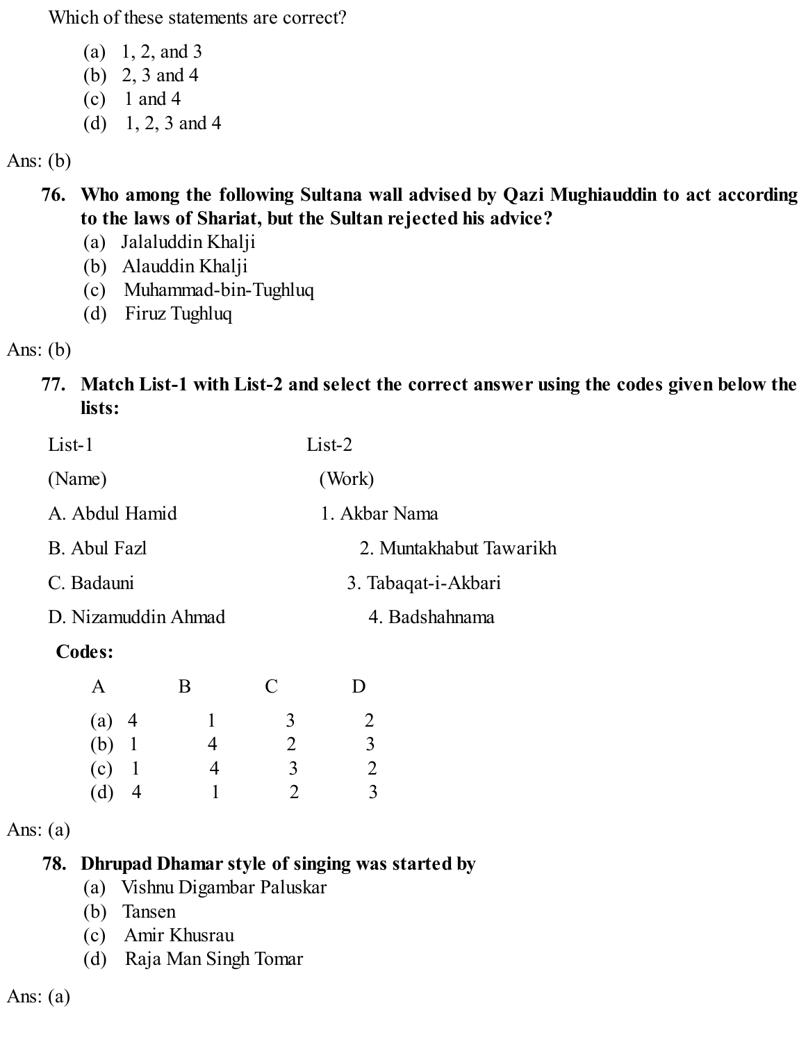Which of these statements are correct?

(a) 1, 2, and 3
(b) 2, 3 and 4
(c) 1 and 4
(d) 1, 2, 3 and 4

Ans: (b)

**76. Who among the following Sultana wall advised by Qazi Mughiauddin to act according to the laws of Shariat, but the Sultan rejected his advice?**

(a) Jalaluddin Khalji
(b) Alauddin Khalji
(c) Muhammad-bin-Tughluq
(d) Firuz Tughluq

Ans: (b)

**77. Match List-1 with List-2 and select the correct answer using the codes given below the lists:**

| List-1 | List-2 |
|---|---|
| (Name) | (Work) |
| A. Abdul Hamid | 1. Akbar Nama |
| B. Abul Fazl | 2. Muntakhabut Tawarikh |
| C. Badauni | 3. Tabaqat-i-Akbari |
| D. Nizamuddin Ahmad | 4. Badshahnama |

**Codes:**

| | A | B | C | D |
|---|---|---|---|---|
| (a) | 4 | 1 | 3 | 2 |
| (b) | 1 | 4 | 2 | 3 |
| (c) | 1 | 4 | 3 | 2 |
| (d) | 4 | 1 | 2 | 3 |

Ans: (a)

**78. Dhrupad Dhamar style of singing was started by**

(a) Vishnu Digambar Paluskar
(b) Tansen
(c) Amir Khusrau
(d) Raja Man Singh Tomar

Ans: (a)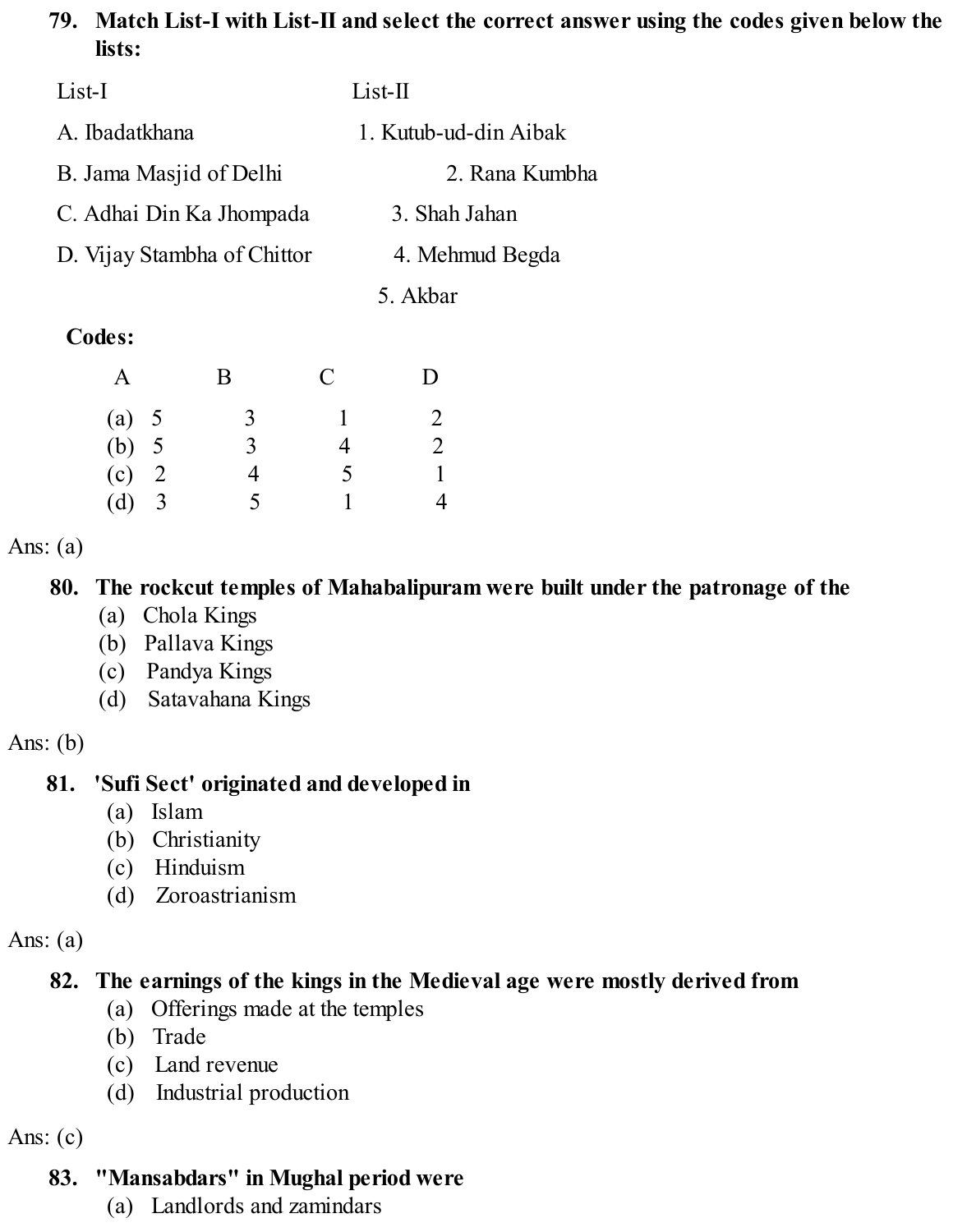**79. Match List-I with List-II and select the correct answer using the codes given below the lists:**

| List-I | List-II |
|---|---|
| A. Ibadatkhana | 1. Kutub-ud-din Aibak |
| B. Jama Masjid of Delhi | 2. Rana Kumbha |
| C. Adhai Din Ka Jhompada | 3. Shah Jahan |
| D. Vijay Stambha of Chittor | 4. Mehmud Begda |
| | 5. Akbar |

**Codes:**

| | A | B | C | D |
|---|---|---|---|---|
| (a) | 5 | 3 | 1 | 2 |
| (b) | 5 | 3 | 4 | 2 |
| (c) | 2 | 4 | 5 | 1 |
| (d) | 3 | 5 | 1 | 4 |

Ans: (a)

**80. The rockcut temples of Mahabalipuram were built under the patronage of the**

(a) Chola Kings
(b) Pallava Kings
(c) Pandya Kings
(d) Satavahana Kings

Ans: (b)

**81. 'Sufi Sect' originated and developed in**

(a) Islam
(b) Christianity
(c) Hinduism
(d) Zoroastrianism

Ans: (a)

**82. The earnings of the kings in the Medieval age were mostly derived from**

(a) Offerings made at the temples
(b) Trade
(c) Land revenue
(d) Industrial production

Ans: (c)

**83. "Mansabdars" in Mughal period were**

(a) Landlords and zamindars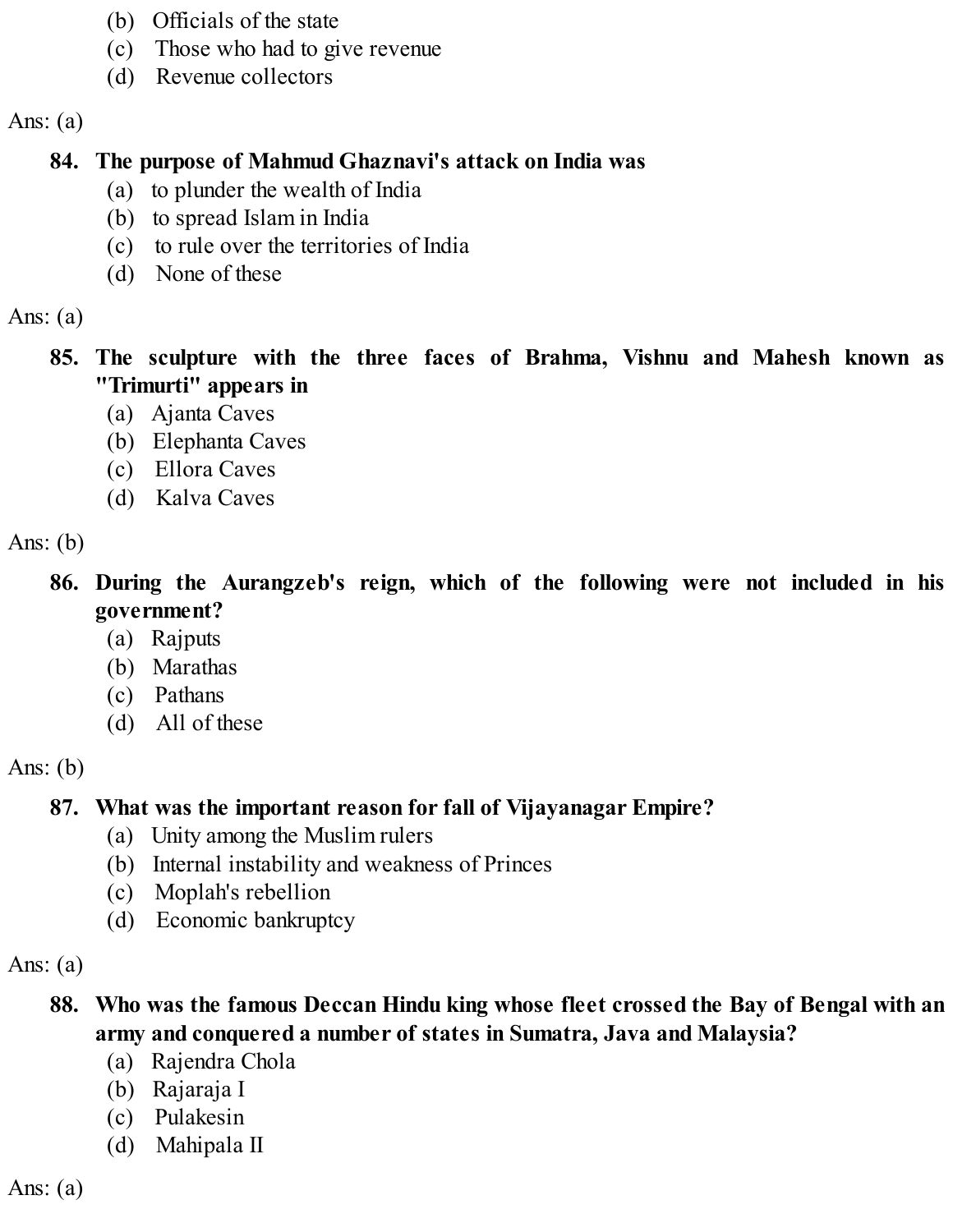(b) Officials of the state
(c) Those who had to give revenue
(d) Revenue collectors

Ans: (a)

**84. The purpose of Mahmud Ghaznavi's attack on India was**
(a) to plunder the wealth of India
(b) to spread Islam in India
(c) to rule over the territories of India
(d) None of these

Ans: (a)

**85. The sculpture with the three faces of Brahma, Vishnu and Mahesh known as "Trimurti" appears in**
(a) Ajanta Caves
(b) Elephanta Caves
(c) Ellora Caves
(d) Kalva Caves

Ans: (b)

**86. During the Aurangzeb's reign, which of the following were not included in his government?**
(a) Rajputs
(b) Marathas
(c) Pathans
(d) All of these

Ans: (b)

**87. What was the important reason for fall of Vijayanagar Empire?**
(a) Unity among the Muslim rulers
(b) Internal instability and weakness of Princes
(c) Moplah's rebellion
(d) Economic bankruptcy

Ans: (a)

**88. Who was the famous Deccan Hindu king whose fleet crossed the Bay of Bengal with an army and conquered a number of states in Sumatra, Java and Malaysia?**
(a) Rajendra Chola
(b) Rajaraja I
(c) Pulakesin
(d) Mahipala II

Ans: (a)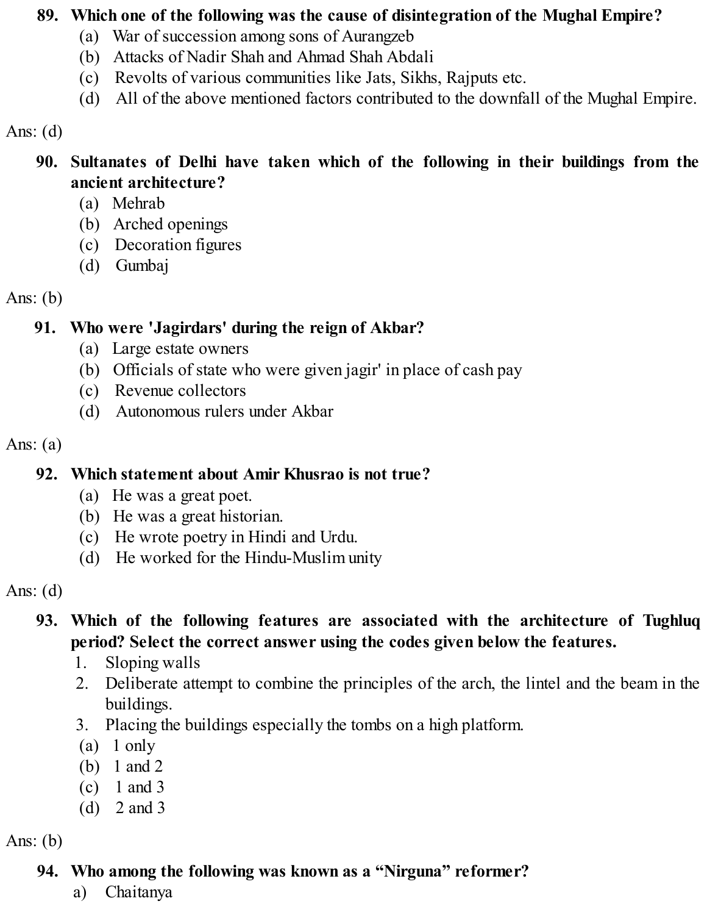**89. Which one of the following was the cause of disintegration of the Mughal Empire?**

(a) War of succession among sons of Aurangzeb
(b) Attacks of Nadir Shah and Ahmad Shah Abdali
(c) Revolts of various communities like Jats, Sikhs, Rajputs etc.
(d) All of the above mentioned factors contributed to the downfall of the Mughal Empire.

Ans: (d)

**90. Sultanates of Delhi have taken which of the following in their buildings from the ancient architecture?**

(a) Mehrab
(b) Arched openings
(c) Decoration figures
(d) Gumbaj

Ans: (b)

**91. Who were 'Jagirdars' during the reign of Akbar?**

(a) Large estate owners
(b) Officials of state who were given jagir' in place of cash pay
(c) Revenue collectors
(d) Autonomous rulers under Akbar

Ans: (a)

**92. Which statement about Amir Khusrao is not true?**

(a) He was a great poet.
(b) He was a great historian.
(c) He wrote poetry in Hindi and Urdu.
(d) He worked for the Hindu-Muslim unity

Ans: (d)

**93. Which of the following features are associated with the architecture of Tughluq period? Select the correct answer using the codes given below the features.**

1. Sloping walls
2. Deliberate attempt to combine the principles of the arch, the lintel and the beam in the buildings.
3. Placing the buildings especially the tombs on a high platform.

(a) 1 only
(b) 1 and 2
(c) 1 and 3
(d) 2 and 3

Ans: (b)

**94. Who among the following was known as a "Nirguna" reformer?**

a) Chaitanya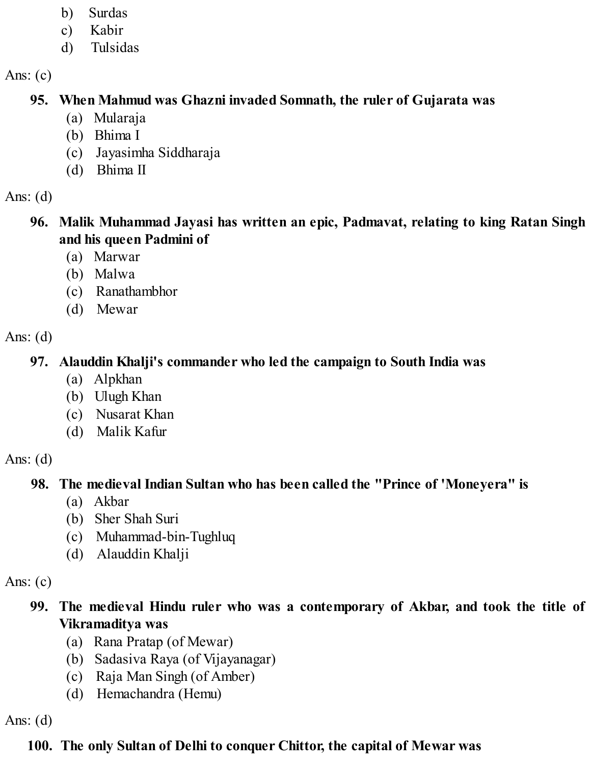b) Surdas
c) Kabir
d) Tulsidas

Ans: (c)

**95. When Mahmud was Ghazni invaded Somnath, the ruler of Gujarata was**

(a) Mularaja
(b) Bhima I
(c) Jayasimha Siddharaja
(d) Bhima II

Ans: (d)

**96. Malik Muhammad Jayasi has written an epic, Padmavat, relating to king Ratan Singh and his queen Padmini of**

(a) Marwar
(b) Malwa
(c) Ranathambhor
(d) Mewar

Ans: (d)

**97. Alauddin Khalji's commander who led the campaign to South India was**

(a) Alpkhan
(b) Ulugh Khan
(c) Nusarat Khan
(d) Malik Kafur

Ans: (d)

**98. The medieval Indian Sultan who has been called the "Prince of 'Moneyera" is**

(a) Akbar
(b) Sher Shah Suri
(c) Muhammad-bin-Tughluq
(d) Alauddin Khalji

Ans: (c)

**99. The medieval Hindu ruler who was a contemporary of Akbar, and took the title of Vikramaditya was**

(a) Rana Pratap (of Mewar)
(b) Sadasiva Raya (of Vijayanagar)
(c) Raja Man Singh (of Amber)
(d) Hemachandra (Hemu)

Ans: (d)

**100. The only Sultan of Delhi to conquer Chittor, the capital of Mewar was**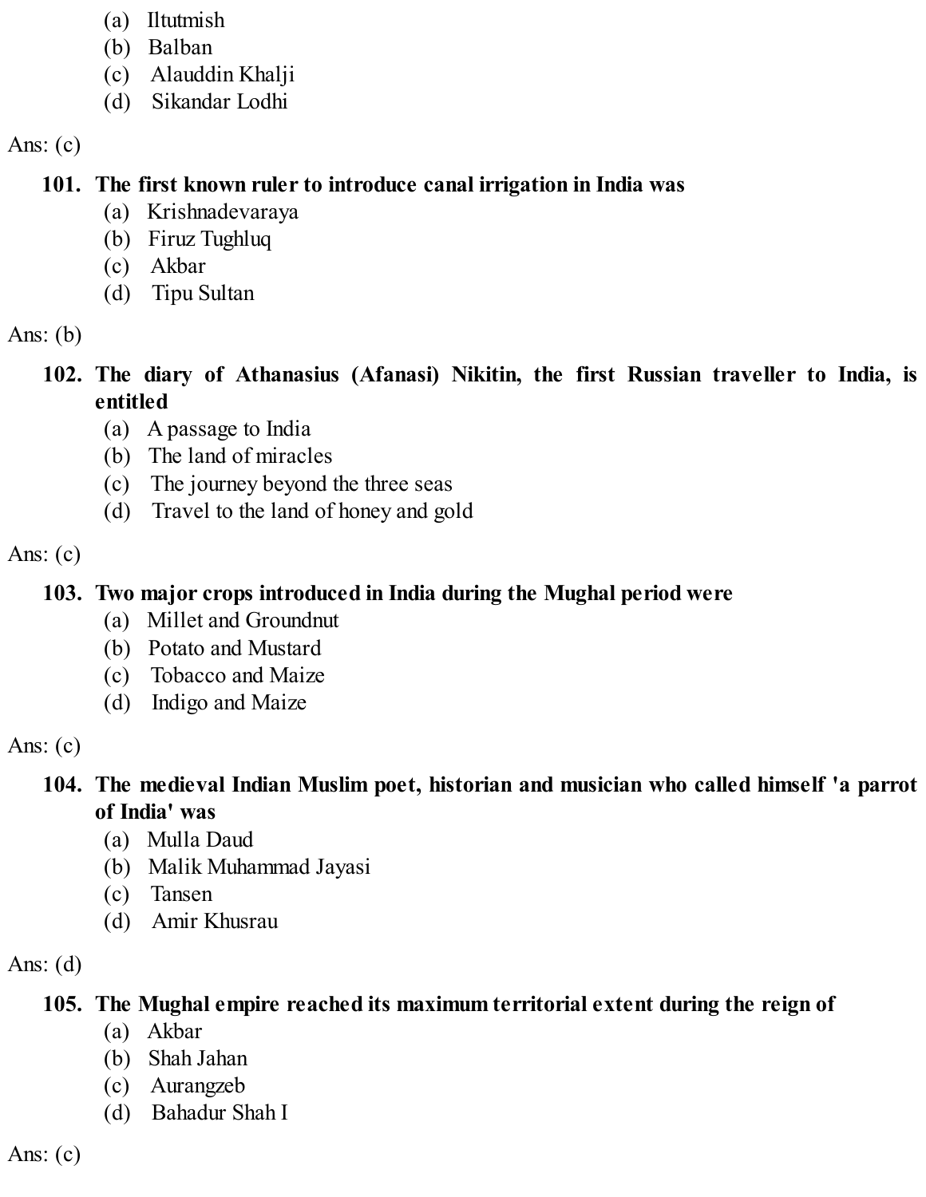(a) Iltutmish
(b) Balban
(c) Alauddin Khalji
(d) Sikandar Lodhi

Ans: (c)

**101. The first known ruler to introduce canal irrigation in India was**

(a) Krishnadevaraya
(b) Firuz Tughluq
(c) Akbar
(d) Tipu Sultan

Ans: (b)

**102. The diary of Athanasius (Afanasi) Nikitin, the first Russian traveller to India, is entitled**

(a) A passage to India
(b) The land of miracles
(c) The journey beyond the three seas
(d) Travel to the land of honey and gold

Ans: (c)

**103. Two major crops introduced in India during the Mughal period were**

(a) Millet and Groundnut
(b) Potato and Mustard
(c) Tobacco and Maize
(d) Indigo and Maize

Ans: (c)

**104. The medieval Indian Muslim poet, historian and musician who called himself 'a parrot of India' was**

(a) Mulla Daud
(b) Malik Muhammad Jayasi
(c) Tansen
(d) Amir Khusrau

Ans: (d)

**105. The Mughal empire reached its maximum territorial extent during the reign of**

(a) Akbar
(b) Shah Jahan
(c) Aurangzeb
(d) Bahadur Shah I

Ans: (c)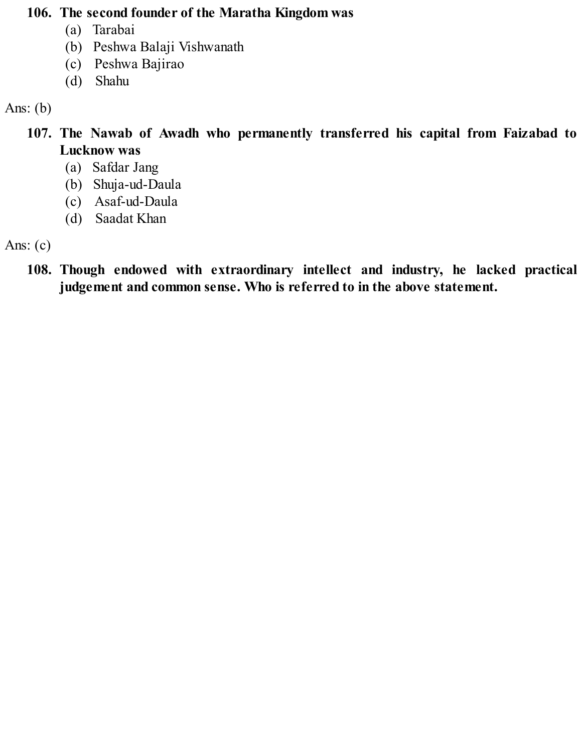**106. The second founder of the Maratha Kingdom was**

(a) Tarabai
(b) Peshwa Balaji Vishwanath
(c) Peshwa Bajirao
(d) Shahu

Ans: (b)

**107. The Nawab of Awadh who permanently transferred his capital from Faizabad to Lucknow was**

(a) Safdar Jang
(b) Shuja-ud-Daula
(c) Asaf-ud-Daula
(d) Saadat Khan

Ans: (c)

**108. Though endowed with extraordinary intellect and industry, he lacked practical judgement and common sense. Who is referred to in the above statement.**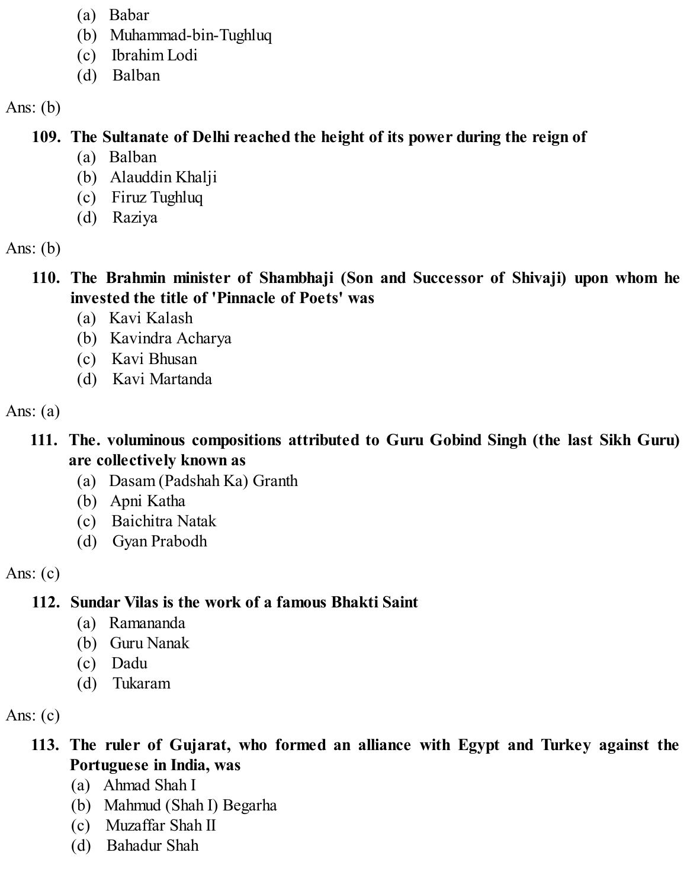(a) Babar
(b) Muhammad-bin-Tughluq
(c) Ibrahim Lodi
(d) Balban

Ans: (b)

**109. The Sultanate of Delhi reached the height of its power during the reign of**

(a) Balban
(b) Alauddin Khalji
(c) Firuz Tughluq
(d) Raziya

Ans: (b)

**110. The Brahmin minister of Shambhaji (Son and Successor of Shivaji) upon whom he invested the title of 'Pinnacle of Poets' was**

(a) Kavi Kalash
(b) Kavindra Acharya
(c) Kavi Bhusan
(d) Kavi Martanda

Ans: (a)

**111. The. voluminous compositions attributed to Guru Gobind Singh (the last Sikh Guru) are collectively known as**

(a) Dasam (Padshah Ka) Granth
(b) Apni Katha
(c) Baichitra Natak
(d) Gyan Prabodh

Ans: (c)

**112. Sundar Vilas is the work of a famous Bhakti Saint**

(a) Ramananda
(b) Guru Nanak
(c) Dadu
(d) Tukaram

Ans: (c)

**113. The ruler of Gujarat, who formed an alliance with Egypt and Turkey against the Portuguese in India, was**

(a) Ahmad Shah I
(b) Mahmud (Shah I) Begarha
(c) Muzaffar Shah II
(d) Bahadur Shah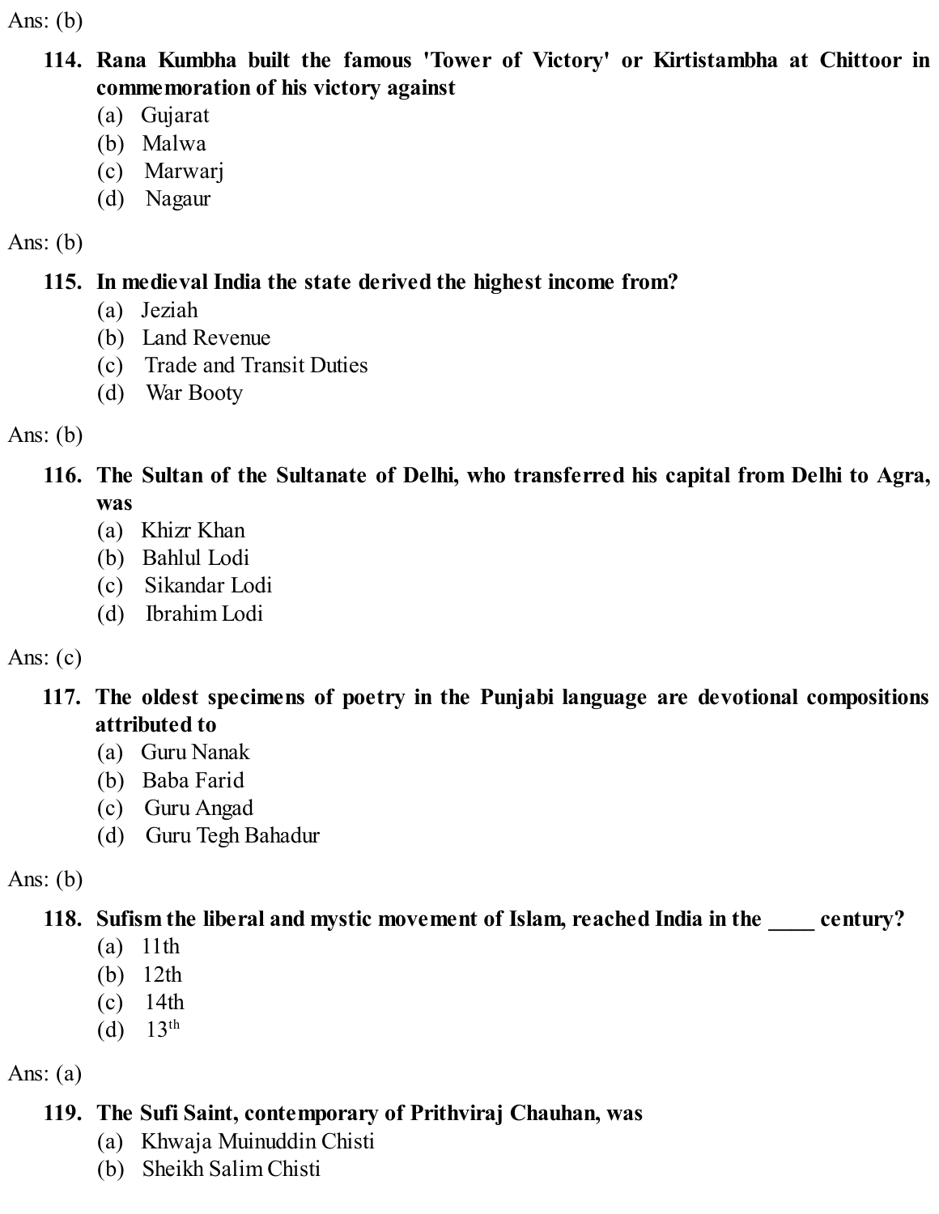Ans: (b)

**114. Rana Kumbha built the famous 'Tower of Victory' or Kirtistambha at Chittoor in commemoration of his victory against**

(a) Gujarat
(b) Malwa
(c) Marwarj
(d) Nagaur

Ans: (b)

**115. In medieval India the state derived the highest income from?**

(a) Jeziah
(b) Land Revenue
(c) Trade and Transit Duties
(d) War Booty

Ans: (b)

**116. The Sultan of the Sultanate of Delhi, who transferred his capital from Delhi to Agra, was**

(a) Khizr Khan
(b) Bahlul Lodi
(c) Sikandar Lodi
(d) Ibrahim Lodi

Ans: (c)

**117. The oldest specimens of poetry in the Punjabi language are devotional compositions attributed to**

(a) Guru Nanak
(b) Baba Farid
(c) Guru Angad
(d) Guru Tegh Bahadur

Ans: (b)

**118. Sufism the liberal and mystic movement of Islam, reached India in the ____ century?**

(a) 11th
(b) 12th
(c) 14th
(d) 13th

Ans: (a)

**119. The Sufi Saint, contemporary of Prithviraj Chauhan, was**

(a) Khwaja Muinuddin Chisti
(b) Sheikh Salim Chisti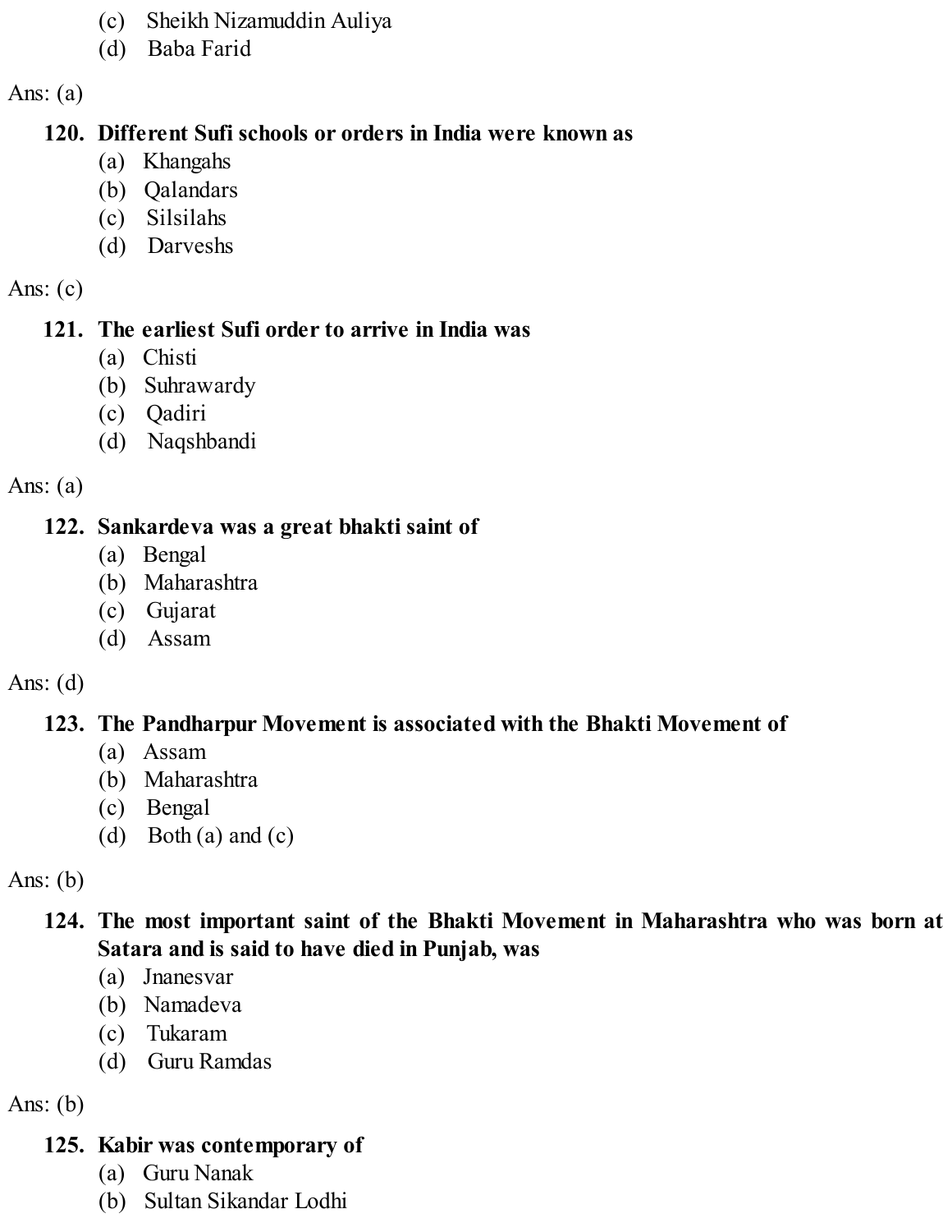(c) Sheikh Nizamuddin Auliya
(d) Baba Farid

Ans: (a)

**120. Different Sufi schools or orders in India were known as**
(a) Khangahs
(b) Qalandars
(c) Silsilahs
(d) Darveshs

Ans: (c)

**121. The earliest Sufi order to arrive in India was**
(a) Chisti
(b) Suhrawardy
(c) Qadiri
(d) Naqshbandi

Ans: (a)

**122. Sankardeva was a great bhakti saint of**
(a) Bengal
(b) Maharashtra
(c) Gujarat
(d) Assam

Ans: (d)

**123. The Pandharpur Movement is associated with the Bhakti Movement of**
(a) Assam
(b) Maharashtra
(c) Bengal
(d) Both (a) and (c)

Ans: (b)

**124. The most important saint of the Bhakti Movement in Maharashtra who was born at Satara and is said to have died in Punjab, was**
(a) Jnanesvar
(b) Namadeva
(c) Tukaram
(d) Guru Ramdas

Ans: (b)

**125. Kabir was contemporary of**
(a) Guru Nanak
(b) Sultan Sikandar Lodhi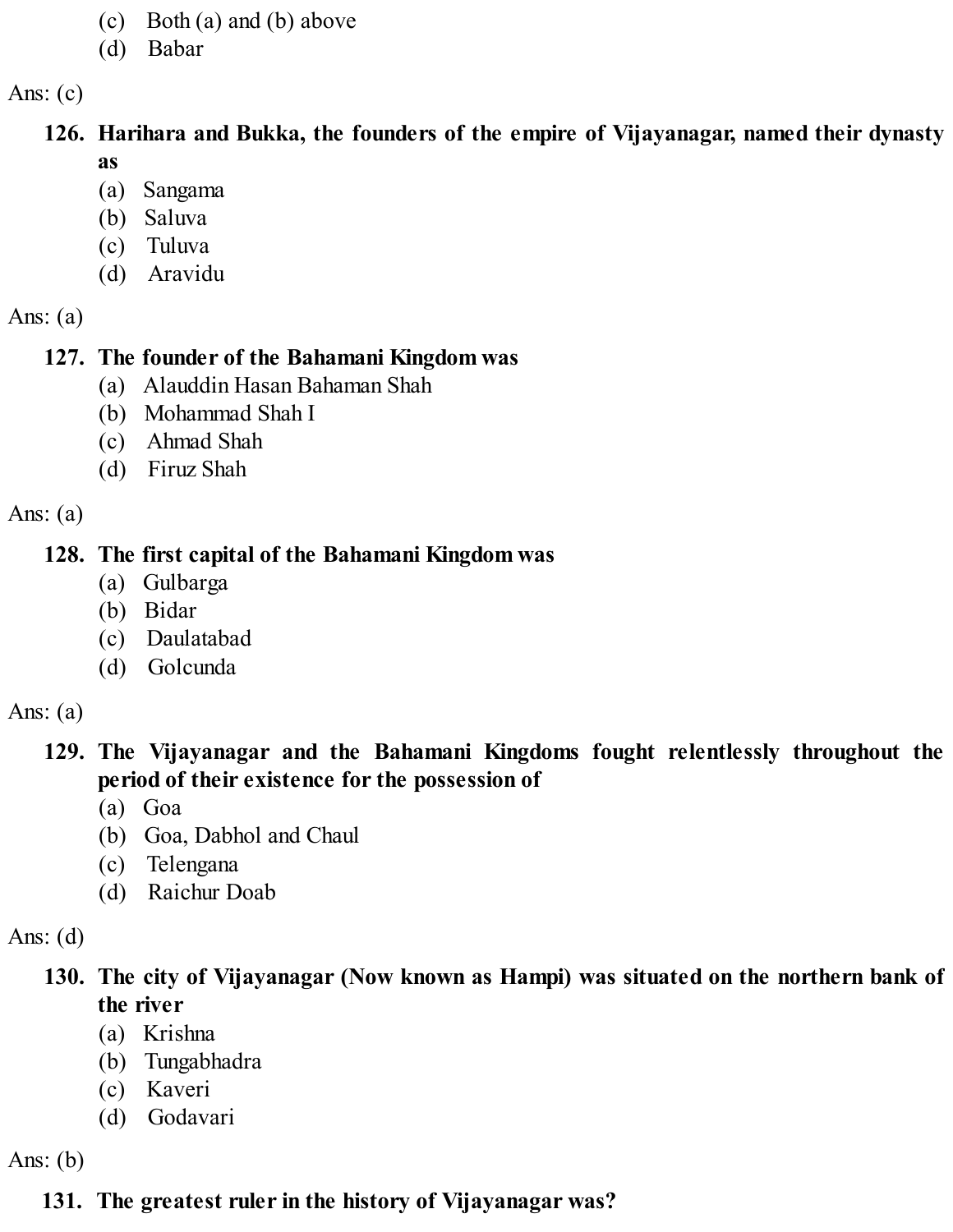(c) Both (a) and (b) above
(d) Babar

Ans: (c)

**126. Harihara and Bukka, the founders of the empire of Vijayanagar, named their dynasty as**
(a) Sangama
(b) Saluva
(c) Tuluva
(d) Aravidu

Ans: (a)

**127. The founder of the Bahamani Kingdom was**
(a) Alauddin Hasan Bahaman Shah
(b) Mohammad Shah I
(c) Ahmad Shah
(d) Firuz Shah

Ans: (a)

**128. The first capital of the Bahamani Kingdom was**
(a) Gulbarga
(b) Bidar
(c) Daulatabad
(d) Golcunda

Ans: (a)

**129. The Vijayanagar and the Bahamani Kingdoms fought relentlessly throughout the period of their existence for the possession of**
(a) Goa
(b) Goa, Dabhol and Chaul
(c) Telengana
(d) Raichur Doab

Ans: (d)

**130. The city of Vijayanagar (Now known as Hampi) was situated on the northern bank of the river**
(a) Krishna
(b) Tungabhadra
(c) Kaveri
(d) Godavari

Ans: (b)

**131. The greatest ruler in the history of Vijayanagar was?**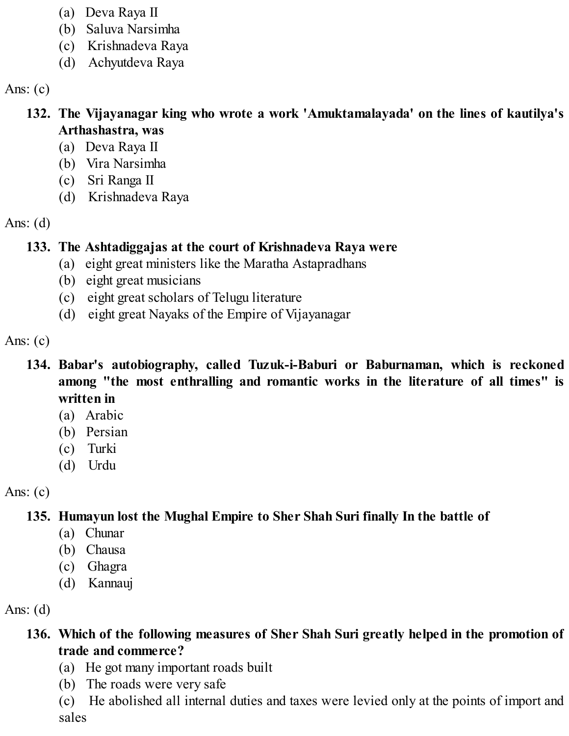(a) Deva Raya II
(b) Saluva Narsimha
(c) Krishnadeva Raya
(d) Achyutdeva Raya

Ans: (c)

**132. The Vijayanagar king who wrote a work 'Amuktamalayada' on the lines of kautilya's Arthashastra, was**

(a) Deva Raya II
(b) Vira Narsimha
(c) Sri Ranga II
(d) Krishnadeva Raya

Ans: (d)

**133. The Ashtadiggajas at the court of Krishnadeva Raya were**

(a) eight great ministers like the Maratha Astapradhans
(b) eight great musicians
(c) eight great scholars of Telugu literature
(d) eight great Nayaks of the Empire of Vijayanagar

Ans: (c)

**134. Babar's autobiography, called Tuzuk-i-Baburi or Baburnaman, which is reckoned among "the most enthralling and romantic works in the literature of all times" is written in**

(a) Arabic
(b) Persian
(c) Turki
(d) Urdu

Ans: (c)

**135. Humayun lost the Mughal Empire to Sher Shah Suri finally In the battle of**

(a) Chunar
(b) Chausa
(c) Ghagra
(d) Kannauj

Ans: (d)

**136. Which of the following measures of Sher Shah Suri greatly helped in the promotion of trade and commerce?**

(a) He got many important roads built
(b) The roads were very safe
(c) He abolished all internal duties and taxes were levied only at the points of import and sales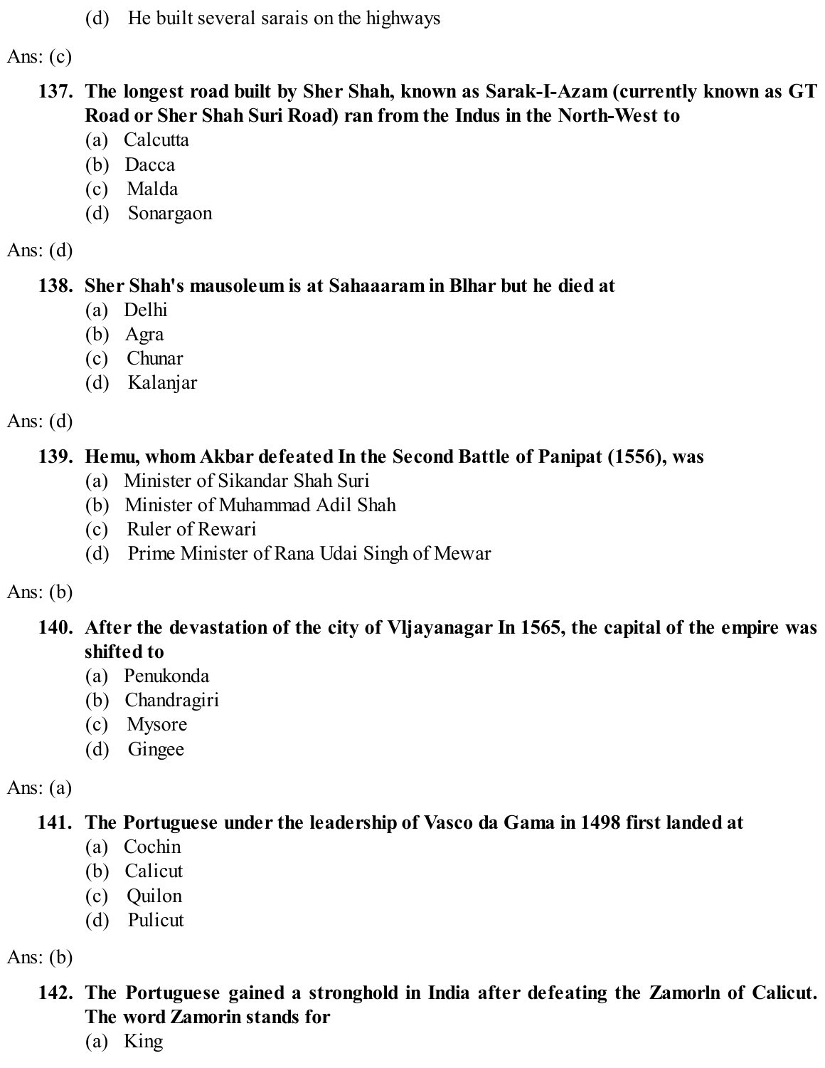(d) He built several sarais on the highways

Ans: (c)

**137. The longest road built by Sher Shah, known as Sarak-I-Azam (currently known as GT Road or Sher Shah Suri Road) ran from the Indus in the North-West to**

(a) Calcutta
(b) Dacca
(c) Malda
(d) Sonargaon

Ans: (d)

**138. Sher Shah's mausoleum is at Sahaaaram in Blhar but he died at**

(a) Delhi
(b) Agra
(c) Chunar
(d) Kalanjar

Ans: (d)

**139. Hemu, whom Akbar defeated In the Second Battle of Panipat (1556), was**

(a) Minister of Sikandar Shah Suri
(b) Minister of Muhammad Adil Shah
(c) Ruler of Rewari
(d) Prime Minister of Rana Udai Singh of Mewar

Ans: (b)

**140. After the devastation of the city of Vljayanagar In 1565, the capital of the empire was shifted to**

(a) Penukonda
(b) Chandragiri
(c) Mysore
(d) Gingee

Ans: (a)

**141. The Portuguese under the leadership of Vasco da Gama in 1498 first landed at**

(a) Cochin
(b) Calicut
(c) Quilon
(d) Pulicut

Ans: (b)

**142. The Portuguese gained a stronghold in India after defeating the Zamorln of Calicut. The word Zamorin stands for**

(a) King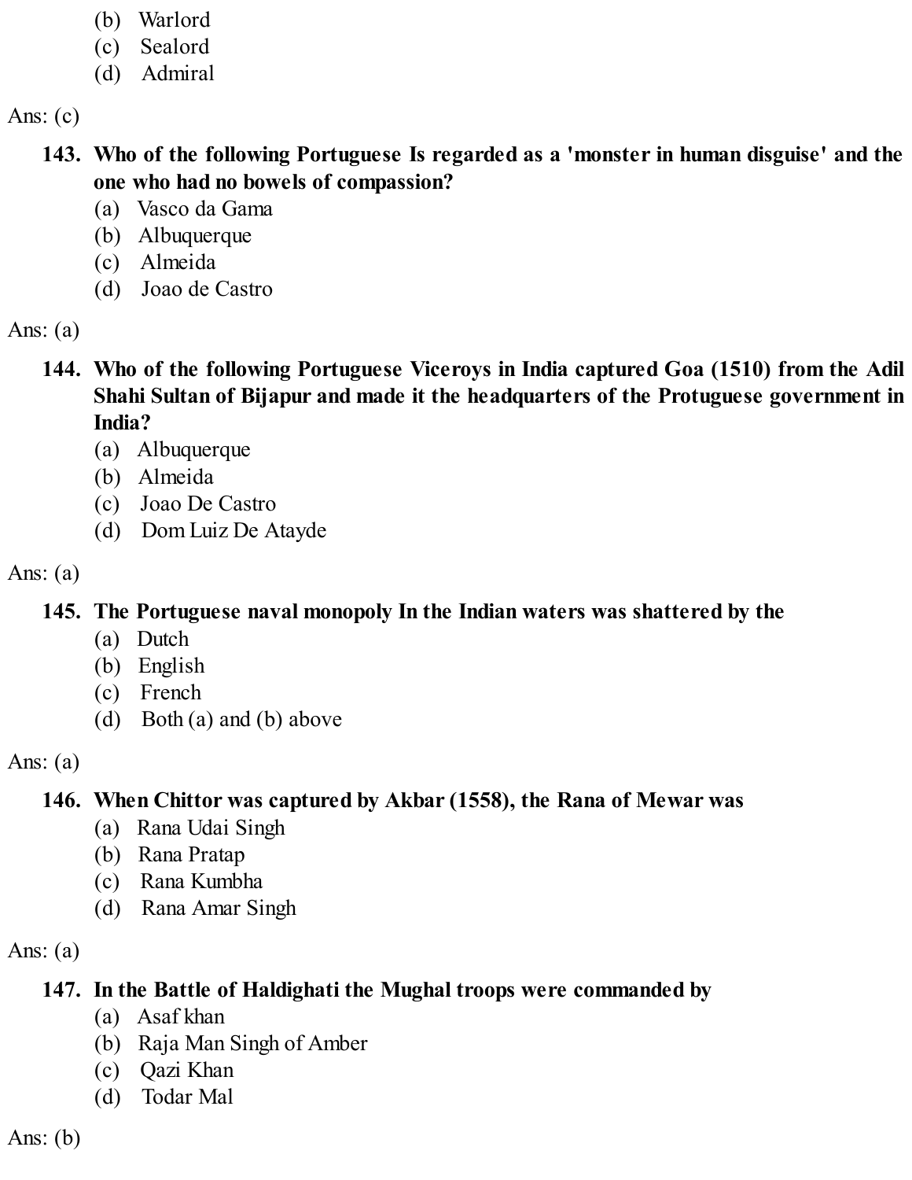(b) Warlord
(c) Sealord
(d) Admiral

Ans: (c)

**143. Who of the following Portuguese Is regarded as a 'monster in human disguise' and the one who had no bowels of compassion?**

(a) Vasco da Gama
(b) Albuquerque
(c) Almeida
(d) Joao de Castro

Ans: (a)

**144. Who of the following Portuguese Viceroys in India captured Goa (1510) from the Adil Shahi Sultan of Bijapur and made it the headquarters of the Protuguese government in India?**

(a) Albuquerque
(b) Almeida
(c) Joao De Castro
(d) Dom Luiz De Atayde

Ans: (a)

**145. The Portuguese naval monopoly In the Indian waters was shattered by the**

(a) Dutch
(b) English
(c) French
(d) Both (a) and (b) above

Ans: (a)

**146. When Chittor was captured by Akbar (1558), the Rana of Mewar was**

(a) Rana Udai Singh
(b) Rana Pratap
(c) Rana Kumbha
(d) Rana Amar Singh

Ans: (a)

**147. In the Battle of Haldighati the Mughal troops were commanded by**

(a) Asaf khan
(b) Raja Man Singh of Amber
(c) Qazi Khan
(d) Todar Mal

Ans: (b)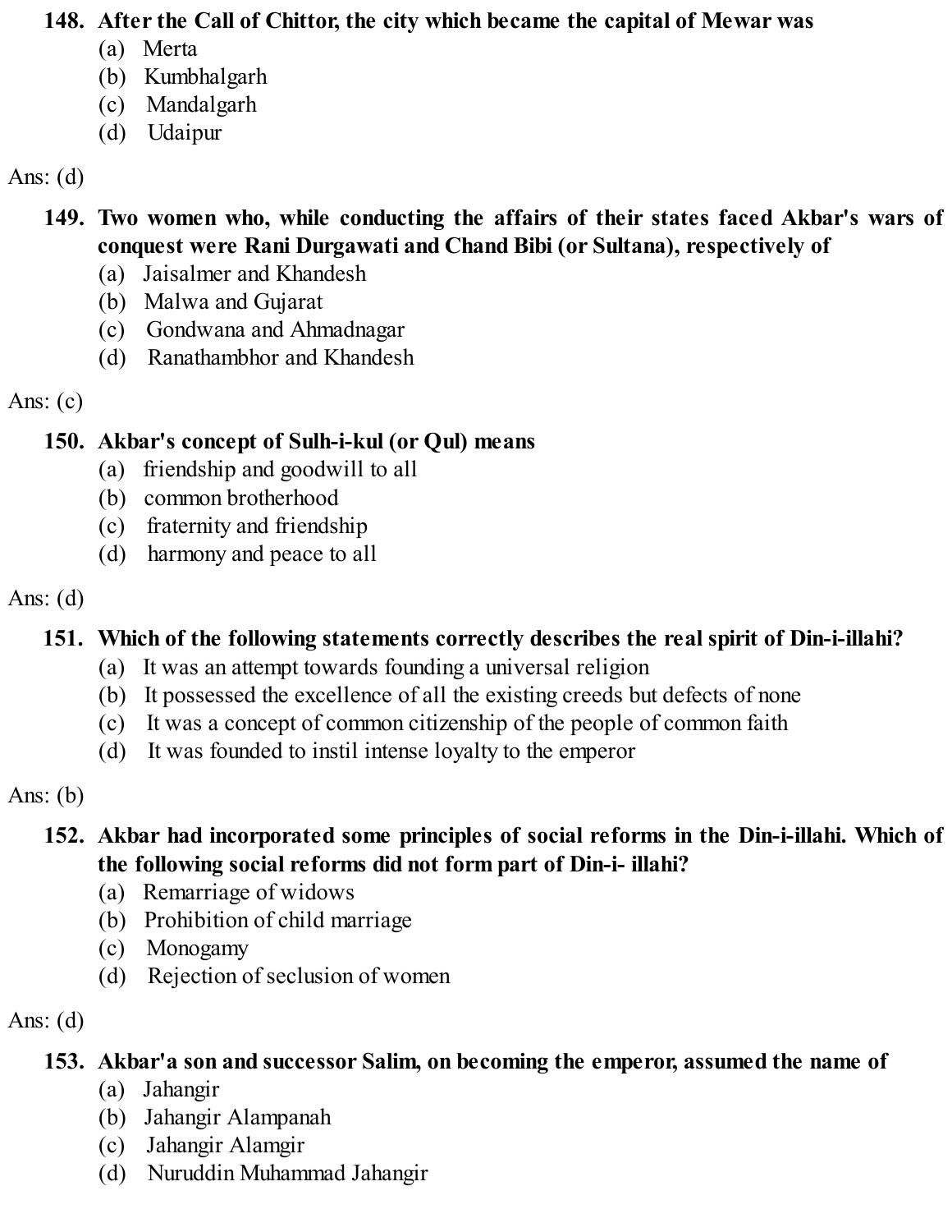**148. After the Call of Chittor, the city which became the capital of Mewar was**

(a) Merta
(b) Kumbhalgarh
(c) Mandalgarh
(d) Udaipur

Ans: (d)

**149. Two women who, while conducting the affairs of their states faced Akbar's wars of conquest were Rani Durgawati and Chand Bibi (or Sultana), respectively of**

(a) Jaisalmer and Khandesh
(b) Malwa and Gujarat
(c) Gondwana and Ahmadnagar
(d) Ranathambhor and Khandesh

Ans: (c)

**150. Akbar's concept of Sulh-i-kul (or Qul) means**

(a) friendship and goodwill to all
(b) common brotherhood
(c) fraternity and friendship
(d) harmony and peace to all

Ans: (d)

**151. Which of the following statements correctly describes the real spirit of Din-i-illahi?**

(a) It was an attempt towards founding a universal religion
(b) It possessed the excellence of all the existing creeds but defects of none
(c) It was a concept of common citizenship of the people of common faith
(d) It was founded to instil intense loyalty to the emperor

Ans: (b)

**152. Akbar had incorporated some principles of social reforms in the Din-i-illahi. Which of the following social reforms did not form part of Din-i- illahi?**

(a) Remarriage of widows
(b) Prohibition of child marriage
(c) Monogamy
(d) Rejection of seclusion of women

Ans: (d)

**153. Akbar'a son and successor Salim, on becoming the emperor, assumed the name of**

(a) Jahangir
(b) Jahangir Alampanah
(c) Jahangir Alamgir
(d) Nuruddin Muhammad Jahangir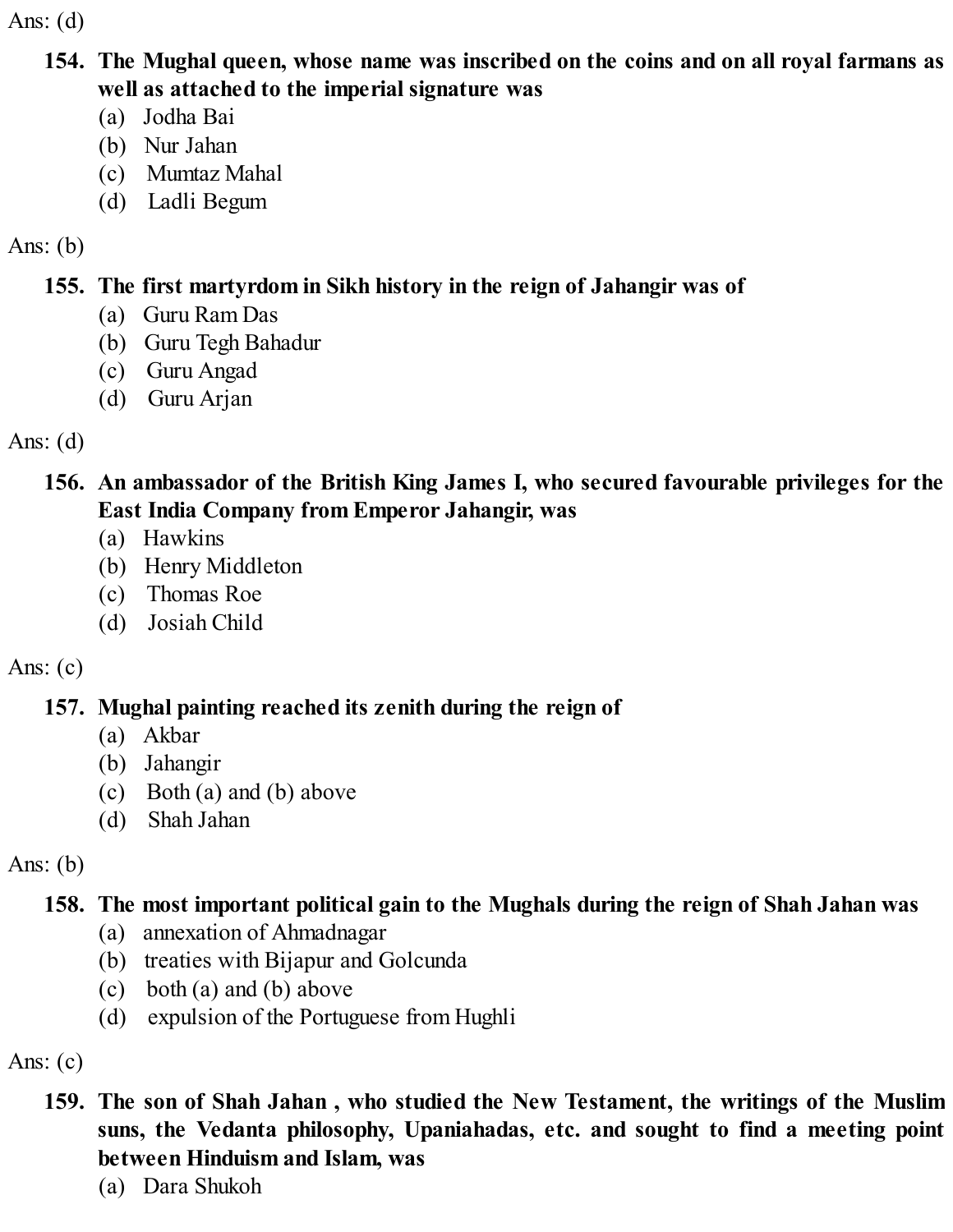Ans: (d)

**154. The Mughal queen, whose name was inscribed on the coins and on all royal farmans as well as attached to the imperial signature was**

(a) Jodha Bai
(b) Nur Jahan
(c) Mumtaz Mahal
(d) Ladli Begum

Ans: (b)

**155. The first martyrdom in Sikh history in the reign of Jahangir was of**

(a) Guru Ram Das
(b) Guru Tegh Bahadur
(c) Guru Angad
(d) Guru Arjan

Ans: (d)

**156. An ambassador of the British King James I, who secured favourable privileges for the East India Company from Emperor Jahangir, was**

(a) Hawkins
(b) Henry Middleton
(c) Thomas Roe
(d) Josiah Child

Ans: (c)

**157. Mughal painting reached its zenith during the reign of**

(a) Akbar
(b) Jahangir
(c) Both (a) and (b) above
(d) Shah Jahan

Ans: (b)

**158. The most important political gain to the Mughals during the reign of Shah Jahan was**

(a) annexation of Ahmadnagar
(b) treaties with Bijapur and Golcunda
(c) both (a) and (b) above
(d) expulsion of the Portuguese from Hughli

Ans: (c)

**159. The son of Shah Jahan , who studied the New Testament, the writings of the Muslim suns, the Vedanta philosophy, Upaniahadas, etc. and sought to find a meeting point between Hinduism and Islam, was**

(a) Dara Shukoh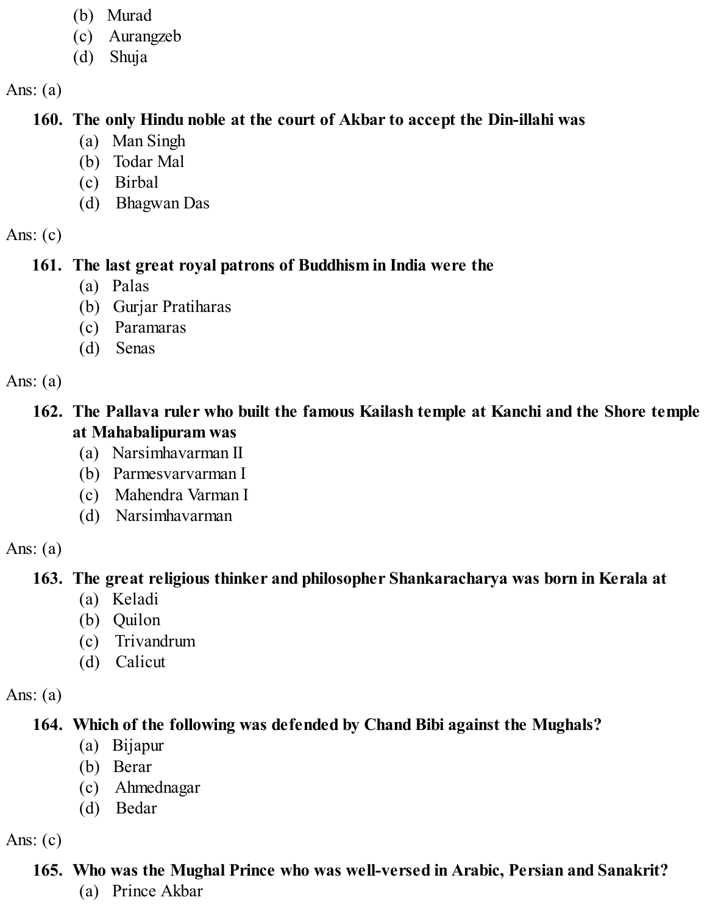(b) Murad
(c) Aurangzeb
(d) Shuja

Ans: (a)

**160. The only Hindu noble at the court of Akbar to accept the Din-illahi was**

(a) Man Singh
(b) Todar Mal
(c) Birbal
(d) Bhagwan Das

Ans: (c)

**161. The last great royal patrons of Buddhism in India were the**

(a) Palas
(b) Gurjar Pratiharas
(c) Paramaras
(d) Senas

Ans: (a)

**162. The Pallava ruler who built the famous Kailash temple at Kanchi and the Shore temple at Mahabalipuram was**

(a) Narsimhavarman II
(b) Parmesvarvarman I
(c) Mahendra Varman I
(d) Narsimhavarman

Ans: (a)

**163. The great religious thinker and philosopher Shankaracharya was born in Kerala at**

(a) Keladi
(b) Quilon
(c) Trivandrum
(d) Calicut

Ans: (a)

**164. Which of the following was defended by Chand Bibi against the Mughals?**

(a) Bijapur
(b) Berar
(c) Ahmednagar
(d) Bedar

Ans: (c)

**165. Who was the Mughal Prince who was well-versed in Arabic, Persian and Sanakrit?**

(a) Prince Akbar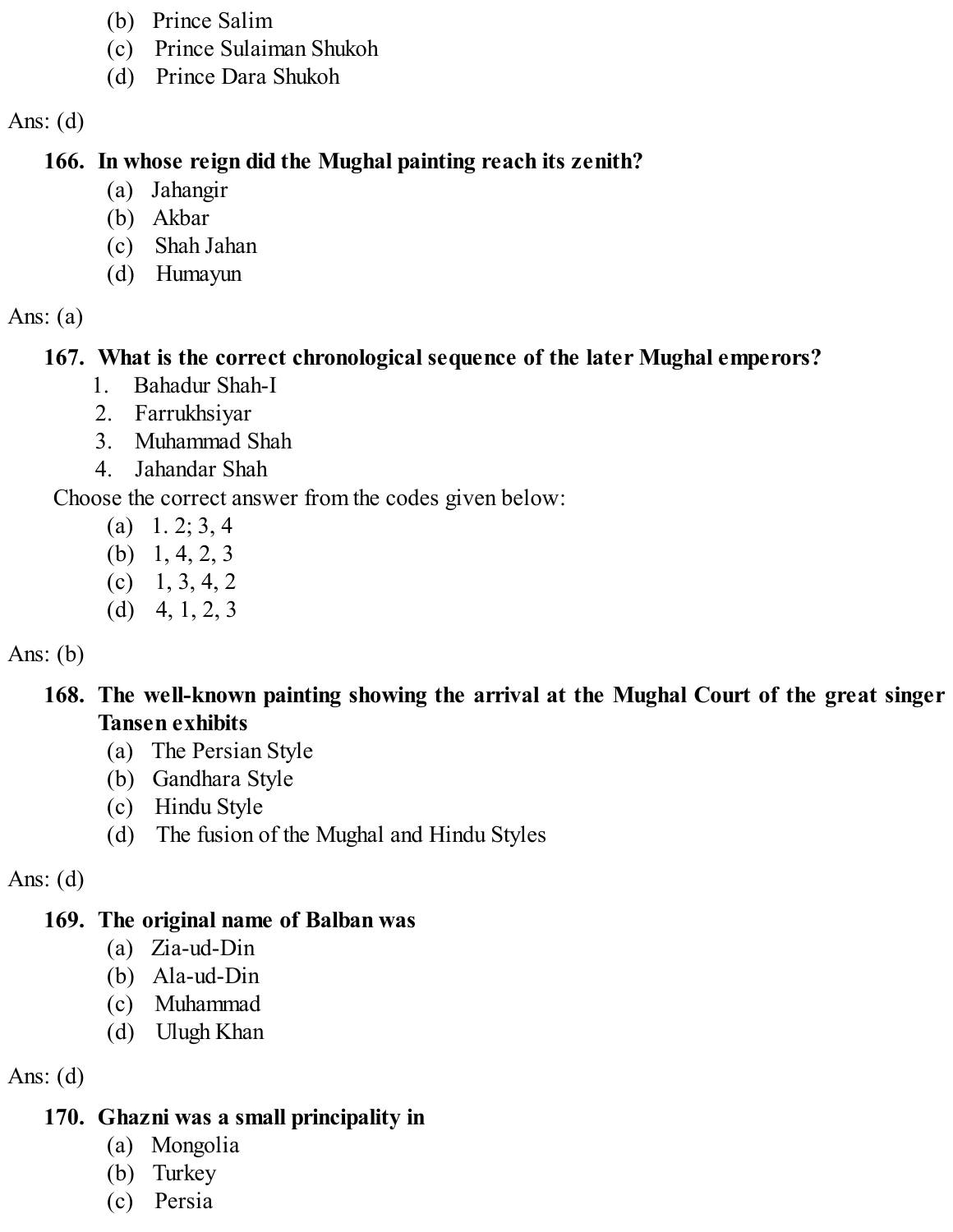(b) Prince Salim
(c) Prince Sulaiman Shukoh
(d) Prince Dara Shukoh

Ans: (d)

**166. In whose reign did the Mughal painting reach its zenith?**

(a) Jahangir
(b) Akbar
(c) Shah Jahan
(d) Humayun

Ans: (a)

**167. What is the correct chronological sequence of the later Mughal emperors?**

1. Bahadur Shah-I
2. Farrukhsiyar
3. Muhammad Shah
4. Jahandar Shah

Choose the correct answer from the codes given below:

(a) 1. 2; 3, 4
(b) 1, 4, 2, 3
(c) 1, 3, 4, 2
(d) 4, 1, 2, 3

Ans: (b)

**168. The well-known painting showing the arrival at the Mughal Court of the great singer Tansen exhibits**

(a) The Persian Style
(b) Gandhara Style
(c) Hindu Style
(d) The fusion of the Mughal and Hindu Styles

Ans: (d)

**169. The original name of Balban was**

(a) Zia-ud-Din
(b) Ala-ud-Din
(c) Muhammad
(d) Ulugh Khan

Ans: (d)

**170. Ghazni was a small principality in**

(a) Mongolia
(b) Turkey
(c) Persia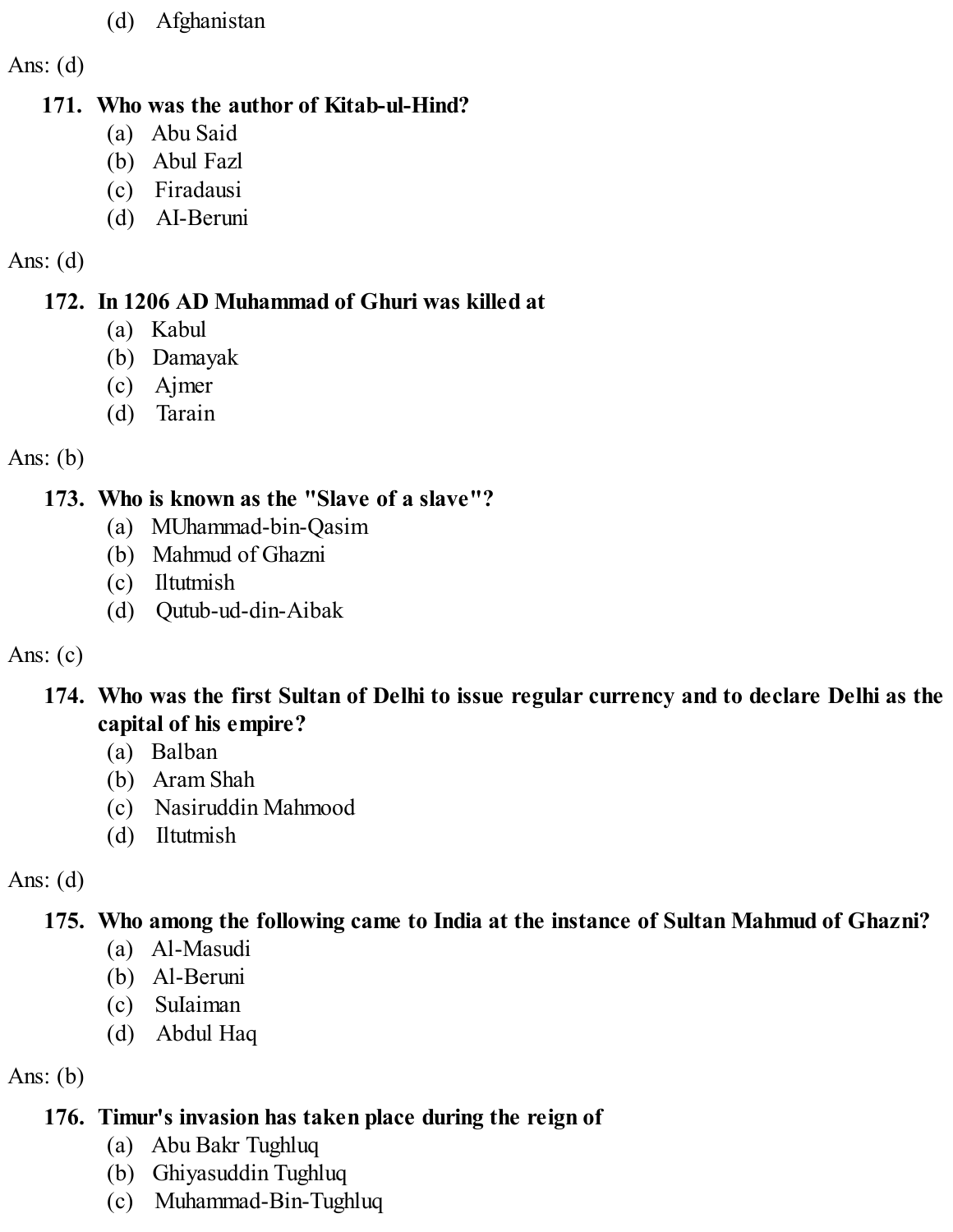(d) Afghanistan

Ans: (d)

**171. Who was the author of Kitab-ul-Hind?**

(a) Abu Said
(b) Abul Fazl
(c) Firadausi
(d) AI-Beruni

Ans: (d)

**172. In 1206 AD Muhammad of Ghuri was killed at**

(a) Kabul
(b) Damayak
(c) Ajmer
(d) Tarain

Ans: (b)

**173. Who is known as the "Slave of a slave"?**

(a) MUhammad-bin-Qasim
(b) Mahmud of Ghazni
(c) Iltutmish
(d) Qutub-ud-din-Aibak

Ans: (c)

**174. Who was the first Sultan of Delhi to issue regular currency and to declare Delhi as the capital of his empire?**

(a) Balban
(b) Aram Shah
(c) Nasiruddin Mahmood
(d) Iltutmish

Ans: (d)

**175. Who among the following came to India at the instance of Sultan Mahmud of Ghazni?**

(a) Al-Masudi
(b) Al-Beruni
(c) SuIaiman
(d) Abdul Haq

Ans: (b)

**176. Timur's invasion has taken place during the reign of**

(a) Abu Bakr Tughluq
(b) Ghiyasuddin Tughluq
(c) Muhammad-Bin-Tughluq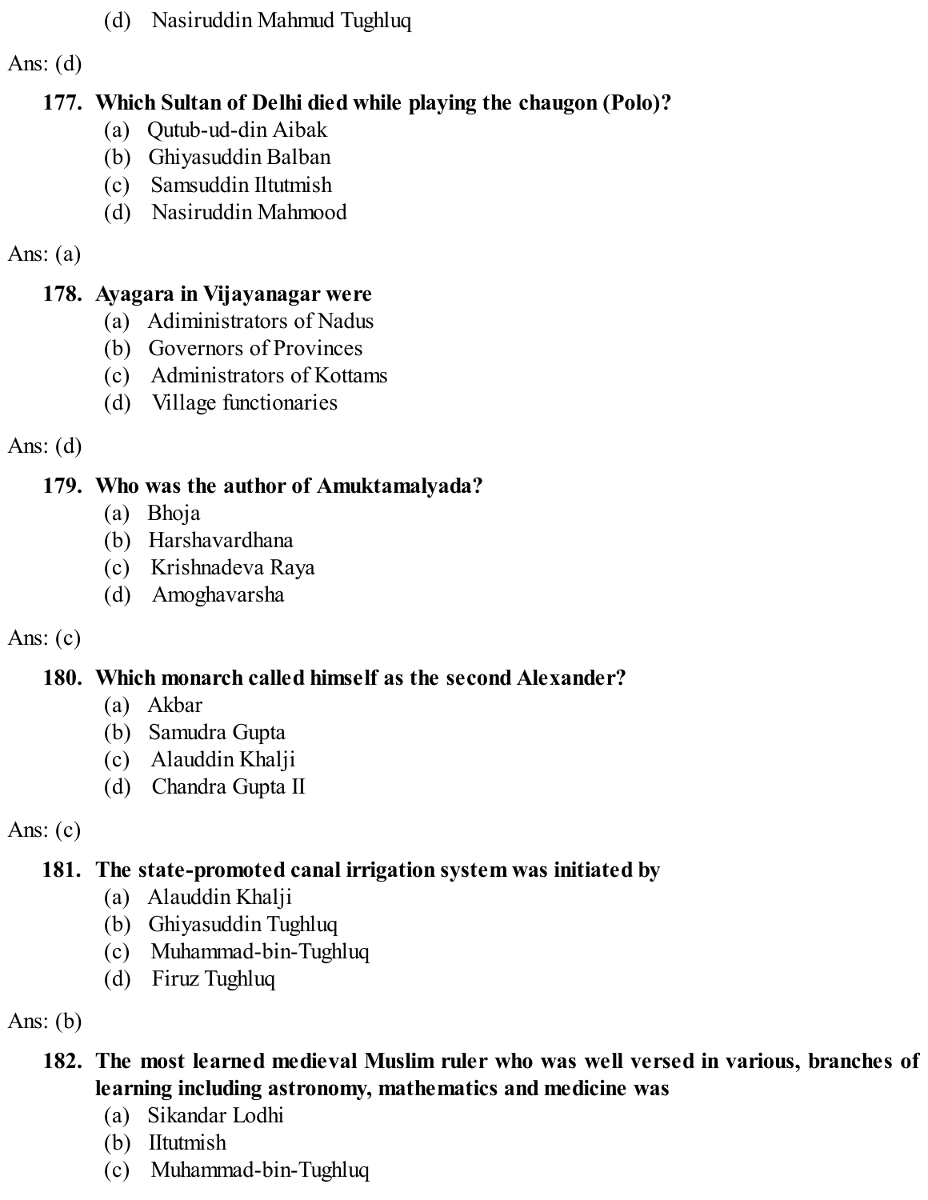(d) Nasiruddin Mahmud Tughluq

Ans: (d)

**177. Which Sultan of Delhi died while playing the chaugon (Polo)?**

(a) Qutub-ud-din Aibak
(b) Ghiyasuddin Balban
(c) Samsuddin Iltutmish
(d) Nasiruddin Mahmood

Ans: (a)

**178. Ayagara in Vijayanagar were**

(a) Adiministrators of Nadus
(b) Governors of Provinces
(c) Administrators of Kottams
(d) Village functionaries

Ans: (d)

**179. Who was the author of Amuktamalyada?**

(a) Bhoja
(b) Harshavardhana
(c) Krishnadeva Raya
(d) Amoghavarsha

Ans: (c)

**180. Which monarch called himself as the second Alexander?**

(a) Akbar
(b) Samudra Gupta
(c) Alauddin Khalji
(d) Chandra Gupta II

Ans: (c)

**181. The state-promoted canal irrigation system was initiated by**

(a) Alauddin Khalji
(b) Ghiyasuddin Tughluq
(c) Muhammad-bin-Tughluq
(d) Firuz Tughluq

Ans: (b)

**182. The most learned medieval Muslim ruler who was well versed in various, branches of learning including astronomy, mathematics and medicine was**

(a) Sikandar Lodhi
(b) Iltutmish
(c) Muhammad-bin-Tughluq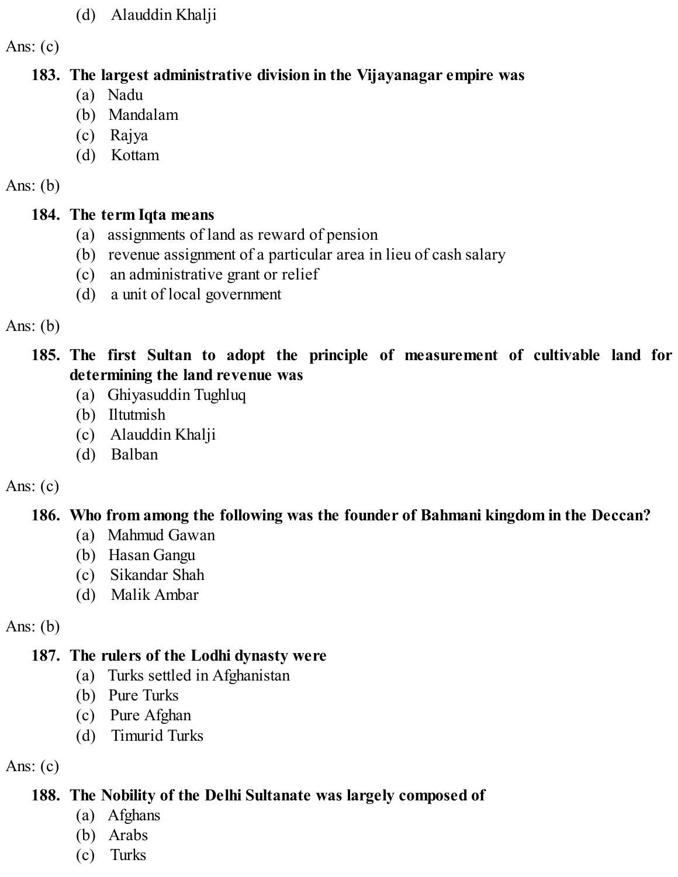(d) Alauddin Khalji

Ans: (c)

**183. The largest administrative division in the Vijayanagar empire was**

(a) Nadu
(b) Mandalam
(c) Rajya
(d) Kottam

Ans: (b)

**184. The term Iqta means**

(a) assignments of land as reward of pension
(b) revenue assignment of a particular area in lieu of cash salary
(c) an administrative grant or relief
(d) a unit of local government

Ans: (b)

**185. The first Sultan to adopt the principle of measurement of cultivable land for determining the land revenue was**

(a) Ghiyasuddin Tughluq
(b) Iltutmish
(c) Alauddin Khalji
(d) Balban

Ans: (c)

**186. Who from among the following was the founder of Bahmani kingdom in the Deccan?**

(a) Mahmud Gawan
(b) Hasan Gangu
(c) Sikandar Shah
(d) Malik Ambar

Ans: (b)

**187. The rulers of the Lodhi dynasty were**

(a) Turks settled in Afghanistan
(b) Pure Turks
(c) Pure Afghan
(d) Timurid Turks

Ans: (c)

**188. The Nobility of the Delhi Sultanate was largely composed of**

(a) Afghans
(b) Arabs
(c) Turks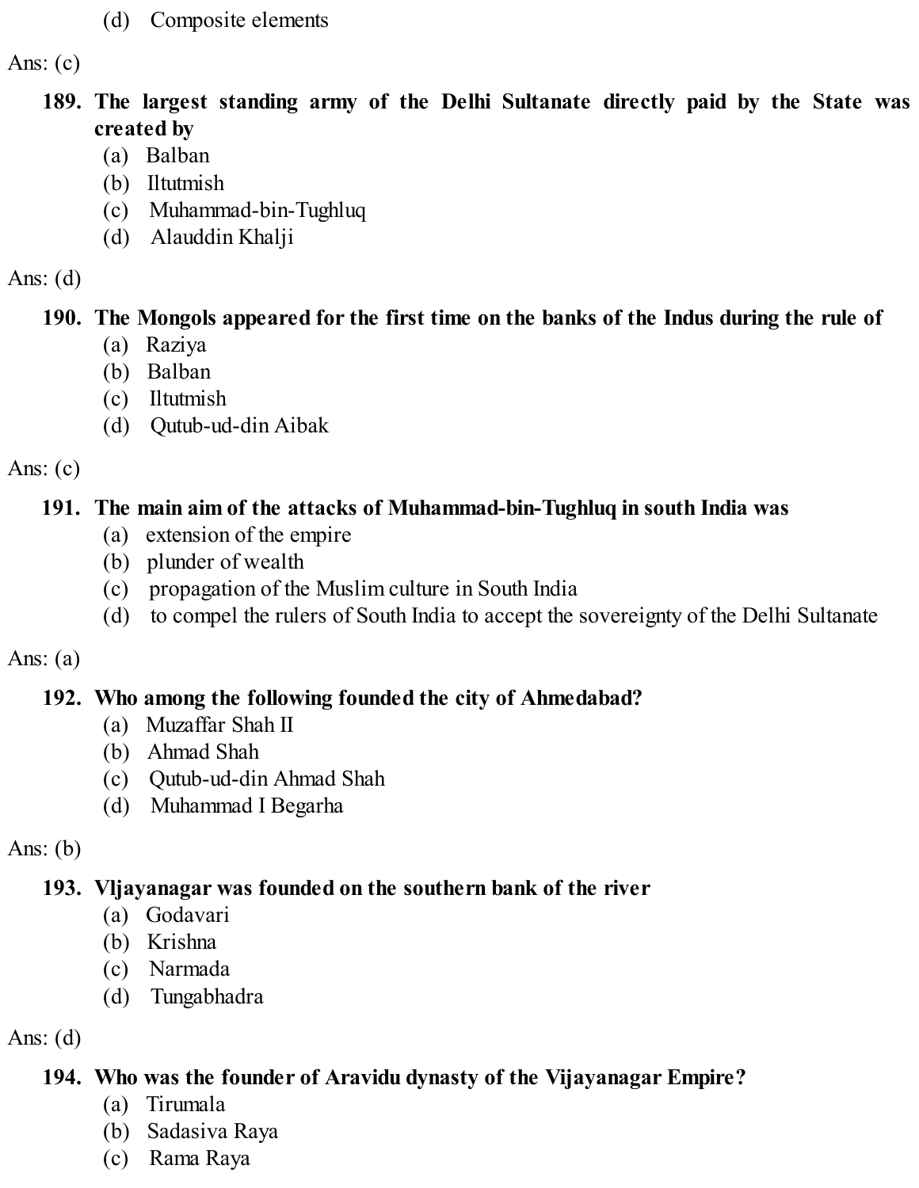(d) Composite elements

Ans: (c)

**189. The largest standing army of the Delhi Sultanate directly paid by the State was created by**

(a) Balban
(b) Iltutmish
(c) Muhammad-bin-Tughluq
(d) Alauddin Khalji

Ans: (d)

**190. The Mongols appeared for the first time on the banks of the Indus during the rule of**

(a) Raziya
(b) Balban
(c) Iltutmish
(d) Qutub-ud-din Aibak

Ans: (c)

**191. The main aim of the attacks of Muhammad-bin-Tughluq in south India was**

(a) extension of the empire
(b) plunder of wealth
(c) propagation of the Muslim culture in South India
(d) to compel the rulers of South India to accept the sovereignty of the Delhi Sultanate

Ans: (a)

**192. Who among the following founded the city of Ahmedabad?**

(a) Muzaffar Shah II
(b) Ahmad Shah
(c) Qutub-ud-din Ahmad Shah
(d) Muhammad I Begarha

Ans: (b)

**193. VIjayanagar was founded on the southern bank of the river**

(a) Godavari
(b) Krishna
(c) Narmada
(d) Tungabhadra

Ans: (d)

**194. Who was the founder of Aravidu dynasty of the Vijayanagar Empire?**

(a) Tirumala
(b) Sadasiva Raya
(c) Rama Raya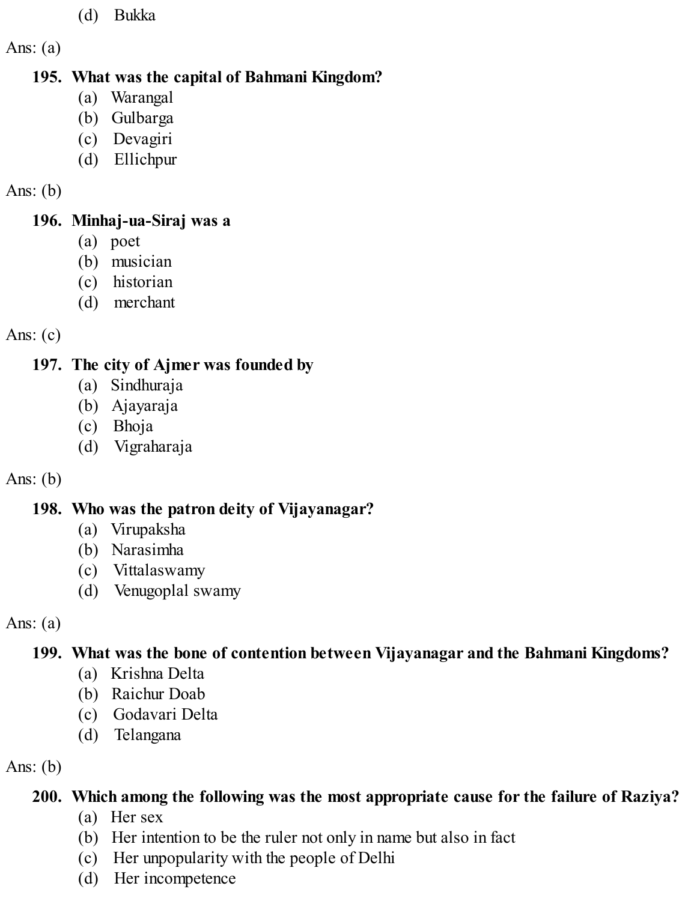(d) Bukka

Ans: (a)

**195. What was the capital of Bahmani Kingdom?**

(a) Warangal
(b) Gulbarga
(c) Devagiri
(d) Ellichpur

Ans: (b)

**196. Minhaj-ua-Siraj was a**

(a) poet
(b) musician
(c) historian
(d) merchant

Ans: (c)

**197. The city of Ajmer was founded by**

(a) Sindhuraja
(b) Ajayaraja
(c) Bhoja
(d) Vigraharaja

Ans: (b)

**198. Who was the patron deity of Vijayanagar?**

(a) Virupaksha
(b) Narasimha
(c) Vittalaswamy
(d) Venugoplal swamy

Ans: (a)

**199. What was the bone of contention between Vijayanagar and the Bahmani Kingdoms?**

(a) Krishna Delta
(b) Raichur Doab
(c) Godavari Delta
(d) Telangana

Ans: (b)

**200. Which among the following was the most appropriate cause for the failure of Raziya?**

(a) Her sex
(b) Her intention to be the ruler not only in name but also in fact
(c) Her unpopularity with the people of Delhi
(d) Her incompetence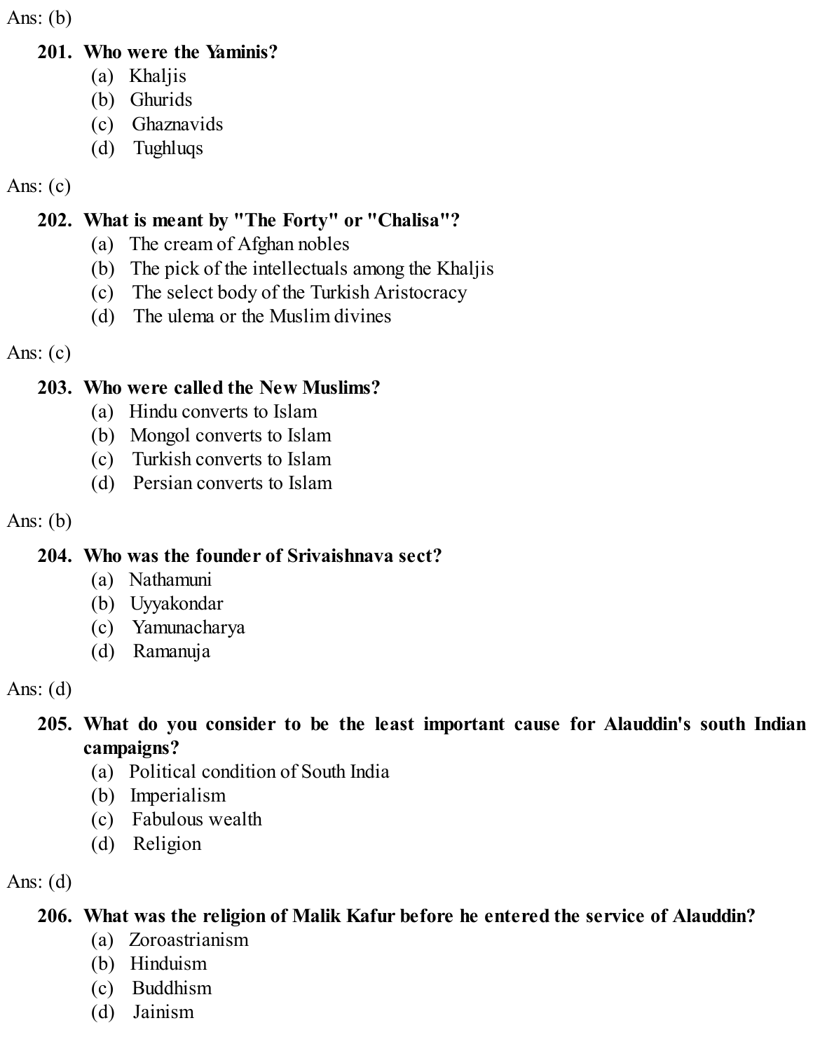Ans: (b)

**201. Who were the Yaminis?**

(a) Khaljis
(b) Ghurids
(c) Ghaznavids
(d) Tughluqs

Ans: (c)

**202. What is meant by "The Forty" or "Chalisa"?**

(a) The cream of Afghan nobles
(b) The pick of the intellectuals among the Khaljis
(c) The select body of the Turkish Aristocracy
(d) The ulema or the Muslim divines

Ans: (c)

**203. Who were called the New Muslims?**

(a) Hindu converts to Islam
(b) Mongol converts to Islam
(c) Turkish converts to Islam
(d) Persian converts to Islam

Ans: (b)

**204. Who was the founder of Srivaishnava sect?**

(a) Nathamuni
(b) Uyyakondar
(c) Yamunacharya
(d) Ramanuja

Ans: (d)

**205. What do you consider to be the least important cause for Alauddin's south Indian campaigns?**

(a) Political condition of South India
(b) Imperialism
(c) Fabulous wealth
(d) Religion

Ans: (d)

**206. What was the religion of Malik Kafur before he entered the service of Alauddin?**

(a) Zoroastrianism
(b) Hinduism
(c) Buddhism
(d) Jainism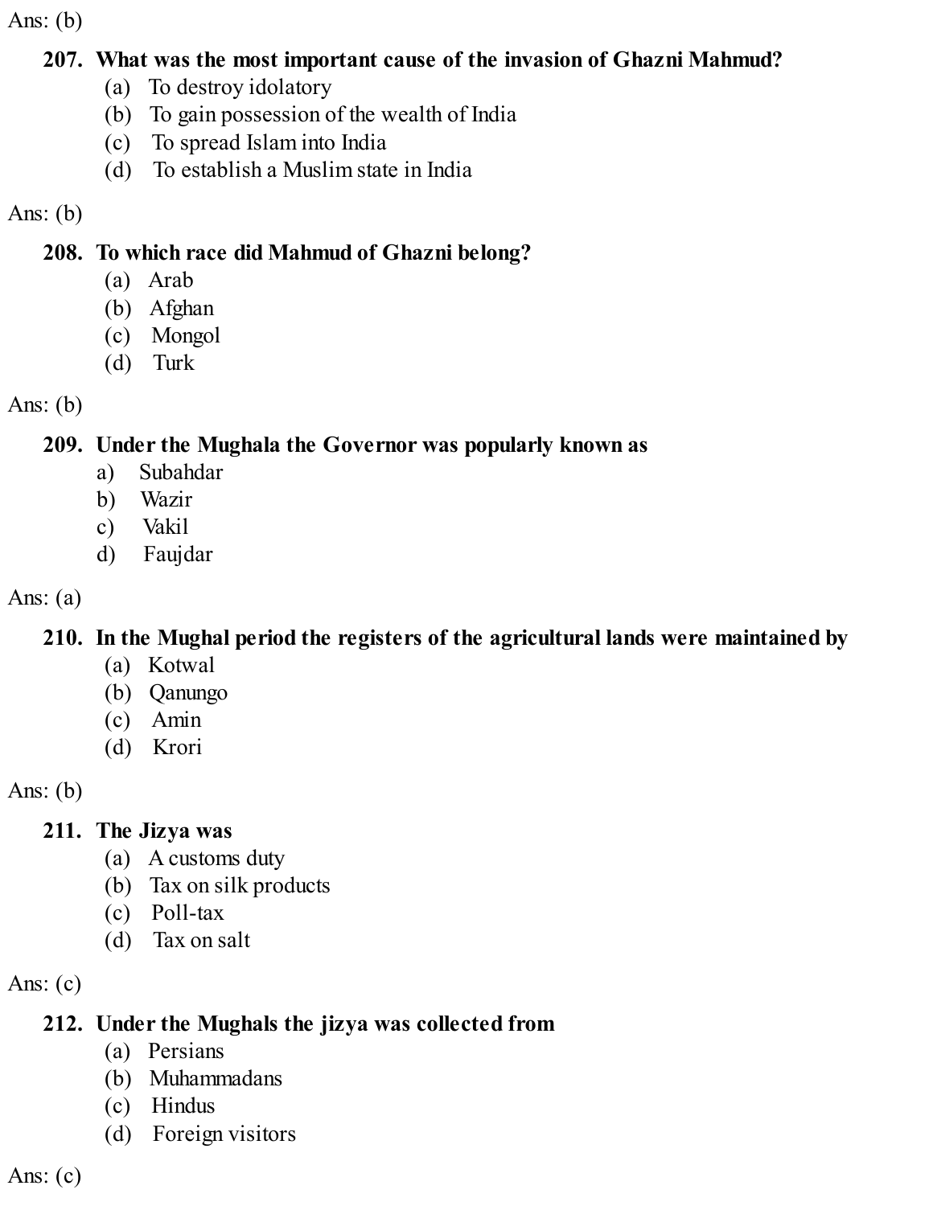Ans: (b)

**207. What was the most important cause of the invasion of Ghazni Mahmud?**

(a) To destroy idolatory
(b) To gain possession of the wealth of India
(c) To spread Islam into India
(d) To establish a Muslim state in India

Ans: (b)

**208. To which race did Mahmud of Ghazni belong?**

(a) Arab
(b) Afghan
(c) Mongol
(d) Turk

Ans: (b)

**209. Under the Mughala the Governor was popularly known as**

a) Subahdar
b) Wazir
c) Vakil
d) Faujdar

Ans: (a)

**210. In the Mughal period the registers of the agricultural lands were maintained by**

(a) Kotwal
(b) Qanungo
(c) Amin
(d) Krori

Ans: (b)

**211. The Jizya was**

(a) A customs duty
(b) Tax on silk products
(c) Poll-tax
(d) Tax on salt

Ans: (c)

**212. Under the Mughals the jizya was collected from**

(a) Persians
(b) Muhammadans
(c) Hindus
(d) Foreign visitors

Ans: (c)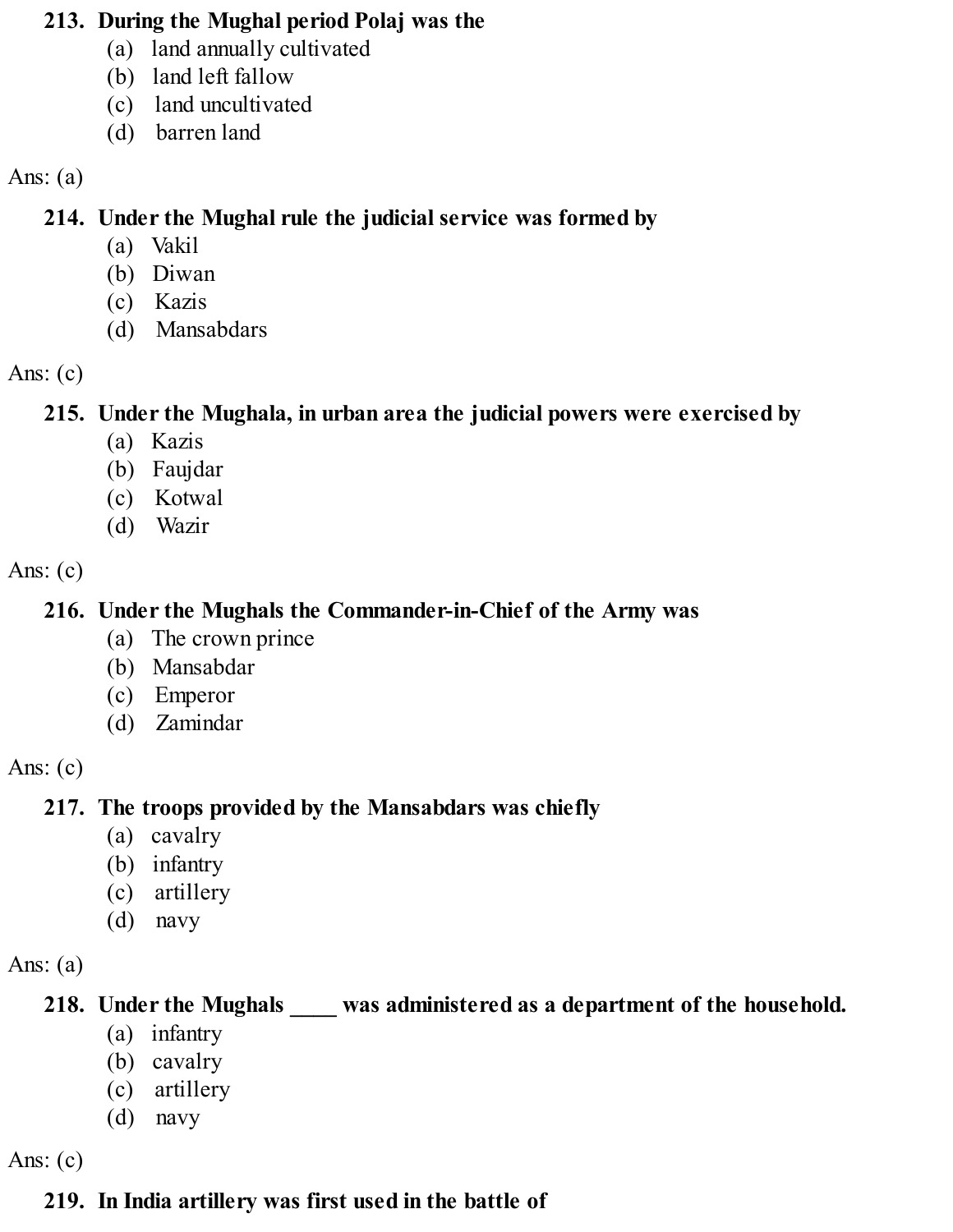**213. During the Mughal period Polaj was the**

(a) land annually cultivated
(b) land left fallow
(c) land uncultivated
(d) barren land

Ans: (a)

**214. Under the Mughal rule the judicial service was formed by**

(a) Vakil
(b) Diwan
(c) Kazis
(d) Mansabdars

Ans: (c)

**215. Under the Mughala, in urban area the judicial powers were exercised by**

(a) Kazis
(b) Faujdar
(c) Kotwal
(d) Wazir

Ans: (c)

**216. Under the Mughals the Commander-in-Chief of the Army was**

(a) The crown prince
(b) Mansabdar
(c) Emperor
(d) Zamindar

Ans: (c)

**217. The troops provided by the Mansabdars was chiefly**

(a) cavalry
(b) infantry
(c) artillery
(d) navy

Ans: (a)

**218. Under the Mughals ____ was administered as a department of the household.**

(a) infantry
(b) cavalry
(c) artillery
(d) navy

Ans: (c)

**219. In India artillery was first used in the battle of**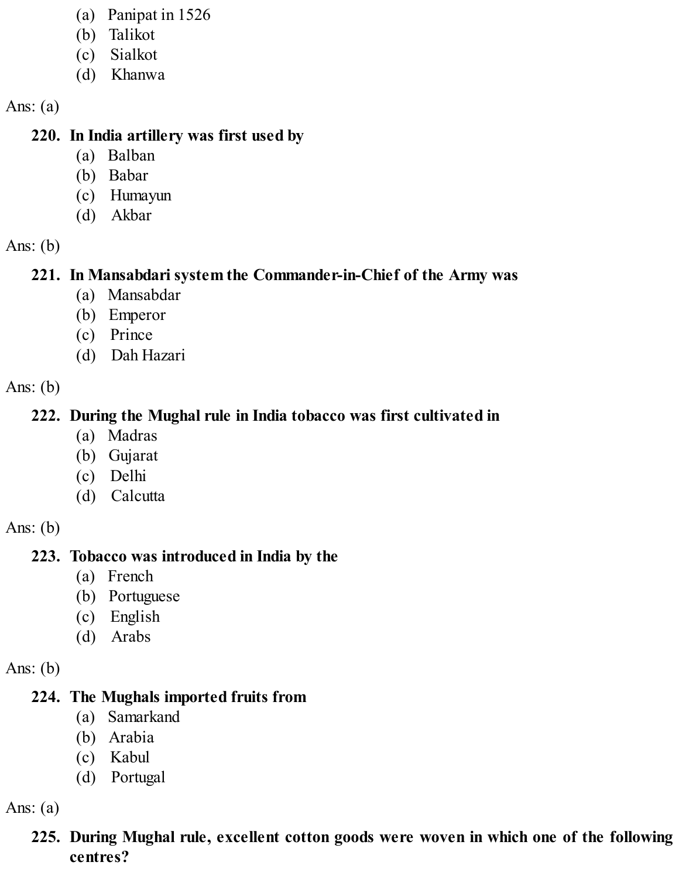(a) Panipat in 1526
(b) Talikot
(c) Sialkot
(d) Khanwa

Ans: (a)

**220. In India artillery was first used by**

(a) Balban
(b) Babar
(c) Humayun
(d) Akbar

Ans: (b)

**221. In Mansabdari system the Commander-in-Chief of the Army was**

(a) Mansabdar
(b) Emperor
(c) Prince
(d) Dah Hazari

Ans: (b)

**222. During the Mughal rule in India tobacco was first cultivated in**

(a) Madras
(b) Gujarat
(c) Delhi
(d) Calcutta

Ans: (b)

**223. Tobacco was introduced in India by the**

(a) French
(b) Portuguese
(c) English
(d) Arabs

Ans: (b)

**224. The Mughals imported fruits from**

(a) Samarkand
(b) Arabia
(c) Kabul
(d) Portugal

Ans: (a)

**225. During Mughal rule, excellent cotton goods were woven in which one of the following centres?**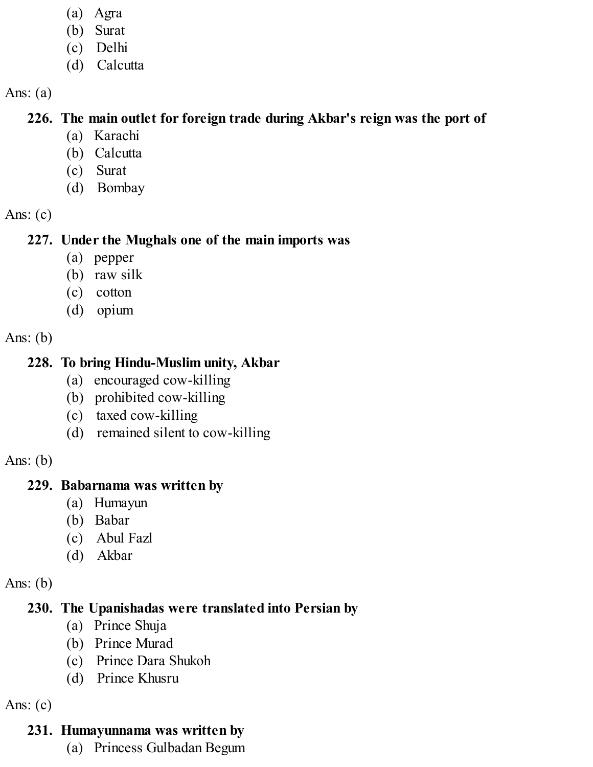(a) Agra
(b) Surat
(c) Delhi
(d) Calcutta

Ans: (a)

**226. The main outlet for foreign trade during Akbar's reign was the port of**
(a) Karachi
(b) Calcutta
(c) Surat
(d) Bombay

Ans: (c)

**227. Under the Mughals one of the main imports was**
(a) pepper
(b) raw silk
(c) cotton
(d) opium

Ans: (b)

**228. To bring Hindu-Muslim unity, Akbar**
(a) encouraged cow-killing
(b) prohibited cow-killing
(c) taxed cow-killing
(d) remained silent to cow-killing

Ans: (b)

**229. Babarnama was written by**
(a) Humayun
(b) Babar
(c) Abul Fazl
(d) Akbar

Ans: (b)

**230. The Upanishadas were translated into Persian by**
(a) Prince Shuja
(b) Prince Murad
(c) Prince Dara Shukoh
(d) Prince Khusru

Ans: (c)

**231. Humayunnama was written by**
(a) Princess Gulbadan Begum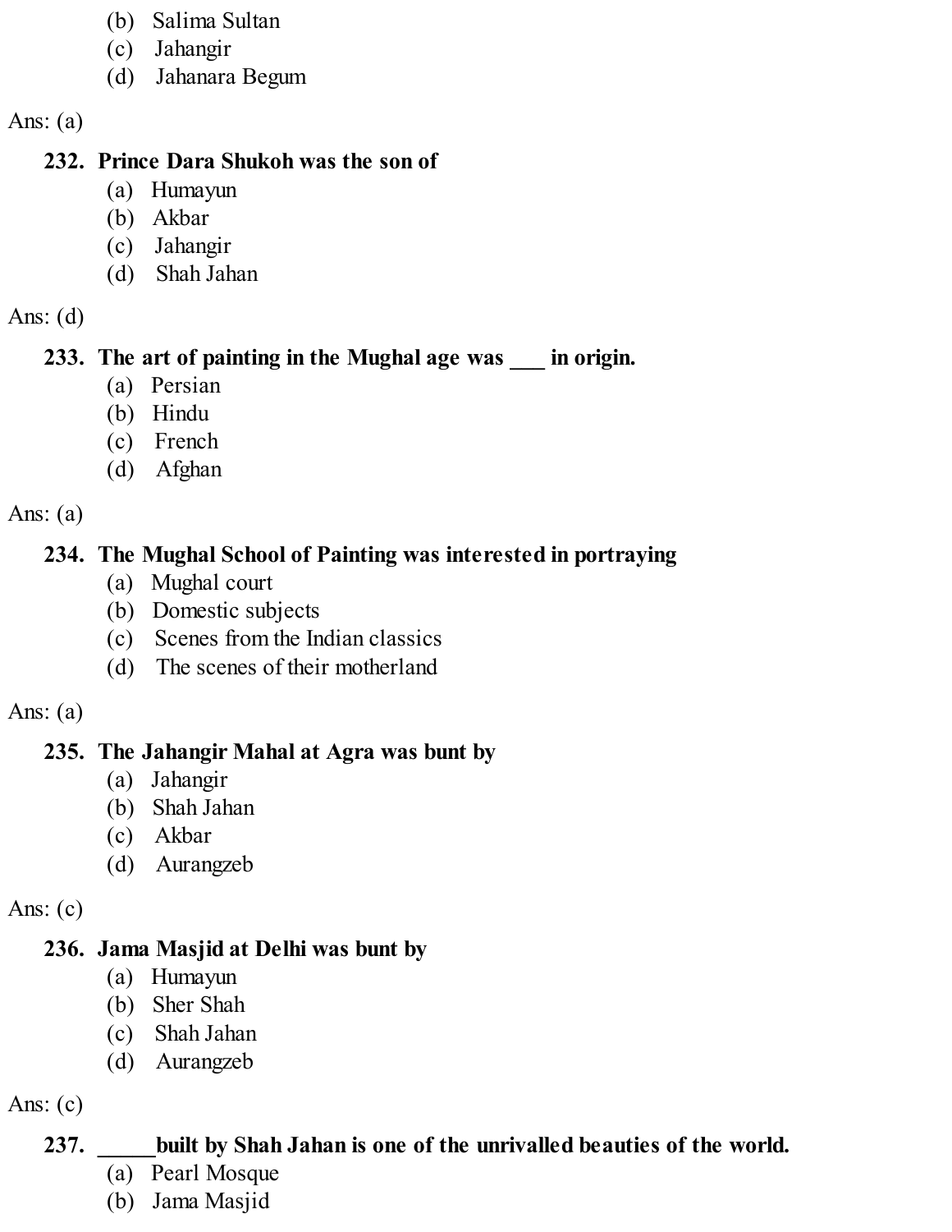(b) Salima Sultan
(c) Jahangir
(d) Jahanara Begum

Ans: (a)

**232. Prince Dara Shukoh was the son of**
(a) Humayun
(b) Akbar
(c) Jahangir
(d) Shah Jahan

Ans: (d)

**233. The art of painting in the Mughal age was ___ in origin.**
(a) Persian
(b) Hindu
(c) French
(d) Afghan

Ans: (a)

**234. The Mughal School of Painting was interested in portraying**
(a) Mughal court
(b) Domestic subjects
(c) Scenes from the Indian classics
(d) The scenes of their motherland

Ans: (a)

**235. The Jahangir Mahal at Agra was bunt by**
(a) Jahangir
(b) Shah Jahan
(c) Akbar
(d) Aurangzeb

Ans: (c)

**236. Jama Masjid at Delhi was bunt by**
(a) Humayun
(b) Sher Shah
(c) Shah Jahan
(d) Aurangzeb

Ans: (c)

**237. _____built by Shah Jahan is one of the unrivalled beauties of the world.**
(a) Pearl Mosque
(b) Jama Masjid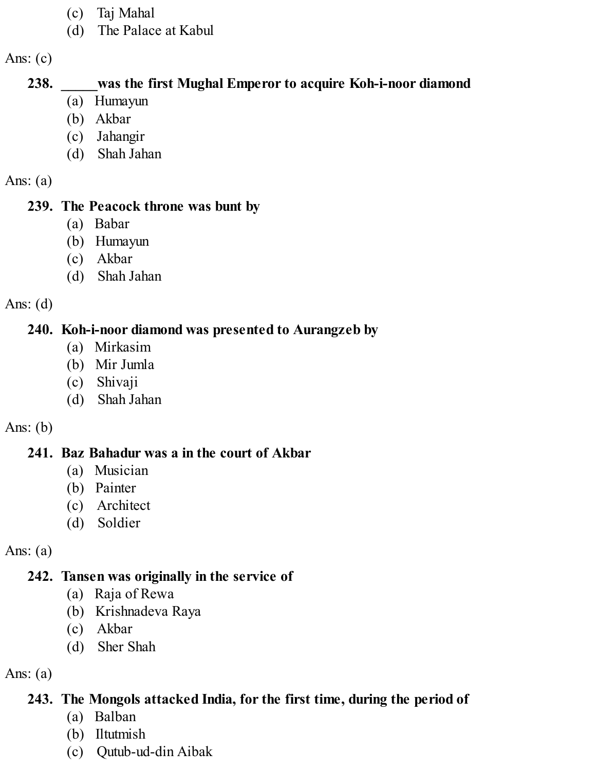(c) Taj Mahal
(d) The Palace at Kabul

Ans: (c)

**238. _____was the first Mughal Emperor to acquire Koh-i-noor diamond**
(a) Humayun
(b) Akbar
(c) Jahangir
(d) Shah Jahan

Ans: (a)

**239. The Peacock throne was bunt by**
(a) Babar
(b) Humayun
(c) Akbar
(d) Shah Jahan

Ans: (d)

**240. Koh-i-noor diamond was presented to Aurangzeb by**
(a) Mirkasim
(b) Mir Jumla
(c) Shivaji
(d) Shah Jahan

Ans: (b)

**241. Baz Bahadur was a in the court of Akbar**
(a) Musician
(b) Painter
(c) Architect
(d) Soldier

Ans: (a)

**242. Tansen was originally in the service of**
(a) Raja of Rewa
(b) Krishnadeva Raya
(c) Akbar
(d) Sher Shah

Ans: (a)

**243. The Mongols attacked India, for the first time, during the period of**
(a) Balban
(b) Iltutmish
(c) Qutub-ud-din Aibak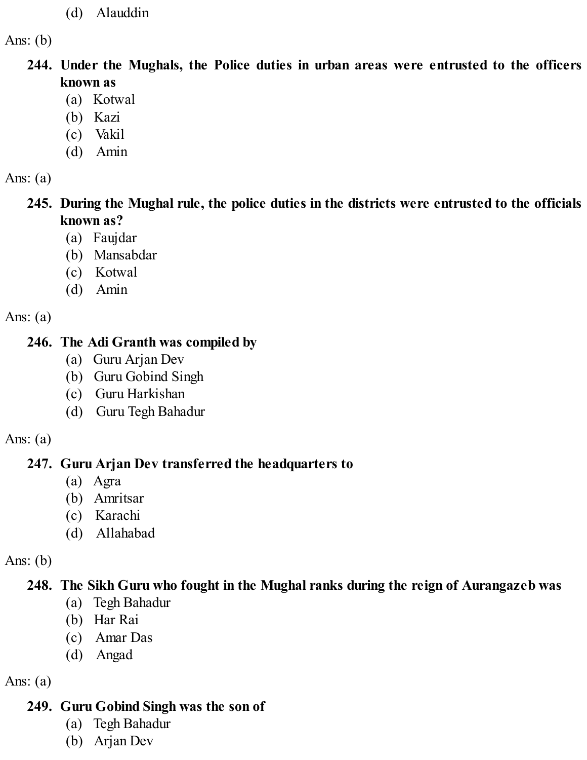(d) Alauddin

Ans: (b)

**244. Under the Mughals, the Police duties in urban areas were entrusted to the officers known as**

(a) Kotwal
(b) Kazi
(c) Vakil
(d) Amin

Ans: (a)

**245. During the Mughal rule, the police duties in the districts were entrusted to the officials known as?**

(a) Faujdar
(b) Mansabdar
(c) Kotwal
(d) Amin

Ans: (a)

**246. The Adi Granth was compiled by**

(a) Guru Arjan Dev
(b) Guru Gobind Singh
(c) Guru Harkishan
(d) Guru Tegh Bahadur

Ans: (a)

**247. Guru Arjan Dev transferred the headquarters to**

(a) Agra
(b) Amritsar
(c) Karachi
(d) Allahabad

Ans: (b)

**248. The Sikh Guru who fought in the Mughal ranks during the reign of Aurangazeb was**

(a) Tegh Bahadur
(b) Har Rai
(c) Amar Das
(d) Angad

Ans: (a)

**249. Guru Gobind Singh was the son of**

(a) Tegh Bahadur
(b) Arjan Dev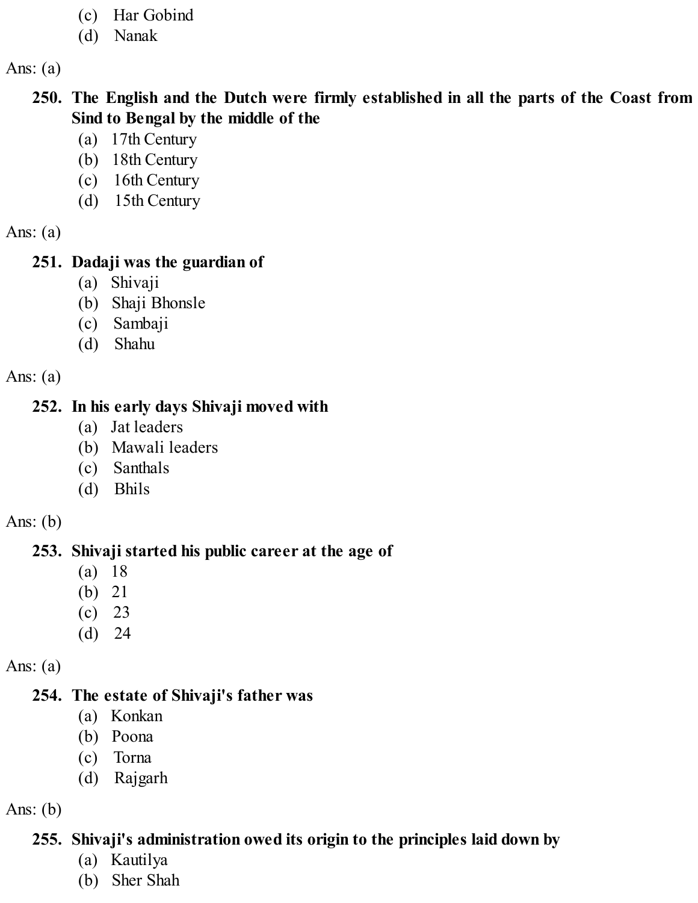(c) Har Gobind
(d) Nanak

Ans: (a)

**250. The English and the Dutch were firmly established in all the parts of the Coast from Sind to Bengal by the middle of the**
(a) 17th Century
(b) 18th Century
(c) 16th Century
(d) 15th Century

Ans: (a)

**251. Dadaji was the guardian of**
(a) Shivaji
(b) Shaji Bhonsle
(c) Sambaji
(d) Shahu

Ans: (a)

**252. In his early days Shivaji moved with**
(a) Jat leaders
(b) Mawali leaders
(c) Santhals
(d) Bhils

Ans: (b)

**253. Shivaji started his public career at the age of**
(a) 18
(b) 21
(c) 23
(d) 24

Ans: (a)

**254. The estate of Shivaji's father was**
(a) Konkan
(b) Poona
(c) Torna
(d) Rajgarh

Ans: (b)

**255. Shivaji's administration owed its origin to the principles laid down by**
(a) Kautilya
(b) Sher Shah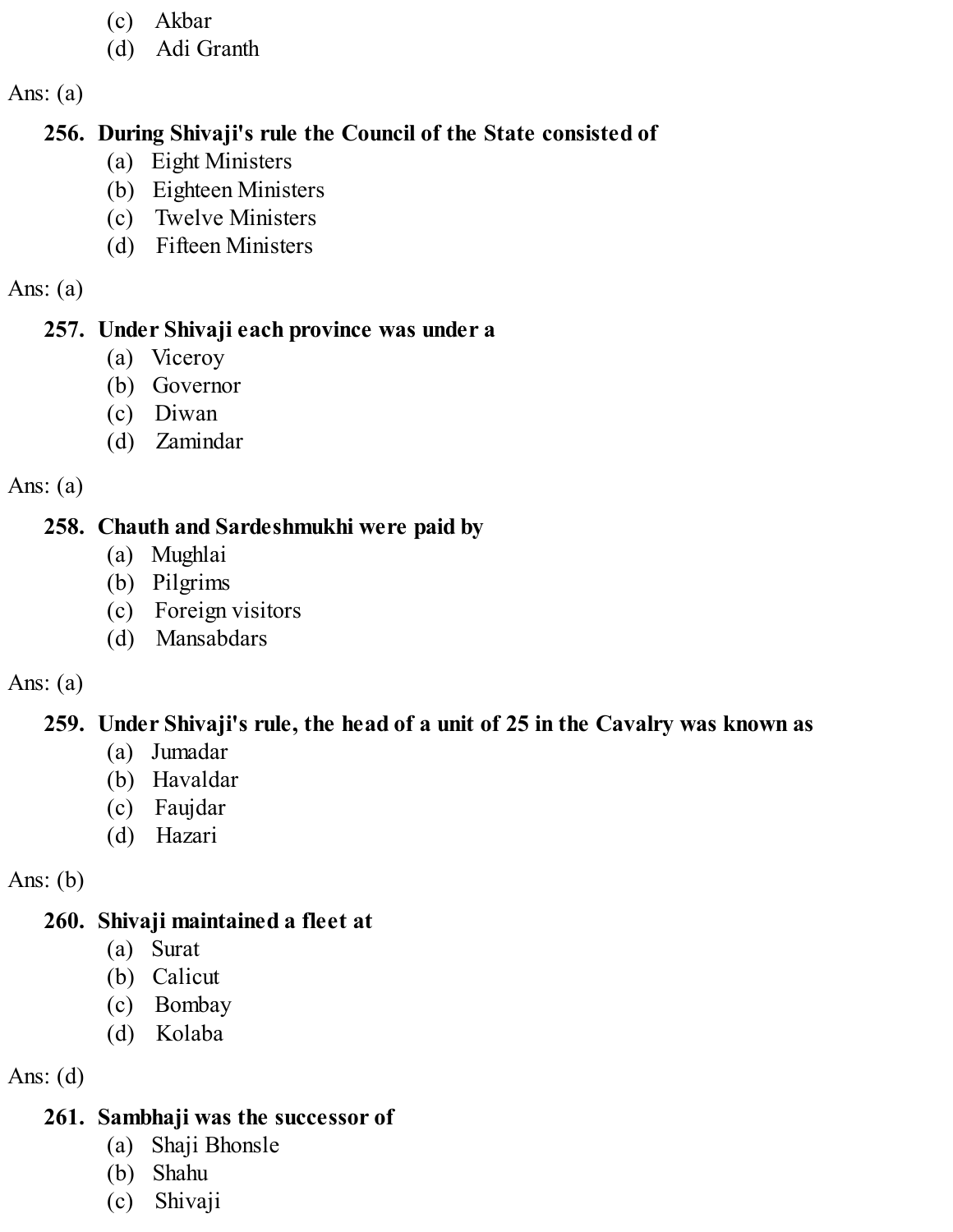(c) Akbar
(d) Adi Granth

Ans: (a)

**256. During Shivaji's rule the Council of the State consisted of**

(a) Eight Ministers
(b) Eighteen Ministers
(c) Twelve Ministers
(d) Fifteen Ministers

Ans: (a)

**257. Under Shivaji each province was under a**

(a) Viceroy
(b) Governor
(c) Diwan
(d) Zamindar

Ans: (a)

**258. Chauth and Sardeshmukhi were paid by**

(a) Mughlai
(b) Pilgrims
(c) Foreign visitors
(d) Mansabdars

Ans: (a)

**259. Under Shivaji's rule, the head of a unit of 25 in the Cavalry was known as**

(a) Jumadar
(b) Havaldar
(c) Faujdar
(d) Hazari

Ans: (b)

**260. Shivaji maintained a fleet at**

(a) Surat
(b) Calicut
(c) Bombay
(d) Kolaba

Ans: (d)

**261. Sambhaji was the successor of**

(a) Shaji Bhonsle
(b) Shahu
(c) Shivaji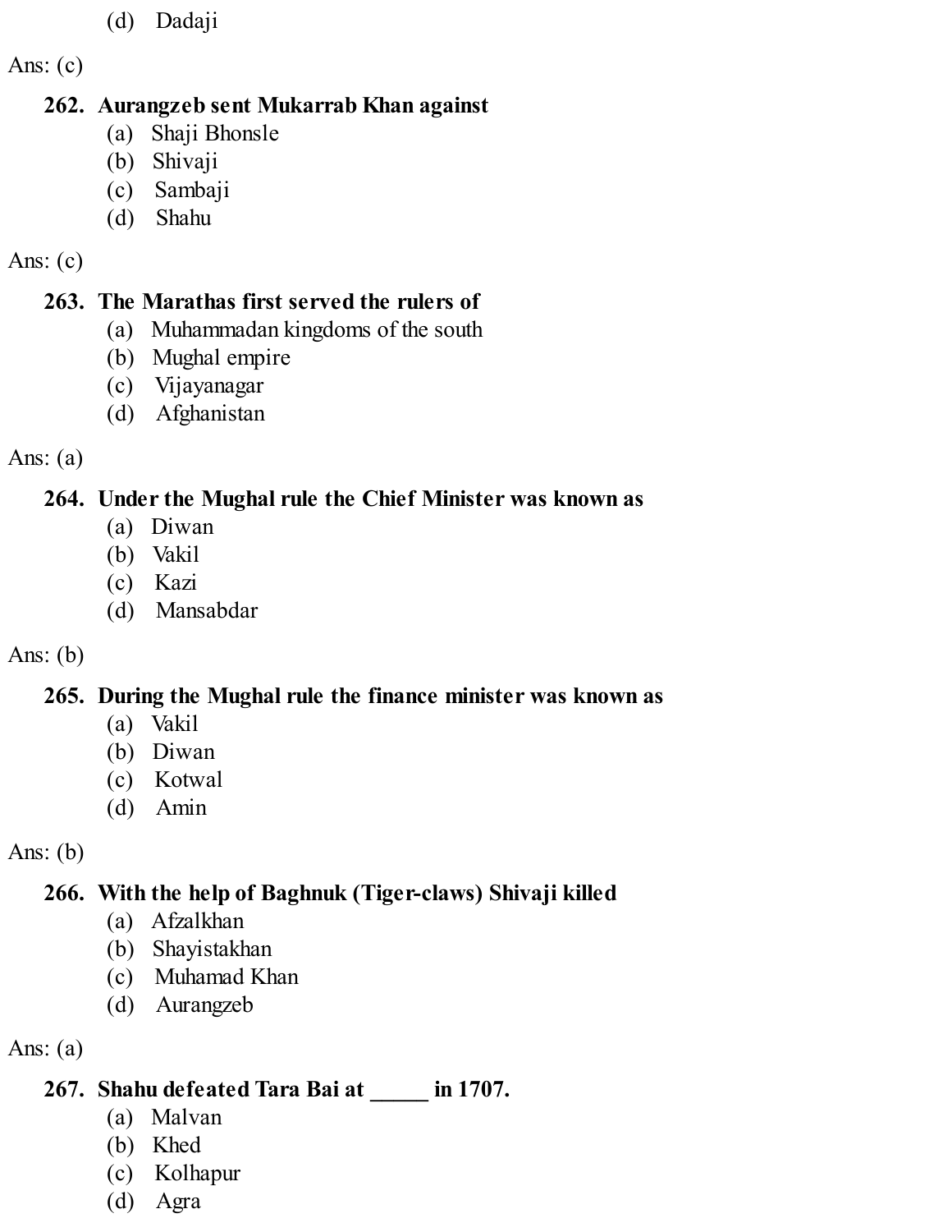(d) Dadaji

Ans: (c)

**262. Aurangzeb sent Mukarrab Khan against**

(a) Shaji Bhonsle
(b) Shivaji
(c) Sambaji
(d) Shahu

Ans: (c)

**263. The Marathas first served the rulers of**

(a) Muhammadan kingdoms of the south
(b) Mughal empire
(c) Vijayanagar
(d) Afghanistan

Ans: (a)

**264. Under the Mughal rule the Chief Minister was known as**

(a) Diwan
(b) Vakil
(c) Kazi
(d) Mansabdar

Ans: (b)

**265. During the Mughal rule the finance minister was known as**

(a) Vakil
(b) Diwan
(c) Kotwal
(d) Amin

Ans: (b)

**266. With the help of Baghnuk (Tiger-claws) Shivaji killed**

(a) Afzalkhan
(b) Shayistakhan
(c) Muhamad Khan
(d) Aurangzeb

Ans: (a)

**267. Shahu defeated Tara Bai at _____ in 1707.**

(a) Malvan
(b) Khed
(c) Kolhapur
(d) Agra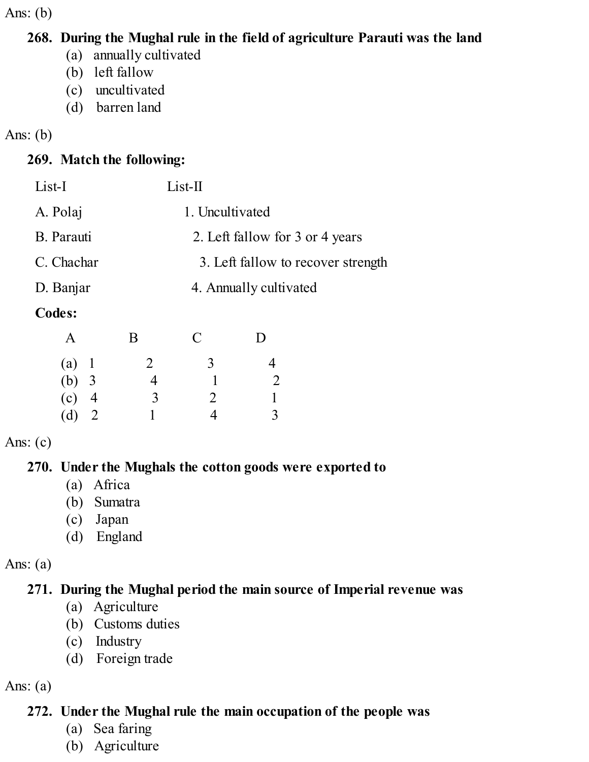Ans: (b)

**268. During the Mughal rule in the field of agriculture Parauti was the land**

(a) annually cultivated
(b) left fallow
(c) uncultivated
(d) barren land

Ans: (b)

**269. Match the following:**

| List-I | List-II |
|---|---|
| A. Polaj | 1. Uncultivated |
| B. Parauti | 2. Left fallow for 3 or 4 years |
| C. Chachar | 3. Left fallow to recover strength |
| D. Banjar | 4. Annually cultivated |

**Codes:**

| | A | B | C | D |
|---|---|---|---|---|
| (a) | 1 | 2 | 3 | 4 |
| (b) | 3 | 4 | 1 | 2 |
| (c) | 4 | 3 | 2 | 1 |
| (d) | 2 | 1 | 4 | 3 |

Ans: (c)

**270. Under the Mughals the cotton goods were exported to**

(a) Africa
(b) Sumatra
(c) Japan
(d) England

Ans: (a)

**271. During the Mughal period the main source of Imperial revenue was**

(a) Agriculture
(b) Customs duties
(c) Industry
(d) Foreign trade

Ans: (a)

**272. Under the Mughal rule the main occupation of the people was**

(a) Sea faring
(b) Agriculture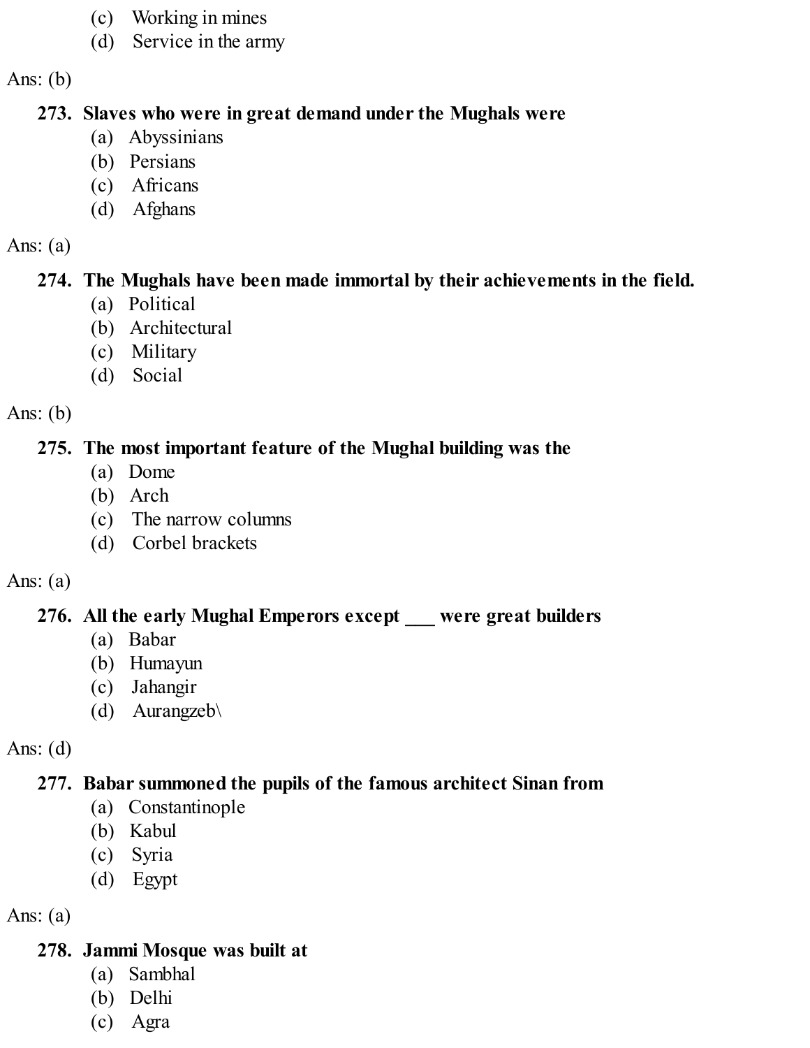(c) Working in mines
(d) Service in the army

Ans: (b)

**273. Slaves who were in great demand under the Mughals were**
(a) Abyssinians
(b) Persians
(c) Africans
(d) Afghans

Ans: (a)

**274. The Mughals have been made immortal by their achievements in the field.**
(a) Political
(b) Architectural
(c) Military
(d) Social

Ans: (b)

**275. The most important feature of the Mughal building was the**
(a) Dome
(b) Arch
(c) The narrow columns
(d) Corbel brackets

Ans: (a)

**276. All the early Mughal Emperors except ___ were great builders**
(a) Babar
(b) Humayun
(c) Jahangir
(d) Aurangzeb\

Ans: (d)

**277. Babar summoned the pupils of the famous architect Sinan from**
(a) Constantinople
(b) Kabul
(c) Syria
(d) Egypt

Ans: (a)

**278. Jammi Mosque was built at**
(a) Sambhal
(b) Delhi
(c) Agra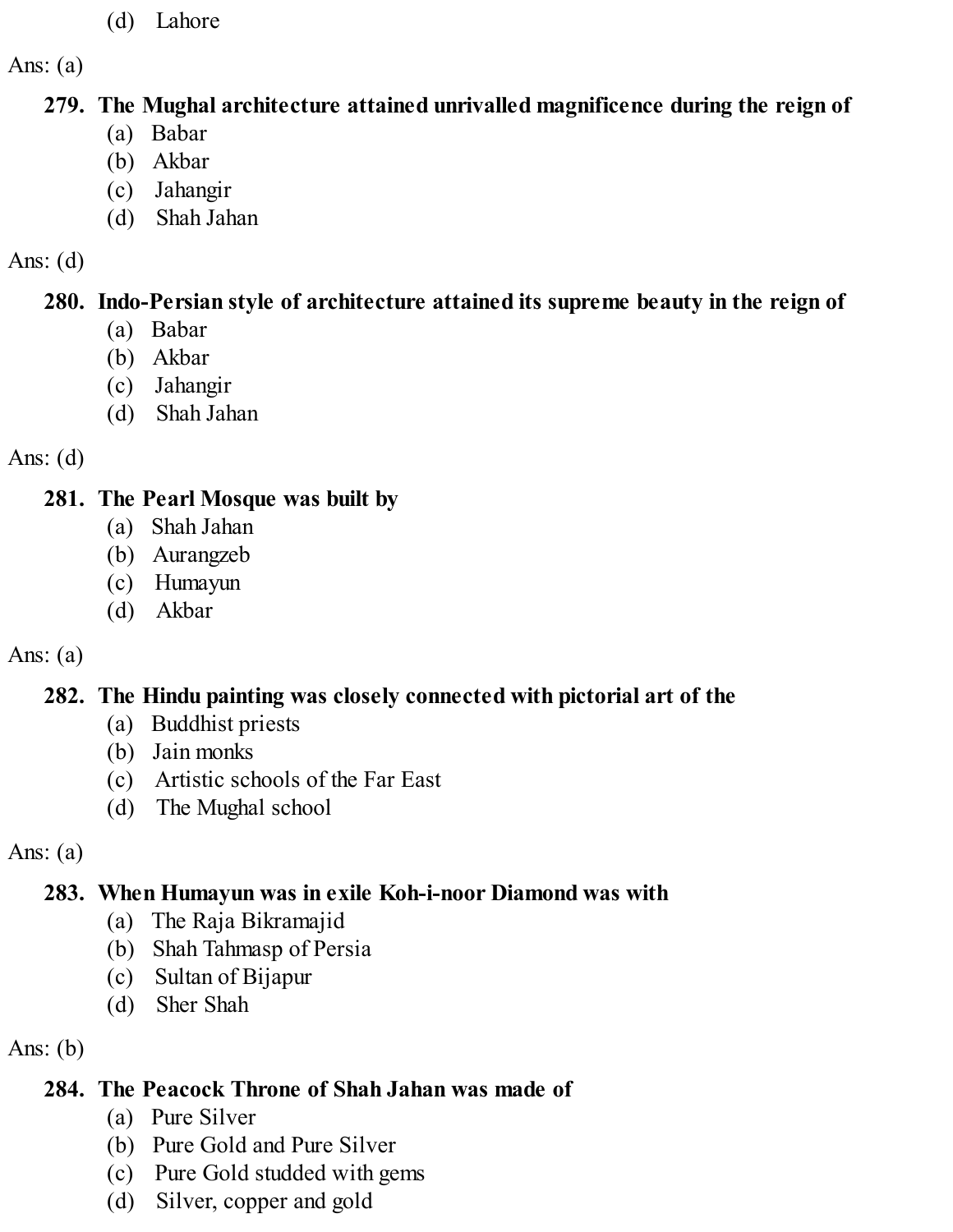(d) Lahore

Ans: (a)

**279. The Mughal architecture attained unrivalled magnificence during the reign of**

(a) Babar
(b) Akbar
(c) Jahangir
(d) Shah Jahan

Ans: (d)

**280. Indo-Persian style of architecture attained its supreme beauty in the reign of**

(a) Babar
(b) Akbar
(c) Jahangir
(d) Shah Jahan

Ans: (d)

**281. The Pearl Mosque was built by**

(a) Shah Jahan
(b) Aurangzeb
(c) Humayun
(d) Akbar

Ans: (a)

**282. The Hindu painting was closely connected with pictorial art of the**

(a) Buddhist priests
(b) Jain monks
(c) Artistic schools of the Far East
(d) The Mughal school

Ans: (a)

**283. When Humayun was in exile Koh-i-noor Diamond was with**

(a) The Raja Bikramajid
(b) Shah Tahmasp of Persia
(c) Sultan of Bijapur
(d) Sher Shah

Ans: (b)

**284. The Peacock Throne of Shah Jahan was made of**

(a) Pure Silver
(b) Pure Gold and Pure Silver
(c) Pure Gold studded with gems
(d) Silver, copper and gold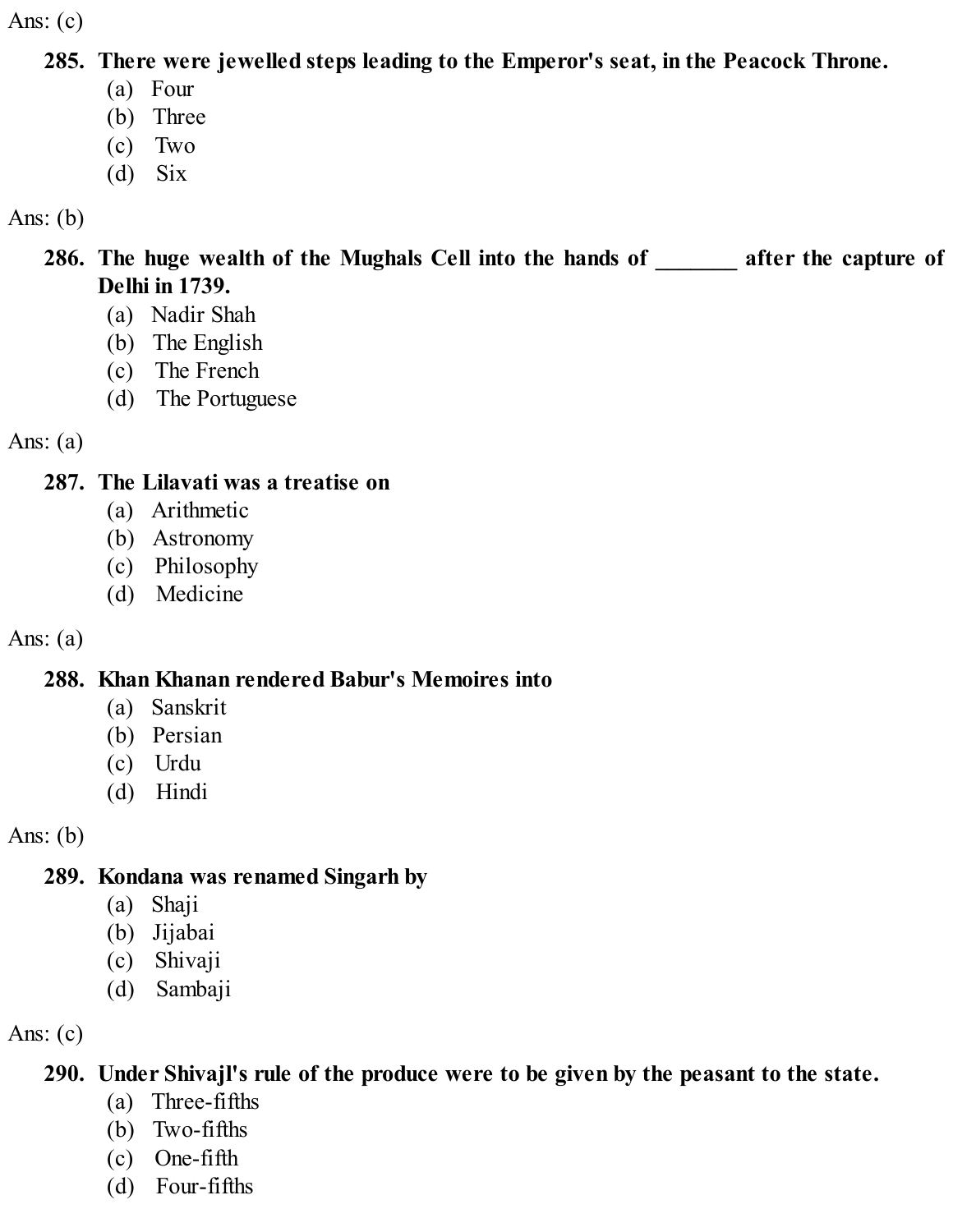Ans: (c)

**285. There were jewelled steps leading to the Emperor's seat, in the Peacock Throne.**

(a) Four
(b) Three
(c) Two
(d) Six

Ans: (b)

**286. The huge wealth of the Mughals Cell into the hands of _______ after the capture of Delhi in 1739.**

(a) Nadir Shah
(b) The English
(c) The French
(d) The Portuguese

Ans: (a)

**287. The Lilavati was a treatise on**

(a) Arithmetic
(b) Astronomy
(c) Philosophy
(d) Medicine

Ans: (a)

**288. Khan Khanan rendered Babur's Memoires into**

(a) Sanskrit
(b) Persian
(c) Urdu
(d) Hindi

Ans: (b)

**289. Kondana was renamed Singarh by**

(a) Shaji
(b) Jijabai
(c) Shivaji
(d) Sambaji

Ans: (c)

**290. Under Shivajl's rule of the produce were to be given by the peasant to the state.**

(a) Three-fifths
(b) Two-fifths
(c) One-fifth
(d) Four-fifths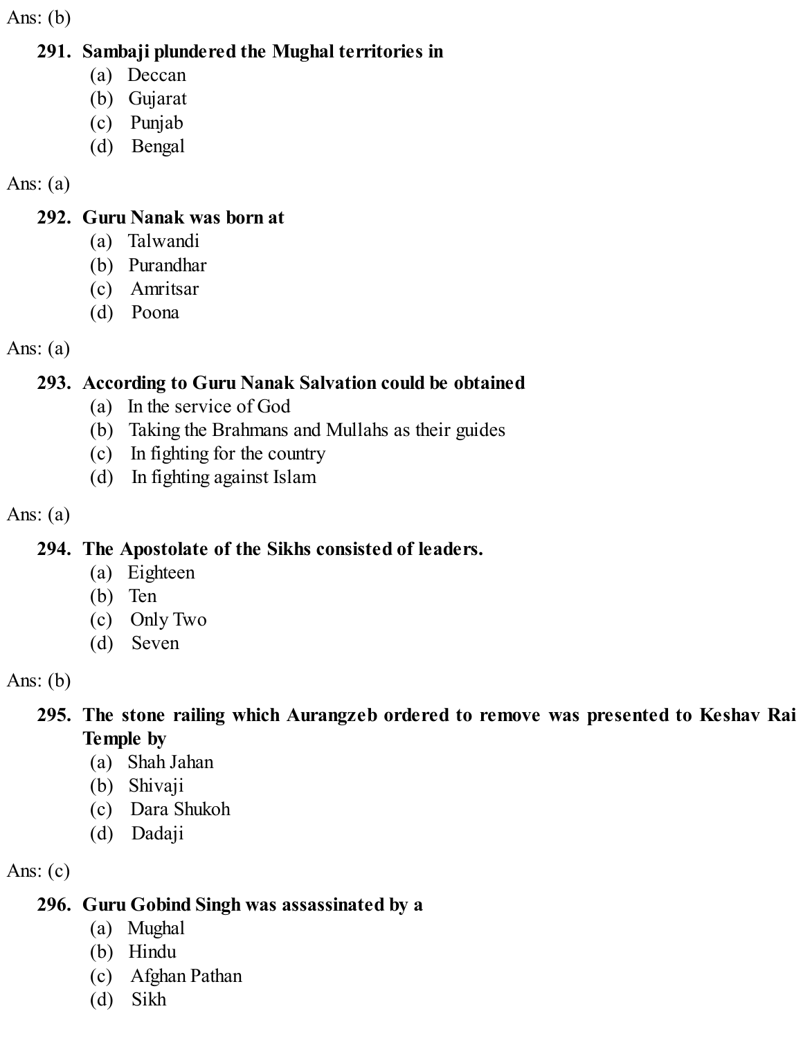Ans: (b)

**291. Sambaji plundered the Mughal territories in**

(a) Deccan
(b) Gujarat
(c) Punjab
(d) Bengal

Ans: (a)

**292. Guru Nanak was born at**

(a) Talwandi
(b) Purandhar
(c) Amritsar
(d) Poona

Ans: (a)

**293. According to Guru Nanak Salvation could be obtained**

(a) In the service of God
(b) Taking the Brahmans and Mullahs as their guides
(c) In fighting for the country
(d) In fighting against Islam

Ans: (a)

**294. The Apostolate of the Sikhs consisted of leaders.**

(a) Eighteen
(b) Ten
(c) Only Two
(d) Seven

Ans: (b)

**295. The stone railing which Aurangzeb ordered to remove was presented to Keshav Rai Temple by**

(a) Shah Jahan
(b) Shivaji
(c) Dara Shukoh
(d) Dadaji

Ans: (c)

**296. Guru Gobind Singh was assassinated by a**

(a) Mughal
(b) Hindu
(c) Afghan Pathan
(d) Sikh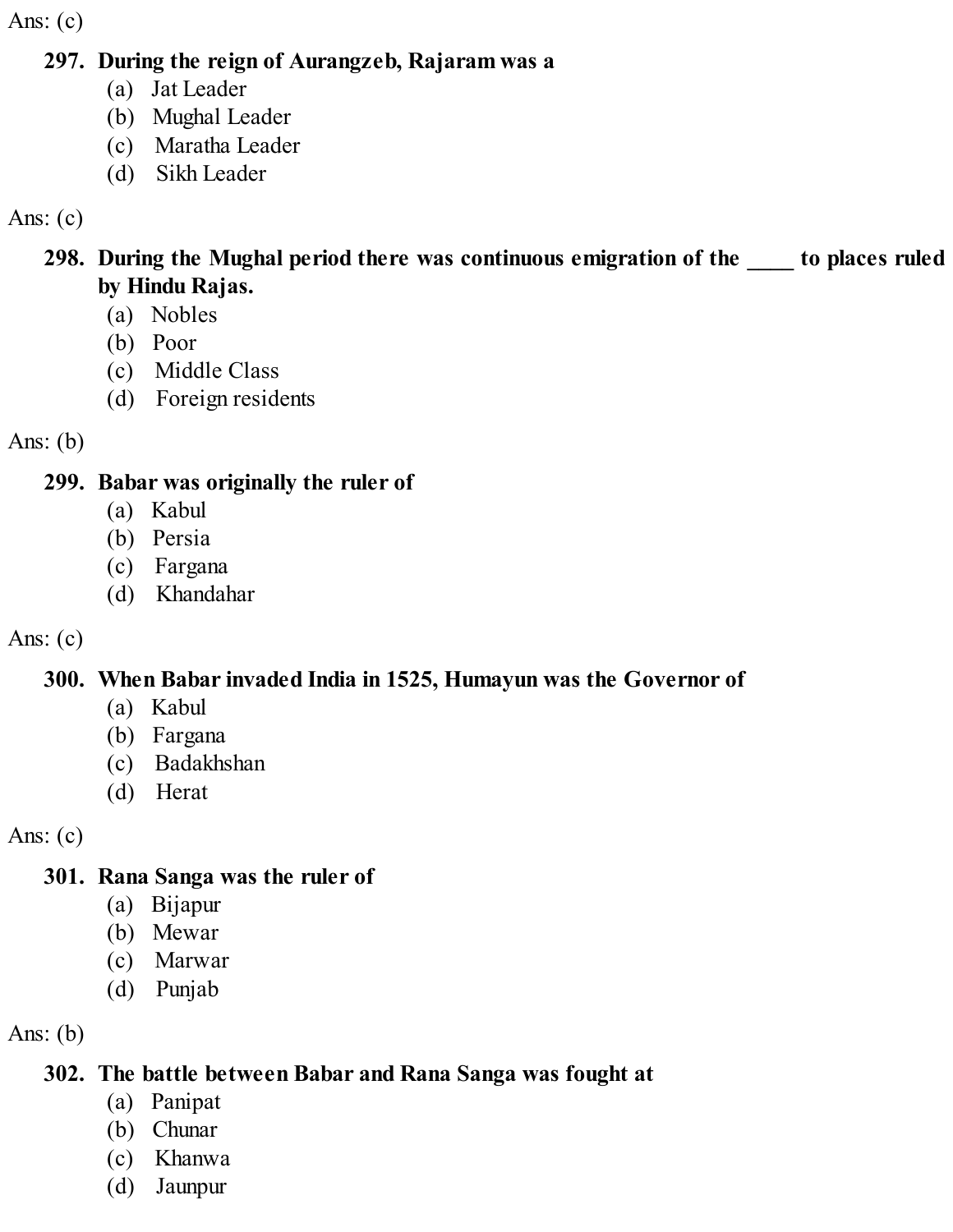Ans: (c)

**297. During the reign of Aurangzeb, Rajaram was a**

(a) Jat Leader
(b) Mughal Leader
(c) Maratha Leader
(d) Sikh Leader

Ans: (c)

**298. During the Mughal period there was continuous emigration of the ____ to places ruled by Hindu Rajas.**

(a) Nobles
(b) Poor
(c) Middle Class
(d) Foreign residents

Ans: (b)

**299. Babar was originally the ruler of**

(a) Kabul
(b) Persia
(c) Fargana
(d) Khandahar

Ans: (c)

**300. When Babar invaded India in 1525, Humayun was the Governor of**

(a) Kabul
(b) Fargana
(c) Badakhshan
(d) Herat

Ans: (c)

**301. Rana Sanga was the ruler of**

(a) Bijapur
(b) Mewar
(c) Marwar
(d) Punjab

Ans: (b)

**302. The battle between Babar and Rana Sanga was fought at**

(a) Panipat
(b) Chunar
(c) Khanwa
(d) Jaunpur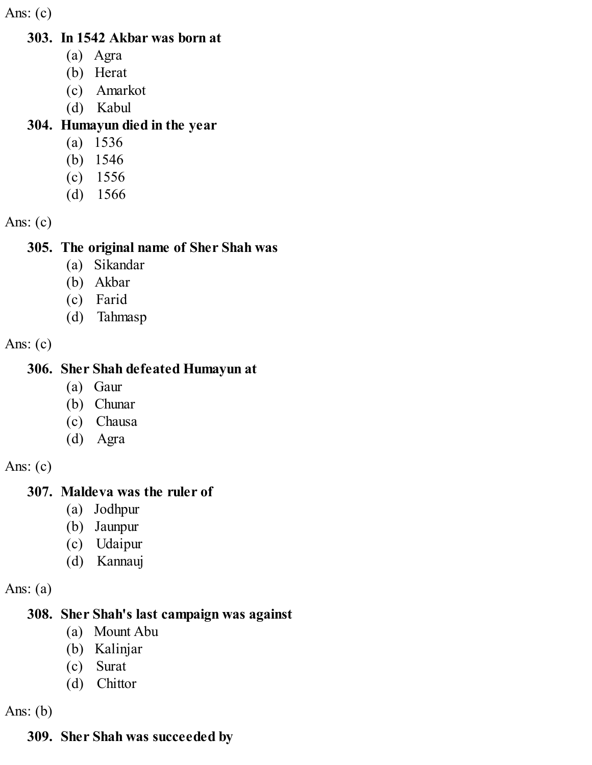Ans: (c)

**303. In 1542 Akbar was born at**

(a) Agra
(b) Herat
(c) Amarkot
(d) Kabul

**304. Humayun died in the year**

(a) 1536
(b) 1546
(c) 1556
(d) 1566

Ans: (c)

**305. The original name of Sher Shah was**

(a) Sikandar
(b) Akbar
(c) Farid
(d) Tahmasp

Ans: (c)

**306. Sher Shah defeated Humayun at**

(a) Gaur
(b) Chunar
(c) Chausa
(d) Agra

Ans: (c)

**307. Maldeva was the ruler of**

(a) Jodhpur
(b) Jaunpur
(c) Udaipur
(d) Kannauj

Ans: (a)

**308. Sher Shah's last campaign was against**

(a) Mount Abu
(b) Kalinjar
(c) Surat
(d) Chittor

Ans: (b)

**309. Sher Shah was succeeded by**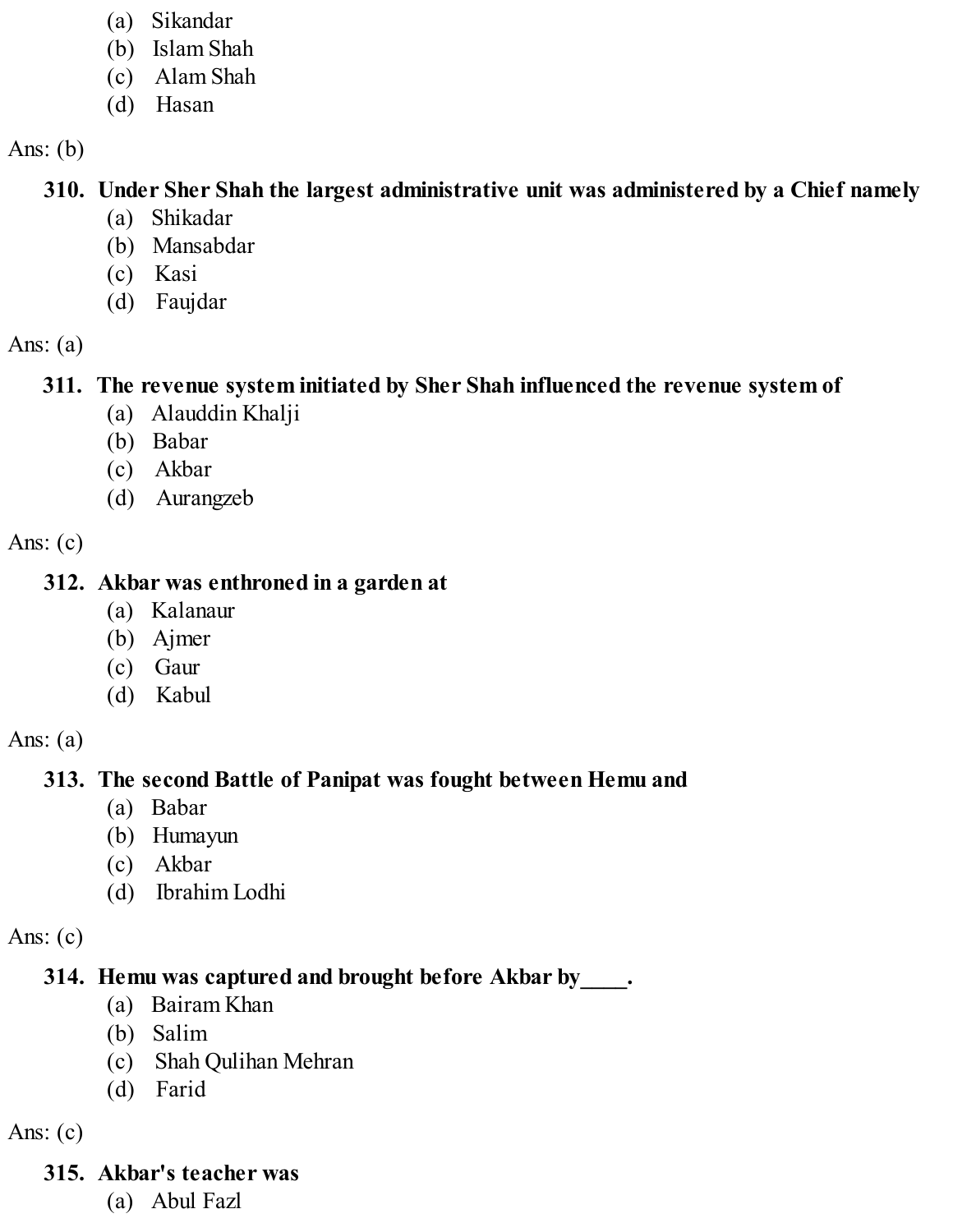(a) Sikandar
(b) Islam Shah
(c) Alam Shah
(d) Hasan

Ans: (b)

**310. Under Sher Shah the largest administrative unit was administered by a Chief namely**

(a) Shikadar
(b) Mansabdar
(c) Kasi
(d) Faujdar

Ans: (a)

**311. The revenue system initiated by Sher Shah influenced the revenue system of**

(a) Alauddin Khalji
(b) Babar
(c) Akbar
(d) Aurangzeb

Ans: (c)

**312. Akbar was enthroned in a garden at**

(a) Kalanaur
(b) Ajmer
(c) Gaur
(d) Kabul

Ans: (a)

**313. The second Battle of Panipat was fought between Hemu and**

(a) Babar
(b) Humayun
(c) Akbar
(d) Ibrahim Lodhi

Ans: (c)

**314. Hemu was captured and brought before Akbar by____.**

(a) Bairam Khan
(b) Salim
(c) Shah Qulihan Mehran
(d) Farid

Ans: (c)

**315. Akbar's teacher was**

(a) Abul Fazl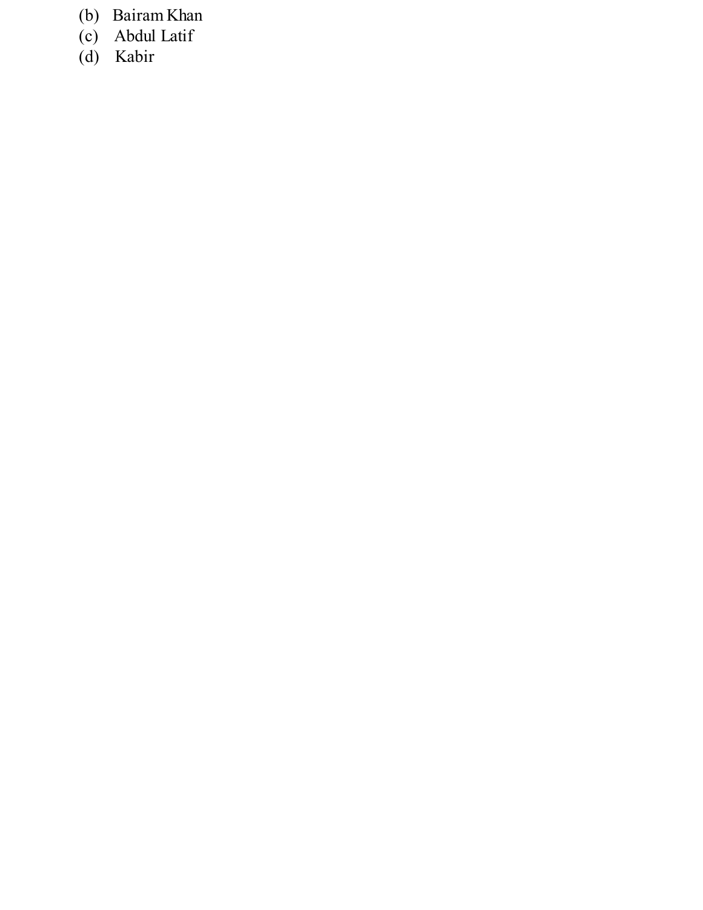(b) Bairam Khan
(c) Abdul Latif
(d) Kabir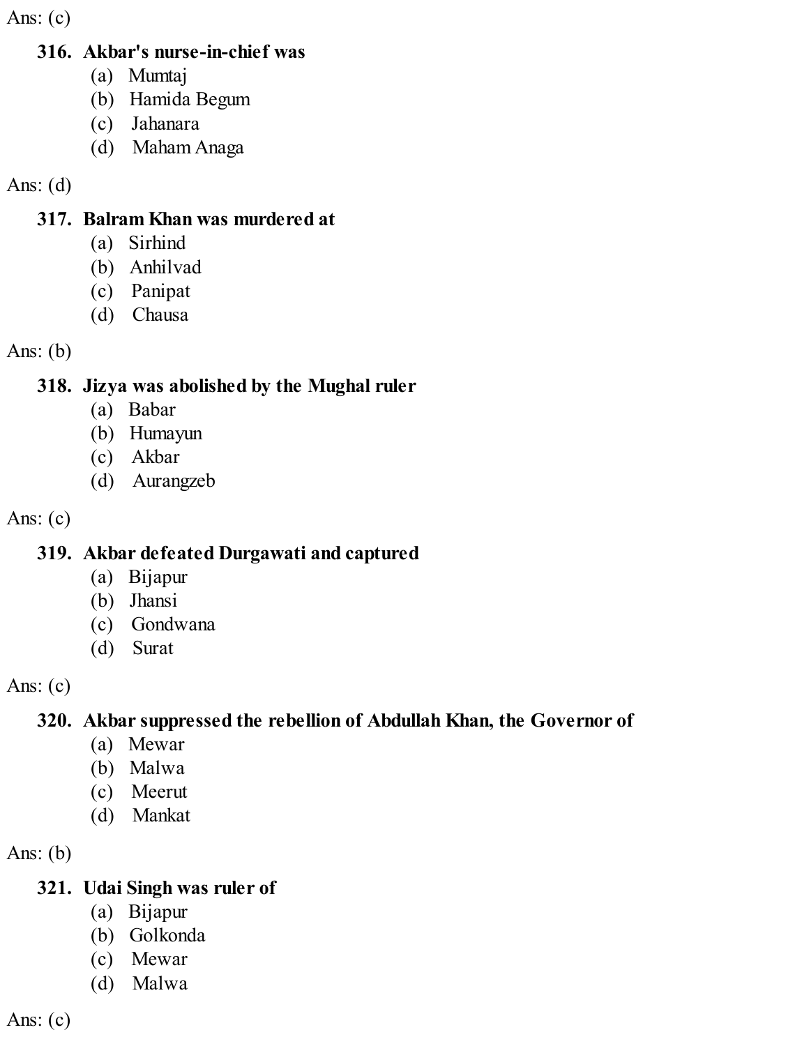Ans: (c)

**316. Akbar's nurse-in-chief was**

(a) Mumtaj
(b) Hamida Begum
(c) Jahanara
(d) Maham Anaga

Ans: (d)

**317. Balram Khan was murdered at**

(a) Sirhind
(b) Anhilvad
(c) Panipat
(d) Chausa

Ans: (b)

**318. Jizya was abolished by the Mughal ruler**

(a) Babar
(b) Humayun
(c) Akbar
(d) Aurangzeb

Ans: (c)

**319. Akbar defeated Durgawati and captured**

(a) Bijapur
(b) Jhansi
(c) Gondwana
(d) Surat

Ans: (c)

**320. Akbar suppressed the rebellion of Abdullah Khan, the Governor of**

(a) Mewar
(b) Malwa
(c) Meerut
(d) Mankat

Ans: (b)

**321. Udai Singh was ruler of**

(a) Bijapur
(b) Golkonda
(c) Mewar
(d) Malwa

Ans: (c)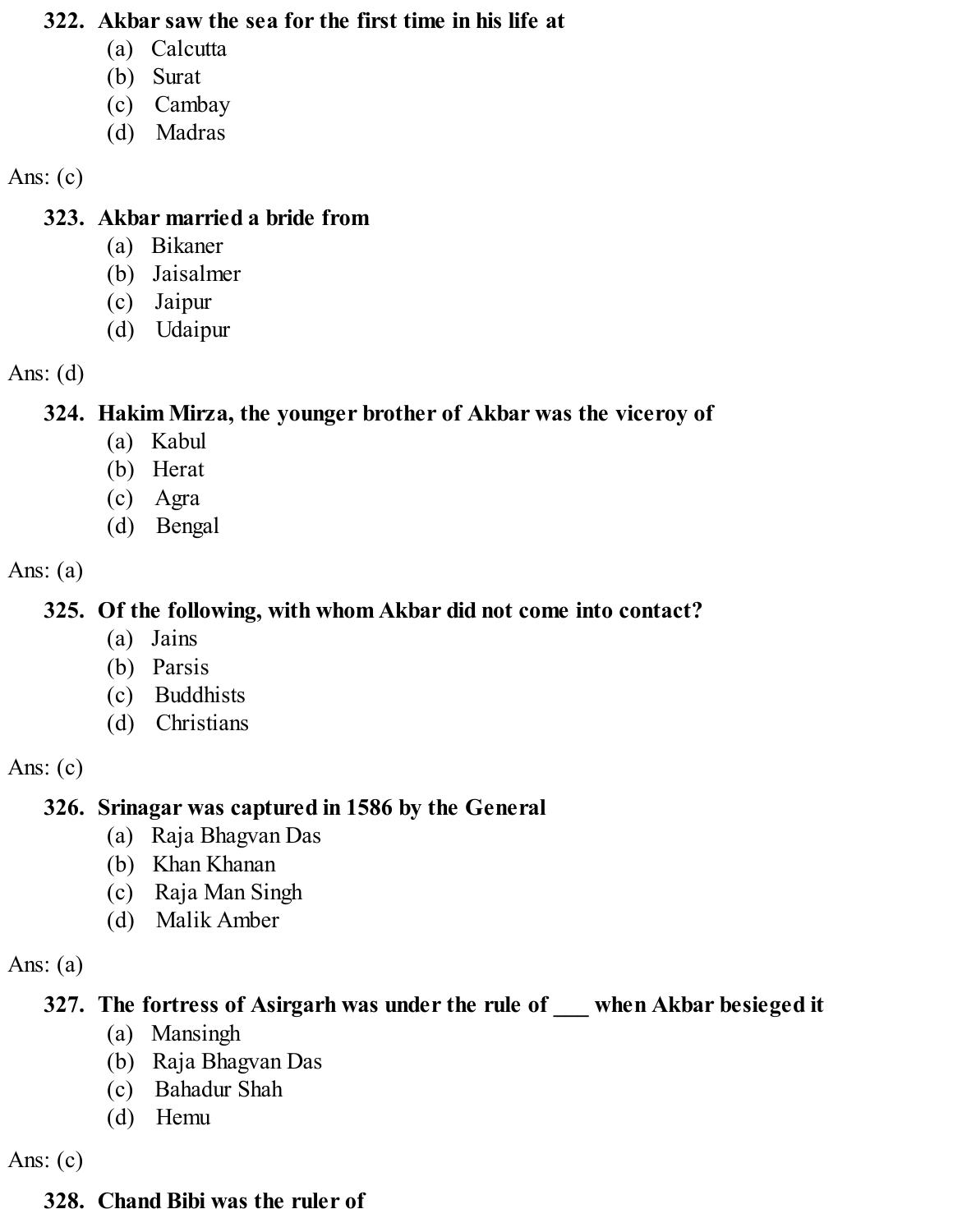**322. Akbar saw the sea for the first time in his life at**

(a) Calcutta
(b) Surat
(c) Cambay
(d) Madras

Ans: (c)

**323. Akbar married a bride from**

(a) Bikaner
(b) Jaisalmer
(c) Jaipur
(d) Udaipur

Ans: (d)

**324. Hakim Mirza, the younger brother of Akbar was the viceroy of**

(a) Kabul
(b) Herat
(c) Agra
(d) Bengal

Ans: (a)

**325. Of the following, with whom Akbar did not come into contact?**

(a) Jains
(b) Parsis
(c) Buddhists
(d) Christians

Ans: (c)

**326. Srinagar was captured in 1586 by the General**

(a) Raja Bhagvan Das
(b) Khan Khanan
(c) Raja Man Singh
(d) Malik Amber

Ans: (a)

**327. The fortress of Asirgarh was under the rule of ___ when Akbar besieged it**

(a) Mansingh
(b) Raja Bhagvan Das
(c) Bahadur Shah
(d) Hemu

Ans: (c)

**328. Chand Bibi was the ruler of**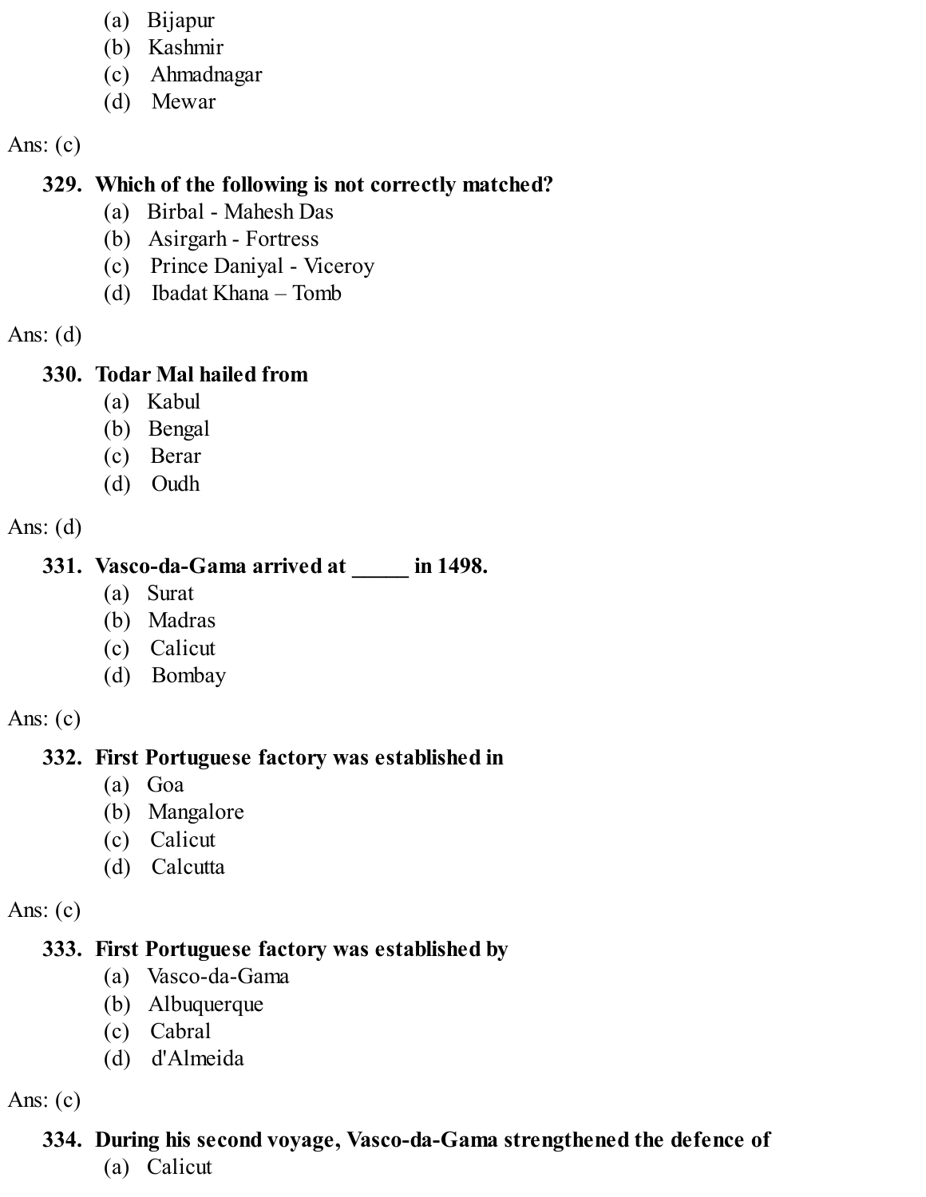(a) Bijapur
(b) Kashmir
(c) Ahmadnagar
(d) Mewar

Ans: (c)

**329. Which of the following is not correctly matched?**

(a) Birbal - Mahesh Das
(b) Asirgarh - Fortress
(c) Prince Daniyal - Viceroy
(d) Ibadat Khana – Tomb

Ans: (d)

**330. Todar Mal hailed from**

(a) Kabul
(b) Bengal
(c) Berar
(d) Oudh

Ans: (d)

**331. Vasco-da-Gama arrived at _____ in 1498.**

(a) Surat
(b) Madras
(c) Calicut
(d) Bombay

Ans: (c)

**332. First Portuguese factory was established in**

(a) Goa
(b) Mangalore
(c) Calicut
(d) Calcutta

Ans: (c)

**333. First Portuguese factory was established by**

(a) Vasco-da-Gama
(b) Albuquerque
(c) Cabral
(d) d'Almeida

Ans: (c)

**334. During his second voyage, Vasco-da-Gama strengthened the defence of**

(a) Calicut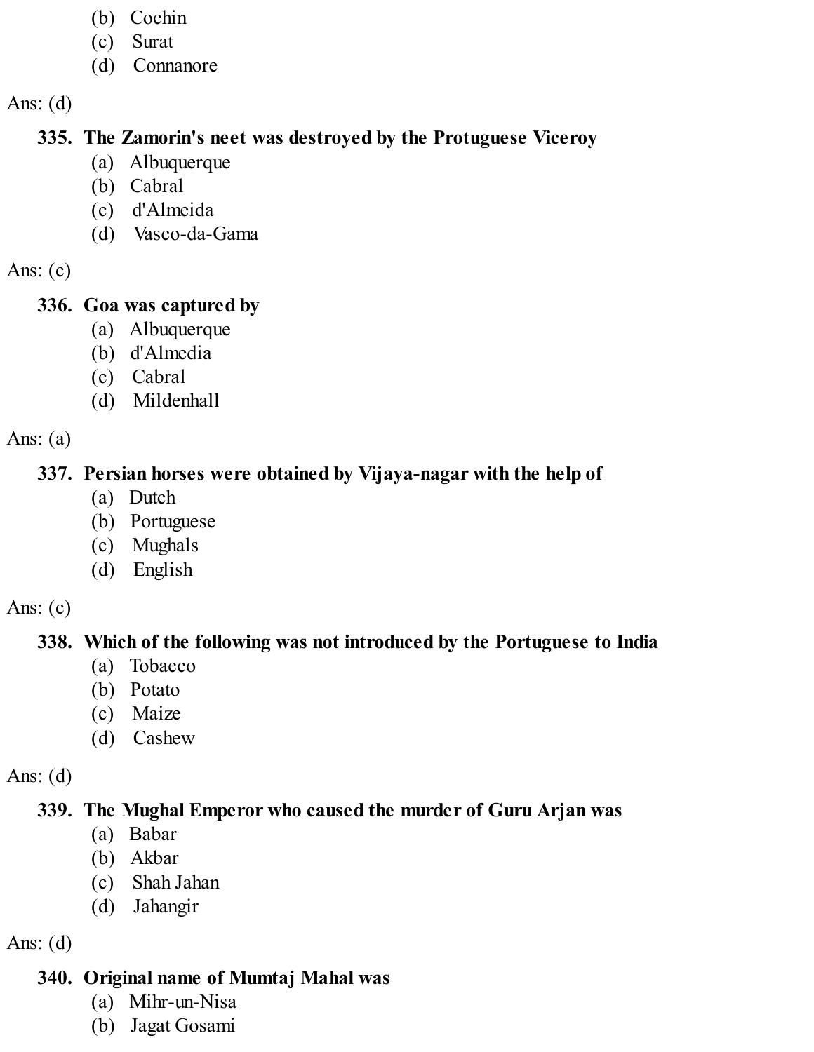(b) Cochin
(c) Surat
(d) Connanore

Ans: (d)

**335. The Zamorin's neet was destroyed by the Protuguese Viceroy**

(a) Albuquerque
(b) Cabral
(c) d'Almeida
(d) Vasco-da-Gama

Ans: (c)

**336. Goa was captured by**

(a) Albuquerque
(b) d'Almedia
(c) Cabral
(d) Mildenhall

Ans: (a)

**337. Persian horses were obtained by Vijaya-nagar with the help of**

(a) Dutch
(b) Portuguese
(c) Mughals
(d) English

Ans: (c)

**338. Which of the following was not introduced by the Portuguese to India**

(a) Tobacco
(b) Potato
(c) Maize
(d) Cashew

Ans: (d)

**339. The Mughal Emperor who caused the murder of Guru Arjan was**

(a) Babar
(b) Akbar
(c) Shah Jahan
(d) Jahangir

Ans: (d)

**340. Original name of Mumtaj Mahal was**

(a) Mihr-un-Nisa
(b) Jagat Gosami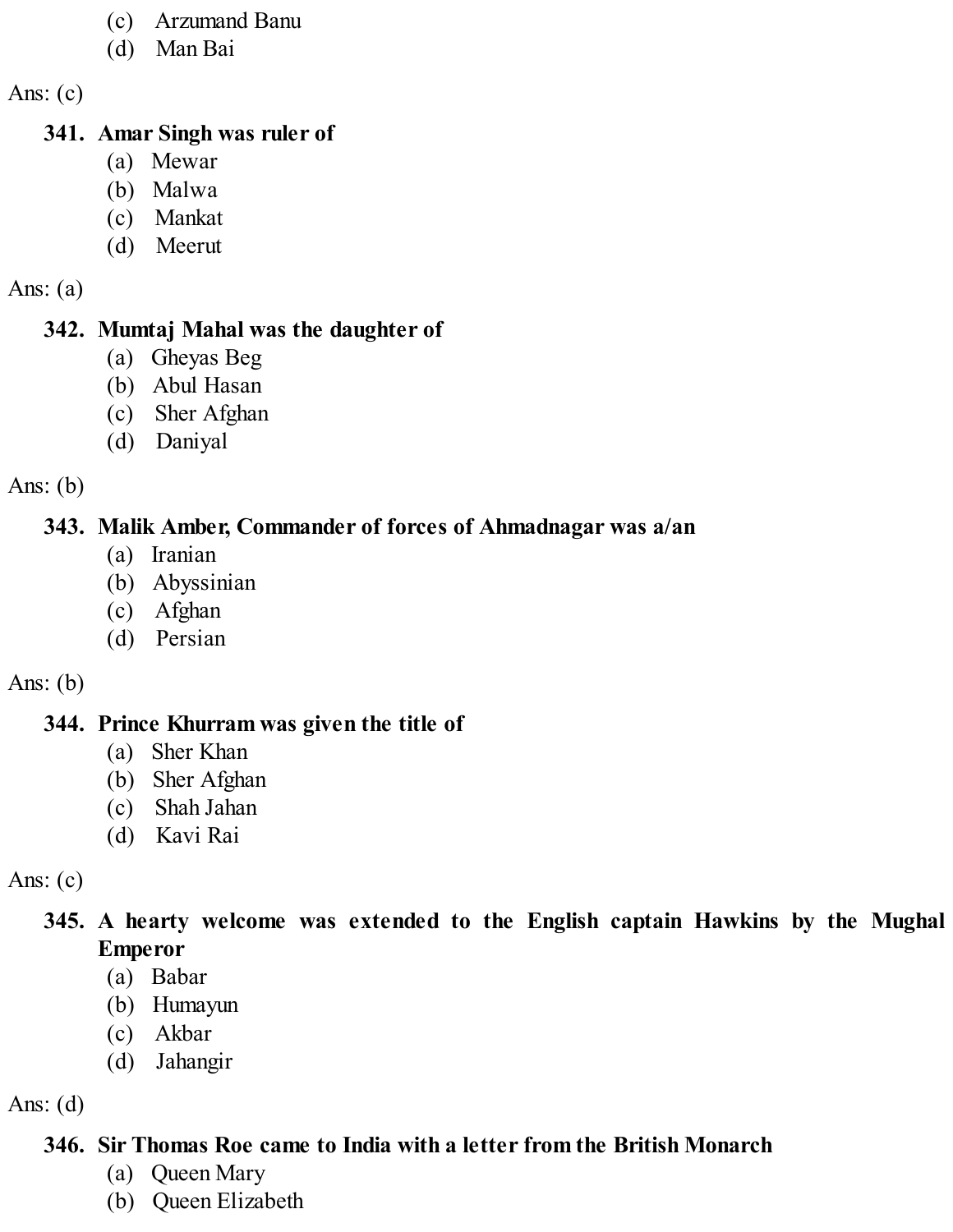(c) Arzumand Banu
(d) Man Bai

Ans: (c)

**341. Amar Singh was ruler of**
(a) Mewar
(b) Malwa
(c) Mankat
(d) Meerut

Ans: (a)

**342. Mumtaj Mahal was the daughter of**
(a) Gheyas Beg
(b) Abul Hasan
(c) Sher Afghan
(d) Daniyal

Ans: (b)

**343. Malik Amber, Commander of forces of Ahmadnagar was a/an**
(a) Iranian
(b) Abyssinian
(c) Afghan
(d) Persian

Ans: (b)

**344. Prince Khurram was given the title of**
(a) Sher Khan
(b) Sher Afghan
(c) Shah Jahan
(d) Kavi Rai

Ans: (c)

**345. A hearty welcome was extended to the English captain Hawkins by the Mughal Emperor**
(a) Babar
(b) Humayun
(c) Akbar
(d) Jahangir

Ans: (d)

**346. Sir Thomas Roe came to India with a letter from the British Monarch**
(a) Queen Mary
(b) Queen Elizabeth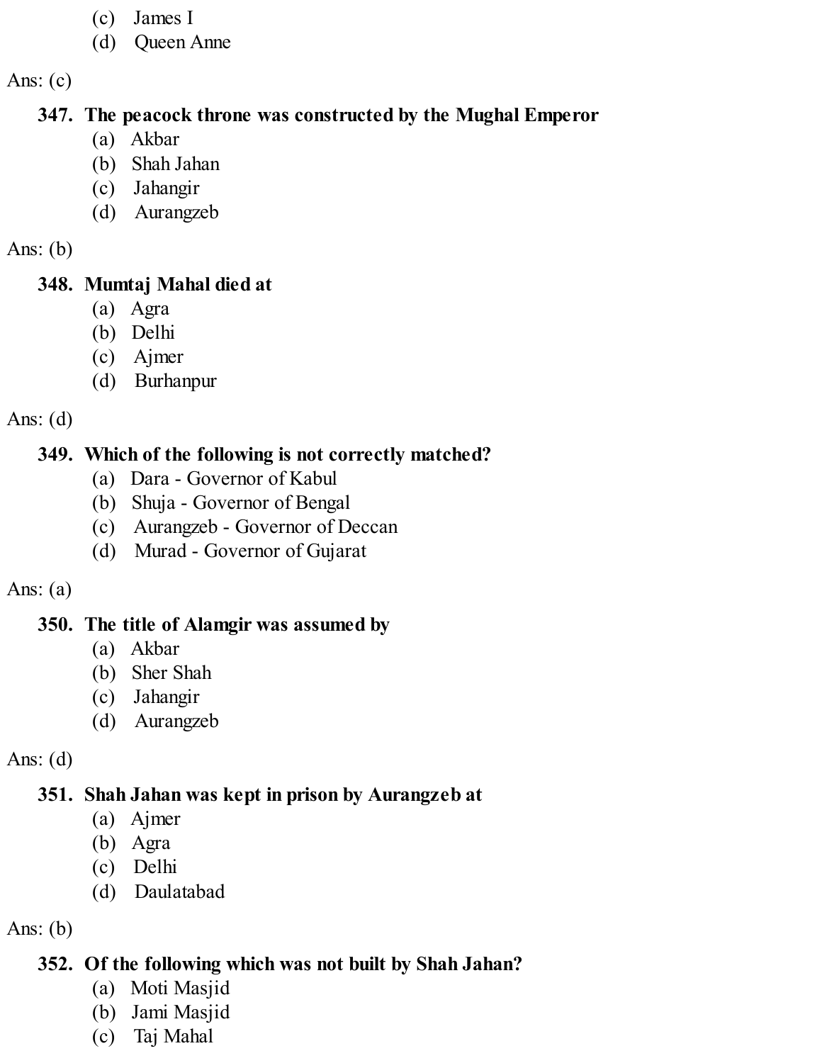(c) James I
(d) Queen Anne

Ans: (c)

**347. The peacock throne was constructed by the Mughal Emperor**
(a) Akbar
(b) Shah Jahan
(c) Jahangir
(d) Aurangzeb

Ans: (b)

**348. Mumtaj Mahal died at**
(a) Agra
(b) Delhi
(c) Ajmer
(d) Burhanpur

Ans: (d)

**349. Which of the following is not correctly matched?**
(a) Dara - Governor of Kabul
(b) Shuja - Governor of Bengal
(c) Aurangzeb - Governor of Deccan
(d) Murad - Governor of Gujarat

Ans: (a)

**350. The title of Alamgir was assumed by**
(a) Akbar
(b) Sher Shah
(c) Jahangir
(d) Aurangzeb

Ans: (d)

**351. Shah Jahan was kept in prison by Aurangzeb at**
(a) Ajmer
(b) Agra
(c) Delhi
(d) Daulatabad

Ans: (b)

**352. Of the following which was not built by Shah Jahan?**
(a) Moti Masjid
(b) Jami Masjid
(c) Taj Mahal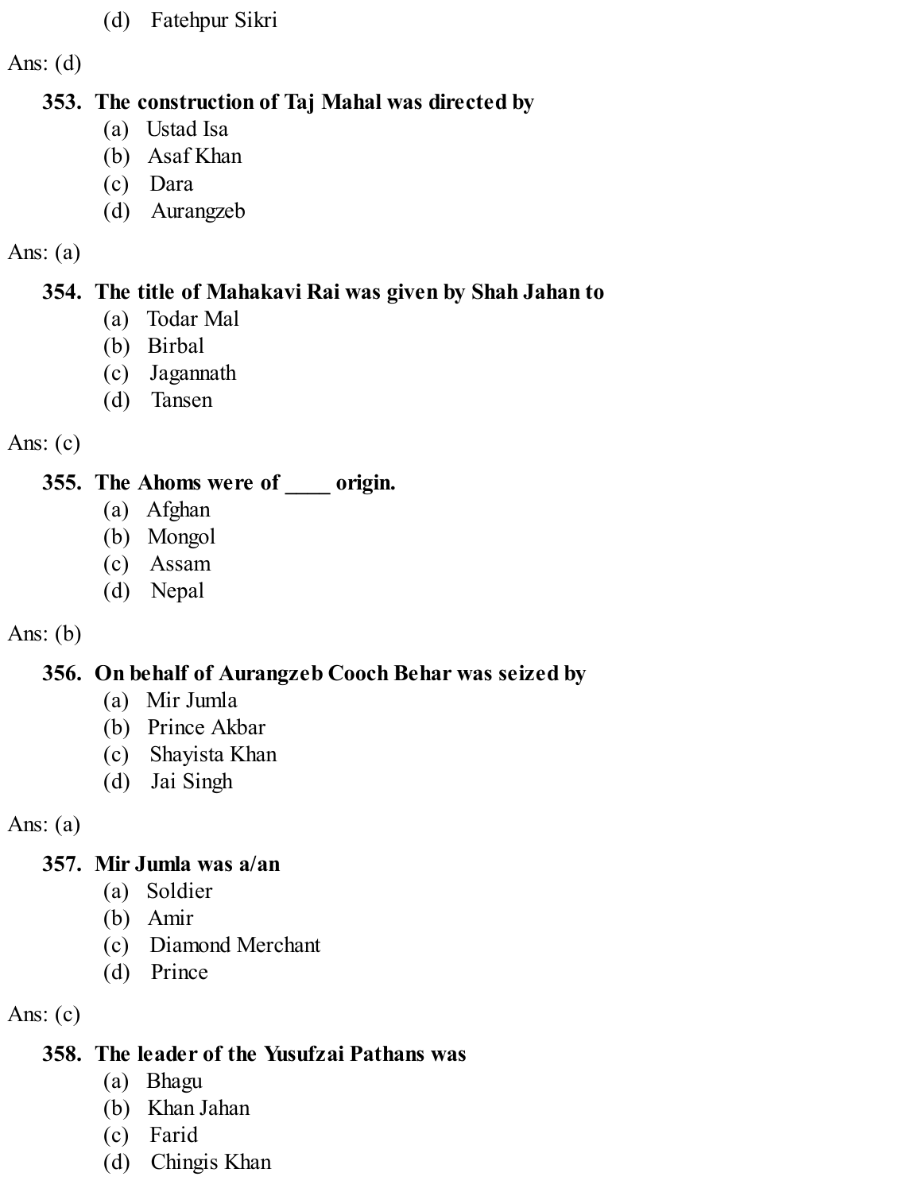(d) Fatehpur Sikri

Ans: (d)

**353. The construction of Taj Mahal was directed by**

(a) Ustad Isa
(b) Asaf Khan
(c) Dara
(d) Aurangzeb

Ans: (a)

**354. The title of Mahakavi Rai was given by Shah Jahan to**

(a) Todar Mal
(b) Birbal
(c) Jagannath
(d) Tansen

Ans: (c)

**355. The Ahoms were of ____ origin.**

(a) Afghan
(b) Mongol
(c) Assam
(d) Nepal

Ans: (b)

**356. On behalf of Aurangzeb Cooch Behar was seized by**

(a) Mir Jumla
(b) Prince Akbar
(c) Shayista Khan
(d) Jai Singh

Ans: (a)

**357. Mir Jumla was a/an**

(a) Soldier
(b) Amir
(c) Diamond Merchant
(d) Prince

Ans: (c)

**358. The leader of the Yusufzai Pathans was**

(a) Bhagu
(b) Khan Jahan
(c) Farid
(d) Chingis Khan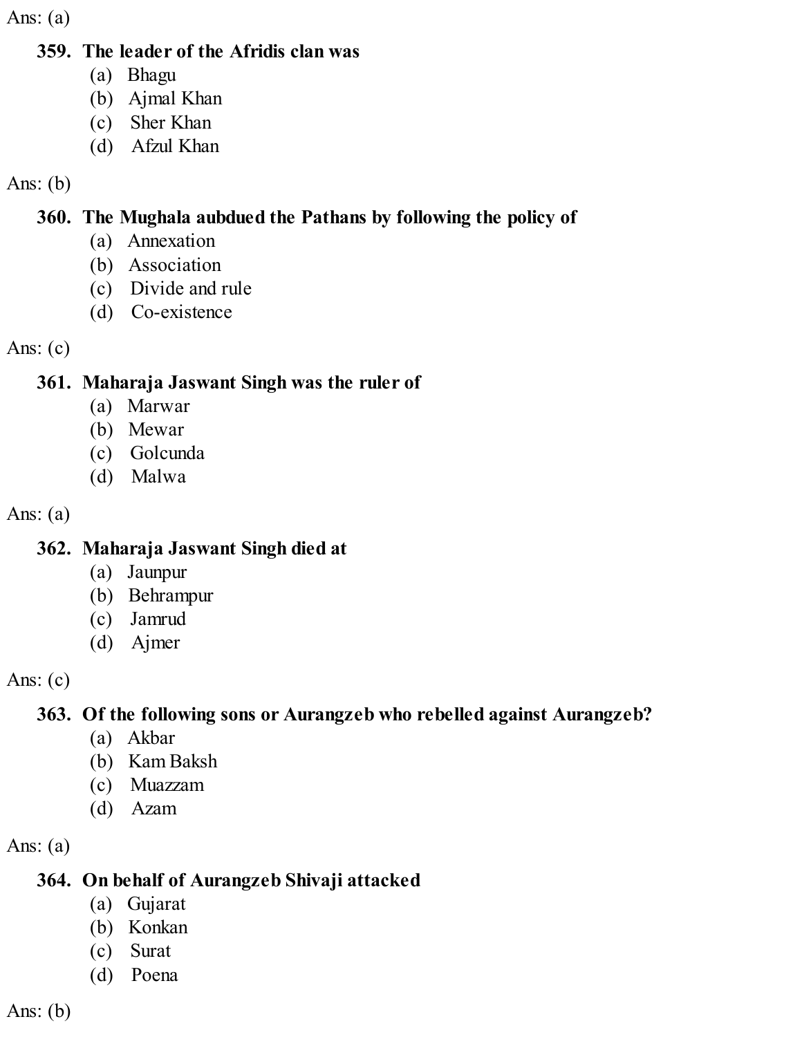Ans: (a)

**359. The leader of the Afridis clan was**

(a) Bhagu
(b) Ajmal Khan
(c) Sher Khan
(d) Afzul Khan

Ans: (b)

**360. The Mughala aubdued the Pathans by following the policy of**

(a) Annexation
(b) Association
(c) Divide and rule
(d) Co-existence

Ans: (c)

**361. Maharaja Jaswant Singh was the ruler of**

(a) Marwar
(b) Mewar
(c) Golcunda
(d) Malwa

Ans: (a)

**362. Maharaja Jaswant Singh died at**

(a) Jaunpur
(b) Behrampur
(c) Jamrud
(d) Ajmer

Ans: (c)

**363. Of the following sons or Aurangzeb who rebelled against Aurangzeb?**

(a) Akbar
(b) Kam Baksh
(c) Muazzam
(d) Azam

Ans: (a)

**364. On behalf of Aurangzeb Shivaji attacked**

(a) Gujarat
(b) Konkan
(c) Surat
(d) Poena

Ans: (b)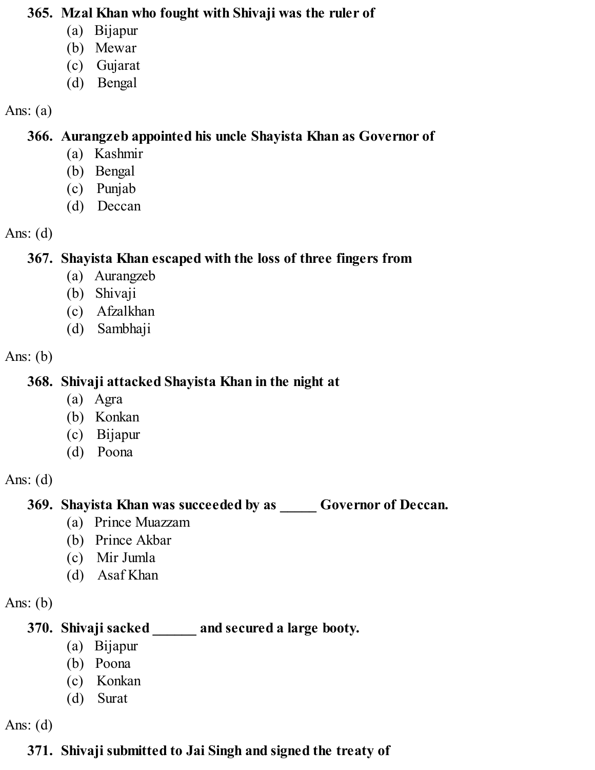**365. Mzal Khan who fought with Shivaji was the ruler of**

(a) Bijapur
(b) Mewar
(c) Gujarat
(d) Bengal

Ans: (a)

**366. Aurangzeb appointed his uncle Shayista Khan as Governor of**

(a) Kashmir
(b) Bengal
(c) Punjab
(d) Deccan

Ans: (d)

**367. Shayista Khan escaped with the loss of three fingers from**

(a) Aurangzeb
(b) Shivaji
(c) Afzalkhan
(d) Sambhaji

Ans: (b)

**368. Shivaji attacked Shayista Khan in the night at**

(a) Agra
(b) Konkan
(c) Bijapur
(d) Poona

Ans: (d)

**369. Shayista Khan was succeeded by as _____ Governor of Deccan.**

(a) Prince Muazzam
(b) Prince Akbar
(c) Mir Jumla
(d) Asaf Khan

Ans: (b)

**370. Shivaji sacked ______ and secured a large booty.**

(a) Bijapur
(b) Poona
(c) Konkan
(d) Surat

Ans: (d)

**371. Shivaji submitted to Jai Singh and signed the treaty of**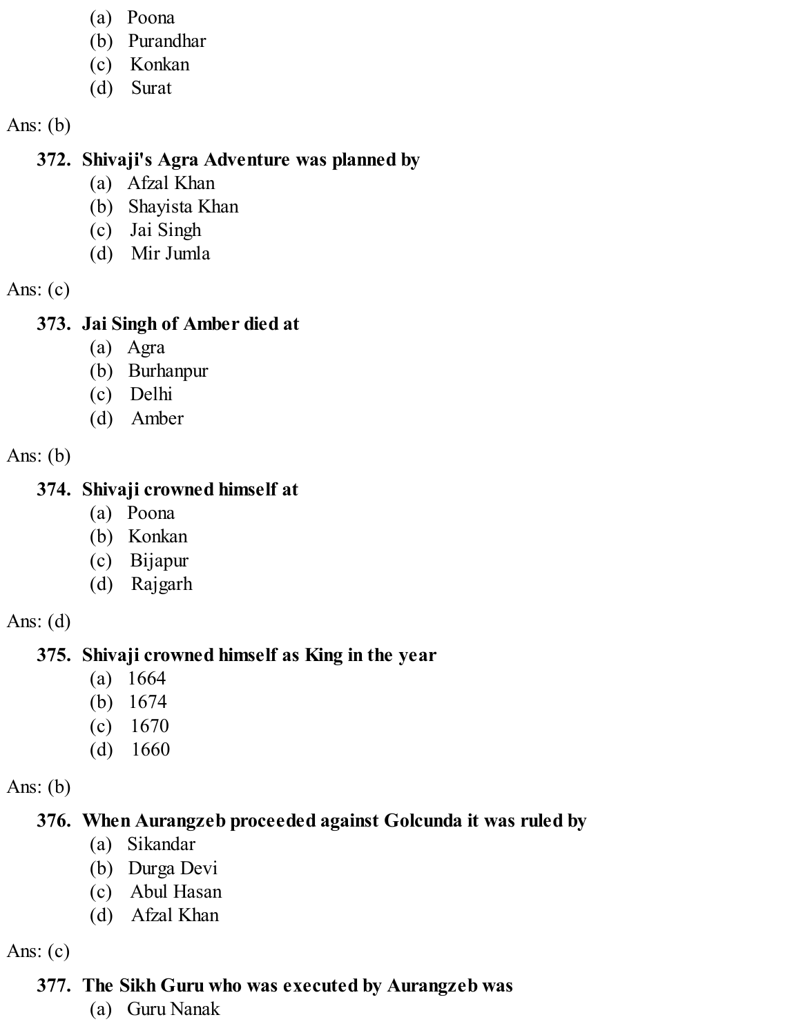(a) Poona
(b) Purandhar
(c) Konkan
(d) Surat

Ans: (b)

**372. Shivaji's Agra Adventure was planned by**
(a) Afzal Khan
(b) Shayista Khan
(c) Jai Singh
(d) Mir Jumla

Ans: (c)

**373. Jai Singh of Amber died at**
(a) Agra
(b) Burhanpur
(c) Delhi
(d) Amber

Ans: (b)

**374. Shivaji crowned himself at**
(a) Poona
(b) Konkan
(c) Bijapur
(d) Rajgarh

Ans: (d)

**375. Shivaji crowned himself as King in the year**
(a) 1664
(b) 1674
(c) 1670
(d) 1660

Ans: (b)

**376. When Aurangzeb proceeded against Golcunda it was ruled by**
(a) Sikandar
(b) Durga Devi
(c) Abul Hasan
(d) Afzal Khan

Ans: (c)

**377. The Sikh Guru who was executed by Aurangzeb was**
(a) Guru Nanak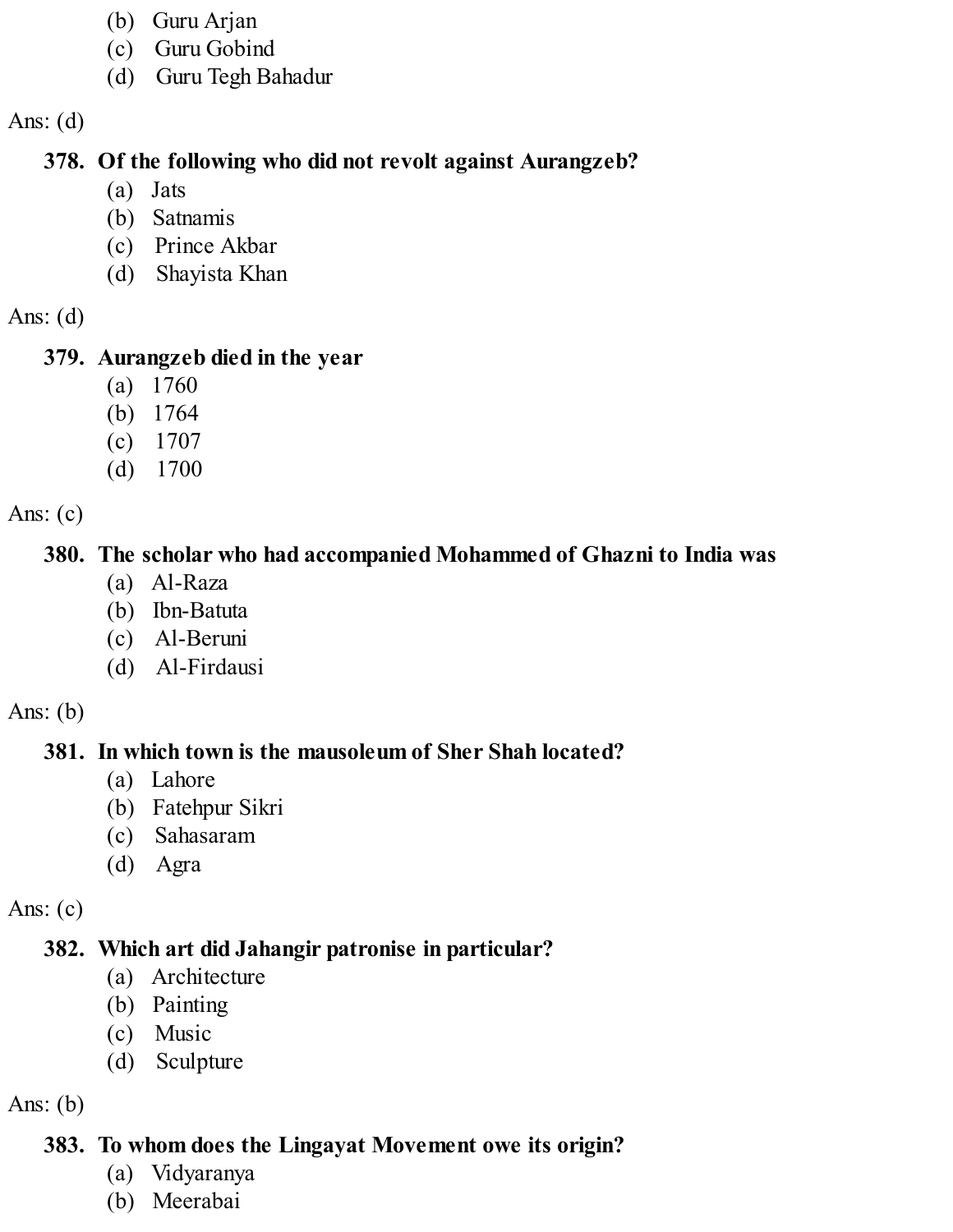(b) Guru Arjan
(c) Guru Gobind
(d) Guru Tegh Bahadur

Ans: (d)

**378. Of the following who did not revolt against Aurangzeb?**

(a) Jats
(b) Satnamis
(c) Prince Akbar
(d) Shayista Khan

Ans: (d)

**379. Aurangzeb died in the year**

(a) 1760
(b) 1764
(c) 1707
(d) 1700

Ans: (c)

**380. The scholar who had accompanied Mohammed of Ghazni to India was**

(a) Al-Raza
(b) Ibn-Batuta
(c) Al-Beruni
(d) Al-Firdausi

Ans: (b)

**381. In which town is the mausoleum of Sher Shah located?**

(a) Lahore
(b) Fatehpur Sikri
(c) Sahasaram
(d) Agra

Ans: (c)

**382. Which art did Jahangir patronise in particular?**

(a) Architecture
(b) Painting
(c) Music
(d) Sculpture

Ans: (b)

**383. To whom does the Lingayat Movement owe its origin?**

(a) Vidyaranya
(b) Meerabai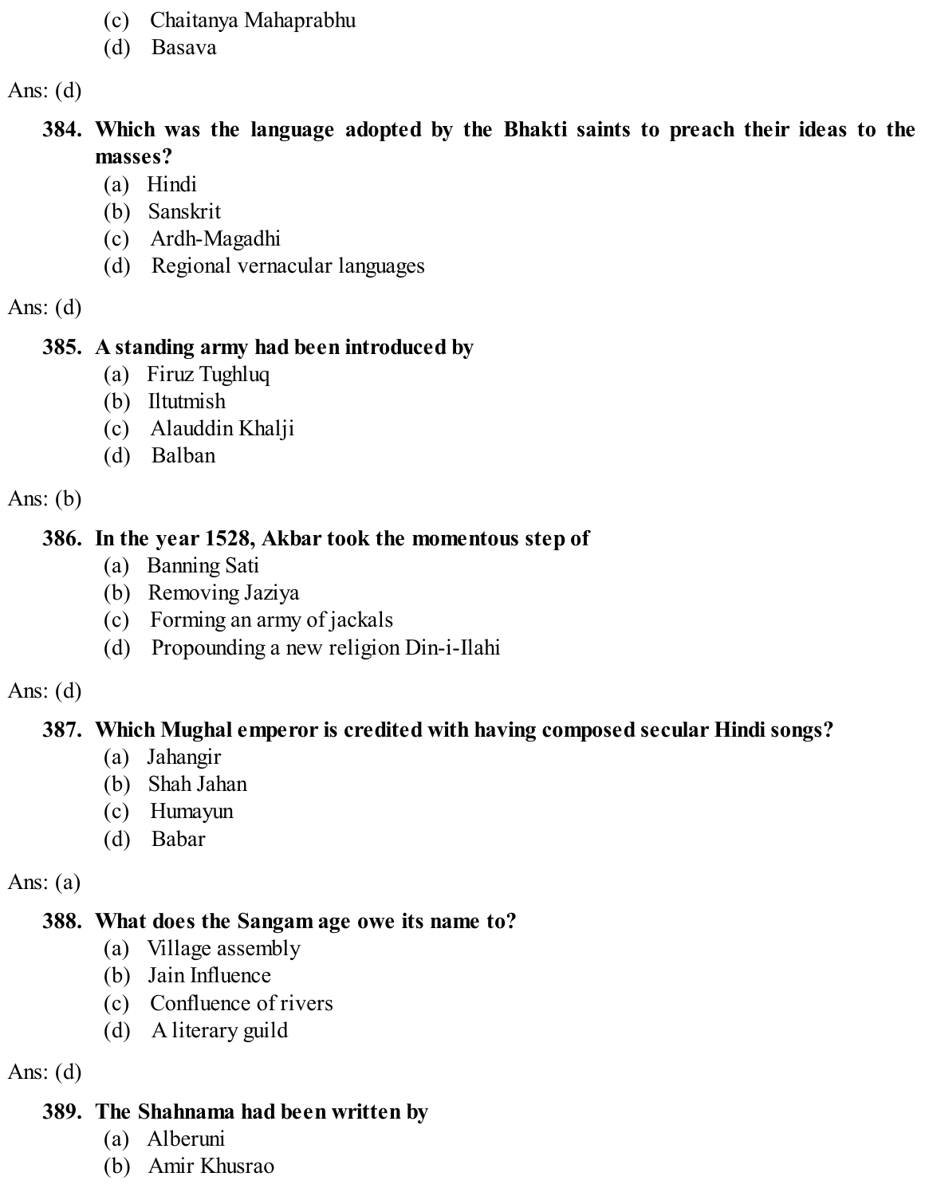(c) Chaitanya Mahaprabhu
(d) Basava

Ans: (d)

**384. Which was the language adopted by the Bhakti saints to preach their ideas to the masses?**
(a) Hindi
(b) Sanskrit
(c) Ardh-Magadhi
(d) Regional vernacular languages

Ans: (d)

**385. A standing army had been introduced by**
(a) Firuz Tughluq
(b) Iltutmish
(c) Alauddin Khalji
(d) Balban

Ans: (b)

**386. In the year 1528, Akbar took the momentous step of**
(a) Banning Sati
(b) Removing Jaziya
(c) Forming an army of jackals
(d) Propounding a new religion Din-i-Ilahi

Ans: (d)

**387. Which Mughal emperor is credited with having composed secular Hindi songs?**
(a) Jahangir
(b) Shah Jahan
(c) Humayun
(d) Babar

Ans: (a)

**388. What does the Sangam age owe its name to?**
(a) Village assembly
(b) Jain Influence
(c) Confluence of rivers
(d) A literary guild

Ans: (d)

**389. The Shahnama had been written by**
(a) Alberuni
(b) Amir Khusrao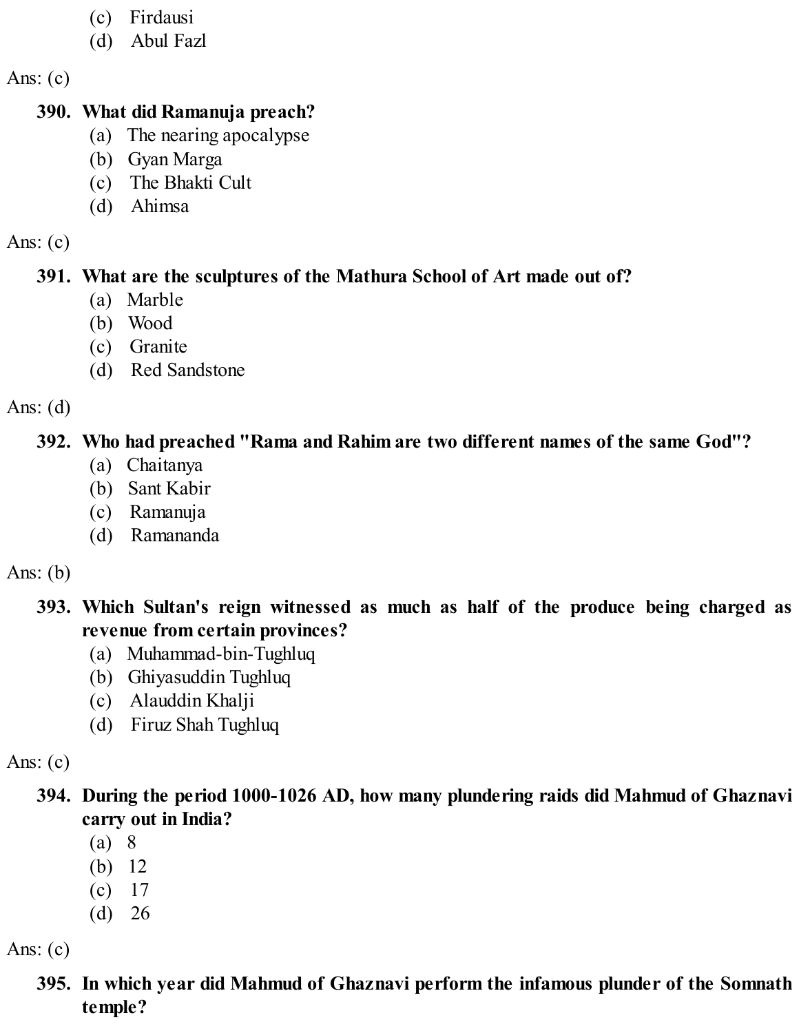(c) Firdausi
(d) Abul Fazl

Ans: (c)

**390. What did Ramanuja preach?**

(a) The nearing apocalypse
(b) Gyan Marga
(c) The Bhakti Cult
(d) Ahimsa

Ans: (c)

**391. What are the sculptures of the Mathura School of Art made out of?**

(a) Marble
(b) Wood
(c) Granite
(d) Red Sandstone

Ans: (d)

**392. Who had preached "Rama and Rahim are two different names of the same God"?**

(a) Chaitanya
(b) Sant Kabir
(c) Ramanuja
(d) Ramananda

Ans: (b)

**393. Which Sultan's reign witnessed as much as half of the produce being charged as revenue from certain provinces?**

(a) Muhammad-bin-Tughluq
(b) Ghiyasuddin Tughluq
(c) Alauddin Khalji
(d) Firuz Shah Tughluq

Ans: (c)

**394. During the period 1000-1026 AD, how many plundering raids did Mahmud of Ghaznavi carry out in India?**

(a) 8
(b) 12
(c) 17
(d) 26

Ans: (c)

**395. In which year did Mahmud of Ghaznavi perform the infamous plunder of the Somnath temple?**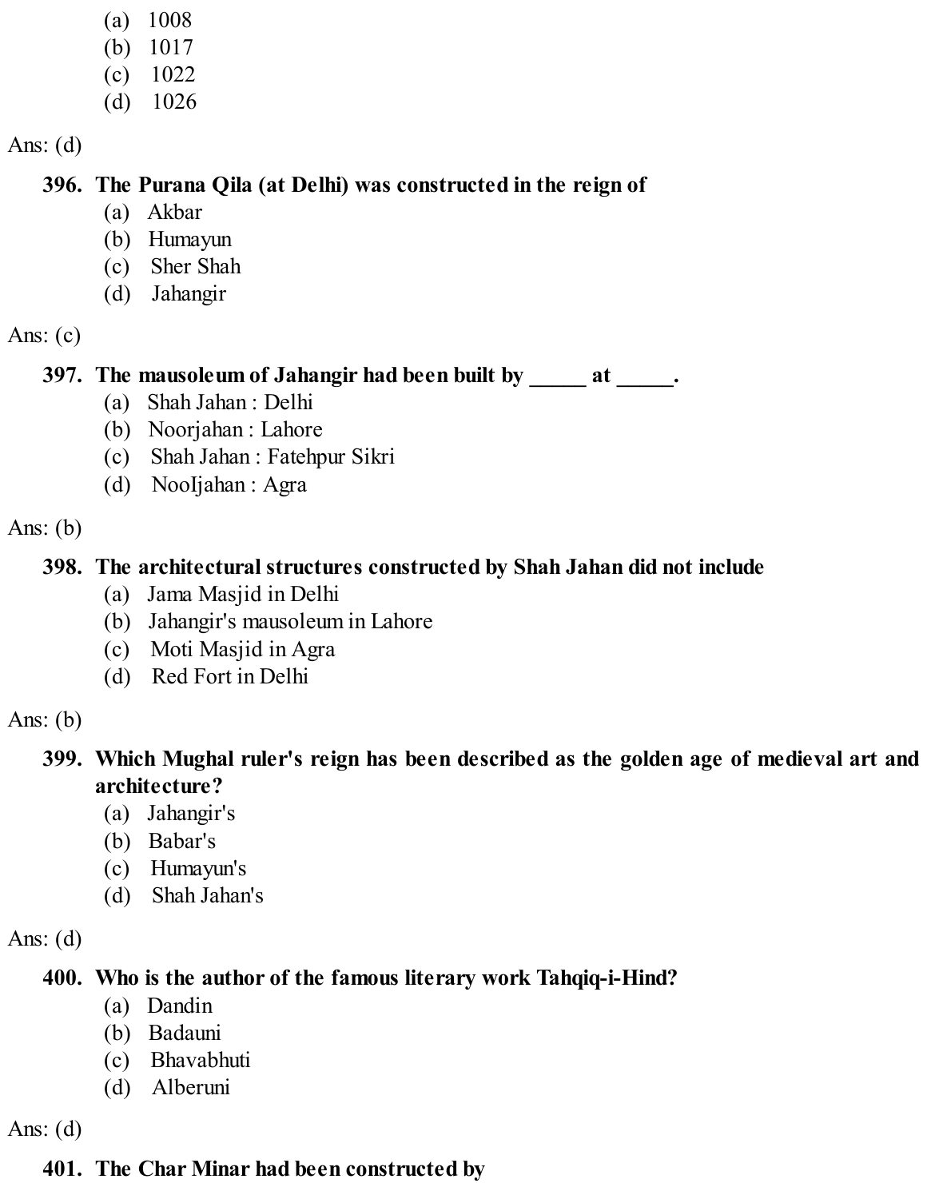(a) 1008
(b) 1017
(c) 1022
(d) 1026

Ans: (d)

**396. The Purana Qila (at Delhi) was constructed in the reign of**

(a) Akbar
(b) Humayun
(c) Sher Shah
(d) Jahangir

Ans: (c)

**397. The mausoleum of Jahangir had been built by _____ at _____.**

(a) Shah Jahan : Delhi
(b) Noorjahan : Lahore
(c) Shah Jahan : Fatehpur Sikri
(d) NooIjahan : Agra

Ans: (b)

**398. The architectural structures constructed by Shah Jahan did not include**

(a) Jama Masjid in Delhi
(b) Jahangir's mausoleum in Lahore
(c) Moti Masjid in Agra
(d) Red Fort in Delhi

Ans: (b)

**399. Which Mughal ruler's reign has been described as the golden age of medieval art and architecture?**

(a) Jahangir's
(b) Babar's
(c) Humayun's
(d) Shah Jahan's

Ans: (d)

**400. Who is the author of the famous literary work Tahqiq-i-Hind?**

(a) Dandin
(b) Badauni
(c) Bhavabhuti
(d) Alberuni

Ans: (d)

**401. The Char Minar had been constructed by**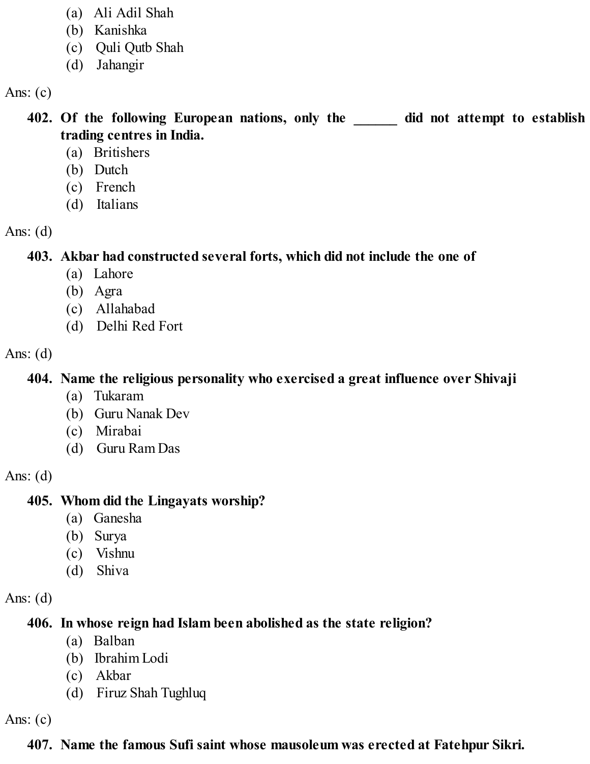(a) Ali Adil Shah
(b) Kanishka
(c) Quli Qutb Shah
(d) Jahangir

Ans: (c)

**402. Of the following European nations, only the ______ did not attempt to establish trading centres in India.**

(a) Britishers
(b) Dutch
(c) French
(d) Italians

Ans: (d)

**403. Akbar had constructed several forts, which did not include the one of**

(a) Lahore
(b) Agra
(c) Allahabad
(d) Delhi Red Fort

Ans: (d)

**404. Name the religious personality who exercised a great influence over Shivaji**

(a) Tukaram
(b) Guru Nanak Dev
(c) Mirabai
(d) Guru Ram Das

Ans: (d)

**405. Whom did the Lingayats worship?**

(a) Ganesha
(b) Surya
(c) Vishnu
(d) Shiva

Ans: (d)

**406. In whose reign had Islam been abolished as the state religion?**

(a) Balban
(b) Ibrahim Lodi
(c) Akbar
(d) Firuz Shah Tughluq

Ans: (c)

**407. Name the famous Sufi saint whose mausoleum was erected at Fatehpur Sikri.**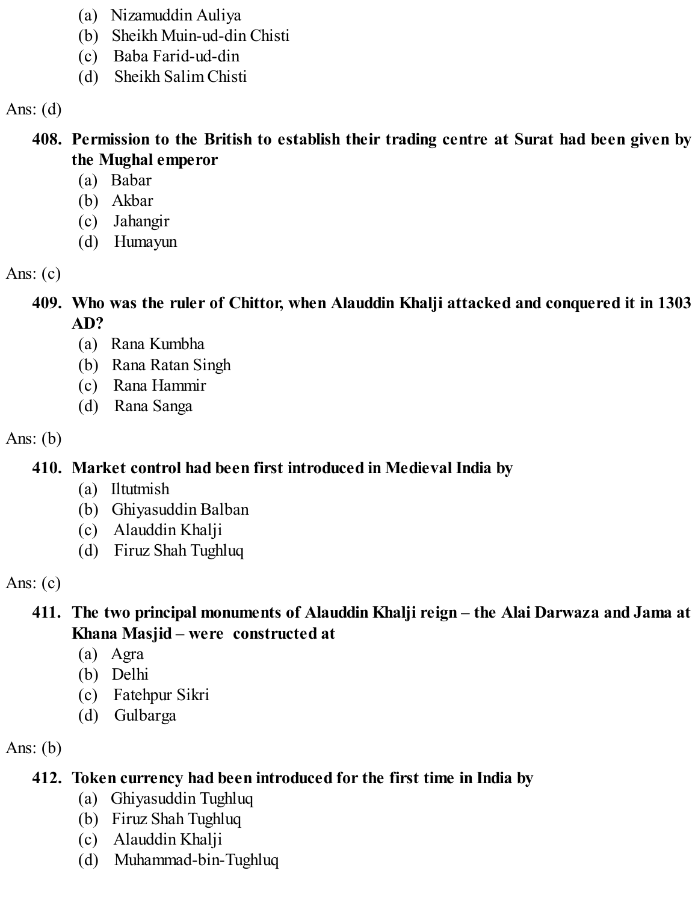(a) Nizamuddin Auliya
(b) Sheikh Muin-ud-din Chisti
(c) Baba Farid-ud-din
(d) Sheikh Salim Chisti

Ans: (d)

**408. Permission to the British to establish their trading centre at Surat had been given by the Mughal emperor**

(a) Babar
(b) Akbar
(c) Jahangir
(d) Humayun

Ans: (c)

**409. Who was the ruler of Chittor, when Alauddin Khalji attacked and conquered it in 1303 AD?**

(a) Rana Kumbha
(b) Rana Ratan Singh
(c) Rana Hammir
(d) Rana Sanga

Ans: (b)

**410. Market control had been first introduced in Medieval India by**

(a) Iltutmish
(b) Ghiyasuddin Balban
(c) Alauddin Khalji
(d) Firuz Shah Tughluq

Ans: (c)

**411. The two principal monuments of Alauddin Khalji reign – the Alai Darwaza and Jama at Khana Masjid – were constructed at**

(a) Agra
(b) Delhi
(c) Fatehpur Sikri
(d) Gulbarga

Ans: (b)

**412. Token currency had been introduced for the first time in India by**

(a) Ghiyasuddin Tughluq
(b) Firuz Shah Tughluq
(c) Alauddin Khalji
(d) Muhammad-bin-Tughluq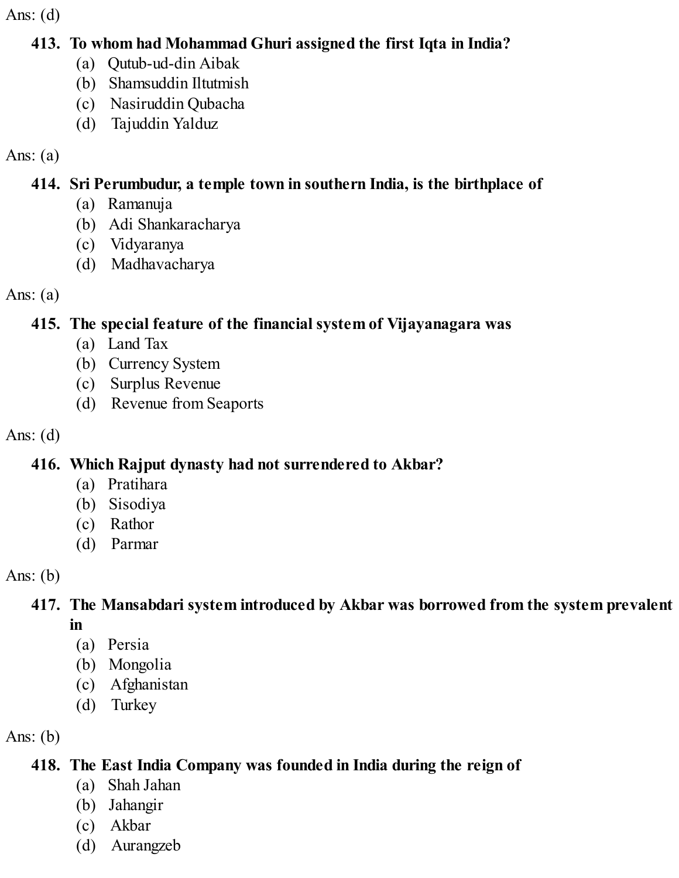Ans: (d)

**413. To whom had Mohammad Ghuri assigned the first Iqta in India?**

(a) Qutub-ud-din Aibak
(b) Shamsuddin Iltutmish
(c) Nasiruddin Qubacha
(d) Tajuddin Yalduz

Ans: (a)

**414. Sri Perumbudur, a temple town in southern India, is the birthplace of**

(a) Ramanuja
(b) Adi Shankaracharya
(c) Vidyaranya
(d) Madhavacharya

Ans: (a)

**415. The special feature of the financial system of Vijayanagara was**

(a) Land Tax
(b) Currency System
(c) Surplus Revenue
(d) Revenue from Seaports

Ans: (d)

**416. Which Rajput dynasty had not surrendered to Akbar?**

(a) Pratihara
(b) Sisodiya
(c) Rathor
(d) Parmar

Ans: (b)

**417. The Mansabdari system introduced by Akbar was borrowed from the system prevalent in**

(a) Persia
(b) Mongolia
(c) Afghanistan
(d) Turkey

Ans: (b)

**418. The East India Company was founded in India during the reign of**

(a) Shah Jahan
(b) Jahangir
(c) Akbar
(d) Aurangzeb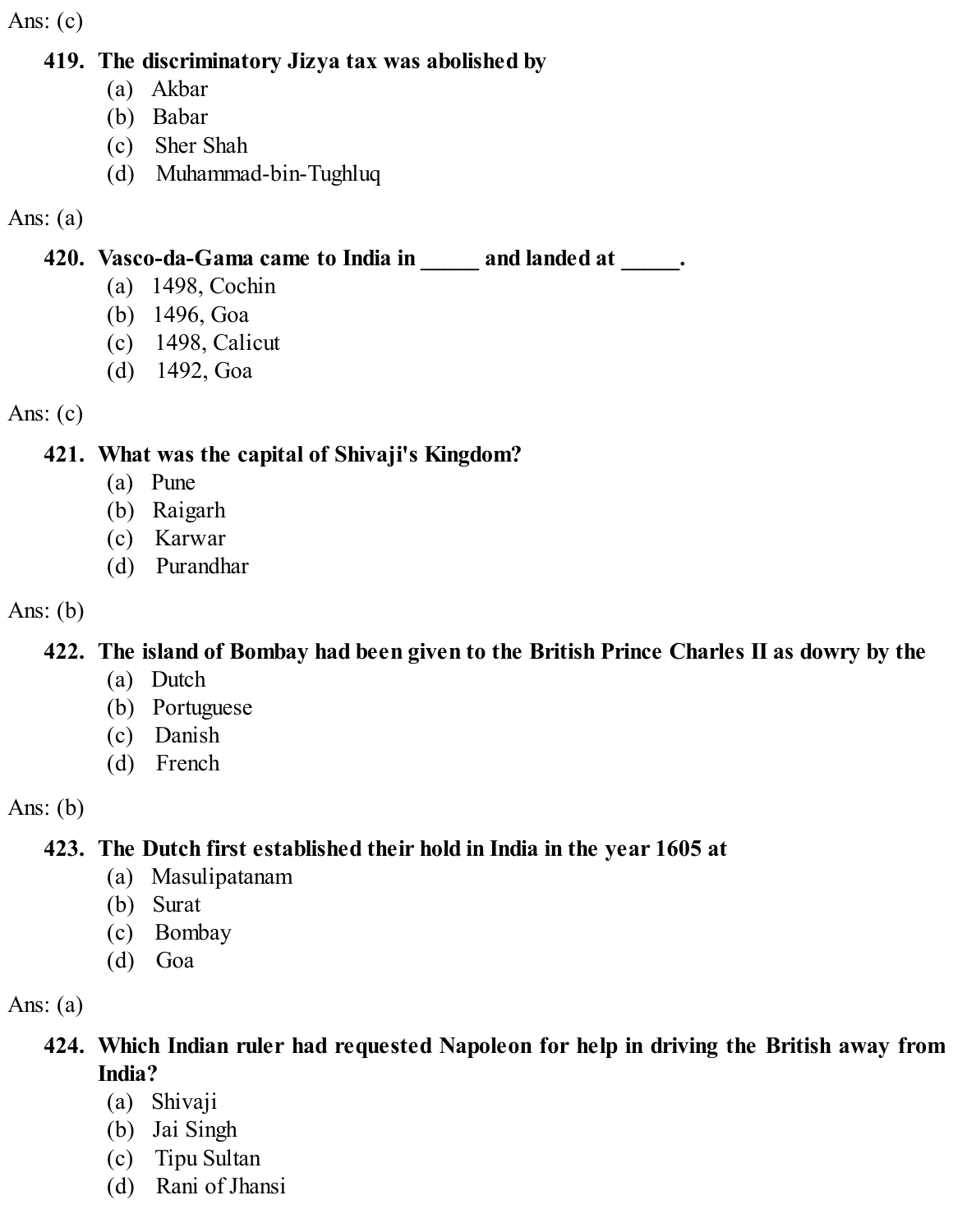Ans: (c)

**419. The discriminatory Jizya tax was abolished by**

(a) Akbar
(b) Babar
(c) Sher Shah
(d) Muhammad-bin-Tughluq

Ans: (a)

**420. Vasco-da-Gama came to India in _____ and landed at _____.**

(a) 1498, Cochin
(b) 1496, Goa
(c) 1498, Calicut
(d) 1492, Goa

Ans: (c)

**421. What was the capital of Shivaji's Kingdom?**

(a) Pune
(b) Raigarh
(c) Karwar
(d) Purandhar

Ans: (b)

**422. The island of Bombay had been given to the British Prince Charles II as dowry by the**

(a) Dutch
(b) Portuguese
(c) Danish
(d) French

Ans: (b)

**423. The Dutch first established their hold in India in the year 1605 at**

(a) Masulipatanam
(b) Surat
(c) Bombay
(d) Goa

Ans: (a)

**424. Which Indian ruler had requested Napoleon for help in driving the British away from India?**

(a) Shivaji
(b) Jai Singh
(c) Tipu Sultan
(d) Rani of Jhansi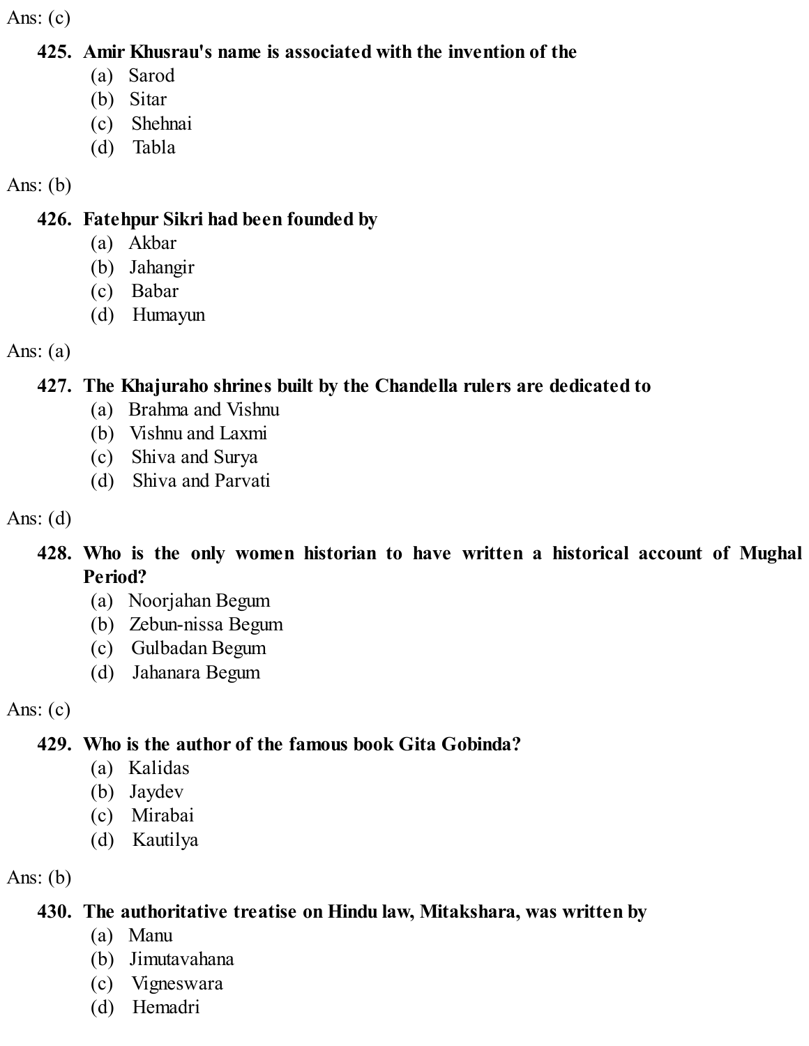Ans: (c)

**425. Amir Khusrau's name is associated with the invention of the**

(a) Sarod
(b) Sitar
(c) Shehnai
(d) Tabla

Ans: (b)

**426. Fatehpur Sikri had been founded by**

(a) Akbar
(b) Jahangir
(c) Babar
(d) Humayun

Ans: (a)

**427. The Khajuraho shrines built by the Chandella rulers are dedicated to**

(a) Brahma and Vishnu
(b) Vishnu and Laxmi
(c) Shiva and Surya
(d) Shiva and Parvati

Ans: (d)

**428. Who is the only women historian to have written a historical account of Mughal Period?**

(a) Noorjahan Begum
(b) Zebun-nissa Begum
(c) Gulbadan Begum
(d) Jahanara Begum

Ans: (c)

**429. Who is the author of the famous book Gita Gobinda?**

(a) Kalidas
(b) Jaydev
(c) Mirabai
(d) Kautilya

Ans: (b)

**430. The authoritative treatise on Hindu law, Mitakshara, was written by**

(a) Manu
(b) Jimutavahana
(c) Vigneswara
(d) Hemadri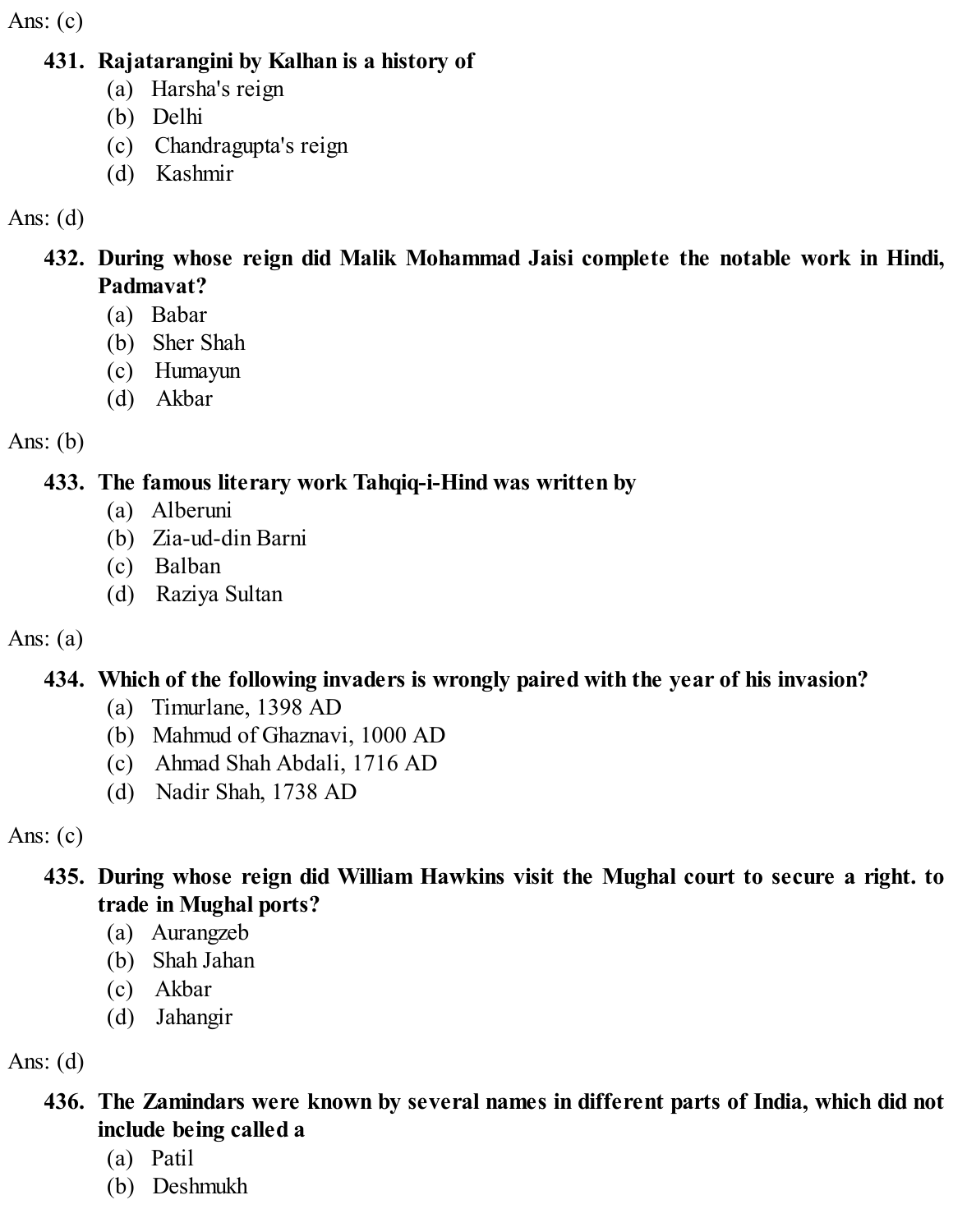Ans: (c)

**431. Rajatarangini by Kalhan is a history of**

(a) Harsha's reign
(b) Delhi
(c) Chandragupta's reign
(d) Kashmir

Ans: (d)

**432. During whose reign did Malik Mohammad Jaisi complete the notable work in Hindi, Padmavat?**

(a) Babar
(b) Sher Shah
(c) Humayun
(d) Akbar

Ans: (b)

**433. The famous literary work Tahqiq-i-Hind was written by**

(a) Alberuni
(b) Zia-ud-din Barni
(c) Balban
(d) Raziya Sultan

Ans: (a)

**434. Which of the following invaders is wrongly paired with the year of his invasion?**

(a) Timurlane, 1398 AD
(b) Mahmud of Ghaznavi, 1000 AD
(c) Ahmad Shah Abdali, 1716 AD
(d) Nadir Shah, 1738 AD

Ans: (c)

**435. During whose reign did William Hawkins visit the Mughal court to secure a right. to trade in Mughal ports?**

(a) Aurangzeb
(b) Shah Jahan
(c) Akbar
(d) Jahangir

Ans: (d)

**436. The Zamindars were known by several names in different parts of India, which did not include being called a**

(a) Patil
(b) Deshmukh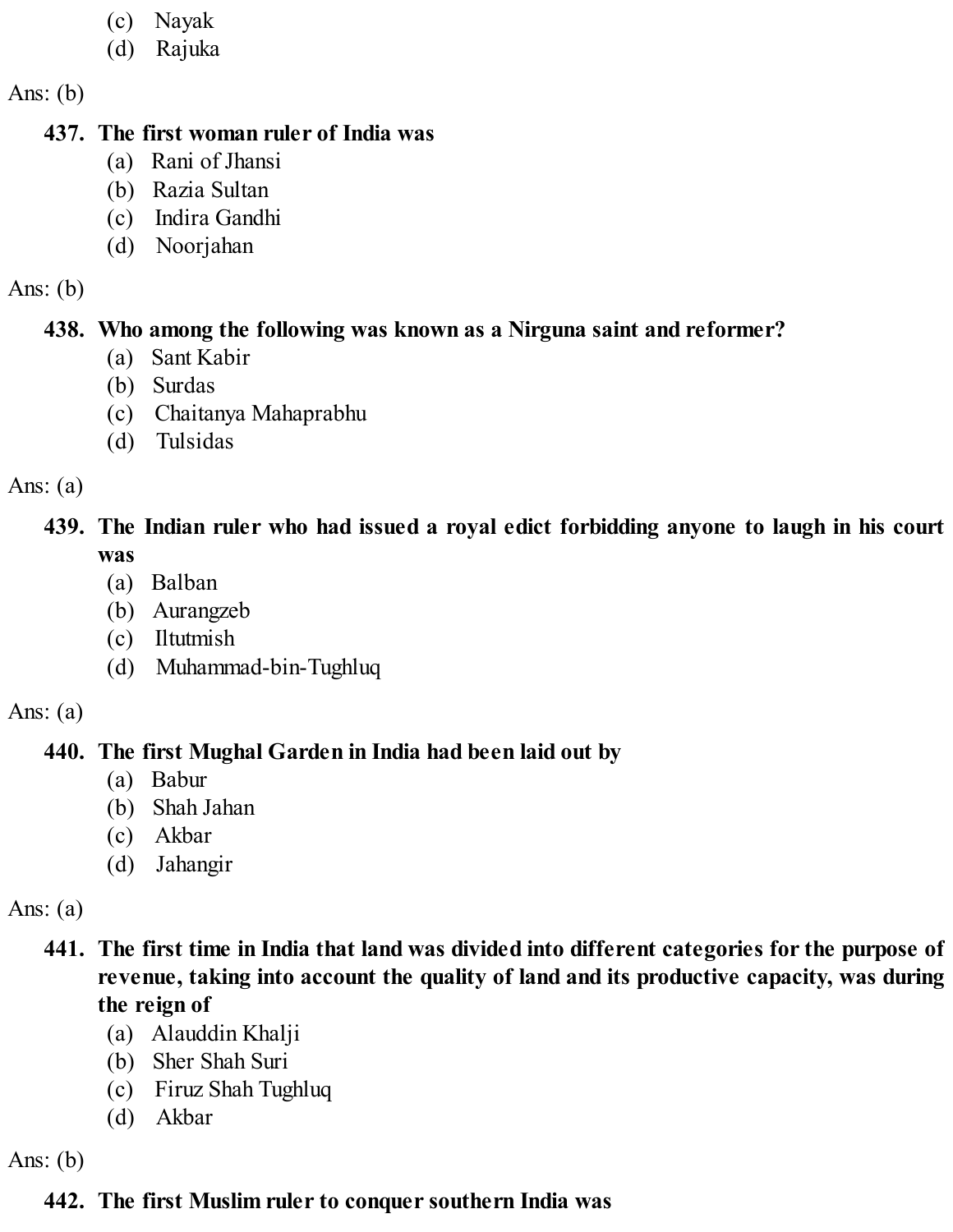(c) Nayak
(d) Rajuka

Ans: (b)

**437. The first woman ruler of India was**

(a) Rani of Jhansi
(b) Razia Sultan
(c) Indira Gandhi
(d) Noorjahan

Ans: (b)

**438. Who among the following was known as a Nirguna saint and reformer?**

(a) Sant Kabir
(b) Surdas
(c) Chaitanya Mahaprabhu
(d) Tulsidas

Ans: (a)

**439. The Indian ruler who had issued a royal edict forbidding anyone to laugh in his court was**

(a) Balban
(b) Aurangzeb
(c) Iltutmish
(d) Muhammad-bin-Tughluq

Ans: (a)

**440. The first Mughal Garden in India had been laid out by**

(a) Babur
(b) Shah Jahan
(c) Akbar
(d) Jahangir

Ans: (a)

**441. The first time in India that land was divided into different categories for the purpose of revenue, taking into account the quality of land and its productive capacity, was during the reign of**

(a) Alauddin Khalji
(b) Sher Shah Suri
(c) Firuz Shah Tughluq
(d) Akbar

Ans: (b)

**442. The first Muslim ruler to conquer southern India was**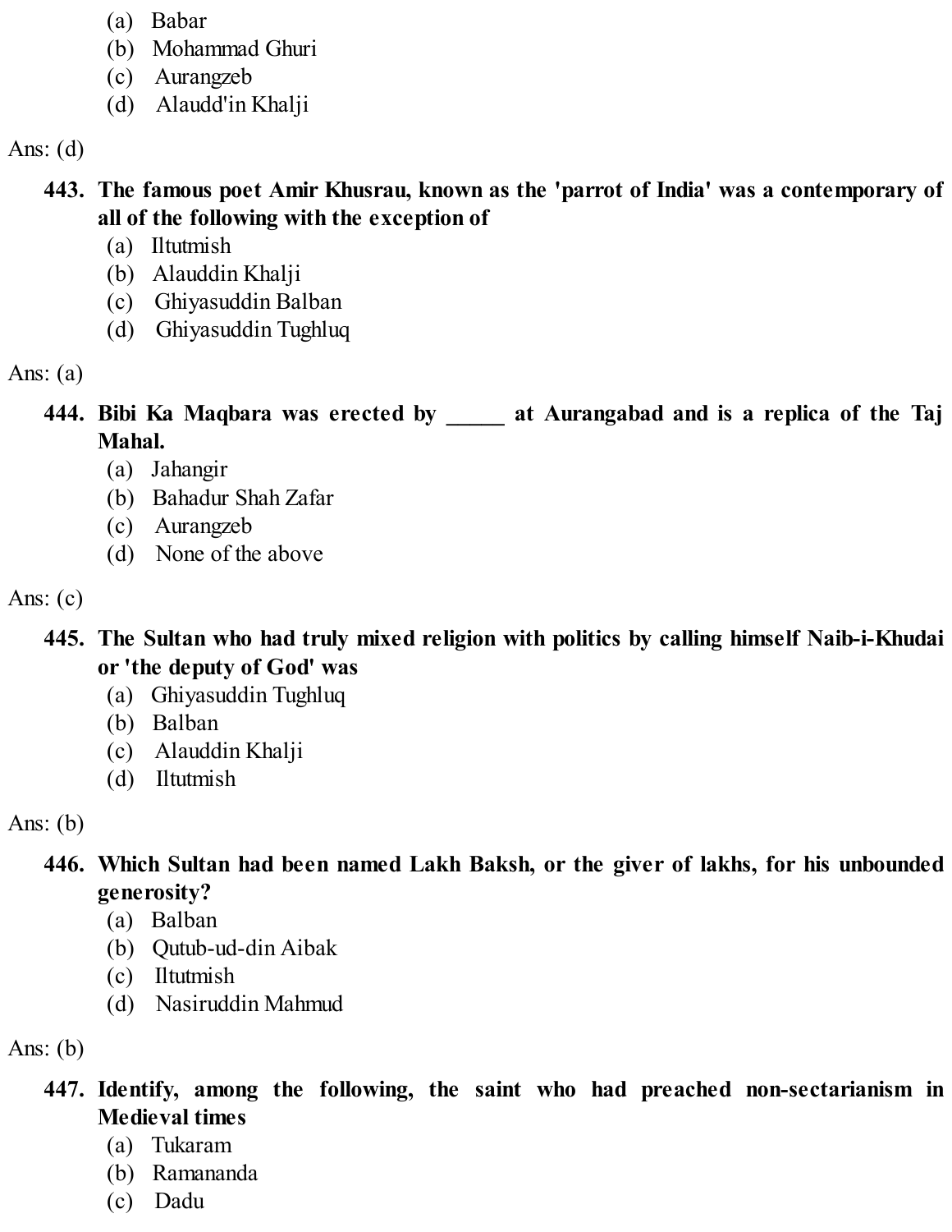(a) Babar
(b) Mohammad Ghuri
(c) Aurangzeb
(d) Alaudd'in Khalji

Ans: (d)

**443. The famous poet Amir Khusrau, known as the 'parrot of India' was a contemporary of all of the following with the exception of**
(a) Iltutmish
(b) Alauddin Khalji
(c) Ghiyasuddin Balban
(d) Ghiyasuddin Tughluq

Ans: (a)

**444. Bibi Ka Maqbara was erected by _____ at Aurangabad and is a replica of the Taj Mahal.**
(a) Jahangir
(b) Bahadur Shah Zafar
(c) Aurangzeb
(d) None of the above

Ans: (c)

**445. The Sultan who had truly mixed religion with politics by calling himself Naib-i-Khudai or 'the deputy of God' was**
(a) Ghiyasuddin Tughluq
(b) Balban
(c) Alauddin Khalji
(d) Iltutmish

Ans: (b)

**446. Which Sultan had been named Lakh Baksh, or the giver of lakhs, for his unbounded generosity?**
(a) Balban
(b) Qutub-ud-din Aibak
(c) Iltutmish
(d) Nasiruddin Mahmud

Ans: (b)

**447. Identify, among the following, the saint who had preached non-sectarianism in Medieval times**
(a) Tukaram
(b) Ramananda
(c) Dadu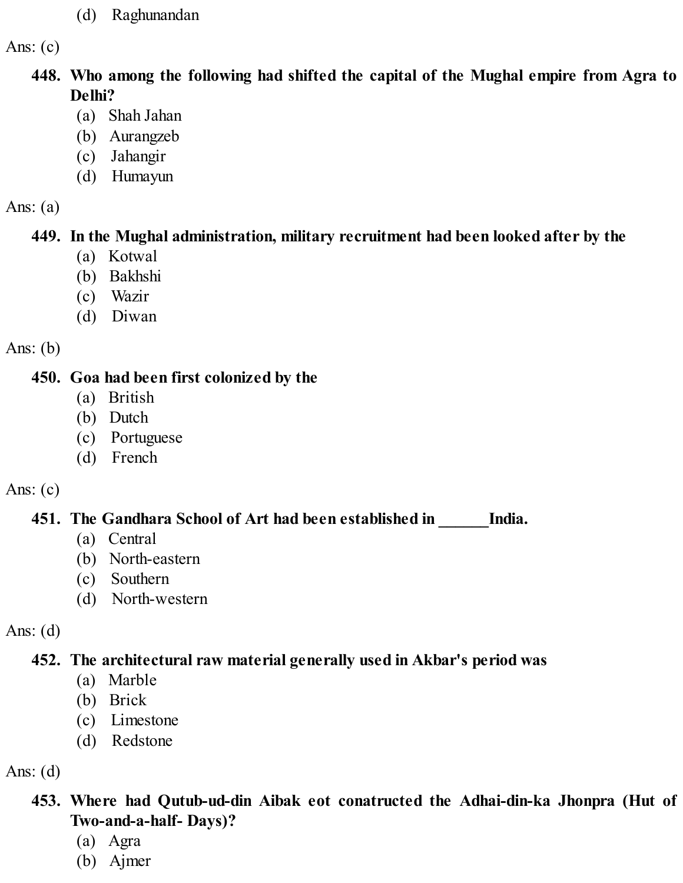(d) Raghunandan

Ans: (c)

**448. Who among the following had shifted the capital of the Mughal empire from Agra to Delhi?**

(a) Shah Jahan
(b) Aurangzeb
(c) Jahangir
(d) Humayun

Ans: (a)

**449. In the Mughal administration, military recruitment had been looked after by the**

(a) Kotwal
(b) Bakhshi
(c) Wazir
(d) Diwan

Ans: (b)

**450. Goa had been first colonized by the**

(a) British
(b) Dutch
(c) Portuguese
(d) French

Ans: (c)

**451. The Gandhara School of Art had been established in ______India.**

(a) Central
(b) North-eastern
(c) Southern
(d) North-western

Ans: (d)

**452. The architectural raw material generally used in Akbar's period was**

(a) Marble
(b) Brick
(c) Limestone
(d) Redstone

Ans: (d)

**453. Where had Qutub-ud-din Aibak eot conatructed the Adhai-din-ka Jhonpra (Hut of Two-and-a-half- Days)?**

(a) Agra
(b) Ajmer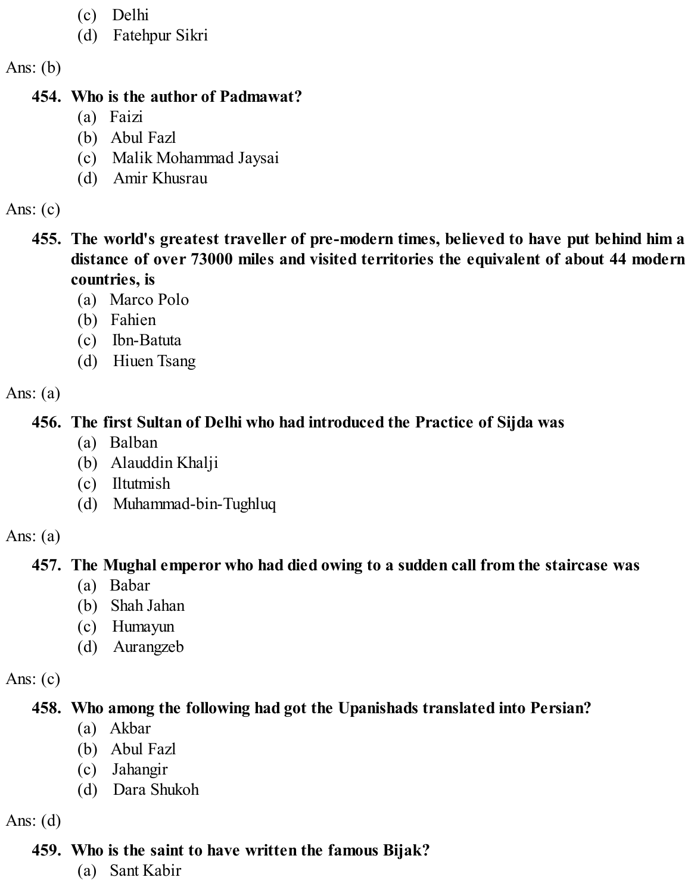(c) Delhi
(d) Fatehpur Sikri

Ans: (b)

**454. Who is the author of Padmawat?**

(a) Faizi
(b) Abul Fazl
(c) Malik Mohammad Jaysai
(d) Amir Khusrau

Ans: (c)

**455. The world's greatest traveller of pre-modern times, believed to have put behind him a distance of over 73000 miles and visited territories the equivalent of about 44 modern countries, is**

(a) Marco Polo
(b) Fahien
(c) Ibn-Batuta
(d) Hiuen Tsang

Ans: (a)

**456. The first Sultan of Delhi who had introduced the Practice of Sijda was**

(a) Balban
(b) Alauddin Khalji
(c) Iltutmish
(d) Muhammad-bin-Tughluq

Ans: (a)

**457. The Mughal emperor who had died owing to a sudden call from the staircase was**

(a) Babar
(b) Shah Jahan
(c) Humayun
(d) Aurangzeb

Ans: (c)

**458. Who among the following had got the Upanishads translated into Persian?**

(a) Akbar
(b) Abul Fazl
(c) Jahangir
(d) Dara Shukoh

Ans: (d)

**459. Who is the saint to have written the famous Bijak?**

(a) Sant Kabir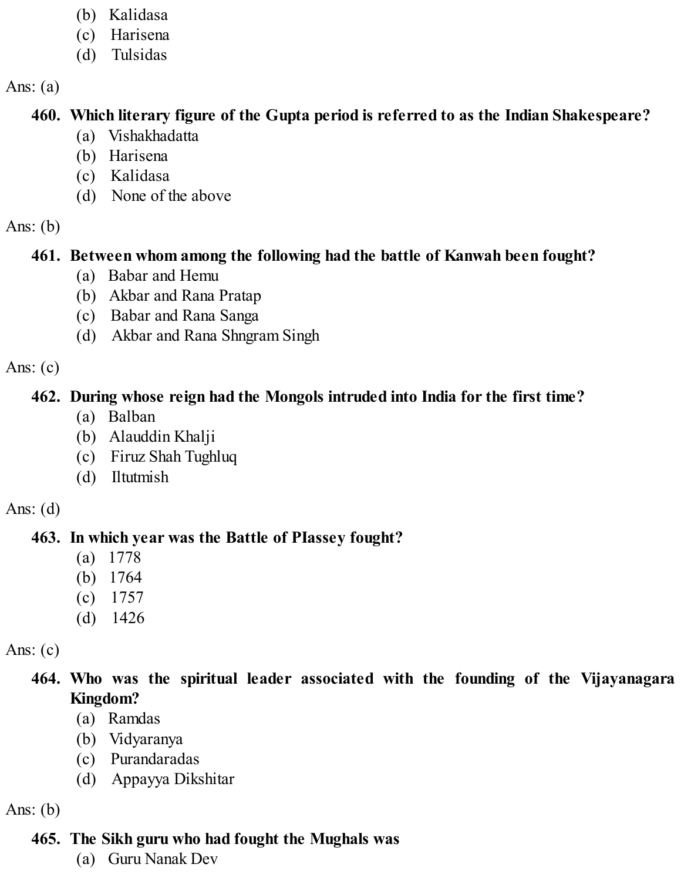(b) Kalidasa
(c) Harisena
(d) Tulsidas

Ans: (a)

**460. Which literary figure of the Gupta period is referred to as the Indian Shakespeare?**
(a) Vishakhadatta
(b) Harisena
(c) Kalidasa
(d) None of the above

Ans: (b)

**461. Between whom among the following had the battle of Kanwah been fought?**
(a) Babar and Hemu
(b) Akbar and Rana Pratap
(c) Babar and Rana Sanga
(d) Akbar and Rana Shngram Singh

Ans: (c)

**462. During whose reign had the Mongols intruded into India for the first time?**
(a) Balban
(b) Alauddin Khalji
(c) Firuz Shah Tughluq
(d) Iltutmish

Ans: (d)

**463. In which year was the Battle of PIassey fought?**
(a) 1778
(b) 1764
(c) 1757
(d) 1426

Ans: (c)

**464. Who was the spiritual leader associated with the founding of the Vijayanagara Kingdom?**
(a) Ramdas
(b) Vidyaranya
(c) Purandaradas
(d) Appayya Dikshitar

Ans: (b)

**465. The Sikh guru who had fought the Mughals was**
(a) Guru Nanak Dev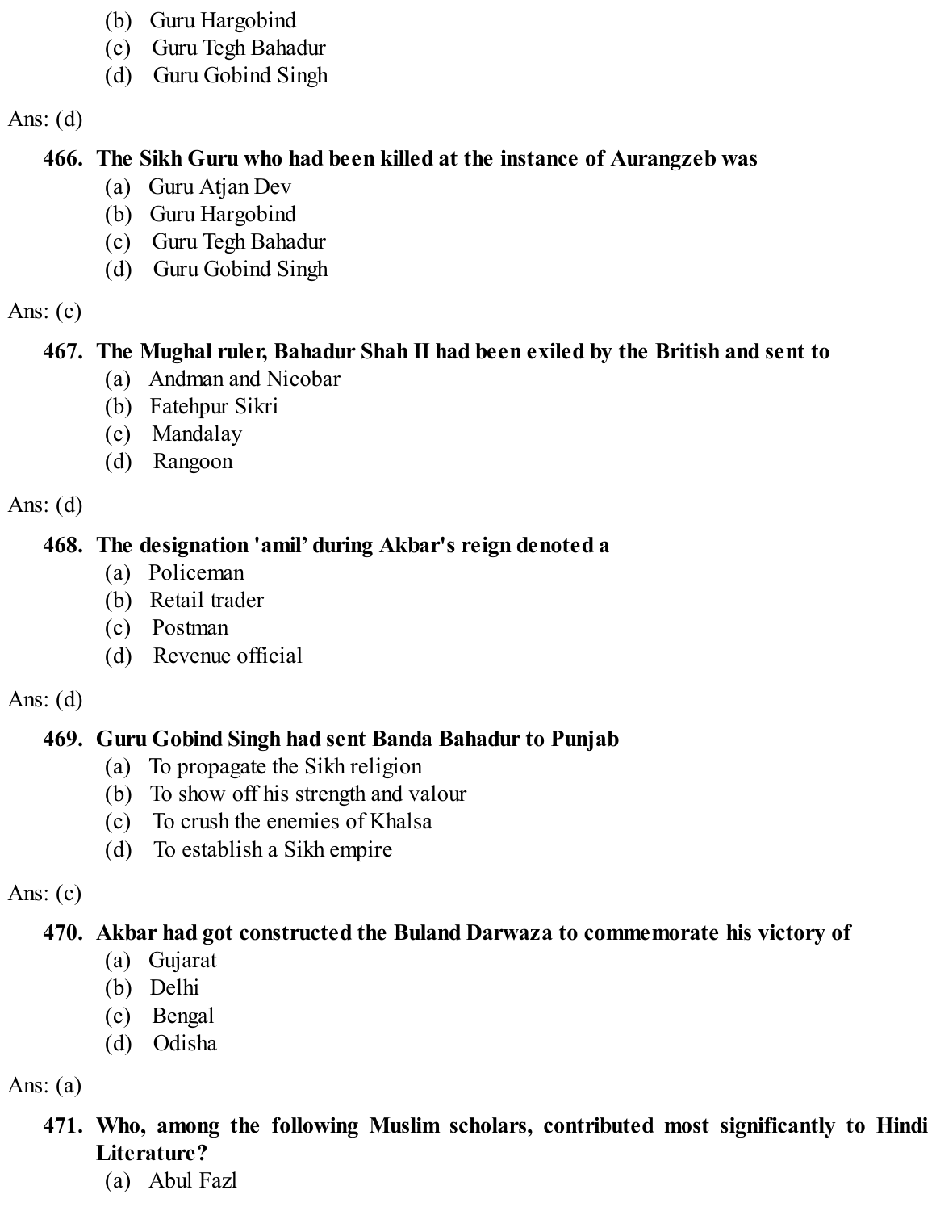(b) Guru Hargobind
(c) Guru Tegh Bahadur
(d) Guru Gobind Singh

Ans: (d)

**466. The Sikh Guru who had been killed at the instance of Aurangzeb was**

(a) Guru Atjan Dev
(b) Guru Hargobind
(c) Guru Tegh Bahadur
(d) Guru Gobind Singh

Ans: (c)

**467. The Mughal ruler, Bahadur Shah II had been exiled by the British and sent to**

(a) Andman and Nicobar
(b) Fatehpur Sikri
(c) Mandalay
(d) Rangoon

Ans: (d)

**468. The designation 'amil' during Akbar's reign denoted a**

(a) Policeman
(b) Retail trader
(c) Postman
(d) Revenue official

Ans: (d)

**469. Guru Gobind Singh had sent Banda Bahadur to Punjab**

(a) To propagate the Sikh religion
(b) To show off his strength and valour
(c) To crush the enemies of Khalsa
(d) To establish a Sikh empire

Ans: (c)

**470. Akbar had got constructed the Buland Darwaza to commemorate his victory of**

(a) Gujarat
(b) Delhi
(c) Bengal
(d) Odisha

Ans: (a)

**471. Who, among the following Muslim scholars, contributed most significantly to Hindi Literature?**

(a) Abul Fazl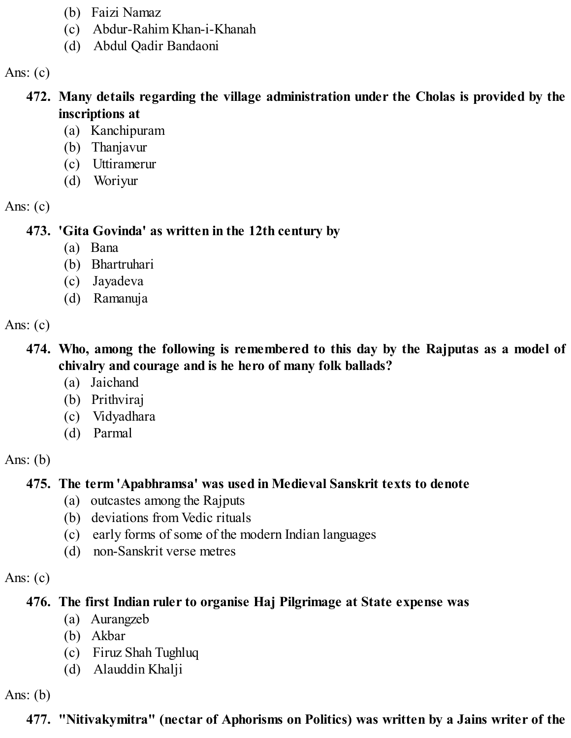(b) Faizi Namaz
   (c) Abdur-Rahim Khan-i-Khanah
   (d) Abdul Qadir Bandaoni

Ans: (c)

**472. Many details regarding the village administration under the Cholas is provided by the inscriptions at**
   (a) Kanchipuram
   (b) Thanjavur
   (c) Uttiramerur
   (d) Woriyur

Ans: (c)

**473. 'Gita Govinda' as written in the 12th century by**
   (a) Bana
   (b) Bhartruhari
   (c) Jayadeva
   (d) Ramanuja

Ans: (c)

**474. Who, among the following is remembered to this day by the Rajputas as a model of chivalry and courage and is he hero of many folk ballads?**
   (a) Jaichand
   (b) Prithviraj
   (c) Vidyadhara
   (d) Parmal

Ans: (b)

**475. The term 'Apabhramsa' was used in Medieval Sanskrit texts to denote**
   (a) outcastes among the Rajputs
   (b) deviations from Vedic rituals
   (c) early forms of some of the modern Indian languages
   (d) non-Sanskrit verse metres

Ans: (c)

**476. The first Indian ruler to organise Haj Pilgrimage at State expense was**
   (a) Aurangzeb
   (b) Akbar
   (c) Firuz Shah Tughluq
   (d) Alauddin Khalji

Ans: (b)

**477. "Nitivakymitra" (nectar of Aphorisms on Politics) was written by a Jains writer of the**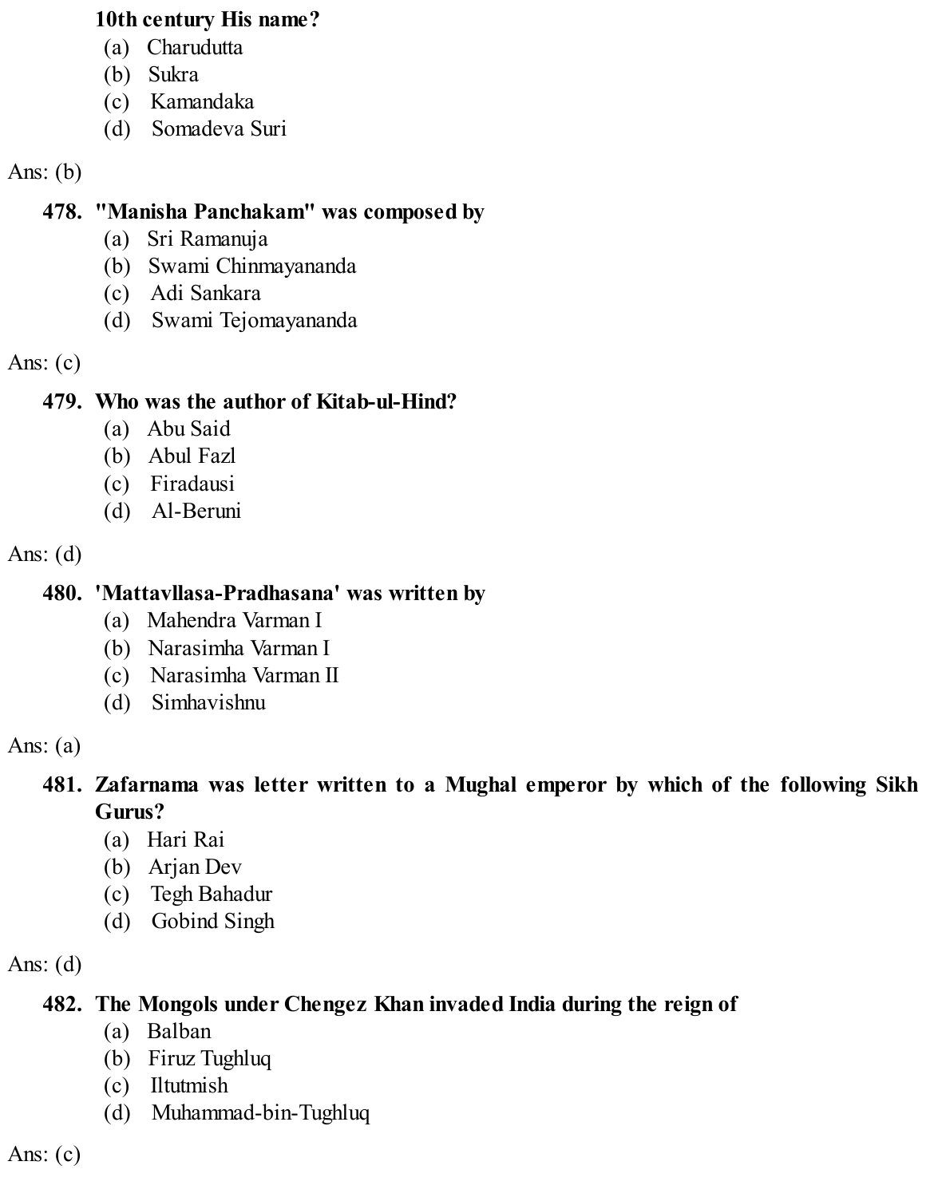**10th century His name?**

(a) Charudutta
(b) Sukra
(c) Kamandaka
(d) Somadeva Suri

Ans: (b)

**478. "Manisha Panchakam" was composed by**

(a) Sri Ramanuja
(b) Swami Chinmayananda
(c) Adi Sankara
(d) Swami Tejomayananda

Ans: (c)

**479. Who was the author of Kitab-ul-Hind?**

(a) Abu Said
(b) Abul Fazl
(c) Firadausi
(d) Al-Beruni

Ans: (d)

**480. 'Mattavllasa-Pradhasana' was written by**

(a) Mahendra Varman I
(b) Narasimha Varman I
(c) Narasimha Varman II
(d) Simhavishnu

Ans: (a)

**481. Zafarnama was letter written to a Mughal emperor by which of the following Sikh Gurus?**

(a) Hari Rai
(b) Arjan Dev
(c) Tegh Bahadur
(d) Gobind Singh

Ans: (d)

**482. The Mongols under Chengez Khan invaded India during the reign of**

(a) Balban
(b) Firuz Tughluq
(c) Iltutmish
(d) Muhammad-bin-Tughluq

Ans: (c)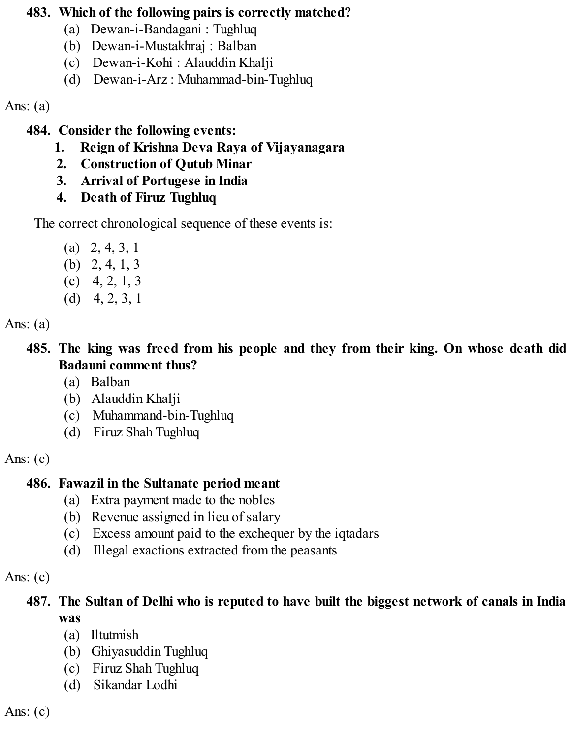**483. Which of the following pairs is correctly matched?**

(a) Dewan-i-Bandagani : Tughluq
(b) Dewan-i-Mustakhraj : Balban
(c) Dewan-i-Kohi : Alauddin Khalji
(d) Dewan-i-Arz : Muhammad-bin-Tughluq

Ans: (a)

**484. Consider the following events:**

1. **Reign of Krishna Deva Raya of Vijayanagara**
2. **Construction of Qutub Minar**
3. **Arrival of Portugese in India**
4. **Death of Firuz Tughluq**

The correct chronological sequence of these events is:

(a) 2, 4, 3, 1
(b) 2, 4, 1, 3
(c) 4, 2, 1, 3
(d) 4, 2, 3, 1

Ans: (a)

**485. The king was freed from his people and they from their king. On whose death did Badauni comment thus?**

(a) Balban
(b) Alauddin Khalji
(c) Muhammand-bin-Tughluq
(d) Firuz Shah Tughluq

Ans: (c)

**486. Fawazil in the Sultanate period meant**

(a) Extra payment made to the nobles
(b) Revenue assigned in lieu of salary
(c) Excess amount paid to the exchequer by the iqtadars
(d) Illegal exactions extracted from the peasants

Ans: (c)

**487. The Sultan of Delhi who is reputed to have built the biggest network of canals in India was**

(a) Iltutmish
(b) Ghiyasuddin Tughluq
(c) Firuz Shah Tughluq
(d) Sikandar Lodhi

Ans: (c)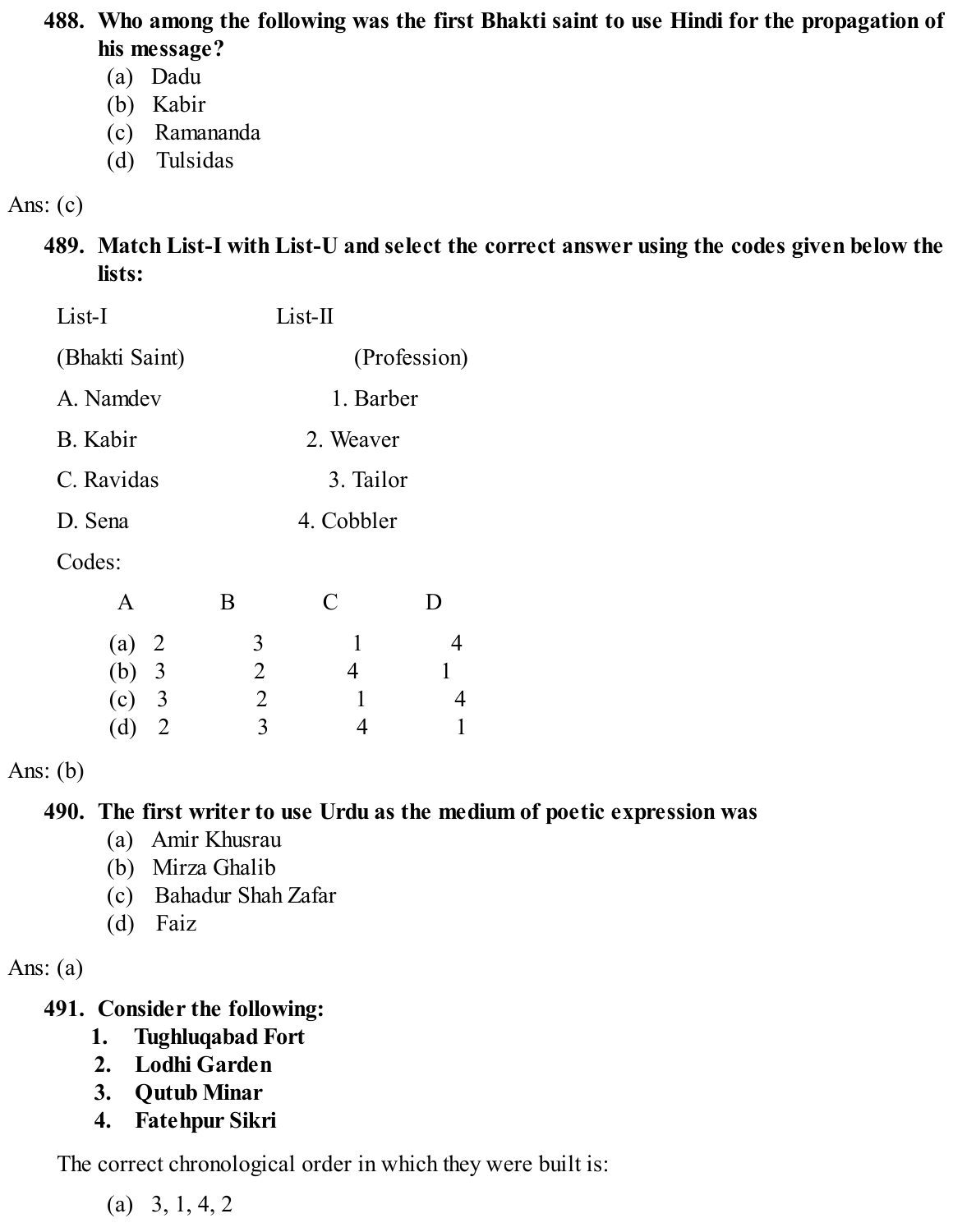**488. Who among the following was the first Bhakti saint to use Hindi for the propagation of his message?**

(a) Dadu
(b) Kabir
(c) Ramananda
(d) Tulsidas

Ans: (c)

**489. Match List-I with List-U and select the correct answer using the codes given below the lists:**

| List-I (Bhakti Saint) | List-II (Profession) |
|---|---|
| A. Namdev | 1. Barber |
| B. Kabir | 2. Weaver |
| C. Ravidas | 3. Tailor |
| D. Sena | 4. Cobbler |

Codes:

| | A | B | C | D |
|---|---|---|---|---|
| (a) | 2 | 3 | 1 | 4 |
| (b) | 3 | 2 | 4 | 1 |
| (c) | 3 | 2 | 1 | 4 |
| (d) | 2 | 3 | 4 | 1 |

Ans: (b)

**490. The first writer to use Urdu as the medium of poetic expression was**

(a) Amir Khusrau
(b) Mirza Ghalib
(c) Bahadur Shah Zafar
(d) Faiz

Ans: (a)

**491. Consider the following:**

1. **Tughluqabad Fort**
2. **Lodhi Garden**
3. **Qutub Minar**
4. **Fatehpur Sikri**

The correct chronological order in which they were built is:

(a) 3, 1, 4, 2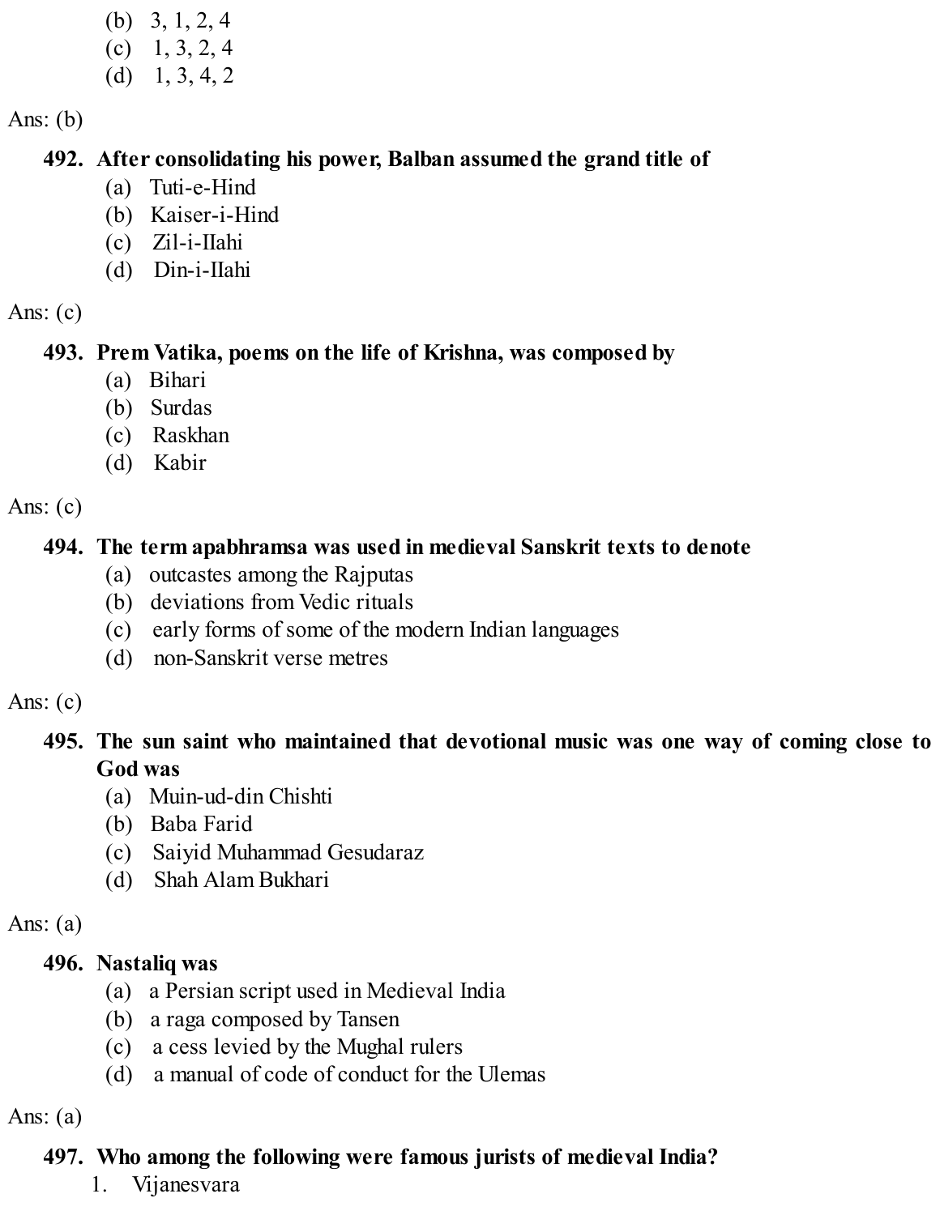(b) 3, 1, 2, 4
(c) 1, 3, 2, 4
(d) 1, 3, 4, 2

Ans: (b)

**492. After consolidating his power, Balban assumed the grand title of**

(a) Tuti-e-Hind
(b) Kaiser-i-Hind
(c) Zil-i-Ilahi
(d) Din-i-Ilahi

Ans: (c)

**493. Prem Vatika, poems on the life of Krishna, was composed by**

(a) Bihari
(b) Surdas
(c) Raskhan
(d) Kabir

Ans: (c)

**494. The term apabhramsa was used in medieval Sanskrit texts to denote**

(a) outcastes among the Rajputas
(b) deviations from Vedic rituals
(c) early forms of some of the modern Indian languages
(d) non-Sanskrit verse metres

Ans: (c)

**495. The sun saint who maintained that devotional music was one way of coming close to God was**

(a) Muin-ud-din Chishti
(b) Baba Farid
(c) Saiyid Muhammad Gesudaraz
(d) Shah Alam Bukhari

Ans: (a)

**496. Nastaliq was**

(a) a Persian script used in Medieval India
(b) a raga composed by Tansen
(c) a cess levied by the Mughal rulers
(d) a manual of code of conduct for the Ulemas

Ans: (a)

**497. Who among the following were famous jurists of medieval India?**

1. Vijanesvara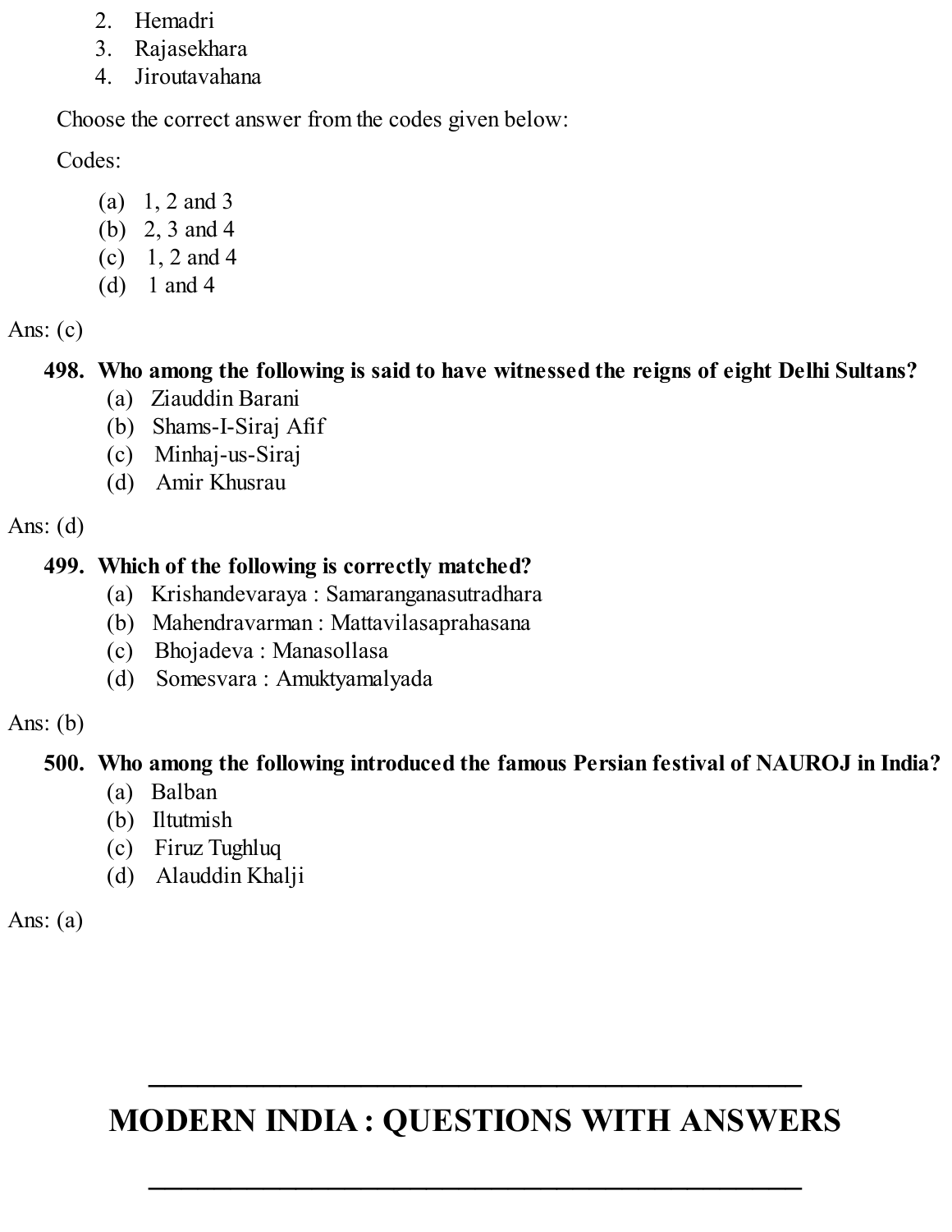2. Hemadri
3. Rajasekhara
4. Jiroutavahana

Choose the correct answer from the codes given below:

Codes:

(a) 1, 2 and 3
(b) 2, 3 and 4
(c) 1, 2 and 4
(d) 1 and 4

Ans: (c)

**498. Who among the following is said to have witnessed the reigns of eight Delhi Sultans?**

(a) Ziauddin Barani
(b) Shams-I-Siraj Afif
(c) Minhaj-us-Siraj
(d) Amir Khusrau

Ans: (d)

**499. Which of the following is correctly matched?**

(a) Krishandevaraya : Samaranganasutradhara
(b) Mahendravarman : Mattavilasaprahasana
(c) Bhojadeva : Manasollasa
(d) Somesvara : Amuktyamalyada

Ans: (b)

**500. Who among the following introduced the famous Persian festival of NAUROJ in India?**

(a) Balban
(b) Iltutmish
(c) Firuz Tughluq
(d) Alauddin Khalji

Ans: (a)

---

# MODERN INDIA : QUESTIONS WITH ANSWERS

---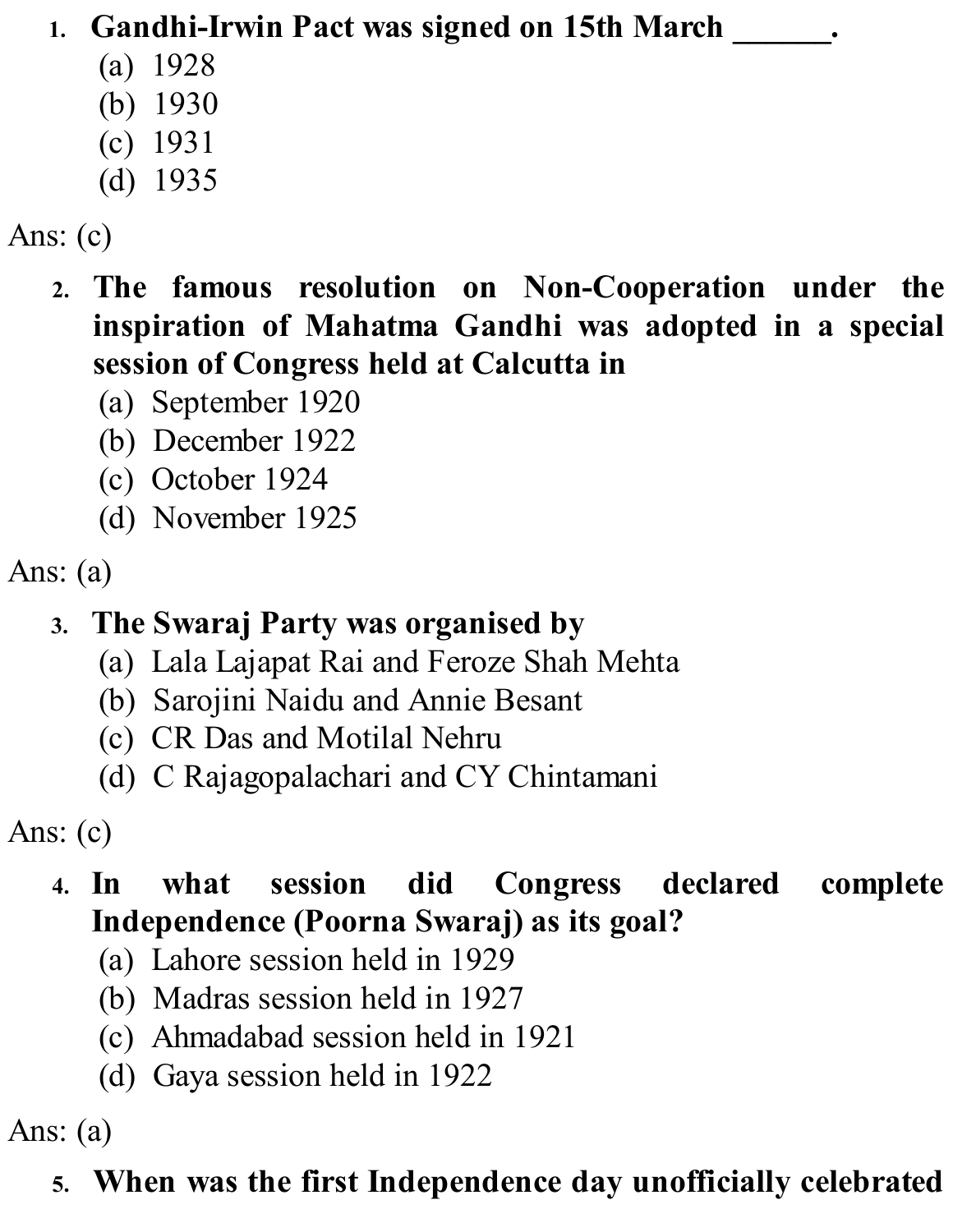1. **Gandhi-Irwin Pact was signed on 15th March ______.**
   (a) 1928
   (b) 1930
   (c) 1931
   (d) 1935

Ans: (c)

2. **The famous resolution on Non-Cooperation under the inspiration of Mahatma Gandhi was adopted in a special session of Congress held at Calcutta in**
   (a) September 1920
   (b) December 1922
   (c) October 1924
   (d) November 1925

Ans: (a)

3. **The Swaraj Party was organised by**
   (a) Lala Lajapat Rai and Feroze Shah Mehta
   (b) Sarojini Naidu and Annie Besant
   (c) CR Das and Motilal Nehru
   (d) C Rajagopalachari and CY Chintamani

Ans: (c)

4. **In what session did Congress declared complete Independence (Poorna Swaraj) as its goal?**
   (a) Lahore session held in 1929
   (b) Madras session held in 1927
   (c) Ahmadabad session held in 1921
   (d) Gaya session held in 1922

Ans: (a)

5. **When was the first Independence day unofficially celebrated**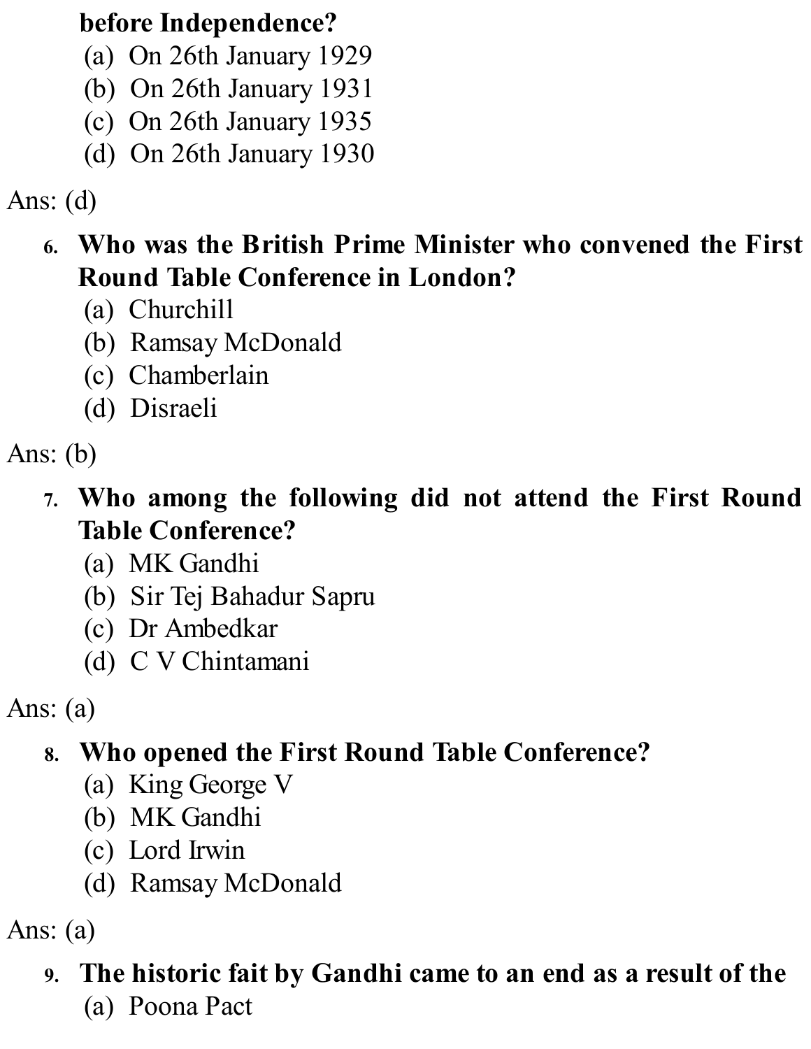**before Independence?**

(a) On 26th January 1929
(b) On 26th January 1931
(c) On 26th January 1935
(d) On 26th January 1930

Ans: (d)

6. **Who was the British Prime Minister who convened the First Round Table Conference in London?**

(a) Churchill
(b) Ramsay McDonald
(c) Chamberlain
(d) Disraeli

Ans: (b)

7. **Who among the following did not attend the First Round Table Conference?**

(a) MK Gandhi
(b) Sir Tej Bahadur Sapru
(c) Dr Ambedkar
(d) C V Chintamani

Ans: (a)

8. **Who opened the First Round Table Conference?**

(a) King George V
(b) MK Gandhi
(c) Lord Irwin
(d) Ramsay McDonald

Ans: (a)

9. **The historic fait by Gandhi came to an end as a result of the**

(a) Poona Pact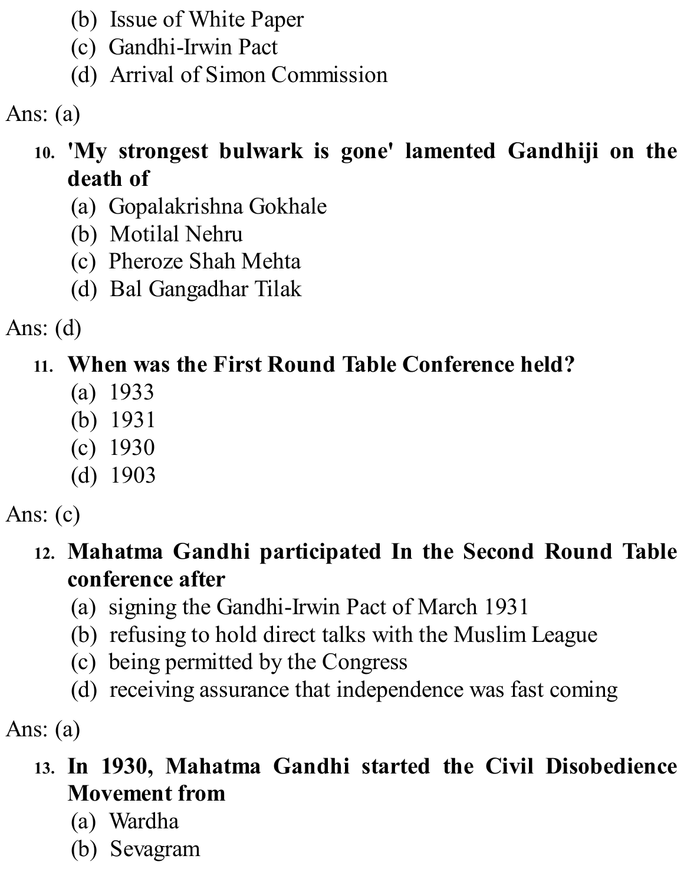(b) Issue of White Paper
(c) Gandhi-Irwin Pact
(d) Arrival of Simon Commission

Ans: (a)

10. **'My strongest bulwark is gone' lamented Gandhiji on the death of**
    (a) Gopalakrishna Gokhale
    (b) Motilal Nehru
    (c) Pheroze Shah Mehta
    (d) Bal Gangadhar Tilak

Ans: (d)

11. **When was the First Round Table Conference held?**
    (a) 1933
    (b) 1931
    (c) 1930
    (d) 1903

Ans: (c)

12. **Mahatma Gandhi participated In the Second Round Table conference after**
    (a) signing the Gandhi-Irwin Pact of March 1931
    (b) refusing to hold direct talks with the Muslim League
    (c) being permitted by the Congress
    (d) receiving assurance that independence was fast coming

Ans: (a)

13. **In 1930, Mahatma Gandhi started the Civil Disobedience Movement from**
    (a) Wardha
    (b) Sevagram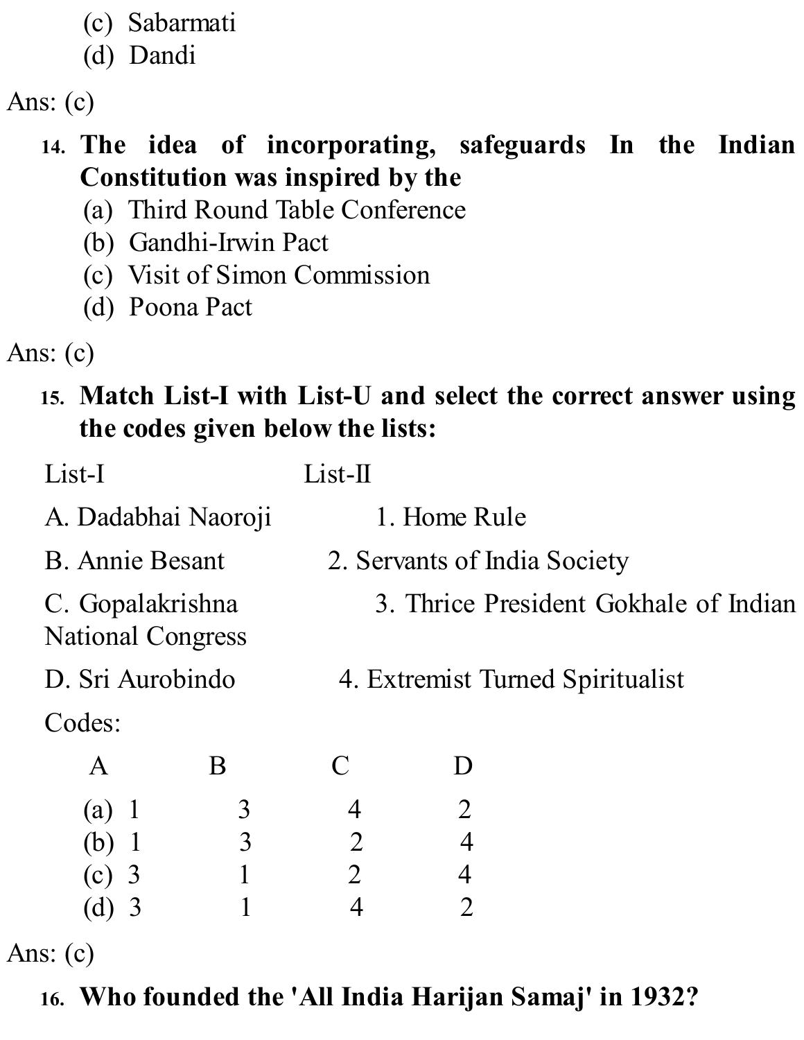(c) Sabarmati
(d) Dandi

Ans: (c)

14. **The idea of incorporating, safeguards In the Indian Constitution was inspired by the**
    (a) Third Round Table Conference
    (b) Gandhi-Irwin Pact
    (c) Visit of Simon Commission
    (d) Poona Pact

Ans: (c)

15. **Match List-I with List-U and select the correct answer using the codes given below the lists:**

| List-I | List-II |
|---|---|
| A. Dadabhai Naoroji | 1. Home Rule |
| B. Annie Besant | 2. Servants of India Society |
| C. Gopalakrishna | 3. Thrice President Gokhale of Indian National Congress |
| D. Sri Aurobindo | 4. Extremist Turned Spiritualist |

Codes:

| | A | B | C | D |
|---|---|---|---|---|
| (a) | 1 | 3 | 4 | 2 |
| (b) | 1 | 3 | 2 | 4 |
| (c) | 3 | 1 | 2 | 4 |
| (d) | 3 | 1 | 4 | 2 |

Ans: (c)

16. **Who founded the 'All India Harijan Samaj' in 1932?**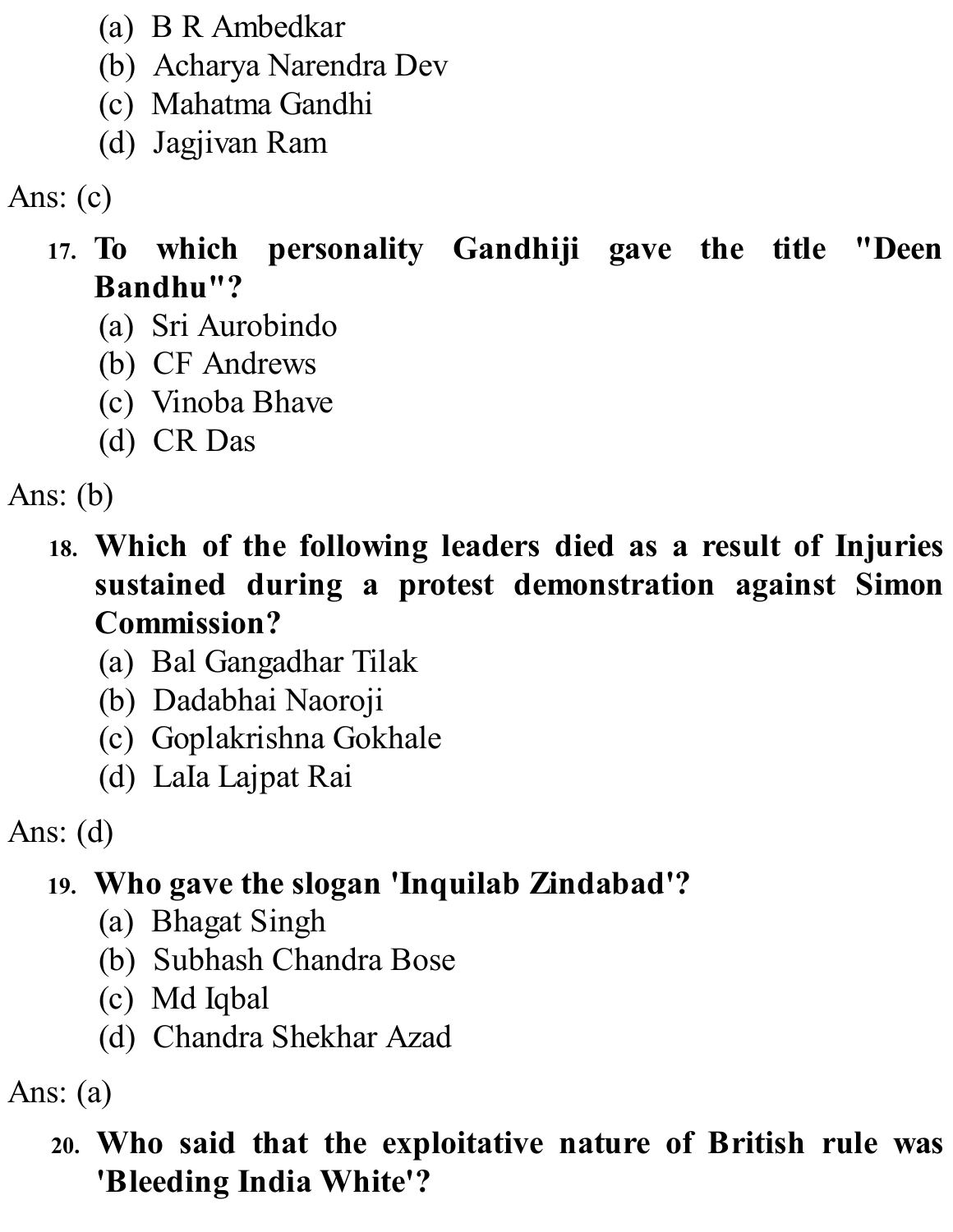(a) B R Ambedkar
(b) Acharya Narendra Dev
(c) Mahatma Gandhi
(d) Jagjivan Ram

Ans: (c)

17. **To which personality Gandhiji gave the title "Deen Bandhu"?**
(a) Sri Aurobindo
(b) CF Andrews
(c) Vinoba Bhave
(d) CR Das

Ans: (b)

18. **Which of the following leaders died as a result of Injuries sustained during a protest demonstration against Simon Commission?**
(a) Bal Gangadhar Tilak
(b) Dadabhai Naoroji
(c) Goplakrishna Gokhale
(d) LaIa Lajpat Rai

Ans: (d)

19. **Who gave the slogan 'Inquilab Zindabad'?**
(a) Bhagat Singh
(b) Subhash Chandra Bose
(c) Md Iqbal
(d) Chandra Shekhar Azad

Ans: (a)

20. **Who said that the exploitative nature of British rule was 'Bleeding India White'?**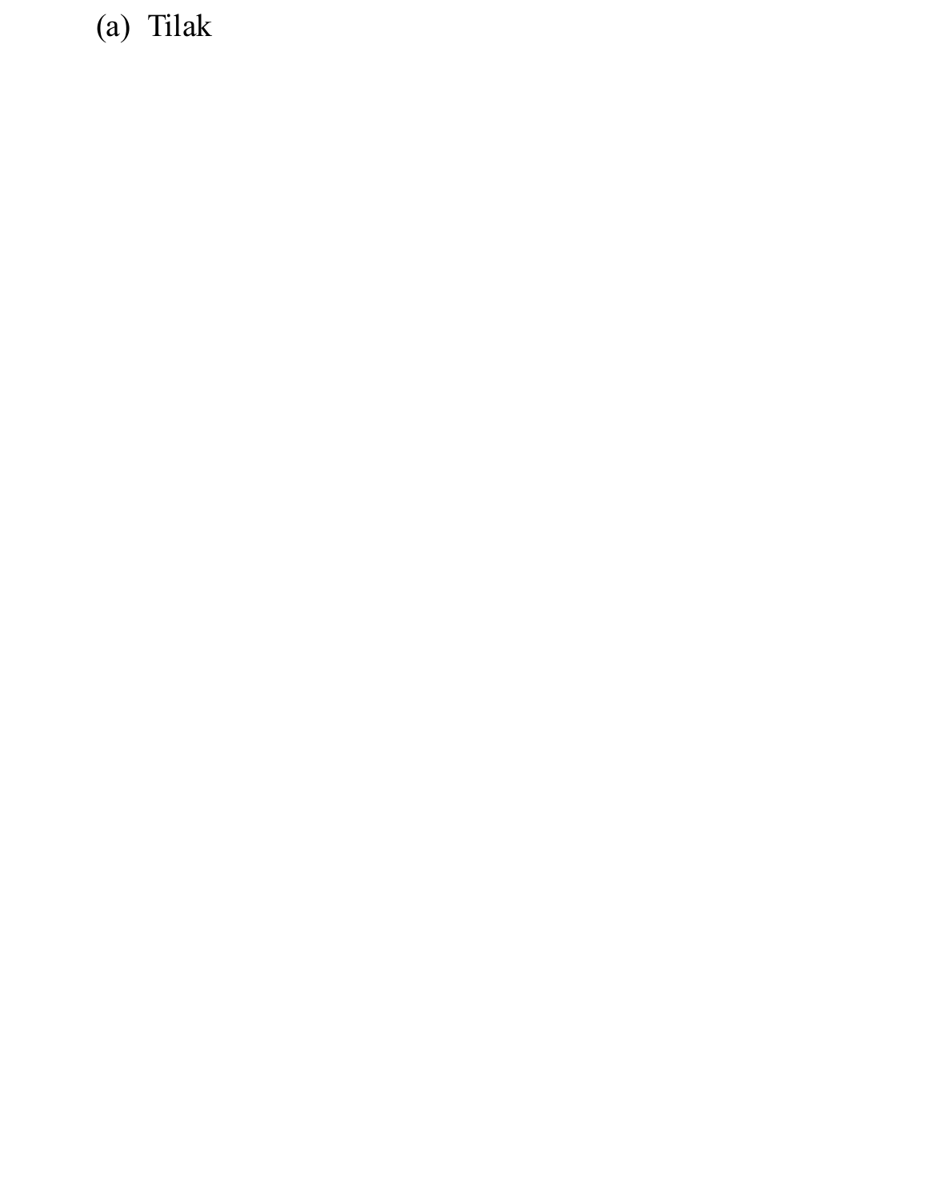(a) Tilak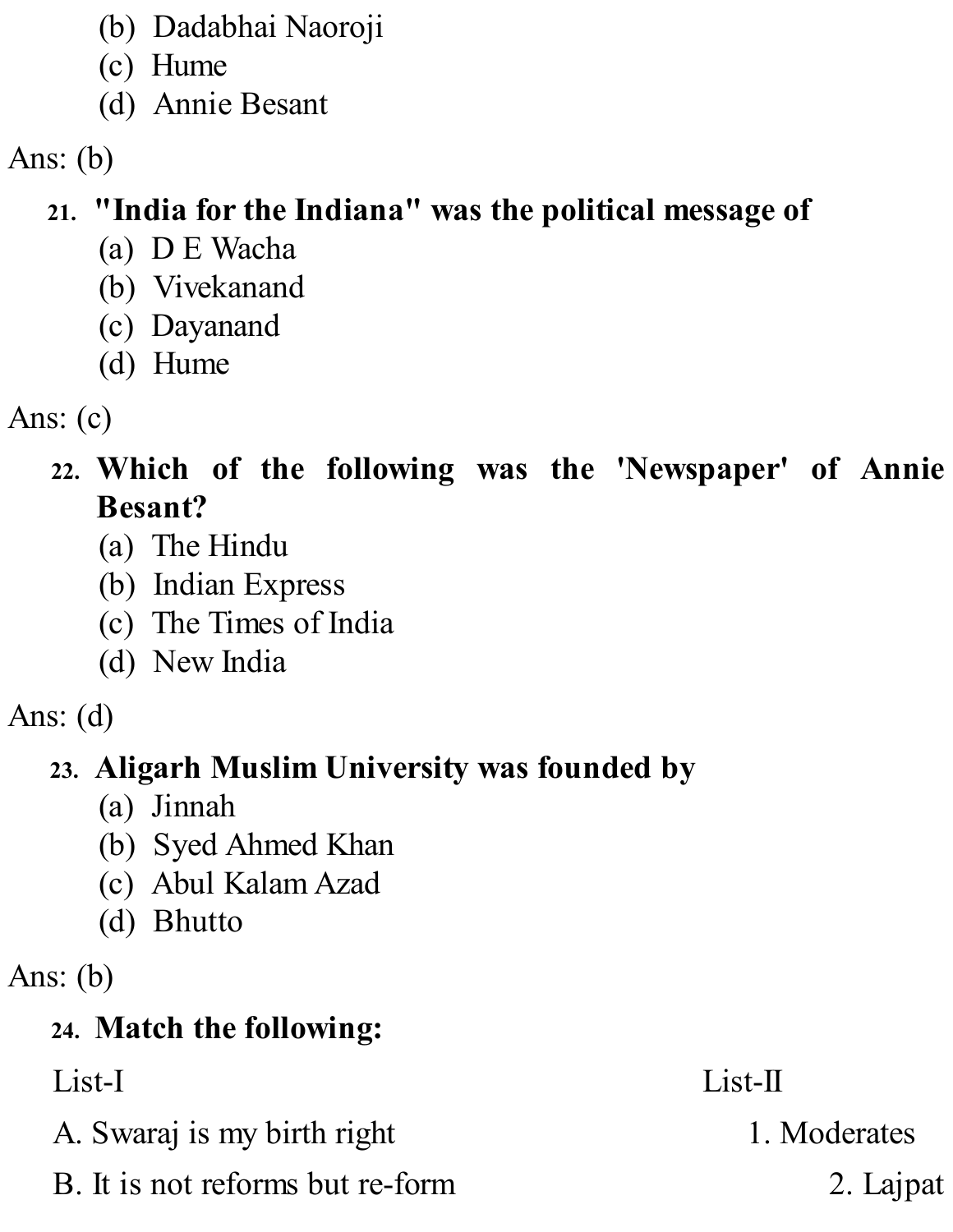(b) Dadabhai Naoroji
(c) Hume
(d) Annie Besant

Ans: (b)

21. **"India for the Indiana" was the political message of**
    (a) D E Wacha
    (b) Vivekanand
    (c) Dayanand
    (d) Hume

Ans: (c)

22. **Which of the following was the 'Newspaper' of Annie Besant?**
    (a) The Hindu
    (b) Indian Express
    (c) The Times of India
    (d) New India

Ans: (d)

23. **Aligarh Muslim University was founded by**
    (a) Jinnah
    (b) Syed Ahmed Khan
    (c) Abul Kalam Azad
    (d) Bhutto

Ans: (b)

24. **Match the following:**

| List-I | List-II |
|---|---|
| A. Swaraj is my birth right | 1. Moderates |
| B. It is not reforms but re-form | 2. Lajpat |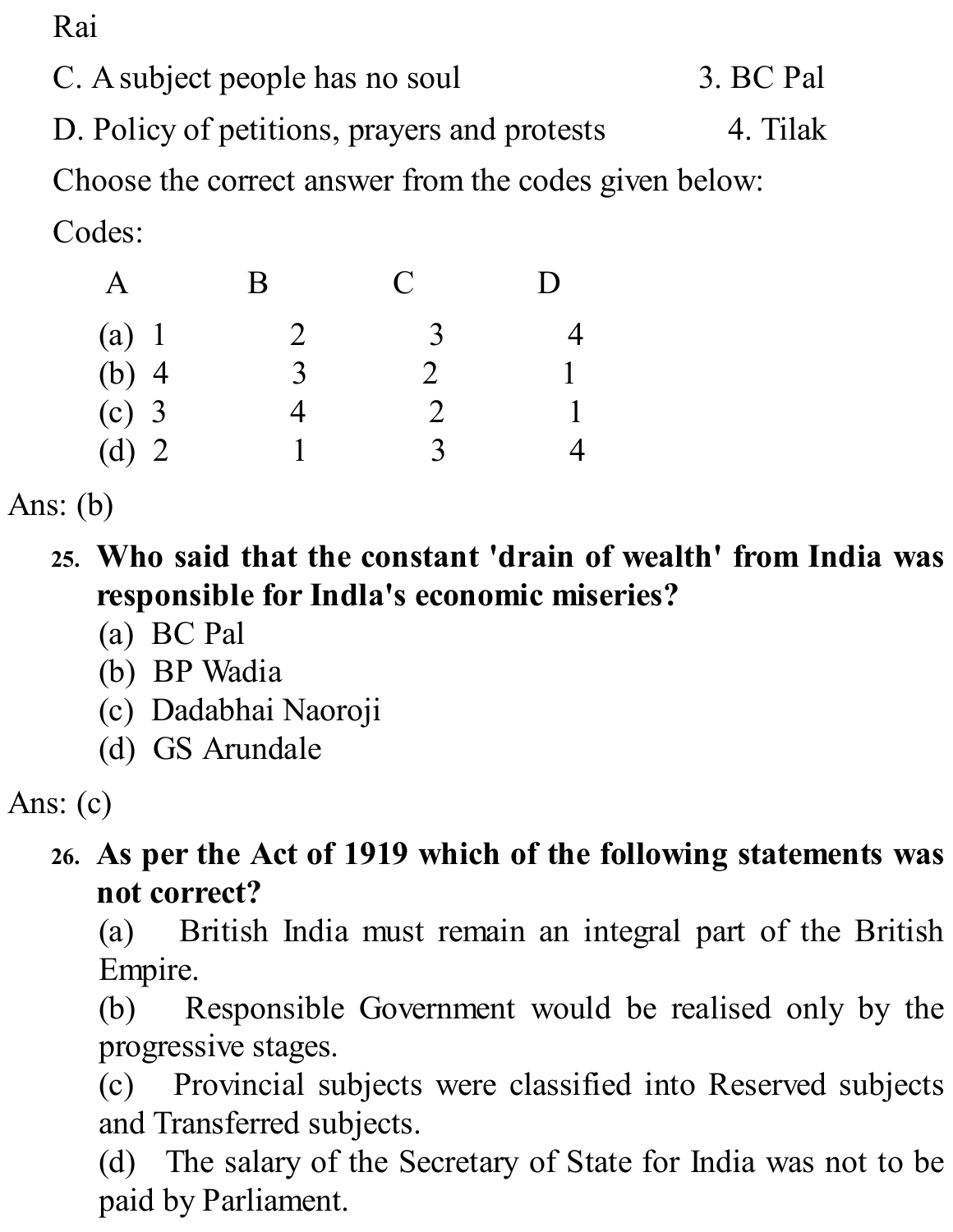Rai

C. A subject people has no soul 3. BC Pal

D. Policy of petitions, prayers and protests 4. Tilak

Choose the correct answer from the codes given below:

Codes:

| | A | B | C | D |
|---|---|---|---|---|
| (a) | 1 | 2 | 3 | 4 |
| (b) | 4 | 3 | 2 | 1 |
| (c) | 3 | 4 | 2 | 1 |
| (d) | 2 | 1 | 3 | 4 |

Ans: (b)

25. **Who said that the constant 'drain of wealth' from India was responsible for Indla's economic miseries?**
    (a) BC Pal
    (b) BP Wadia
    (c) Dadabhai Naoroji
    (d) GS Arundale

Ans: (c)

26. **As per the Act of 1919 which of the following statements was not correct?**
    (a) British India must remain an integral part of the British Empire.
    (b) Responsible Government would be realised only by the progressive stages.
    (c) Provincial subjects were classified into Reserved subjects and Transferred subjects.
    (d) The salary of the Secretary of State for India was not to be paid by Parliament.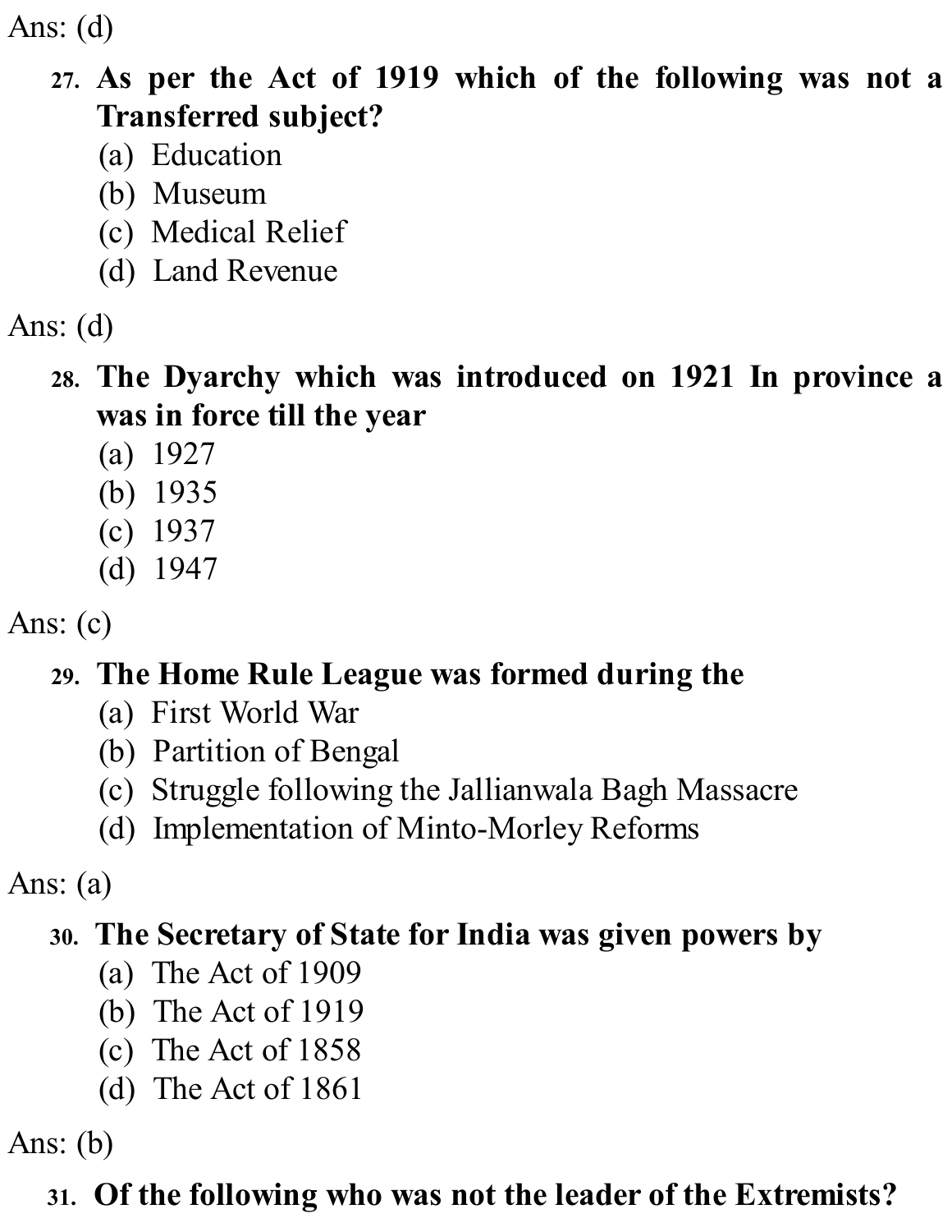Ans: (d)

27. **As per the Act of 1919 which of the following was not a Transferred subject?**
    (a) Education
    (b) Museum
    (c) Medical Relief
    (d) Land Revenue

Ans: (d)

28. **The Dyarchy which was introduced on 1921 In province a was in force till the year**
    (a) 1927
    (b) 1935
    (c) 1937
    (d) 1947

Ans: (c)

29. **The Home Rule League was formed during the**
    (a) First World War
    (b) Partition of Bengal
    (c) Struggle following the Jallianwala Bagh Massacre
    (d) Implementation of Minto-Morley Reforms

Ans: (a)

30. **The Secretary of State for India was given powers by**
    (a) The Act of 1909
    (b) The Act of 1919
    (c) The Act of 1858
    (d) The Act of 1861

Ans: (b)

31. **Of the following who was not the leader of the Extremists?**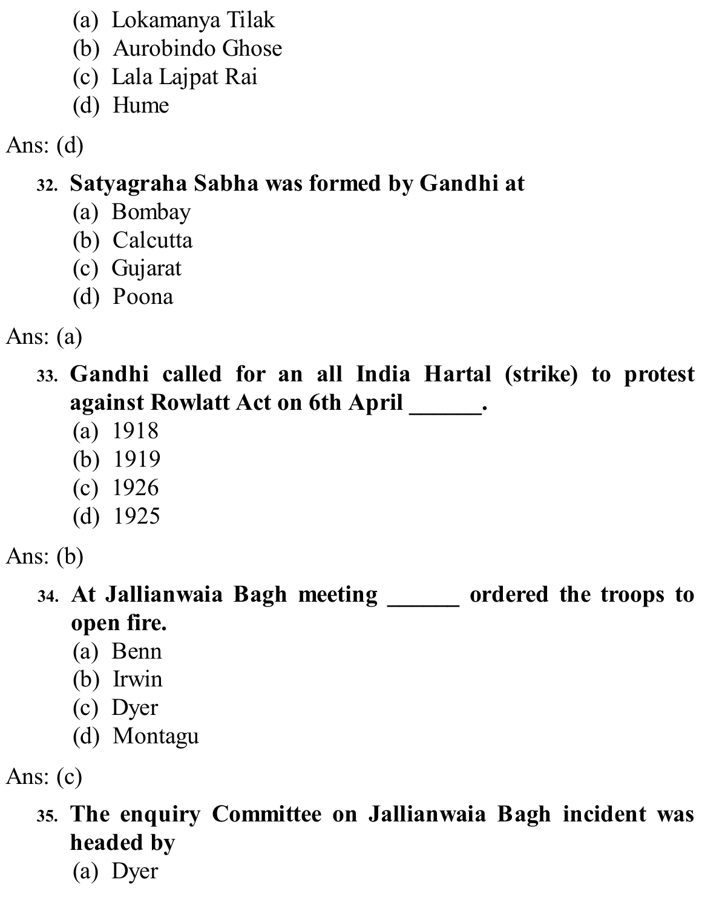(a) Lokamanya Tilak
(b) Aurobindo Ghose
(c) Lala Lajpat Rai
(d) Hume

Ans: (d)

32. **Satyagraha Sabha was formed by Gandhi at**
(a) Bombay
(b) Calcutta
(c) Gujarat
(d) Poona

Ans: (a)

33. **Gandhi called for an all India Hartal (strike) to protest against Rowlatt Act on 6th April ______.**
(a) 1918
(b) 1919
(c) 1926
(d) 1925

Ans: (b)

34. **At Jallianwaia Bagh meeting ______ ordered the troops to open fire.**
(a) Benn
(b) Irwin
(c) Dyer
(d) Montagu

Ans: (c)

35. **The enquiry Committee on Jallianwaia Bagh incident was headed by**
(a) Dyer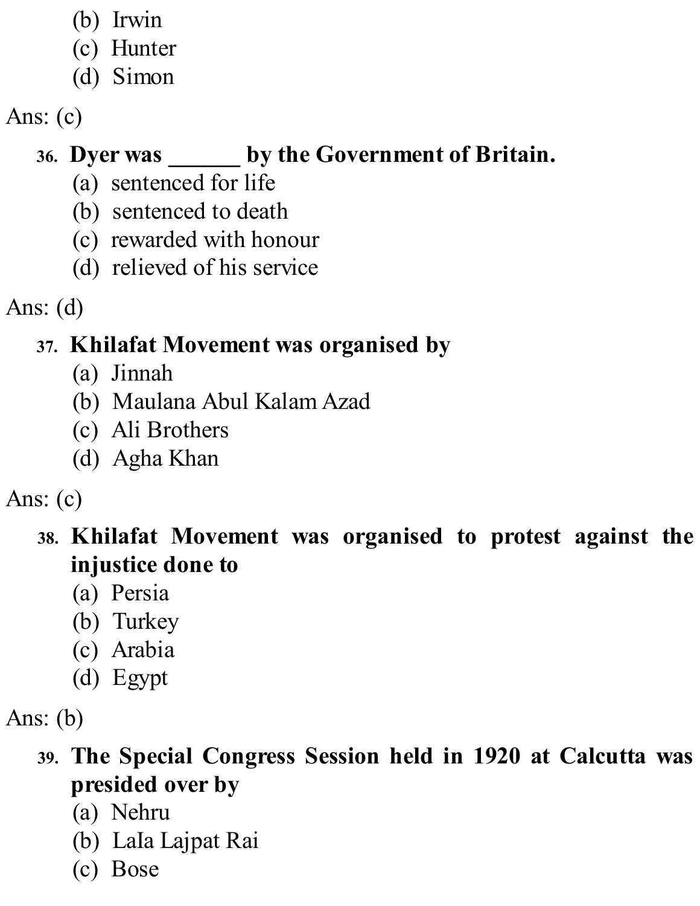(b) Irwin
(c) Hunter
(d) Simon

Ans: (c)

36. **Dyer was ______ by the Government of Britain.**
(a) sentenced for life
(b) sentenced to death
(c) rewarded with honour
(d) relieved of his service

Ans: (d)

37. **Khilafat Movement was organised by**
(a) Jinnah
(b) Maulana Abul Kalam Azad
(c) Ali Brothers
(d) Agha Khan

Ans: (c)

38. **Khilafat Movement was organised to protest against the injustice done to**
(a) Persia
(b) Turkey
(c) Arabia
(d) Egypt

Ans: (b)

39. **The Special Congress Session held in 1920 at Calcutta was presided over by**
(a) Nehru
(b) LaIa Lajpat Rai
(c) Bose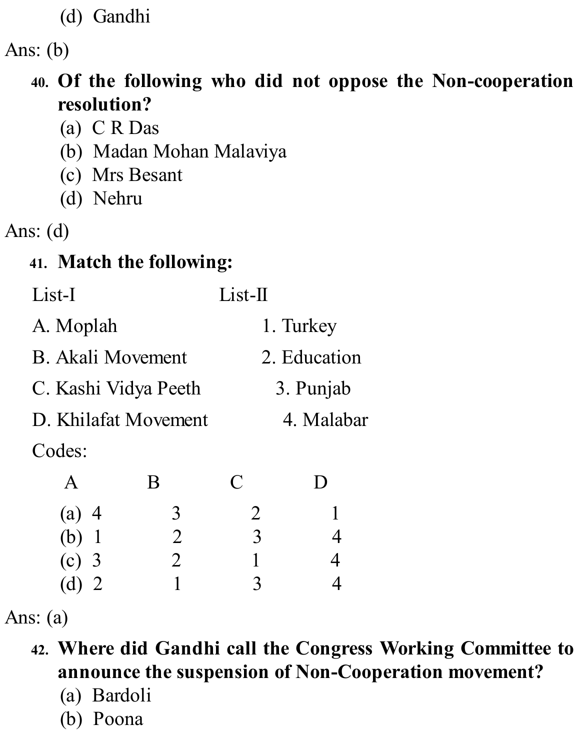(d) Gandhi

Ans: (b)

**40. Of the following who did not oppose the Non-cooperation resolution?**

(a) C R Das
(b) Madan Mohan Malaviya
(c) Mrs Besant
(d) Nehru

Ans: (d)

**41. Match the following:**

| List-I | List-II |
|---|---|
| A. Moplah | 1. Turkey |
| B. Akali Movement | 2. Education |
| C. Kashi Vidya Peeth | 3. Punjab |
| D. Khilafat Movement | 4. Malabar |

Codes:

| | A | B | C | D |
|---|---|---|---|---|
| (a) | 4 | 3 | 2 | 1 |
| (b) | 1 | 2 | 3 | 4 |
| (c) | 3 | 2 | 1 | 4 |
| (d) | 2 | 1 | 3 | 4 |

Ans: (a)

**42. Where did Gandhi call the Congress Working Committee to announce the suspension of Non-Cooperation movement?**

(a) Bardoli
(b) Poona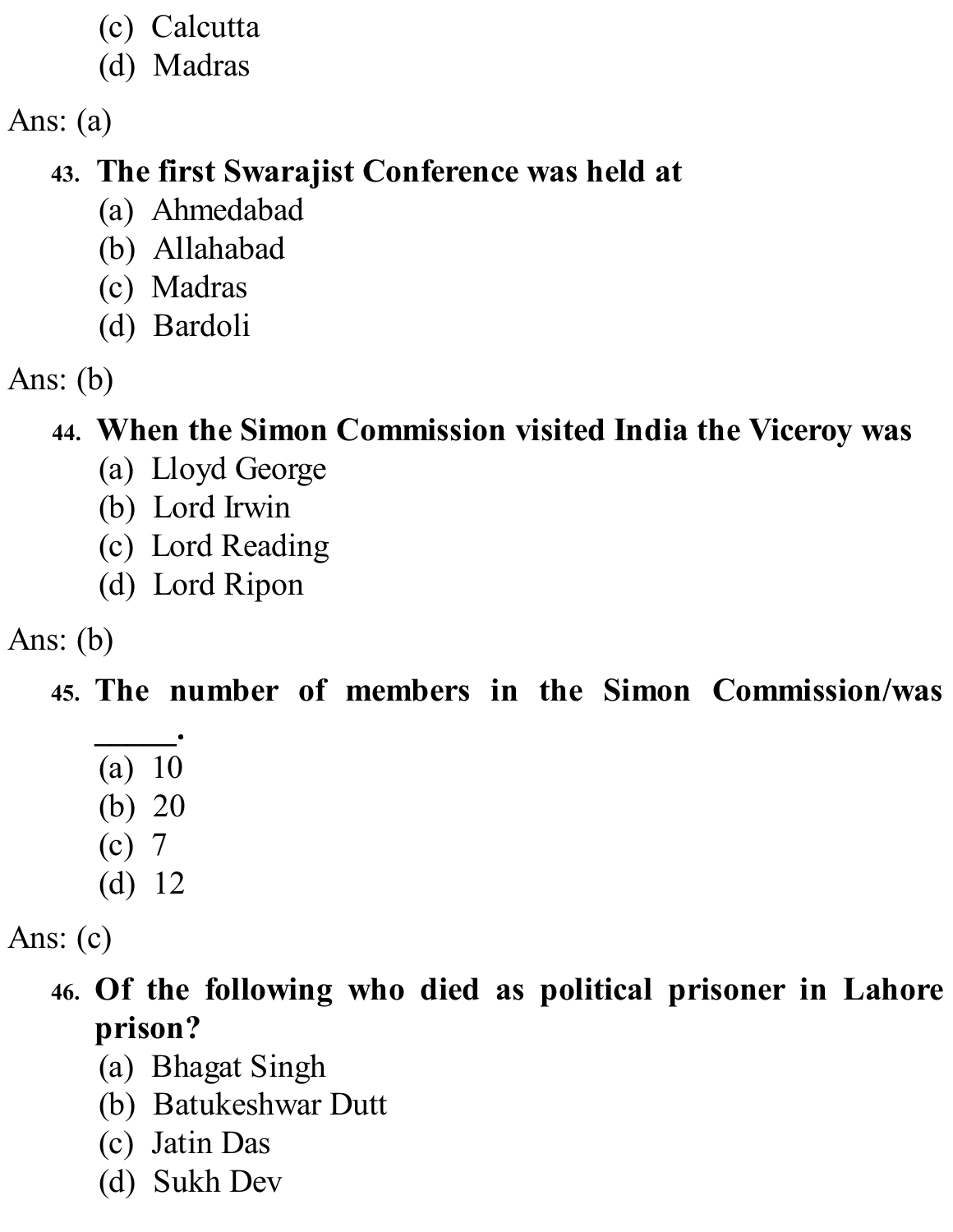(c) Calcutta
(d) Madras

Ans: (a)

43. **The first Swarajist Conference was held at**
(a) Ahmedabad
(b) Allahabad
(c) Madras
(d) Bardoli

Ans: (b)

44. **When the Simon Commission visited India the Viceroy was**
(a) Lloyd George
(b) Lord Irwin
(c) Lord Reading
(d) Lord Ripon

Ans: (b)

45. **The number of members in the Simon Commission/was _____.**
(a) 10
(b) 20
(c) 7
(d) 12

Ans: (c)

46. **Of the following who died as political prisoner in Lahore prison?**
(a) Bhagat Singh
(b) Batukeshwar Dutt
(c) Jatin Das
(d) Sukh Dev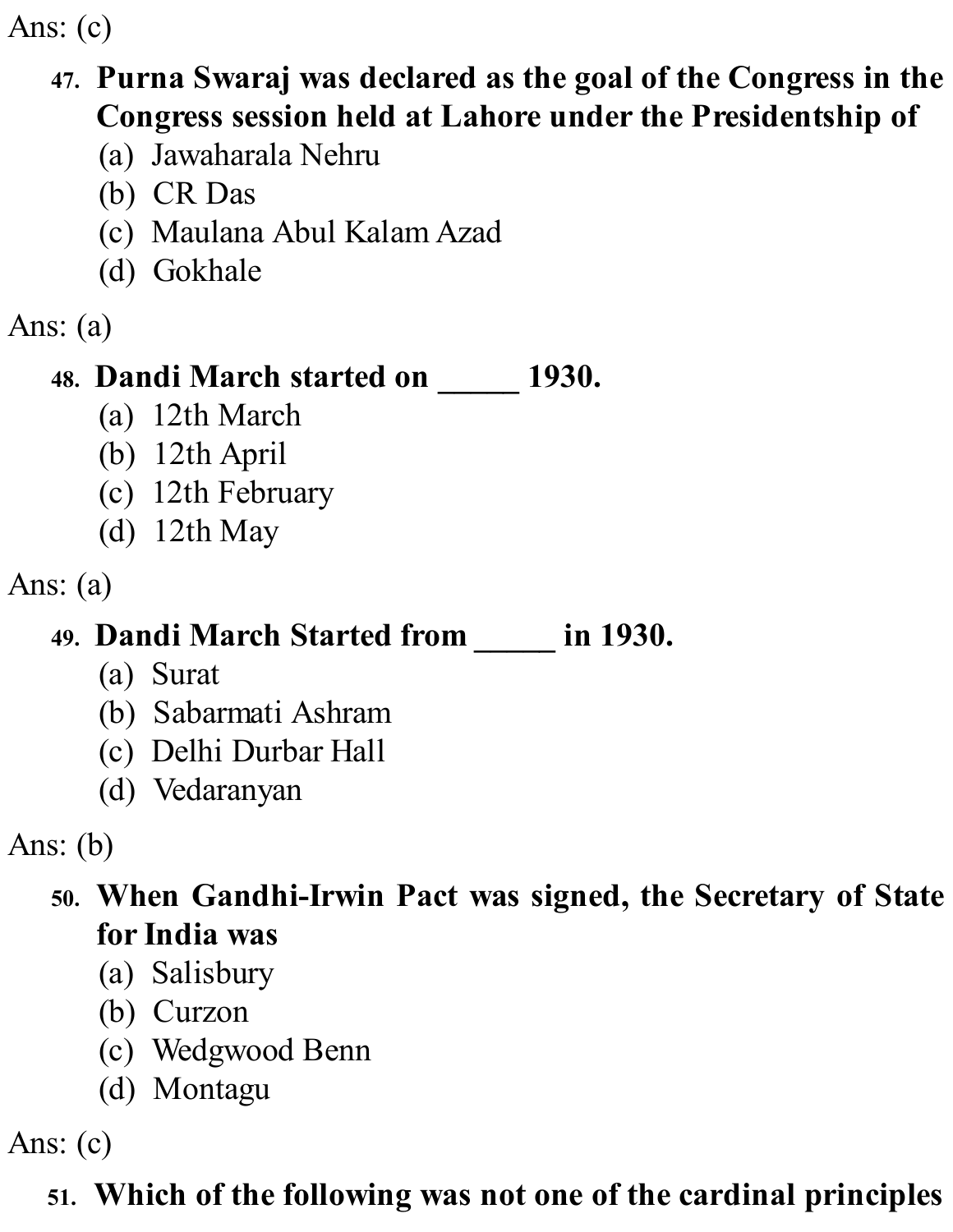Ans: (c)

47. **Purna Swaraj was declared as the goal of the Congress in the Congress session held at Lahore under the Presidentship of**
    (a) Jawaharala Nehru
    (b) CR Das
    (c) Maulana Abul Kalam Azad
    (d) Gokhale

Ans: (a)

48. **Dandi March started on _____ 1930.**
    (a) 12th March
    (b) 12th April
    (c) 12th February
    (d) 12th May

Ans: (a)

49. **Dandi March Started from _____ in 1930.**
    (a) Surat
    (b) Sabarmati Ashram
    (c) Delhi Durbar Hall
    (d) Vedaranyan

Ans: (b)

50. **When Gandhi-Irwin Pact was signed, the Secretary of State for India was**
    (a) Salisbury
    (b) Curzon
    (c) Wedgwood Benn
    (d) Montagu

Ans: (c)

51. **Which of the following was not one of the cardinal principles**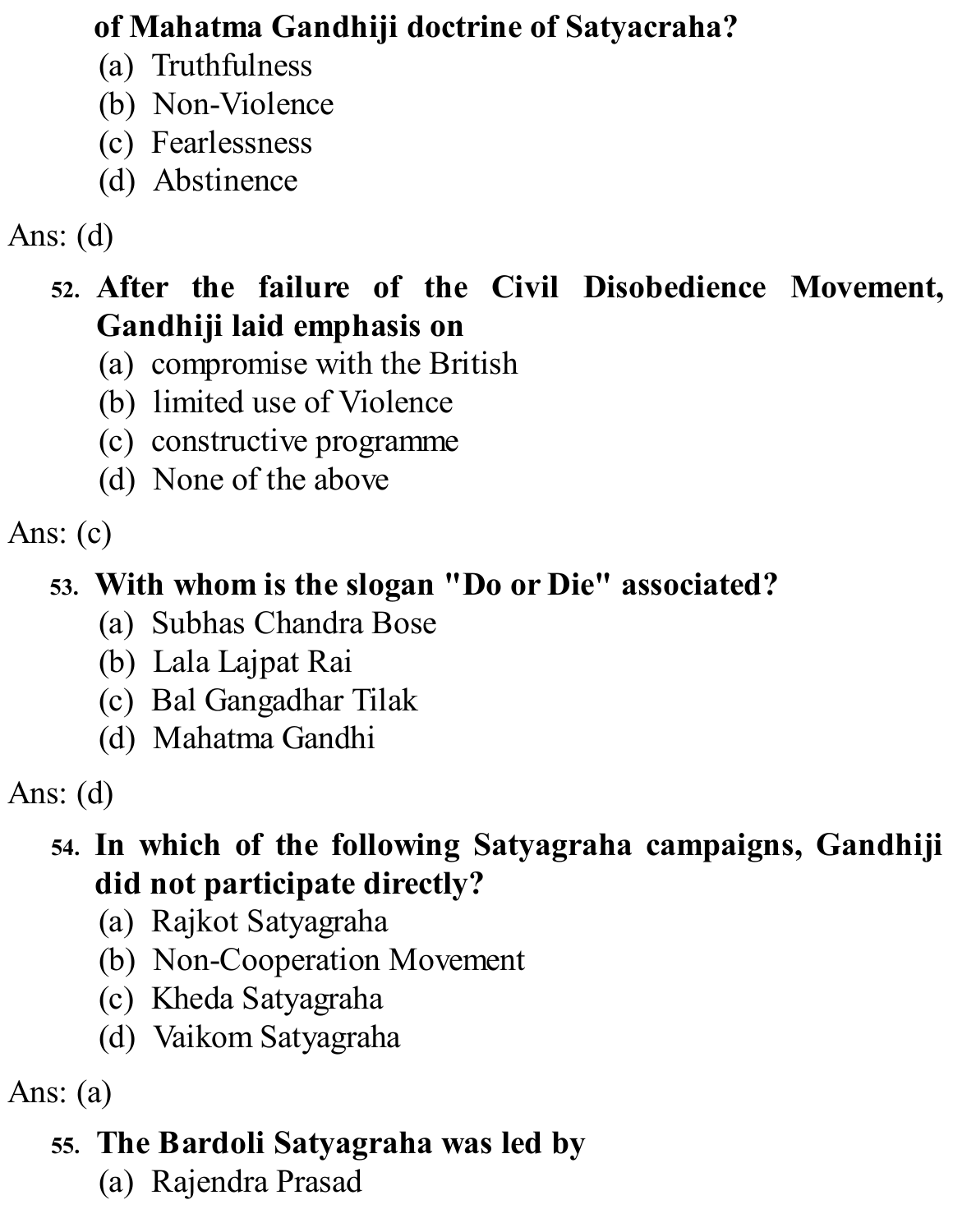**of Mahatma Gandhiji doctrine of Satyacraha?**

(a) Truthfulness
(b) Non-Violence
(c) Fearlessness
(d) Abstinence

Ans: (d)

52. **After the failure of the Civil Disobedience Movement, Gandhiji laid emphasis on**

(a) compromise with the British
(b) limited use of Violence
(c) constructive programme
(d) None of the above

Ans: (c)

53. **With whom is the slogan "Do or Die" associated?**

(a) Subhas Chandra Bose
(b) Lala Lajpat Rai
(c) Bal Gangadhar Tilak
(d) Mahatma Gandhi

Ans: (d)

54. **In which of the following Satyagraha campaigns, Gandhiji did not participate directly?**

(a) Rajkot Satyagraha
(b) Non-Cooperation Movement
(c) Kheda Satyagraha
(d) Vaikom Satyagraha

Ans: (a)

55. **The Bardoli Satyagraha was led by**

(a) Rajendra Prasad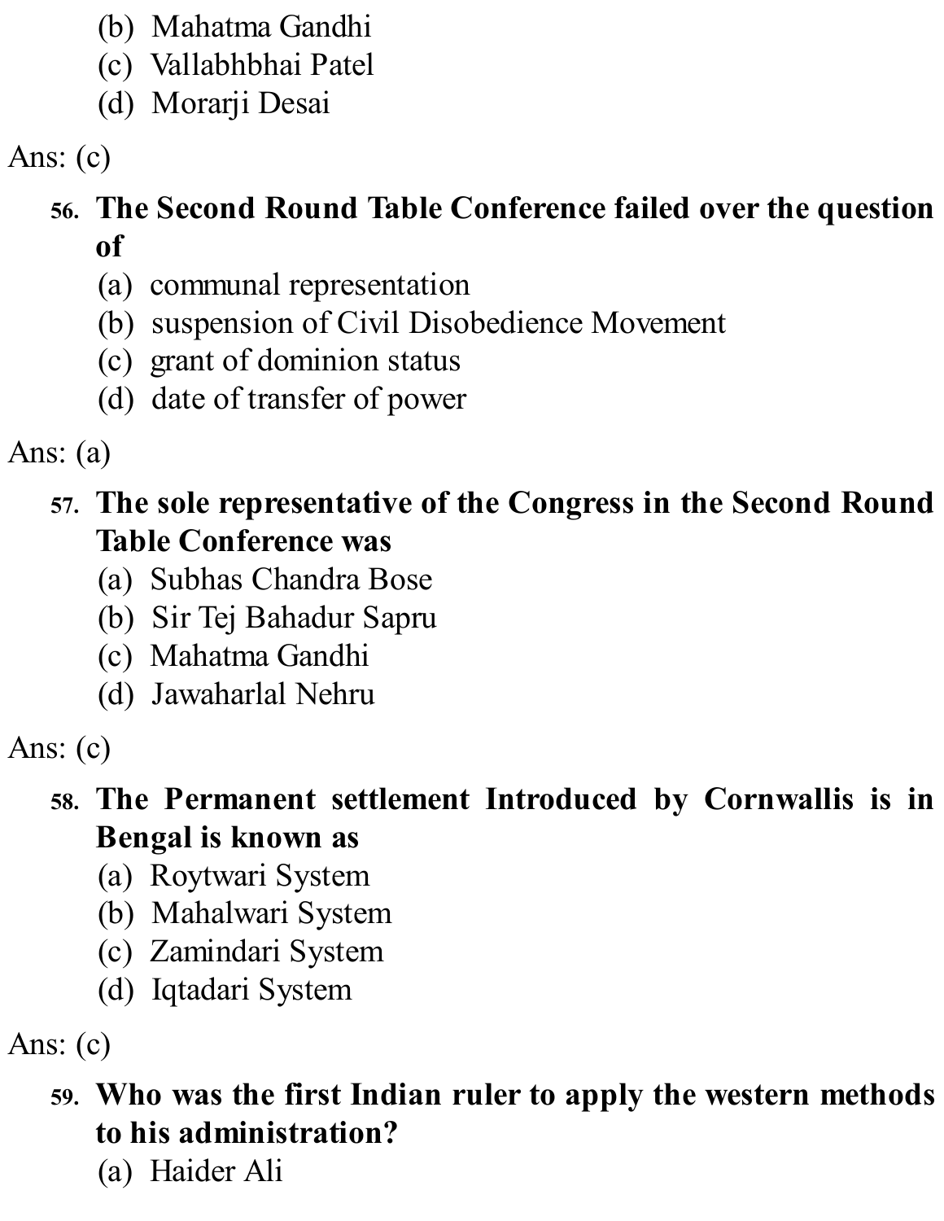(b) Mahatma Gandhi
(c) Vallabhbhai Patel
(d) Morarji Desai

Ans: (c)

56. **The Second Round Table Conference failed over the question of**
(a) communal representation
(b) suspension of Civil Disobedience Movement
(c) grant of dominion status
(d) date of transfer of power

Ans: (a)

57. **The sole representative of the Congress in the Second Round Table Conference was**
(a) Subhas Chandra Bose
(b) Sir Tej Bahadur Sapru
(c) Mahatma Gandhi
(d) Jawaharlal Nehru

Ans: (c)

58. **The Permanent settlement Introduced by Cornwallis is in Bengal is known as**
(a) Roytwari System
(b) Mahalwari System
(c) Zamindari System
(d) Iqtadari System

Ans: (c)

59. **Who was the first Indian ruler to apply the western methods to his administration?**
(a) Haider Ali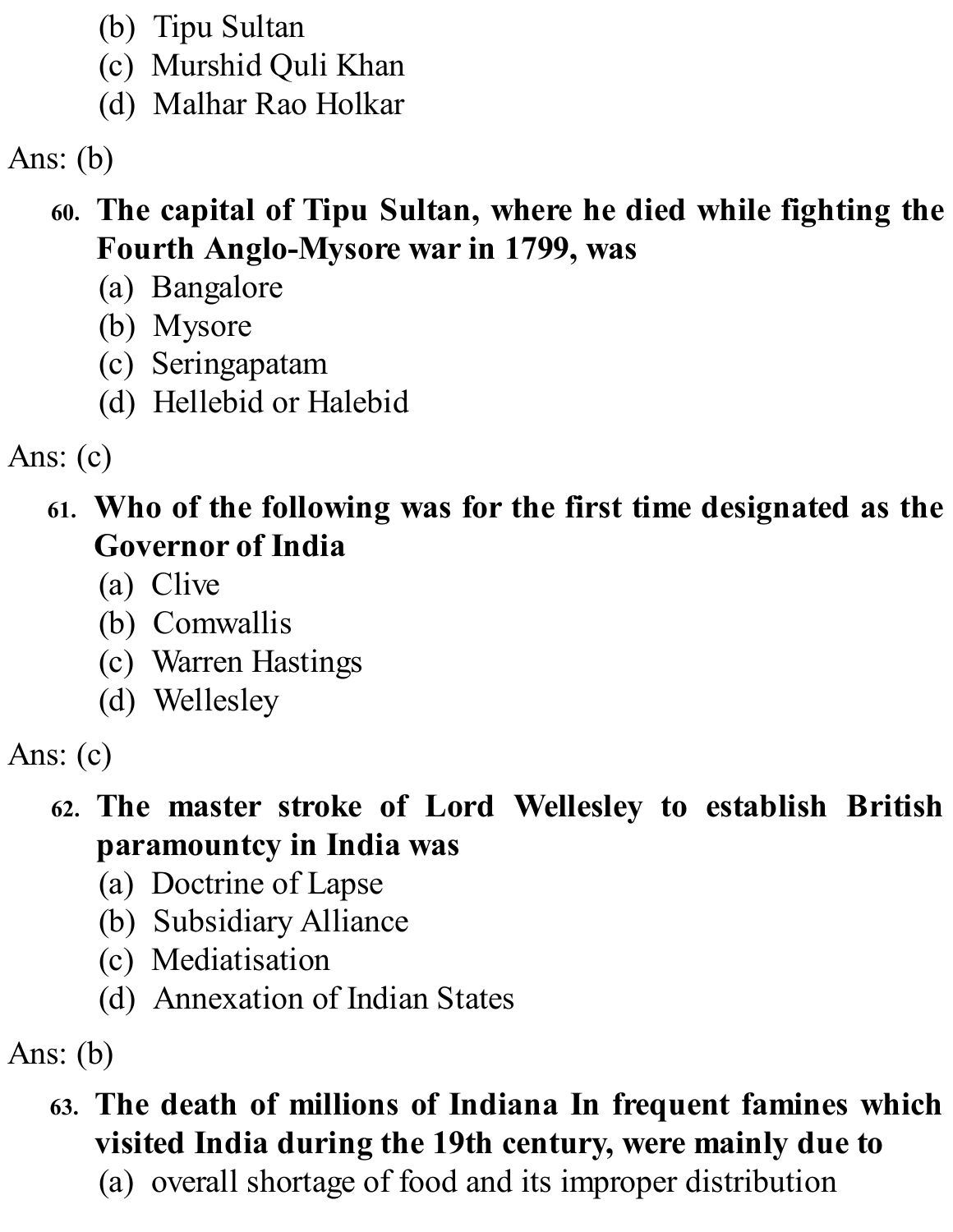(b) Tipu Sultan
(c) Murshid Quli Khan
(d) Malhar Rao Holkar

Ans: (b)

60. **The capital of Tipu Sultan, where he died while fighting the Fourth Anglo-Mysore war in 1799, was**
    (a) Bangalore
    (b) Mysore
    (c) Seringapatam
    (d) Hellebid or Halebid

Ans: (c)

61. **Who of the following was for the first time designated as the Governor of India**
    (a) Clive
    (b) Comwallis
    (c) Warren Hastings
    (d) Wellesley

Ans: (c)

62. **The master stroke of Lord Wellesley to establish British paramountcy in India was**
    (a) Doctrine of Lapse
    (b) Subsidiary Alliance
    (c) Mediatisation
    (d) Annexation of Indian States

Ans: (b)

63. **The death of millions of Indiana In frequent famines which visited India during the 19th century, were mainly due to**
    (a) overall shortage of food and its improper distribution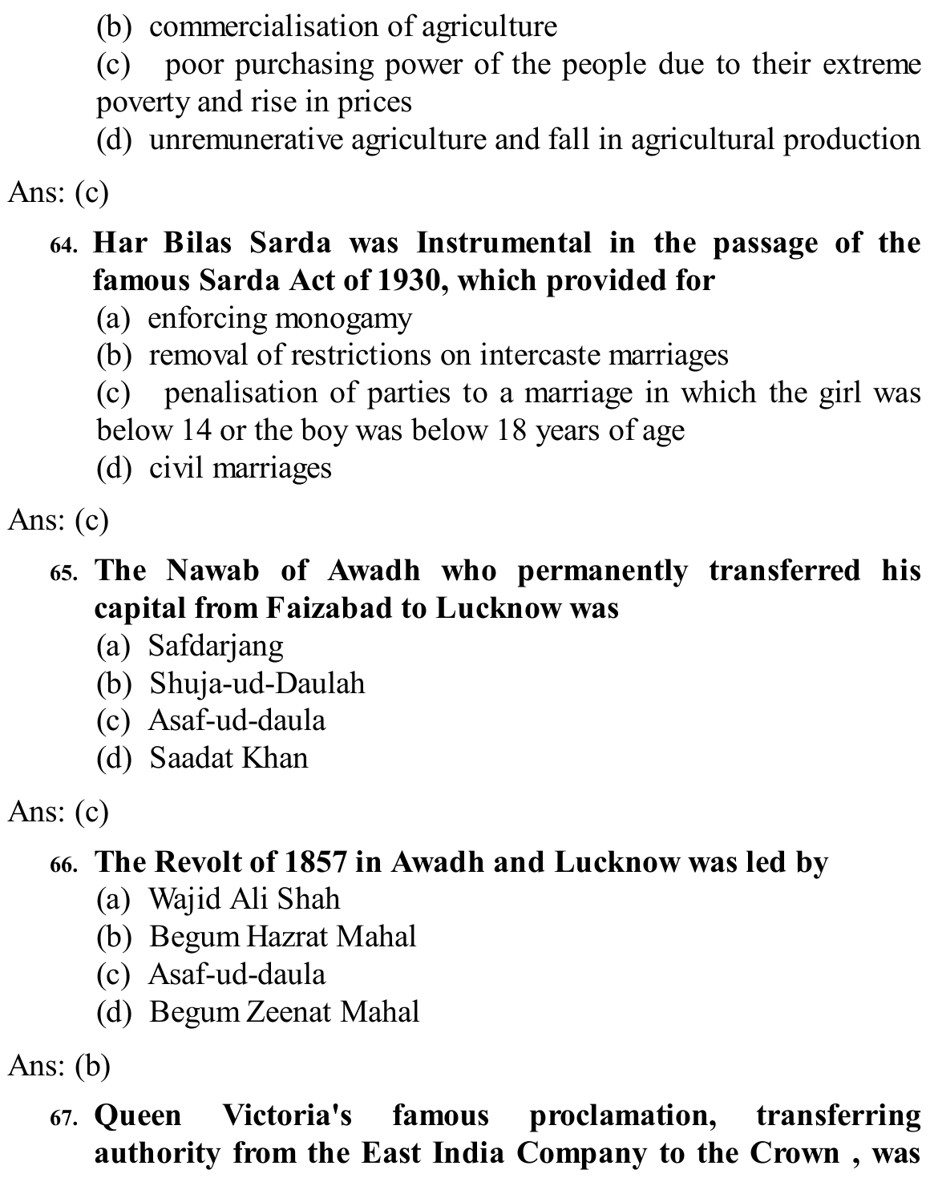(b) commercialisation of agriculture

(c) poor purchasing power of the people due to their extreme poverty and rise in prices

(d) unremunerative agriculture and fall in agricultural production

Ans: (c)

64. **Har Bilas Sarda was Instrumental in the passage of the famous Sarda Act of 1930, which provided for**

(a) enforcing monogamy

(b) removal of restrictions on intercaste marriages

(c) penalisation of parties to a marriage in which the girl was below 14 or the boy was below 18 years of age

(d) civil marriages

Ans: (c)

65. **The Nawab of Awadh who permanently transferred his capital from Faizabad to Lucknow was**

(a) Safdarjang

(b) Shuja-ud-Daulah

(c) Asaf-ud-daula

(d) Saadat Khan

Ans: (c)

66. **The Revolt of 1857 in Awadh and Lucknow was led by**

(a) Wajid Ali Shah

(b) Begum Hazrat Mahal

(c) Asaf-ud-daula

(d) Begum Zeenat Mahal

Ans: (b)

67. **Queen Victoria's famous proclamation, transferring authority from the East India Company to the Crown , was**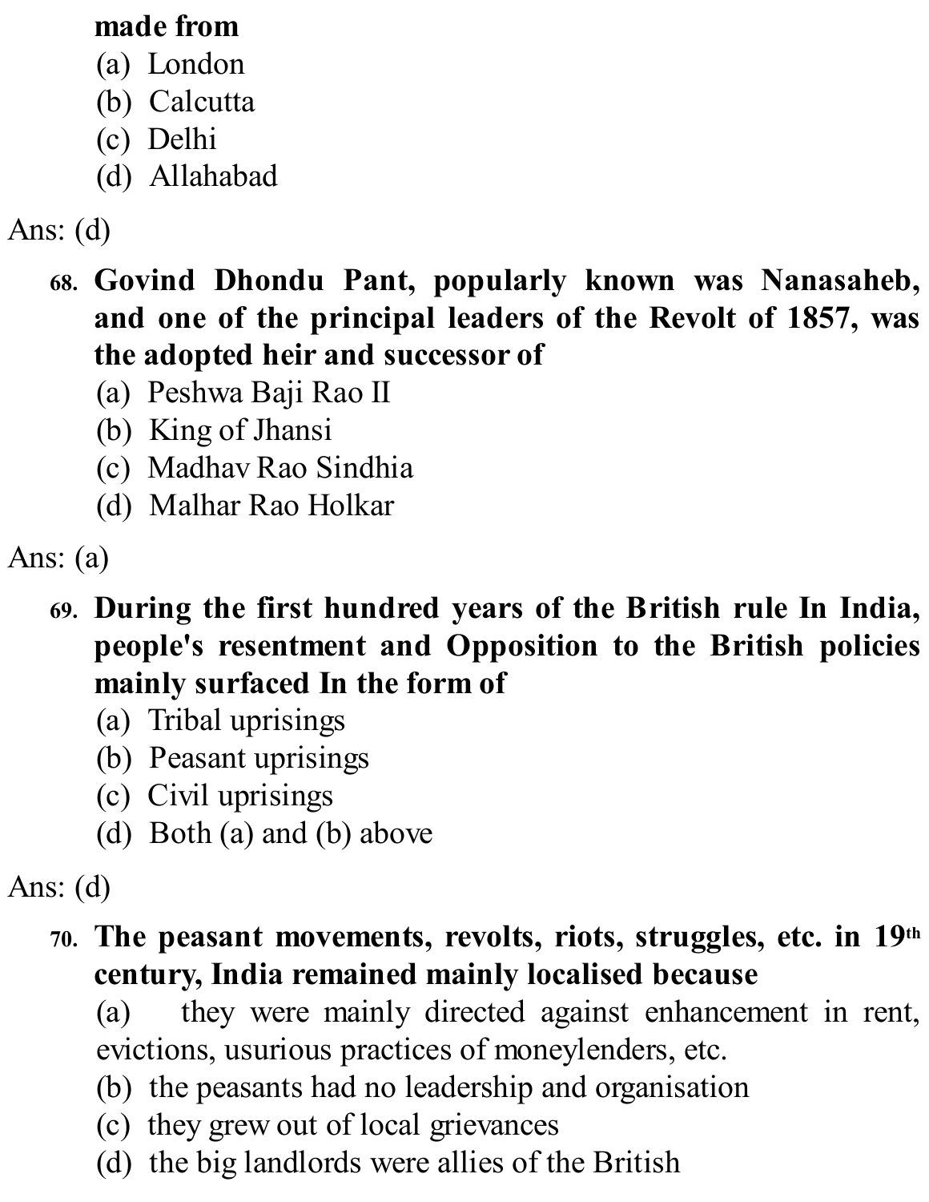**made from**

(a) London

(b) Calcutta

(c) Delhi

(d) Allahabad

Ans: (d)

68. **Govind Dhondu Pant, popularly known was Nanasaheb, and one of the principal leaders of the Revolt of 1857, was the adopted heir and successor of**

(a) Peshwa Baji Rao II

(b) King of Jhansi

(c) Madhav Rao Sindhia

(d) Malhar Rao Holkar

Ans: (a)

69. **During the first hundred years of the British rule In India, people's resentment and Opposition to the British policies mainly surfaced In the form of**

(a) Tribal uprisings

(b) Peasant uprisings

(c) Civil uprisings

(d) Both (a) and (b) above

Ans: (d)

70. **The peasant movements, revolts, riots, struggles, etc. in 19th century, India remained mainly localised because**

(a) they were mainly directed against enhancement in rent, evictions, usurious practices of moneylenders, etc.

(b) the peasants had no leadership and organisation

(c) they grew out of local grievances

(d) the big landlords were allies of the British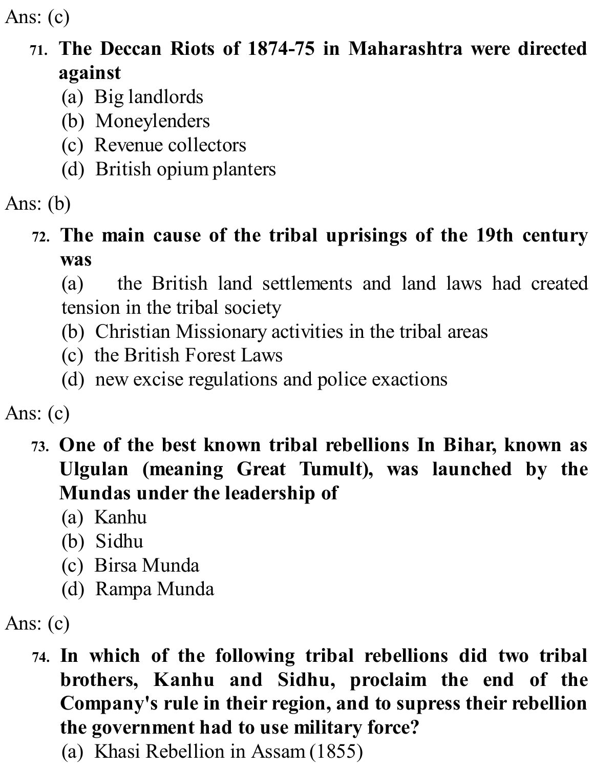Ans: (c)

71. **The Deccan Riots of 1874-75 in Maharashtra were directed against**
   (a) Big landlords
   (b) Moneylenders
   (c) Revenue collectors
   (d) British opium planters

Ans: (b)

72. **The main cause of the tribal uprisings of the 19th century was**
   (a) the British land settlements and land laws had created tension in the tribal society
   (b) Christian Missionary activities in the tribal areas
   (c) the British Forest Laws
   (d) new excise regulations and police exactions

Ans: (c)

73. **One of the best known tribal rebellions In Bihar, known as Ulgulan (meaning Great Tumult), was launched by the Mundas under the leadership of**
   (a) Kanhu
   (b) Sidhu
   (c) Birsa Munda
   (d) Rampa Munda

Ans: (c)

74. **In which of the following tribal rebellions did two tribal brothers, Kanhu and Sidhu, proclaim the end of the Company's rule in their region, and to supress their rebellion the government had to use military force?**
   (a) Khasi Rebellion in Assam (1855)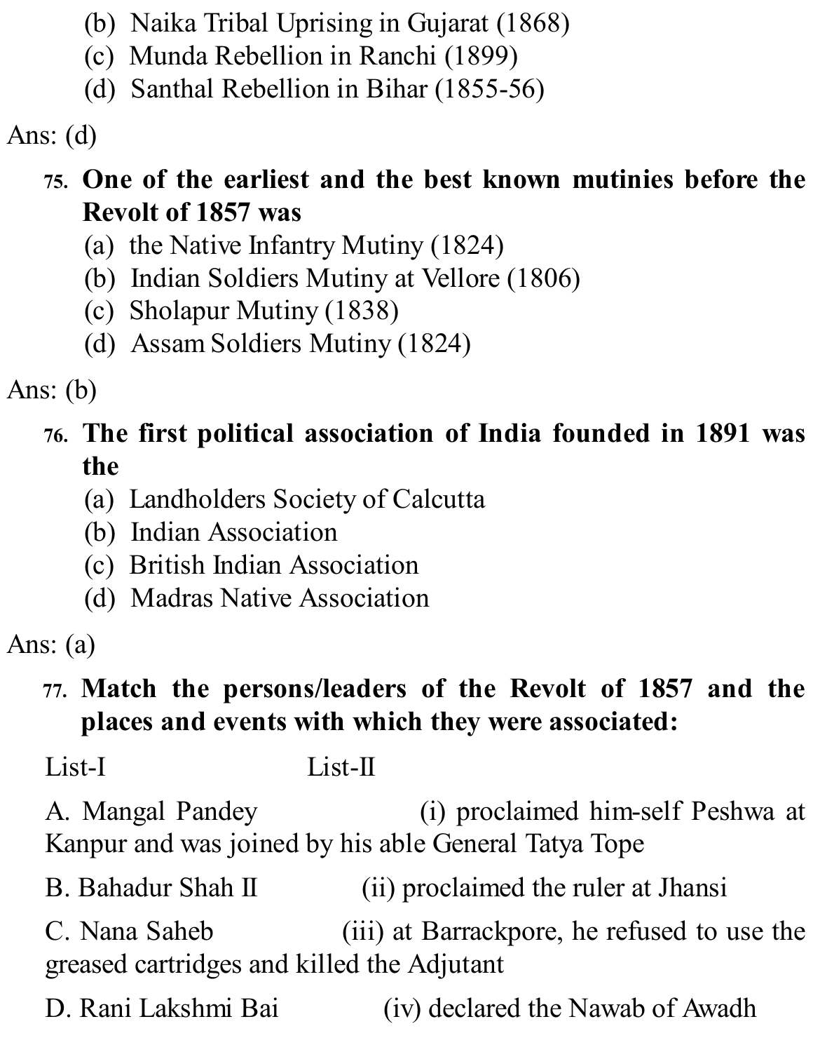(b) Naika Tribal Uprising in Gujarat (1868)
(c) Munda Rebellion in Ranchi (1899)
(d) Santhal Rebellion in Bihar (1855-56)

Ans: (d)

75. **One of the earliest and the best known mutinies before the Revolt of 1857 was**
(a) the Native Infantry Mutiny (1824)
(b) Indian Soldiers Mutiny at Vellore (1806)
(c) Sholapur Mutiny (1838)
(d) Assam Soldiers Mutiny (1824)

Ans: (b)

76. **The first political association of India founded in 1891 was the**
(a) Landholders Society of Calcutta
(b) Indian Association
(c) British Indian Association
(d) Madras Native Association

Ans: (a)

77. **Match the persons/leaders of the Revolt of 1857 and the places and events with which they were associated:**

List-I List-II

A. Mangal Pandey (i) proclaimed him-self Peshwa at Kanpur and was joined by his able General Tatya Tope

B. Bahadur Shah II (ii) proclaimed the ruler at Jhansi

C. Nana Saheb (iii) at Barrackpore, he refused to use the greased cartridges and killed the Adjutant

D. Rani Lakshmi Bai (iv) declared the Nawab of Awadh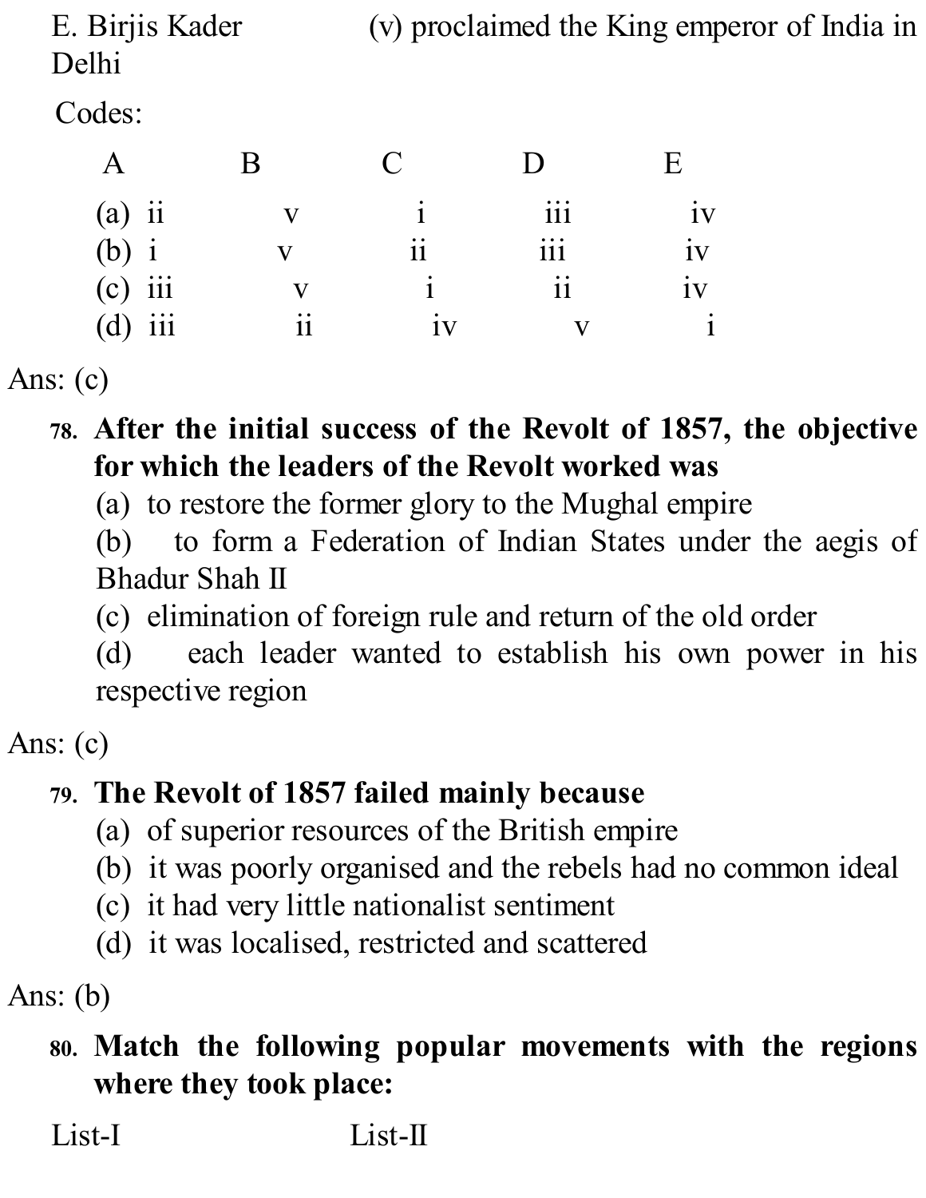E. Birjis Kader (v) proclaimed the King emperor of India in Delhi

Codes:

| | A | B | C | D | E |
|---|---|---|---|---|---|
| (a) | ii | v | i | iii | iv |
| (b) | i | v | ii | iii | iv |
| (c) | iii | v | i | ii | iv |
| (d) | iii | ii | iv | v | i |

Ans: (c)

**78. After the initial success of the Revolt of 1857, the objective for which the leaders of the Revolt worked was**

(a) to restore the former glory to the Mughal empire

(b) to form a Federation of Indian States under the aegis of Bhadur Shah II

(c) elimination of foreign rule and return of the old order

(d) each leader wanted to establish his own power in his respective region

Ans: (c)

**79. The Revolt of 1857 failed mainly because**

(a) of superior resources of the British empire

(b) it was poorly organised and the rebels had no common ideal

(c) it had very little nationalist sentiment

(d) it was localised, restricted and scattered

Ans: (b)

**80. Match the following popular movements with the regions where they took place:**

List-I List-II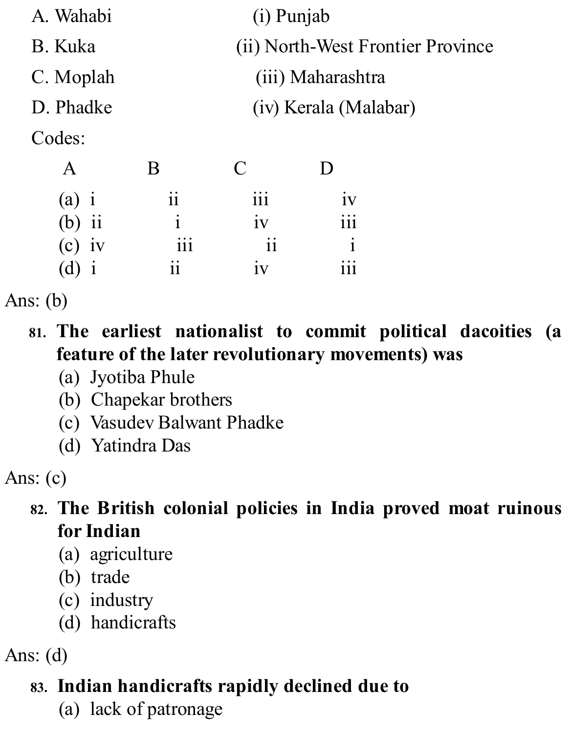A. Wahabi (i) Punjab

B. Kuka (ii) North-West Frontier Province

C. Moplah (iii) Maharashtra

D. Phadke (iv) Kerala (Malabar)

Codes:

| | A | B | C | D |
|---|---|---|---|---|
| (a) | i | ii | iii | iv |
| (b) | ii | i | iv | iii |
| (c) | iv | iii | ii | i |
| (d) | i | ii | iv | iii |

Ans: (b)

**81. The earliest nationalist to commit political dacoities (a feature of the later revolutionary movements) was**

(a) Jyotiba Phule
(b) Chapekar brothers
(c) Vasudev Balwant Phadke
(d) Yatindra Das

Ans: (c)

**82. The British colonial policies in India proved moat ruinous for Indian**

(a) agriculture
(b) trade
(c) industry
(d) handicrafts

Ans: (d)

**83. Indian handicrafts rapidly declined due to**

(a) lack of patronage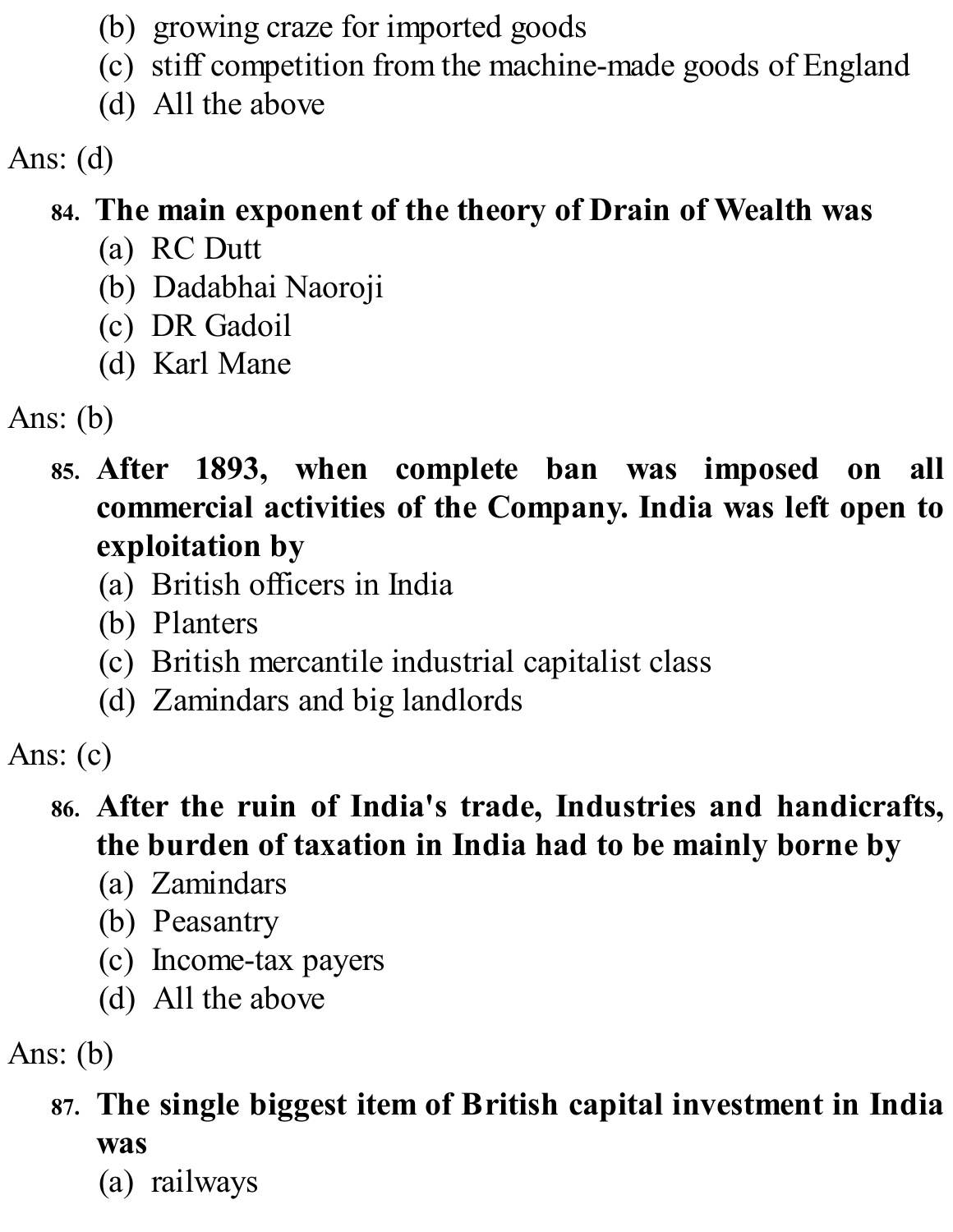(b) growing craze for imported goods
(c) stiff competition from the machine-made goods of England
(d) All the above

Ans: (d)

**84. The main exponent of the theory of Drain of Wealth was**
(a) RC Dutt
(b) Dadabhai Naoroji
(c) DR Gadoil
(d) Karl Mane

Ans: (b)

**85. After 1893, when complete ban was imposed on all commercial activities of the Company. India was left open to exploitation by**
(a) British officers in India
(b) Planters
(c) British mercantile industrial capitalist class
(d) Zamindars and big landlords

Ans: (c)

**86. After the ruin of India's trade, Industries and handicrafts, the burden of taxation in India had to be mainly borne by**
(a) Zamindars
(b) Peasantry
(c) Income-tax payers
(d) All the above

Ans: (b)

**87. The single biggest item of British capital investment in India was**
(a) railways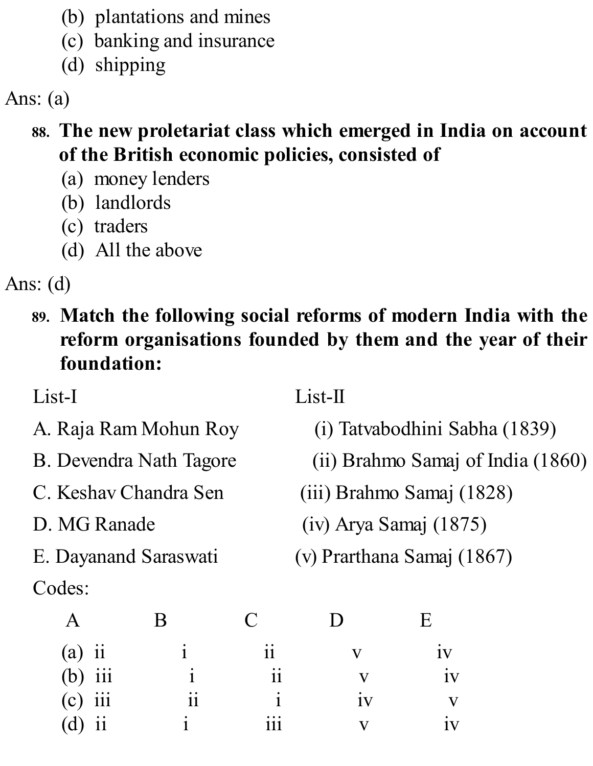(b) plantations and mines
(c) banking and insurance
(d) shipping

Ans: (a)

**88. The new proletariat class which emerged in India on account of the British economic policies, consisted of**

(a) money lenders
(b) landlords
(c) traders
(d) All the above

Ans: (d)

**89. Match the following social reforms of modern India with the reform organisations founded by them and the year of their foundation:**

| List-I | List-II |
|---|---|
| A. Raja Ram Mohun Roy | (i) Tatvabodhini Sabha (1839) |
| B. Devendra Nath Tagore | (ii) Brahmo Samaj of India (1860) |
| C. Keshav Chandra Sen | (iii) Brahmo Samaj (1828) |
| D. MG Ranade | (iv) Arya Samaj (1875) |
| E. Dayanand Saraswati | (v) Prarthana Samaj (1867) |

Codes:

| | A | B | C | D | E |
|---|---|---|---|---|---|
| (a) | ii | i | ii | v | iv |
| (b) | iii | i | ii | v | iv |
| (c) | iii | ii | i | iv | v |
| (d) | ii | i | iii | v | iv |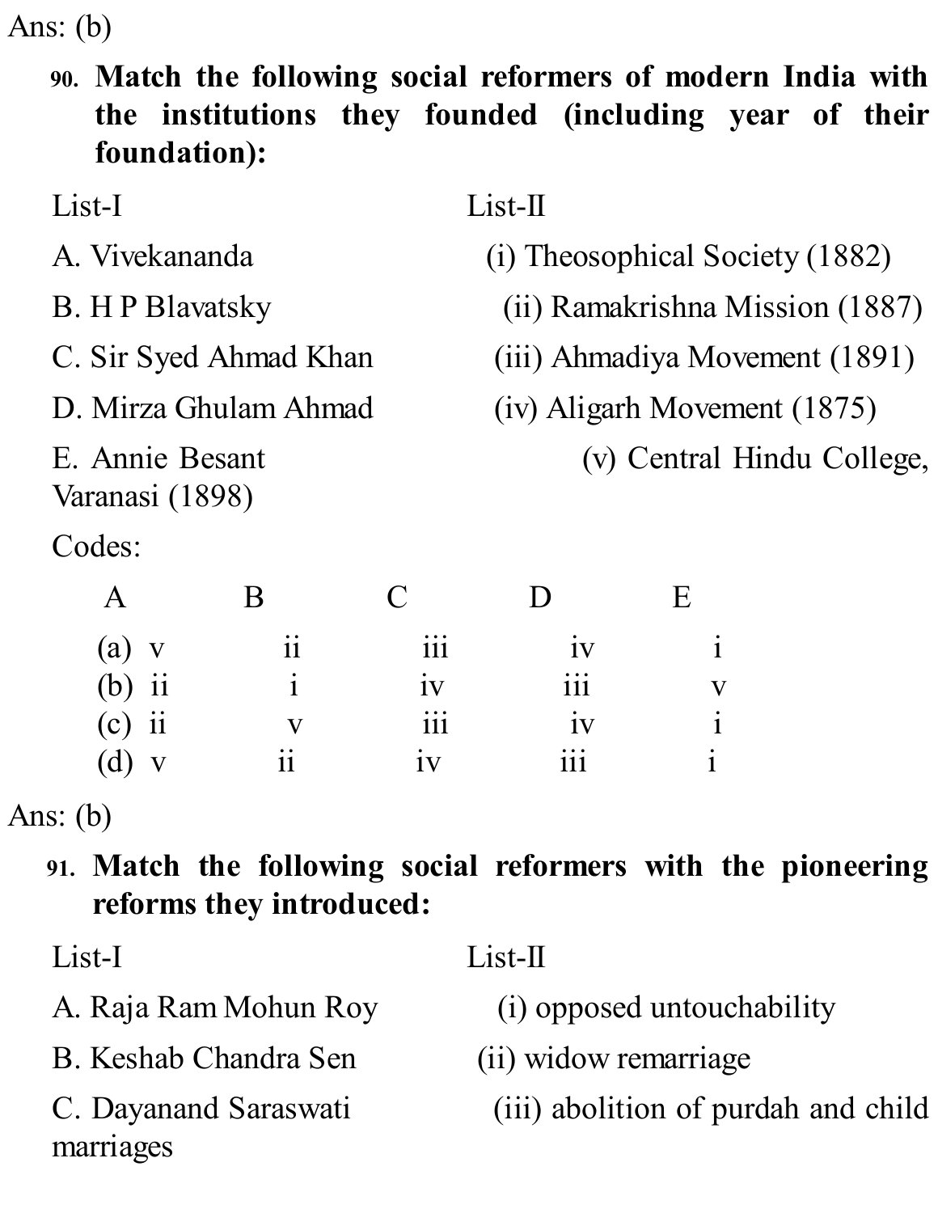Ans: (b)

**90. Match the following social reformers of modern India with the institutions they founded (including year of their foundation):**

| List-I | List-II |
|---|---|
| A. Vivekananda | (i) Theosophical Society (1882) |
| B. H P Blavatsky | (ii) Ramakrishna Mission (1887) |
| C. Sir Syed Ahmad Khan | (iii) Ahmadiya Movement (1891) |
| D. Mirza Ghulam Ahmad | (iv) Aligarh Movement (1875) |
| E. Annie Besant | (v) Central Hindu College, Varanasi (1898) |

Codes:

| | A | B | C | D | E |
|---|---|---|---|---|---|
| (a) | v | ii | iii | iv | i |
| (b) | ii | i | iv | iii | v |
| (c) | ii | v | iii | iv | i |
| (d) | v | ii | iv | iii | i |

Ans: (b)

**91. Match the following social reformers with the pioneering reforms they introduced:**

| List-I | List-II |
|---|---|
| A. Raja Ram Mohun Roy | (i) opposed untouchability |
| B. Keshab Chandra Sen | (ii) widow remarriage |
| C. Dayanand Saraswati | (iii) abolition of purdah and child marriages |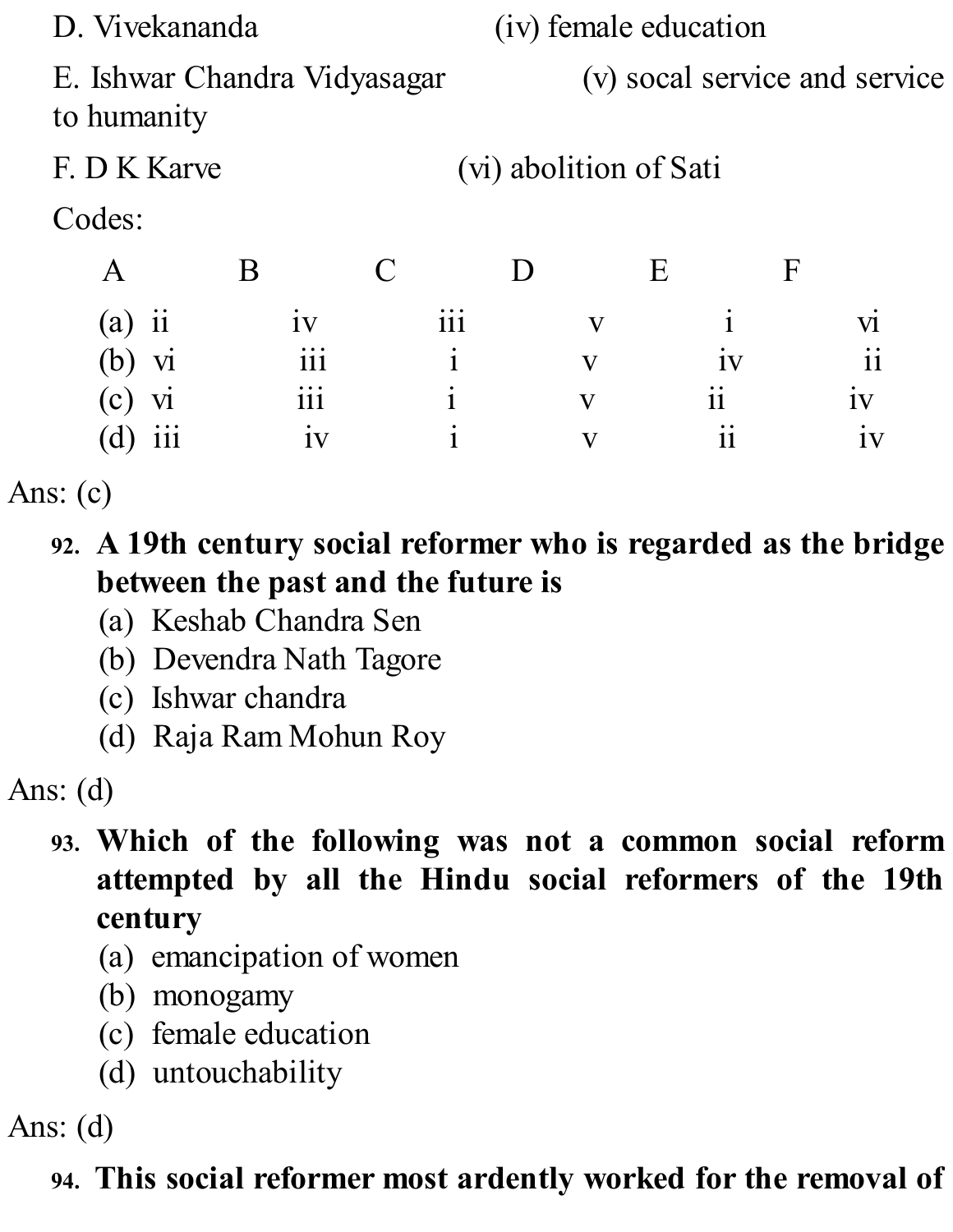D. Vivekananda (iv) female education

E. Ishwar Chandra Vidyasagar (v) socal service and service to humanity

F. D K Karve (vi) abolition of Sati

Codes:

| | A | B | C | D | E | F |
|---|---|---|---|---|---|---|
| (a) | ii | iv | iii | v | i | vi |
| (b) | vi | iii | i | v | iv | ii |
| (c) | vi | iii | i | v | ii | iv |
| (d) | iii | iv | i | v | ii | iv |

Ans: (c)

92. **A 19th century social reformer who is regarded as the bridge between the past and the future is**
   (a) Keshab Chandra Sen
   (b) Devendra Nath Tagore
   (c) Ishwar chandra
   (d) Raja Ram Mohun Roy

Ans: (d)

93. **Which of the following was not a common social reform attempted by all the Hindu social reformers of the 19th century**
   (a) emancipation of women
   (b) monogamy
   (c) female education
   (d) untouchability

Ans: (d)

94. **This social reformer most ardently worked for the removal of**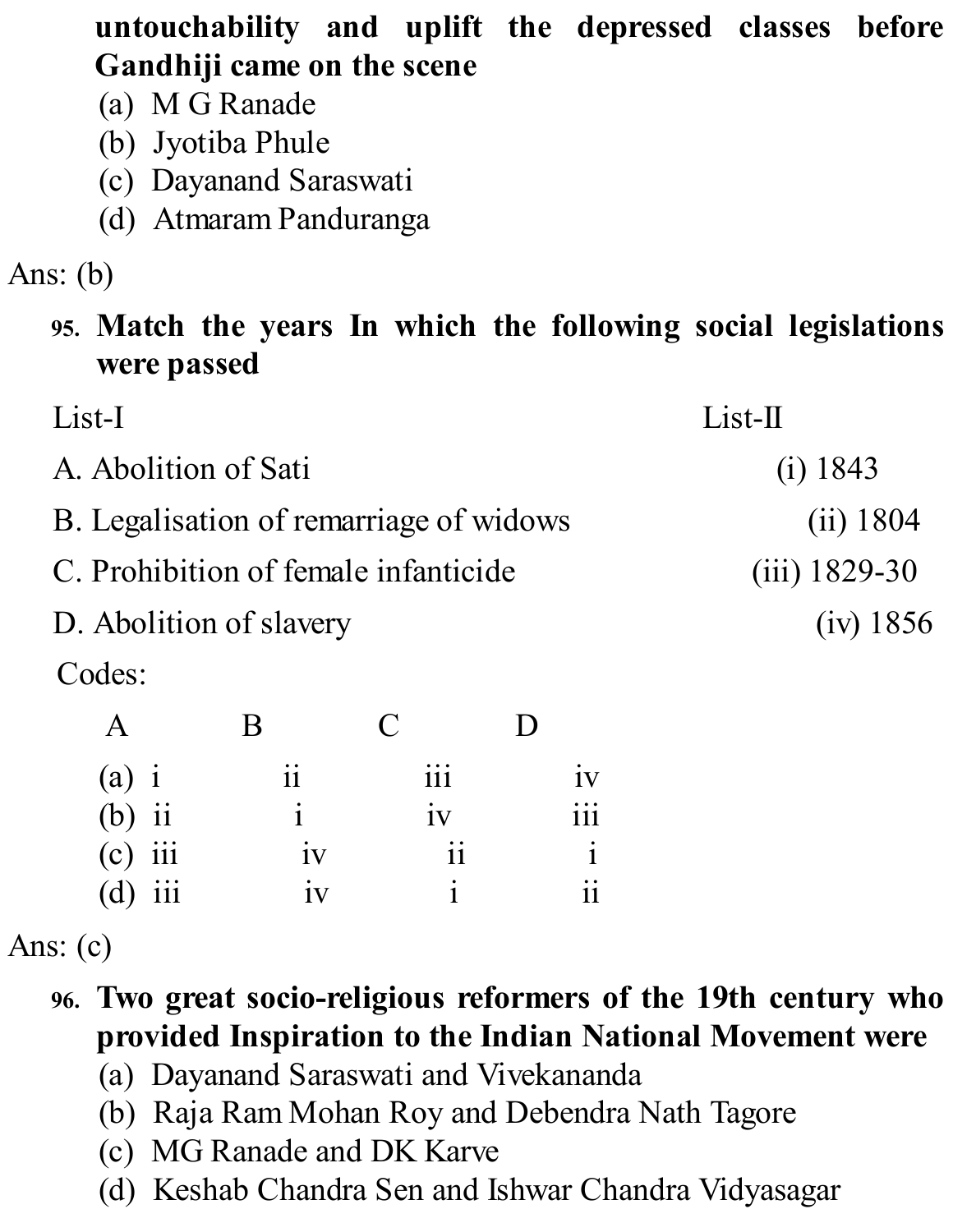**untouchability and uplift the depressed classes before Gandhiji came on the scene**

(a) M G Ranade
(b) Jyotiba Phule
(c) Dayanand Saraswati
(d) Atmaram Panduranga

Ans: (b)

95. **Match the years In which the following social legislations were passed**

| List-I | List-II |
|---|---|
| A. Abolition of Sati | (i) 1843 |
| B. Legalisation of remarriage of widows | (ii) 1804 |
| C. Prohibition of female infanticide | (iii) 1829-30 |
| D. Abolition of slavery | (iv) 1856 |

Codes:

| | A | B | C | D |
|---|---|---|---|---|
| (a) | i | ii | iii | iv |
| (b) | ii | i | iv | iii |
| (c) | iii | iv | ii | i |
| (d) | iii | iv | i | ii |

Ans: (c)

96. **Two great socio-religious reformers of the 19th century who provided Inspiration to the Indian National Movement were**

(a) Dayanand Saraswati and Vivekananda
(b) Raja Ram Mohan Roy and Debendra Nath Tagore
(c) MG Ranade and DK Karve
(d) Keshab Chandra Sen and Ishwar Chandra Vidyasagar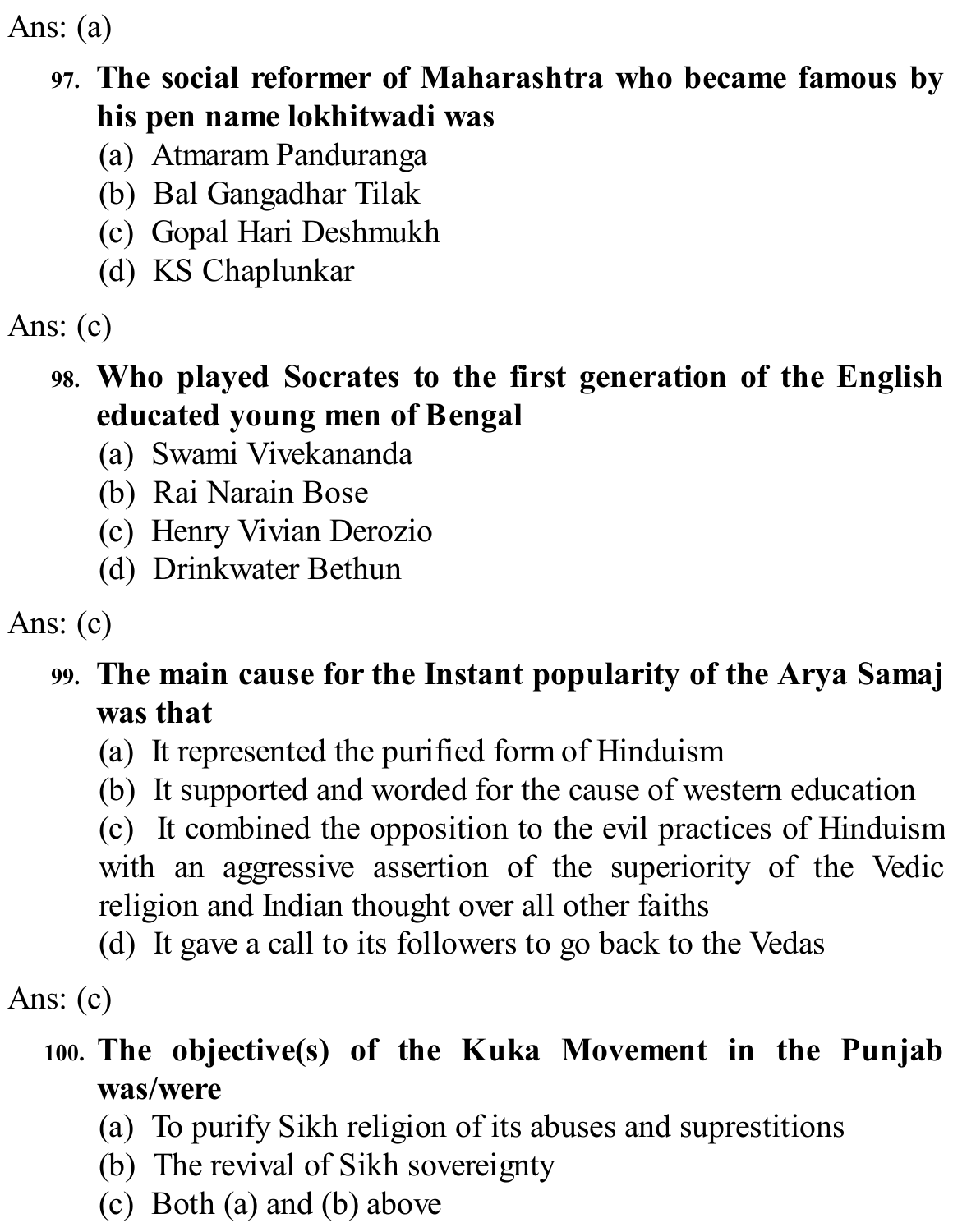Ans: (a)

97. **The social reformer of Maharashtra who became famous by his pen name lokhitwadi was**
    (a) Atmaram Panduranga
    (b) Bal Gangadhar Tilak
    (c) Gopal Hari Deshmukh
    (d) KS Chaplunkar

Ans: (c)

98. **Who played Socrates to the first generation of the English educated young men of Bengal**
    (a) Swami Vivekananda
    (b) Rai Narain Bose
    (c) Henry Vivian Derozio
    (d) Drinkwater Bethun

Ans: (c)

99. **The main cause for the Instant popularity of the Arya Samaj was that**
    (a) It represented the purified form of Hinduism
    (b) It supported and worded for the cause of western education
    (c) It combined the opposition to the evil practices of Hinduism with an aggressive assertion of the superiority of the Vedic religion and Indian thought over all other faiths
    (d) It gave a call to its followers to go back to the Vedas

Ans: (c)

100. **The objective(s) of the Kuka Movement in the Punjab was/were**
    (a) To purify Sikh religion of its abuses and suprestitions
    (b) The revival of Sikh sovereignty
    (c) Both (a) and (b) above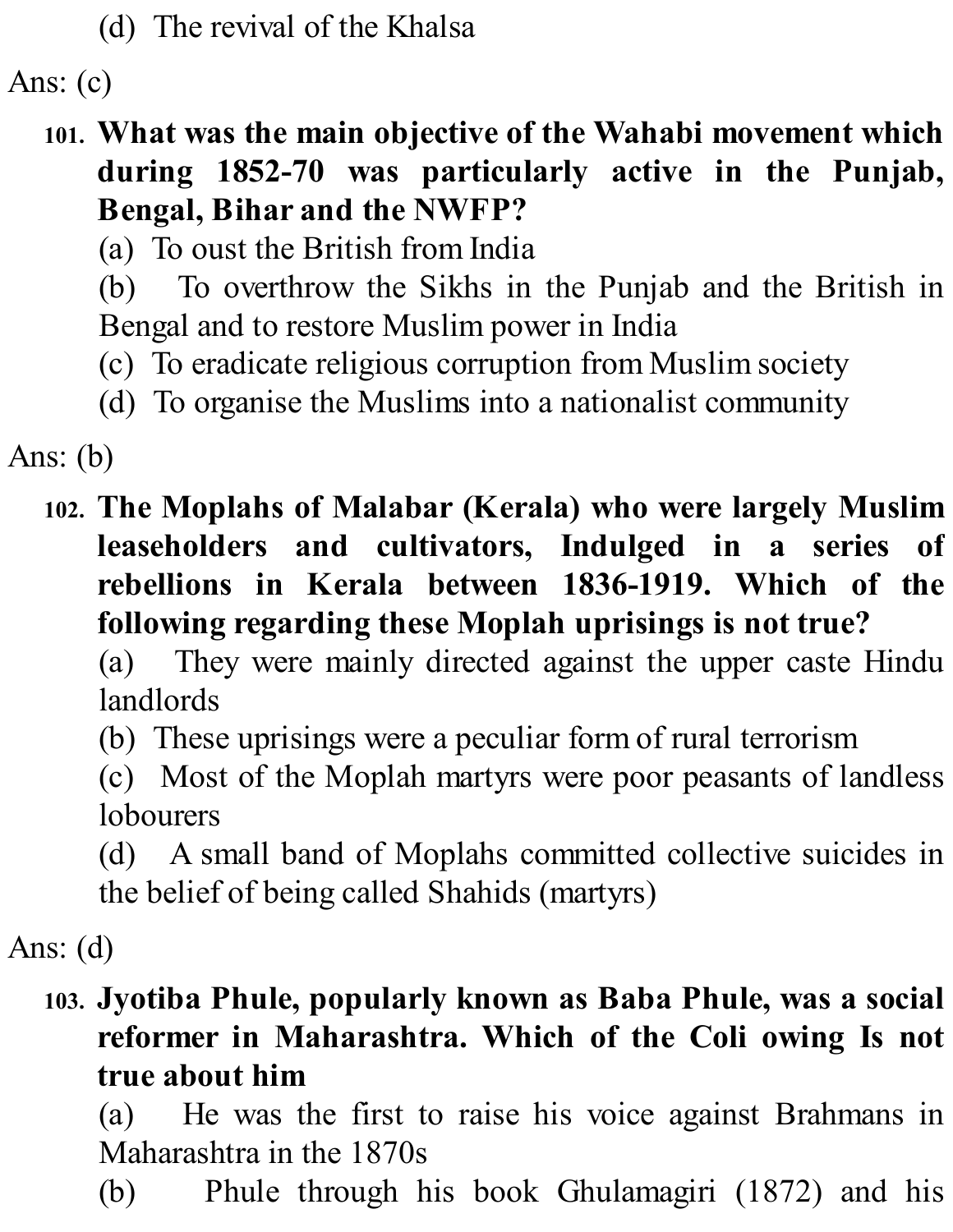(d) The revival of the Khalsa

Ans: (c)

101. **What was the main objective of the Wahabi movement which during 1852-70 was particularly active in the Punjab, Bengal, Bihar and the NWFP?**
   (a) To oust the British from India
   (b) To overthrow the Sikhs in the Punjab and the British in Bengal and to restore Muslim power in India
   (c) To eradicate religious corruption from Muslim society
   (d) To organise the Muslims into a nationalist community

Ans: (b)

102. **The Moplahs of Malabar (Kerala) who were largely Muslim leaseholders and cultivators, Indulged in a series of rebellions in Kerala between 1836-1919. Which of the following regarding these Moplah uprisings is not true?**
   (a) They were mainly directed against the upper caste Hindu landlords
   (b) These uprisings were a peculiar form of rural terrorism
   (c) Most of the Moplah martyrs were poor peasants of landless lobourers
   (d) A small band of Moplahs committed collective suicides in the belief of being called Shahids (martyrs)

Ans: (d)

103. **Jyotiba Phule, popularly known as Baba Phule, was a social reformer in Maharashtra. Which of the Coli owing Is not true about him**
   (a) He was the first to raise his voice against Brahmans in Maharashtra in the 1870s
   (b) Phule through his book Ghulamagiri (1872) and his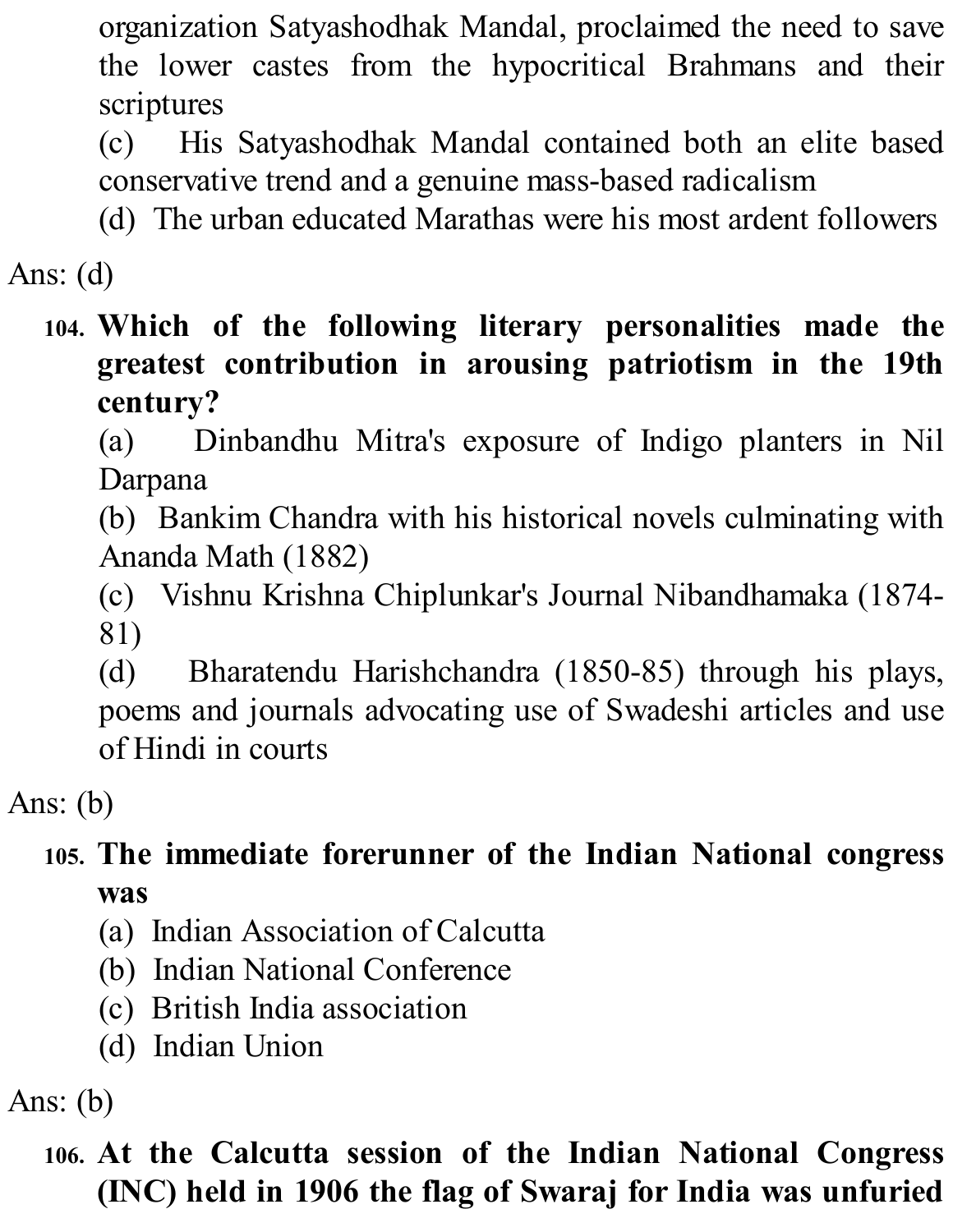organization Satyashodhak Mandal, proclaimed the need to save the lower castes from the hypocritical Brahmans and their scriptures

(c) His Satyashodhak Mandal contained both an elite based conservative trend and a genuine mass-based radicalism

(d) The urban educated Marathas were his most ardent followers

Ans: (d)

104. **Which of the following literary personalities made the greatest contribution in arousing patriotism in the 19th century?**

(a) Dinbandhu Mitra's exposure of Indigo planters in Nil Darpana

(b) Bankim Chandra with his historical novels culminating with Ananda Math (1882)

(c) Vishnu Krishna Chiplunkar's Journal Nibandhamaka (1874-81)

(d) Bharatendu Harishchandra (1850-85) through his plays, poems and journals advocating use of Swadeshi articles and use of Hindi in courts

Ans: (b)

105. **The immediate forerunner of the Indian National congress was**

(a) Indian Association of Calcutta

(b) Indian National Conference

(c) British India association

(d) Indian Union

Ans: (b)

106. **At the Calcutta session of the Indian National Congress (INC) held in 1906 the flag of Swaraj for India was unfuried**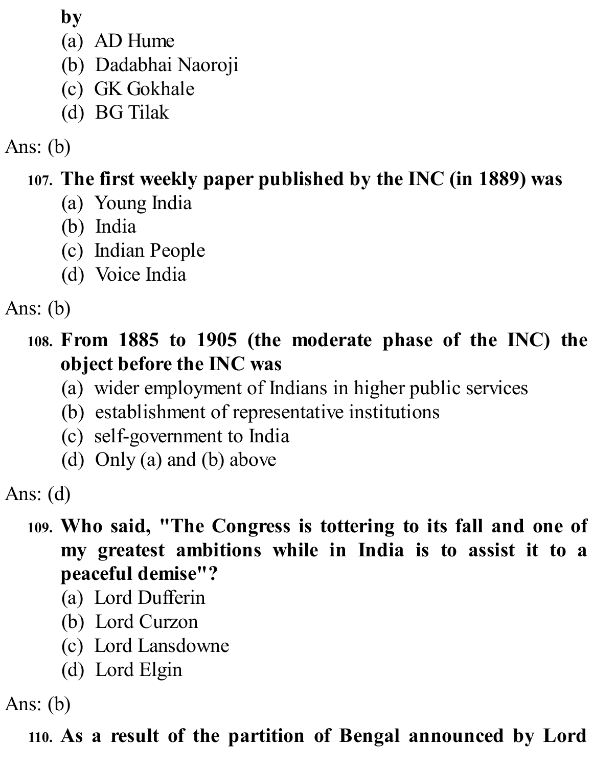**by**

(a) AD Hume
(b) Dadabhai Naoroji
(c) GK Gokhale
(d) BG Tilak

Ans: (b)

**107. The first weekly paper published by the INC (in 1889) was**

(a) Young India
(b) India
(c) Indian People
(d) Voice India

Ans: (b)

**108. From 1885 to 1905 (the moderate phase of the INC) the object before the INC was**

(a) wider employment of Indians in higher public services
(b) establishment of representative institutions
(c) self-government to India
(d) Only (a) and (b) above

Ans: (d)

**109. Who said, "The Congress is tottering to its fall and one of my greatest ambitions while in India is to assist it to a peaceful demise"?**

(a) Lord Dufferin
(b) Lord Curzon
(c) Lord Lansdowne
(d) Lord Elgin

Ans: (b)

**110. As a result of the partition of Bengal announced by Lord**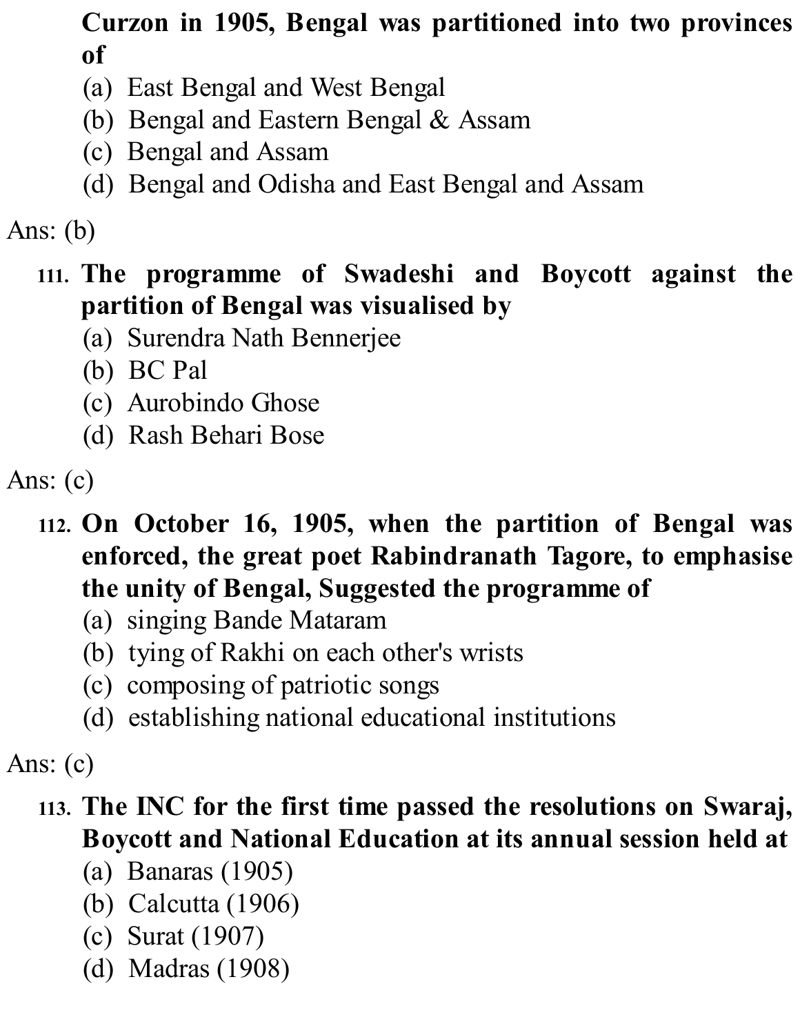**Curzon in 1905, Bengal was partitioned into two provinces of**

(a) East Bengal and West Bengal
(b) Bengal and Eastern Bengal & Assam
(c) Bengal and Assam
(d) Bengal and Odisha and East Bengal and Assam

Ans: (b)

111. **The programme of Swadeshi and Boycott against the partition of Bengal was visualised by**

(a) Surendra Nath Bennerjee
(b) BC Pal
(c) Aurobindo Ghose
(d) Rash Behari Bose

Ans: (c)

112. **On October 16, 1905, when the partition of Bengal was enforced, the great poet Rabindranath Tagore, to emphasise the unity of Bengal, Suggested the programme of**

(a) singing Bande Mataram
(b) tying of Rakhi on each other's wrists
(c) composing of patriotic songs
(d) establishing national educational institutions

Ans: (c)

113. **The INC for the first time passed the resolutions on Swaraj, Boycott and National Education at its annual session held at**

(a) Banaras (1905)
(b) Calcutta (1906)
(c) Surat (1907)
(d) Madras (1908)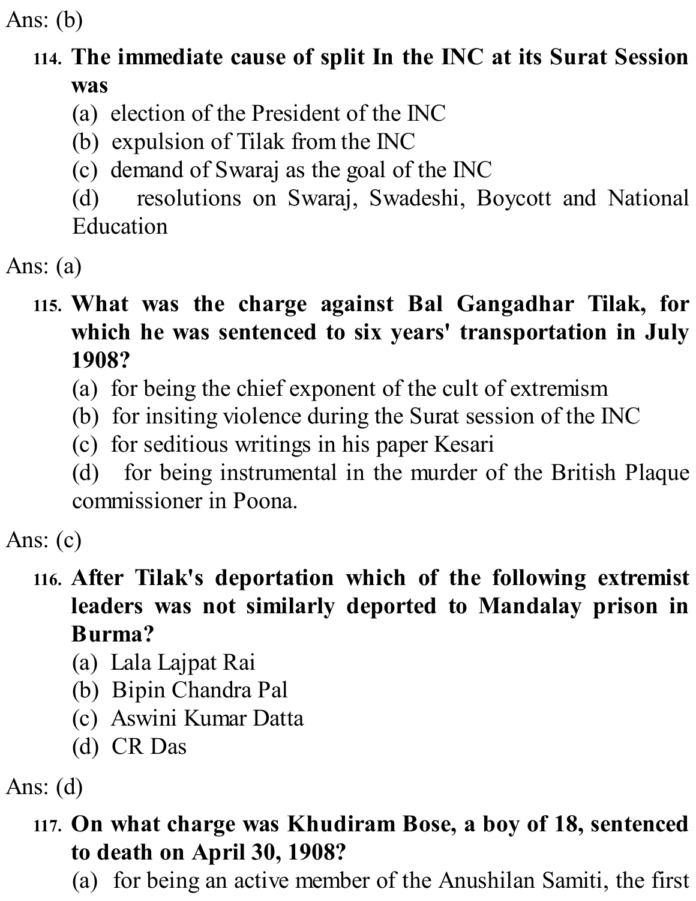Ans: (b)

114. **The immediate cause of split In the INC at its Surat Session was**
   (a) election of the President of the INC
   (b) expulsion of Tilak from the INC
   (c) demand of Swaraj as the goal of the INC
   (d) resolutions on Swaraj, Swadeshi, Boycott and National Education

Ans: (a)

115. **What was the charge against Bal Gangadhar Tilak, for which he was sentenced to six years' transportation in July 1908?**
   (a) for being the chief exponent of the cult of extremism
   (b) for insiting violence during the Surat session of the INC
   (c) for seditious writings in his paper Kesari
   (d) for being instrumental in the murder of the British Plaque commissioner in Poona.

Ans: (c)

116. **After Tilak's deportation which of the following extremist leaders was not similarly deported to Mandalay prison in Burma?**
   (a) Lala Lajpat Rai
   (b) Bipin Chandra Pal
   (c) Aswini Kumar Datta
   (d) CR Das

Ans: (d)

117. **On what charge was Khudiram Bose, a boy of 18, sentenced to death on April 30, 1908?**
   (a) for being an active member of the Anushilan Samiti, the first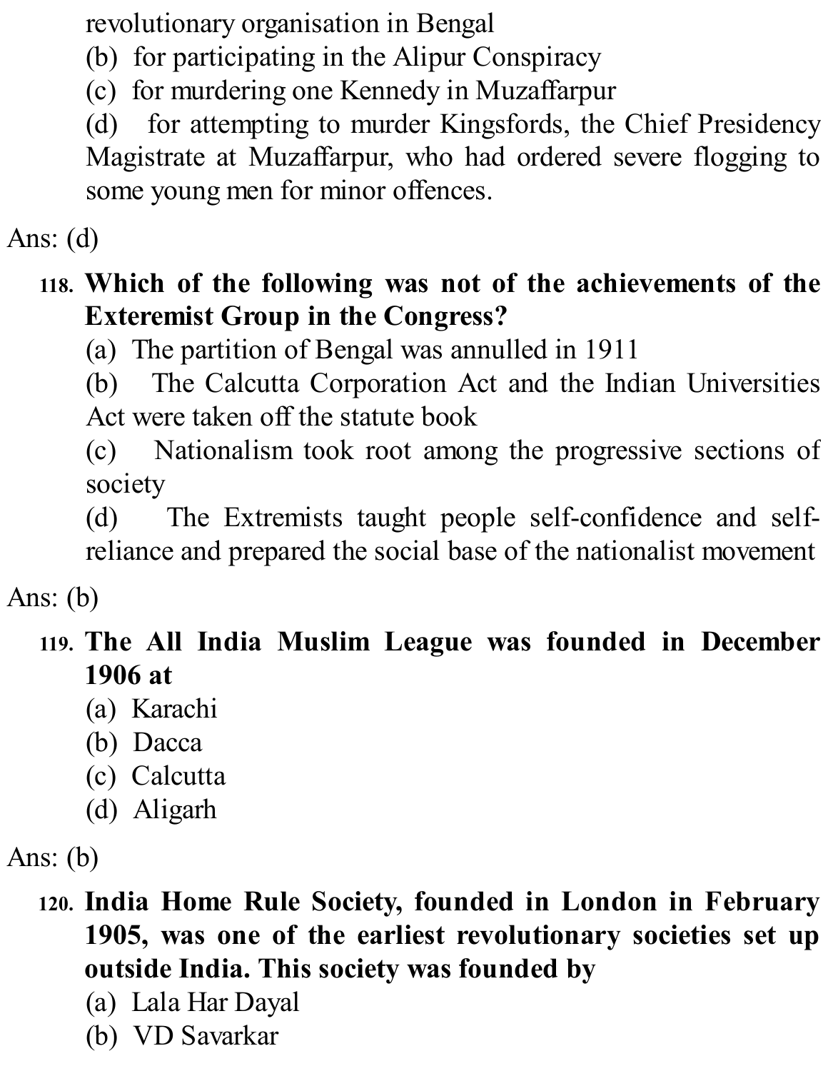revolutionary organisation in Bengal

(b) for participating in the Alipur Conspiracy

(c) for murdering one Kennedy in Muzaffarpur

(d) for attempting to murder Kingsfords, the Chief Presidency Magistrate at Muzaffarpur, who had ordered severe flogging to some young men for minor offences.

Ans: (d)

**118. Which of the following was not of the achievements of the Exteremist Group in the Congress?**

(a) The partition of Bengal was annulled in 1911

(b) The Calcutta Corporation Act and the Indian Universities Act were taken off the statute book

(c) Nationalism took root among the progressive sections of society

(d) The Extremists taught people self-confidence and self-reliance and prepared the social base of the nationalist movement

Ans: (b)

**119. The All India Muslim League was founded in December 1906 at**

(a) Karachi

(b) Dacca

(c) Calcutta

(d) Aligarh

Ans: (b)

**120. India Home Rule Society, founded in London in February 1905, was one of the earliest revolutionary societies set up outside India. This society was founded by**

(a) Lala Har Dayal

(b) VD Savarkar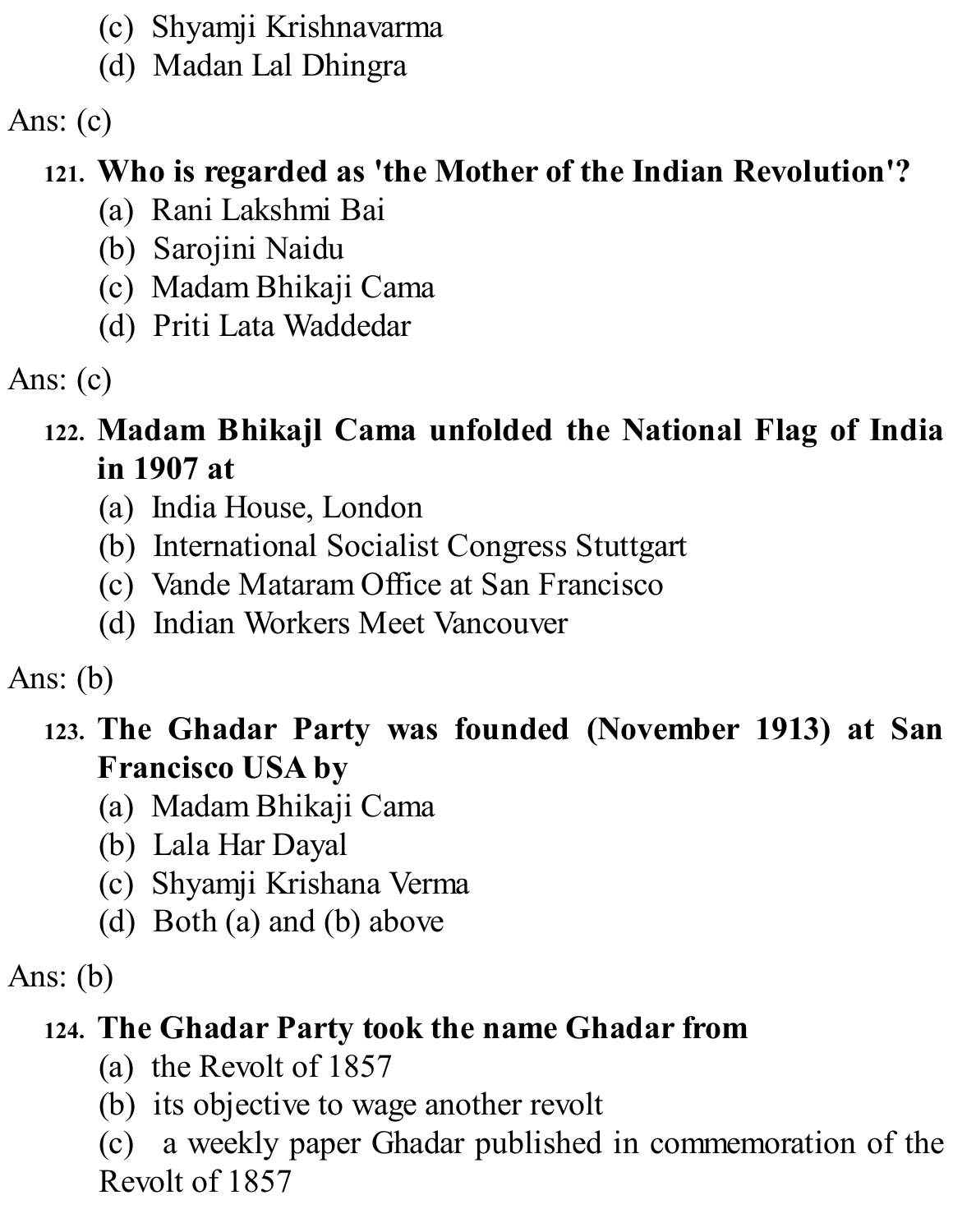(c) Shyamji Krishnavarma
(d) Madan Lal Dhingra

Ans: (c)

121. **Who is regarded as 'the Mother of the Indian Revolution'?**
(a) Rani Lakshmi Bai
(b) Sarojini Naidu
(c) Madam Bhikaji Cama
(d) Priti Lata Waddedar

Ans: (c)

122. **Madam Bhikajl Cama unfolded the National Flag of India in 1907 at**
(a) India House, London
(b) International Socialist Congress Stuttgart
(c) Vande Mataram Office at San Francisco
(d) Indian Workers Meet Vancouver

Ans: (b)

123. **The Ghadar Party was founded (November 1913) at San Francisco USA by**
(a) Madam Bhikaji Cama
(b) Lala Har Dayal
(c) Shyamji Krishana Verma
(d) Both (a) and (b) above

Ans: (b)

124. **The Ghadar Party took the name Ghadar from**
(a) the Revolt of 1857
(b) its objective to wage another revolt
(c) a weekly paper Ghadar published in commemoration of the Revolt of 1857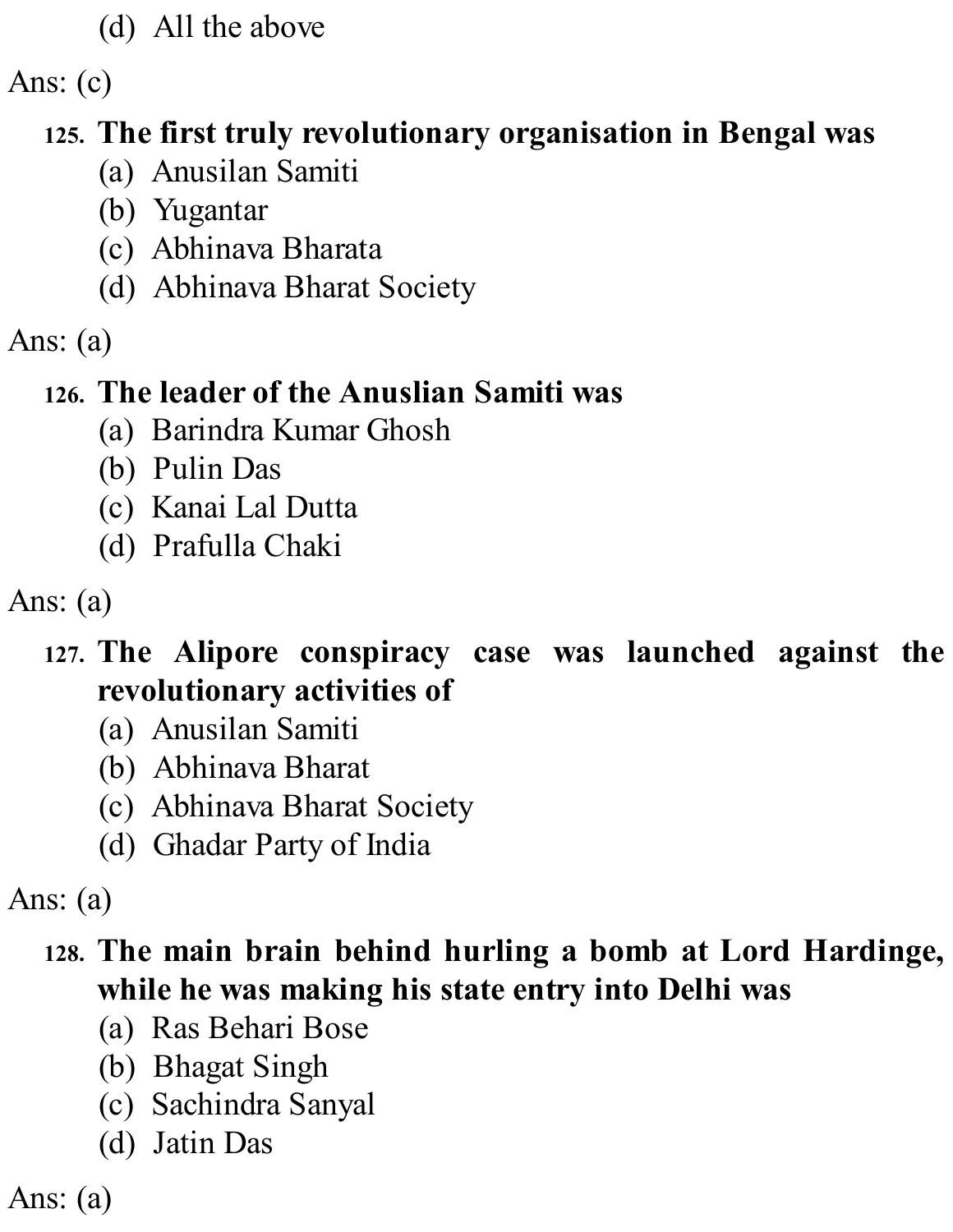(d) All the above

Ans: (c)

125. **The first truly revolutionary organisation in Bengal was**
   (a) Anusilan Samiti
   (b) Yugantar
   (c) Abhinava Bharata
   (d) Abhinava Bharat Society

Ans: (a)

126. **The leader of the Anuslian Samiti was**
   (a) Barindra Kumar Ghosh
   (b) Pulin Das
   (c) Kanai Lal Dutta
   (d) Prafulla Chaki

Ans: (a)

127. **The Alipore conspiracy case was launched against the revolutionary activities of**
   (a) Anusilan Samiti
   (b) Abhinava Bharat
   (c) Abhinava Bharat Society
   (d) Ghadar Party of India

Ans: (a)

128. **The main brain behind hurling a bomb at Lord Hardinge, while he was making his state entry into Delhi was**
   (a) Ras Behari Bose
   (b) Bhagat Singh
   (c) Sachindra Sanyal
   (d) Jatin Das

Ans: (a)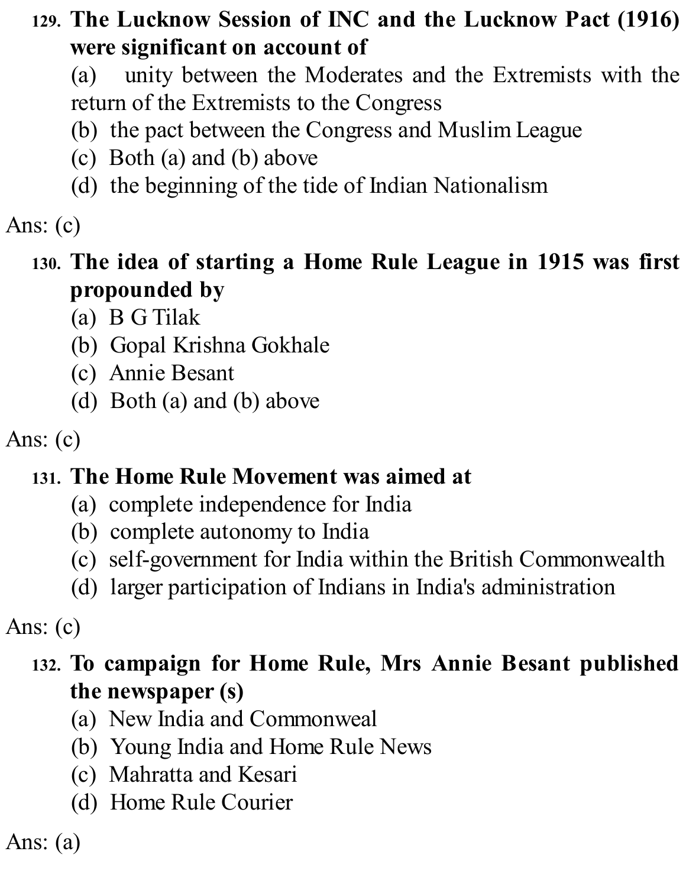**129. The Lucknow Session of INC and the Lucknow Pact (1916) were significant on account of**

(a) unity between the Moderates and the Extremists with the return of the Extremists to the Congress
(b) the pact between the Congress and Muslim League
(c) Both (a) and (b) above
(d) the beginning of the tide of Indian Nationalism

Ans: (c)

**130. The idea of starting a Home Rule League in 1915 was first propounded by**

(a) B G Tilak
(b) Gopal Krishna Gokhale
(c) Annie Besant
(d) Both (a) and (b) above

Ans: (c)

**131. The Home Rule Movement was aimed at**

(a) complete independence for India
(b) complete autonomy to India
(c) self-government for India within the British Commonwealth
(d) larger participation of Indians in India's administration

Ans: (c)

**132. To campaign for Home Rule, Mrs Annie Besant published the newspaper (s)**

(a) New India and Commonweal
(b) Young India and Home Rule News
(c) Mahratta and Kesari
(d) Home Rule Courier

Ans: (a)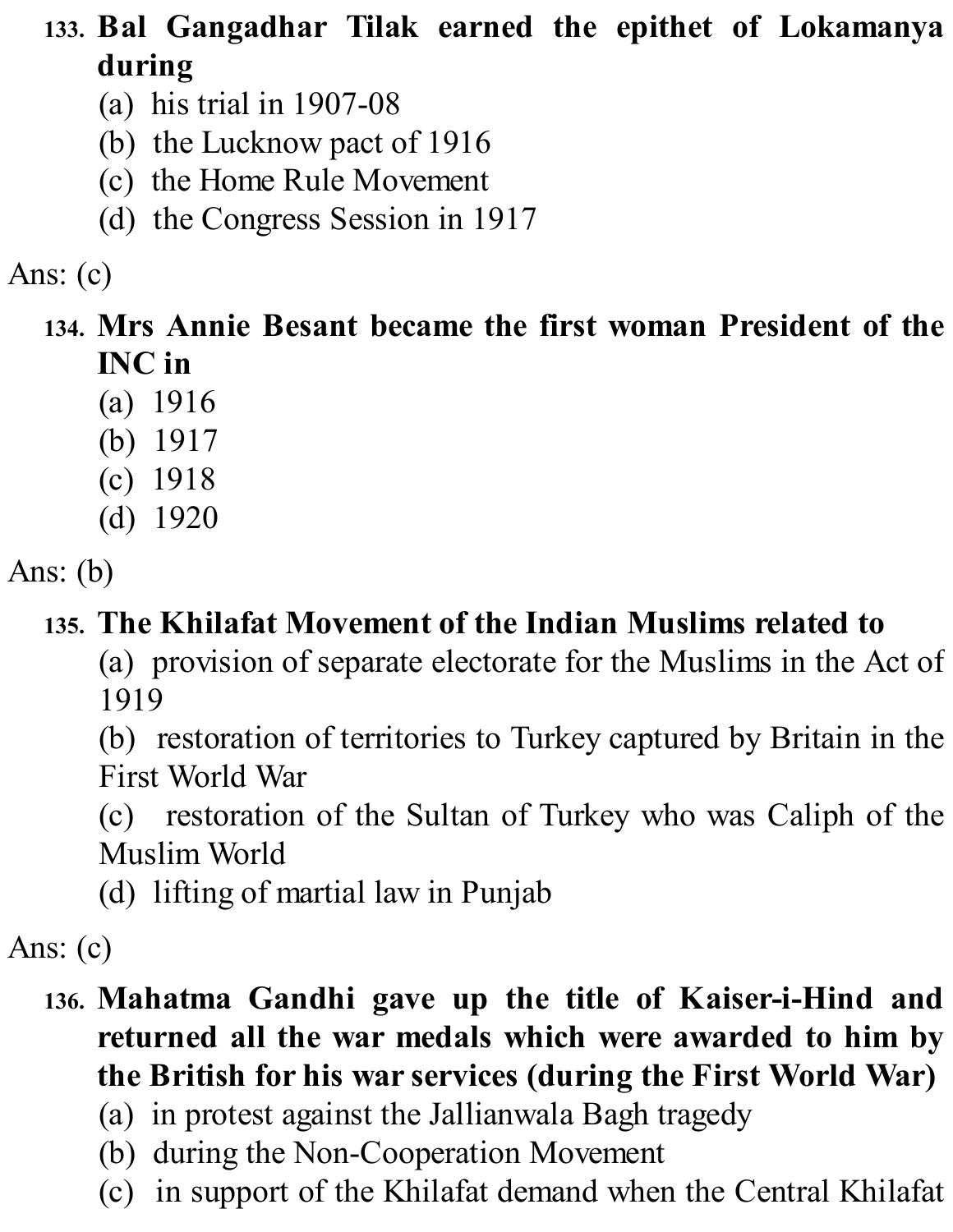133. **Bal Gangadhar Tilak earned the epithet of Lokamanya during**
   (a) his trial in 1907-08
   (b) the Lucknow pact of 1916
   (c) the Home Rule Movement
   (d) the Congress Session in 1917

Ans: (c)

134. **Mrs Annie Besant became the first woman President of the INC in**
   (a) 1916
   (b) 1917
   (c) 1918
   (d) 1920

Ans: (b)

135. **The Khilafat Movement of the Indian Muslims related to**
   (a) provision of separate electorate for the Muslims in the Act of 1919
   (b) restoration of territories to Turkey captured by Britain in the First World War
   (c) restoration of the Sultan of Turkey who was Caliph of the Muslim World
   (d) lifting of martial law in Punjab

Ans: (c)

136. **Mahatma Gandhi gave up the title of Kaiser-i-Hind and returned all the war medals which were awarded to him by the British for his war services (during the First World War)**
   (a) in protest against the Jallianwala Bagh tragedy
   (b) during the Non-Cooperation Movement
   (c) in support of the Khilafat demand when the Central Khilafat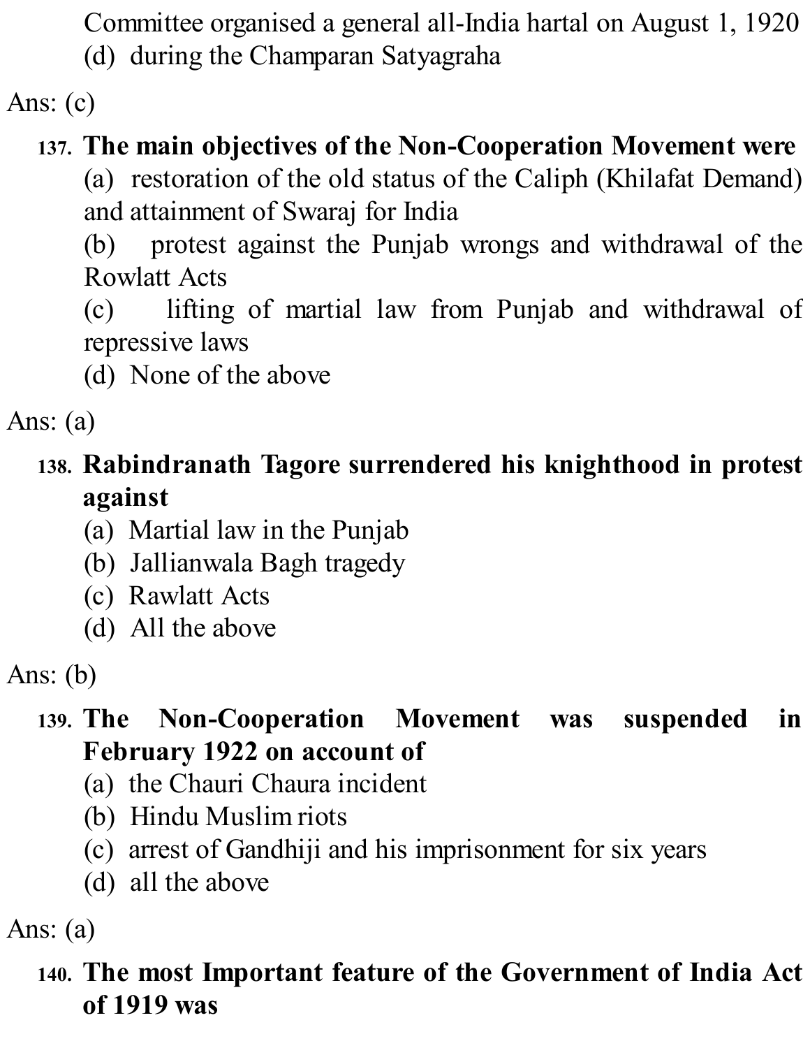Committee organised a general all-India hartal on August 1, 1920

(d) during the Champaran Satyagraha

Ans: (c)

**137. The main objectives of the Non-Cooperation Movement were**

(a) restoration of the old status of the Caliph (Khilafat Demand) and attainment of Swaraj for India

(b) protest against the Punjab wrongs and withdrawal of the Rowlatt Acts

(c) lifting of martial law from Punjab and withdrawal of repressive laws

(d) None of the above

Ans: (a)

**138. Rabindranath Tagore surrendered his knighthood in protest against**

(a) Martial law in the Punjab

(b) Jallianwala Bagh tragedy

(c) Rawlatt Acts

(d) All the above

Ans: (b)

**139. The Non-Cooperation Movement was suspended in February 1922 on account of**

(a) the Chauri Chaura incident

(b) Hindu Muslim riots

(c) arrest of Gandhiji and his imprisonment for six years

(d) all the above

Ans: (a)

**140. The most Important feature of the Government of India Act of 1919 was**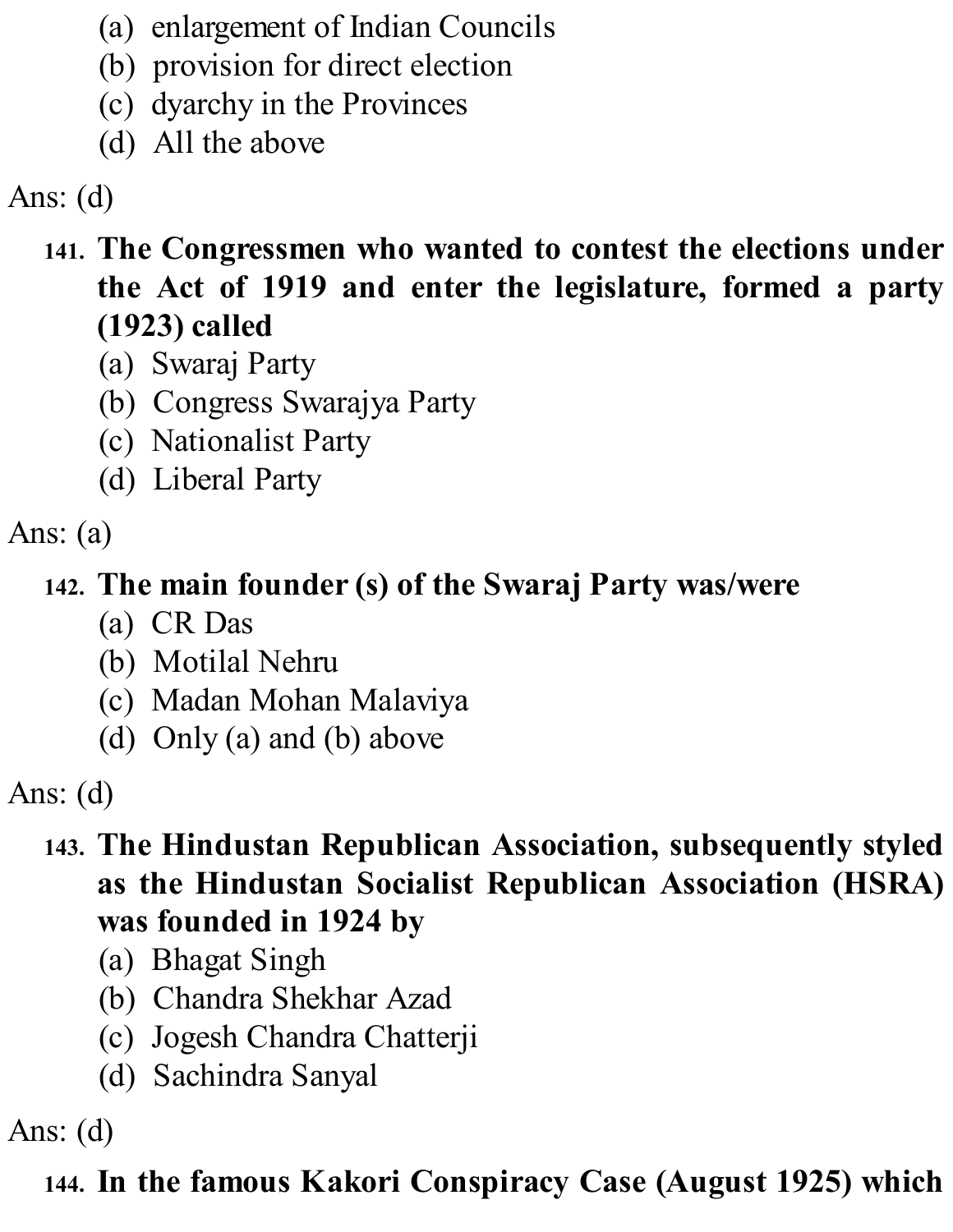(a) enlargement of Indian Councils
(b) provision for direct election
(c) dyarchy in the Provinces
(d) All the above

Ans: (d)

141. **The Congressmen who wanted to contest the elections under the Act of 1919 and enter the legislature, formed a party (1923) called**
   (a) Swaraj Party
   (b) Congress Swarajya Party
   (c) Nationalist Party
   (d) Liberal Party

Ans: (a)

142. **The main founder (s) of the Swaraj Party was/were**
   (a) CR Das
   (b) Motilal Nehru
   (c) Madan Mohan Malaviya
   (d) Only (a) and (b) above

Ans: (d)

143. **The Hindustan Republican Association, subsequently styled as the Hindustan Socialist Republican Association (HSRA) was founded in 1924 by**
   (a) Bhagat Singh
   (b) Chandra Shekhar Azad
   (c) Jogesh Chandra Chatterji
   (d) Sachindra Sanyal

Ans: (d)

144. **In the famous Kakori Conspiracy Case (August 1925) which**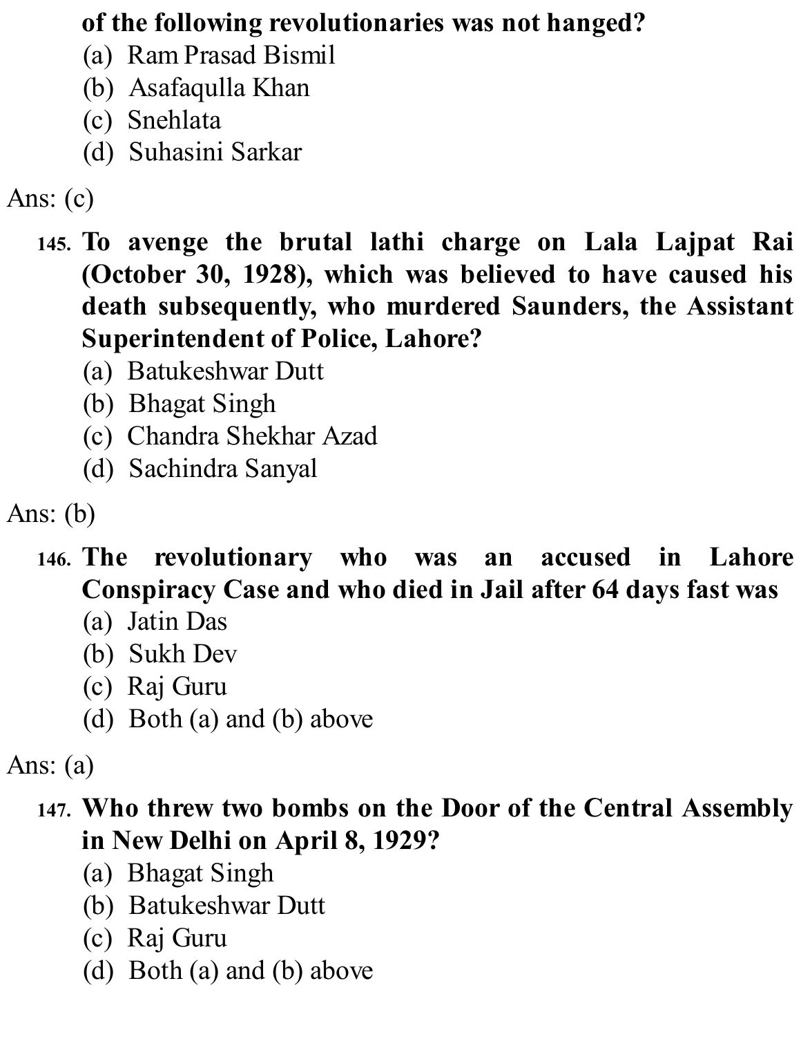**of the following revolutionaries was not hanged?**

(a) Ram Prasad Bismil
(b) Asafaqulla Khan
(c) Snehlata
(d) Suhasini Sarkar

Ans: (c)

145. **To avenge the brutal lathi charge on Lala Lajpat Rai (October 30, 1928), which was believed to have caused his death subsequently, who murdered Saunders, the Assistant Superintendent of Police, Lahore?**

(a) Batukeshwar Dutt
(b) Bhagat Singh
(c) Chandra Shekhar Azad
(d) Sachindra Sanyal

Ans: (b)

146. **The revolutionary who was an accused in Lahore Conspiracy Case and who died in Jail after 64 days fast was**

(a) Jatin Das
(b) Sukh Dev
(c) Raj Guru
(d) Both (a) and (b) above

Ans: (a)

147. **Who threw two bombs on the Door of the Central Assembly in New Delhi on April 8, 1929?**

(a) Bhagat Singh
(b) Batukeshwar Dutt
(c) Raj Guru
(d) Both (a) and (b) above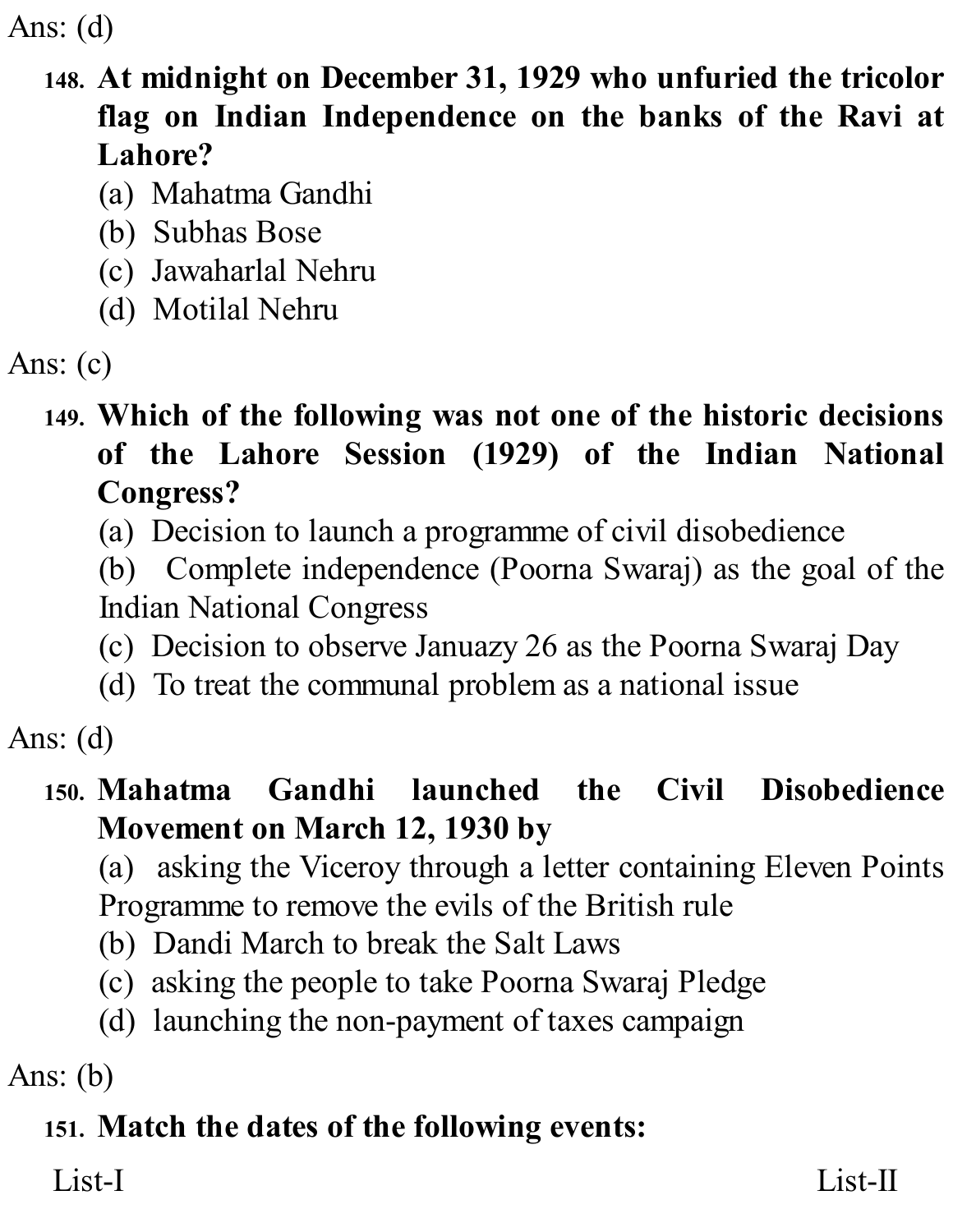Ans: (d)

148. **At midnight on December 31, 1929 who unfuried the tricolor flag on Indian Independence on the banks of the Ravi at Lahore?**
   (a) Mahatma Gandhi
   (b) Subhas Bose
   (c) Jawaharlal Nehru
   (d) Motilal Nehru

Ans: (c)

149. **Which of the following was not one of the historic decisions of the Lahore Session (1929) of the Indian National Congress?**
   (a) Decision to launch a programme of civil disobedience
   (b) Complete independence (Poorna Swaraj) as the goal of the Indian National Congress
   (c) Decision to observe Januazy 26 as the Poorna Swaraj Day
   (d) To treat the communal problem as a national issue

Ans: (d)

150. **Mahatma Gandhi launched the Civil Disobedience Movement on March 12, 1930 by**
   (a) asking the Viceroy through a letter containing Eleven Points Programme to remove the evils of the British rule
   (b) Dandi March to break the Salt Laws
   (c) asking the people to take Poorna Swaraj Pledge
   (d) launching the non-payment of taxes campaign

Ans: (b)

151. **Match the dates of the following events:**

List-I | List-II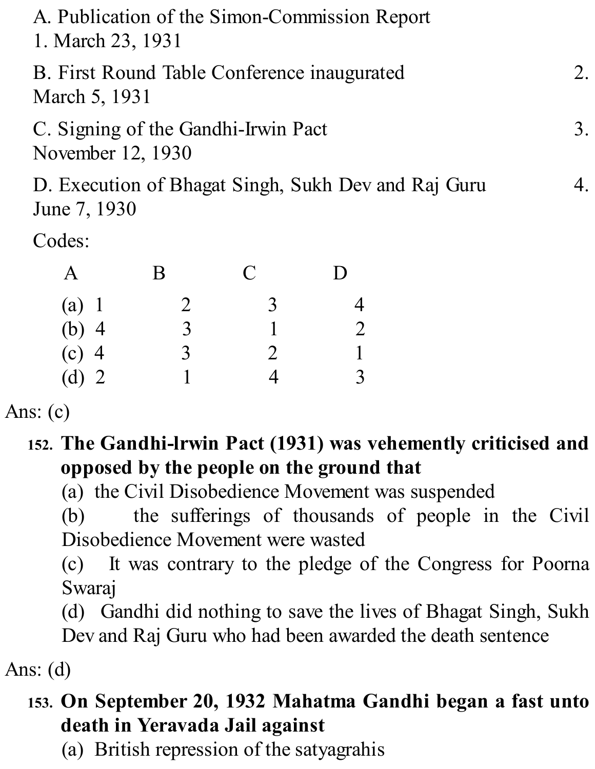A. Publication of the Simon-Commission Report
1. March 23, 1931

B. Publication of the First Round Table Conference inaugurated 2. March 5, 1931

C. Signing of the Gandhi-Irwin Pact 3. November 12, 1930

D. Execution of Bhagat Singh, Sukh Dev and Raj Guru 4. June 7, 1930

Codes:

| | A | B | C | D |
|---|---|---|---|---|
| (a) | 1 | 2 | 3 | 4 |
| (b) | 4 | 3 | 1 | 2 |
| (c) | 4 | 3 | 2 | 1 |
| (d) | 2 | 1 | 4 | 3 |

Ans: (c)

152. **The Gandhi-lrwin Pact (1931) was vehemently criticised and opposed by the people on the ground that**
(a) the Civil Disobedience Movement was suspended
(b) the sufferings of thousands of people in the Civil Disobedience Movement were wasted
(c) It was contrary to the pledge of the Congress for Poorna Swaraj
(d) Gandhi did nothing to save the lives of Bhagat Singh, Sukh Dev and Raj Guru who had been awarded the death sentence

Ans: (d)

153. **On September 20, 1932 Mahatma Gandhi began a fast unto death in Yeravada Jail against**
(a) British repression of the satyagrahis

A. Publication of the Simon-Commission Report
1. March 23, 1931

B. First Round Table Conference inaugurated 2. March 5, 1931

C. Signing of the Gandhi-Irwin Pact 3. November 12, 1930

D. Execution of Bhagat Singh, Sukh Dev and Raj Guru 4. June 7, 1930

Codes:

| | A | B | C | D |
|---|---|---|---|---|
| (a) | 1 | 2 | 3 | 4 |
| (b) | 4 | 3 | 1 | 2 |
| (c) | 4 | 3 | 2 | 1 |
| (d) | 2 | 1 | 4 | 3 |

Ans: (c)

152. **The Gandhi-lrwin Pact (1931) was vehemently criticised and opposed by the people on the ground that**
(a) the Civil Disobedience Movement was suspended
(b) the sufferings of thousands of people in the Civil Disobedience Movement were wasted
(c) It was contrary to the pledge of the Congress for Poorna Swaraj
(d) Gandhi did nothing to save the lives of Bhagat Singh, Sukh Dev and Raj Guru who had been awarded the death sentence

Ans: (d)

153. **On September 20, 1932 Mahatma Gandhi began a fast unto death in Yeravada Jail against**
(a) British repression of the satyagrahis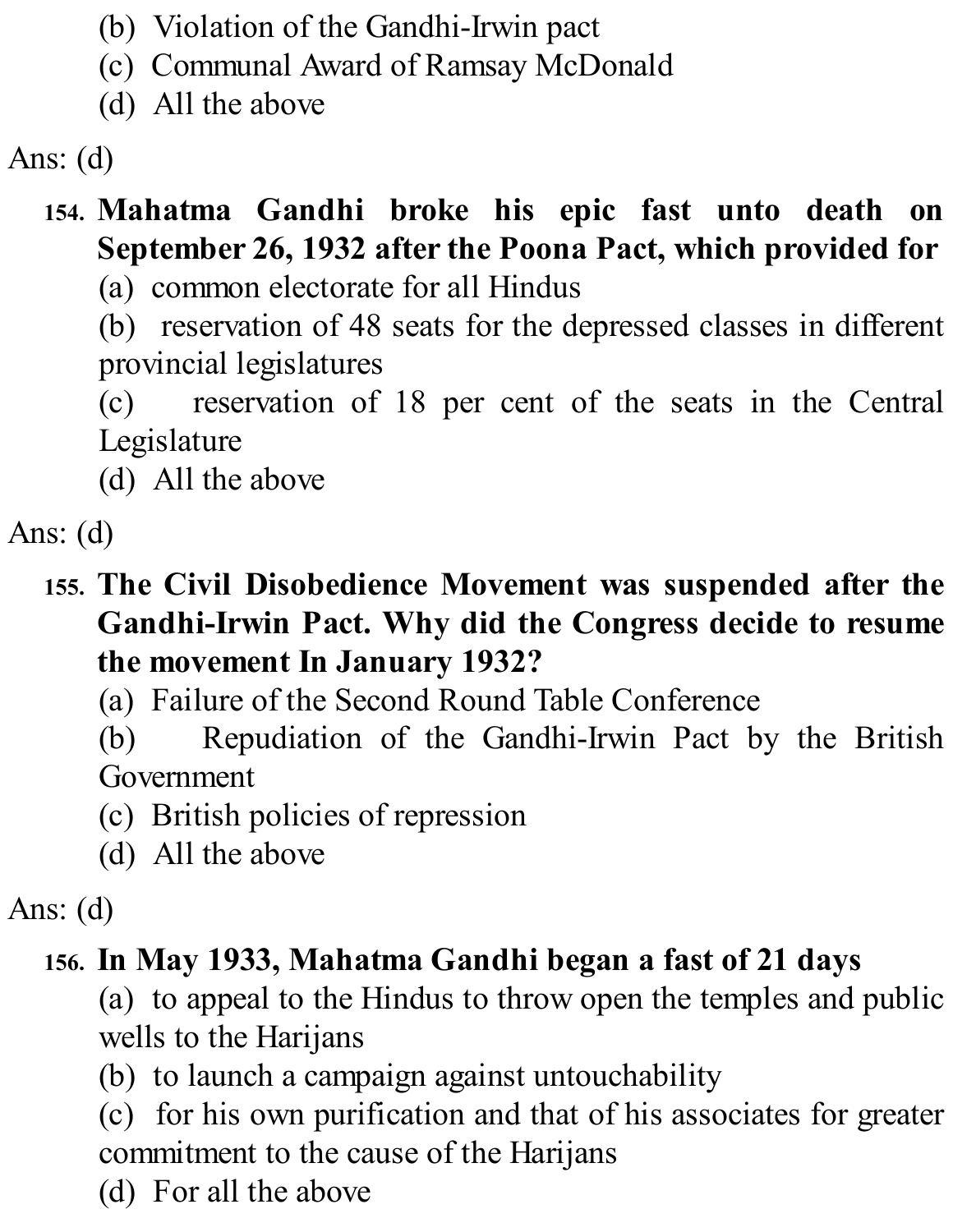(b) Violation of the Gandhi-Irwin pact
(c) Communal Award of Ramsay McDonald
(d) All the above

Ans: (d)

154. **Mahatma Gandhi broke his epic fast unto death on September 26, 1932 after the Poona Pact, which provided for**
(a) common electorate for all Hindus
(b) reservation of 48 seats for the depressed classes in different provincial legislatures
(c) reservation of 18 per cent of the seats in the Central Legislature
(d) All the above

Ans: (d)

155. **The Civil Disobedience Movement was suspended after the Gandhi-Irwin Pact. Why did the Congress decide to resume the movement In January 1932?**
(a) Failure of the Second Round Table Conference
(b) Repudiation of the Gandhi-Irwin Pact by the British Government
(c) British policies of repression
(d) All the above

Ans: (d)

156. **In May 1933, Mahatma Gandhi began a fast of 21 days**
(a) to appeal to the Hindus to throw open the temples and public wells to the Harijans
(b) to launch a campaign against untouchability
(c) for his own purification and that of his associates for greater commitment to the cause of the Harijans
(d) For all the above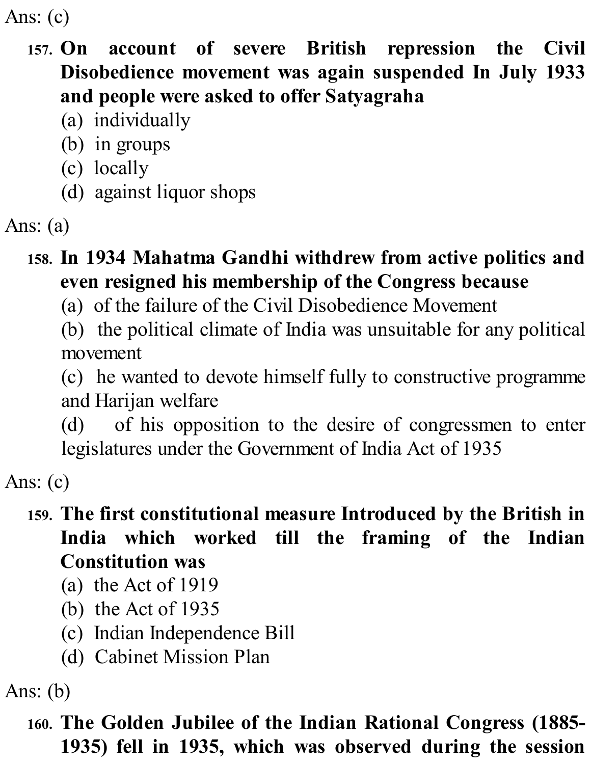Ans: (c)

157. **On account of severe British repression the Civil Disobedience movement was again suspended In July 1933 and people were asked to offer Satyagraha**

   (a) individually
   (b) in groups
   (c) locally
   (d) against liquor shops

Ans: (a)

158. **In 1934 Mahatma Gandhi withdrew from active politics and even resigned his membership of the Congress because**

   (a) of the failure of the Civil Disobedience Movement
   (b) the political climate of India was unsuitable for any political movement
   (c) he wanted to devote himself fully to constructive programme and Harijan welfare
   (d) of his opposition to the desire of congressmen to enter legislatures under the Government of India Act of 1935

Ans: (c)

159. **The first constitutional measure Introduced by the British in India which worked till the framing of the Indian Constitution was**

   (a) the Act of 1919
   (b) the Act of 1935
   (c) Indian Independence Bill
   (d) Cabinet Mission Plan

Ans: (b)

160. **The Golden Jubilee of the Indian Rational Congress (1885-1935) fell in 1935, which was observed during the session**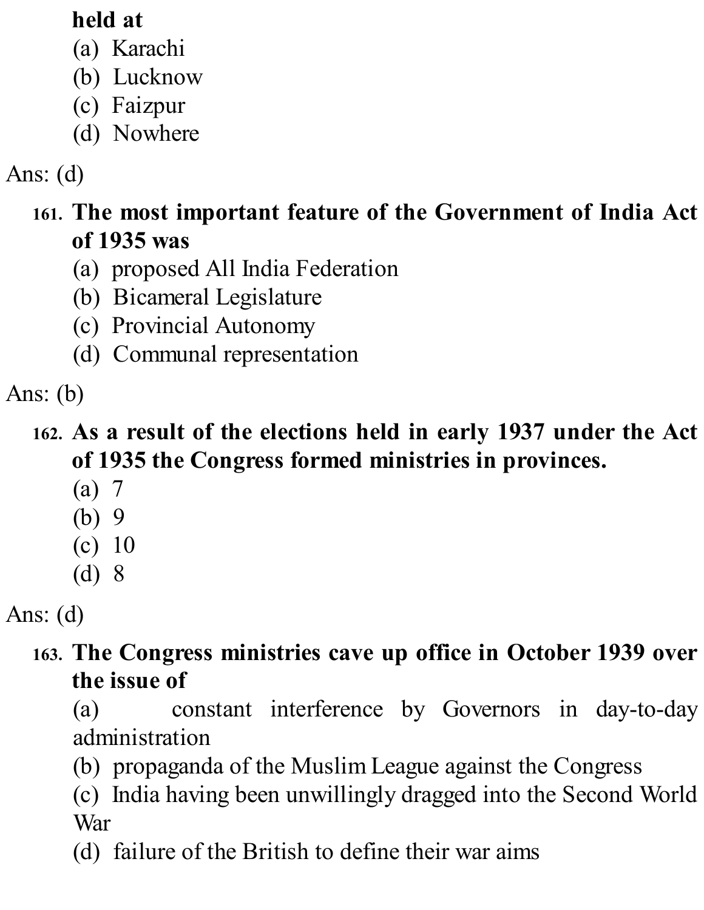**held at**

(a) Karachi
(b) Lucknow
(c) Faizpur
(d) Nowhere

Ans: (d)

161. **The most important feature of the Government of India Act of 1935 was**

(a) proposed All India Federation
(b) Bicameral Legislature
(c) Provincial Autonomy
(d) Communal representation

Ans: (b)

162. **As a result of the elections held in early 1937 under the Act of 1935 the Congress formed ministries in provinces.**

(a) 7
(b) 9
(c) 10
(d) 8

Ans: (d)

163. **The Congress ministries cave up office in October 1939 over the issue of**

(a) constant interference by Governors in day-to-day administration
(b) propaganda of the Muslim League against the Congress
(c) India having been unwillingly dragged into the Second World War
(d) failure of the British to define their war aims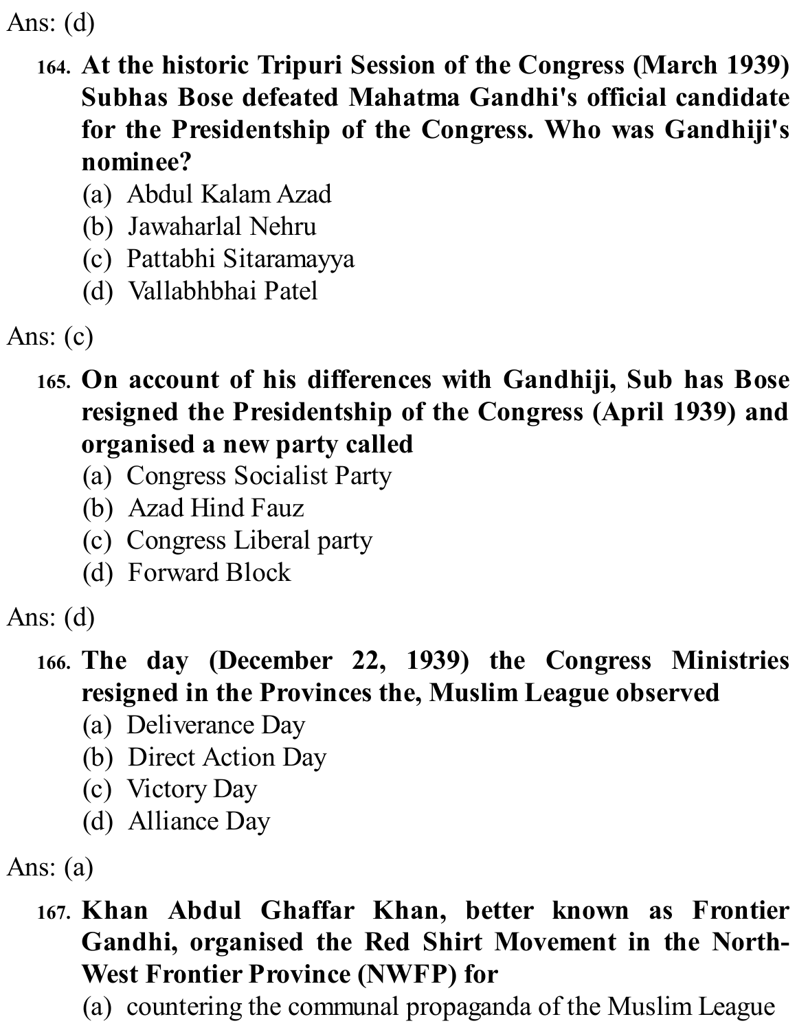Ans: (d)

164. **At the historic Tripuri Session of the Congress (March 1939) Subhas Bose defeated Mahatma Gandhi's official candidate for the Presidentship of the Congress. Who was Gandhiji's nominee?**
    (a) Abdul Kalam Azad
    (b) Jawaharlal Nehru
    (c) Pattabhi Sitaramayya
    (d) Vallabhbhai Patel

Ans: (c)

165. **On account of his differences with Gandhiji, Sub has Bose resigned the Presidentship of the Congress (April 1939) and organised a new party called**
    (a) Congress Socialist Party
    (b) Azad Hind Fauz
    (c) Congress Liberal party
    (d) Forward Block

Ans: (d)

166. **The day (December 22, 1939) the Congress Ministries resigned in the Provinces the, Muslim League observed**
    (a) Deliverance Day
    (b) Direct Action Day
    (c) Victory Day
    (d) Alliance Day

Ans: (a)

167. **Khan Abdul Ghaffar Khan, better known as Frontier Gandhi, organised the Red Shirt Movement in the North-West Frontier Province (NWFP) for**
    (a) countering the communal propaganda of the Muslim League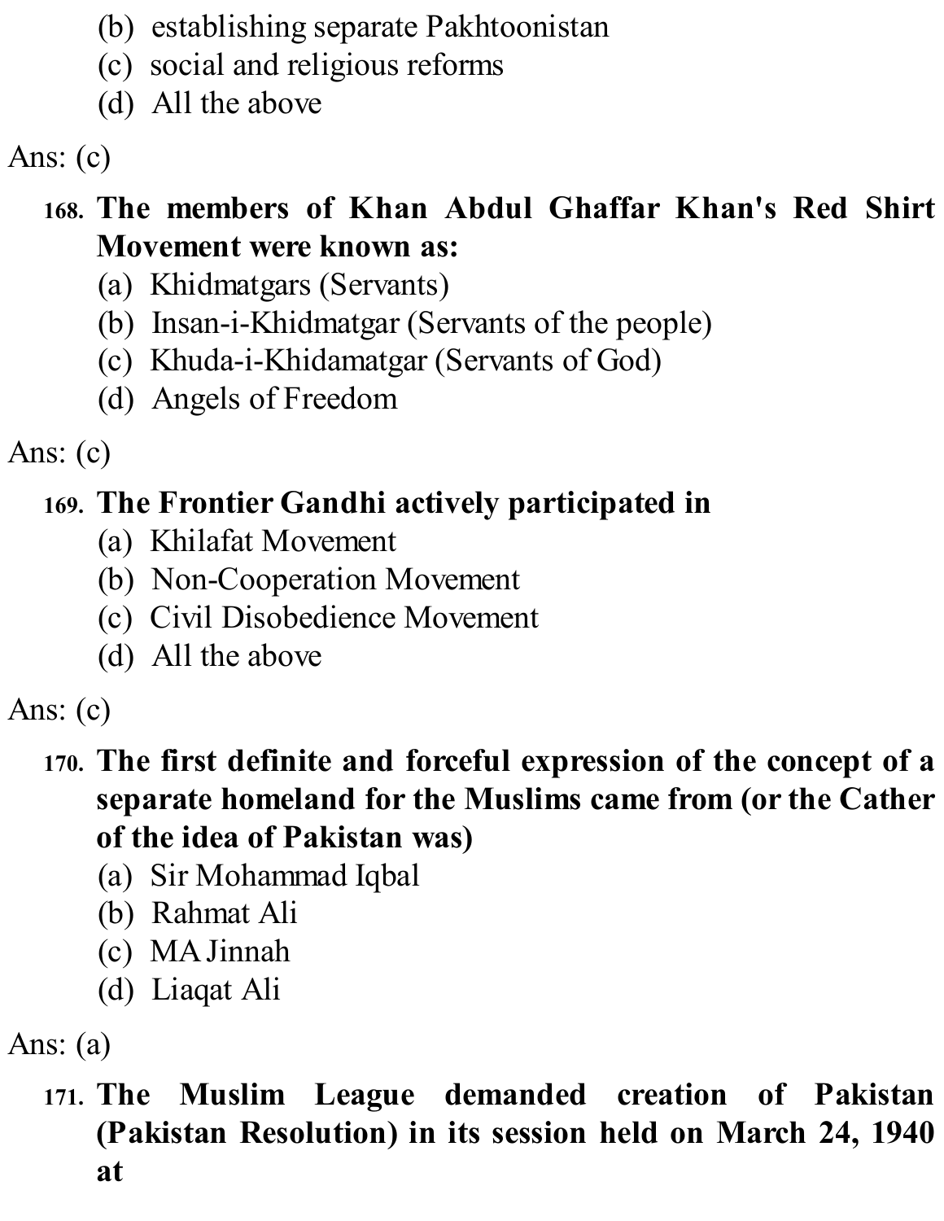(b) establishing separate Pakhtoonistan
(c) social and religious reforms
(d) All the above

Ans: (c)

168. **The members of Khan Abdul Ghaffar Khan's Red Shirt Movement were known as:**
(a) Khidmatgars (Servants)
(b) Insan-i-Khidmatgar (Servants of the people)
(c) Khuda-i-Khidamatgar (Servants of God)
(d) Angels of Freedom

Ans: (c)

169. **The Frontier Gandhi actively participated in**
(a) Khilafat Movement
(b) Non-Cooperation Movement
(c) Civil Disobedience Movement
(d) All the above

Ans: (c)

170. **The first definite and forceful expression of the concept of a separate homeland for the Muslims came from (or the Cather of the idea of Pakistan was)**
(a) Sir Mohammad Iqbal
(b) Rahmat Ali
(c) MA Jinnah
(d) Liaqat Ali

Ans: (a)

171. **The Muslim League demanded creation of Pakistan (Pakistan Resolution) in its session held on March 24, 1940 at**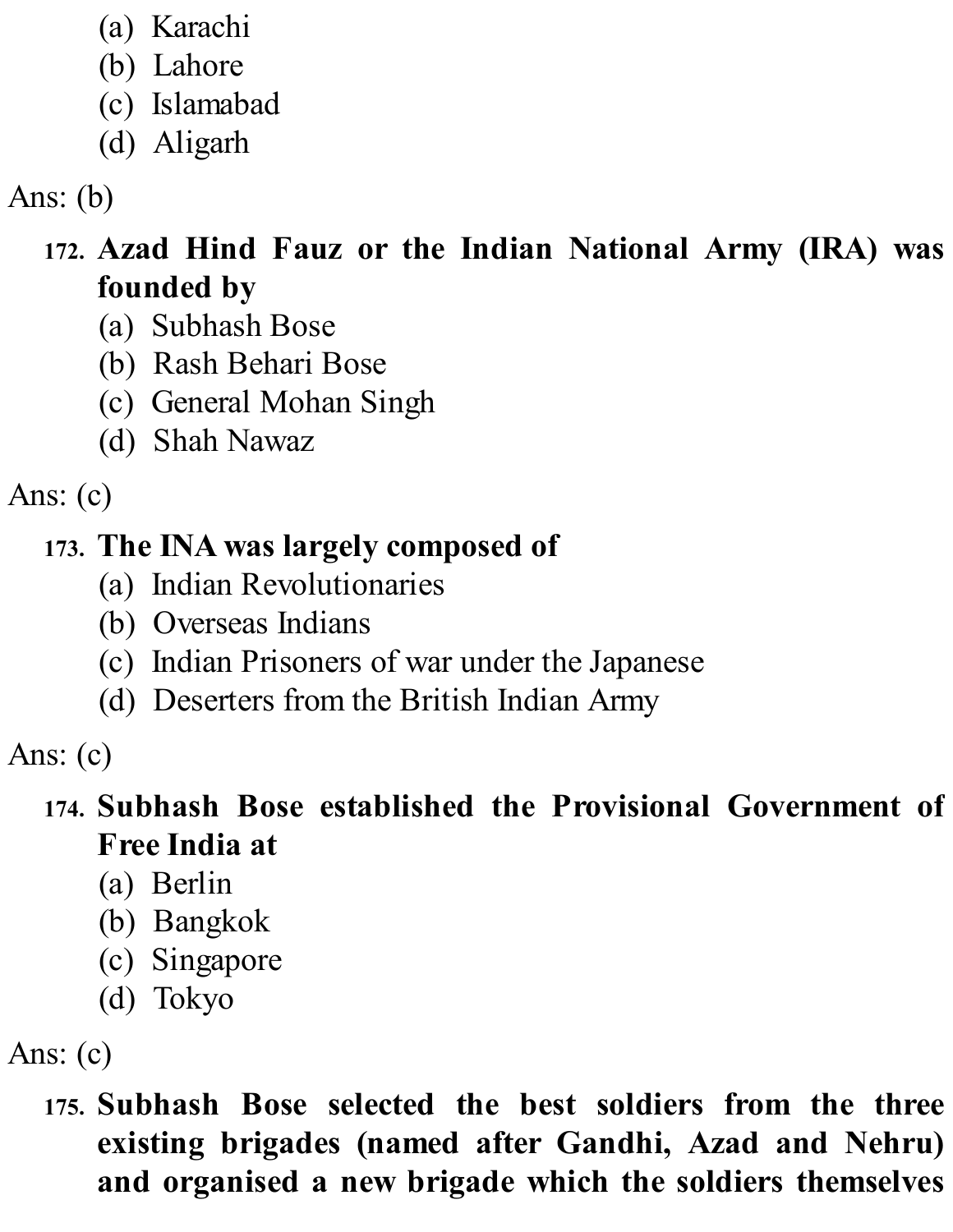(a) Karachi
(b) Lahore
(c) Islamabad
(d) Aligarh

Ans: (b)

**172. Azad Hind Fauz or the Indian National Army (IRA) was founded by**

(a) Subhash Bose
(b) Rash Behari Bose
(c) General Mohan Singh
(d) Shah Nawaz

Ans: (c)

**173. The INA was largely composed of**

(a) Indian Revolutionaries
(b) Overseas Indians
(c) Indian Prisoners of war under the Japanese
(d) Deserters from the British Indian Army

Ans: (c)

**174. Subhash Bose established the Provisional Government of Free India at**

(a) Berlin
(b) Bangkok
(c) Singapore
(d) Tokyo

Ans: (c)

**175. Subhash Bose selected the best soldiers from the three existing brigades (named after Gandhi, Azad and Nehru) and organised a new brigade which the soldiers themselves**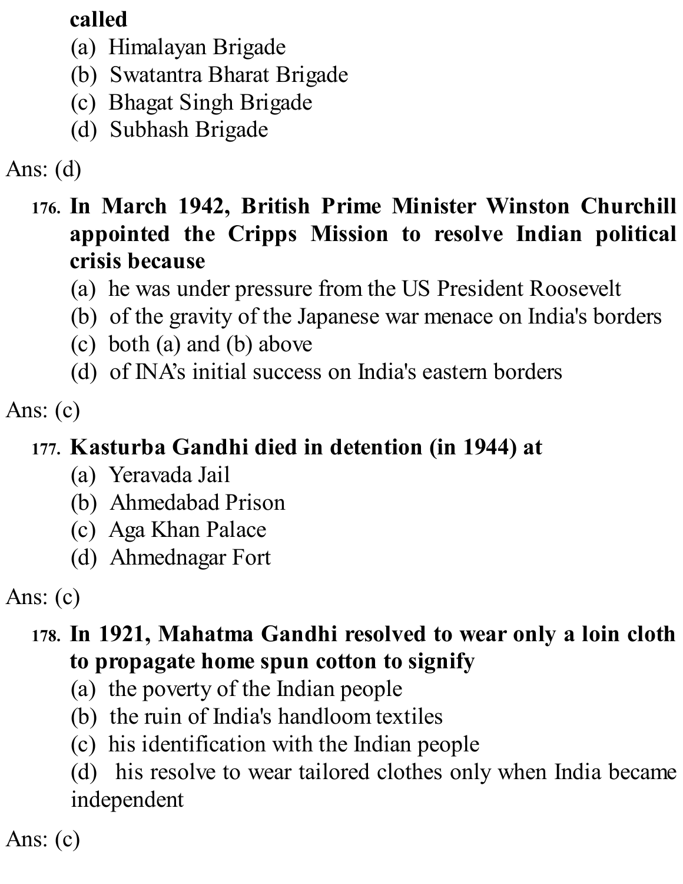**called**

(a) Himalayan Brigade
(b) Swatantra Bharat Brigade
(c) Bhagat Singh Brigade
(d) Subhash Brigade

Ans: (d)

176. **In March 1942, British Prime Minister Winston Churchill appointed the Cripps Mission to resolve Indian political crisis because**

(a) he was under pressure from the US President Roosevelt
(b) of the gravity of the Japanese war menace on India's borders
(c) both (a) and (b) above
(d) of INA's initial success on India's eastern borders

Ans: (c)

177. **Kasturba Gandhi died in detention (in 1944) at**

(a) Yeravada Jail
(b) Ahmedabad Prison
(c) Aga Khan Palace
(d) Ahmednagar Fort

Ans: (c)

178. **In 1921, Mahatma Gandhi resolved to wear only a loin cloth to propagate home spun cotton to signify**

(a) the poverty of the Indian people
(b) the ruin of India's handloom textiles
(c) his identification with the Indian people
(d) his resolve to wear tailored clothes only when India became independent

Ans: (c)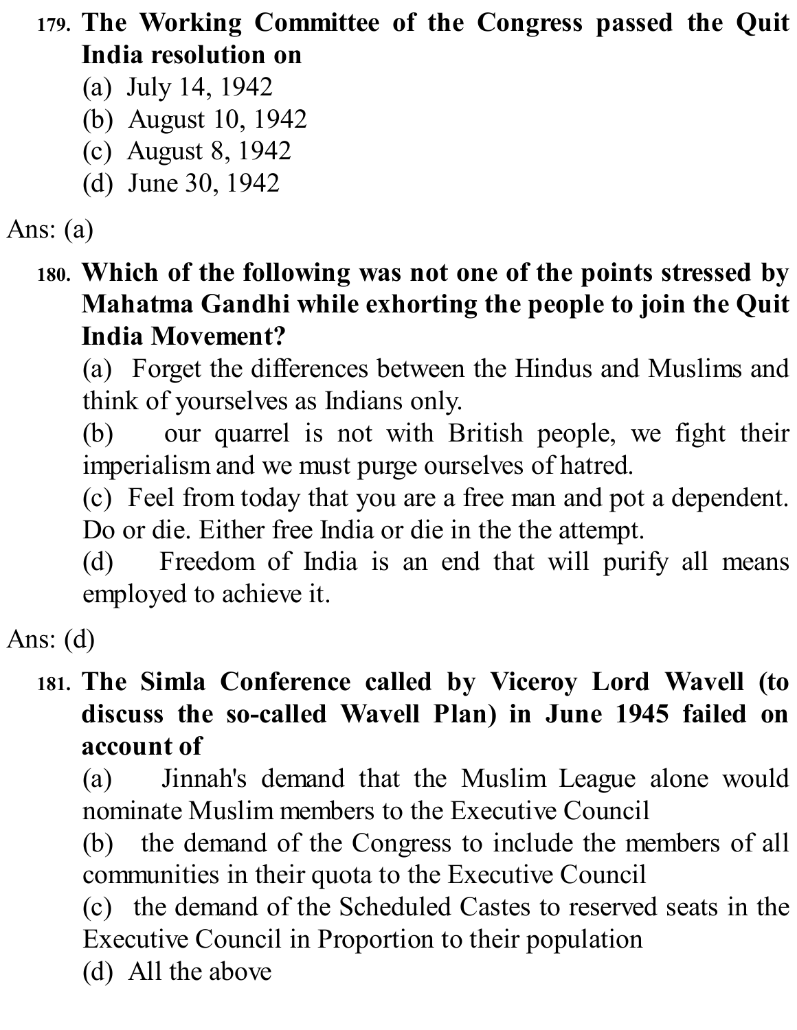**179. The Working Committee of the Congress passed the Quit India resolution on**

(a) July 14, 1942
(b) August 10, 1942
(c) August 8, 1942
(d) June 30, 1942

Ans: (a)

**180. Which of the following was not one of the points stressed by Mahatma Gandhi while exhorting the people to join the Quit India Movement?**

(a) Forget the differences between the Hindus and Muslims and think of yourselves as Indians only.
(b) our quarrel is not with British people, we fight their imperialism and we must purge ourselves of hatred.
(c) Feel from today that you are a free man and pot a dependent. Do or die. Either free India or die in the the attempt.
(d) Freedom of India is an end that will purify all means employed to achieve it.

Ans: (d)

**181. The Simla Conference called by Viceroy Lord Wavell (to discuss the so-called Wavell Plan) in June 1945 failed on account of**

(a) Jinnah's demand that the Muslim League alone would nominate Muslim members to the Executive Council
(b) the demand of the Congress to include the members of all communities in their quota to the Executive Council
(c) the demand of the Scheduled Castes to reserved seats in the Executive Council in Proportion to their population
(d) All the above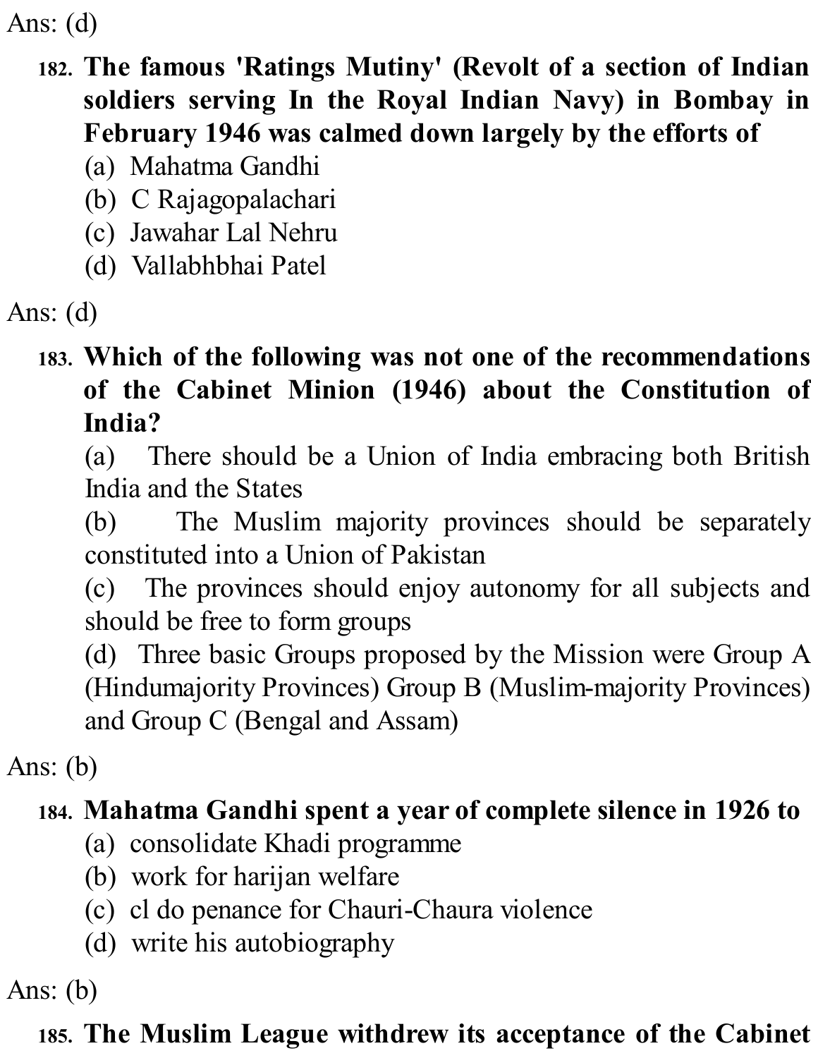Ans: (d)

182. **The famous 'Ratings Mutiny' (Revolt of a section of Indian soldiers serving In the Royal Indian Navy) in Bombay in February 1946 was calmed down largely by the efforts of**
   (a) Mahatma Gandhi
   (b) C Rajagopalachari
   (c) Jawahar Lal Nehru
   (d) Vallabhbhai Patel

Ans: (d)

183. **Which of the following was not one of the recommendations of the Cabinet Minion (1946) about the Constition of India?**
   (a) There should be a Union of India embracing both British India and the States
   (b) The Muslim majority provinces should be separately constituted into a Union of Pakistan
   (c) The provinces should enjoy autonomy for all subjects and should be free to form groups
   (d) Three basic Groups proposed by the Mission were Group A (Hindumajority Provinces) Group B (Muslim-majority Provinces) and Group C (Bengal and Assam)

Ans: (b)

184. **Mahatma Gandhi spent a year of complete silence in 1926 to**
   (a) consolidate Khadi programme
   (b) work for harijan welfare
   (c) cl do penance for Chauri-Chaura violence
   (d) write his autobiography

Ans: (b)

185. **The Muslim League withdrew its acceptance of the Cabinet**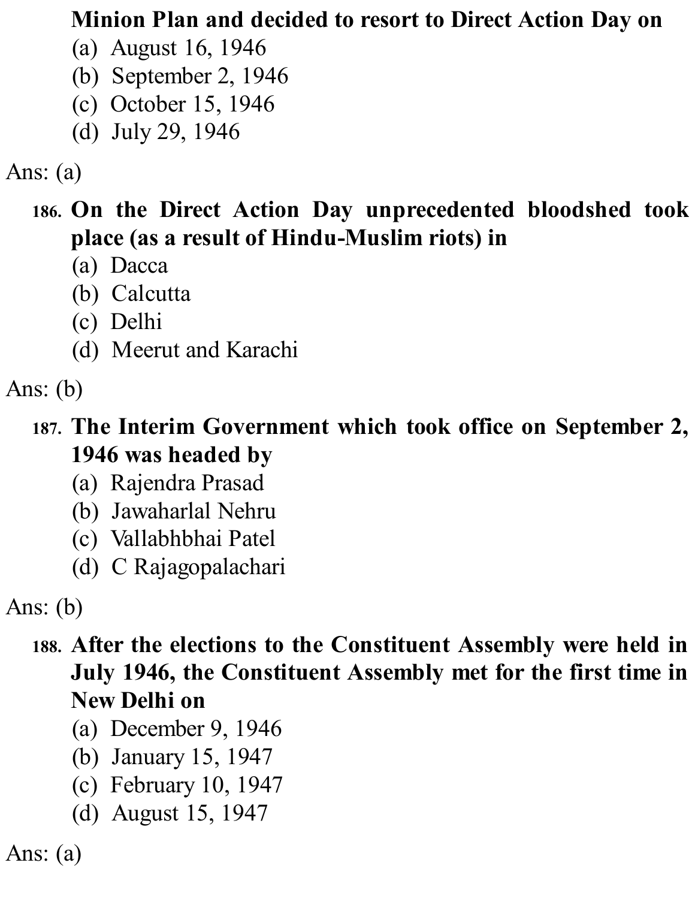**Minion Plan and decided to resort to Direct Action Day on**

(a) August 16, 1946
(b) September 2, 1946
(c) October 15, 1946
(d) July 29, 1946

Ans: (a)

186. **On the Direct Action Day unprecedented bloodshed took place (as a result of Hindu-Muslim riots) in**

(a) Dacca
(b) Calcutta
(c) Delhi
(d) Meerut and Karachi

Ans: (b)

187. **The Interim Government which took office on September 2, 1946 was headed by**

(a) Rajendra Prasad
(b) Jawaharlal Nehru
(c) Vallabhbhai Patel
(d) C Rajagopalachari

Ans: (b)

188. **After the elections to the Constituent Assembly were held in July 1946, the Constituent Assembly met for the first time in New Delhi on**

(a) December 9, 1946
(b) January 15, 1947
(c) February 10, 1947
(d) August 15, 1947

Ans: (a)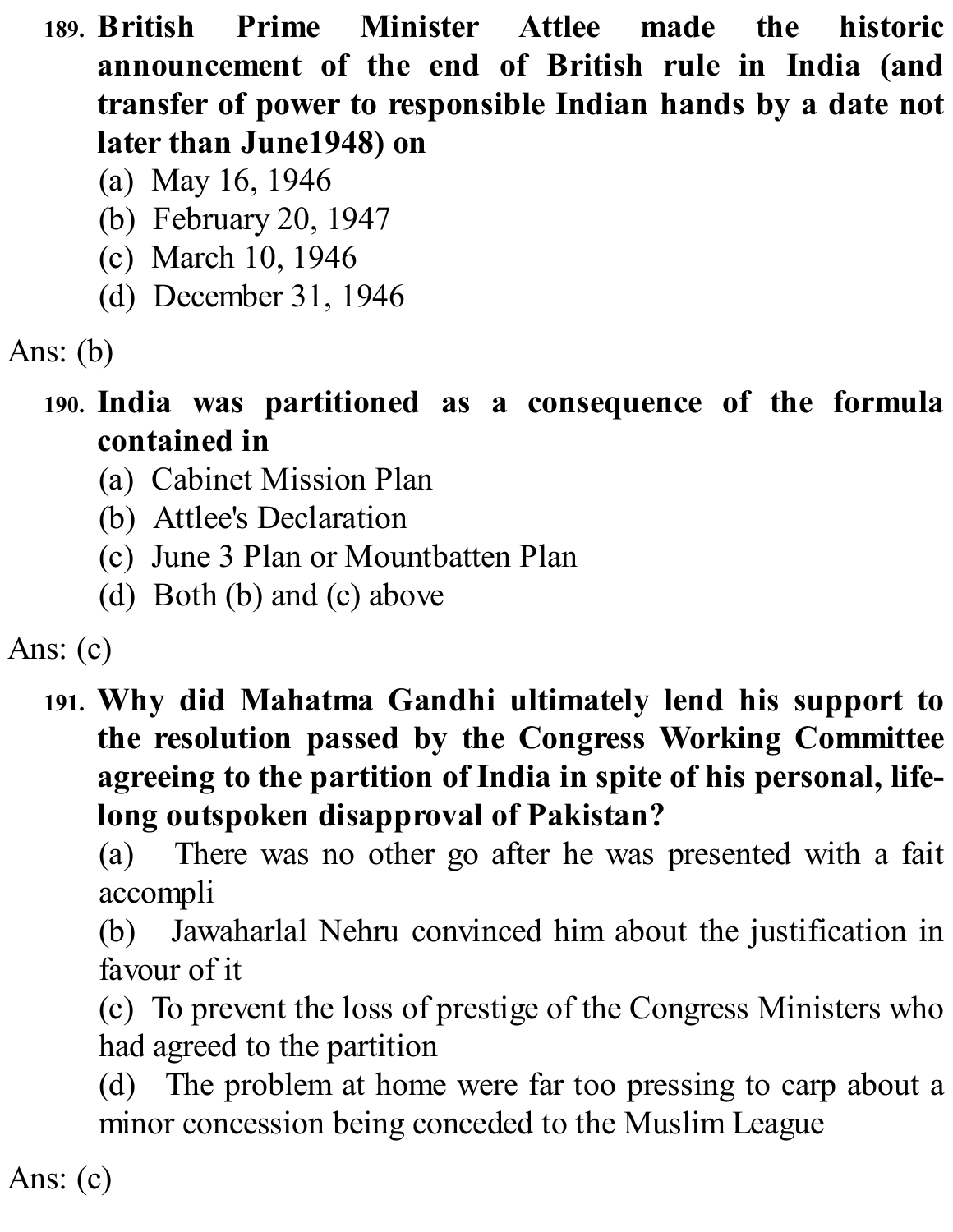**189. British Prime Minister Attlee made the historic announcement of the end of British rule in India (and transfer of power to responsible Indian hands by a date not later than June1948) on**

(a) May 16, 1946
(b) February 20, 1947
(c) March 10, 1946
(d) December 31, 1946

Ans: (b)

**190. India was partitioned as a consequence of the formula contained in**

(a) Cabinet Mission Plan
(b) Attlee's Declaration
(c) June 3 Plan or Mountbatten Plan
(d) Both (b) and (c) above

Ans: (c)

**191. Why did Mahatma Gandhi ultimately lend his support to the resolution passed by the Congress Working Committee agreeing to the partition of India in spite of his personal, life-long outspoken disapproval of Pakistan?**

(a) There was no other go after he was presented with a fait accompli

(b) Jawaharlal Nehru convinced him about the justification in favour of it

(c) To prevent the loss of prestige of the Congress Ministers who had agreed to the partition

(d) The problem at home were far too pressing to carp about a minor concession being conceded to the Muslim League

Ans: (c)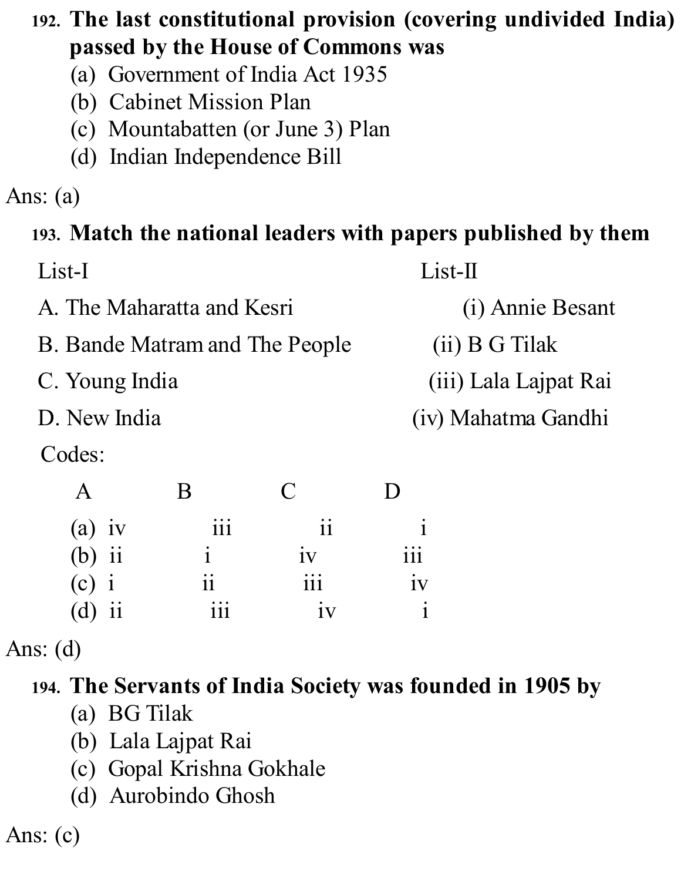**192. The last constitutional provision (covering undivided India) passed by the House of Commons was**

(a) Government of India Act 1935
(b) Cabinet Mission Plan
(c) Mountabatten (or June 3) Plan
(d) Indian Independence Bill

Ans: (a)

**193. Match the national leaders with papers published by them**

| List-I | List-II |
| --- | --- |
| A. The Maharatta and Kesri | (i) Annie Besant |
| B. Bande Matram and The People | (ii) B G Tilak |
| C. Young India | (iii) Lala Lajpat Rai |
| D. New India | (iv) Mahatma Gandhi |

Codes:

| | A | B | C | D |
| --- | --- | --- | --- | --- |
| (a) | iv | iii | ii | i |
| (b) | ii | i | iv | iii |
| (c) | i | ii | iii | iv |
| (d) | ii | iii | iv | i |

Ans: (d)

**194. The Servants of India Society was founded in 1905 by**

(a) BG Tilak
(b) Lala Lajpat Rai
(c) Gopal Krishna Gokhale
(d) Aurobindo Ghosh

Ans: (c)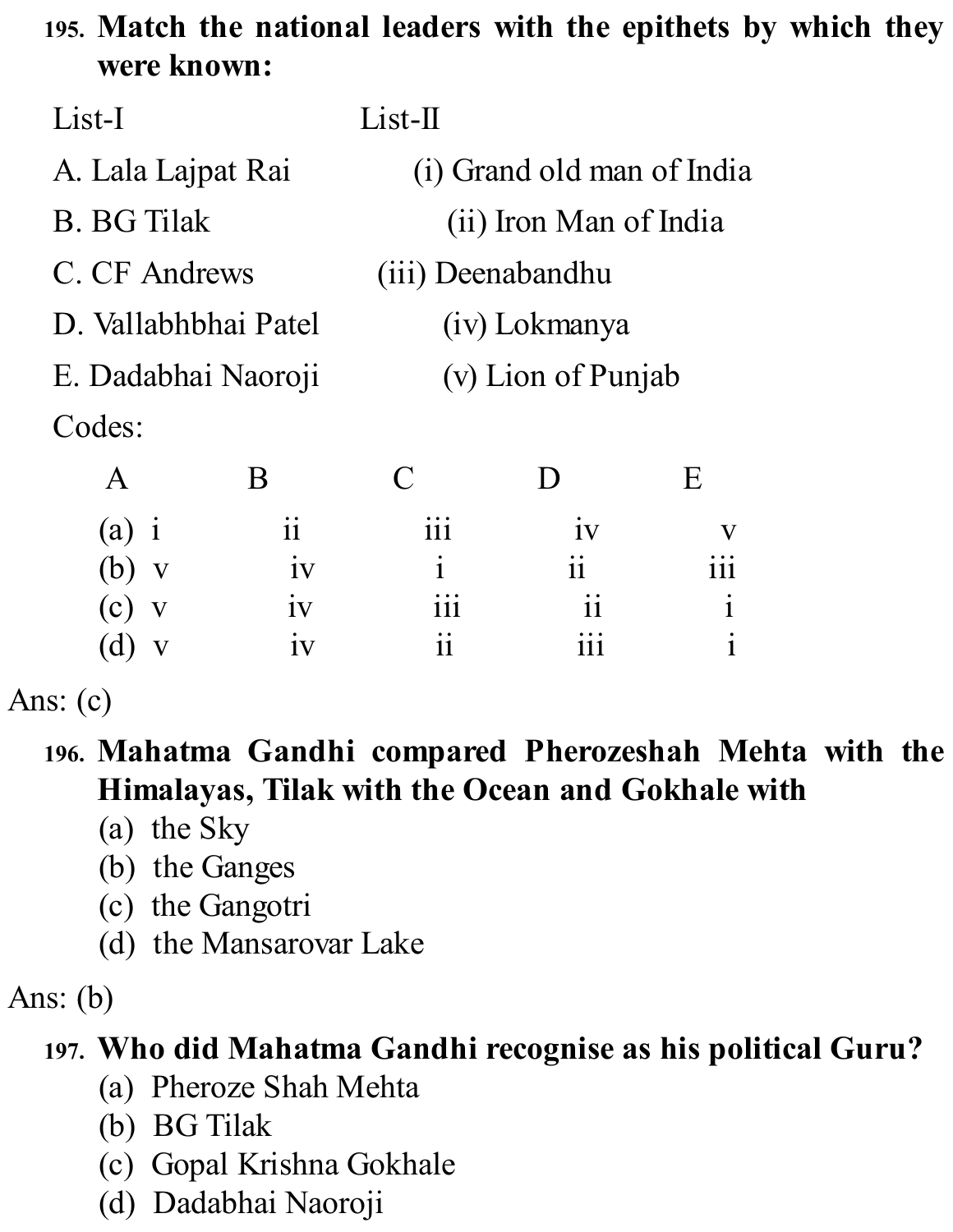**195. Match the national leaders with the epithets by which they were known:**

| List-I | List-II |
|---|---|
| A. Lala Lajpat Rai | (i) Grand old man of India |
| B. BG Tilak | (ii) Iron Man of India |
| C. CF Andrews | (iii) Deenabandhu |
| D. Vallabhbhai Patel | (iv) Lokmanya |
| E. Dadabhai Naoroji | (v) Lion of Punjab |

Codes:

| | A | B | C | D | E |
|---|---|---|---|---|---|
| (a) | i | ii | iii | iv | v |
| (b) | v | iv | i | ii | iii |
| (c) | v | iv | iii | ii | i |
| (d) | v | iv | ii | iii | i |

Ans: (c)

**196. Mahatma Gandhi compared Pherozeshah Mehta with the Himalayas, Tilak with the Ocean and Gokhale with**

(a) the Sky
(b) the Ganges
(c) the Gangotri
(d) the Mansarovar Lake

Ans: (b)

**197. Who did Mahatma Gandhi recognise as his political Guru?**

(a) Pheroze Shah Mehta
(b) BG Tilak
(c) Gopal Krishna Gokhale
(d) Dadabhai Naoroji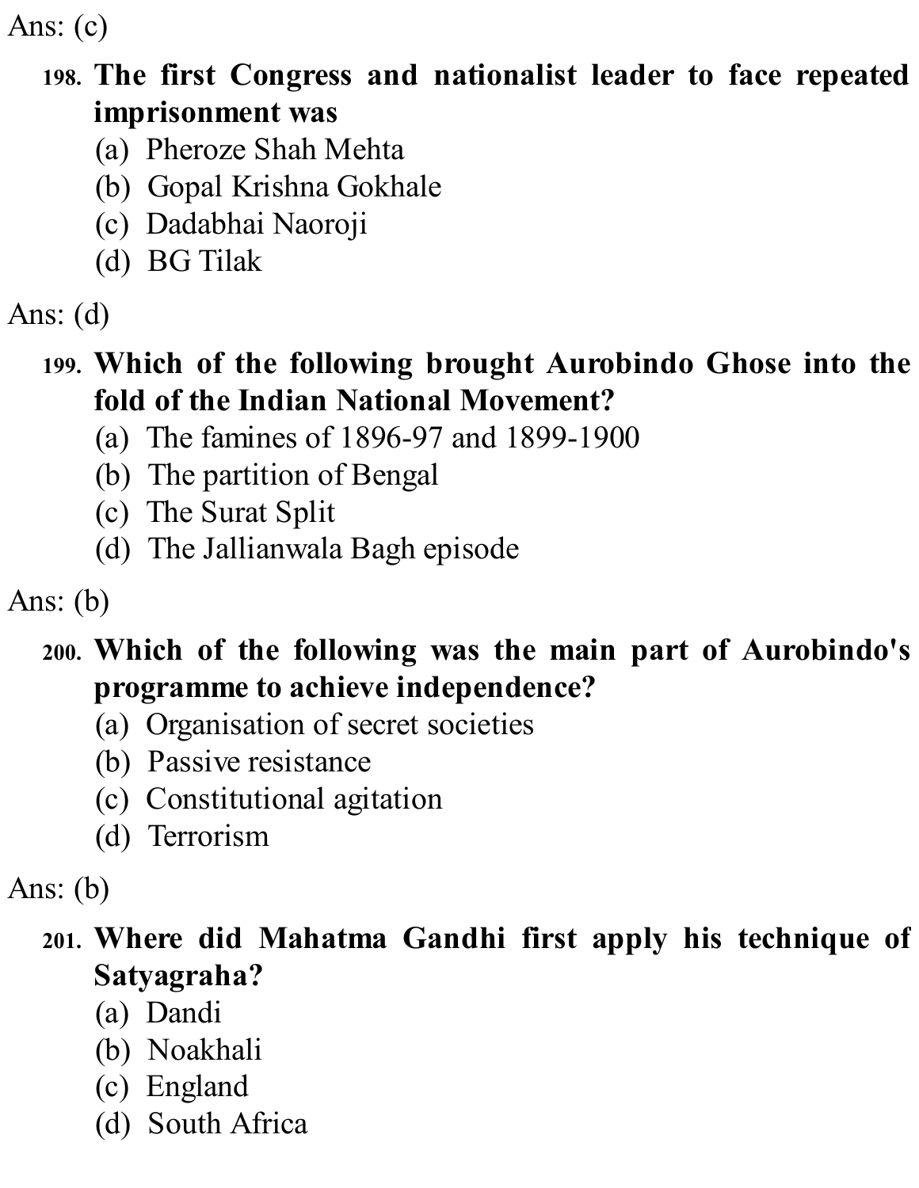Ans: (c)

**198. The first Congress and nationalist leader to face repeated imprisonment was**

(a) Pheroze Shah Mehta
(b) Gopal Krishna Gokhale
(c) Dadabhai Naoroji
(d) BG Tilak

Ans: (d)

**199. Which of the following brought Aurobindo Ghose into the fold of the Indian National Movement?**

(a) The famines of 1896-97 and 1899-1900
(b) The partition of Bengal
(c) The Surat Split
(d) The Jallianwala Bagh episode

Ans: (b)

**200. Which of the following was the main part of Aurobindo's programme to achieve independence?**

(a) Organisation of secret societies
(b) Passive resistance
(c) Constitutional agitation
(d) Terrorism

Ans: (b)

**201. Where did Mahatma Gandhi first apply his technique of Satyagraha?**

(a) Dandi
(b) Noakhali
(c) England
(d) South Africa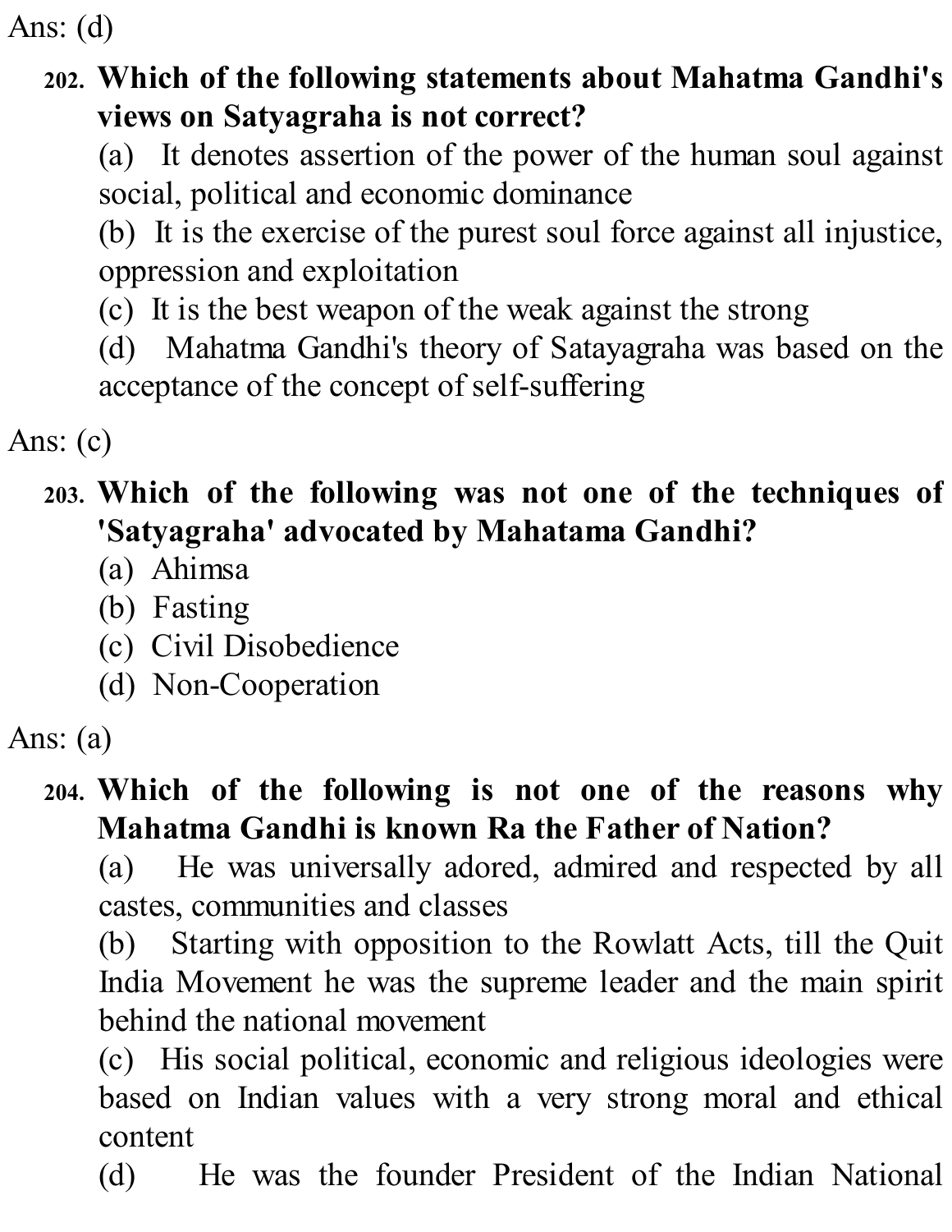Ans: (d)

**202. Which of the following statements about Mahatma Gandhi's views on Satyagraha is not correct?**

(a) It denotes assertion of the power of the human soul against social, political and economic dominance

(b) It is the exercise of the purest soul force against all injustice, oppression and exploitation

(c) It is the best weapon of the weak against the strong

(d) Mahatma Gandhi's theory of Satayagraha was based on the acceptance of the concept of self-suffering

Ans: (c)

**203. Which of the following was not one of the techniques of 'Satyagraha' advocated by Mahatama Gandhi?**

(a) Ahimsa

(b) Fasting

(c) Civil Disobedience

(d) Non-Cooperation

Ans: (a)

**204. Which of the following is not one of the reasons why Mahatma Gandhi is known Ra the Father of Nation?**

(a) He was universally adored, admired and respected by all castes, communities and classes

(b) Starting with opposition to the Rowlatt Acts, till the Quit India Movement he was the supreme leader and the main spirit behind the national movement

(c) His social political, economic and religious ideologies were based on Indian values with a very strong moral and ethical content

(d) He was the founder President of the Indian National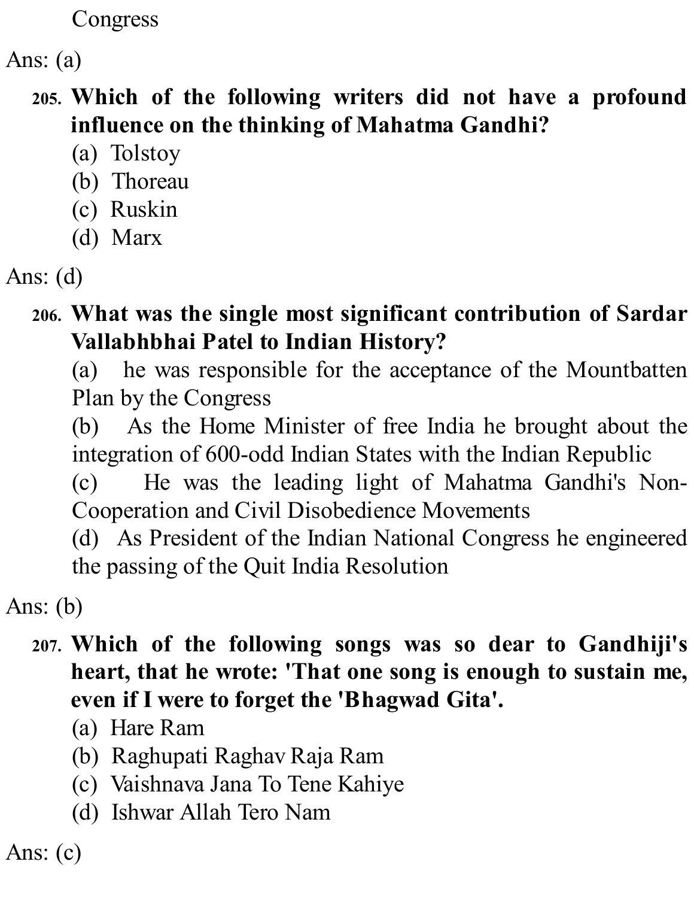Congress

Ans: (a)

205. **Which of the following writers did not have a profound influence on the thinking of Mahatma Gandhi?**

(a) Tolstoy
(b) Thoreau
(c) Ruskin
(d) Marx

Ans: (d)

206. **What was the single most significant contribution of Sardar Vallabhbhai Patel to Indian History?**

(a) he was responsible for the acceptance of the Mountbatten Plan by the Congress

(b) As the Home Minister of free India he brought about the integration of 600-odd Indian States with the Indian Republic

(c) He was the leading light of Mahatma Gandhi's Non-Cooperation and Civil Disobedience Movements

(d) As President of the Indian National Congress he engineered the passing of the Quit India Resolution

Ans: (b)

207. **Which of the following songs was so dear to Gandhiji's heart, that he wrote: 'That one song is enough to sustain me, even if I were to forget the 'Bhagwad Gita'.**

(a) Hare Ram
(b) Raghupati Raghav Raja Ram
(c) Vaishnava Jana To Tene Kahiye
(d) Ishwar Allah Tero Nam

Ans: (c)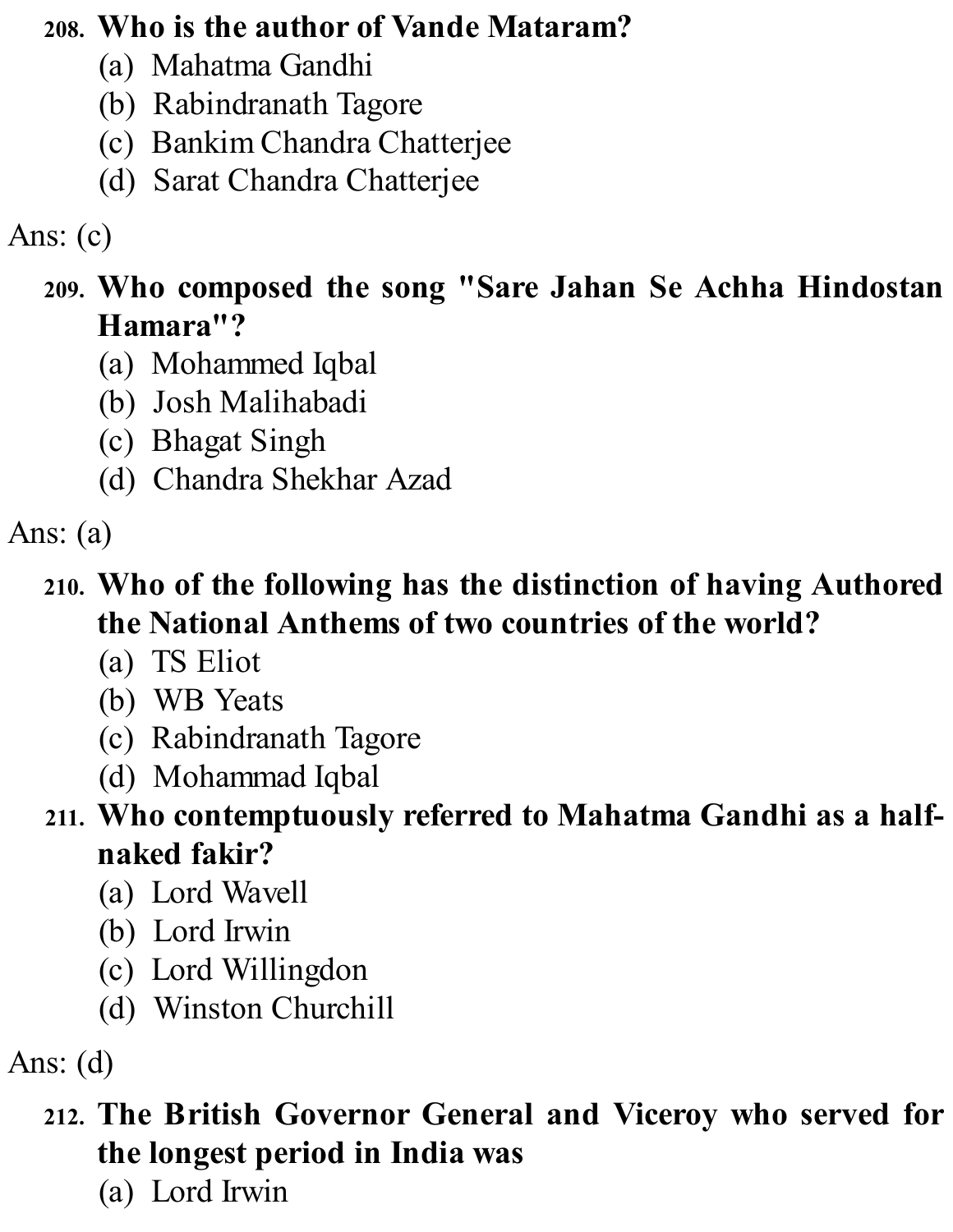**208. Who is the author of Vande Mataram?**

(a) Mahatma Gandhi
(b) Rabindranath Tagore
(c) Bankim Chandra Chatterjee
(d) Sarat Chandra Chatterjee

Ans: (c)

**209. Who composed the song "Sare Jahan Se Achha Hindostan Hamara"?**

(a) Mohammed Iqbal
(b) Josh Malihabadi
(c) Bhagat Singh
(d) Chandra Shekhar Azad

Ans: (a)

**210. Who of the following has the distinction of having Authored the National Anthems of two countries of the world?**

(a) TS Eliot
(b) WB Yeats
(c) Rabindranath Tagore
(d) Mohammad Iqbal

**211. Who contemptuously referred to Mahatma Gandhi as a half-naked fakir?**

(a) Lord Wavell
(b) Lord Irwin
(c) Lord Willingdon
(d) Winston Churchill

Ans: (d)

**212. The British Governor General and Viceroy who served for the longest period in India was**

(a) Lord Irwin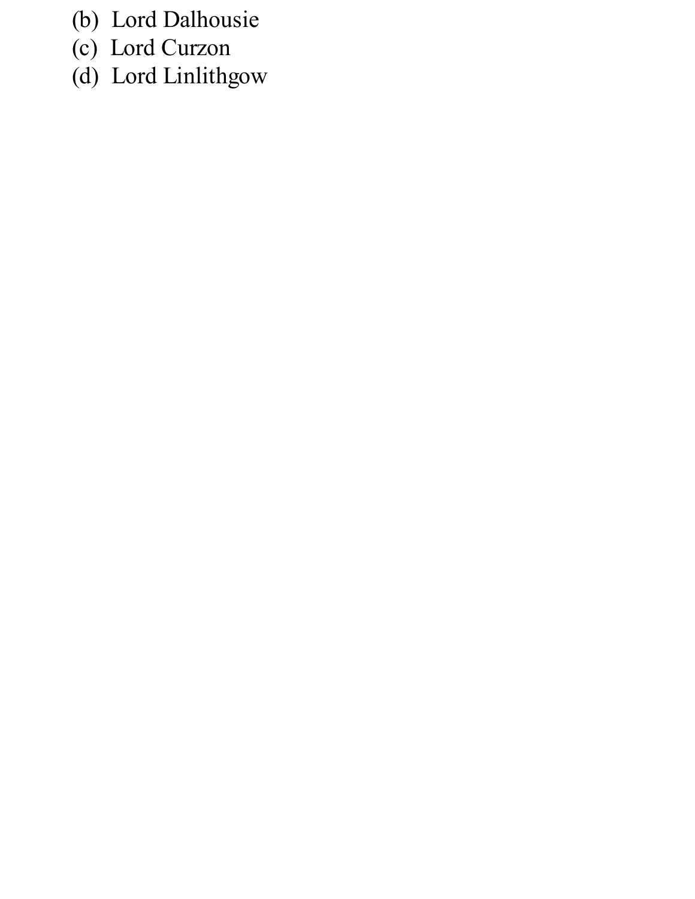(b) Lord Dalhousie
(c) Lord Curzon
(d) Lord Linlithgow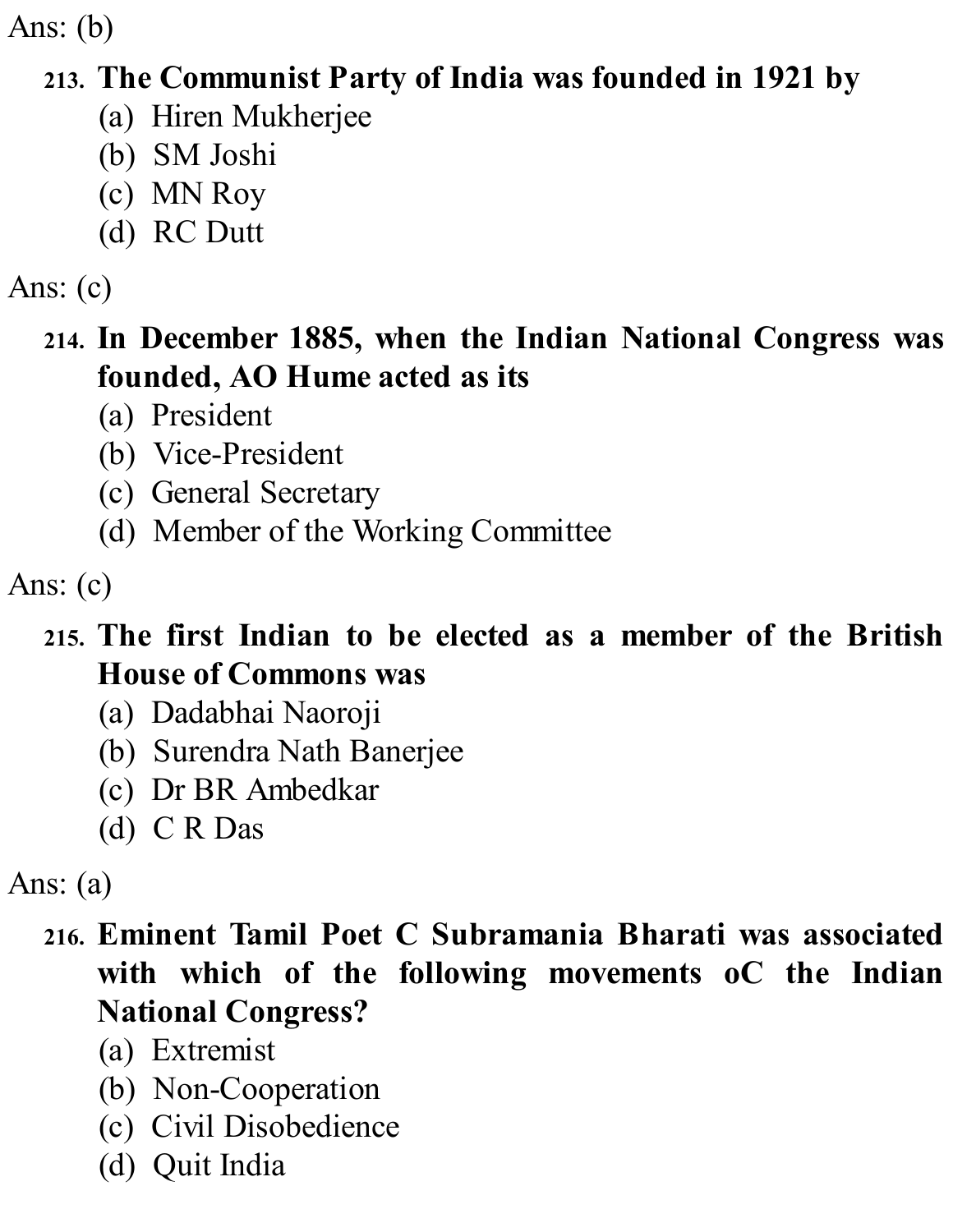Ans: (b)

**213. The Communist Party of India was founded in 1921 by**

(a) Hiren Mukherjee
(b) SM Joshi
(c) MN Roy
(d) RC Dutt

Ans: (c)

**214. In December 1885, when the Indian National Congress was founded, AO Hume acted as its**

(a) President
(b) Vice-President
(c) General Secretary
(d) Member of the Working Committee

Ans: (c)

**215. The first Indian to be elected as a member of the British House of Commons was**

(a) Dadabhai Naoroji
(b) Surendra Nath Banerjee
(c) Dr BR Ambedkar
(d) C R Das

Ans: (a)

**216. Eminent Tamil Poet C Subramania Bharati was associated with which of the following movements oC the Indian National Congress?**

(a) Extremist
(b) Non-Cooperation
(c) Civil Disobedience
(d) Quit India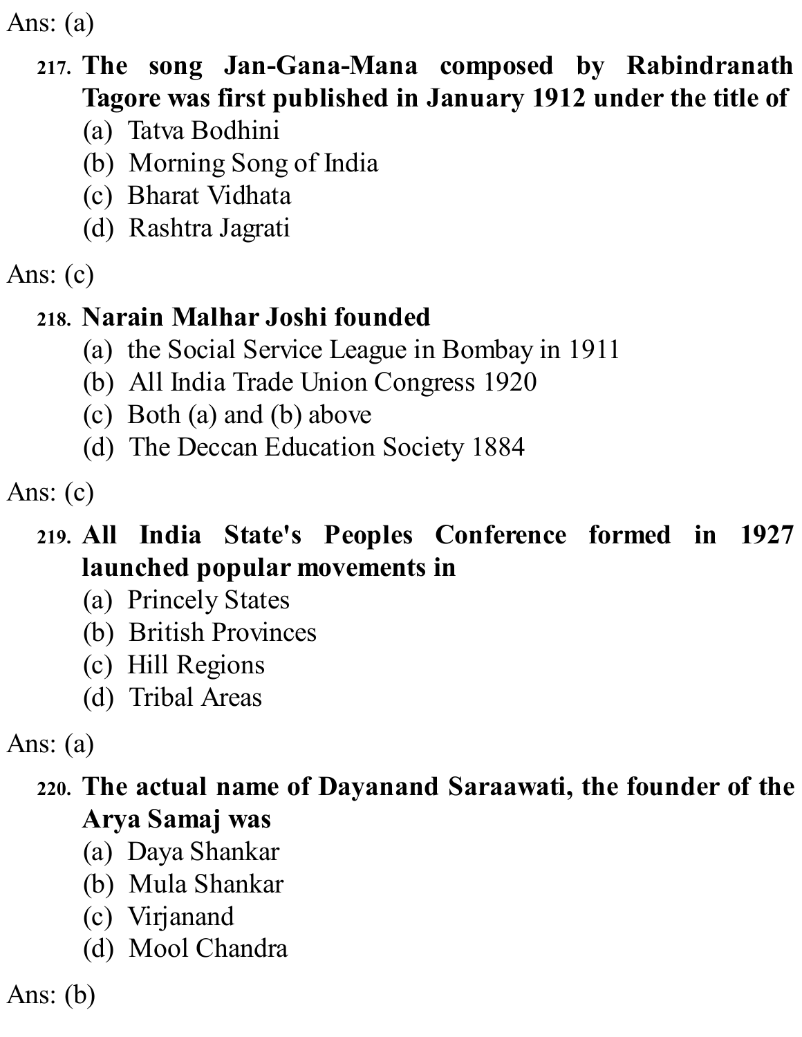Ans: (a)

**217. The song Jan-Gana-Mana composed by Rabindranath Tagore was first published in January 1912 under the title of**

(a) Tatva Bodhini
(b) Morning Song of India
(c) Bharat Vidhata
(d) Rashtra Jagrati

Ans: (c)

**218. Narain Malhar Joshi founded**

(a) the Social Service League in Bombay in 1911
(b) All India Trade Union Congress 1920
(c) Both (a) and (b) above
(d) The Deccan Education Society 1884

Ans: (c)

**219. All India State's Peoples Conference formed in 1927 launched popular movements in**

(a) Princely States
(b) British Provinces
(c) Hill Regions
(d) Tribal Areas

Ans: (a)

**220. The actual name of Dayanand Saraawati, the founder of the Arya Samaj was**

(a) Daya Shankar
(b) Mula Shankar
(c) Virjanand
(d) Mool Chandra

Ans: (b)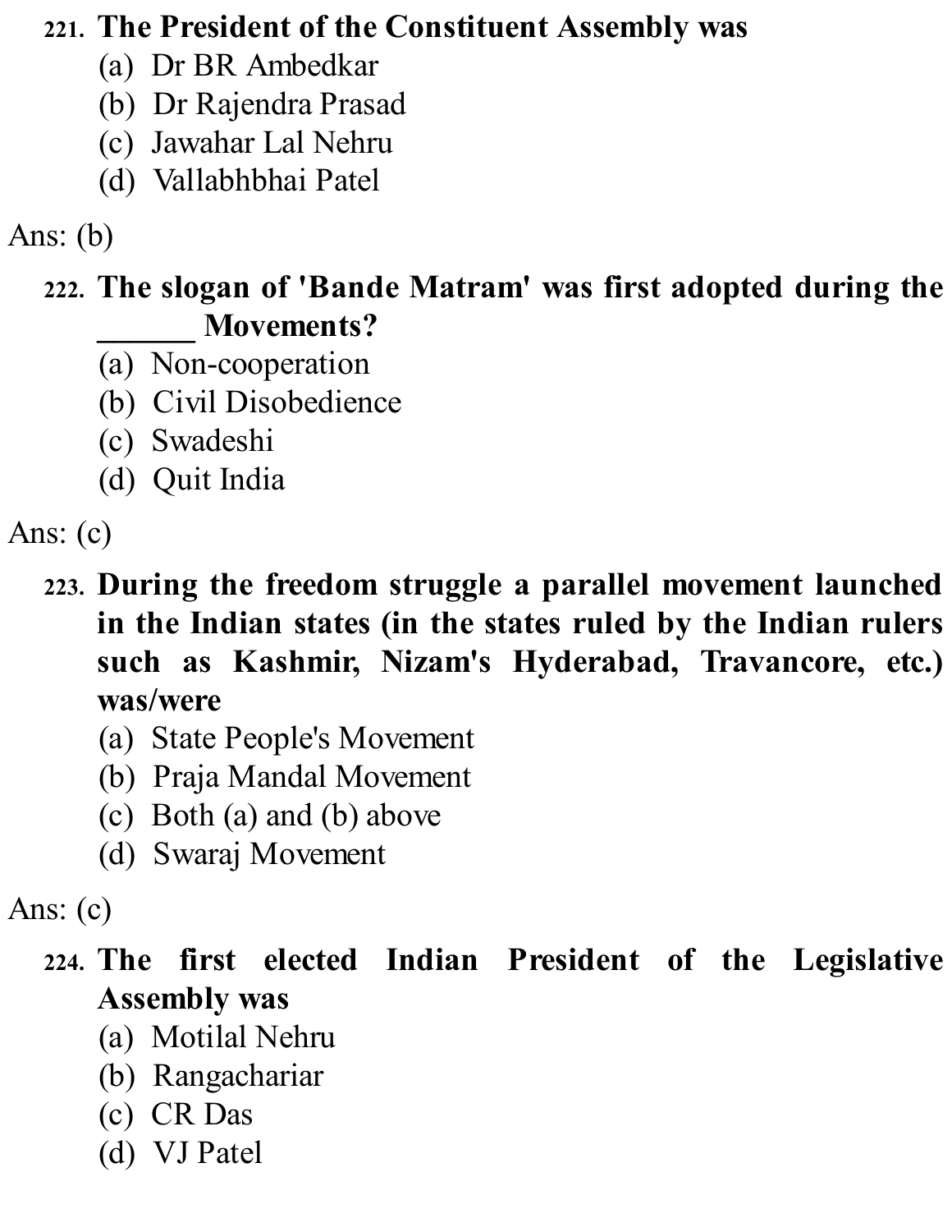**221. The President of the Constituent Assembly was**

(a) Dr BR Ambedkar
(b) Dr Rajendra Prasad
(c) Jawahar Lal Nehru
(d) Vallabhbhai Patel

Ans: (b)

**222. The slogan of 'Bande Matram' was first adopted during the ______ Movements?**

(a) Non-cooperation
(b) Civil Disobedience
(c) Swadeshi
(d) Quit India

Ans: (c)

**223. During the freedom struggle a parallel movement launched in the Indian states (in the states ruled by the Indian rulers such as Kashmir, Nizam's Hyderabad, Travancore, etc.) was/were**

(a) State People's Movement
(b) Praja Mandal Movement
(c) Both (a) and (b) above
(d) Swaraj Movement

Ans: (c)

**224. The first elected Indian President of the Legislative Assembly was**

(a) Motilal Nehru
(b) Rangachariar
(c) CR Das
(d) VJ Patel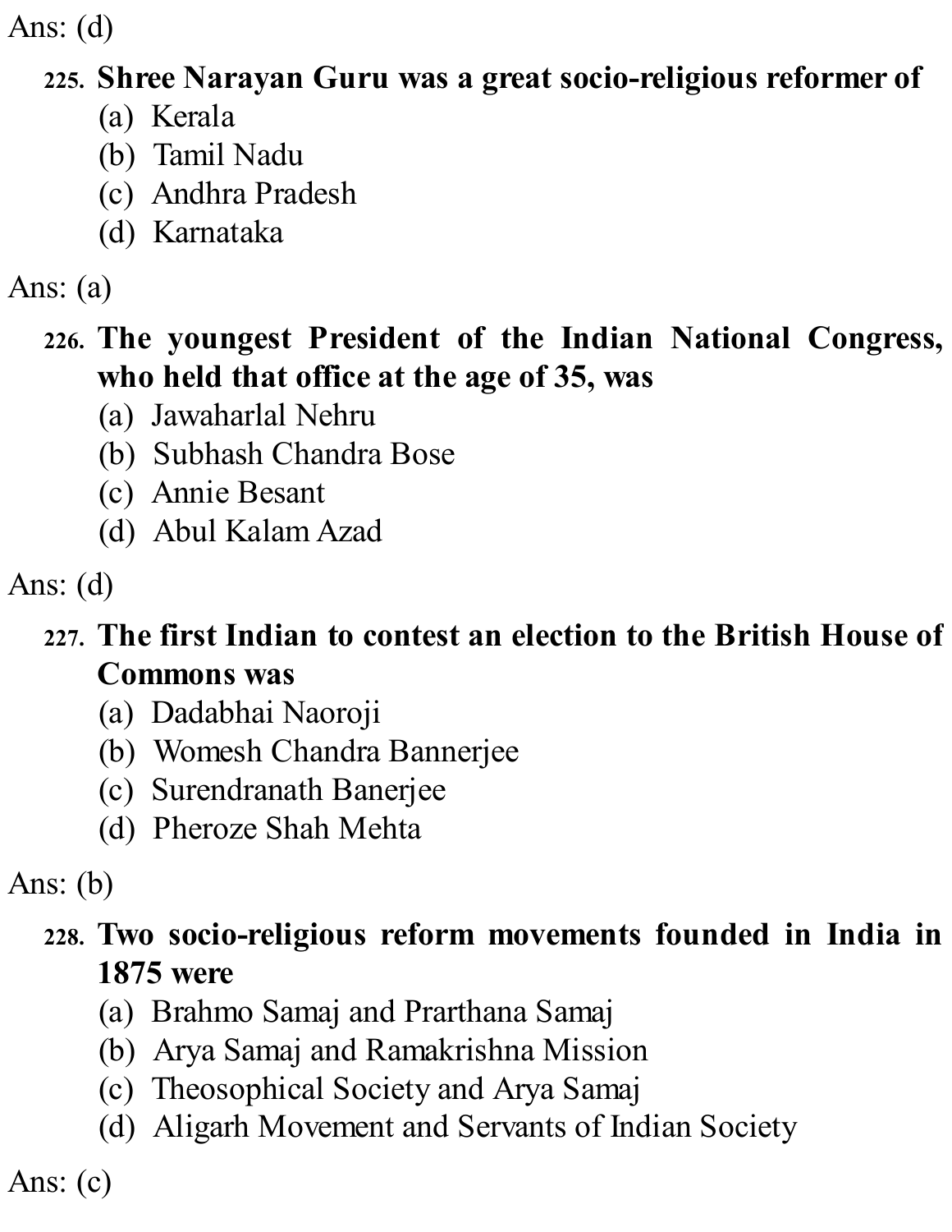Ans: (d)

**225. Shree Narayan Guru was a great socio-religious reformer of**

(a) Kerala
(b) Tamil Nadu
(c) Andhra Pradesh
(d) Karnataka

Ans: (a)

**226. The youngest President of the Indian National Congress, who held that office at the age of 35, was**

(a) Jawaharlal Nehru
(b) Subhash Chandra Bose
(c) Annie Besant
(d) Abul Kalam Azad

Ans: (d)

**227. The first Indian to contest an election to the British House of Commons was**

(a) Dadabhai Naoroji
(b) Womesh Chandra Bannerjee
(c) Surendranath Banerjee
(d) Pheroze Shah Mehta

Ans: (b)

**228. Two socio-religious reform movements founded in India in 1875 were**

(a) Brahmo Samaj and Prarthana Samaj
(b) Arya Samaj and Ramakrishna Mission
(c) Theosophical Society and Arya Samaj
(d) Aligarh Movement and Servants of Indian Society

Ans: (c)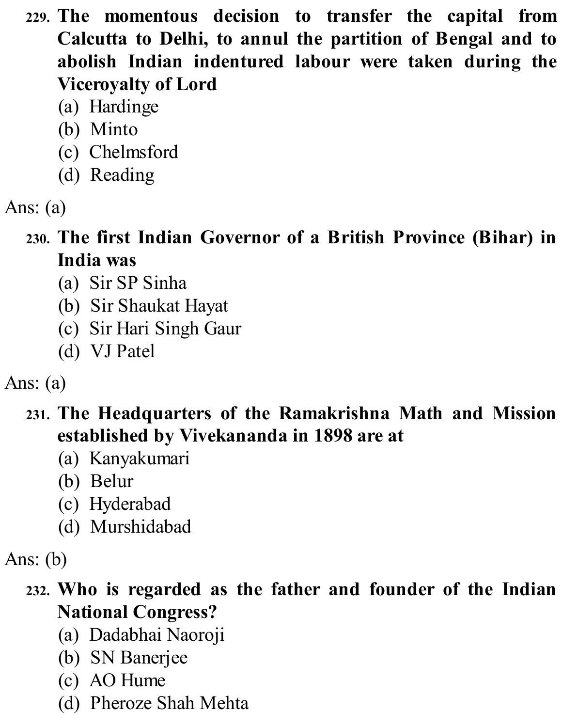**229. The momentous decision to transfer the capital from Calcutta to Delhi, to annul the partition of Bengal and to abolish Indian indentured labour were taken during the Viceroyalty of Lord**

(a) Hardinge
(b) Minto
(c) Chelmsford
(d) Reading

Ans: (a)

**230. The first Indian Governor of a British Province (Bihar) in India was**

(a) Sir SP Sinha
(b) Sir Shaukat Hayat
(c) Sir Hari Singh Gaur
(d) VJ Patel

Ans: (a)

**231. The Headquarters of the Ramakrishna Math and Mission established by Vivekananda in 1898 are at**

(a) Kanyakumari
(b) Belur
(c) Hyderabad
(d) Murshidabad

Ans: (b)

**232. Who is regarded as the father and founder of the Indian National Congress?**

(a) Dadabhai Naoroji
(b) SN Banerjee
(c) AO Hume
(d) Pheroze Shah Mehta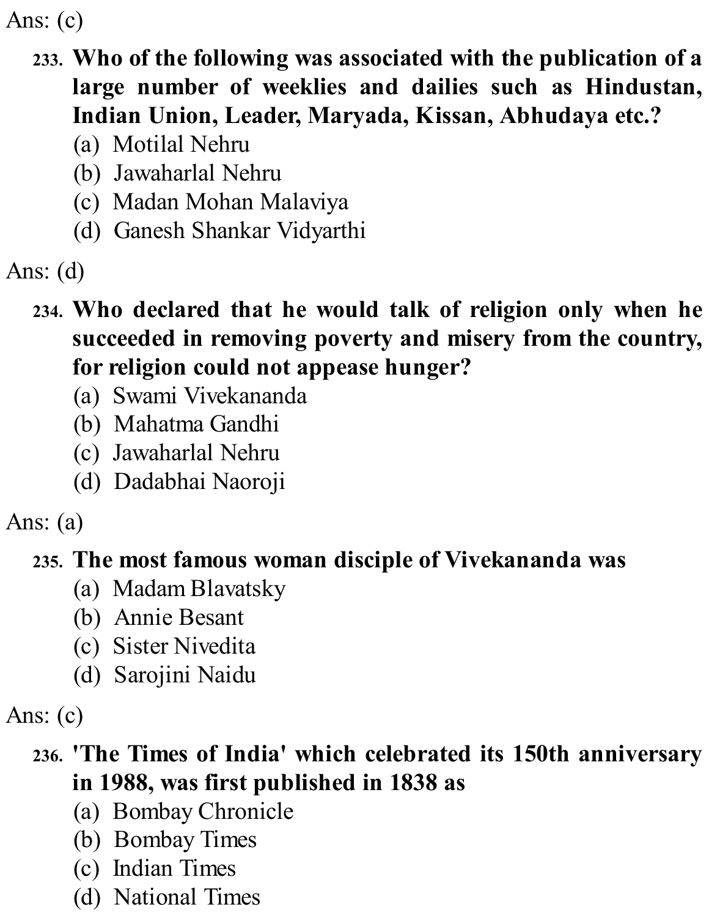Ans: (c)

**233. Who of the following was associated with the publication of a large number of weeklies and dailies such as Hindustan, Indian Union, Leader, Maryada, Kissan, Abhudaya etc.?**

(a) Motilal Nehru
(b) Jawaharlal Nehru
(c) Madan Mohan Malaviya
(d) Ganesh Shankar Vidyarthi

Ans: (d)

**234. Who declared that he would talk of religion only when he succeeded in removing poverty and misery from the country, for religion could not appease hunger?**

(a) Swami Vivekananda
(b) Mahatma Gandhi
(c) Jawaharlal Nehru
(d) Dadabhai Naoroji

Ans: (a)

**235. The most famous woman disciple of Vivekananda was**

(a) Madam Blavatsky
(b) Annie Besant
(c) Sister Nivedita
(d) Sarojini Naidu

Ans: (c)

**236. 'The Times of India' which celebrated its 150th anniversary in 1988, was first published in 1838 as**

(a) Bombay Chronicle
(b) Bombay Times
(c) Indian Times
(d) National Times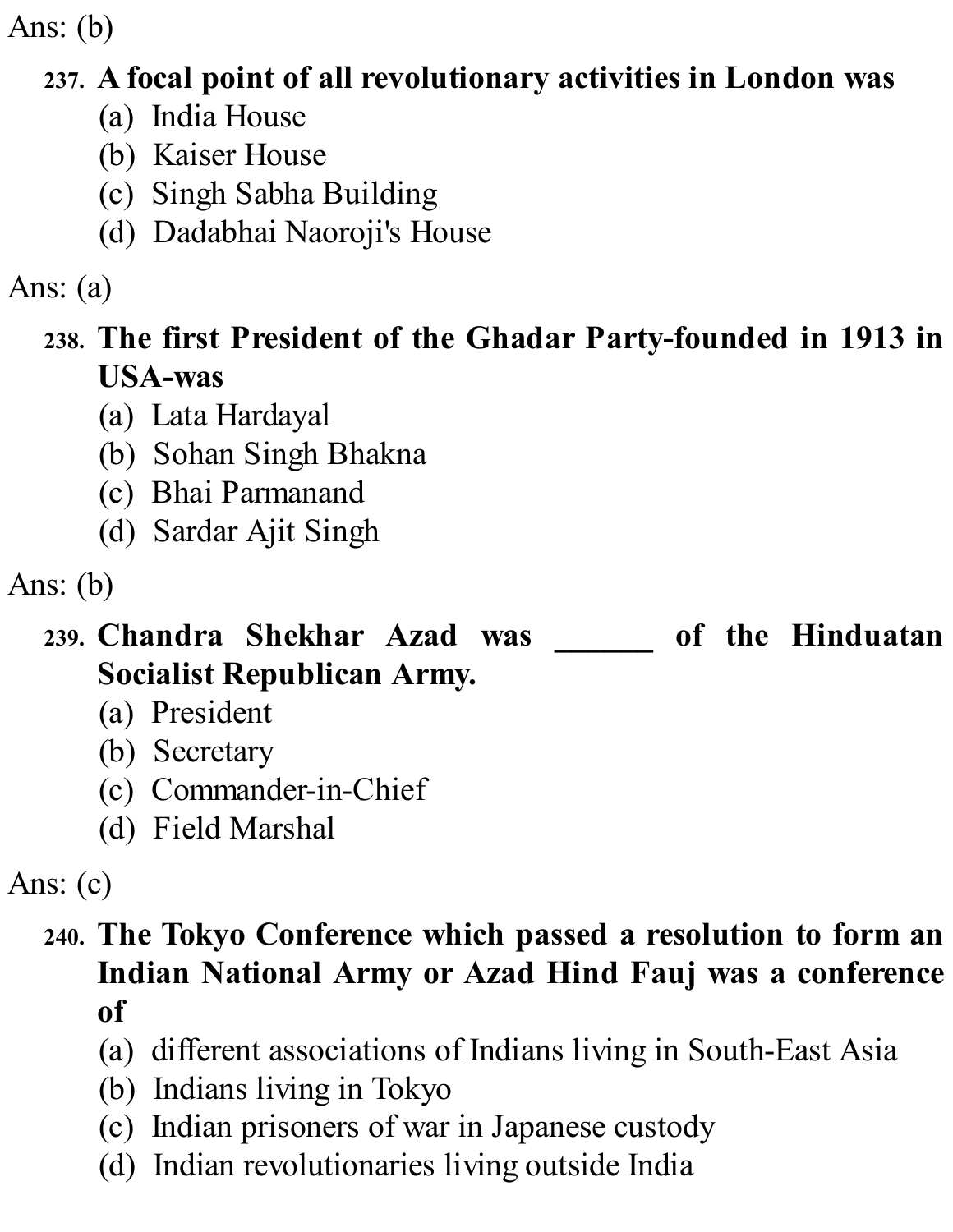Ans: (b)

**237. A focal point of all revolutionary activities in London was**

(a) India House
(b) Kaiser House
(c) Singh Sabha Building
(d) Dadabhai Naoroji's House

Ans: (a)

**238. The first President of the Ghadar Party-founded in 1913 in USA-was**

(a) Lata Hardayal
(b) Sohan Singh Bhakna
(c) Bhai Parmanand
(d) Sardar Ajit Singh

Ans: (b)

**239. Chandra Shekhar Azad was ______ of the Hinduatan Socialist Republican Army.**

(a) President
(b) Secretary
(c) Commander-in-Chief
(d) Field Marshal

Ans: (c)

**240. The Tokyo Conference which passed a resolution to form an Indian National Army or Azad Hind Fauj was a conference of**

(a) different associations of Indians living in South-East Asia
(b) Indians living in Tokyo
(c) Indian prisoners of war in Japanese custody
(d) Indian revolutionaries living outside India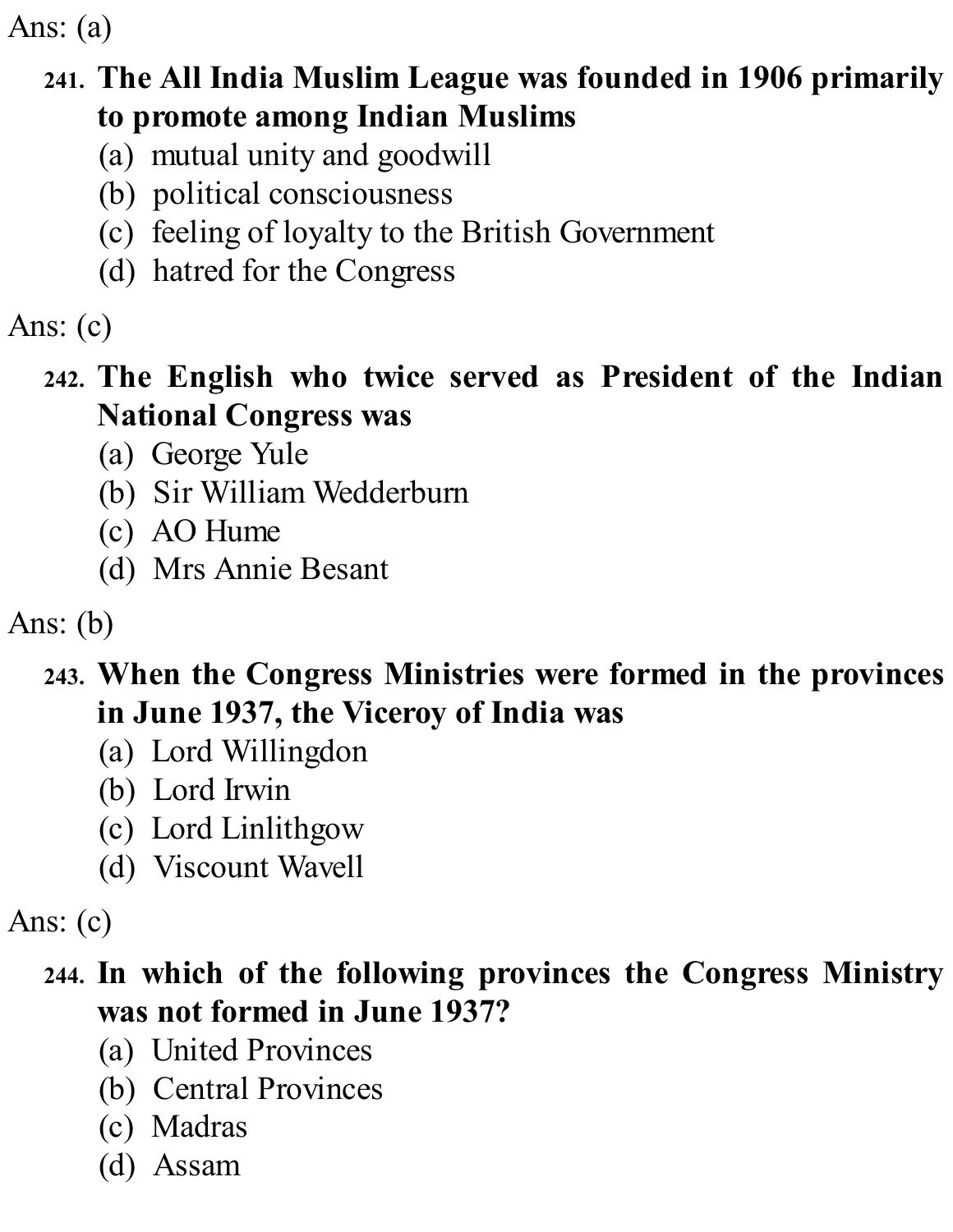Ans: (a)

241. **The All India Muslim League was founded in 1906 primarily to promote among Indian Muslims**
   (a) mutual unity and goodwill
   (b) political consciousness
   (c) feeling of loyalty to the British Government
   (d) hatred for the Congress

Ans: (c)

242. **The English who twice served as President of the Indian National Congress was**
   (a) George Yule
   (b) Sir William Wedderburn
   (c) AO Hume
   (d) Mrs Annie Besant

Ans: (b)

243. **When the Congress Ministries were formed in the provinces in June 1937, the Viceroy of India was**
   (a) Lord Willingdon
   (b) Lord Irwin
   (c) Lord Linlithgow
   (d) Viscount Wavell

Ans: (c)

244. **In which of the following provinces the Congress Ministry was not formed in June 1937?**
   (a) United Provinces
   (b) Central Provinces
   (c) Madras
   (d) Assam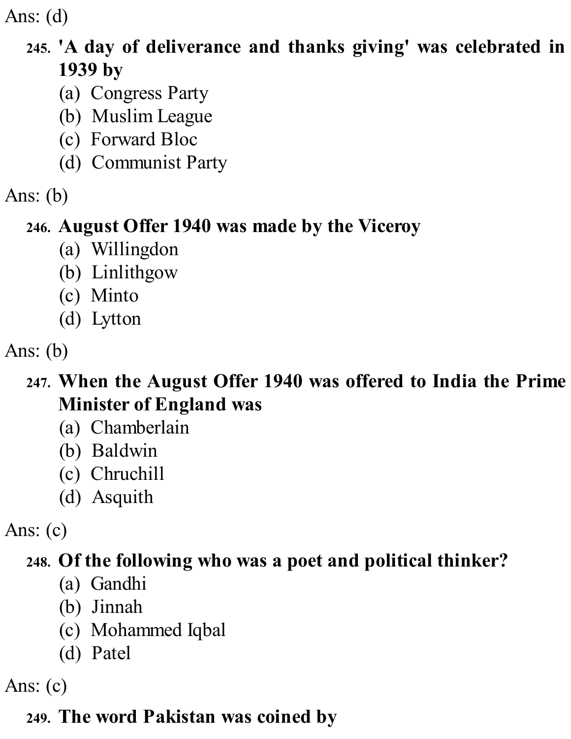Ans: (d)

245. **'A day of deliverance and thanks giving' was celebrated in 1939 by**
   (a) Congress Party
   (b) Muslim League
   (c) Forward Bloc
   (d) Communist Party

Ans: (b)

246. **August Offer 1940 was made by the Viceroy**
   (a) Willingdon
   (b) Linlithgow
   (c) Minto
   (d) Lytton

Ans: (b)

247. **When the August Offer 1940 was offered to India the Prime Minister of England was**
   (a) Chamberlain
   (b) Baldwin
   (c) Chruchill
   (d) Asquith

Ans: (c)

248. **Of the following who was a poet and political thinker?**
   (a) Gandhi
   (b) Jinnah
   (c) Mohammed Iqbal
   (d) Patel

Ans: (c)

249. **The word Pakistan was coined by**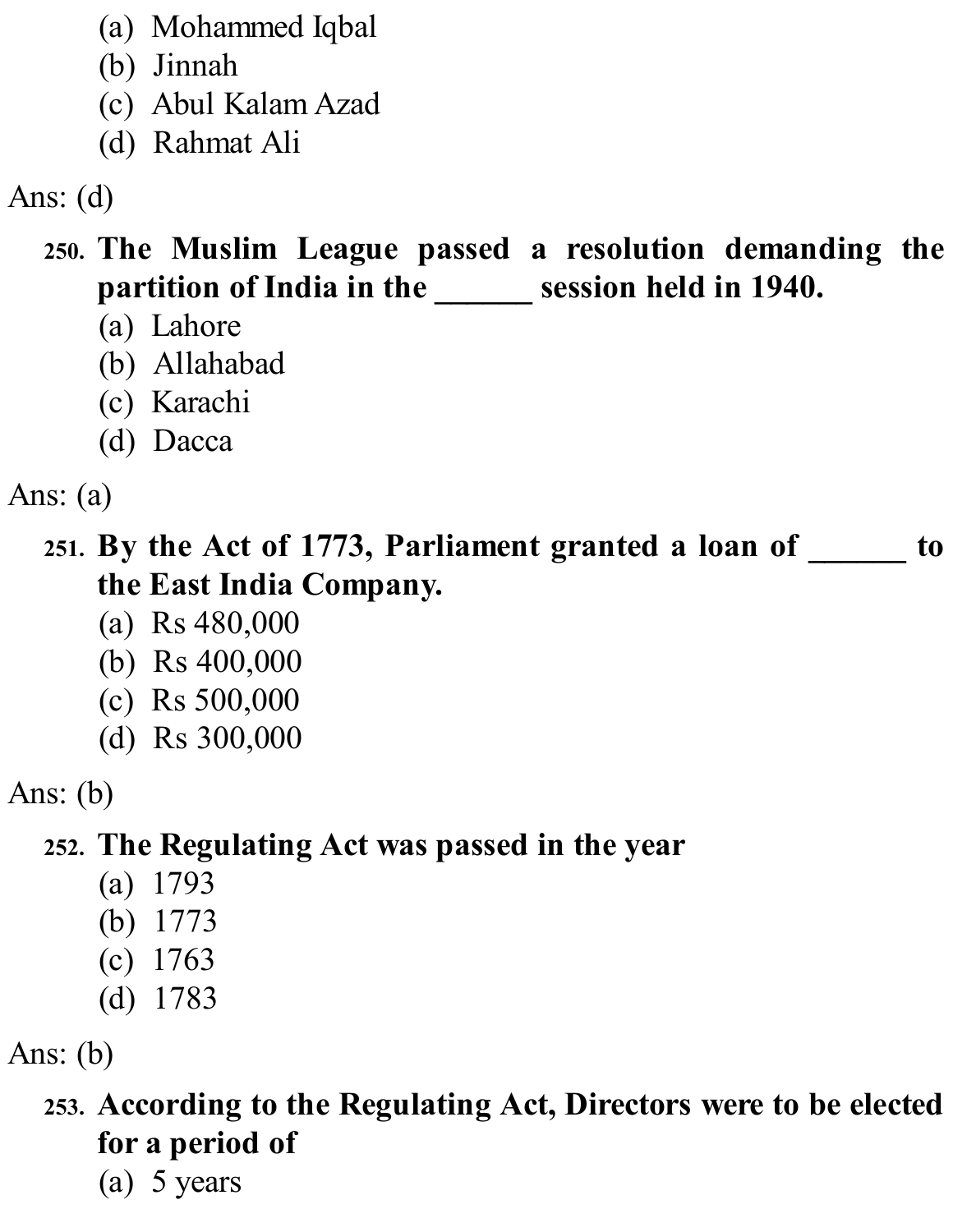(a) Mohammed Iqbal
(b) Jinnah
(c) Abul Kalam Azad
(d) Rahmat Ali

Ans: (d)

250. **The Muslim League passed a resolution demanding the partition of India in the ______ session held in 1940.**
(a) Lahore
(b) Allahabad
(c) Karachi
(d) Dacca

Ans: (a)

251. **By the Act of 1773, Parliament granted a loan of ______ to the East India Company.**
(a) Rs 480,000
(b) Rs 400,000
(c) Rs 500,000
(d) Rs 300,000

Ans: (b)

252. **The Regulating Act was passed in the year**
(a) 1793
(b) 1773
(c) 1763
(d) 1783

Ans: (b)

253. **According to the Regulating Act, Directors were to be elected for a period of**
(a) 5 years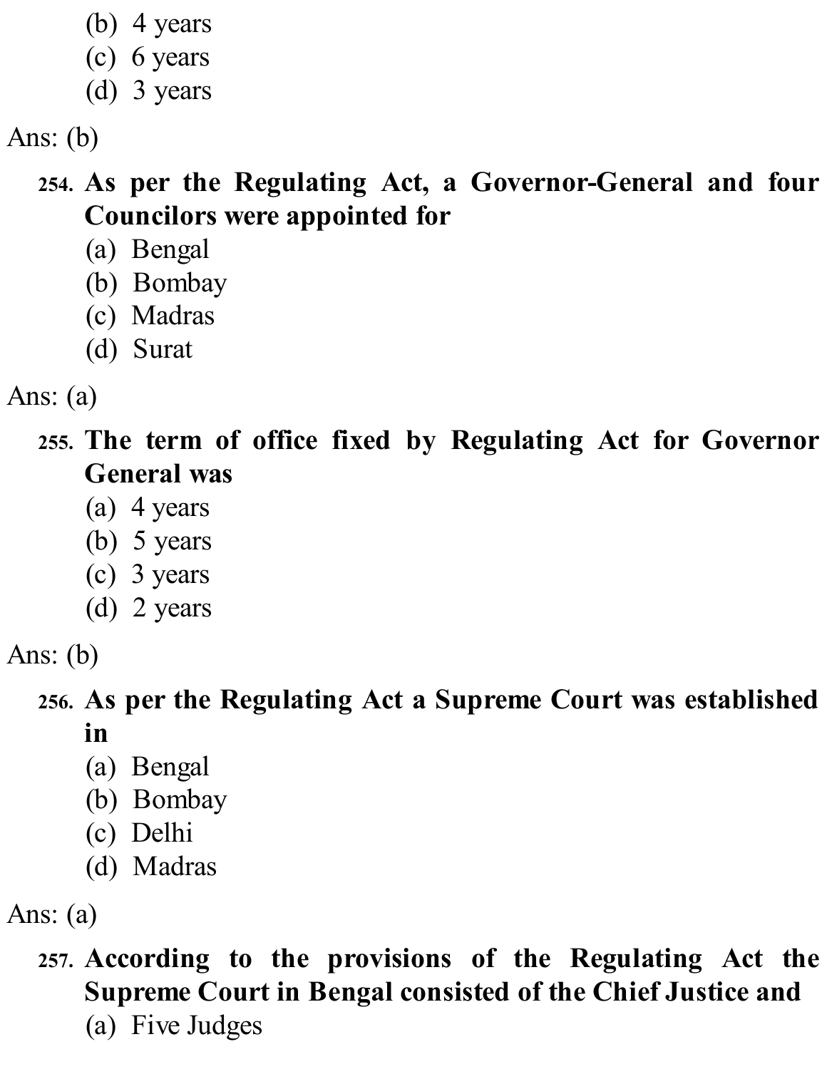(b) 4 years
(c) 6 years
(d) 3 years

Ans: (b)

254. **As per the Regulating Act, a Governor-General and four Councilors were appointed for**
(a) Bengal
(b) Bombay
(c) Madras
(d) Surat

Ans: (a)

255. **The term of office fixed by Regulating Act for Governor General was**
(a) 4 years
(b) 5 years
(c) 3 years
(d) 2 years

Ans: (b)

256. **As per the Regulating Act a Supreme Court was established in**
(a) Bengal
(b) Bombay
(c) Delhi
(d) Madras

Ans: (a)

257. **According to the provisions of the Regulating Act the Supreme Court in Bengal consisted of the Chief Justice and**
(a) Five Judges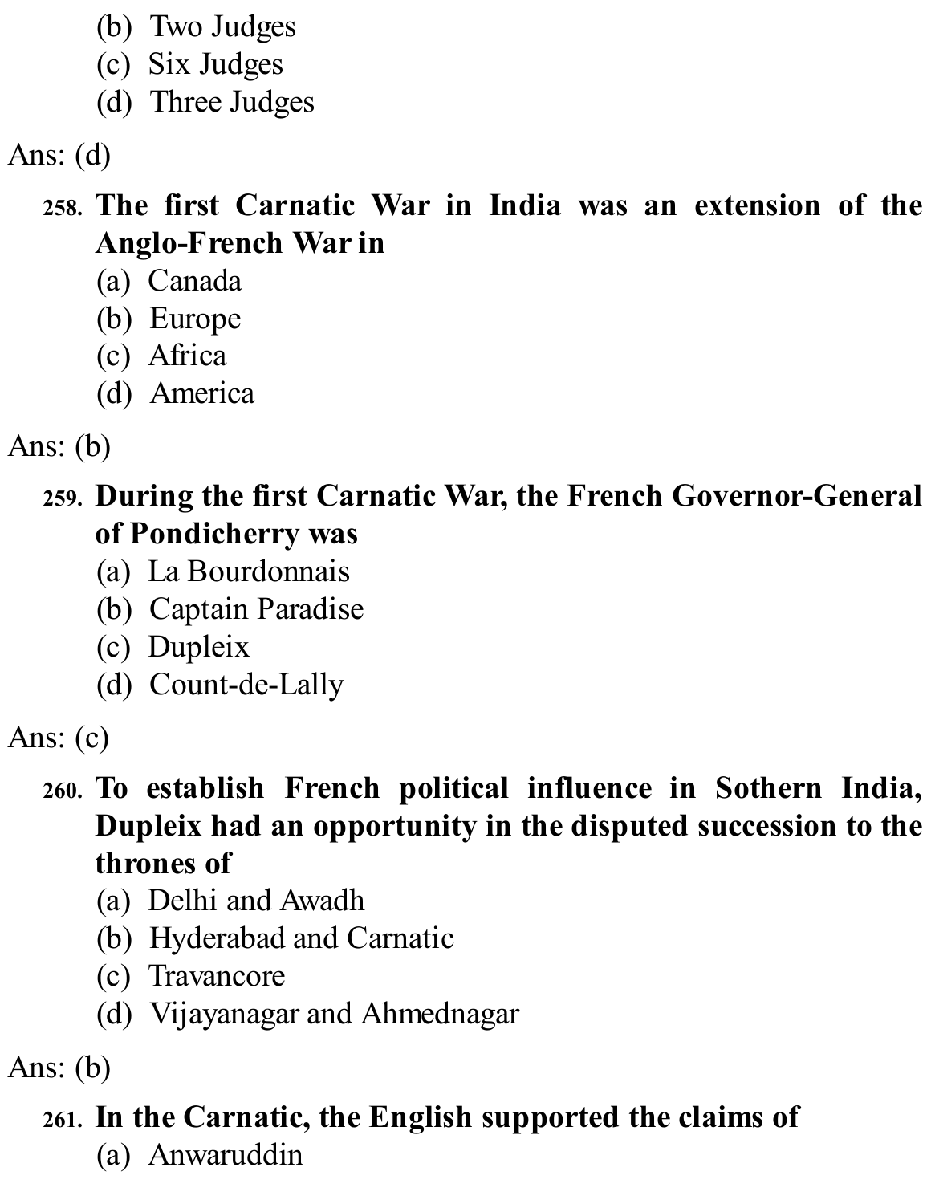(b) Two Judges
(c) Six Judges
(d) Three Judges

Ans: (d)

**258. The first Carnatic War in India was an extension of the Anglo-French War in**
(a) Canada
(b) Europe
(c) Africa
(d) America

Ans: (b)

**259. During the first Carnatic War, the French Governor-General of Pondicherry was**
(a) La Bourdonnais
(b) Captain Paradise
(c) Dupleix
(d) Count-de-Lally

Ans: (c)

**260. To establish French political influence in Sothern India, Dupleix had an opportunity in the disputed succession to the thrones of**
(a) Delhi and Awadh
(b) Hyderabad and Carnatic
(c) Travancore
(d) Vijayanagar and Ahmednagar

Ans: (b)

**261. In the Carnatic, the English supported the claims of**
(a) Anwaruddin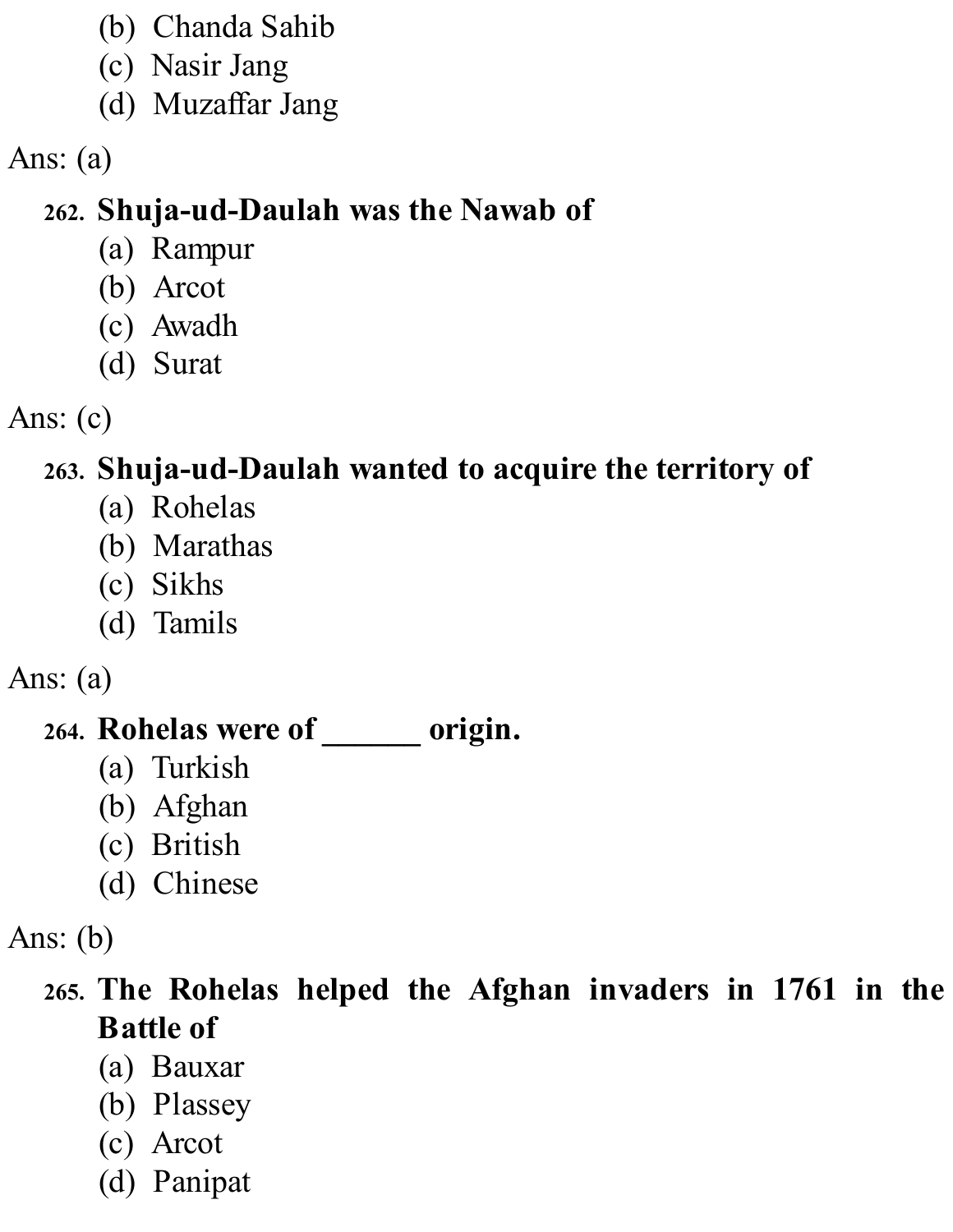(b) Chanda Sahib
(c) Nasir Jang
(d) Muzaffar Jang

Ans: (a)

262. **Shuja-ud-Daulah was the Nawab of**
(a) Rampur
(b) Arcot
(c) Awadh
(d) Surat

Ans: (c)

263. **Shuja-ud-Daulah wanted to acquire the territory of**
(a) Rohelas
(b) Marathas
(c) Sikhs
(d) Tamils

Ans: (a)

264. **Rohelas were of ______ origin.**
(a) Turkish
(b) Afghan
(c) British
(d) Chinese

Ans: (b)

265. **The Rohelas helped the Afghan invaders in 1761 in the Battle of**
(a) Bauxar
(b) Plassey
(c) Arcot
(d) Panipat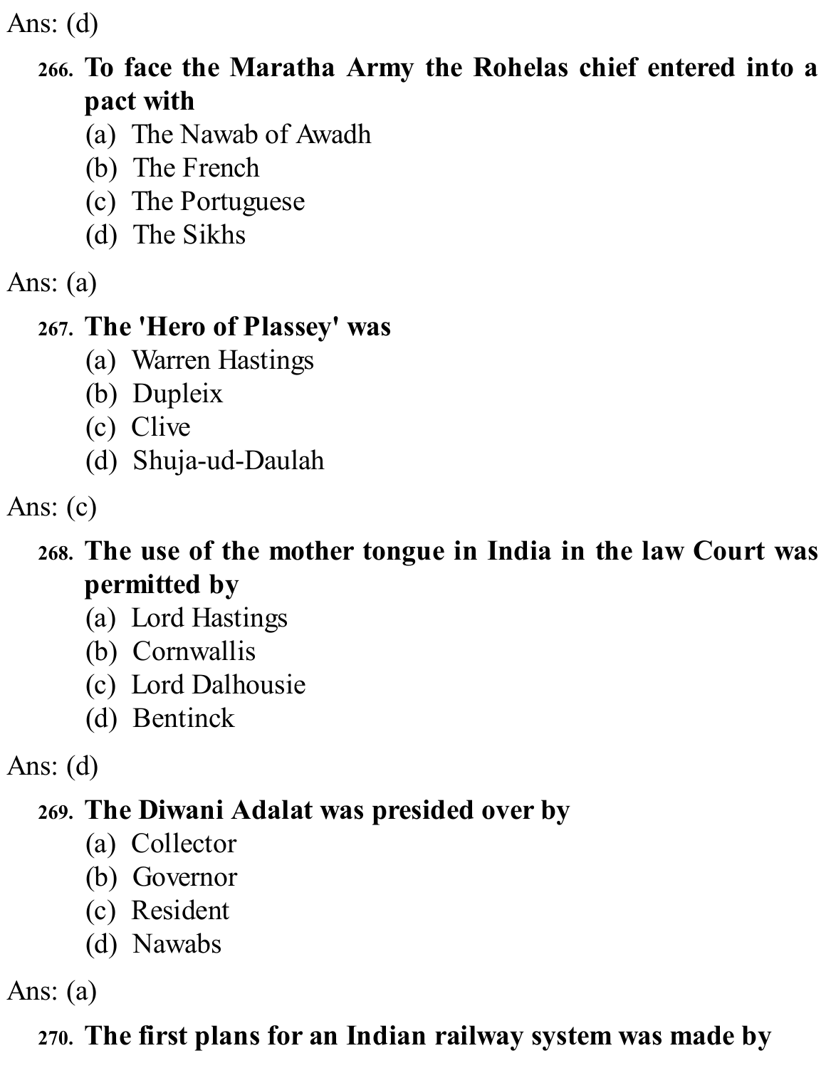Ans: (d)

**266. To face the Maratha Army the Rohelas chief entered into a pact with**

(a) The Nawab of Awadh
(b) The French
(c) The Portuguese
(d) The Sikhs

Ans: (a)

**267. The 'Hero of Plassey' was**

(a) Warren Hastings
(b) Dupleix
(c) Clive
(d) Shuja-ud-Daulah

Ans: (c)

**268. The use of the mother tongue in India in the law Court was permitted by**

(a) Lord Hastings
(b) Cornwallis
(c) Lord Dalhousie
(d) Bentinck

Ans: (d)

**269. The Diwani Adalat was presided over by**

(a) Collector
(b) Governor
(c) Resident
(d) Nawabs

Ans: (a)

**270. The first plans for an Indian railway system was made by**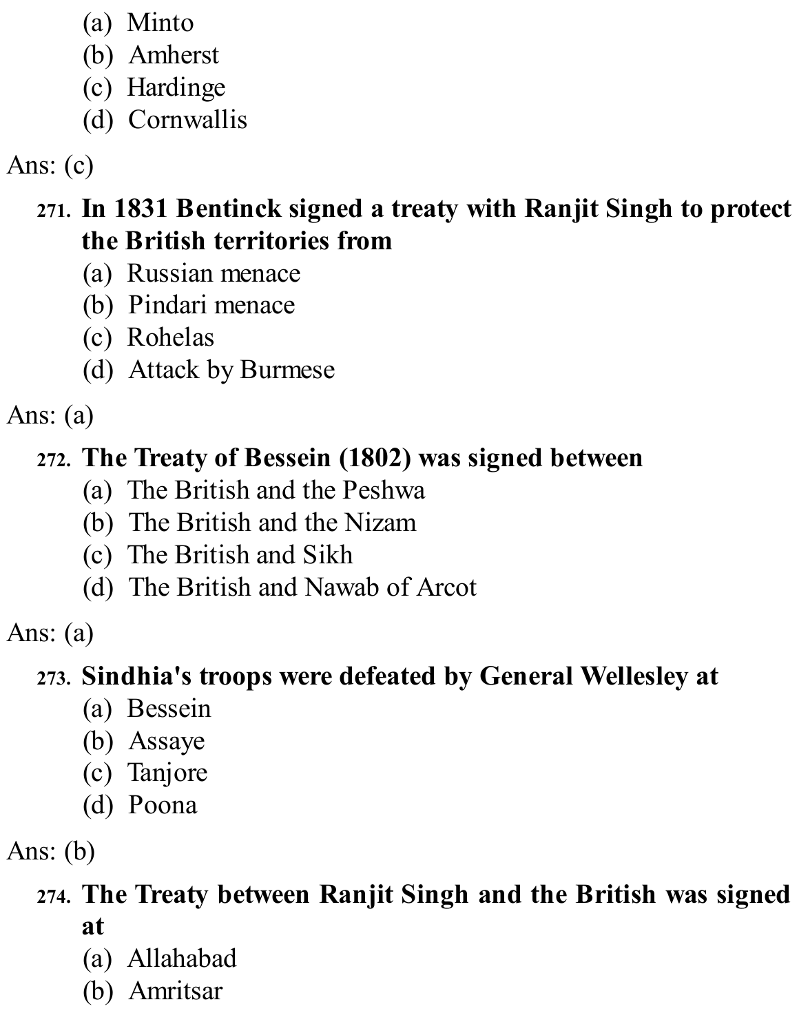(a) Minto
(b) Amherst
(c) Hardinge
(d) Cornwallis

Ans: (c)

**271. In 1831 Bentinck signed a treaty with Ranjit Singh to protect the British territories from**

(a) Russian menace
(b) Pindari menace
(c) Rohelas
(d) Attack by Burmese

Ans: (a)

**272. The Treaty of Bessein (1802) was signed between**

(a) The British and the Peshwa
(b) The British and the Nizam
(c) The British and Sikh
(d) The British and Nawab of Arcot

Ans: (a)

**273. Sindhia's troops were defeated by General Wellesley at**

(a) Bessein
(b) Assaye
(c) Tanjore
(d) Poona

Ans: (b)

**274. The Treaty between Ranjit Singh and the British was signed at**

(a) Allahabad
(b) Amritsar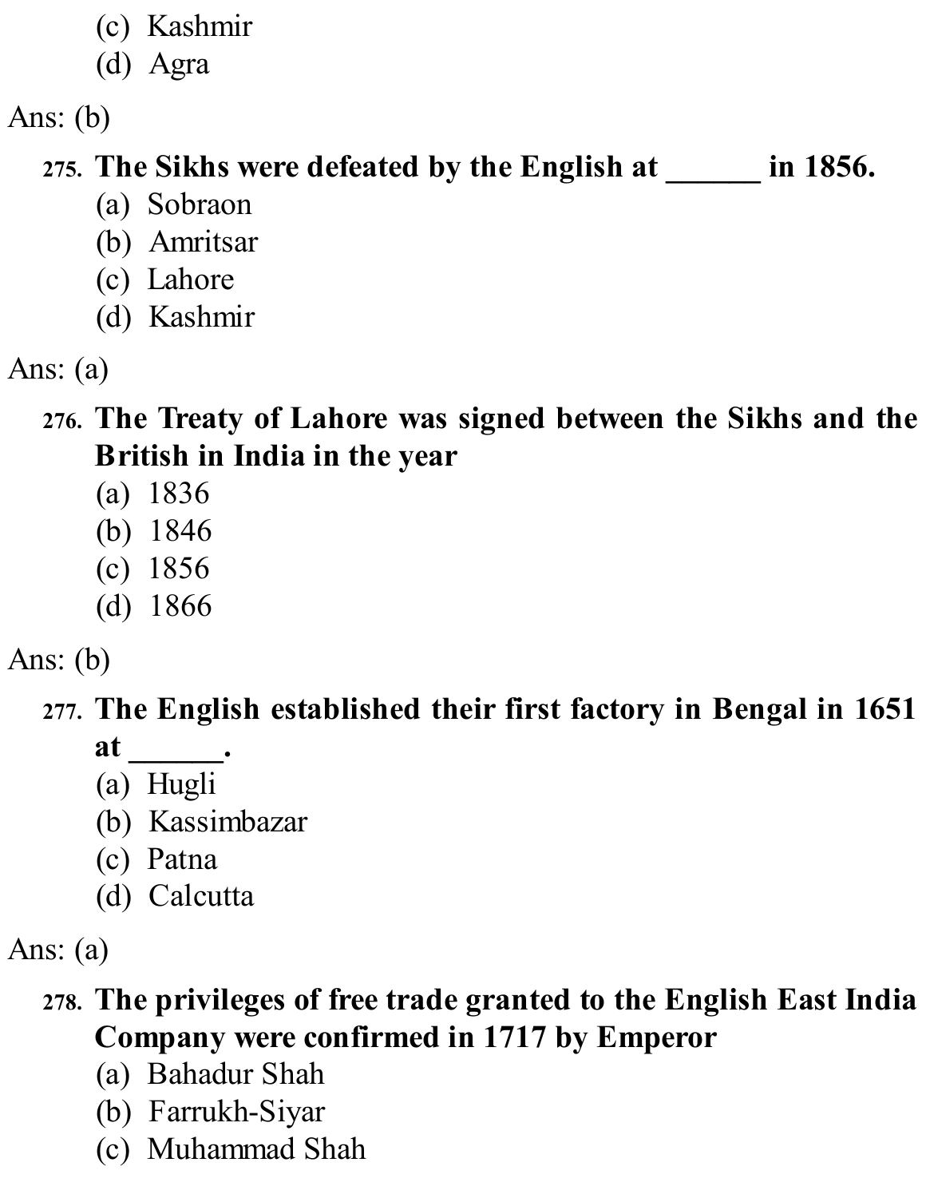(c) Kashmir
(d) Agra

Ans: (b)

**275. The Sikhs were defeated by the English at ______ in 1856.**

(a) Sobraon
(b) Amritsar
(c) Lahore
(d) Kashmir

Ans: (a)

**276. The Treaty of Lahore was signed between the Sikhs and the British in India in the year**

(a) 1836
(b) 1846
(c) 1856
(d) 1866

Ans: (b)

**277. The English established their first factory in Bengal in 1651 at ______.**

(a) Hugli
(b) Kassimbazar
(c) Patna
(d) Calcutta

Ans: (a)

**278. The privileges of free trade granted to the English East India Company were confirmed in 1717 by Emperor**

(a) Bahadur Shah
(b) Farrukh-Siyar
(c) Muhammad Shah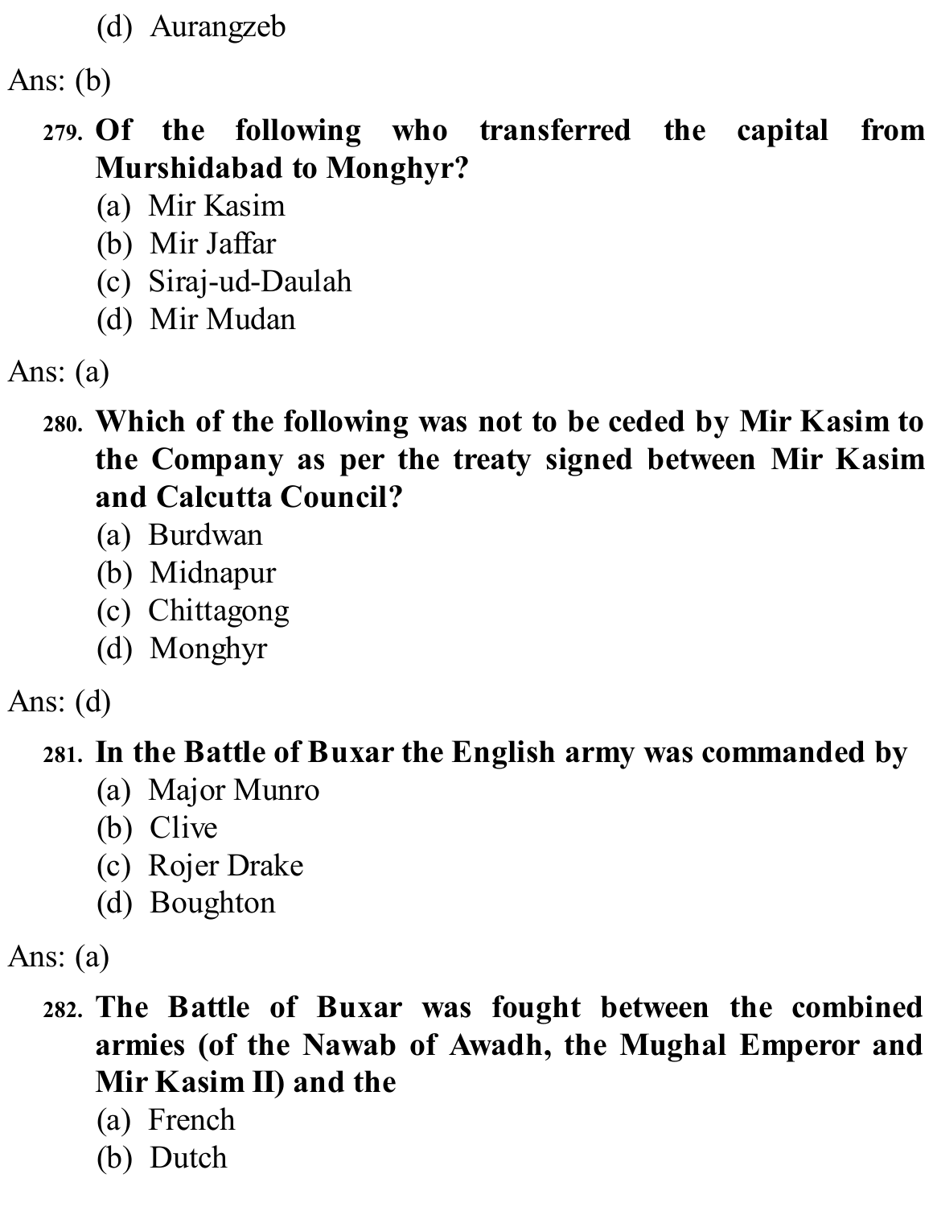(d) Aurangzeb

Ans: (b)

279. **Of the following who transferred the capital from Murshidabad to Monghyr?**
   (a) Mir Kasim
   (b) Mir Jaffar
   (c) Siraj-ud-Daulah
   (d) Mir Mudan

Ans: (a)

280. **Which of the following was not to be ceded by Mir Kasim to the Company as per the treaty signed between Mir Kasim and Calcutta Council?**
   (a) Burdwan
   (b) Midnapur
   (c) Chittagong
   (d) Monghyr

Ans: (d)

281. **In the Battle of Buxar the English army was commanded by**
   (a) Major Munro
   (b) Clive
   (c) Rojer Drake
   (d) Boughton

Ans: (a)

282. **The Battle of Buxar was fought between the combined armies (of the Nawab of Awadh, the Mughal Emperor and Mir Kasim II) and the**
   (a) French
   (b) Dutch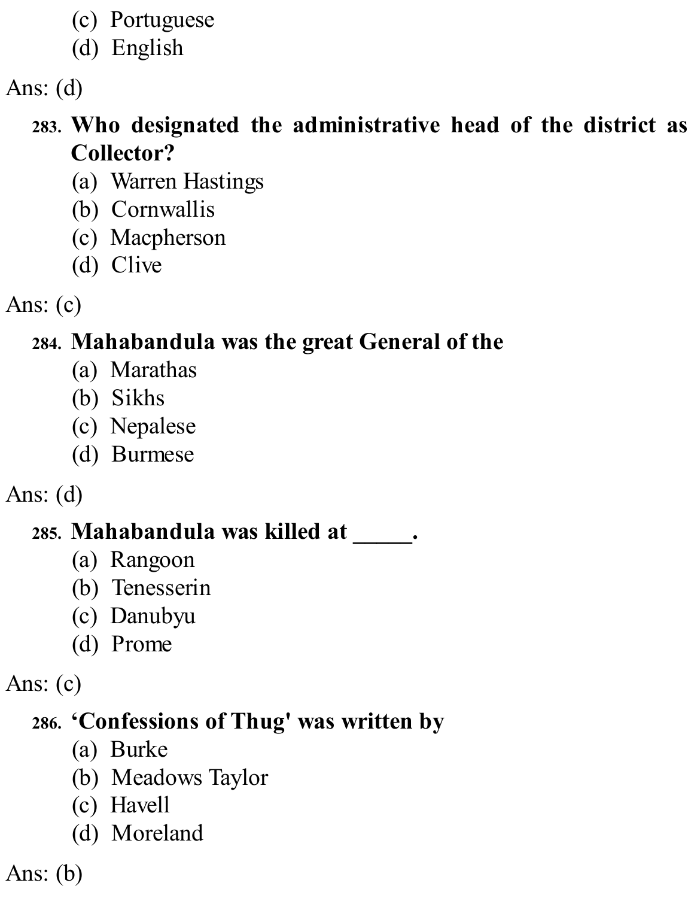(c) Portuguese
(d) English

Ans: (d)

**283. Who designated the administrative head of the district as Collector?**
(a) Warren Hastings
(b) Cornwallis
(c) Macpherson
(d) Clive

Ans: (c)

**284. Mahabandula was the great General of the**
(a) Marathas
(b) Sikhs
(c) Nepalese
(d) Burmese

Ans: (d)

**285. Mahabandula was killed at _____.**
(a) Rangoon
(b) Tenesserin
(c) Danubyu
(d) Prome

Ans: (c)

**286. 'Confessions of Thug' was written by**
(a) Burke
(b) Meadows Taylor
(c) Havell
(d) Moreland

Ans: (b)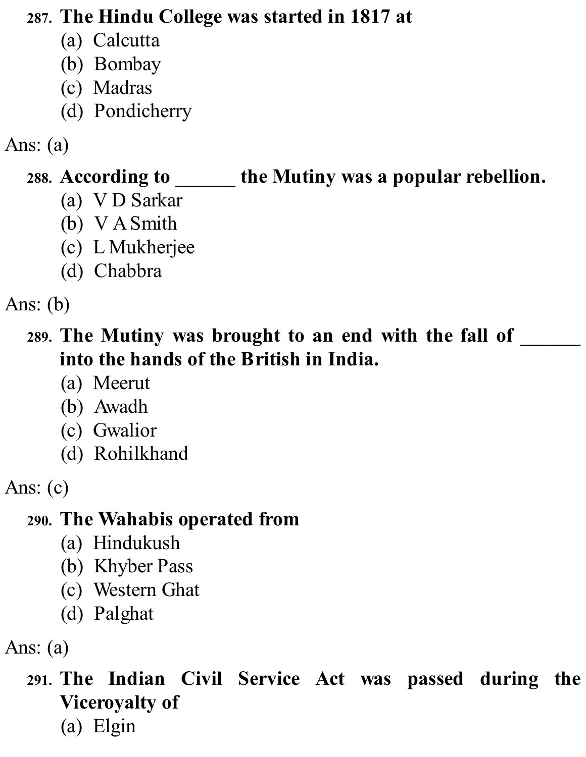**287. The Hindu College was started in 1817 at**

(a) Calcutta
(b) Bombay
(c) Madras
(d) Pondicherry

Ans: (a)

**288. According to ______ the Mutiny was a popular rebellion.**

(a) V D Sarkar
(b) V A Smith
(c) L Mukherjee
(d) Chabbra

Ans: (b)

**289. The Mutiny was brought to an end with the fall of ______ into the hands of the British in India.**

(a) Meerut
(b) Awadh
(c) Gwalior
(d) Rohilkhand

Ans: (c)

**290. The Wahabis operated from**

(a) Hindukush
(b) Khyber Pass
(c) Western Ghat
(d) Palghat

Ans: (a)

**291. The Indian Civil Service Act was passed during the Viceroyalty of**

(a) Elgin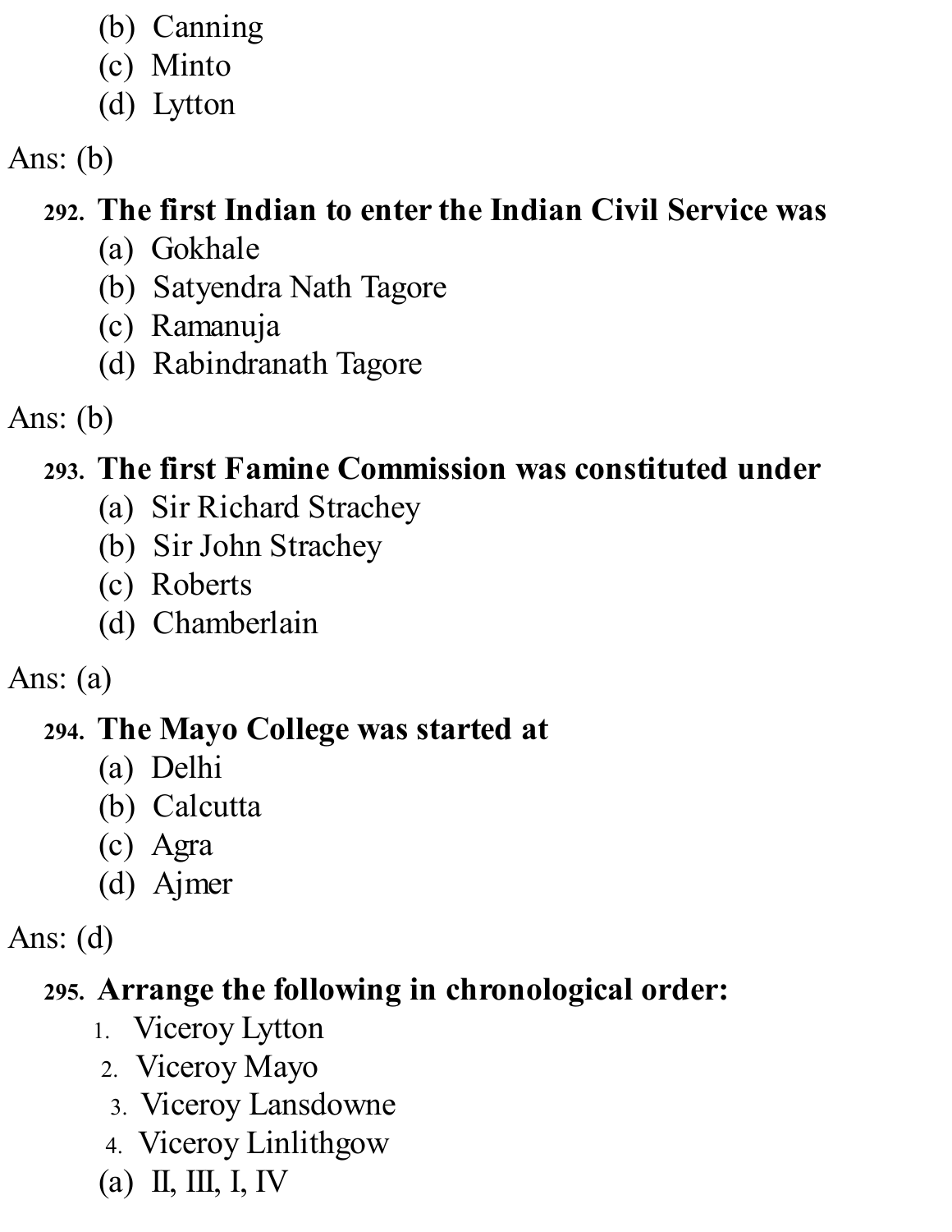(b) Canning
(c) Minto
(d) Lytton

Ans: (b)

**292. The first Indian to enter the Indian Civil Service was**
(a) Gokhale
(b) Satyendra Nath Tagore
(c) Ramanuja
(d) Rabindranath Tagore

Ans: (b)

**293. The first Famine Commission was constituted under**
(a) Sir Richard Strachey
(b) Sir John Strachey
(c) Roberts
(d) Chamberlain

Ans: (a)

**294. The Mayo College was started at**
(a) Delhi
(b) Calcutta
(c) Agra
(d) Ajmer

Ans: (d)

**295. Arrange the following in chronological order:**
1. Viceroy Lytton
2. Viceroy Mayo
3. Viceroy Lansdowne
4. Viceroy Linlithgow

(a) II, III, I, IV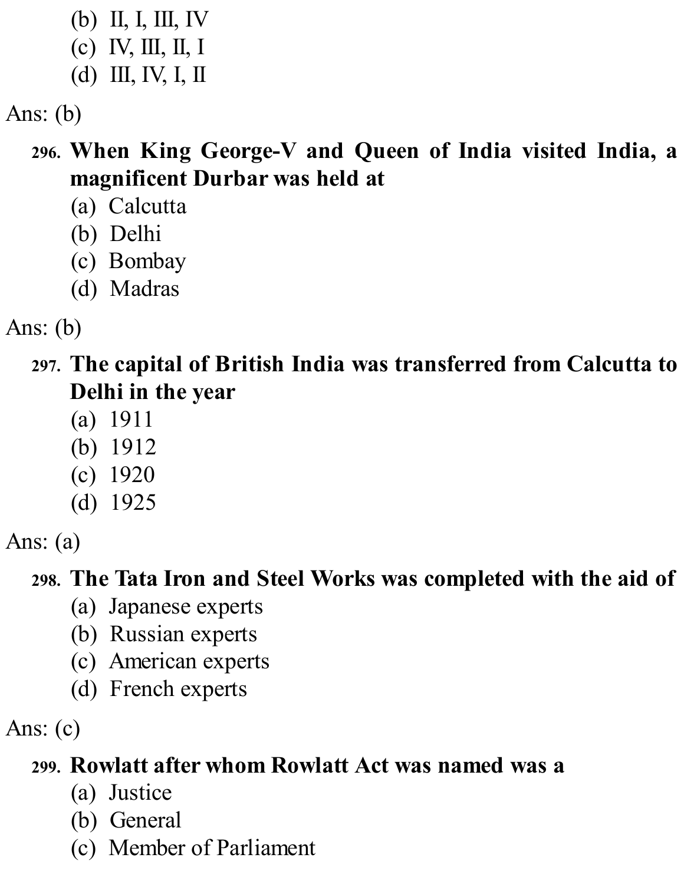(b) II, I, III, IV
(c) IV, III, II, I
(d) III, IV, I, II

Ans: (b)

**296. When King George-V and Queen of India visited India, a magnificent Durbar was held at**
(a) Calcutta
(b) Delhi
(c) Bombay
(d) Madras

Ans: (b)

**297. The capital of British India was transferred from Calcutta to Delhi in the year**
(a) 1911
(b) 1912
(c) 1920
(d) 1925

Ans: (a)

**298. The Tata Iron and Steel Works was completed with the aid of**
(a) Japanese experts
(b) Russian experts
(c) American experts
(d) French experts

Ans: (c)

**299. Rowlatt after whom Rowlatt Act was named was a**
(a) Justice
(b) General
(c) Member of Parliament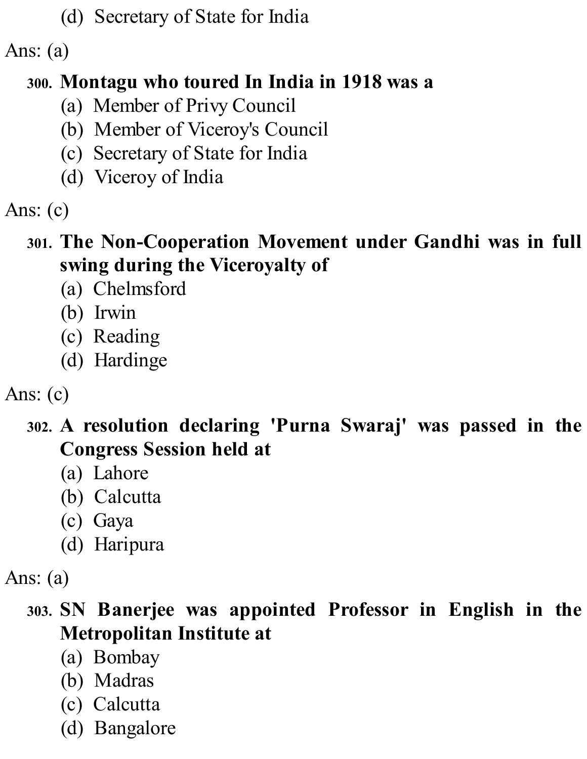(d) Secretary of State for India

Ans: (a)

**300. Montagu who toured In India in 1918 was a**

(a) Member of Privy Council
(b) Member of Viceroy's Council
(c) Secretary of State for India
(d) Viceroy of India

Ans: (c)

**301. The Non-Cooperation Movement under Gandhi was in full swing during the Viceroyalty of**

(a) Chelmsford
(b) Irwin
(c) Reading
(d) Hardinge

Ans: (c)

**302. A resolution declaring 'Purna Swaraj' was passed in the Congress Session held at**

(a) Lahore
(b) Calcutta
(c) Gaya
(d) Haripura

Ans: (a)

**303. SN Banerjee was appointed Professor in English in the Metropolitan Institute at**

(a) Bombay
(b) Madras
(c) Calcutta
(d) Bangalore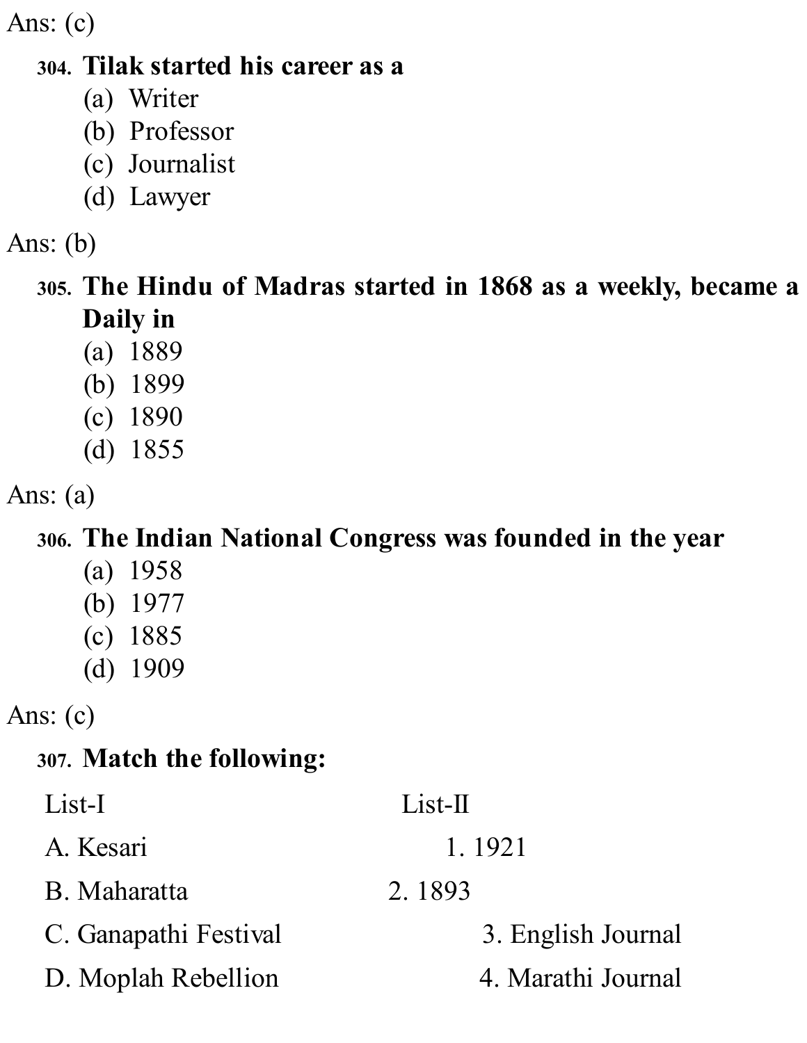Ans: (c)

304. **Tilak started his career as a**
   (a) Writer
   (b) Professor
   (c) Journalist
   (d) Lawyer

Ans: (b)

305. **The Hindu of Madras started in 1868 as a weekly, became a Daily in**
   (a) 1889
   (b) 1899
   (c) 1890
   (d) 1855

Ans: (a)

306. **The Indian National Congress was founded in the year**
   (a) 1958
   (b) 1977
   (c) 1885
   (d) 1909

Ans: (c)

307. **Match the following:**

| List-I | List-II |
|---|---|
| A. Kesari | 1. 1921 |
| B. Maharatta | 2. 1893 |
| C. Ganapathi Festival | 3. English Journal |
| D. Moplah Rebellion | 4. Marathi Journal |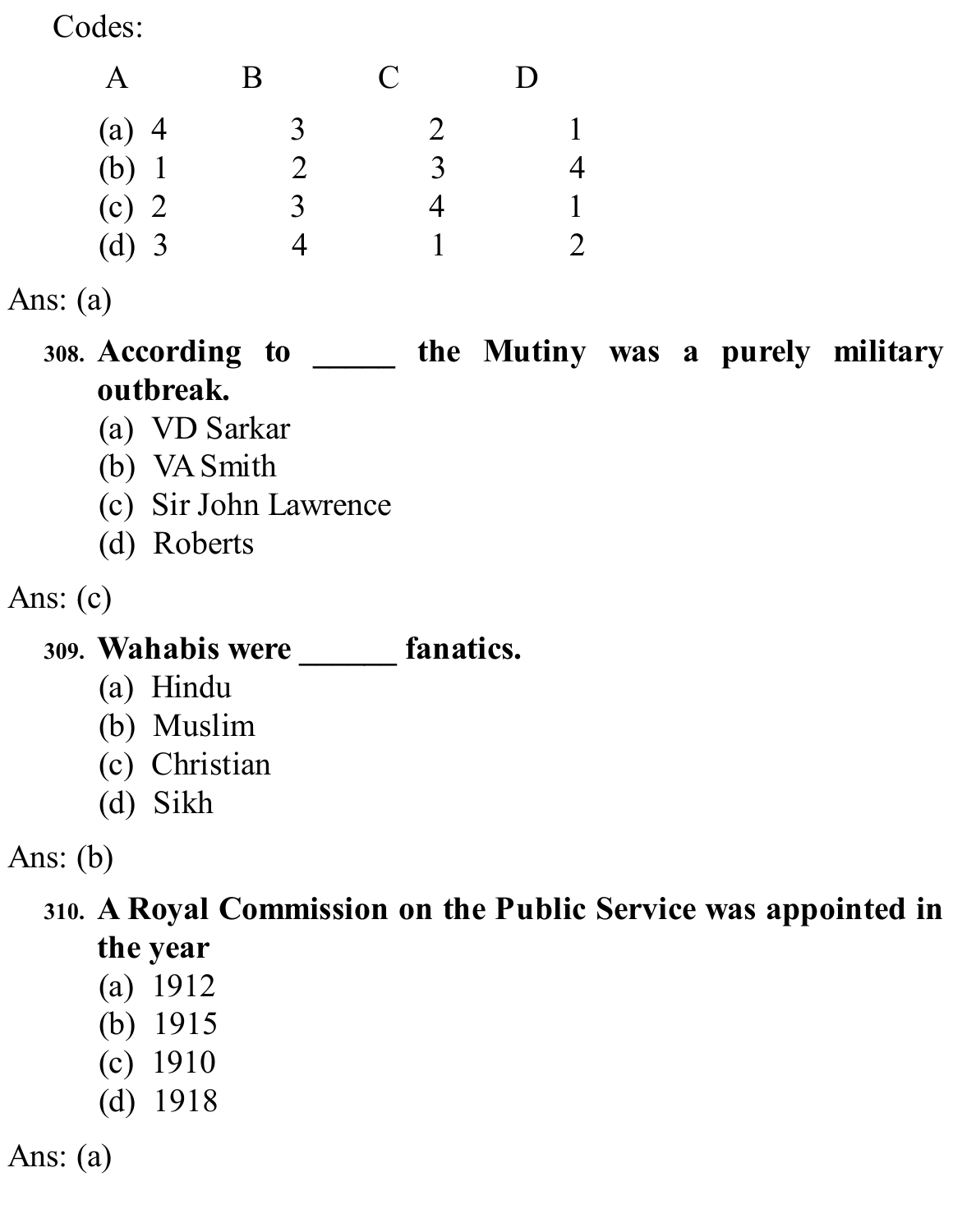Codes:

| | A | B | C | D |
|---|---|---|---|---|
| (a) | 4 | 3 | 2 | 1 |
| (b) | 1 | 2 | 3 | 4 |
| (c) | 2 | 3 | 4 | 1 |
| (d) | 3 | 4 | 1 | 2 |

Ans: (a)

**308. According to _____ the Mutiny was a purely military outbreak.**

(a) VD Sarkar
(b) VA Smith
(c) Sir John Lawrence
(d) Roberts

Ans: (c)

**309. Wahabis were ______ fanatics.**

(a) Hindu
(b) Muslim
(c) Christian
(d) Sikh

Ans: (b)

**310. A Royal Commission on the Public Service was appointed in the year**

(a) 1912
(b) 1915
(c) 1910
(d) 1918

Ans: (a)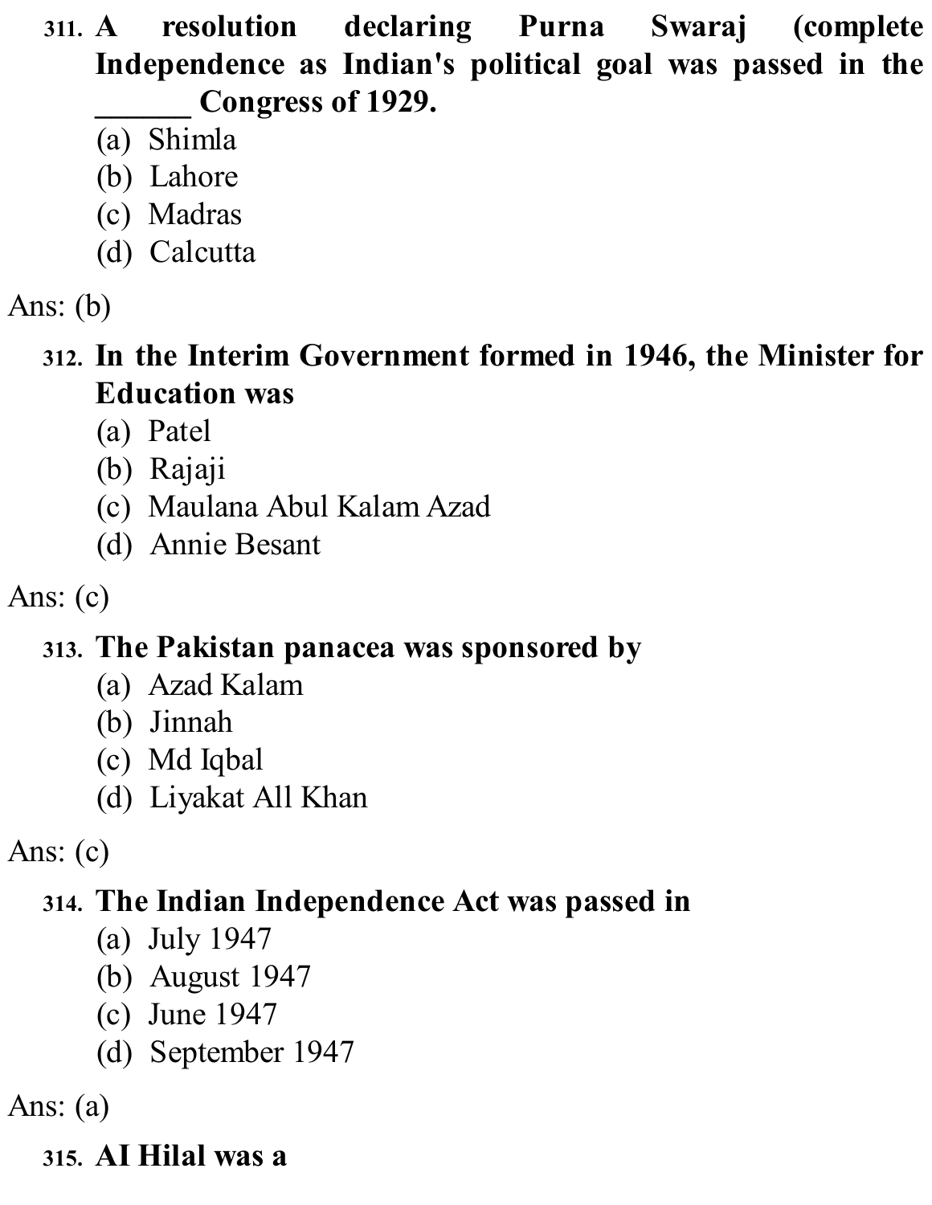**311. A resolution declaring Purna Swaraj (complete Independence as Indian's political goal was passed in the ______ Congress of 1929.**

(a) Shimla
(b) Lahore
(c) Madras
(d) Calcutta

Ans: (b)

**312. In the Interim Government formed in 1946, the Minister for Education was**

(a) Patel
(b) Rajaji
(c) Maulana Abul Kalam Azad
(d) Annie Besant

Ans: (c)

**313. The Pakistan panacea was sponsored by**

(a) Azad Kalam
(b) Jinnah
(c) Md Iqbal
(d) Liyakat All Khan

Ans: (c)

**314. The Indian Independence Act was passed in**

(a) July 1947
(b) August 1947
(c) June 1947
(d) September 1947

Ans: (a)

**315. AI Hilal was a**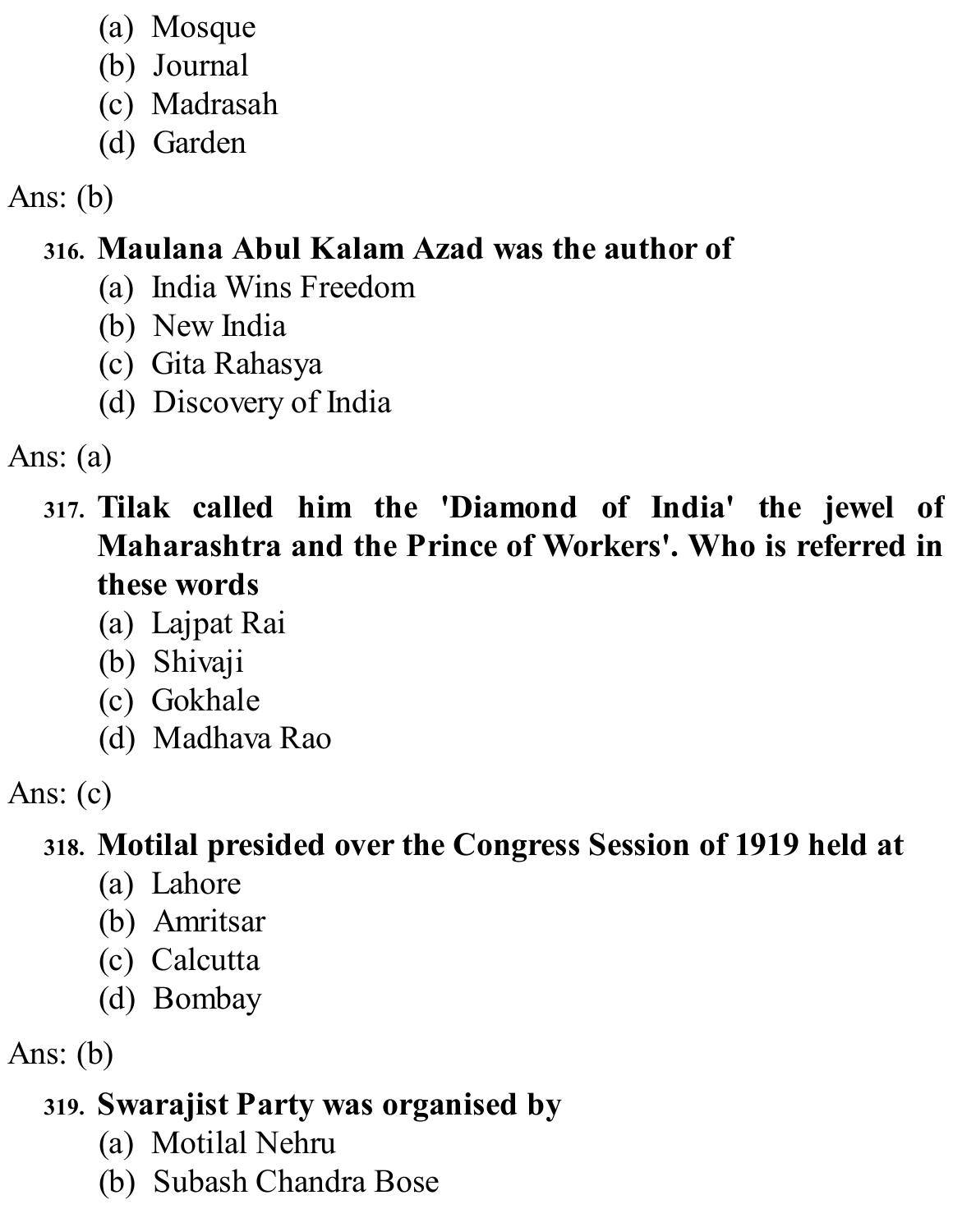(a) Mosque
(b) Journal
(c) Madrasah
(d) Garden

Ans: (b)

316. **Maulana Abul Kalam Azad was the author of**
(a) India Wins Freedom
(b) New India
(c) Gita Rahasya
(d) Discovery of India

Ans: (a)

317. **Tilak called him the 'Diamond of India' the jewel of Maharashtra and the Prince of Workers'. Who is referred in these words**
(a) Lajpat Rai
(b) Shivaji
(c) Gokhale
(d) Madhava Rao

Ans: (c)

318. **Motilal presided over the Congress Session of 1919 held at**
(a) Lahore
(b) Amritsar
(c) Calcutta
(d) Bombay

Ans: (b)

319. **Swarajist Party was organised by**
(a) Motilal Nehru
(b) Subash Chandra Bose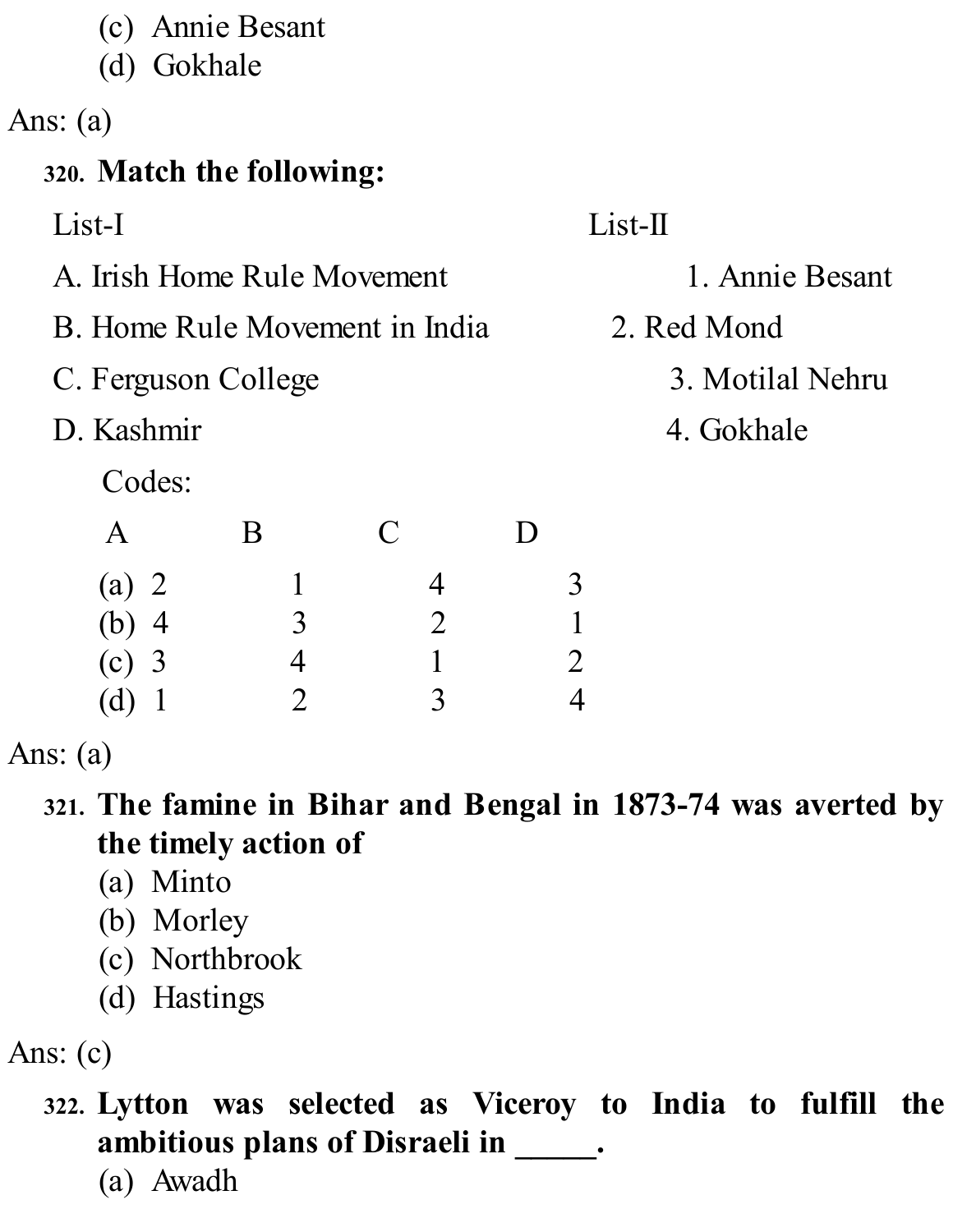(c) Annie Besant
(d) Gokhale

Ans: (a)

**320. Match the following:**

| List-I | List-II |
|---|---|
| A. Irish Home Rule Movement | 1. Annie Besant |
| B. Home Rule Movement in India | 2. Red Mond |
| C. Ferguson College | 3. Motilal Nehru |
| D. Kashmir | 4. Gokhale |

Codes:

| | A | B | C | D |
|---|---|---|---|---|
| (a) | 2 | 1 | 4 | 3 |
| (b) | 4 | 3 | 2 | 1 |
| (c) | 3 | 4 | 1 | 2 |
| (d) | 1 | 2 | 3 | 4 |

Ans: (a)

**321. The famine in Bihar and Bengal in 1873-74 was averted by the timely action of**

(a) Minto
(b) Morley
(c) Northbrook
(d) Hastings

Ans: (c)

**322. Lytton was selected as Viceroy to India to fulfill the ambitious plans of Disraeli in _____.**

(a) Awadh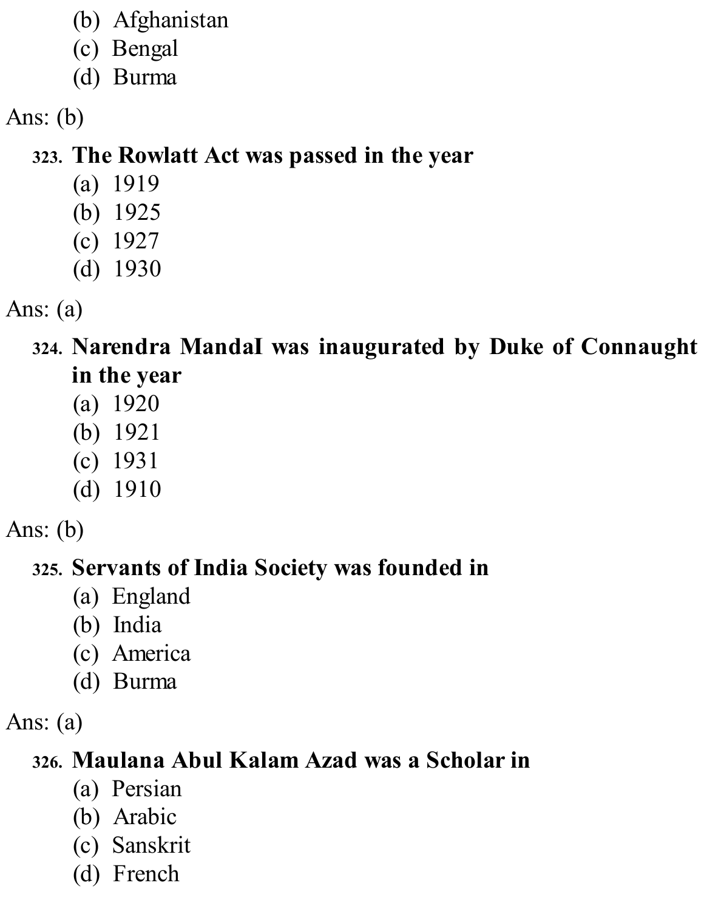(b) Afghanistan
(c) Bengal
(d) Burma

Ans: (b)

**323. The Rowlatt Act was passed in the year**

(a) 1919
(b) 1925
(c) 1927
(d) 1930

Ans: (a)

**324. Narendra MandaI was inaugurated by Duke of Connaught in the year**

(a) 1920
(b) 1921
(c) 1931
(d) 1910

Ans: (b)

**325. Servants of India Society was founded in**

(a) England
(b) India
(c) America
(d) Burma

Ans: (a)

**326. Maulana Abul Kalam Azad was a Scholar in**

(a) Persian
(b) Arabic
(c) Sanskrit
(d) French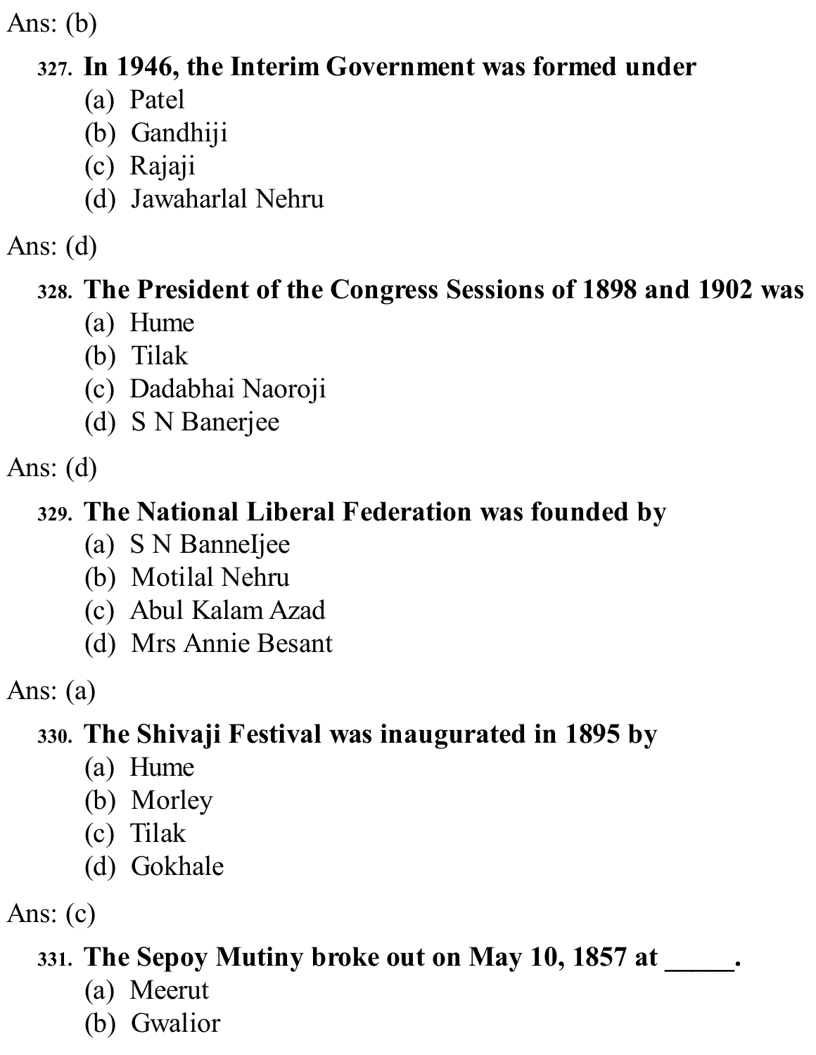Ans: (b)

327. **In 1946, the Interim Government was formed under**
   (a) Patel
   (b) Gandhiji
   (c) Rajaji
   (d) Jawaharlal Nehru

Ans: (d)

328. **The President of the Congress Sessions of 1898 and 1902 was**
   (a) Hume
   (b) Tilak
   (c) Dadabhai Naoroji
   (d) S N Banerjee

Ans: (d)

329. **The National Liberal Federation was founded by**
   (a) S N BanneIjee
   (b) Motilal Nehru
   (c) Abul Kalam Azad
   (d) Mrs Annie Besant

Ans: (a)

330. **The Shivaji Festival was inaugurated in 1895 by**
   (a) Hume
   (b) Morley
   (c) Tilak
   (d) Gokhale

Ans: (c)

331. **The Sepoy Mutiny broke out on May 10, 1857 at _____.**
   (a) Meerut
   (b) Gwalior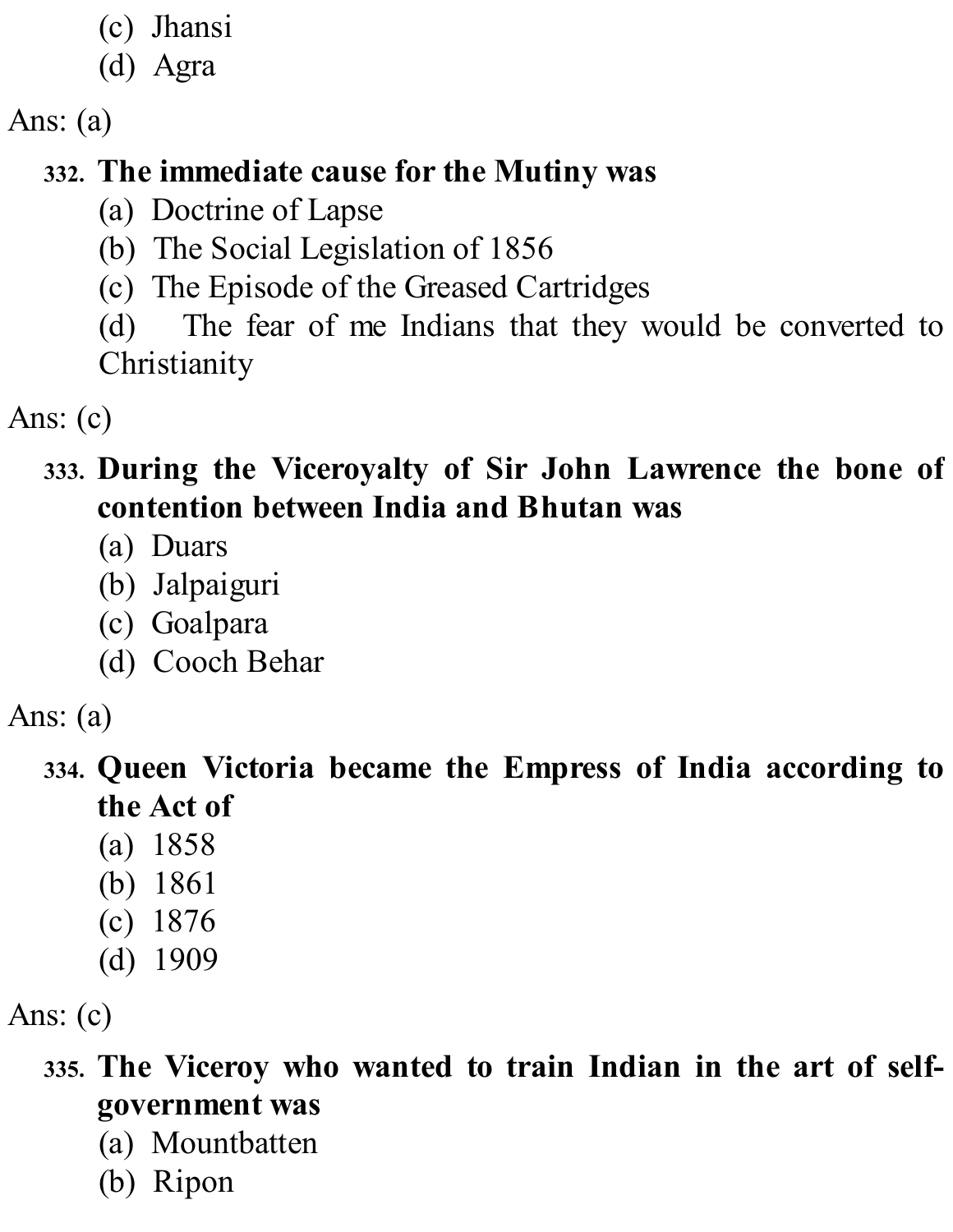(c) Jhansi
(d) Agra

Ans: (a)

**332. The immediate cause for the Mutiny was**

(a) Doctrine of Lapse
(b) The Social Legislation of 1856
(c) The Episode of the Greased Cartridges
(d) The fear of me Indians that they would be converted to Christianity

Ans: (c)

**333. During the Viceroyalty of Sir John Lawrence the bone of contention between India and Bhutan was**

(a) Duars
(b) Jalpaiguri
(c) Goalpara
(d) Cooch Behar

Ans: (a)

**334. Queen Victoria became the Empress of India according to the Act of**

(a) 1858
(b) 1861
(c) 1876
(d) 1909

Ans: (c)

**335. The Viceroy who wanted to train Indian in the art of self-government was**

(a) Mountbatten
(b) Ripon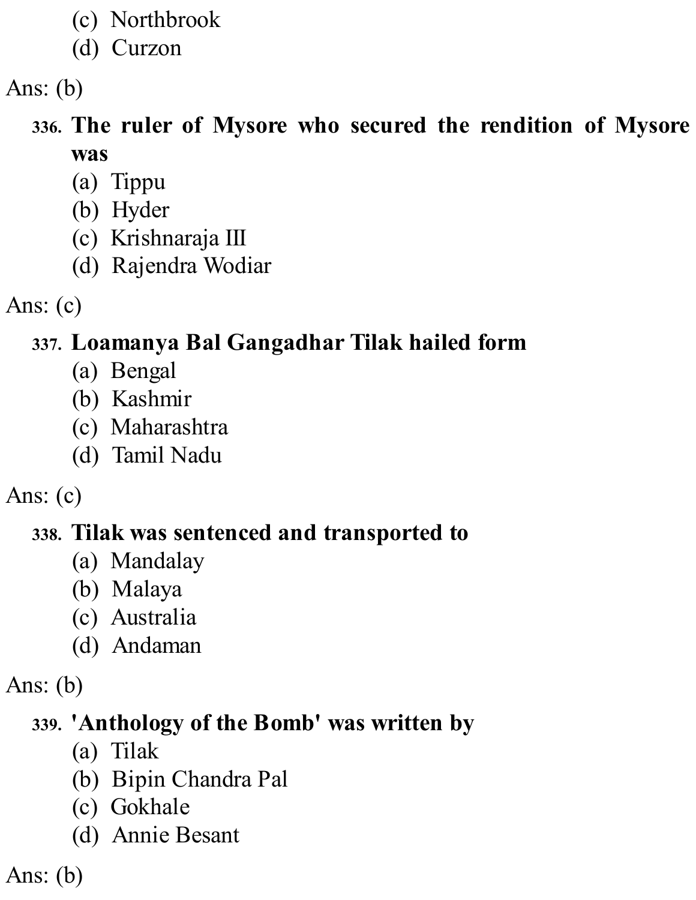(c) Northbrook
(d) Curzon

Ans: (b)

**336. The ruler of Mysore who secured the rendition of Mysore was**

(a) Tippu
(b) Hyder
(c) Krishnaraja III
(d) Rajendra Wodiar

Ans: (c)

**337. Loamanya Bal Gangadhar Tilak hailed form**

(a) Bengal
(b) Kashmir
(c) Maharashtra
(d) Tamil Nadu

Ans: (c)

**338. Tilak was sentenced and transported to**

(a) Mandalay
(b) Malaya
(c) Australia
(d) Andaman

Ans: (b)

**339. 'Anthology of the Bomb' was written by**

(a) Tilak
(b) Bipin Chandra Pal
(c) Gokhale
(d) Annie Besant

Ans: (b)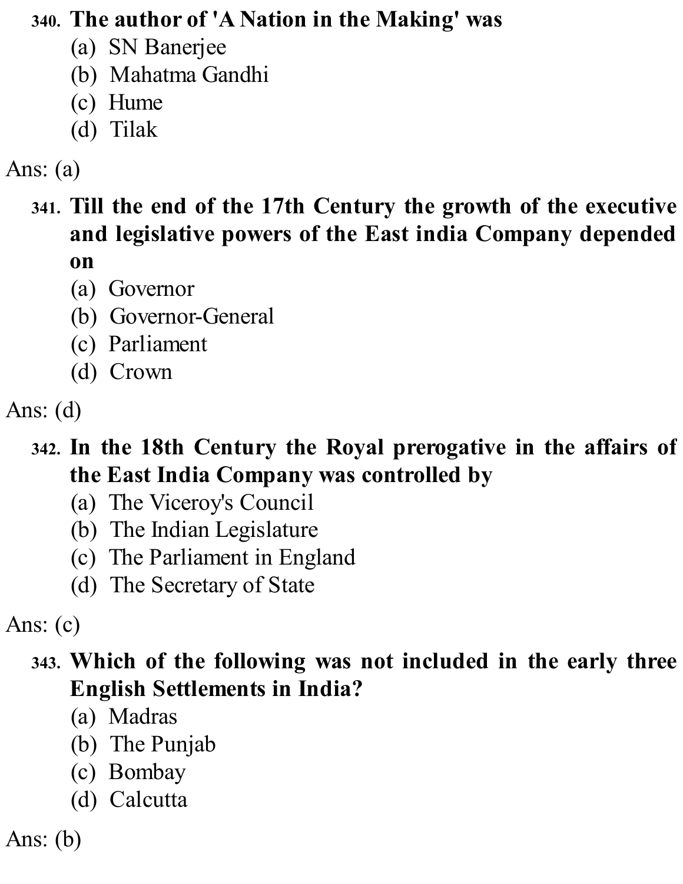**340. The author of 'A Nation in the Making' was**

(a) SN Banerjee
(b) Mahatma Gandhi
(c) Hume
(d) Tilak

Ans: (a)

**341. Till the end of the 17th Century the growth of the executive and legislative powers of the East india Company depended on**

(a) Governor
(b) Governor-General
(c) Parliament
(d) Crown

Ans: (d)

**342. In the 18th Century the Royal prerogative in the affairs of the East India Company was controlled by**

(a) The Viceroy's Council
(b) The Indian Legislature
(c) The Parliament in England
(d) The Secretary of State

Ans: (c)

**343. Which of the following was not included in the early three English Settlements in India?**

(a) Madras
(b) The Punjab
(c) Bombay
(d) Calcutta

Ans: (b)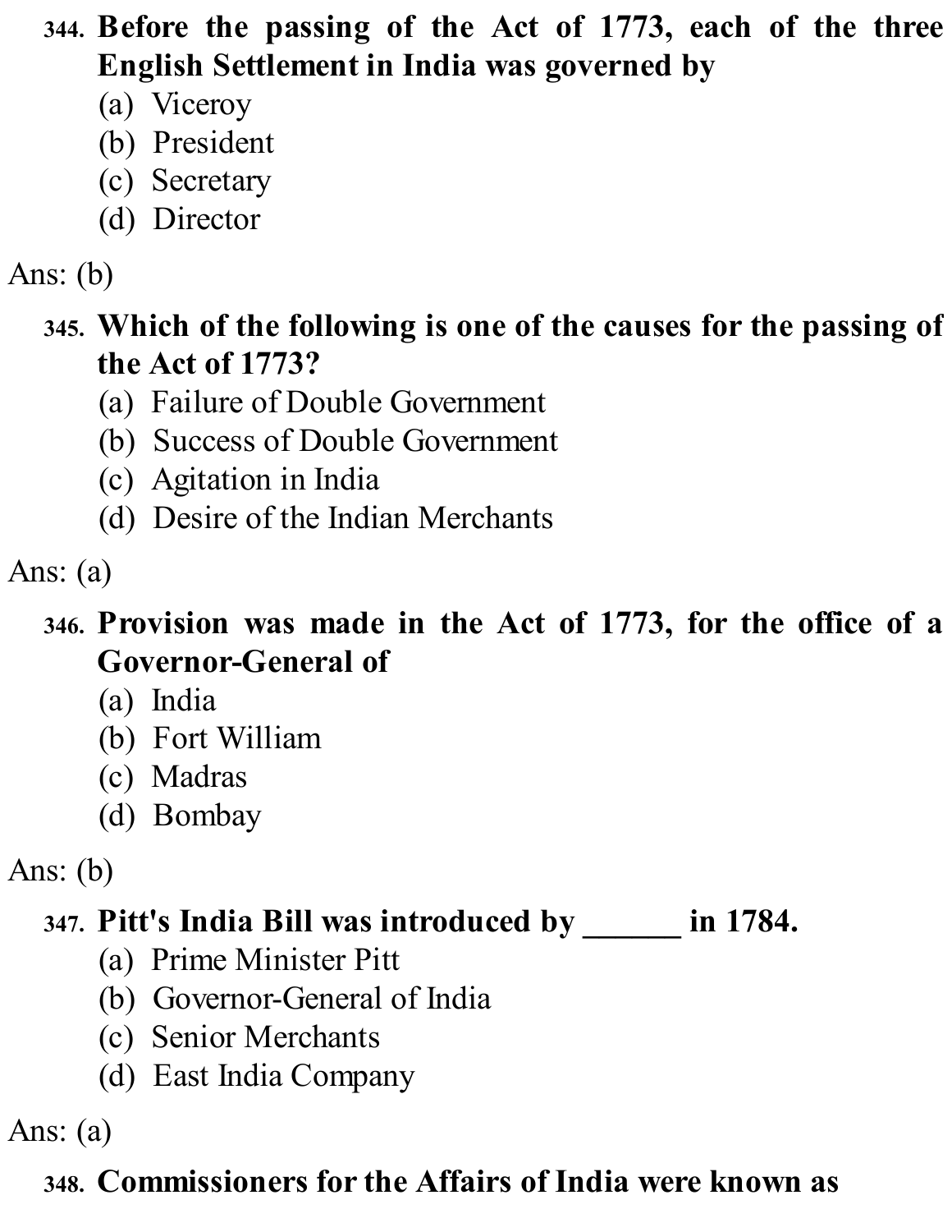344. **Before the passing of the Act of 1773, each of the three English Settlement in India was governed by**

(a) Viceroy
(b) President
(c) Secretary
(d) Director

Ans: (b)

345. **Which of the following is one of the causes for the passing of the Act of 1773?**

(a) Failure of Double Government
(b) Success of Double Government
(c) Agitation in India
(d) Desire of the Indian Merchants

Ans: (a)

346. **Provision was made in the Act of 1773, for the office of a Governor-General of**

(a) India
(b) Fort William
(c) Madras
(d) Bombay

Ans: (b)

347. **Pitt's India Bill was introduced by ______ in 1784.**

(a) Prime Minister Pitt
(b) Governor-General of India
(c) Senior Merchants
(d) East India Company

Ans: (a)

348. **Commissioners for the Affairs of India were known as**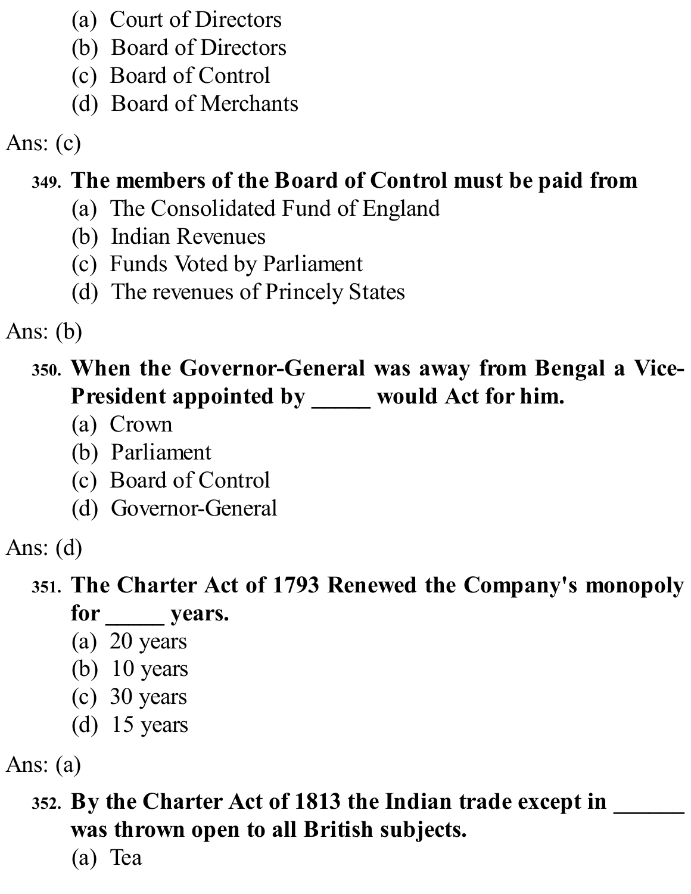(a) Court of Directors
(b) Board of Directors
(c) Board of Control
(d) Board of Merchants

Ans: (c)

349. **The members of the Board of Control must be paid from**
(a) The Consolidated Fund of England
(b) Indian Revenues
(c) Funds Voted by Parliament
(d) The revenues of Princely States

Ans: (b)

350. **When the Governor-General was away from Bengal a Vice-President appointed by _____ would Act for him.**
(a) Crown
(b) Parliament
(c) Board of Control
(d) Governor-General

Ans: (d)

351. **The Charter Act of 1793 Renewed the Company's monopoly for _____ years.**
(a) 20 years
(b) 10 years
(c) 30 years
(d) 15 years

Ans: (a)

352. **By the Charter Act of 1813 the Indian trade except in ______ was thrown open to all British subjects.**
(a) Tea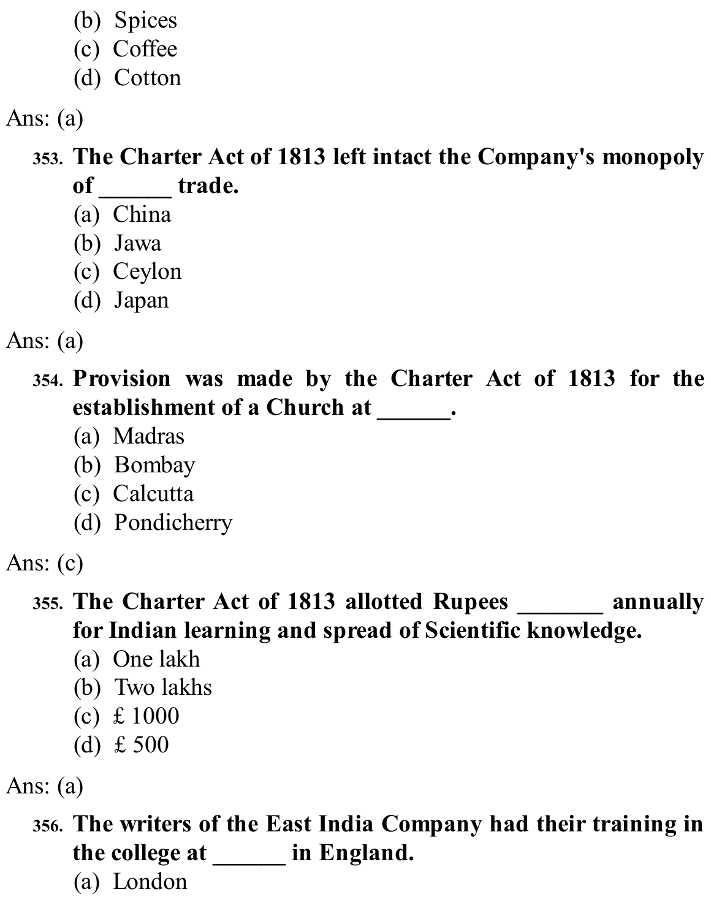(b) Spices
(c) Coffee
(d) Cotton

Ans: (a)

**353. The Charter Act of 1813 left intact the Company's monopoly of ______ trade.**
(a) China
(b) Jawa
(c) Ceylon
(d) Japan

Ans: (a)

**354. Provision was made by the Charter Act of 1813 for the establishment of a Church at ______.**
(a) Madras
(b) Bombay
(c) Calcutta
(d) Pondicherry

Ans: (c)

**355. The Charter Act of 1813 allotted Rupees _______ annually for Indian learning and spread of Scientific knowledge.**
(a) One lakh
(b) Two lakhs
(c) £ 1000
(d) £ 500

Ans: (a)

**356. The writers of the East India Company had their training in the college at ______ in England.**
(a) London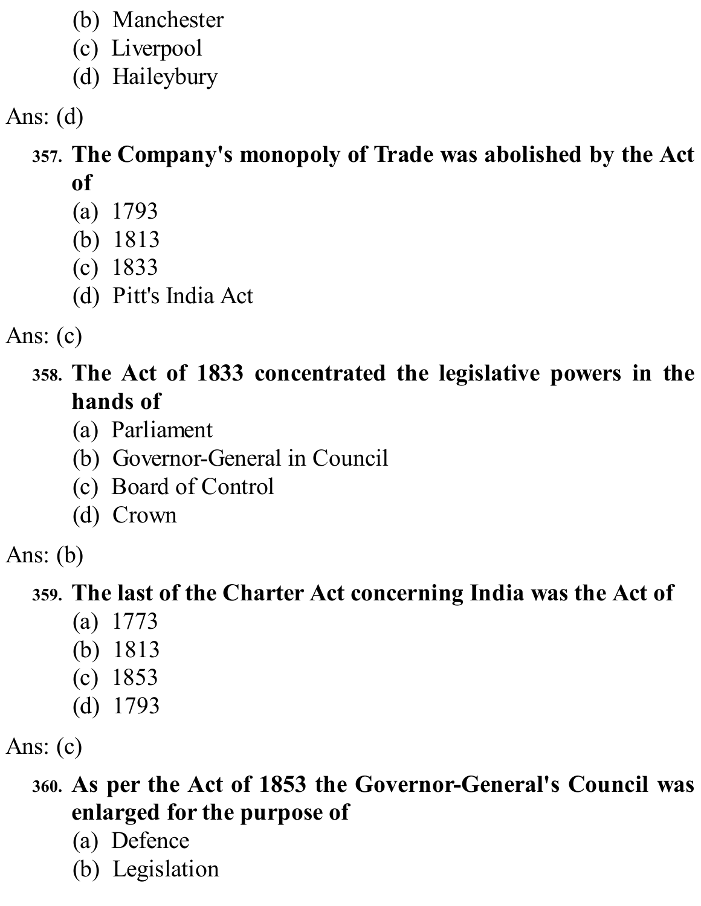(b) Manchester
(c) Liverpool
(d) Haileybury

Ans: (d)

357. **The Company's monopoly of Trade was abolished by the Act of**
(a) 1793
(b) 1813
(c) 1833
(d) Pitt's India Act

Ans: (c)

358. **The Act of 1833 concentrated the legislative powers in the hands of**
(a) Parliament
(b) Governor-General in Council
(c) Board of Control
(d) Crown

Ans: (b)

359. **The last of the Charter Act concerning India was the Act of**
(a) 1773
(b) 1813
(c) 1853
(d) 1793

Ans: (c)

360. **As per the Act of 1853 the Governor-General's Council was enlarged for the purpose of**
(a) Defence
(b) Legislation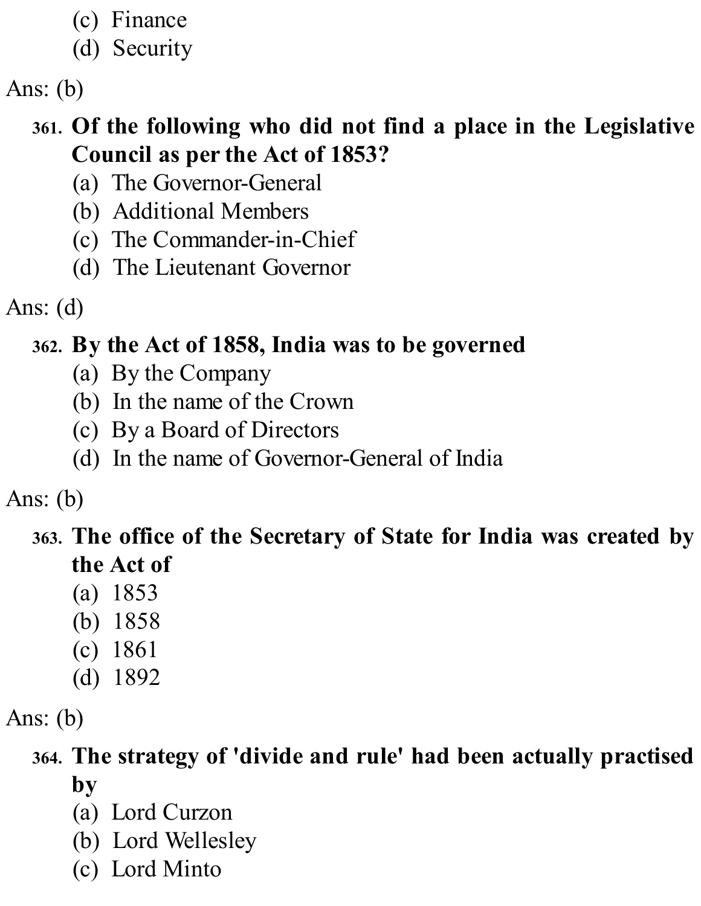(c) Finance
(d) Security

Ans: (b)

**361. Of the following who did not find a place in the Legislative Council as per the Act of 1853?**

(a) The Governor-General
(b) Additional Members
(c) The Commander-in-Chief
(d) The Lieutenant Governor

Ans: (d)

**362. By the Act of 1858, India was to be governed**

(a) By the Company
(b) In the name of the Crown
(c) By a Board of Directors
(d) In the name of Governor-General of India

Ans: (b)

**363. The office of the Secretary of State for India was created by the Act of**

(a) 1853
(b) 1858
(c) 1861
(d) 1892

Ans: (b)

**364. The strategy of 'divide and rule' had been actually practised by**

(a) Lord Curzon
(b) Lord Wellesley
(c) Lord Minto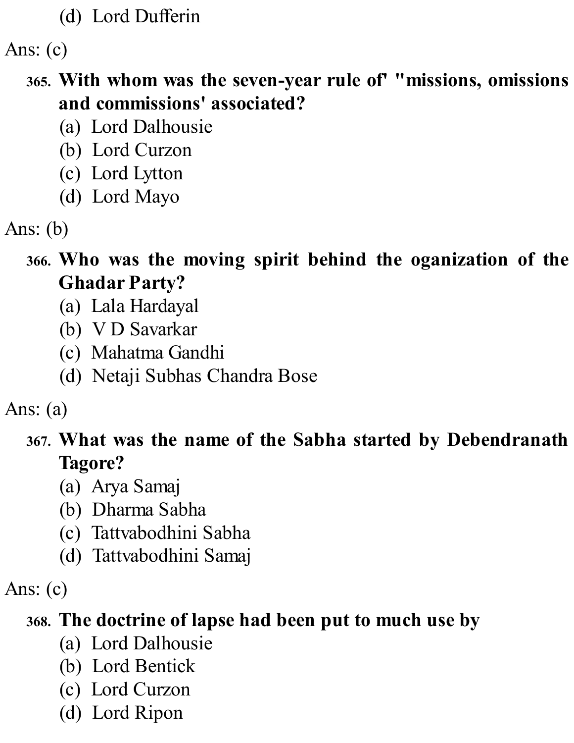(d) Lord Dufferin

Ans: (c)

**365. With whom was the seven-year rule of' "missions, omissions and commissions' associated?**

(a) Lord Dalhousie
(b) Lord Curzon
(c) Lord Lytton
(d) Lord Mayo

Ans: (b)

**366. Who was the moving spirit behind the oganization of the Ghadar Party?**

(a) Lala Hardayal
(b) V D Savarkar
(c) Mahatma Gandhi
(d) Netaji Subhas Chandra Bose

Ans: (a)

**367. What was the name of the Sabha started by Debendranath Tagore?**

(a) Arya Samaj
(b) Dharma Sabha
(c) Tattvabodhini Sabha
(d) Tattvabodhini Samaj

Ans: (c)

**368. The doctrine of lapse had been put to much use by**

(a) Lord Dalhousie
(b) Lord Bentick
(c) Lord Curzon
(d) Lord Ripon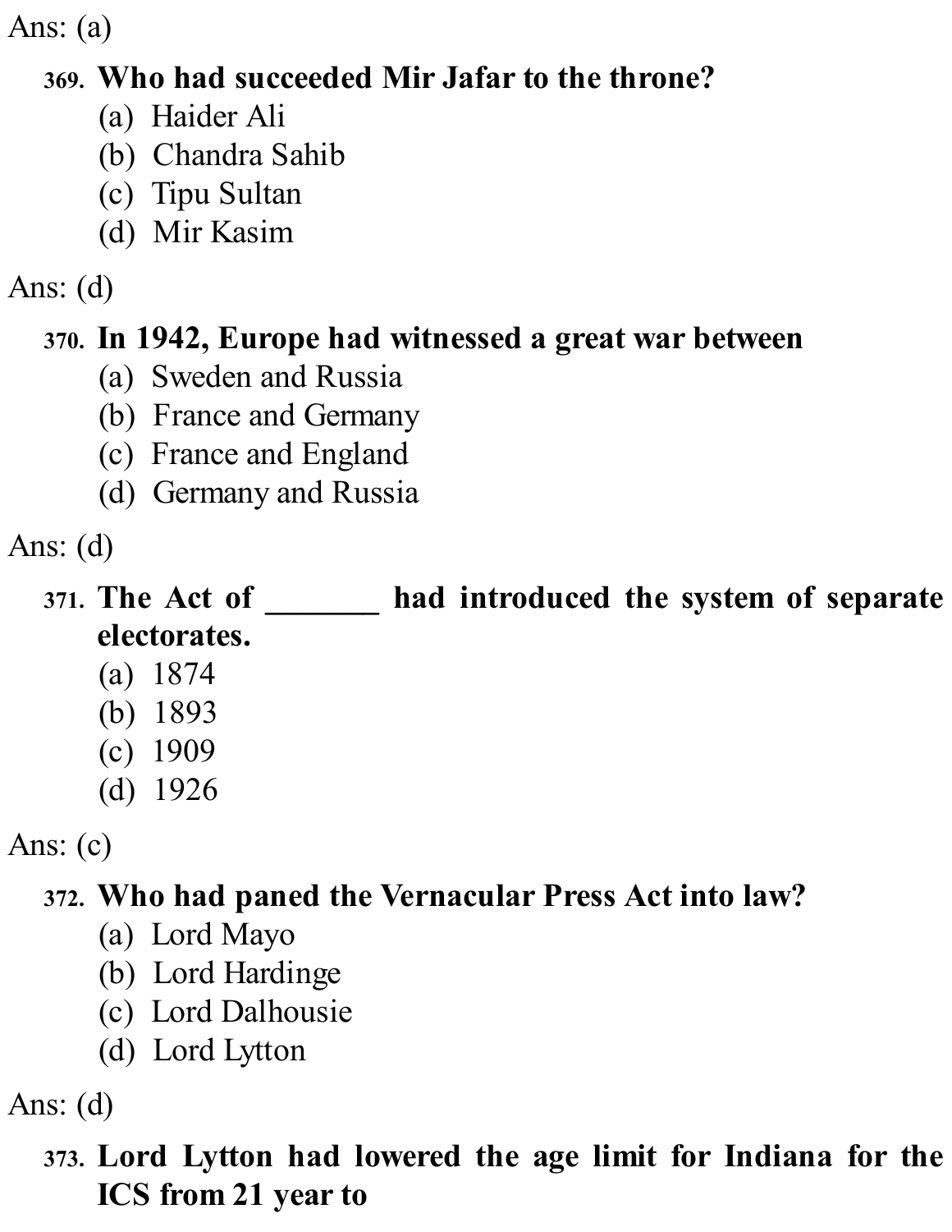Ans: (a)

**369. Who had succeeded Mir Jafar to the throne?**

(a) Haider Ali
(b) Chandra Sahib
(c) Tipu Sultan
(d) Mir Kasim

Ans: (d)

**370. In 1942, Europe had witnessed a great war between**

(a) Sweden and Russia
(b) France and Germany
(c) France and England
(d) Germany and Russia

Ans: (d)

**371. The Act of _______ had introduced the system of separate electorates.**

(a) 1874
(b) 1893
(c) 1909
(d) 1926

Ans: (c)

**372. Who had paned the Vernacular Press Act into law?**

(a) Lord Mayo
(b) Lord Hardinge
(c) Lord Dalhousie
(d) Lord Lytton

Ans: (d)

**373. Lord Lytton had lowered the age limit for Indiana for the ICS from 21 year to**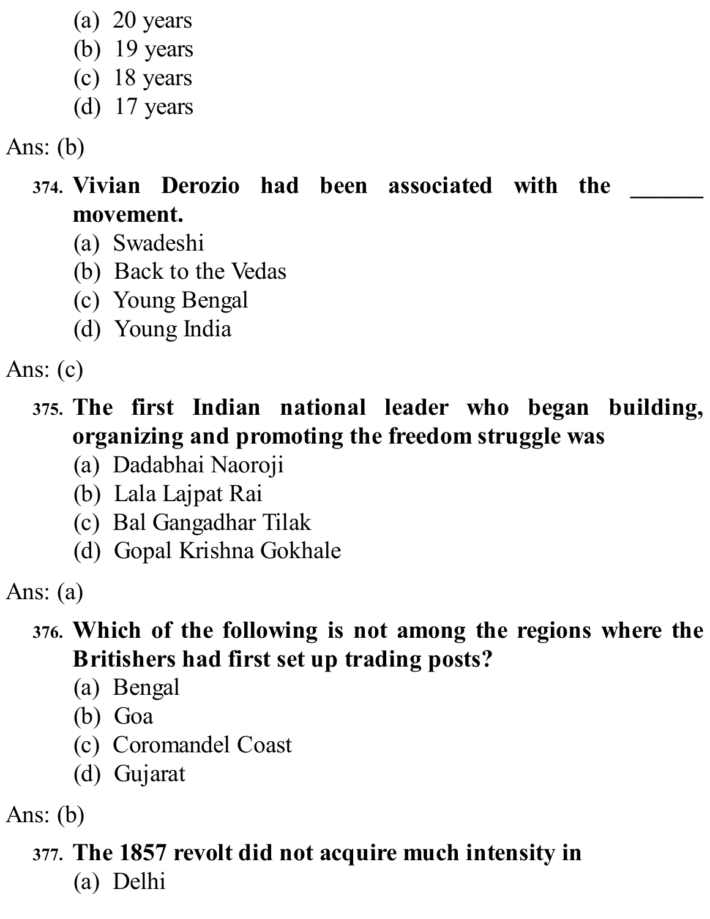(a) 20 years
(b) 19 years
(c) 18 years
(d) 17 years

Ans: (b)

374. **Vivian Derozio had been associated with the ______ movement.**
(a) Swadeshi
(b) Back to the Vedas
(c) Young Bengal
(d) Young India

Ans: (c)

375. **The first Indian national leader who began building, organizing and promoting the freedom struggle was**
(a) Dadabhai Naoroji
(b) Lala Lajpat Rai
(c) Bal Gangadhar Tilak
(d) Gopal Krishna Gokhale

Ans: (a)

376. **Which of the following is not among the regions where the Britishers had first set up trading posts?**
(a) Bengal
(b) Goa
(c) Coromandel Coast
(d) Gujarat

Ans: (b)

377. **The 1857 revolt did not acquire much intensity in**
(a) Delhi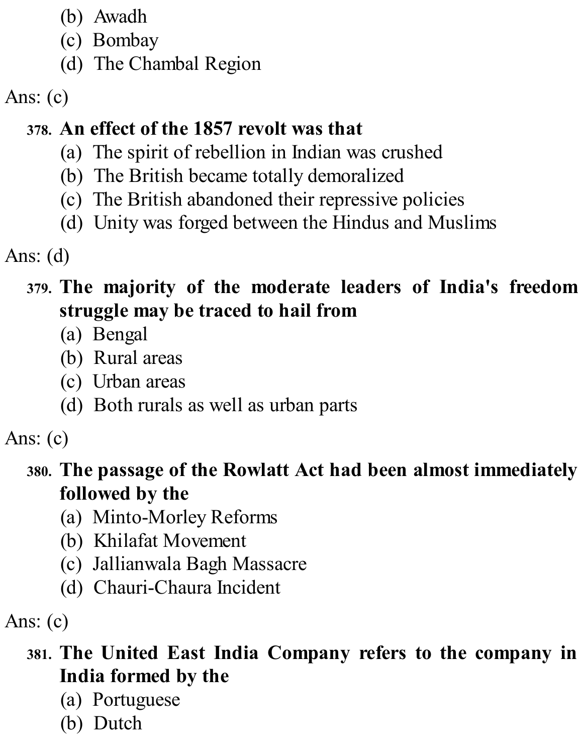(b) Awadh
(c) Bombay
(d) The Chambal Region

Ans: (c)

**378. An effect of the 1857 revolt was that**
(a) The spirit of rebellion in Indian was crushed
(b) The British became totally demoralized
(c) The British abandoned their repressive policies
(d) Unity was forged between the Hindus and Muslims

Ans: (d)

**379. The majority of the moderate leaders of India's freedom struggle may be traced to hail from**
(a) Bengal
(b) Rural areas
(c) Urban areas
(d) Both rurals as well as urban parts

Ans: (c)

**380. The passage of the Rowlatt Act had been almost immediately followed by the**
(a) Minto-Morley Reforms
(b) Khilafat Movement
(c) Jallianwala Bagh Massacre
(d) Chauri-Chaura Incident

Ans: (c)

**381. The United East India Company refers to the company in India formed by the**
(a) Portuguese
(b) Dutch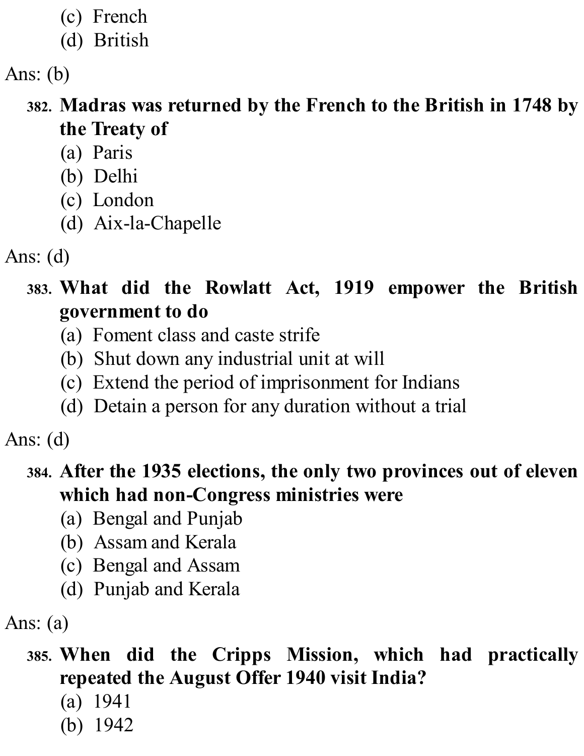(c) French
(d) British

Ans: (b)

**382. Madras was returned by the French to the British in 1748 by the Treaty of**

(a) Paris
(b) Delhi
(c) London
(d) Aix-la-Chapelle

Ans: (d)

**383. What did the Rowlatt Act, 1919 empower the British government to do**

(a) Foment class and caste strife
(b) Shut down any industrial unit at will
(c) Extend the period of imprisonment for Indians
(d) Detain a person for any duration without a trial

Ans: (d)

**384. After the 1935 elections, the only two provinces out of eleven which had non-Congress ministries were**

(a) Bengal and Punjab
(b) Assam and Kerala
(c) Bengal and Assam
(d) Punjab and Kerala

Ans: (a)

**385. When did the Cripps Mission, which had practically repeated the August Offer 1940 visit India?**

(a) 1941
(b) 1942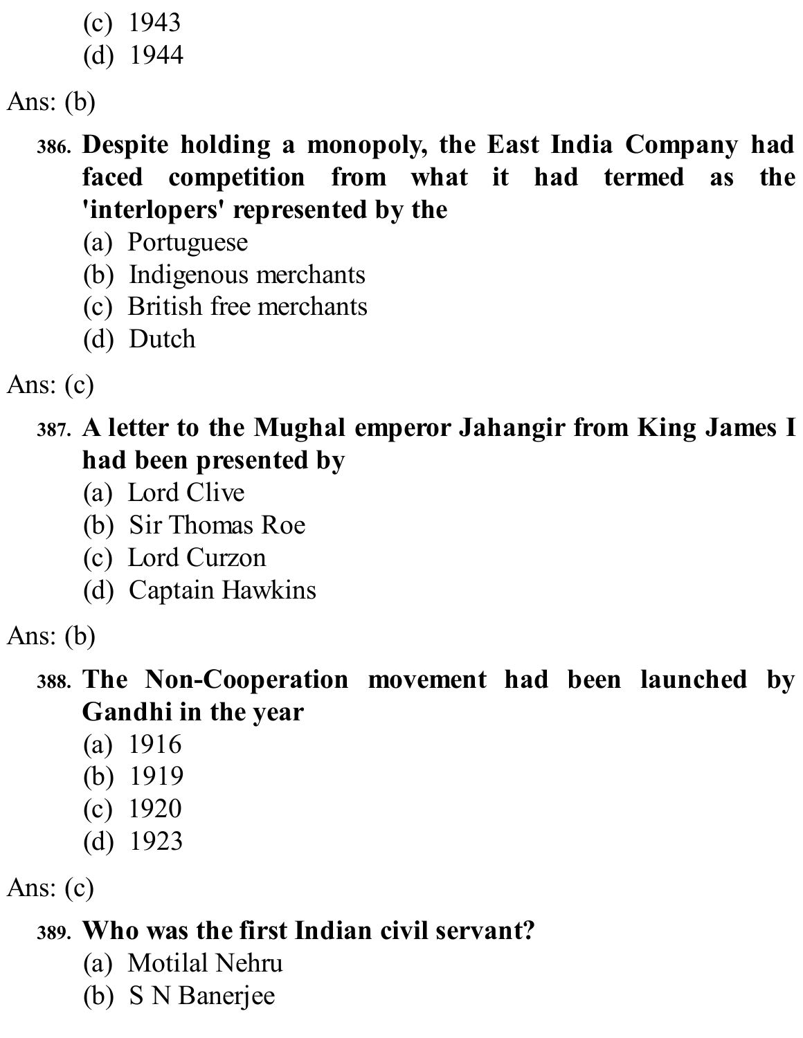(c) 1943
(d) 1944

Ans: (b)

**386. Despite holding a monopoly, the East India Company had faced competition from what it had termed as the 'interlopers' represented by the**

(a) Portuguese
(b) Indigenous merchants
(c) British free merchants
(d) Dutch

Ans: (c)

**387. A letter to the Mughal emperor Jahangir from King James I had been presented by**

(a) Lord Clive
(b) Sir Thomas Roe
(c) Lord Curzon
(d) Captain Hawkins

Ans: (b)

**388. The Non-Cooperation movement had been launched by Gandhi in the year**

(a) 1916
(b) 1919
(c) 1920
(d) 1923

Ans: (c)

**389. Who was the first Indian civil servant?**

(a) Motilal Nehru
(b) S N Banerjee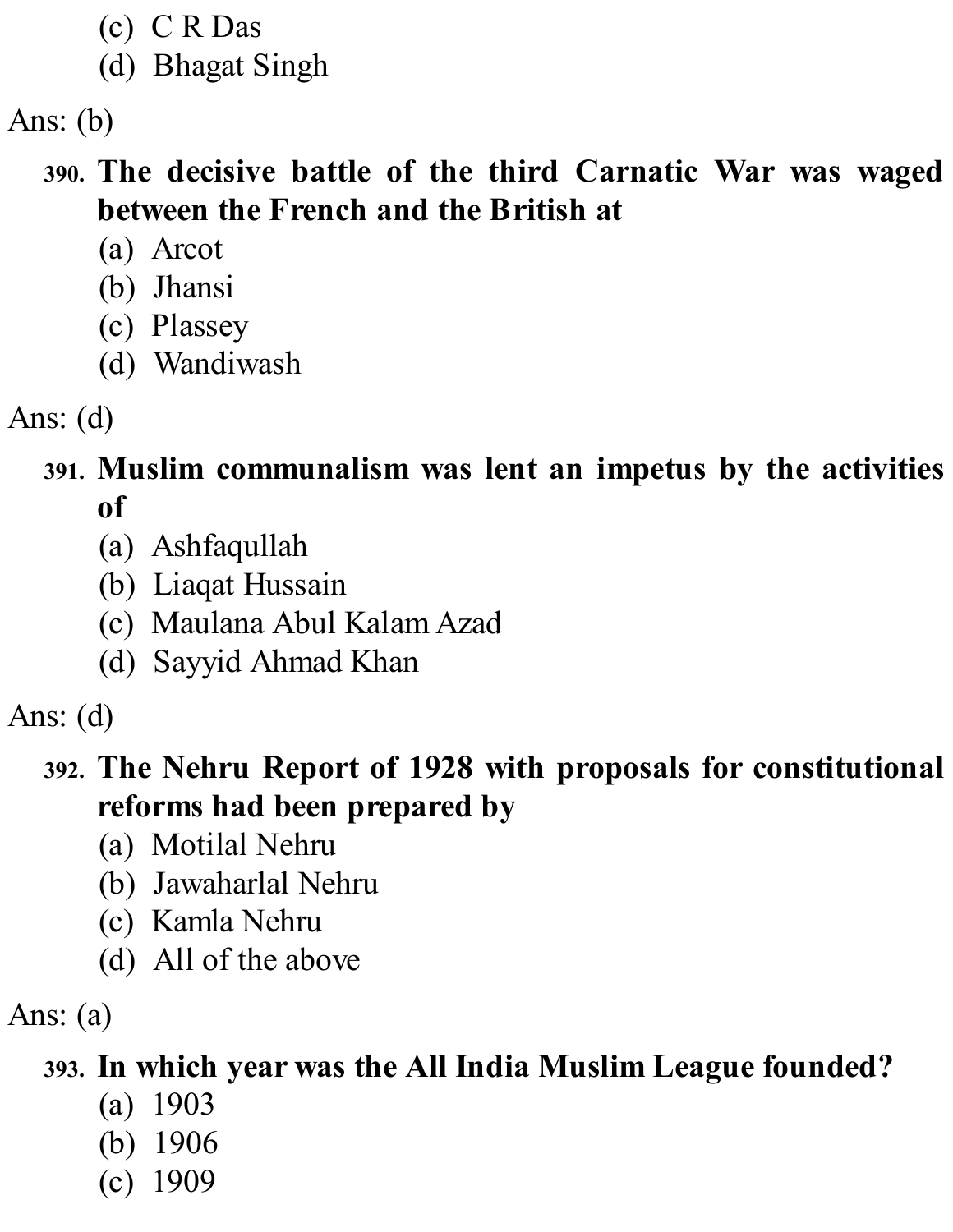(c) C R Das
(d) Bhagat Singh

Ans: (b)

**390. The decisive battle of the third Carnatic War was waged between the French and the British at**

(a) Arcot
(b) Jhansi
(c) Plassey
(d) Wandiwash

Ans: (d)

**391. Muslim communalism was lent an impetus by the activities of**

(a) Ashfaqullah
(b) Liaqat Hussain
(c) Maulana Abul Kalam Azad
(d) Sayyid Ahmad Khan

Ans: (d)

**392. The Nehru Report of 1928 with proposals for constitutional reforms had been prepared by**

(a) Motilal Nehru
(b) Jawaharlal Nehru
(c) Kamla Nehru
(d) All of the above

Ans: (a)

**393. In which year was the All India Muslim League founded?**

(a) 1903
(b) 1906
(c) 1909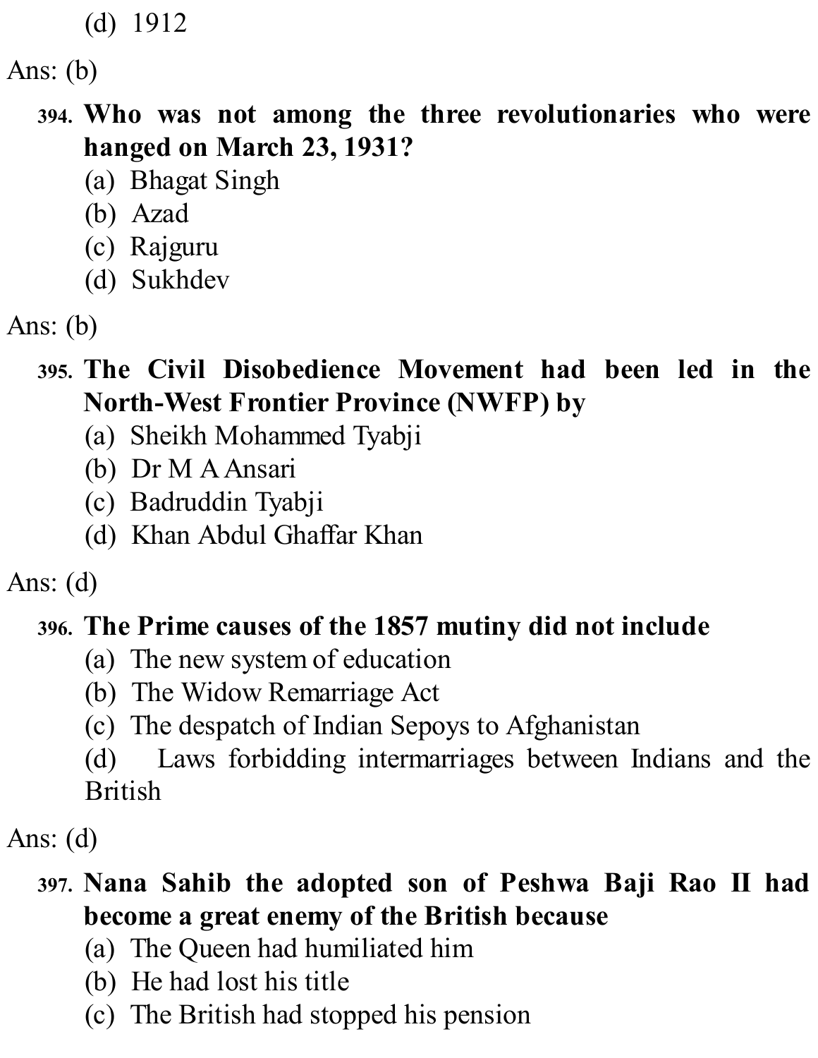(d) 1912

Ans: (b)

**394. Who was not among the three revolutionaries who were hanged on March 23, 1931?**

(a) Bhagat Singh
(b) Azad
(c) Rajguru
(d) Sukhdev

Ans: (b)

**395. The Civil Disobedience Movement had been led in the North-West Frontier Province (NWFP) by**

(a) Sheikh Mohammed Tyabji
(b) Dr M A Ansari
(c) Badruddin Tyabji
(d) Khan Abdul Ghaffar Khan

Ans: (d)

**396. The Prime causes of the 1857 mutiny did not include**

(a) The new system of education
(b) The Widow Remarriage Act
(c) The despatch of Indian Sepoys to Afghanistan
(d) Laws forbidding intermarriages between Indians and the British

Ans: (d)

**397. Nana Sahib the adopted son of Peshwa Baji Rao II had become a great enemy of the British because**

(a) The Queen had humiliated him
(b) He had lost his title
(c) The British had stopped his pension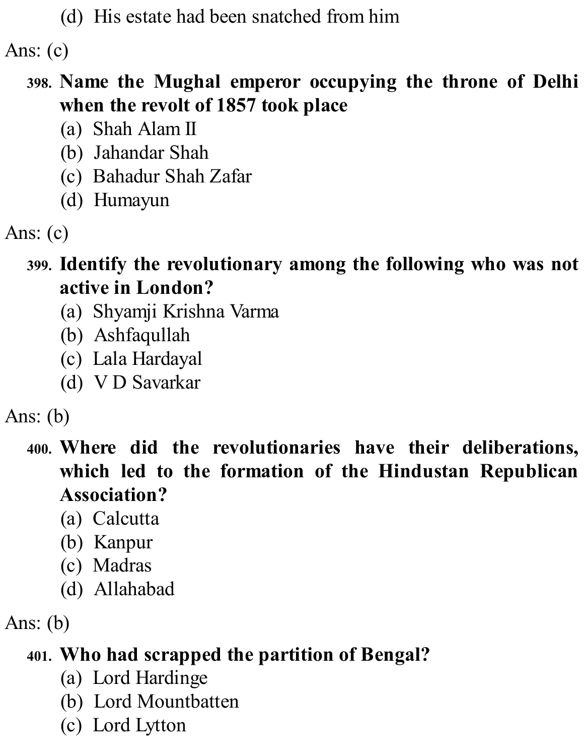(d) His estate had been snatched from him

Ans: (c)

**398. Name the Mughal emperor occupying the throne of Delhi when the revolt of 1857 took place**

(a) Shah Alam II
(b) Jahandar Shah
(c) Bahadur Shah Zafar
(d) Humayun

Ans: (c)

**399. Identify the revolutionary among the following who was not active in London?**

(a) Shyamji Krishna Varma
(b) Ashfaqullah
(c) Lala Hardayal
(d) V D Savarkar

Ans: (b)

**400. Where did the revolutionaries have their deliberations, which led to the formation of the Hindustan Republican Association?**

(a) Calcutta
(b) Kanpur
(c) Madras
(d) Allahabad

Ans: (b)

**401. Who had scrapped the partition of Bengal?**

(a) Lord Hardinge
(b) Lord Mountbatten
(c) Lord Lytton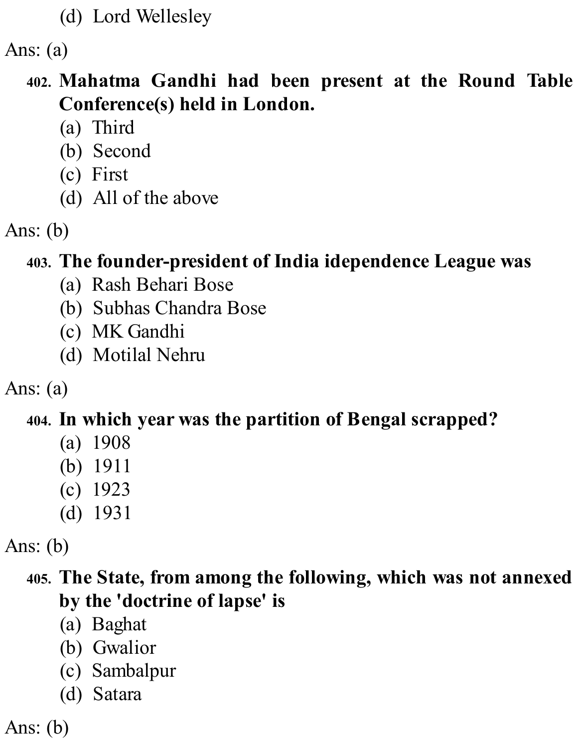(d) Lord Wellesley

Ans: (a)

**402. Mahatma Gandhi had been present at the Round Table Conference(s) held in London.**

(a) Third
(b) Second
(c) First
(d) All of the above

Ans: (b)

**403. The founder-president of India idependence League was**

(a) Rash Behari Bose
(b) Subhas Chandra Bose
(c) MK Gandhi
(d) Motilal Nehru

Ans: (a)

**404. In which year was the partition of Bengal scrapped?**

(a) 1908
(b) 1911
(c) 1923
(d) 1931

Ans: (b)

**405. The State, from among the following, which was not annexed by the 'doctrine of lapse' is**

(a) Baghat
(b) Gwalior
(c) Sambalpur
(d) Satara

Ans: (b)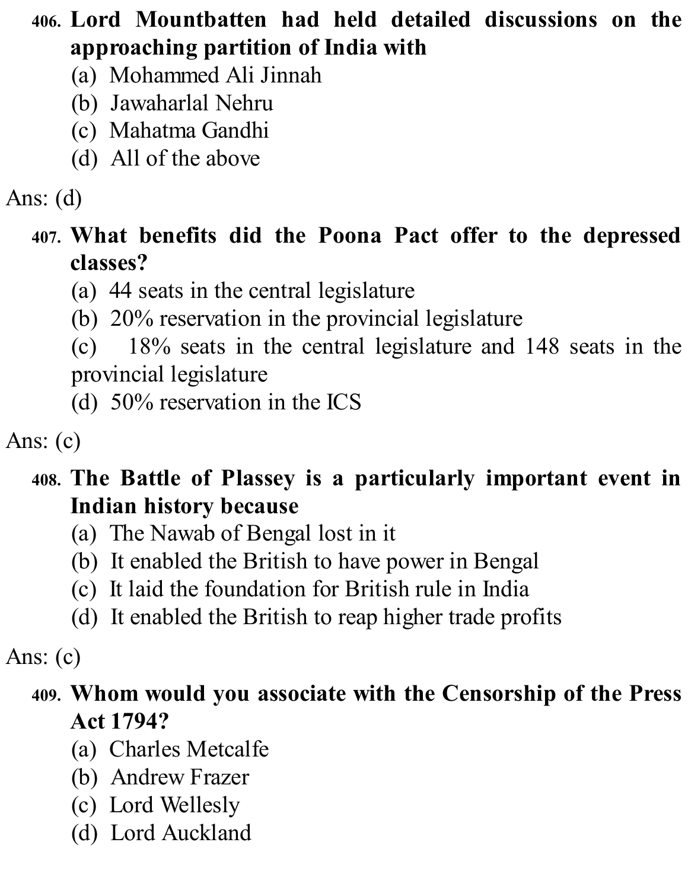**406. Lord Mountbatten had held detailed discussions on the approaching partition of India with**

(a) Mohammed Ali Jinnah
(b) Jawaharlal Nehru
(c) Mahatma Gandhi
(d) All of the above

Ans: (d)

**407. What benefits did the Poona Pact offer to the depressed classes?**

(a) 44 seats in the central legislature
(b) 20% reservation in the provincial legislature
(c) 18% seats in the central legislature and 148 seats in the provincial legislature
(d) 50% reservation in the ICS

Ans: (c)

**408. The Battle of Plassey is a particularly important event in Indian history because**

(a) The Nawab of Bengal lost in it
(b) It enabled the British to have power in Bengal
(c) It laid the foundation for British rule in India
(d) It enabled the British to reap higher trade profits

Ans: (c)

**409. Whom would you associate with the Censorship of the Press Act 1794?**

(a) Charles Metcalfe
(b) Andrew Frazer
(c) Lord Wellesly
(d) Lord Auckland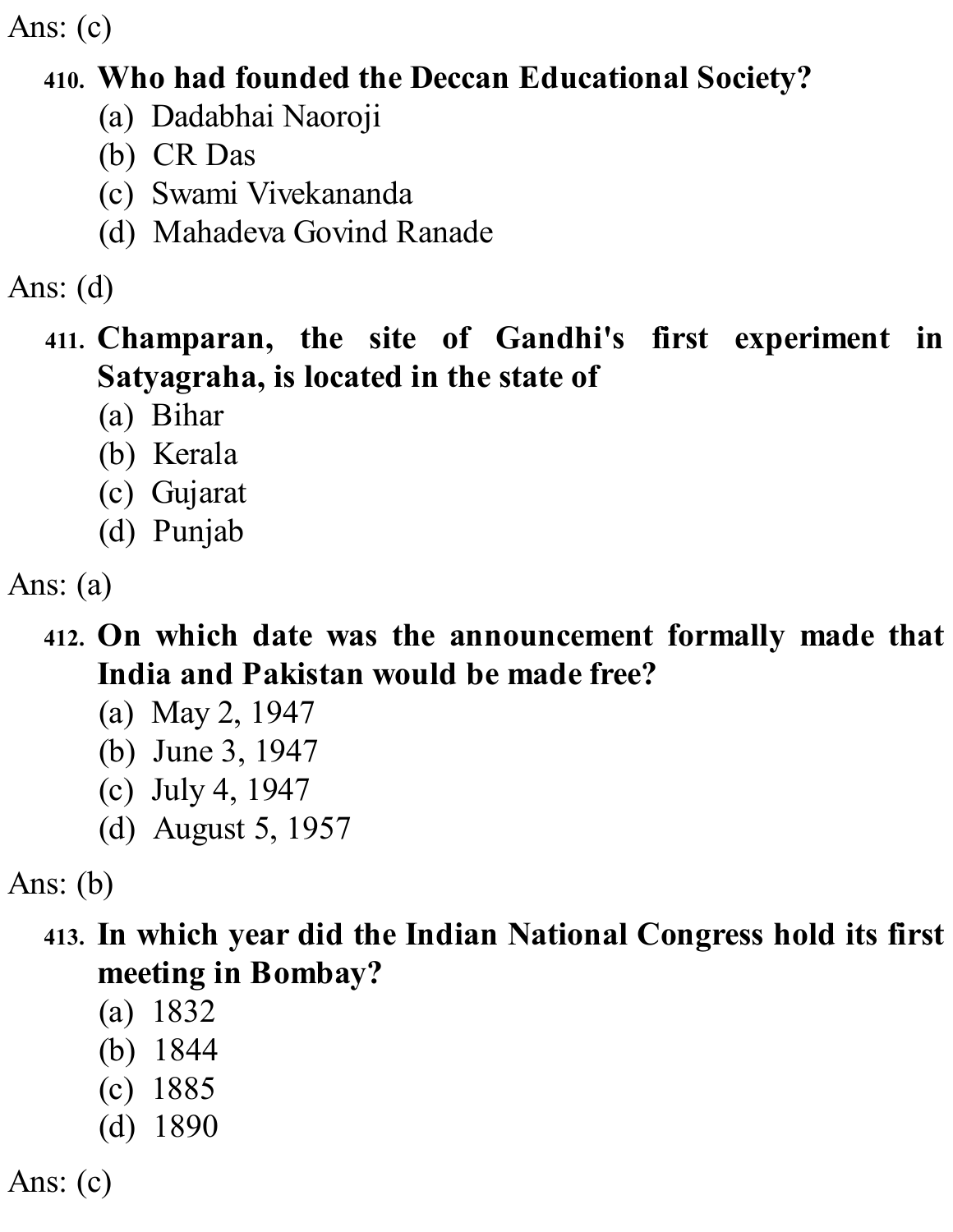Ans: (c)

**410. Who had founded the Deccan Educational Society?**

(a) Dadabhai Naoroji
(b) CR Das
(c) Swami Vivekananda
(d) Mahadeva Govind Ranade

Ans: (d)

**411. Champaran, the site of Gandhi's first experiment in Satyagraha, is located in the state of**

(a) Bihar
(b) Kerala
(c) Gujarat
(d) Punjab

Ans: (a)

**412. On which date was the announcement formally made that India and Pakistan would be made free?**

(a) May 2, 1947
(b) June 3, 1947
(c) July 4, 1947
(d) August 5, 1957

Ans: (b)

**413. In which year did the Indian National Congress hold its first meeting in Bombay?**

(a) 1832
(b) 1844
(c) 1885
(d) 1890

Ans: (c)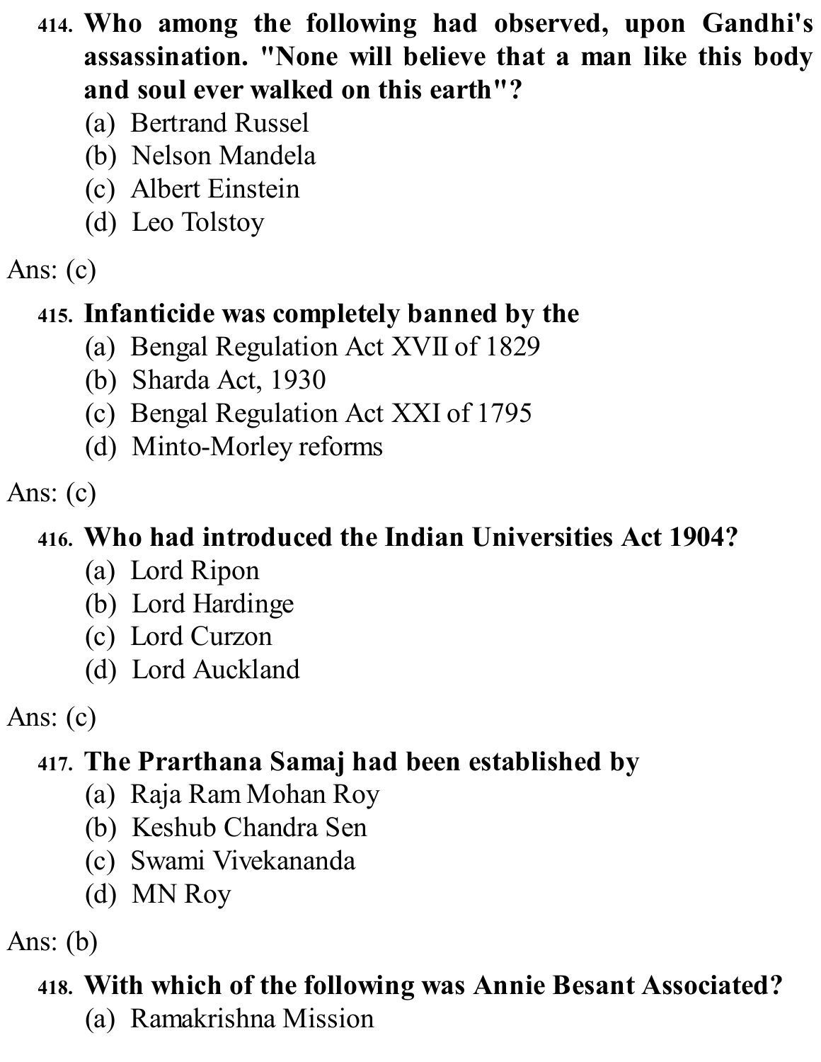**414. Who among the following had observed, upon Gandhi's assassination. "None will believe that a man like this body and soul ever walked on this earth"?**

(a) Bertrand Russel
(b) Nelson Mandela
(c) Albert Einstein
(d) Leo Tolstoy

Ans: (c)

**415. Infanticide was completely banned by the**

(a) Bengal Regulation Act XVII of 1829
(b) Sharda Act, 1930
(c) Bengal Regulation Act XXI of 1795
(d) Minto-Morley reforms

Ans: (c)

**416. Who had introduced the Indian Universities Act 1904?**

(a) Lord Ripon
(b) Lord Hardinge
(c) Lord Curzon
(d) Lord Auckland

Ans: (c)

**417. The Prarthana Samaj had been established by**

(a) Raja Ram Mohan Roy
(b) Keshub Chandra Sen
(c) Swami Vivekananda
(d) MN Roy

Ans: (b)

**418. With which of the following was Annie Besant Associated?**

(a) Ramakrishna Mission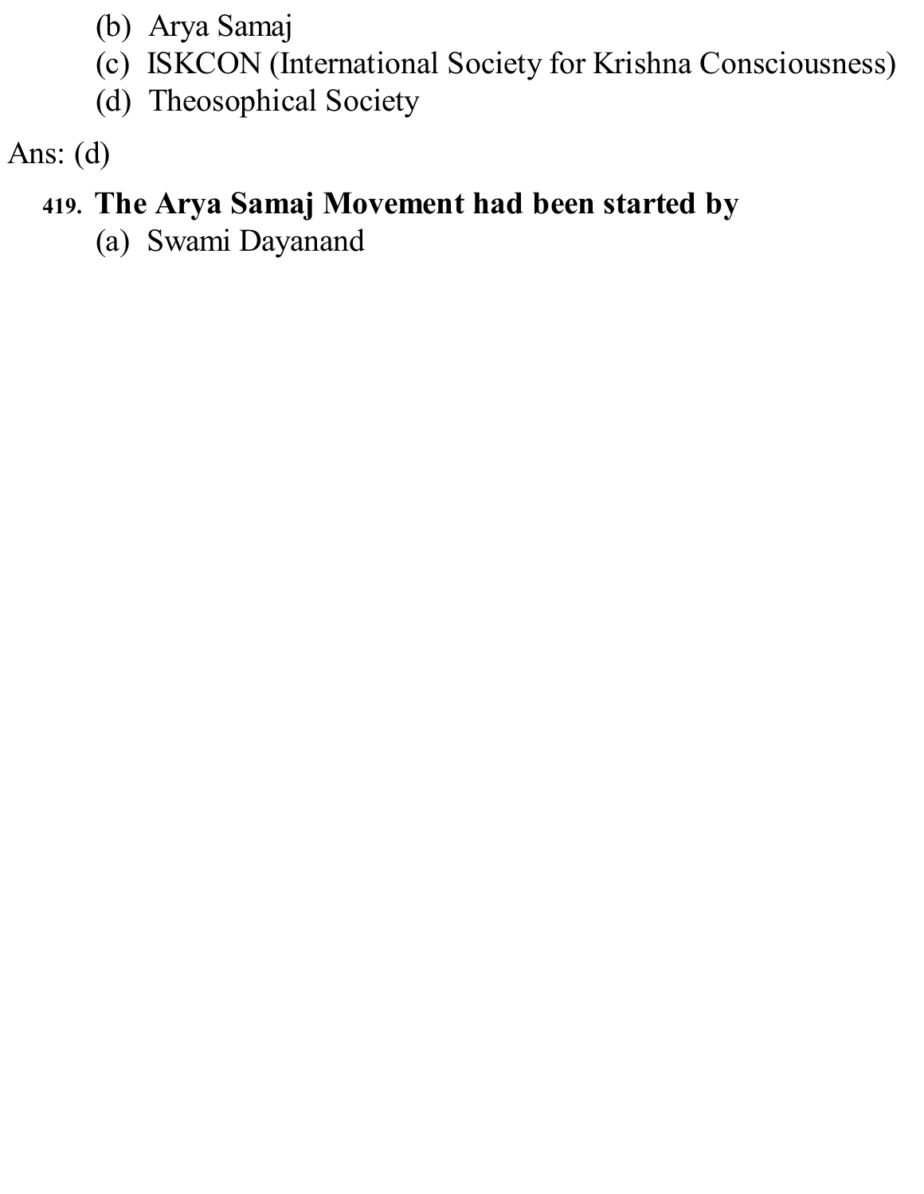(b) Arya Samaj
(c) ISKCON (International Society for Krishna Consciousness)
(d) Theosophical Society

Ans: (d)

419. **The Arya Samaj Movement had been started by**

(a) Swami Dayanand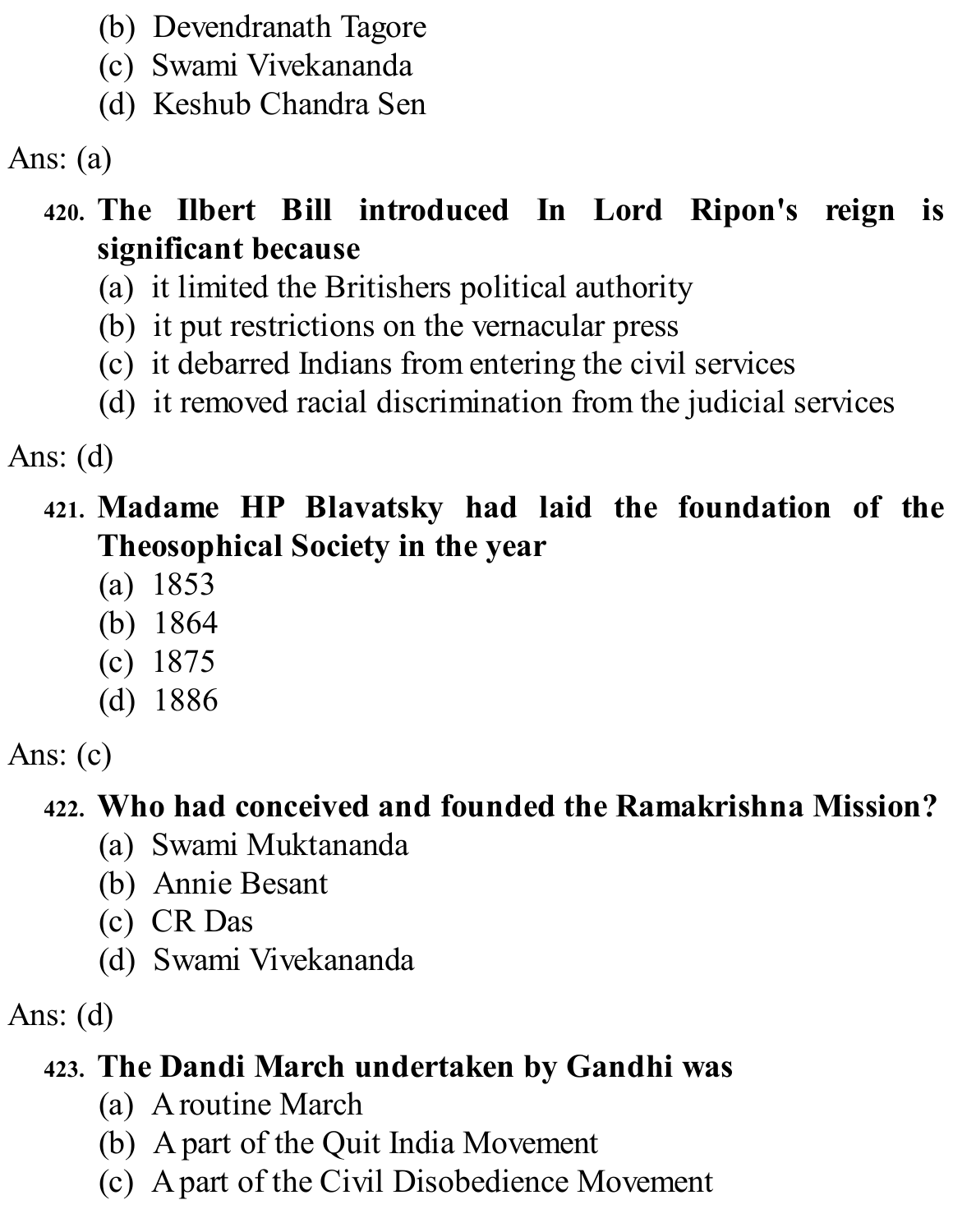(b) Devendranath Tagore
(c) Swami Vivekananda
(d) Keshub Chandra Sen

Ans: (a)

**420. The Ilbert Bill introduced In Lord Ripon's reign is significant because**

(a) it limited the Britishers political authority
(b) it put restrictions on the vernacular press
(c) it debarred Indians from entering the civil services
(d) it removed racial discrimination from the judicial services

Ans: (d)

**421. Madame HP Blavatsky had laid the foundation of the Theosophical Society in the year**

(a) 1853
(b) 1864
(c) 1875
(d) 1886

Ans: (c)

**422. Who had conceived and founded the Ramakrishna Mission?**

(a) Swami Muktananda
(b) Annie Besant
(c) CR Das
(d) Swami Vivekananda

Ans: (d)

**423. The Dandi March undertaken by Gandhi was**

(a) A routine March
(b) A part of the Quit India Movement
(c) A part of the Civil Disobedience Movement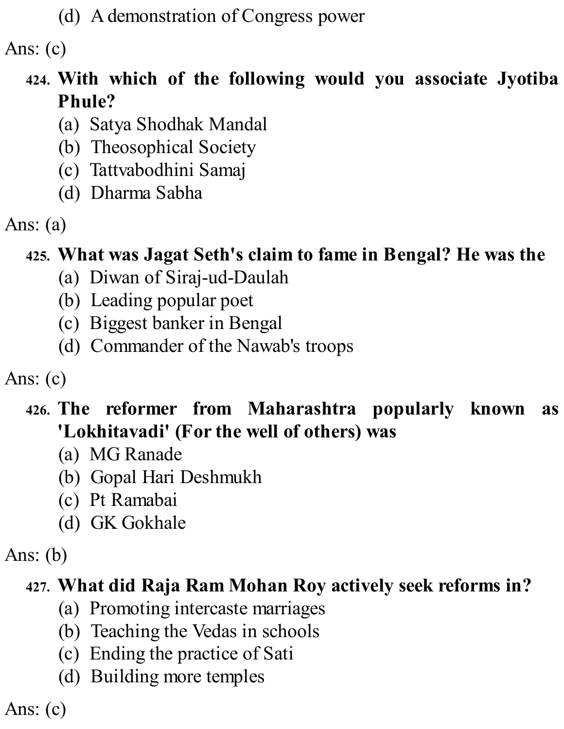(d) A demonstration of Congress power

Ans: (c)

**424. With which of the following would you associate Jyotiba Phule?**

(a) Satya Shodhak Mandal
(b) Theosophical Society
(c) Tattvabodhini Samaj
(d) Dharma Sabha

Ans: (a)

**425. What was Jagat Seth's claim to fame in Bengal? He was the**

(a) Diwan of Siraj-ud-Daulah
(b) Leading popular poet
(c) Biggest banker in Bengal
(d) Commander of the Nawab's troops

Ans: (c)

**426. The reformer from Maharashtra popularly known as 'Lokhitavadi' (For the well of others) was**

(a) MG Ranade
(b) Gopal Hari Deshmukh
(c) Pt Ramabai
(d) GK Gokhale

Ans: (b)

**427. What did Raja Ram Mohan Roy actively seek reforms in?**

(a) Promoting intercaste marriages
(b) Teaching the Vedas in schools
(c) Ending the practice of Sati
(d) Building more temples

Ans: (c)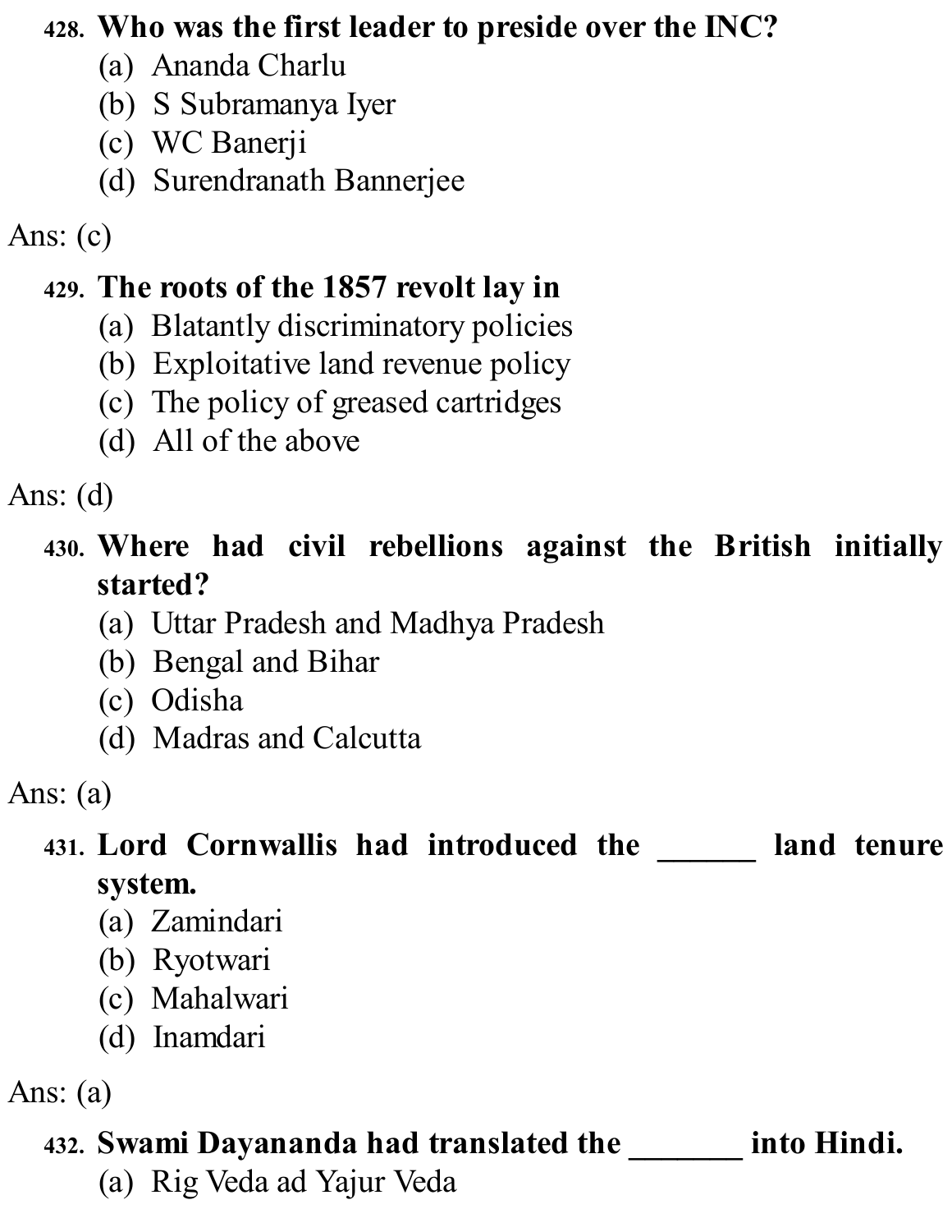**428. Who was the first leader to preside over the INC?**

(a) Ananda Charlu
(b) S Subramanya Iyer
(c) WC Banerji
(d) Surendranath Bannerjee

Ans: (c)

**429. The roots of the 1857 revolt lay in**

(a) Blatantly discriminatory policies
(b) Exploitative land revenue policy
(c) The policy of greased cartridges
(d) All of the above

Ans: (d)

**430. Where had civil rebellions against the British initially started?**

(a) Uttar Pradesh and Madhya Pradesh
(b) Bengal and Bihar
(c) Odisha
(d) Madras and Calcutta

Ans: (a)

**431. Lord Cornwallis had introduced the ______ land tenure system.**

(a) Zamindari
(b) Ryotwari
(c) Mahalwari
(d) Inamdari

Ans: (a)

**432. Swami Dayananda had translated the _______ into Hindi.**

(a) Rig Veda ad Yajur Veda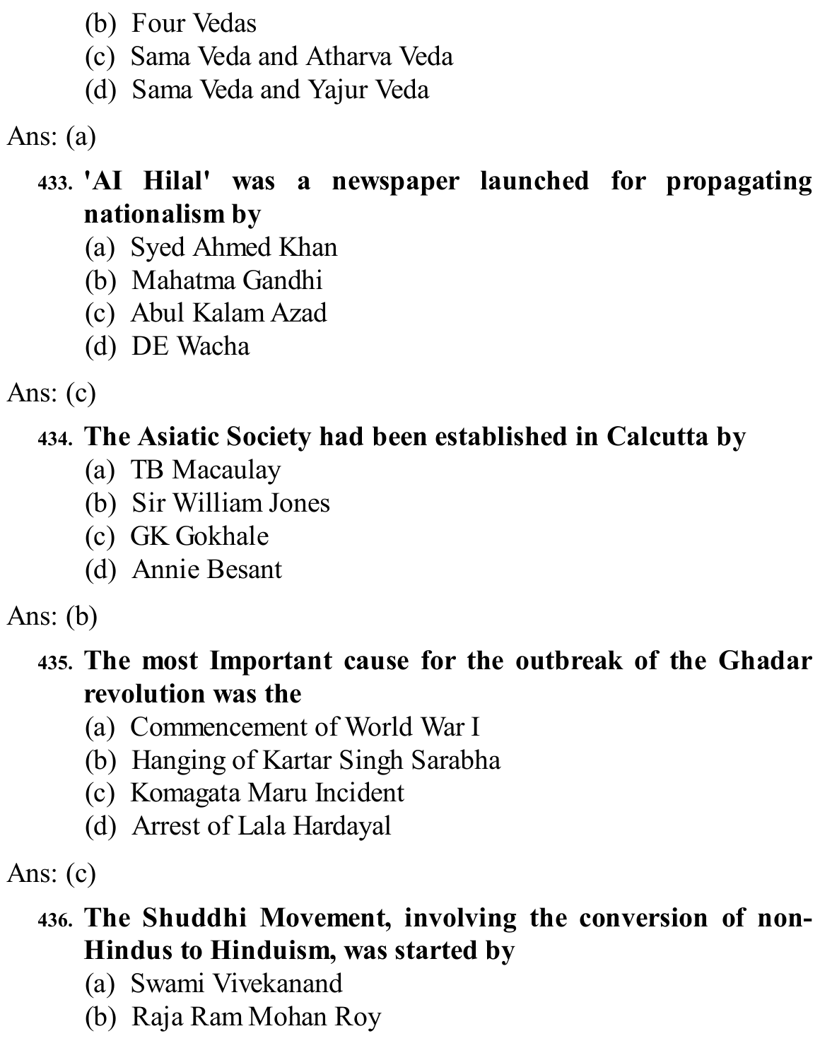(b) Four Vedas
(c) Sama Veda and Atharva Veda
(d) Sama Veda and Yajur Veda

Ans: (a)

433. **'AI Hilal' was a newspaper launched for propagating nationalism by**
(a) Syed Ahmed Khan
(b) Mahatma Gandhi
(c) Abul Kalam Azad
(d) DE Wacha

Ans: (c)

434. **The Asiatic Society had been established in Calcutta by**
(a) TB Macaulay
(b) Sir William Jones
(c) GK Gokhale
(d) Annie Besant

Ans: (b)

435. **The most Important cause for the outbreak of the Ghadar revolution was the**
(a) Commencement of World War I
(b) Hanging of Kartar Singh Sarabha
(c) Komagata Maru Incident
(d) Arrest of Lala Hardayal

Ans: (c)

436. **The Shuddhi Movement, involving the conversion of non-Hindus to Hinduism, was started by**
(a) Swami Vivekanand
(b) Raja Ram Mohan Roy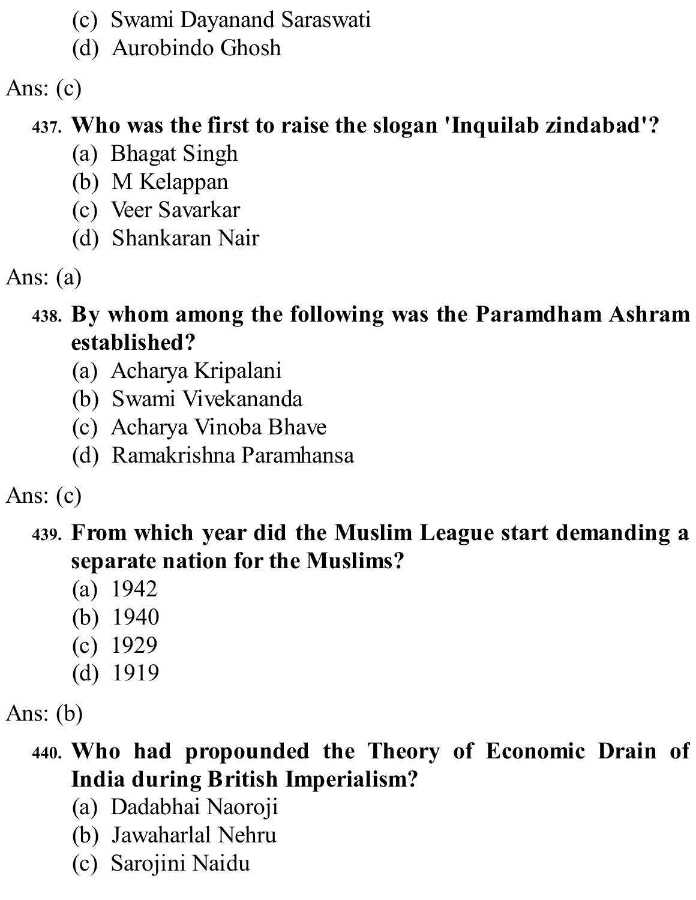(c) Swami Dayanand Saraswati
(d) Aurobindo Ghosh

Ans: (c)

**437. Who was the first to raise the slogan 'Inquilab zindabad'?**
(a) Bhagat Singh
(b) M Kelappan
(c) Veer Savarkar
(d) Shankaran Nair

Ans: (a)

**438. By whom among the following was the Paramdham Ashram established?**
(a) Acharya Kripalani
(b) Swami Vivekananda
(c) Acharya Vinoba Bhave
(d) Ramakrishna Paramhansa

Ans: (c)

**439. From which year did the Muslim League start demanding a separate nation for the Muslims?**
(a) 1942
(b) 1940
(c) 1929
(d) 1919

Ans: (b)

**440. Who had propounded the Theory of Economic Drain of India during British Imperialism?**
(a) Dadabhai Naoroji
(b) Jawaharlal Nehru
(c) Sarojini Naidu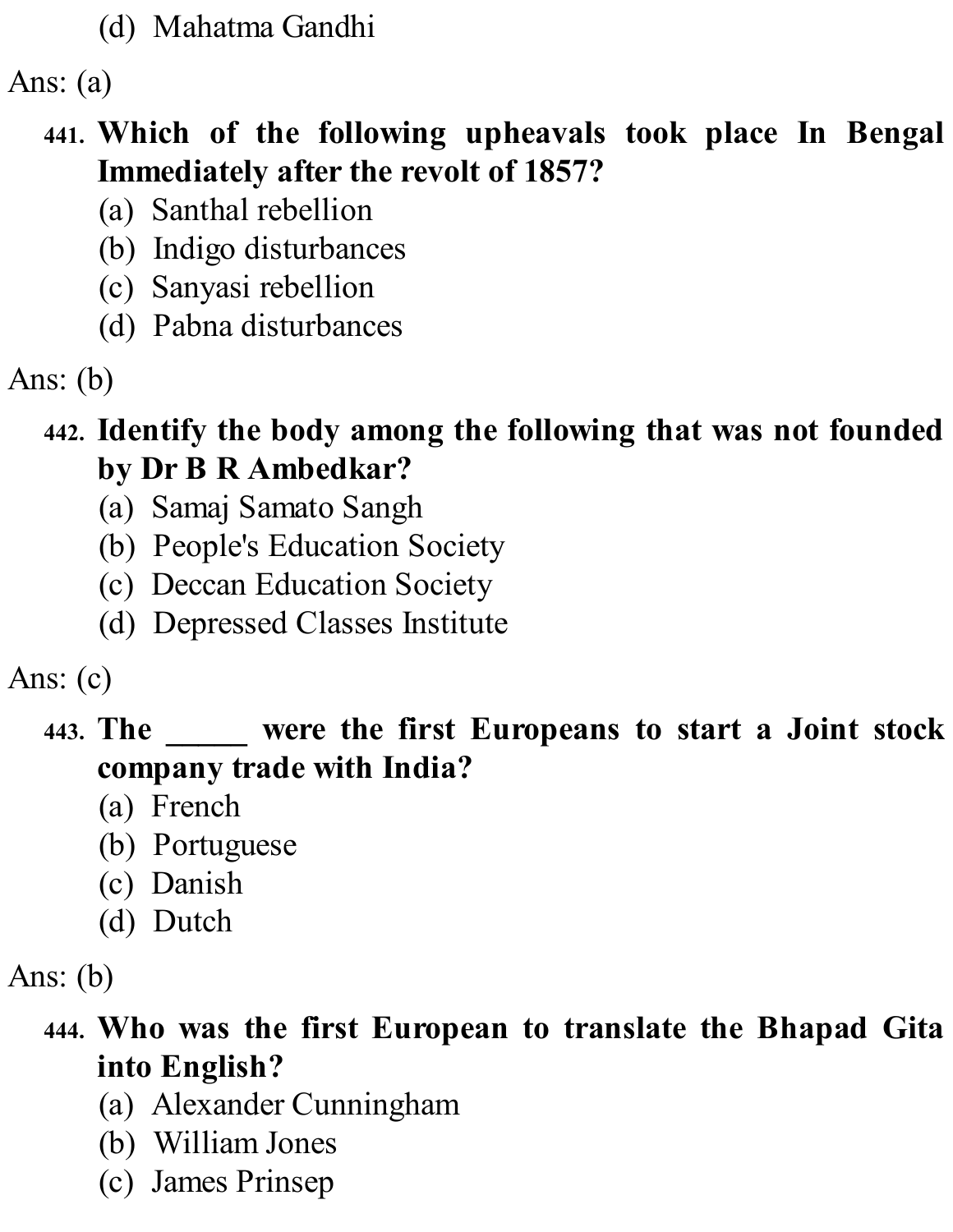(d) Mahatma Gandhi

Ans: (a)

441. **Which of the following upheavals took place In Bengal Immediately after the revolt of 1857?**
   (a) Santhal rebellion
   (b) Indigo disturbances
   (c) Sanyasi rebellion
   (d) Pabna disturbances

Ans: (b)

442. **Identify the body among the following that was not founded by Dr B R Ambedkar?**
   (a) Samaj Samato Sangh
   (b) People's Education Society
   (c) Deccan Education Society
   (d) Depressed Classes Institute

Ans: (c)

443. **The _____ were the first Europeans to start a Joint stock company trade with India?**
   (a) French
   (b) Portuguese
   (c) Danish
   (d) Dutch

Ans: (b)

444. **Who was the first European to translate the Bhapad Gita into English?**
   (a) Alexander Cunningham
   (b) William Jones
   (c) James Prinsep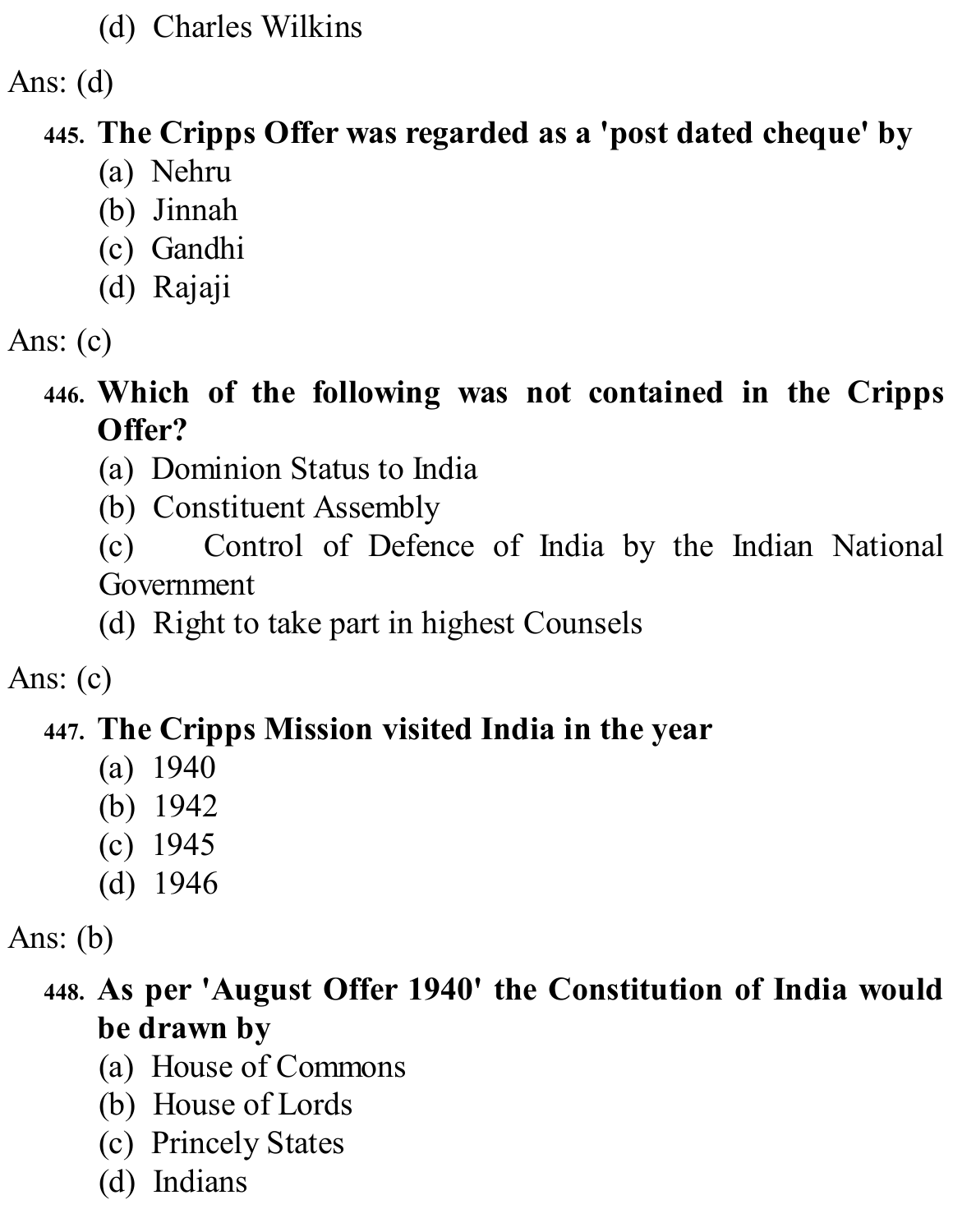(d) Charles Wilkins

Ans: (d)

**445. The Cripps Offer was regarded as a 'post dated cheque' by**

(a) Nehru
(b) Jinnah
(c) Gandhi
(d) Rajaji

Ans: (c)

**446. Which of the following was not contained in the Cripps Offer?**

(a) Dominion Status to India
(b) Constituent Assembly
(c) Control of Defence of India by the Indian National Government
(d) Right to take part in highest Counsels

Ans: (c)

**447. The Cripps Mission visited India in the year**

(a) 1940
(b) 1942
(c) 1945
(d) 1946

Ans: (b)

**448. As per 'August Offer 1940' the Constitution of India would be drawn by**

(a) House of Commons
(b) House of Lords
(c) Princely States
(d) Indians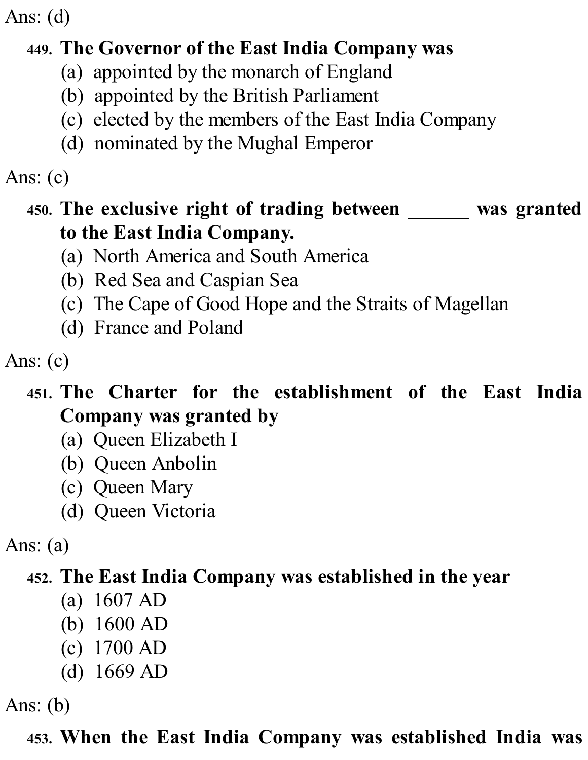Ans: (d)

**449. The Governor of the East India Company was**

(a) appointed by the monarch of England
(b) appointed by the British Parliament
(c) elected by the members of the East India Company
(d) nominated by the Mughal Emperor

Ans: (c)

**450. The exclusive right of trading between ______ was granted to the East India Company.**

(a) North America and South America
(b) Red Sea and Caspian Sea
(c) The Cape of Good Hope and the Straits of Magellan
(d) France and Poland

Ans: (c)

**451. The Charter for the establishment of the East India Company was granted by**

(a) Queen Elizabeth I
(b) Queen Anbolin
(c) Queen Mary
(d) Queen Victoria

Ans: (a)

**452. The East India Company was established in the year**

(a) 1607 AD
(b) 1600 AD
(c) 1700 AD
(d) 1669 AD

Ans: (b)

**453. When the East India Company was established India was**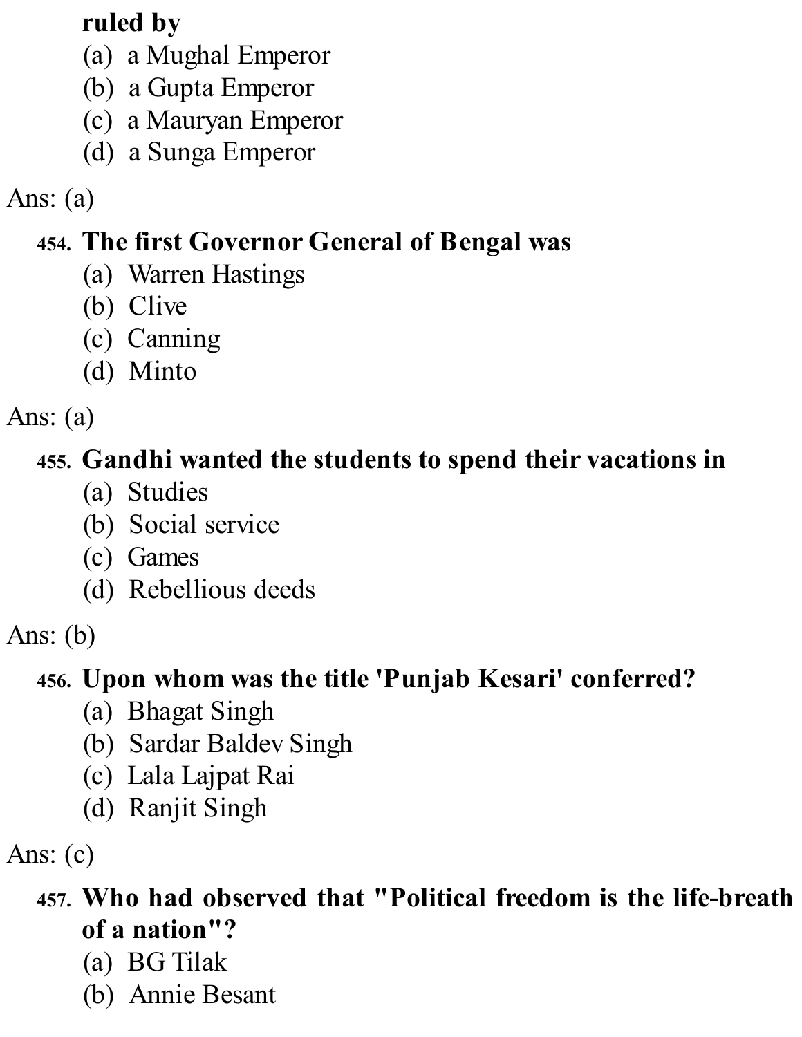**ruled by**
(a) a Mughal Emperor
(b) a Gupta Emperor
(c) a Mauryan Emperor
(d) a Sunga Emperor

Ans: (a)

454. **The first Governor General of Bengal was**
(a) Warren Hastings
(b) Clive
(c) Canning
(d) Minto

Ans: (a)

455. **Gandhi wanted the students to spend their vacations in**
(a) Studies
(b) Social service
(c) Games
(d) Rebellious deeds

Ans: (b)

456. **Upon whom was the title 'Punjab Kesari' conferred?**
(a) Bhagat Singh
(b) Sardar Baldev Singh
(c) Lala Lajpat Rai
(d) Ranjit Singh

Ans: (c)

457. **Who had observed that "Political freedom is the life-breath of a nation"?**
(a) BG Tilak
(b) Annie Besant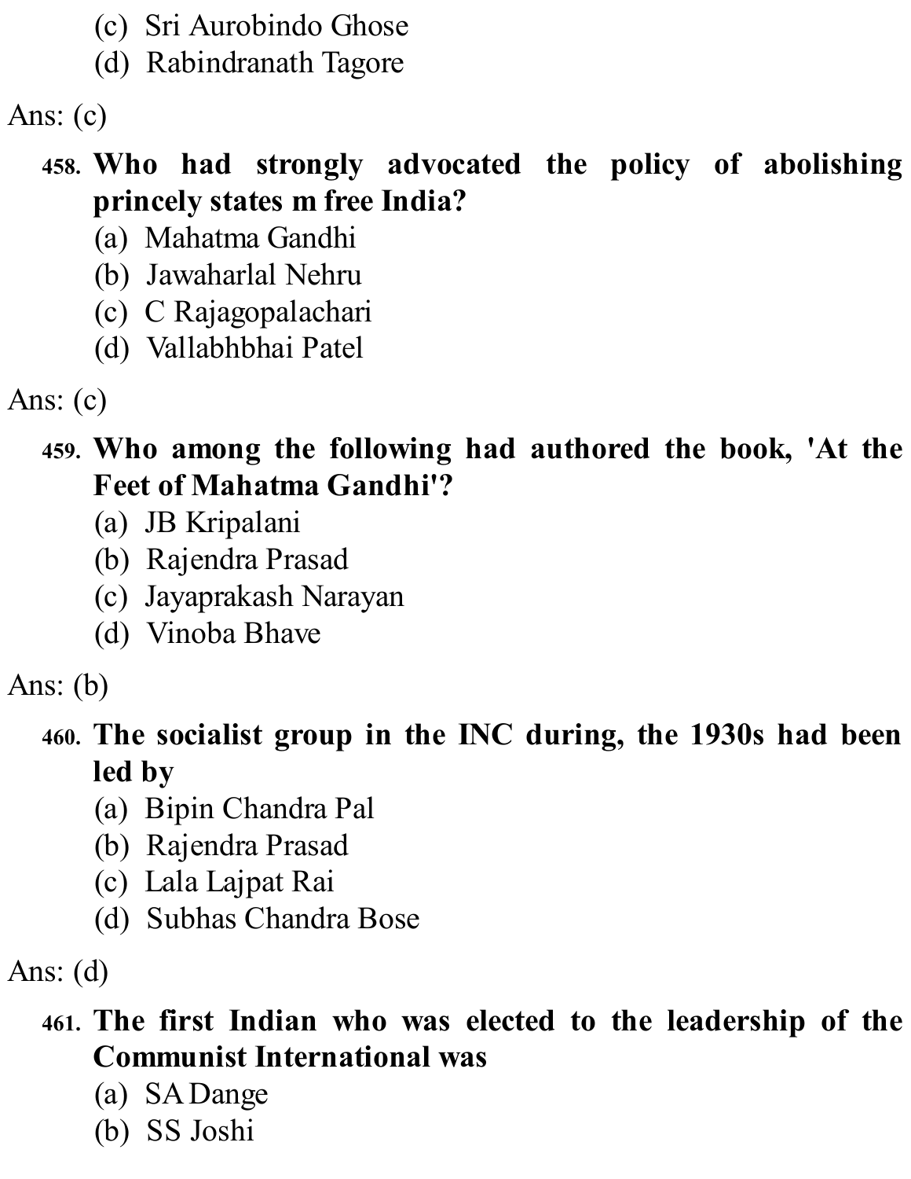(c) Sri Aurobindo Ghose
(d) Rabindranath Tagore

Ans: (c)

**458. Who had strongly advocated the policy of abolishing princely states m free India?**

(a) Mahatma Gandhi
(b) Jawaharlal Nehru
(c) C Rajagopalachari
(d) Vallabhbhai Patel

Ans: (c)

**459. Who among the following had authored the book, 'At the Feet of Mahatma Gandhi'?**

(a) JB Kripalani
(b) Rajendra Prasad
(c) Jayaprakash Narayan
(d) Vinoba Bhave

Ans: (b)

**460. The socialist group in the INC during, the 1930s had been led by**

(a) Bipin Chandra Pal
(b) Rajendra Prasad
(c) Lala Lajpat Rai
(d) Subhas Chandra Bose

Ans: (d)

**461. The first Indian who was elected to the leadership of the Communist International was**

(a) SA Dange
(b) SS Joshi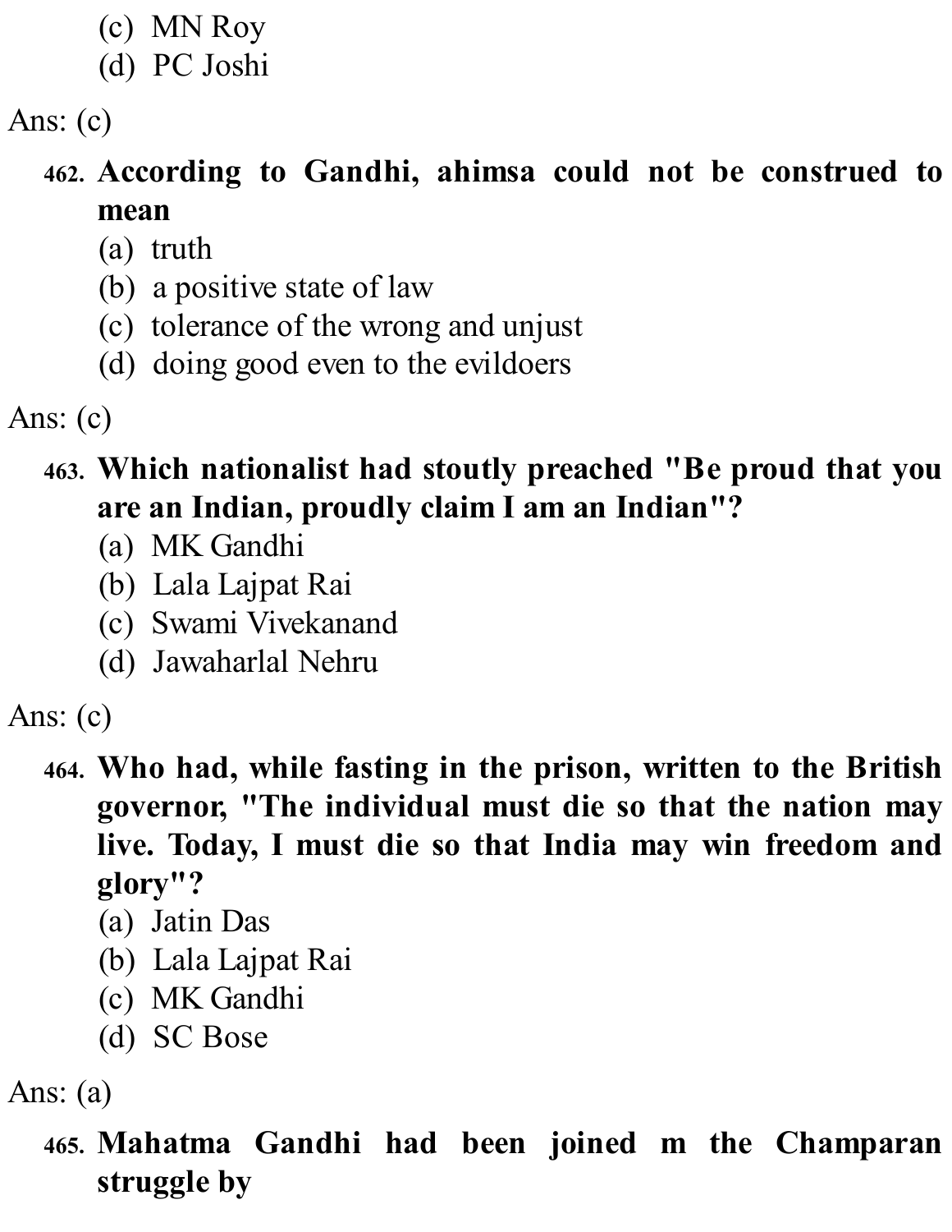(c) MN Roy
(d) PC Joshi

Ans: (c)

**462. According to Gandhi, ahimsa could not be construed to mean**

(a) truth
(b) a positive state of law
(c) tolerance of the wrong and unjust
(d) doing good even to the evildoers

Ans: (c)

**463. Which nationalist had stoutly preached "Be proud that you are an Indian, proudly claim I am an Indian"?**

(a) MK Gandhi
(b) Lala Lajpat Rai
(c) Swami Vivekanand
(d) Jawaharlal Nehru

Ans: (c)

**464. Who had, while fasting in the prison, written to the British governor, "The individual must die so that the nation may live. Today, I must die so that India may win freedom and glory"?**

(a) Jatin Das
(b) Lala Lajpat Rai
(c) MK Gandhi
(d) SC Bose

Ans: (a)

**465. Mahatma Gandhi had been joined m the Champaran struggle by**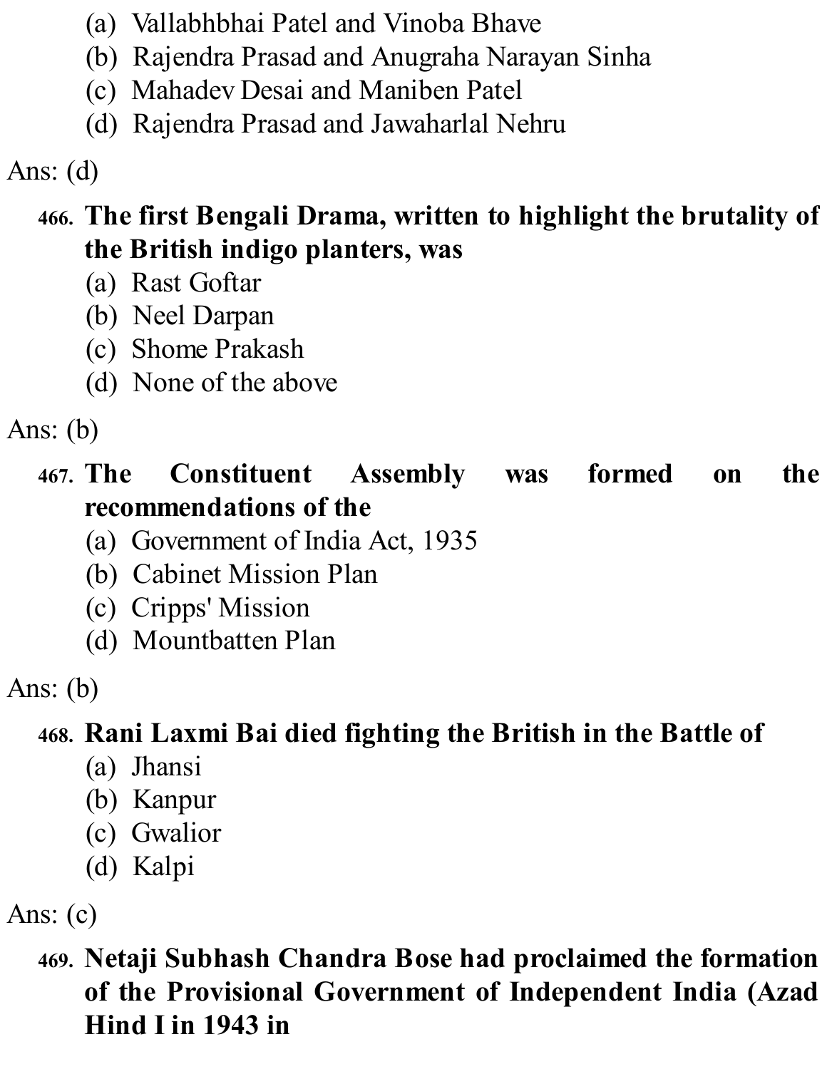(a) Vallabhbhai Patel and Vinoba Bhave
(b) Rajendra Prasad and Anugraha Narayan Sinha
(c) Mahadev Desai and Maniben Patel
(d) Rajendra Prasad and Jawaharlal Nehru

Ans: (d)

**466. The first Bengali Drama, written to highlight the brutality of the British indigo planters, was**

(a) Rast Goftar
(b) Neel Darpan
(c) Shome Prakash
(d) None of the above

Ans: (b)

**467. The Constituent Assembly was formed on the recommendations of the**

(a) Government of India Act, 1935
(b) Cabinet Mission Plan
(c) Cripps' Mission
(d) Mountbatten Plan

Ans: (b)

**468. Rani Laxmi Bai died fighting the British in the Battle of**

(a) Jhansi
(b) Kanpur
(c) Gwalior
(d) Kalpi

Ans: (c)

**469. Netaji Subhash Chandra Bose had proclaimed the formation of the Provisional Government of Independent India (Azad Hind I in 1943 in**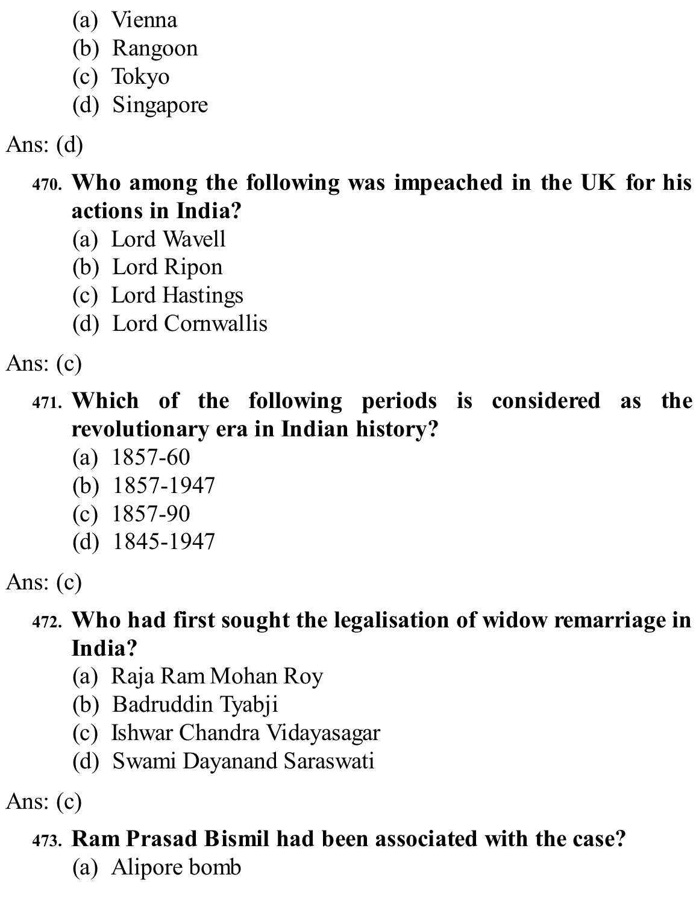(a) Vienna
(b) Rangoon
(c) Tokyo
(d) Singapore

Ans: (d)

**470. Who among the following was impeached in the UK for his actions in India?**

(a) Lord Wavell
(b) Lord Ripon
(c) Lord Hastings
(d) Lord Cornwallis

Ans: (c)

**471. Which of the following periods is considered as the revolutionary era in Indian history?**

(a) 1857-60
(b) 1857-1947
(c) 1857-90
(d) 1845-1947

Ans: (c)

**472. Who had first sought the legalisation of widow remarriage in India?**

(a) Raja Ram Mohan Roy
(b) Badruddin Tyabji
(c) Ishwar Chandra Vidayasagar
(d) Swami Dayanand Saraswati

Ans: (c)

**473. Ram Prasad Bismil had been associated with the case?**

(a) Alipore bomb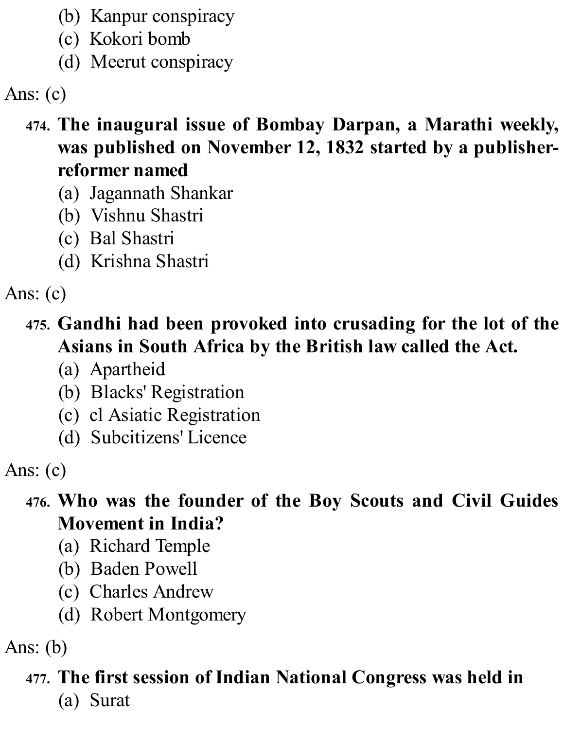(b) Kanpur conspiracy
(c) Kokori bomb
(d) Meerut conspiracy

Ans: (c)

**474. The inaugural issue of Bombay Darpan, a Marathi weekly, was published on November 12, 1832 started by a publisher-reformer named**

(a) Jagannath Shankar
(b) Vishnu Shastri
(c) Bal Shastri
(d) Krishna Shastri

Ans: (c)

**475. Gandhi had been provoked into crusading for the lot of the Asians in South Africa by the British law called the Act.**

(a) Apartheid
(b) Blacks' Registration
(c) cl Asiatic Registration
(d) Subcitizens' Licence

Ans: (c)

**476. Who was the founder of the Boy Scouts and Civil Guides Movement in India?**

(a) Richard Temple
(b) Baden Powell
(c) Charles Andrew
(d) Robert Montgomery

Ans: (b)

**477. The first session of Indian National Congress was held in**

(a) Surat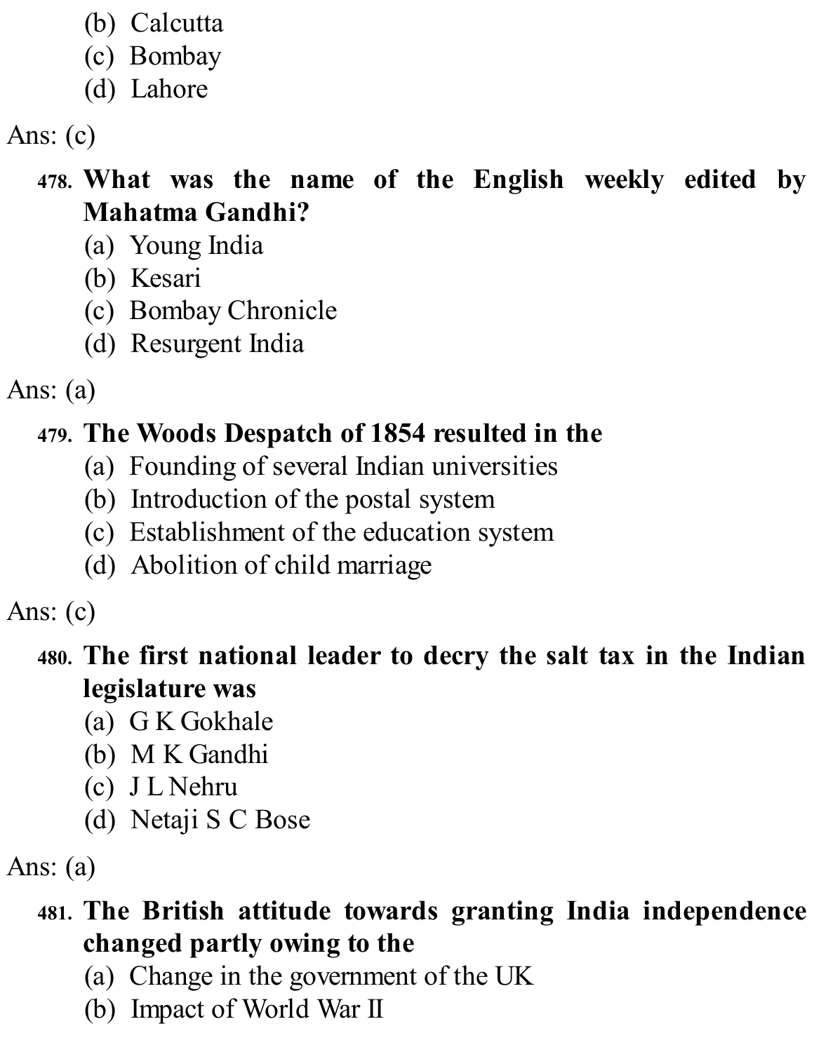(b) Calcutta
(c) Bombay
(d) Lahore

Ans: (c)

**478. What was the name of the English weekly edited by Mahatma Gandhi?**
(a) Young India
(b) Kesari
(c) Bombay Chronicle
(d) Resurgent India

Ans: (a)

**479. The Woods Despatch of 1854 resulted in the**
(a) Founding of several Indian universities
(b) Introduction of the postal system
(c) Establishment of the education system
(d) Abolition of child marriage

Ans: (c)

**480. The first national leader to decry the salt tax in the Indian legislature was**
(a) G K Gokhale
(b) M K Gandhi
(c) J L Nehru
(d) Netaji S C Bose

Ans: (a)

**481. The British attitude towards granting India independence changed partly owing to the**
(a) Change in the government of the UK
(b) Impact of World War II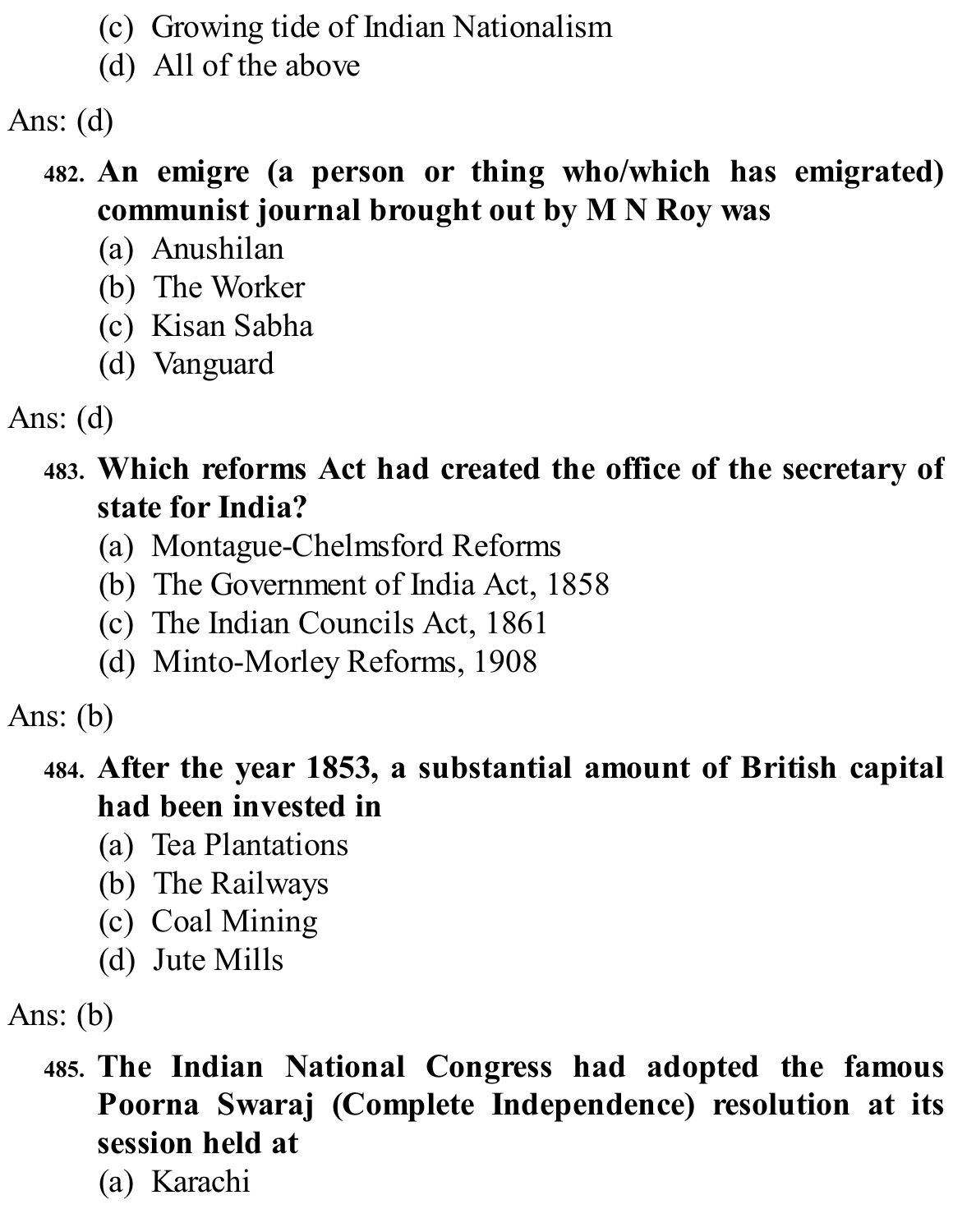(c) Growing tide of Indian Nationalism
(d) All of the above

Ans: (d)

482. **An emigre (a person or thing who/which has emigrated) communist journal brought out by M N Roy was**
(a) Anushilan
(b) The Worker
(c) Kisan Sabha
(d) Vanguard

Ans: (d)

483. **Which reforms Act had created the office of the secretary of state for India?**
(a) Montague-Chelmsford Reforms
(b) The Government of India Act, 1858
(c) The Indian Councils Act, 1861
(d) Minto-Morley Reforms, 1908

Ans: (b)

484. **After the year 1853, a substantial amount of British capital had been invested in**
(a) Tea Plantations
(b) The Railways
(c) Coal Mining
(d) Jute Mills

Ans: (b)

485. **The Indian National Congress had adopted the famous Poorna Swaraj (Complete Independence) resolution at its session held at**
(a) Karachi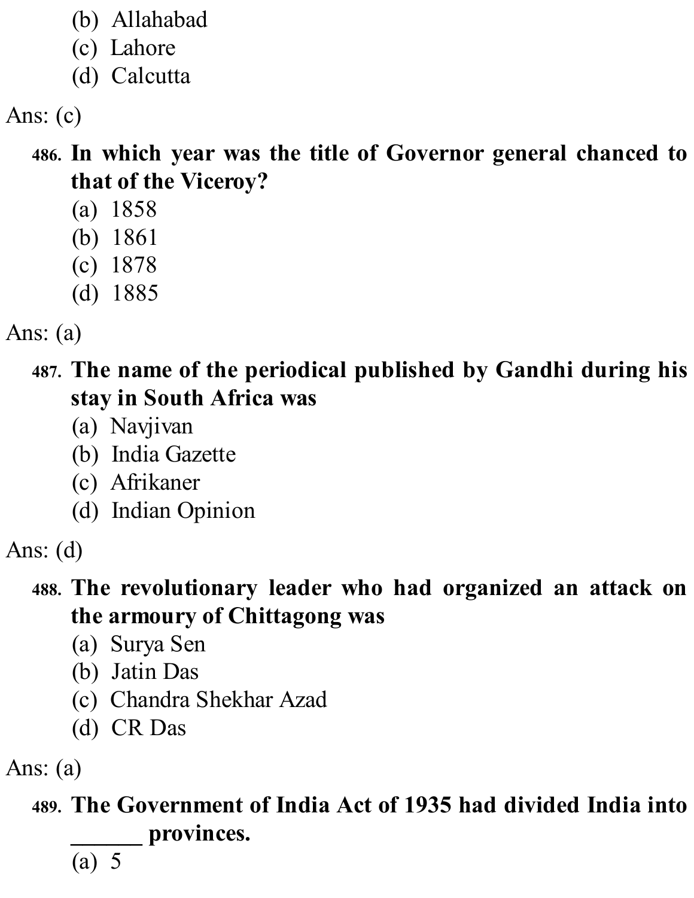(b) Allahabad
(c) Lahore
(d) Calcutta

Ans: (c)

**486. In which year was the title of Governor general chanced to that of the Viceroy?**
(a) 1858
(b) 1861
(c) 1878
(d) 1885

Ans: (a)

**487. The name of the periodical published by Gandhi during his stay in South Africa was**
(a) Navjivan
(b) India Gazette
(c) Afrikaner
(d) Indian Opinion

Ans: (d)

**488. The revolutionary leader who had organized an attack on the armoury of Chittagong was**
(a) Surya Sen
(b) Jatin Das
(c) Chandra Shekhar Azad
(d) CR Das

Ans: (a)

**489. The Government of India Act of 1935 had divided India into ______ provinces.**
(a) 5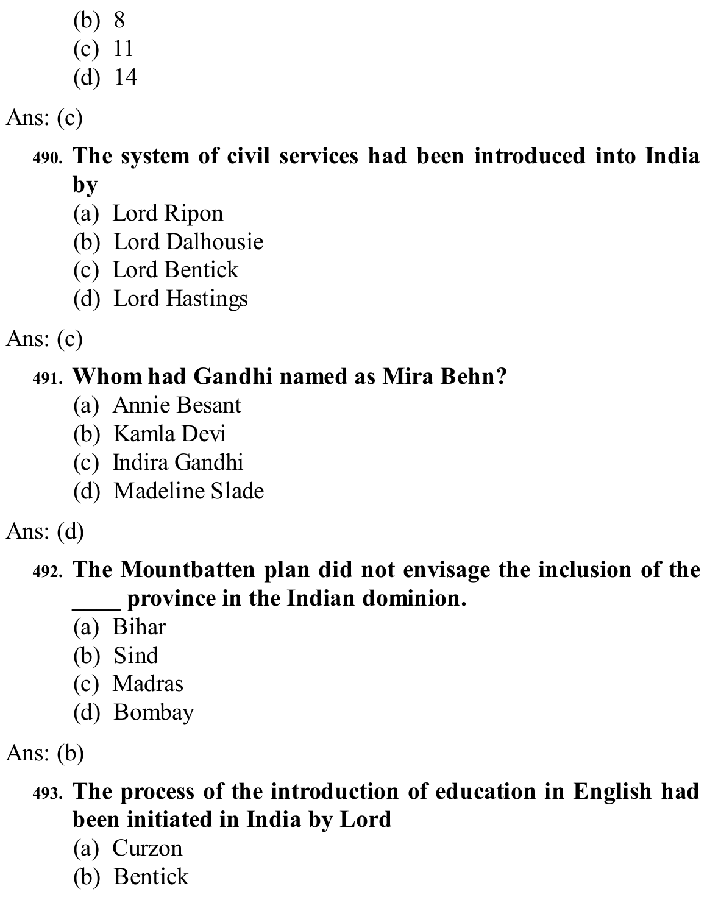(b) 8
(c) 11
(d) 14

Ans: (c)

490. **The system of civil services had been introduced into India by**
(a) Lord Ripon
(b) Lord Dalhousie
(c) Lord Bentick
(d) Lord Hastings

Ans: (c)

491. **Whom had Gandhi named as Mira Behn?**
(a) Annie Besant
(b) Kamla Devi
(c) Indira Gandhi
(d) Madeline Slade

Ans: (d)

492. **The Mountbatten plan did not envisage the inclusion of the ____ province in the Indian dominion.**
(a) Bihar
(b) Sind
(c) Madras
(d) Bombay

Ans: (b)

493. **The process of the introduction of education in English had been initiated in India by Lord**
(a) Curzon
(b) Bentick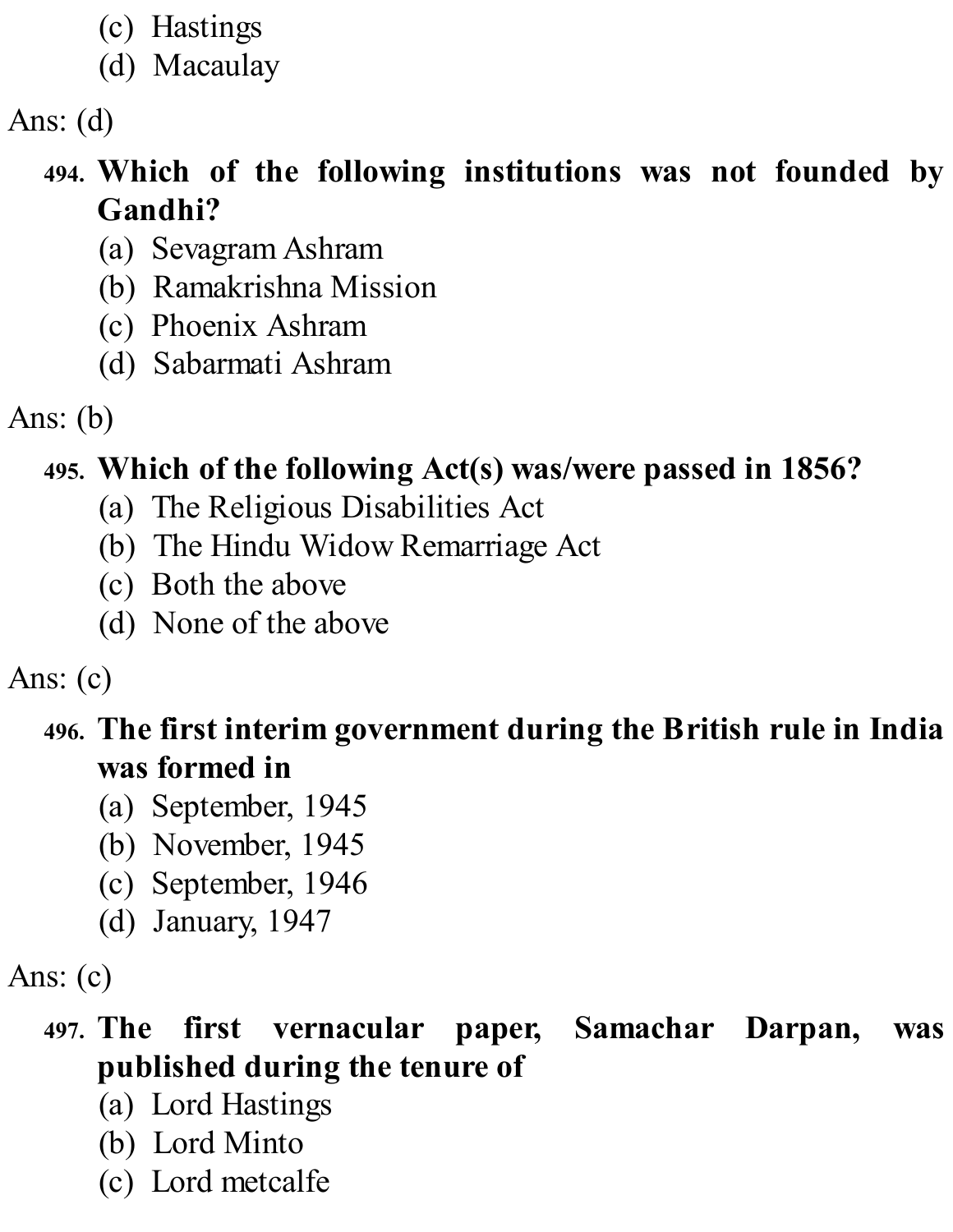(c) Hastings
(d) Macaulay

Ans: (d)

**494. Which of the following institutions was not founded by Gandhi?**

(a) Sevagram Ashram
(b) Ramakrishna Mission
(c) Phoenix Ashram
(d) Sabarmati Ashram

Ans: (b)

**495. Which of the following Act(s) was/were passed in 1856?**

(a) The Religious Disabilities Act
(b) The Hindu Widow Remarriage Act
(c) Both the above
(d) None of the above

Ans: (c)

**496. The first interim government during the British rule in India was formed in**

(a) September, 1945
(b) November, 1945
(c) September, 1946
(d) January, 1947

Ans: (c)

**497. The first vernacular paper, Samachar Darpan, was published during the tenure of**

(a) Lord Hastings
(b) Lord Minto
(c) Lord metcalfe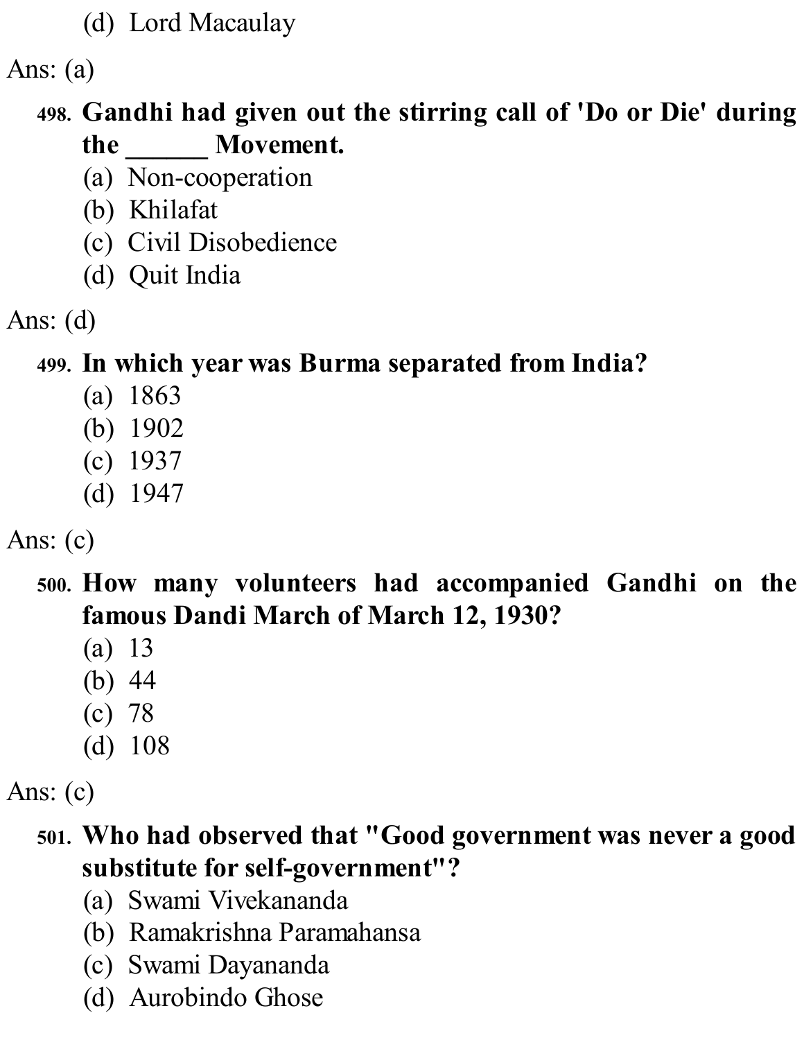(d) Lord Macaulay

Ans: (a)

**498. Gandhi had given out the stirring call of 'Do or Die' during the ______ Movement.**

(a) Non-cooperation
(b) Khilafat
(c) Civil Disobedience
(d) Quit India

Ans: (d)

**499. In which year was Burma separated from India?**

(a) 1863
(b) 1902
(c) 1937
(d) 1947

Ans: (c)

**500. How many volunteers had accompanied Gandhi on the famous Dandi March of March 12, 1930?**

(a) 13
(b) 44
(c) 78
(d) 108

Ans: (c)

**501. Who had observed that "Good government was never a good substitute for self-government"?**

(a) Swami Vivekananda
(b) Ramakrishna Paramahansa
(c) Swami Dayananda
(d) Aurobindo Ghose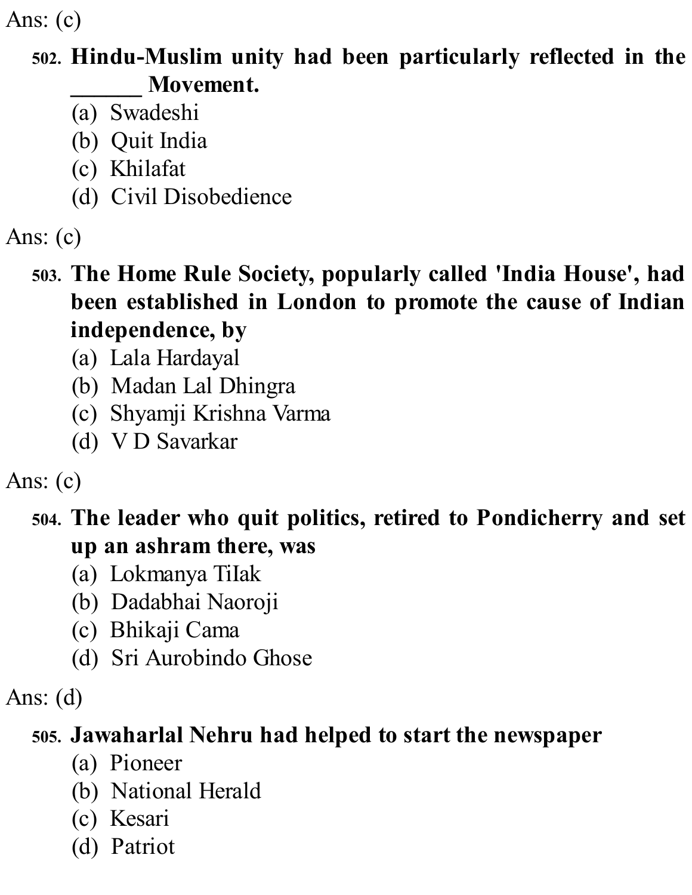Ans: (c)

**502. Hindu-Muslim unity had been particularly reflected in the ______ Movement.**

(a) Swadeshi
(b) Quit India
(c) Khilafat
(d) Civil Disobedience

Ans: (c)

**503. The Home Rule Society, popularly called 'India House', had been established in London to promote the cause of Indian independence, by**

(a) Lala Hardayal
(b) Madan Lal Dhingra
(c) Shyamji Krishna Varma
(d) V D Savarkar

Ans: (c)

**504. The leader who quit politics, retired to Pondicherry and set up an ashram there, was**

(a) Lokmanya Tilak
(b) Dadabhai Naoroji
(c) Bhikaji Cama
(d) Sri Aurobindo Ghose

Ans: (d)

**505. Jawaharlal Nehru had helped to start the newspaper**

(a) Pioneer
(b) National Herald
(c) Kesari
(d) Patriot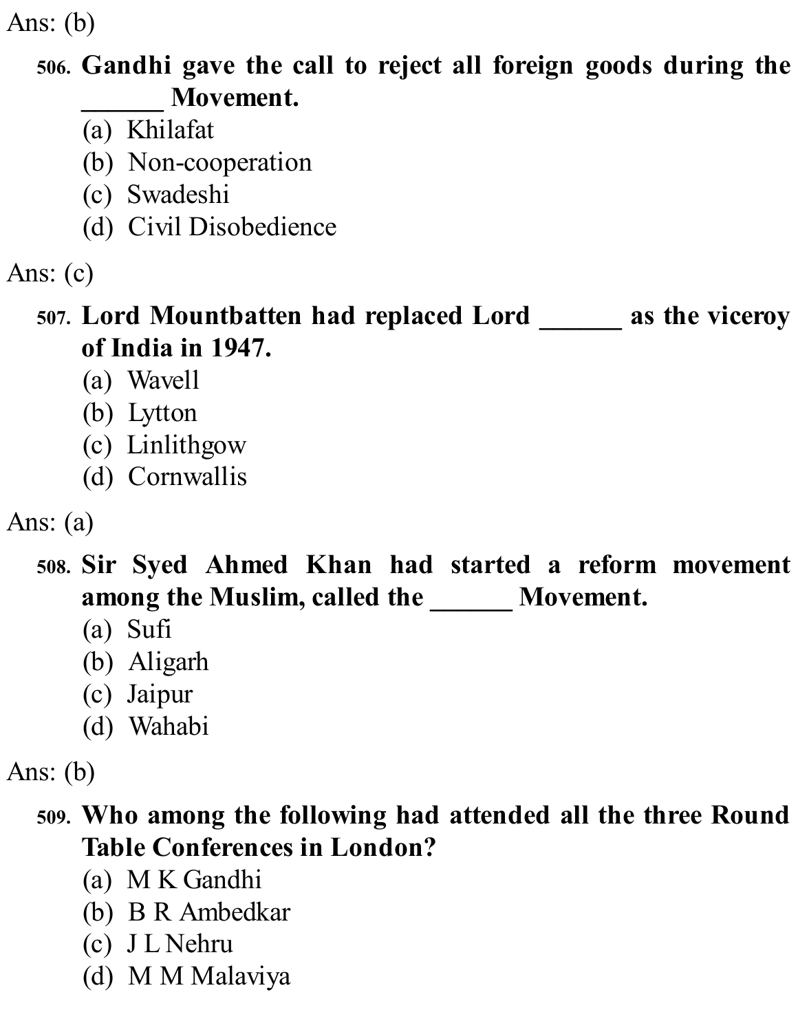Ans: (b)

506. **Gandhi gave the call to reject all foreign goods during the ______ Movement.**
   (a) Khilafat
   (b) Non-cooperation
   (c) Swadeshi
   (d) Civil Disobedience

Ans: (c)

507. **Lord Mountbatten had replaced Lord ______ as the viceroy of India in 1947.**
   (a) Wavell
   (b) Lytton
   (c) Linlithgow
   (d) Cornwallis

Ans: (a)

508. **Sir Syed Ahmed Khan had started a reform movement among the Muslim, called the ______ Movement.**
   (a) Sufi
   (b) Aligarh
   (c) Jaipur
   (d) Wahabi

Ans: (b)

509. **Who among the following had attended all the three Round Table Conferences in London?**
   (a) M K Gandhi
   (b) B R Ambedkar
   (c) J L Nehru
   (d) M M Malaviya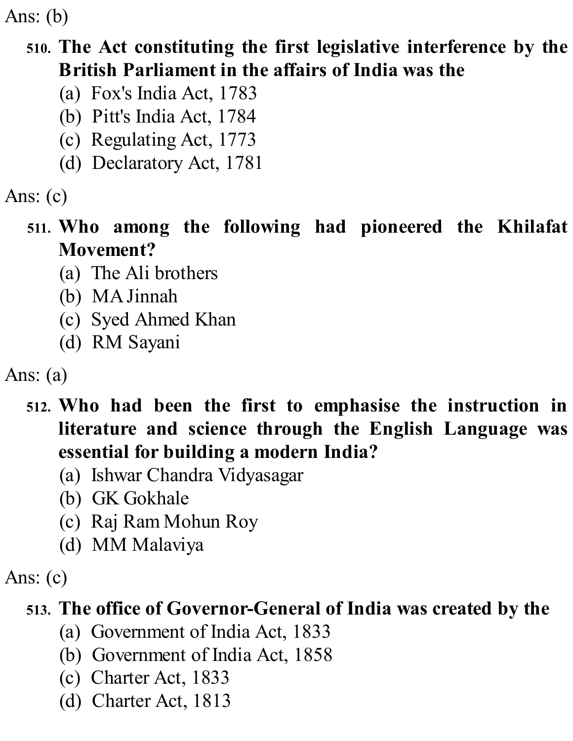Ans: (b)

**510. The Act constituting the first legislative interference by the British Parliament in the affairs of India was the**

(a) Fox's India Act, 1783
(b) Pitt's India Act, 1784
(c) Regulating Act, 1773
(d) Declaratory Act, 1781

Ans: (c)

**511. Who among the following had pioneered the Khilafat Movement?**

(a) The Ali brothers
(b) MA Jinnah
(c) Syed Ahmed Khan
(d) RM Sayani

Ans: (a)

**512. Who had been the first to emphasise the instruction in literature and science through the English Language was essential for building a modern India?**

(a) Ishwar Chandra Vidyasagar
(b) GK Gokhale
(c) Raj Ram Mohun Roy
(d) MM Malaviya

Ans: (c)

**513. The office of Governor-General of India was created by the**

(a) Government of India Act, 1833
(b) Government of India Act, 1858
(c) Charter Act, 1833
(d) Charter Act, 1813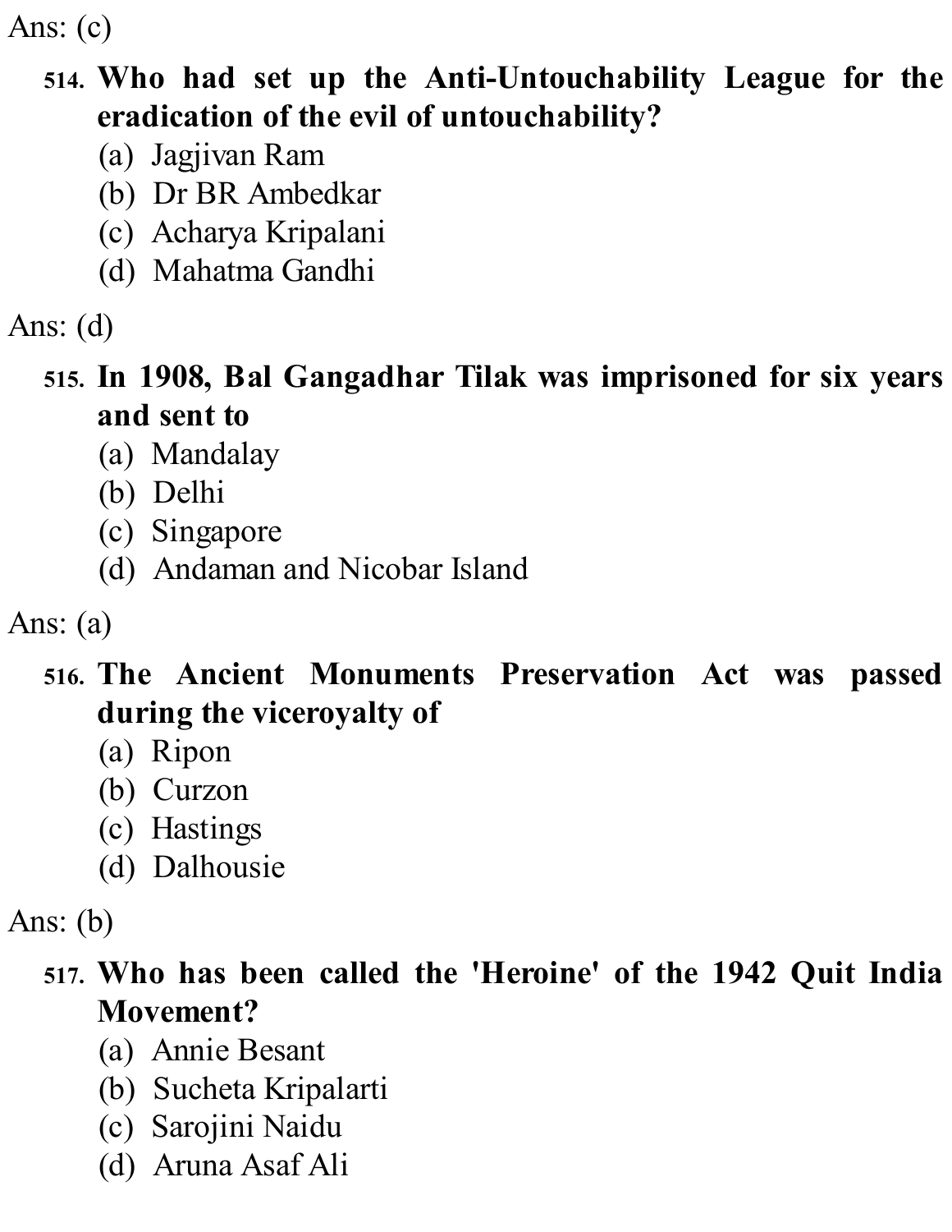Ans: (c)

514. **Who had set up the Anti-Untouchability League for the eradication of the evil of untouchability?**
   (a) Jagjivan Ram
   (b) Dr BR Ambedkar
   (c) Acharya Kripalani
   (d) Mahatma Gandhi

Ans: (d)

515. **In 1908, Bal Gangadhar Tilak was imprisoned for six years and sent to**
   (a) Mandalay
   (b) Delhi
   (c) Singapore
   (d) Andaman and Nicobar Island

Ans: (a)

516. **The Ancient Monuments Preservation Act was passed during the viceroyalty of**
   (a) Ripon
   (b) Curzon
   (c) Hastings
   (d) Dalhousie

Ans: (b)

517. **Who has been called the 'Heroine' of the 1942 Quit India Movement?**
   (a) Annie Besant
   (b) Sucheta Kripalarti
   (c) Sarojini Naidu
   (d) Aruna Asaf Ali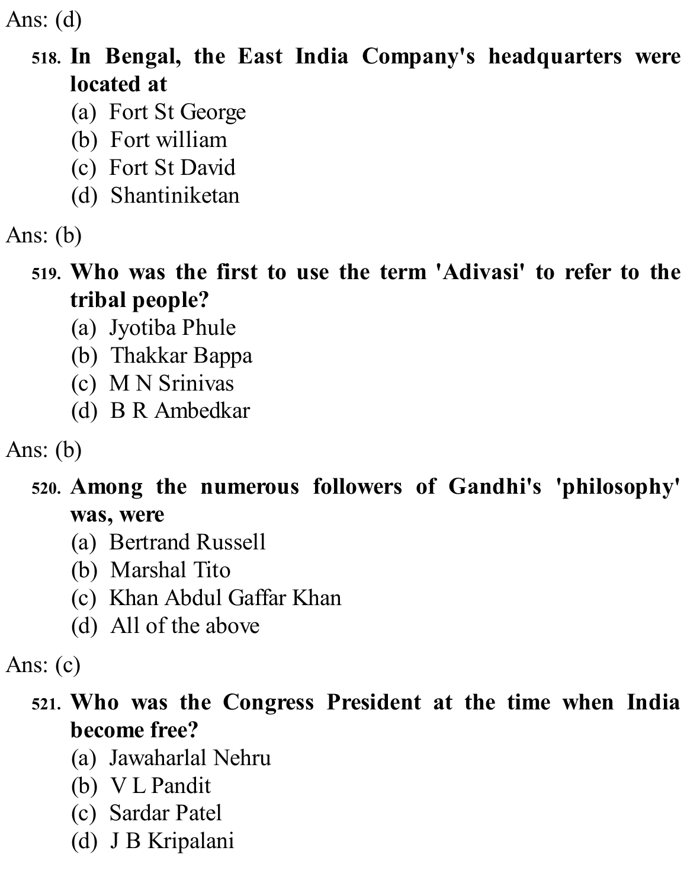Ans: (d)

518. **In Bengal, the East India Company's headquarters were located at**
    (a) Fort St George
    (b) Fort william
    (c) Fort St David
    (d) Shantiniketan

Ans: (b)

519. **Who was the first to use the term 'Adivasi' to refer to the tribal people?**
    (a) Jyotiba Phule
    (b) Thakkar Bappa
    (c) M N Srinivas
    (d) B R Ambedkar

Ans: (b)

520. **Among the numerous followers of Gandhi's 'philosophy' was, were**
    (a) Bertrand Russell
    (b) Marshal Tito
    (c) Khan Abdul Gaffar Khan
    (d) All of the above

Ans: (c)

521. **Who was the Congress President at the time when India become free?**
    (a) Jawaharlal Nehru
    (b) V L Pandit
    (c) Sardar Patel
    (d) J B Kripalani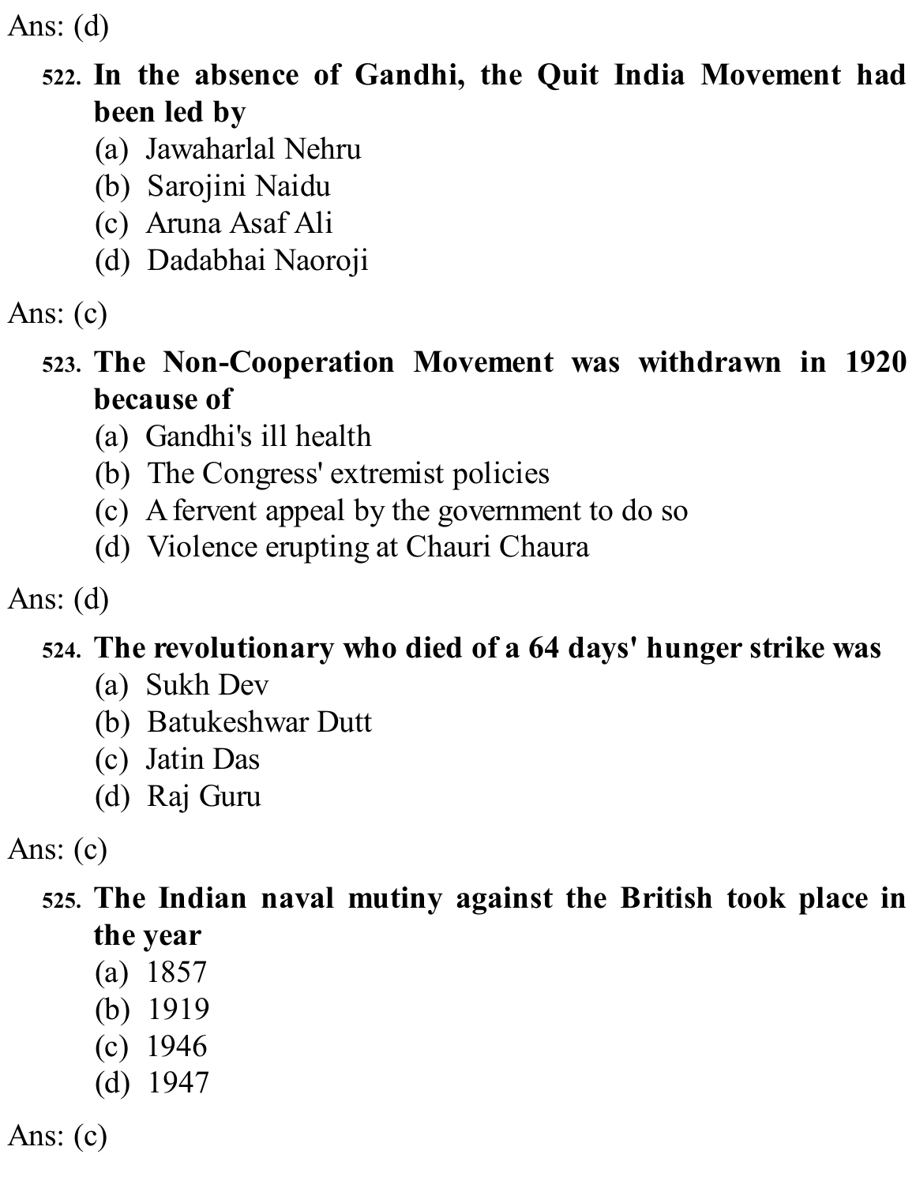Ans: (d)

**522. In the absence of Gandhi, the Quit India Movement had been led by**

(a) Jawaharlal Nehru
(b) Sarojini Naidu
(c) Aruna Asaf Ali
(d) Dadabhai Naoroji

Ans: (c)

**523. The Non-Cooperation Movement was withdrawn in 1920 because of**

(a) Gandhi's ill health
(b) The Congress' extremist policies
(c) A fervent appeal by the government to do so
(d) Violence erupting at Chauri Chaura

Ans: (d)

**524. The revolutionary who died of a 64 days' hunger strike was**

(a) Sukh Dev
(b) Batukeshwar Dutt
(c) Jatin Das
(d) Raj Guru

Ans: (c)

**525. The Indian naval mutiny against the British took place in the year**

(a) 1857
(b) 1919
(c) 1946
(d) 1947

Ans: (c)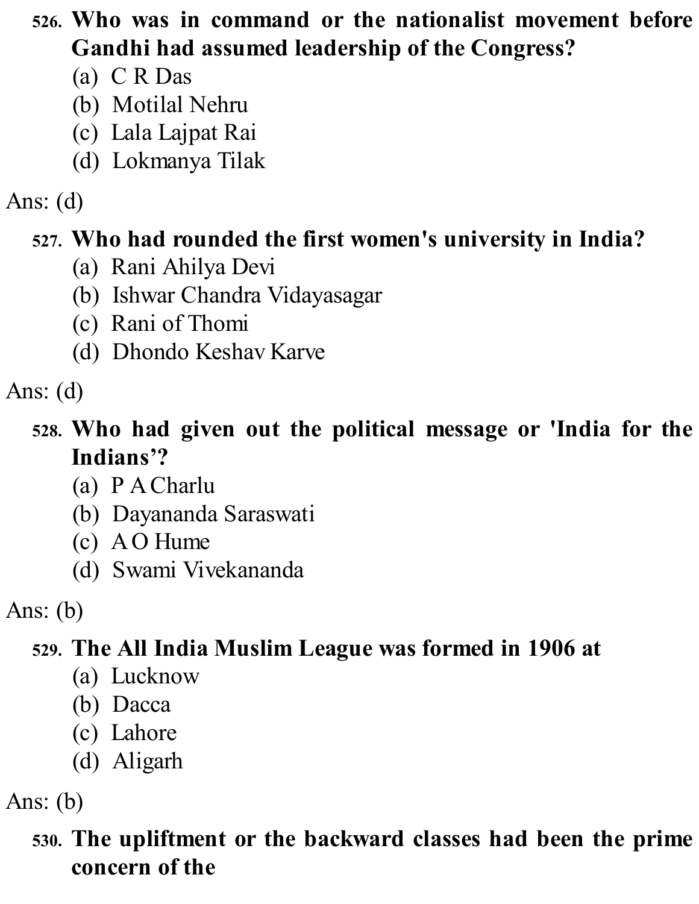526. **Who was in command or the nationalist movement before Gandhi had assumed leadership of the Congress?**
   (a) C R Das
   (b) Motilal Nehru
   (c) Lala Lajpat Rai
   (d) Lokmanya Tilak

Ans: (d)

527. **Who had rounded the first women's university in India?**
   (a) Rani Ahilya Devi
   (b) Ishwar Chandra Vidayasagar
   (c) Rani of Thomi
   (d) Dhondo Keshav Karve

Ans: (d)

528. **Who had given out the political message or 'India for the Indians'?**
   (a) P A Charlu
   (b) Dayananda Saraswati
   (c) A O Hume
   (d) Swami Vivekananda

Ans: (b)

529. **The All India Muslim League was formed in 1906 at**
   (a) Lucknow
   (b) Dacca
   (c) Lahore
   (d) Aligarh

Ans: (b)

530. **The upliftment or the backward classes had been the prime concern of the**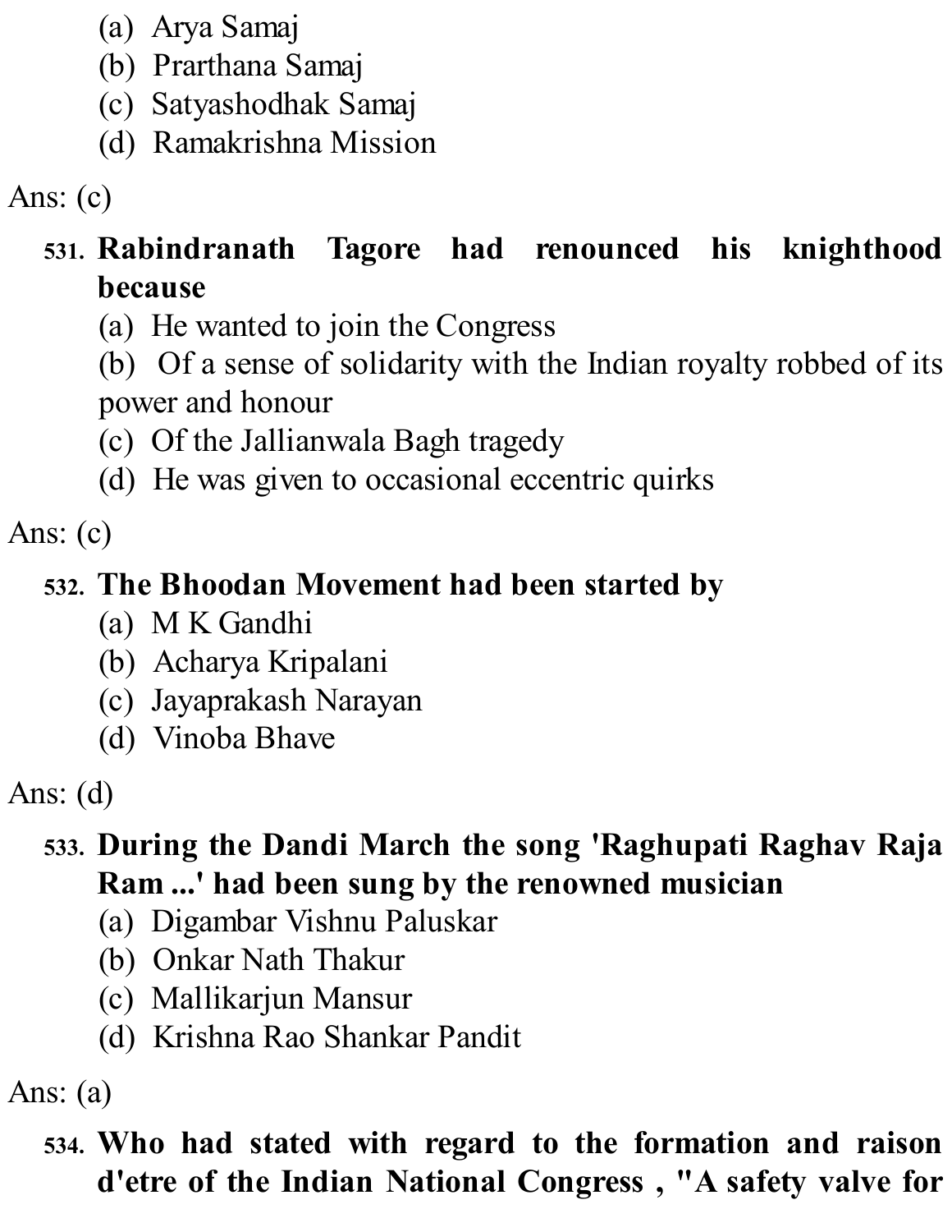(a) Arya Samaj
(b) Prarthana Samaj
(c) Satyashodhak Samaj
(d) Ramakrishna Mission

Ans: (c)

531. **Rabindranath Tagore had renounced his knighthood because**
(a) He wanted to join the Congress
(b) Of a sense of solidarity with the Indian royalty robbed of its power and honour
(c) Of the Jallianwala Bagh tragedy
(d) He was given to occasional eccentric quirks

Ans: (c)

532. **The Bhoodan Movement had been started by**
(a) M K Gandhi
(b) Acharya Kripalani
(c) Jayaprakash Narayan
(d) Vinoba Bhave

Ans: (d)

533. **During the Dandi March the song 'Raghupati Raghav Raja Ram ...' had been sung by the renowned musician**
(a) Digambar Vishnu Paluskar
(b) Onkar Nath Thakur
(c) Mallikarjun Mansur
(d) Krishna Rao Shankar Pandit

Ans: (a)

534. **Who had stated with regard to the formation and raison d'etre of the Indian National Congress , "A safety valve for**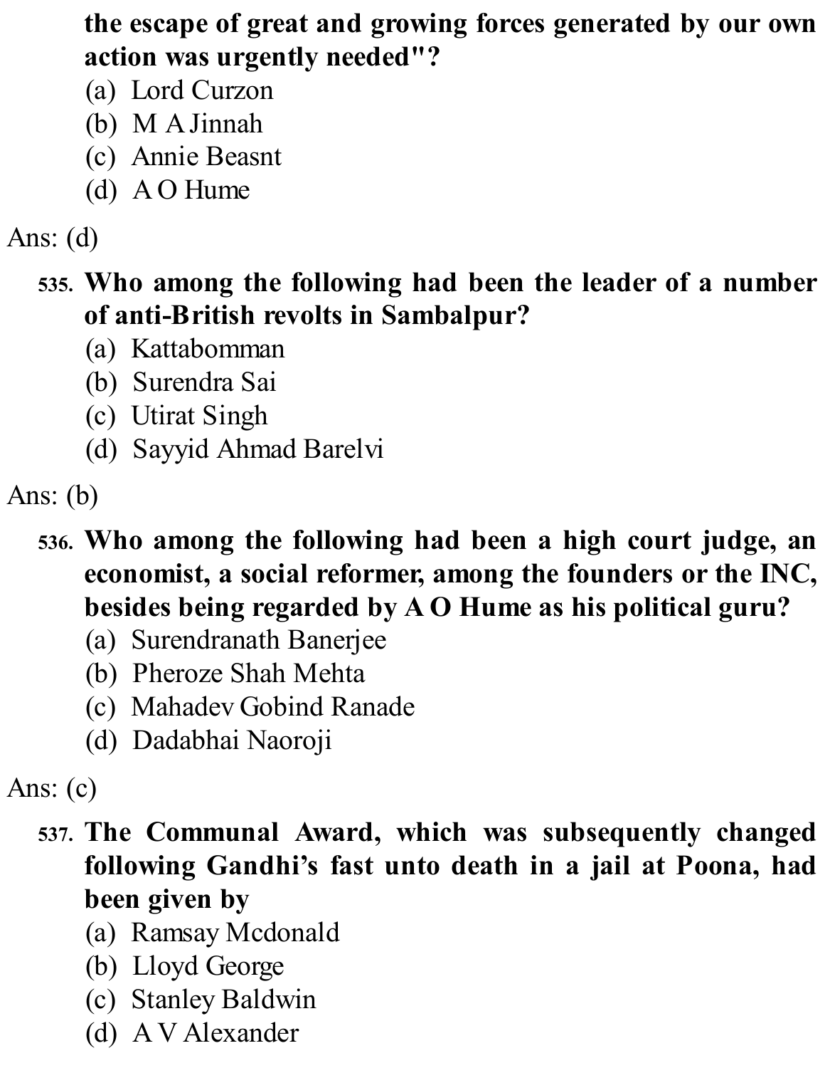**the escape of great and growing forces generated by our own action was urgently needed"?**

(a) Lord Curzon
(b) M A Jinnah
(c) Annie Beasnt
(d) A O Hume

Ans: (d)

535. **Who among the following had been the leader of a number of anti-British revolts in Sambalpur?**

(a) Kattabomman
(b) Surendra Sai
(c) Utirat Singh
(d) Sayyid Ahmad Barelvi

Ans: (b)

536. **Who among the following had been a high court judge, an economist, a social reformer, among the founders or the INC, besides being regarded by A O Hume as his political guru?**

(a) Surendranath Banerjee
(b) Pheroze Shah Mehta
(c) Mahadev Gobind Ranade
(d) Dadabhai Naoroji

Ans: (c)

537. **The Communal Award, which was subsequently changed following Gandhi's fast unto death in a jail at Poona, had been given by**

(a) Ramsay Mcdonald
(b) Lloyd George
(c) Stanley Baldwin
(d) A V Alexander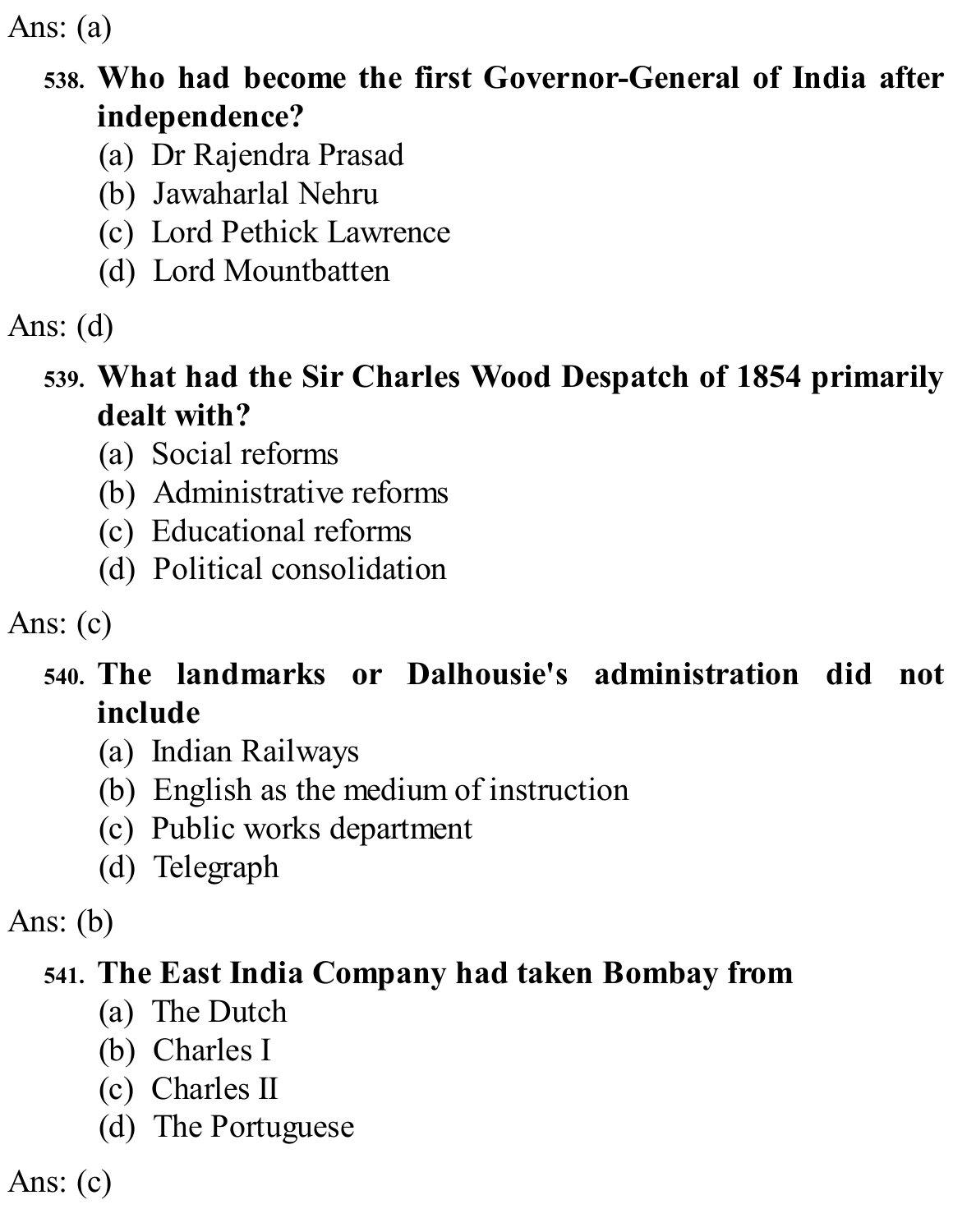Ans: (a)

**538. Who had become the first Governor-General of India after independence?**

(a) Dr Rajendra Prasad
(b) Jawaharlal Nehru
(c) Lord Pethick Lawrence
(d) Lord Mountbatten

Ans: (d)

**539. What had the Sir Charles Wood Despatch of 1854 primarily dealt with?**

(a) Social reforms
(b) Administrative reforms
(c) Educational reforms
(d) Political consolidation

Ans: (c)

**540. The landmarks or Dalhousie's administration did not include**

(a) Indian Railways
(b) English as the medium of instruction
(c) Public works department
(d) Telegraph

Ans: (b)

**541. The East India Company had taken Bombay from**

(a) The Dutch
(b) Charles I
(c) Charles II
(d) The Portuguese

Ans: (c)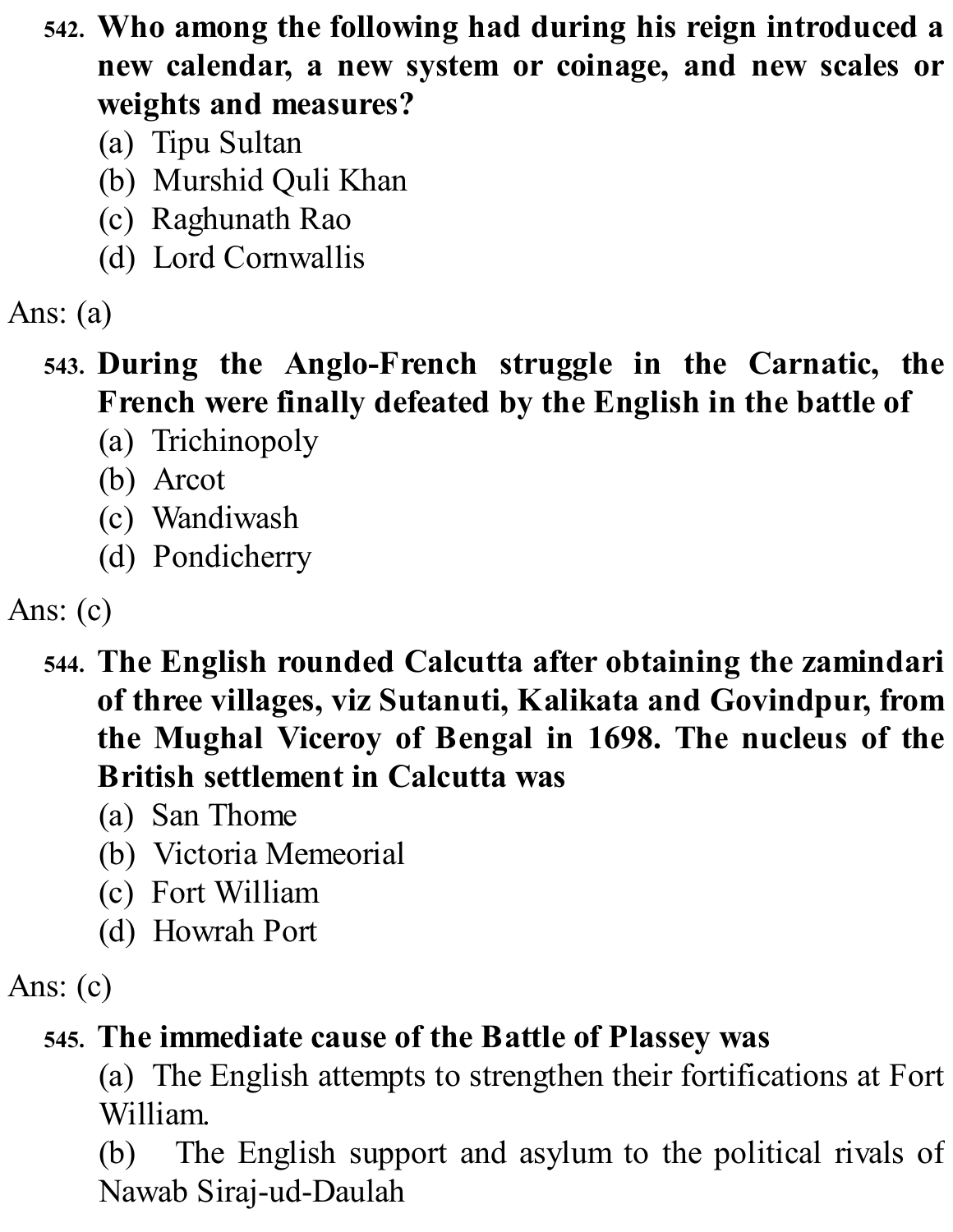**542. Who among the following had during his reign introduced a new calendar, a new system or coinage, and new scales or weights and measures?**

(a) Tipu Sultan
(b) Murshid Quli Khan
(c) Raghunath Rao
(d) Lord Cornwallis

Ans: (a)

**543. During the Anglo-French struggle in the Carnatic, the French were finally defeated by the English in the battle of**

(a) Trichinopoly
(b) Arcot
(c) Wandiwash
(d) Pondicherry

Ans: (c)

**544. The English rounded Calcutta after obtaining the zamindari of three villages, viz Sutanuti, Kalikata and Govindpur, from the Mughal Viceroy of Bengal in 1698. The nucleus of the British settlement in Calcutta was**

(a) San Thome
(b) Victoria Memeorial
(c) Fort William
(d) Howrah Port

Ans: (c)

**545. The immediate cause of the Battle of Plassey was**

(a) The English attempts to strengthen their fortifications at Fort William.
(b) The English support and asylum to the political rivals of Nawab Siraj-ud-Daulah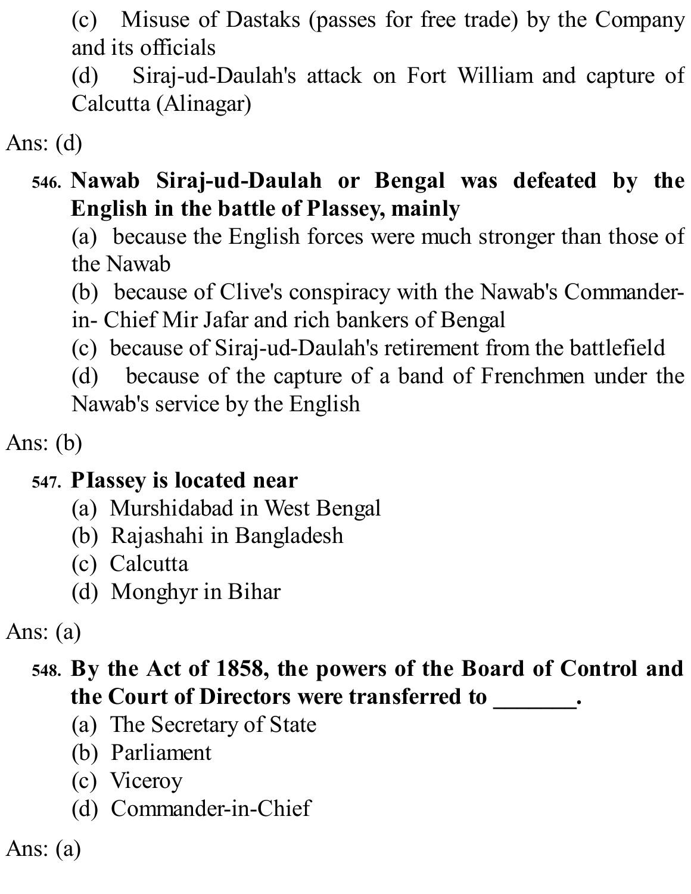(c) Misuse of Dastaks (passes for free trade) by the Company and its officials

(d) Siraj-ud-Daulah's attack on Fort William and capture of Calcutta (Alinagar)

Ans: (d)

546. **Nawab Siraj-ud-Daulah or Bengal was defeated by the English in the battle of Plassey, mainly**

(a) because the English forces were much stronger than those of the Nawab

(b) because of Clive's conspiracy with the Nawab's Commander-in- Chief Mir Jafar and rich bankers of Bengal

(c) because of Siraj-ud-Daulah's retirement from the battlefield

(d) because of the capture of a band of Frenchmen under the Nawab's service by the English

Ans: (b)

547. **PIassey is located near**

(a) Murshidabad in West Bengal

(b) Rajashahi in Bangladesh

(c) Calcutta

(d) Monghyr in Bihar

Ans: (a)

548. **By the Act of 1858, the powers of the Board of Control and the Court of Directors were transferred to _______.**

(a) The Secretary of State

(b) Parliament

(c) Viceroy

(d) Commander-in-Chief

Ans: (a)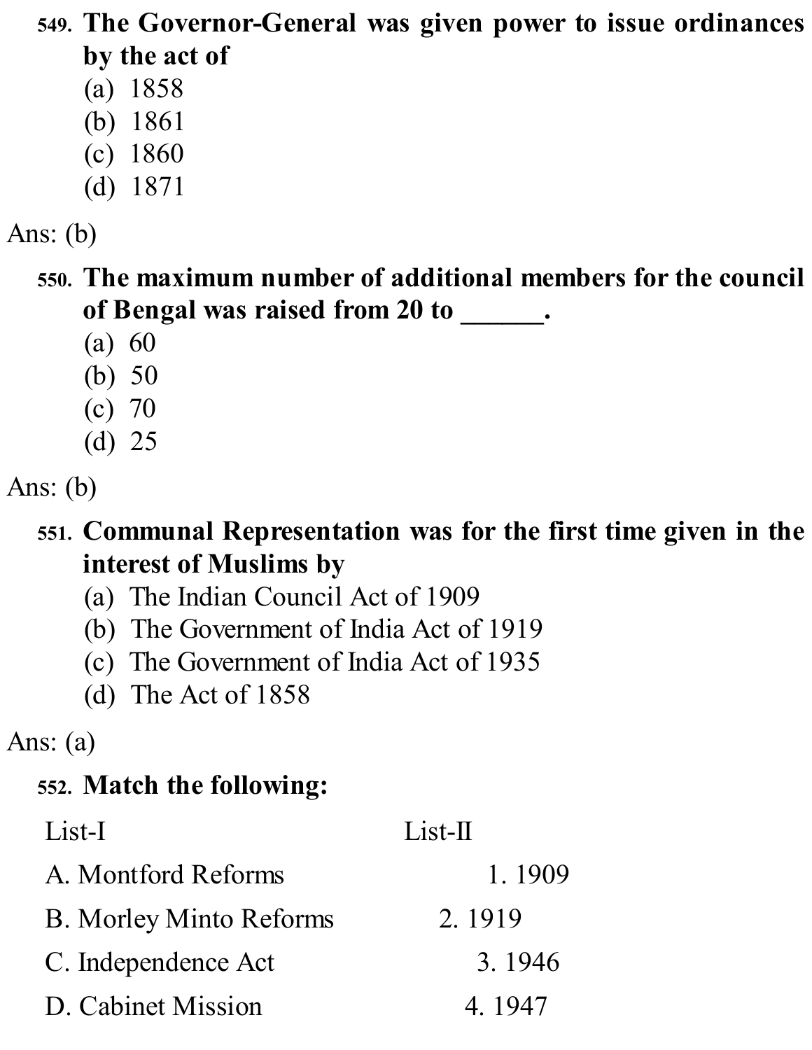**549. The Governor-General was given power to issue ordinances by the act of**

(a) 1858
(b) 1861
(c) 1860
(d) 1871

Ans: (b)

**550. The maximum number of additional members for the council of Bengal was raised from 20 to ______.**

(a) 60
(b) 50
(c) 70
(d) 25

Ans: (b)

**551. Communal Representation was for the first time given in the interest of Muslims by**

(a) The Indian Council Act of 1909
(b) The Government of India Act of 1919
(c) The Government of India Act of 1935
(d) The Act of 1858

Ans: (a)

**552. Match the following:**

| List-I | List-II |
|---|---|
| A. Montford Reforms | 1. 1909 |
| B. Morley Minto Reforms | 2. 1919 |
| C. Independence Act | 3. 1946 |
| D. Cabinet Mission | 4. 1947 |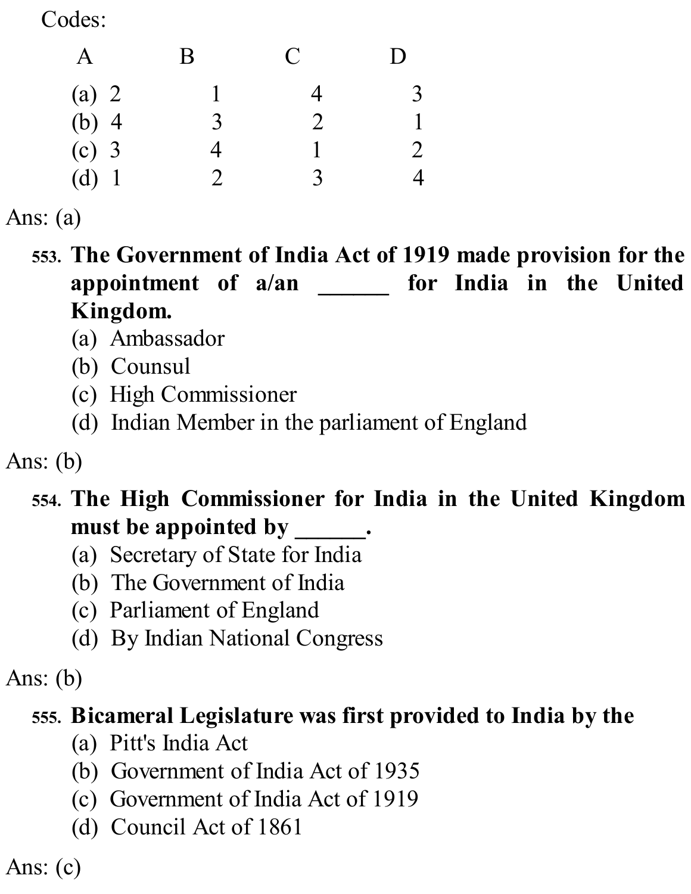Codes:

| | A | B | C | D |
|---|---|---|---|---|
| (a) | 2 | 1 | 4 | 3 |
| (b) | 4 | 3 | 2 | 1 |
| (c) | 3 | 4 | 1 | 2 |
| (d) | 1 | 2 | 3 | 4 |

Ans: (a)

553. **The Government of India Act of 1919 made provision for the appointment of a/an ______ for India in the United Kingdom.**
   (a) Ambassador
   (b) Counsul
   (c) High Commissioner
   (d) Indian Member in the parliament of England

Ans: (b)

554. **The High Commissioner for India in the United Kingdom must be appointed by ______.**
   (a) Secretary of State for India
   (b) The Government of India
   (c) Parliament of England
   (d) By Indian National Congress

Ans: (b)

555. **Bicameral Legislature was first provided to India by the**
   (a) Pitt's India Act
   (b) Government of India Act of 1935
   (c) Government of India Act of 1919
   (d) Council Act of 1861

Ans: (c)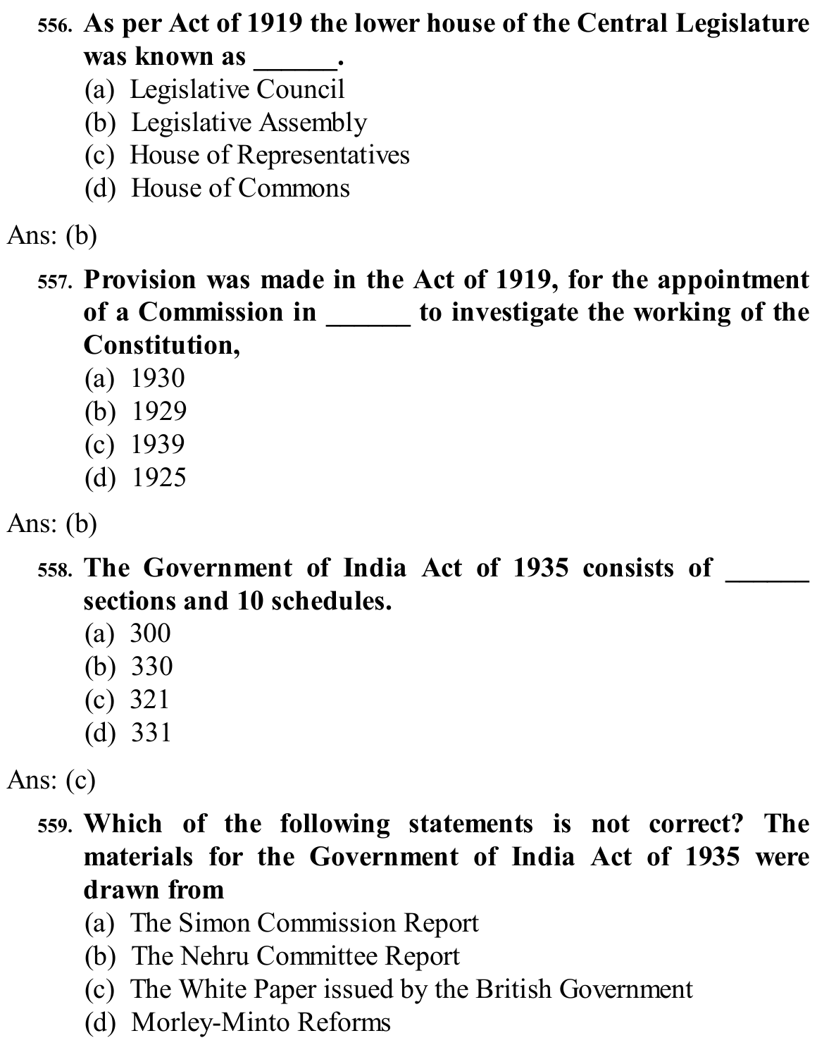556. **As per Act of 1919 the lower house of the Central Legislature was known as ______.**

(a) Legislative Council
(b) Legislative Assembly
(c) House of Representatives
(d) House of Commons

Ans: (b)

557. **Provision was made in the Act of 1919, for the appointment of a Commission in ______ to investigate the working of the Constitution,**

(a) 1930
(b) 1929
(c) 1939
(d) 1925

Ans: (b)

558. **The Government of India Act of 1935 consists of ______ sections and 10 schedules.**

(a) 300
(b) 330
(c) 321
(d) 331

Ans: (c)

559. **Which of the following statements is not correct? The materials for the Government of India Act of 1935 were drawn from**

(a) The Simon Commission Report
(b) The Nehru Committee Report
(c) The White Paper issued by the British Government
(d) Morley-Minto Reforms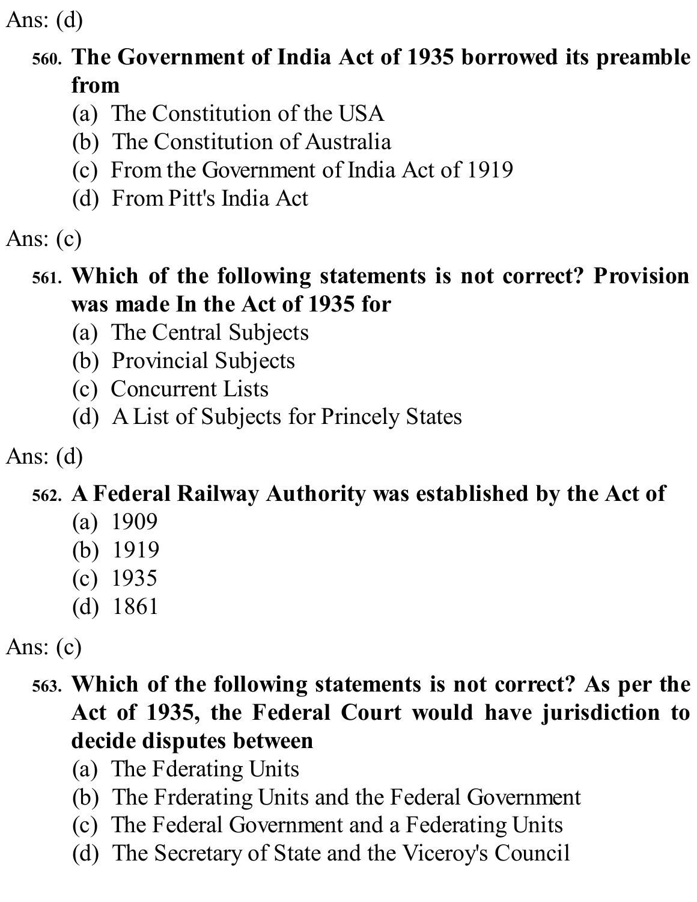Ans: (d)

560. **The Government of India Act of 1935 borrowed its preamble from**
   (a) The Constitution of the USA
   (b) The Constitution of Australia
   (c) From the Government of India Act of 1919
   (d) From Pitt's India Act

Ans: (c)

561. **Which of the following statements is not correct? Provision was made In the Act of 1935 for**
   (a) The Central Subjects
   (b) Provincial Subjects
   (c) Concurrent Lists
   (d) A List of Subjects for Princely States

Ans: (d)

562. **A Federal Railway Authority was established by the Act of**
   (a) 1909
   (b) 1919
   (c) 1935
   (d) 1861

Ans: (c)

563. **Which of the following statements is not correct? As per the Act of 1935, the Federal Court would have jurisdiction to decide disputes between**
   (a) The Fderating Units
   (b) The Frderating Units and the Federal Government
   (c) The Federal Government and a Federating Units
   (d) The Secretary of State and the Viceroy's Council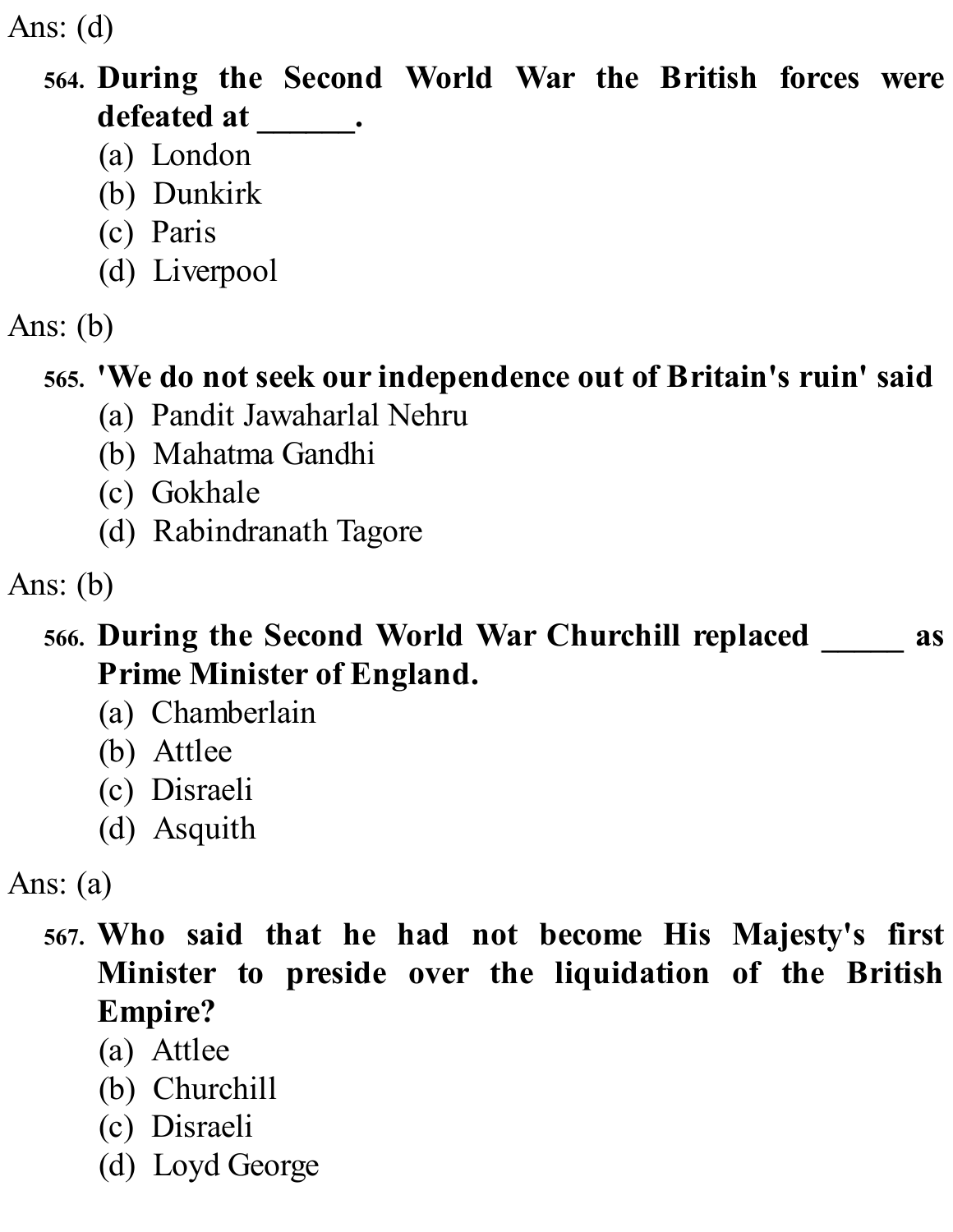Ans: (d)

564. **During the Second World War the British forces were defeated at ______.**
   (a) London
   (b) Dunkirk
   (c) Paris
   (d) Liverpool

Ans: (b)

565. **'We do not seek our independence out of Britain's ruin' said**
   (a) Pandit Jawaharlal Nehru
   (b) Mahatma Gandhi
   (c) Gokhale
   (d) Rabindranath Tagore

Ans: (b)

566. **During the Second World War Churchill replaced _____ as Prime Minister of England.**
   (a) Chamberlain
   (b) Attlee
   (c) Disraeli
   (d) Asquith

Ans: (a)

567. **Who said that he had not become His Majesty's first Minister to preside over the liquidation of the British Empire?**
   (a) Attlee
   (b) Churchill
   (c) Disraeli
   (d) Loyd George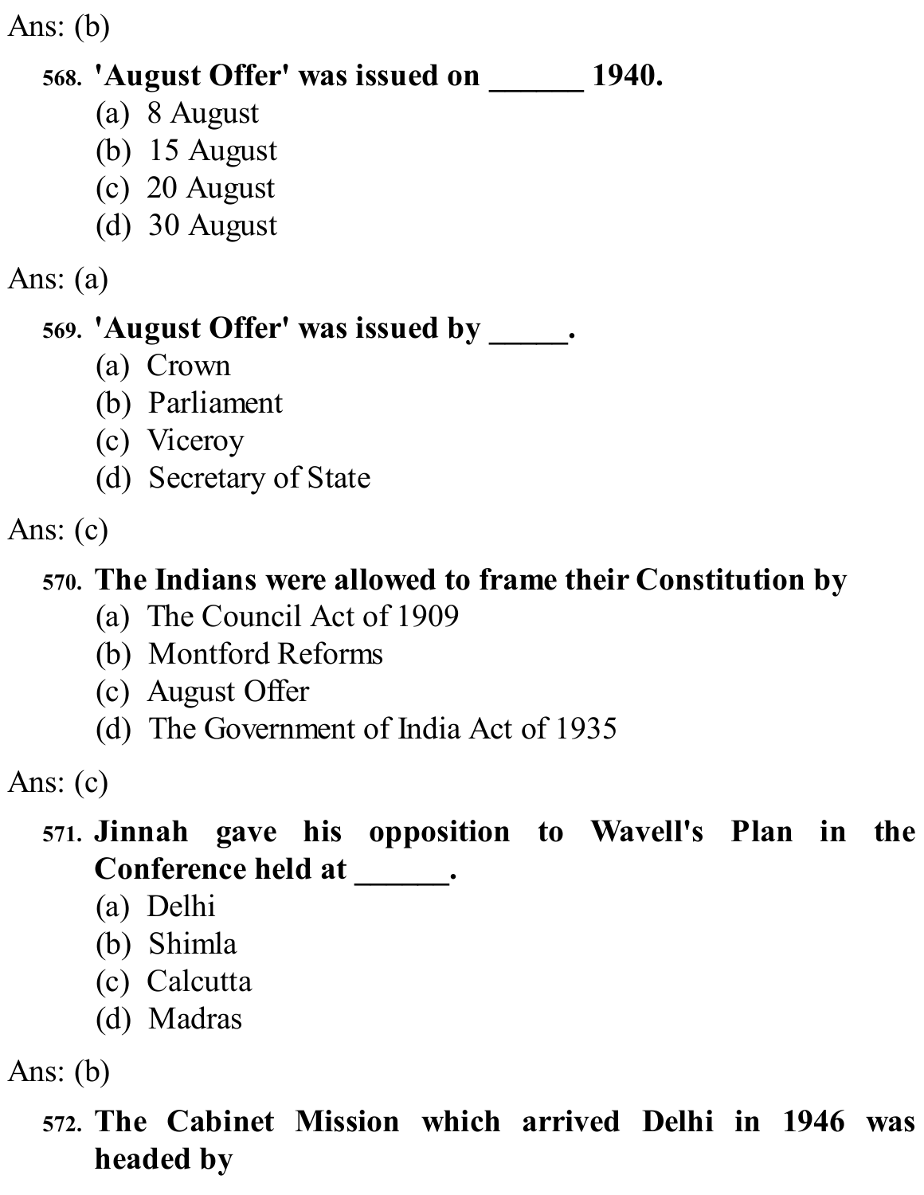Ans: (b)

**568. 'August Offer' was issued on ______ 1940.**

(a) 8 August
(b) 15 August
(c) 20 August
(d) 30 August

Ans: (a)

**569. 'August Offer' was issued by _____.**

(a) Crown
(b) Parliament
(c) Viceroy
(d) Secretary of State

Ans: (c)

**570. The Indians were allowed to frame their Constitution by**

(a) The Council Act of 1909
(b) Montford Reforms
(c) August Offer
(d) The Government of India Act of 1935

Ans: (c)

**571. Jinnah gave his opposition to Wavell's Plan in the Conference held at ______.**

(a) Delhi
(b) Shimla
(c) Calcutta
(d) Madras

Ans: (b)

**572. The Cabinet Mission which arrived Delhi in 1946 was headed by**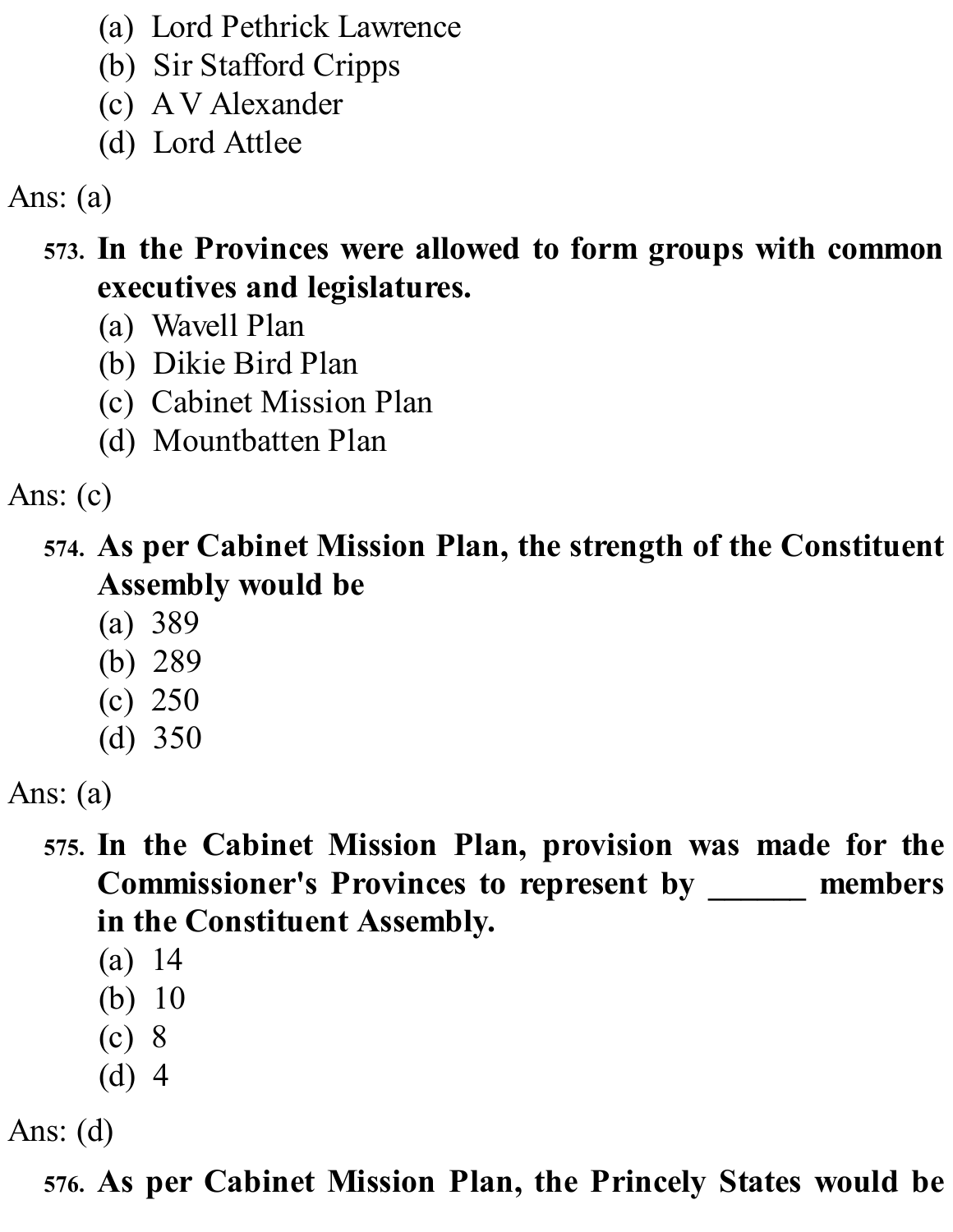(a) Lord Pethrick Lawrence
(b) Sir Stafford Cripps
(c) A V Alexander
(d) Lord Attlee

Ans: (a)

573. **In the Provinces were allowed to form groups with common executives and legislatures.**
(a) Wavell Plan
(b) Dikie Bird Plan
(c) Cabinet Mission Plan
(d) Mountbatten Plan

Ans: (c)

574. **As per Cabinet Mission Plan, the strength of the Constituent Assembly would be**
(a) 389
(b) 289
(c) 250
(d) 350

Ans: (a)

575. **In the Cabinet Mission Plan, provision was made for the Commissioner's Provinces to represent by ______ members in the Constituent Assembly.**
(a) 14
(b) 10
(c) 8
(d) 4

Ans: (d)

576. **As per Cabinet Mission Plan, the Princely States would be**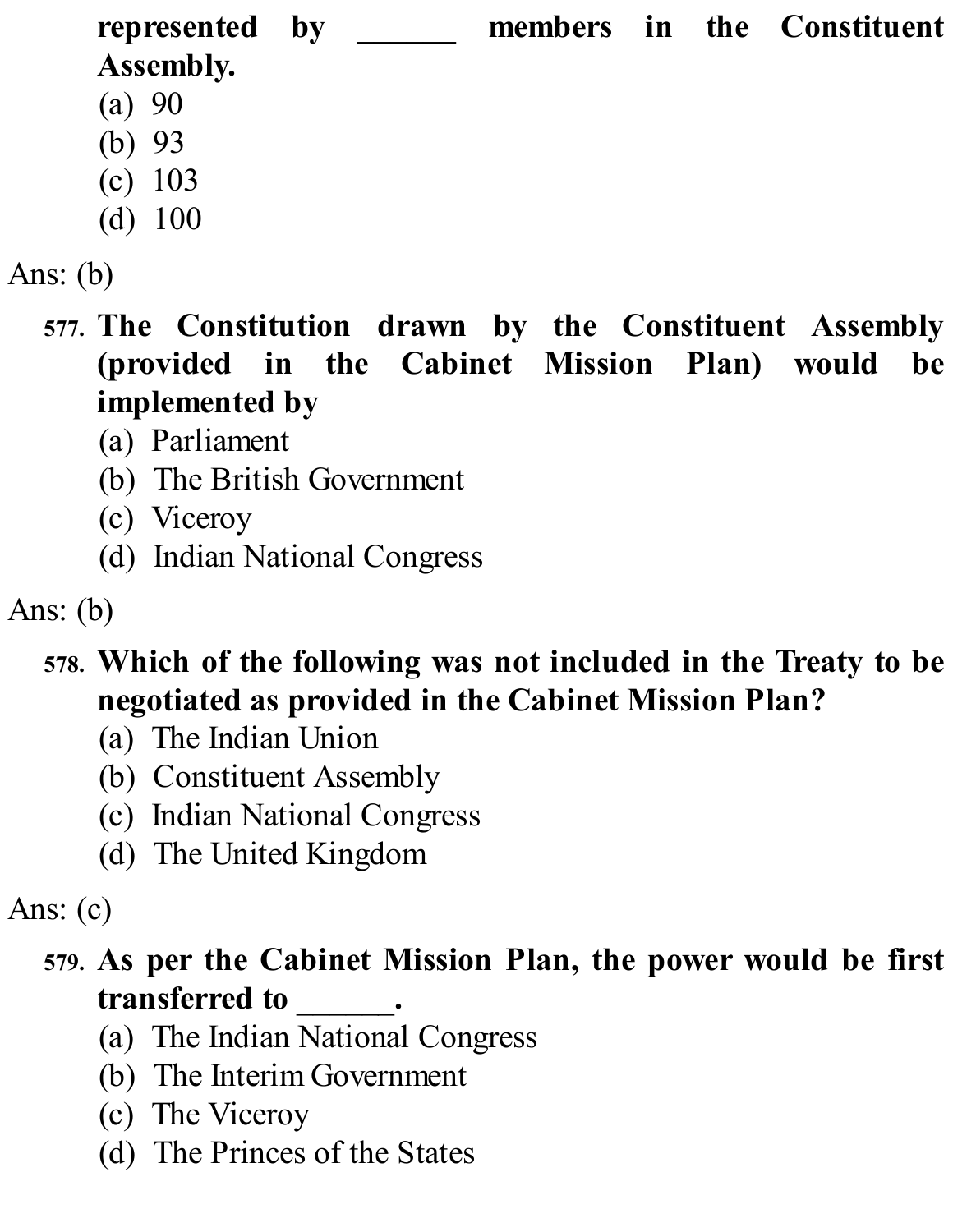**represented by ______ members in the Constituent Assembly.**

(a) 90
(b) 93
(c) 103
(d) 100

Ans: (b)

577. **The Constitution drawn by the Constituent Assembly (provided in the Cabinet Mission Plan) would be implemented by**

(a) Parliament
(b) The British Government
(c) Viceroy
(d) Indian National Congress

Ans: (b)

578. **Which of the following was not included in the Treaty to be negotiated as provided in the Cabinet Mission Plan?**

(a) The Indian Union
(b) Constituent Assembly
(c) Indian National Congress
(d) The United Kingdom

Ans: (c)

579. **As per the Cabinet Mission Plan, the power would be first transferred to ______.**

(a) The Indian National Congress
(b) The Interim Government
(c) The Viceroy
(d) The Princes of the States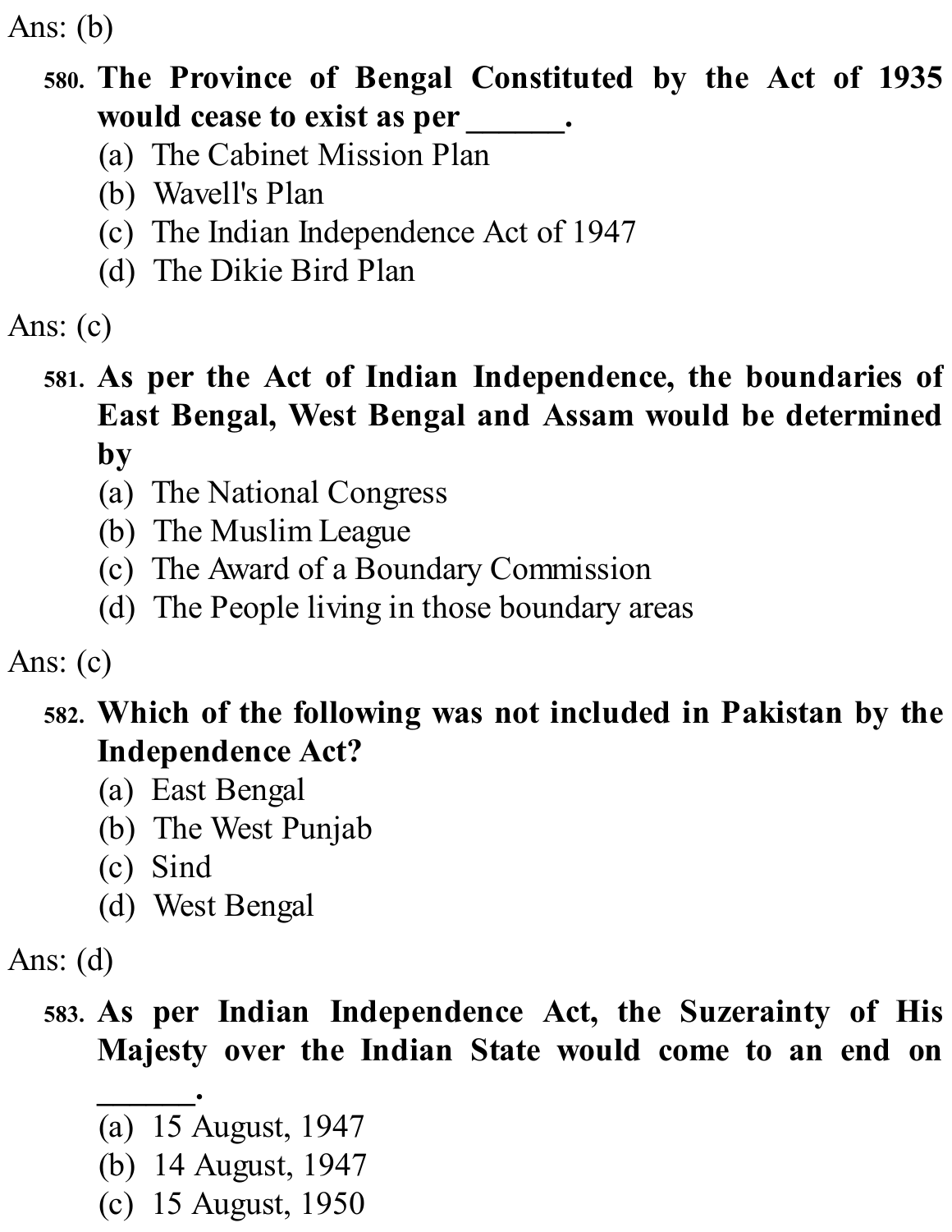Ans: (b)

**580. The Province of Bengal Constituted by the Act of 1935 would cease to exist as per ______.**

(a) The Cabinet Mission Plan
(b) Wavell's Plan
(c) The Indian Independence Act of 1947
(d) The Dikie Bird Plan

Ans: (c)

**581. As per the Act of Indian Independence, the boundaries of East Bengal, West Bengal and Assam would be determined by**

(a) The National Congress
(b) The Muslim League
(c) The Award of a Boundary Commission
(d) The People living in those boundary areas

Ans: (c)

**582. Which of the following was not included in Pakistan by the Independence Act?**

(a) East Bengal
(b) The West Punjab
(c) Sind
(d) West Bengal

Ans: (d)

**583. As per Indian Independence Act, the Suzerainty of His Majesty over the Indian State would come to an end on ______.**

(a) 15 August, 1947
(b) 14 August, 1947
(c) 15 August, 1950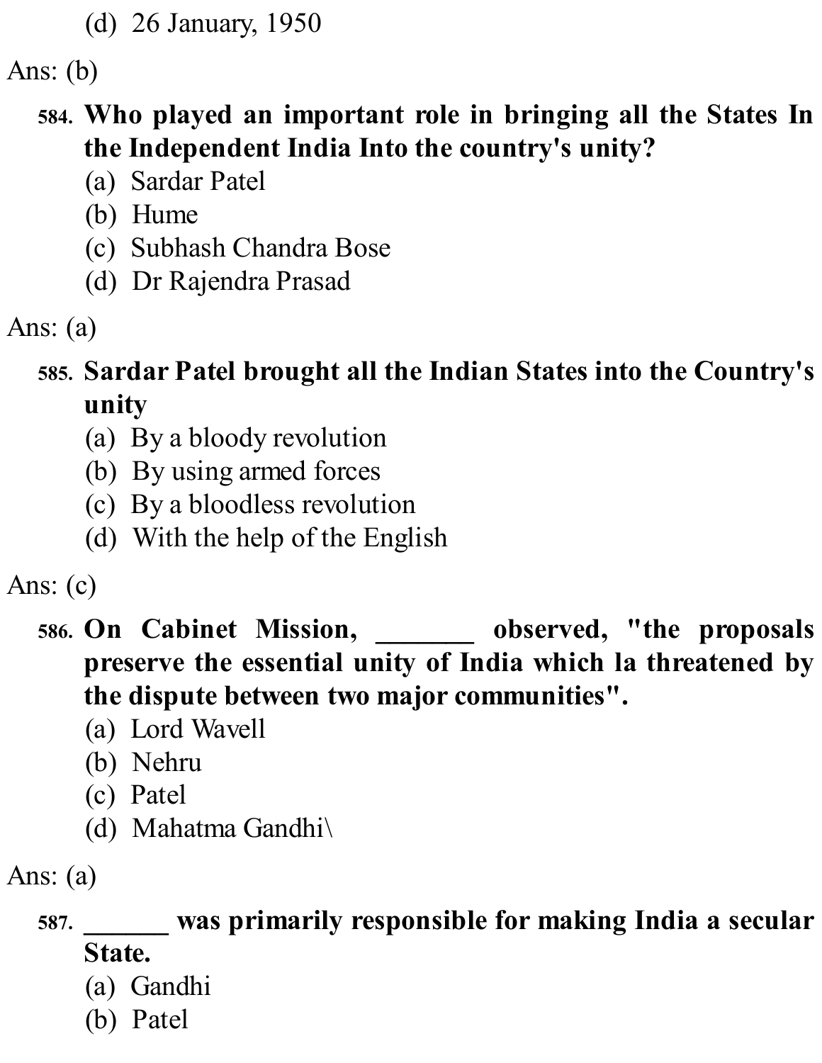(d) 26 January, 1950

Ans: (b)

**584. Who played an important role in bringing all the States In the Independent India Into the country's unity?**

(a) Sardar Patel
(b) Hume
(c) Subhash Chandra Bose
(d) Dr Rajendra Prasad

Ans: (a)

**585. Sardar Patel brought all the Indian States into the Country's unity**

(a) By a bloody revolution
(b) By using armed forces
(c) By a bloodless revolution
(d) With the help of the English

Ans: (c)

**586. On Cabinet Mission, _______ observed, "the proposals preserve the essential unity of India which la threatened by the dispute between two major communities".**

(a) Lord Wavell
(b) Nehru
(c) Patel
(d) Mahatma Gandhi\

Ans: (a)

**587. ______ was primarily responsible for making India a secular State.**

(a) Gandhi
(b) Patel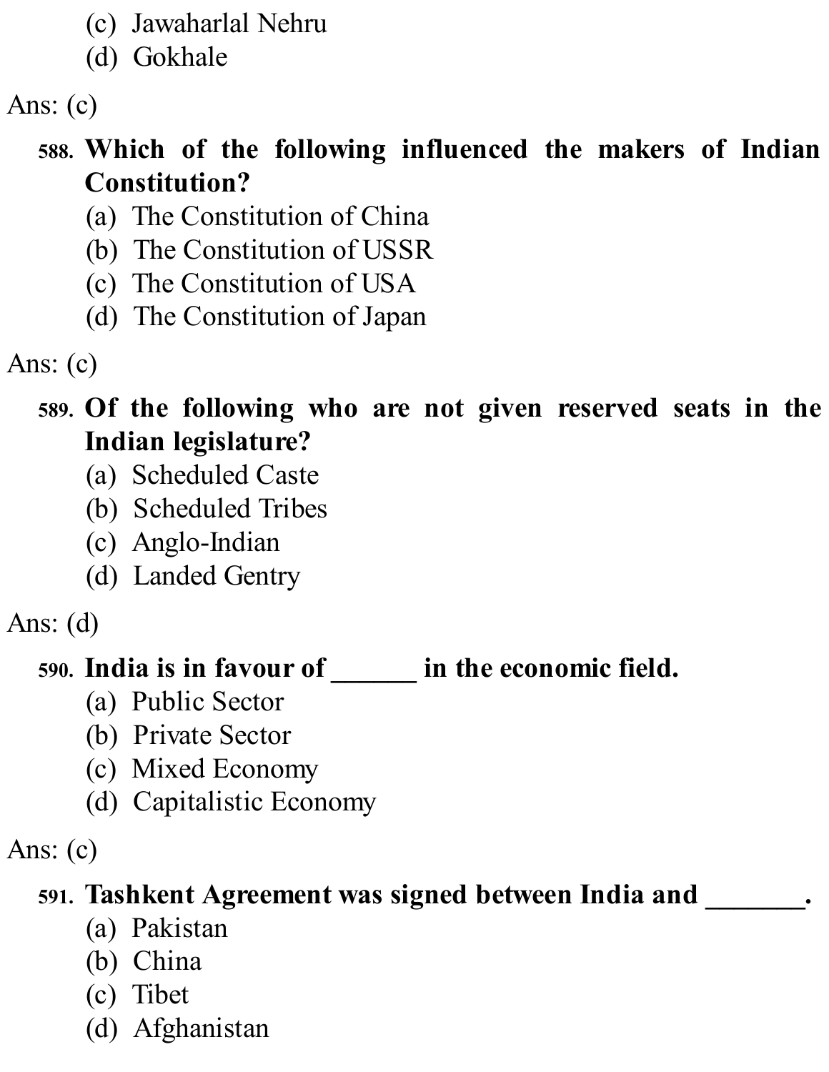(c) Jawaharlal Nehru
(d) Gokhale

Ans: (c)

588. **Which of the following influenced the makers of Indian Constitution?**
(a) The Constitution of China
(b) The Constitution of USSR
(c) The Constitution of USA
(d) The Constitution of Japan

Ans: (c)

589. **Of the following who are not given reserved seats in the Indian legislature?**
(a) Scheduled Caste
(b) Scheduled Tribes
(c) Anglo-Indian
(d) Landed Gentry

Ans: (d)

590. **India is in favour of ______ in the economic field.**
(a) Public Sector
(b) Private Sector
(c) Mixed Economy
(d) Capitalistic Economy

Ans: (c)

591. **Tashkent Agreement was signed between India and _______.**
(a) Pakistan
(b) China
(c) Tibet
(d) Afghanistan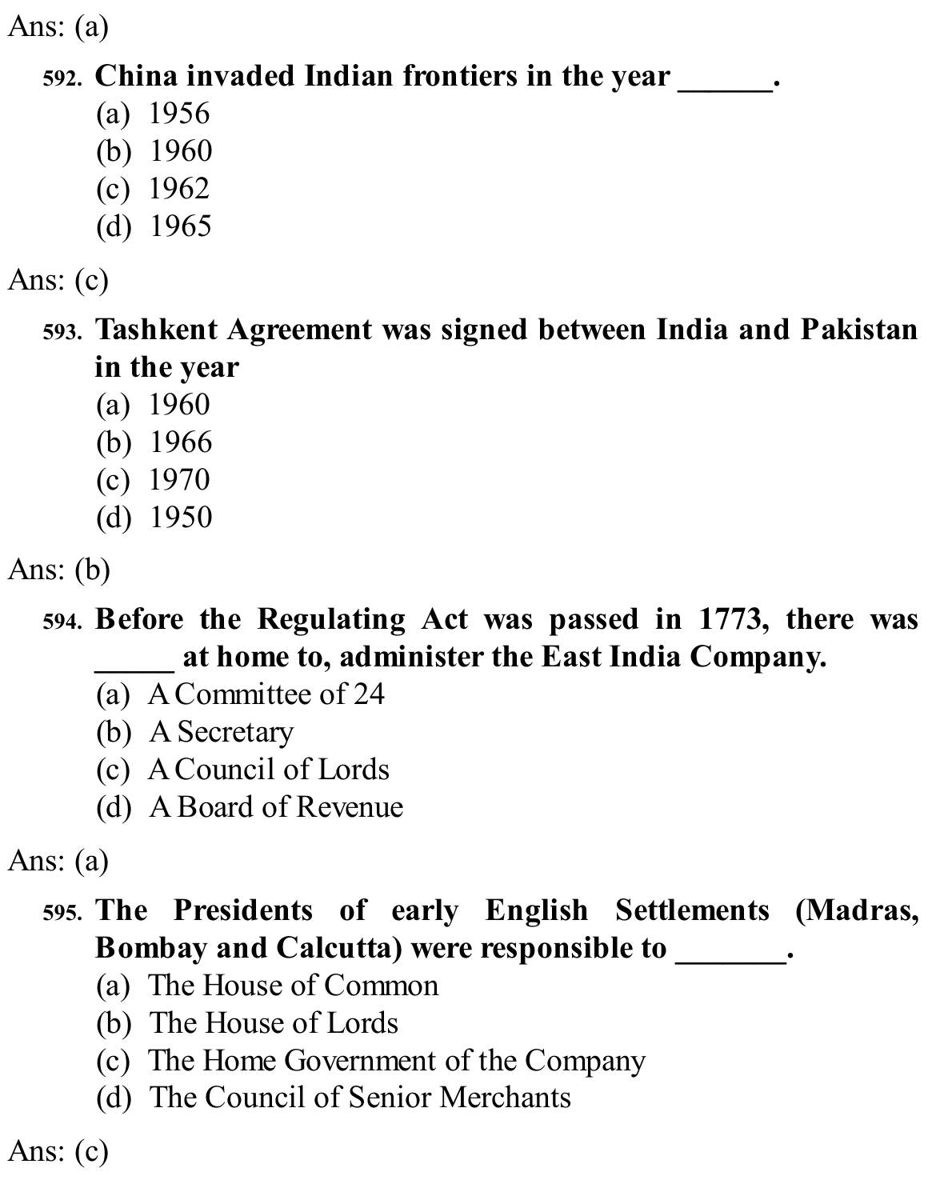Ans: (a)

**592. China invaded Indian frontiers in the year ______.**

(a) 1956
(b) 1960
(c) 1962
(d) 1965

Ans: (c)

**593. Tashkent Agreement was signed between India and Pakistan in the year**

(a) 1960
(b) 1966
(c) 1970
(d) 1950

Ans: (b)

**594. Before the Regulating Act was passed in 1773, there was _____ at home to, administer the East India Company.**

(a) A Committee of 24
(b) A Secretary
(c) A Council of Lords
(d) A Board of Revenue

Ans: (a)

**595. The Presidents of early English Settlements (Madras, Bombay and Calcutta) were responsible to _______.**

(a) The House of Common
(b) The House of Lords
(c) The Home Government of the Company
(d) The Council of Senior Merchants

Ans: (c)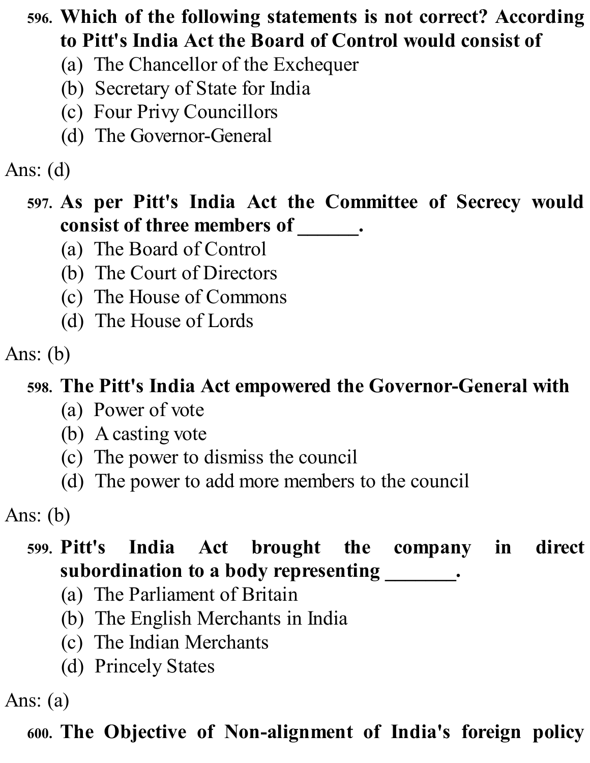596. **Which of the following statements is not correct? According to Pitt's India Act the Board of Control would consist of**

(a) The Chancellor of the Exchequer
(b) Secretary of State for India
(c) Four Privy Councillors
(d) The Governor-General

Ans: (d)

597. **As per Pitt's India Act the Committee of Secrecy would consist of three members of ______.**

(a) The Board of Control
(b) The Court of Directors
(c) The House of Commons
(d) The House of Lords

Ans: (b)

598. **The Pitt's India Act empowered the Governor-General with**

(a) Power of vote
(b) A casting vote
(c) The power to dismiss the council
(d) The power to add more members to the council

Ans: (b)

599. **Pitt's India Act brought the company in direct subordination to a body representing _______.**

(a) The Parliament of Britain
(b) The English Merchants in India
(c) The Indian Merchants
(d) Princely States

Ans: (a)

600. **The Objective of Non-alignment of India's foreign policy**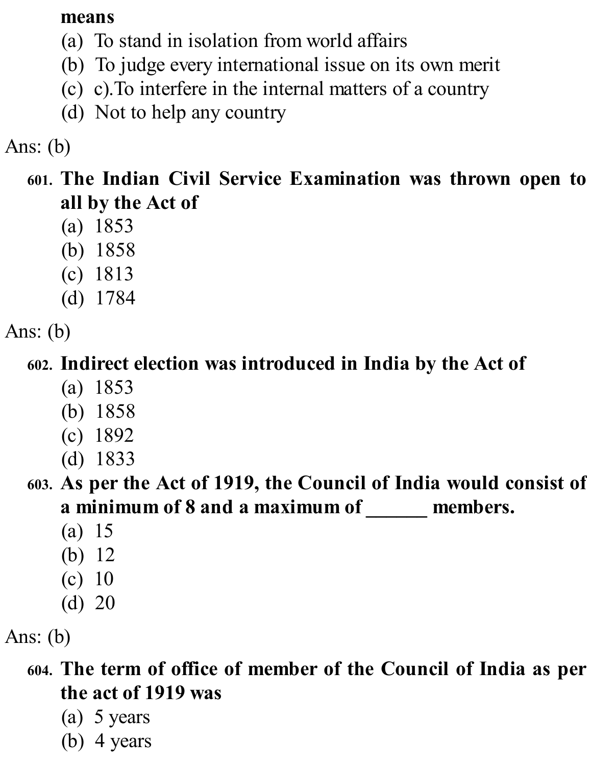**means**

(a) To stand in isolation from world affairs
(b) To judge every international issue on its own merit
(c) c).To interfere in the internal matters of a country
(d) Not to help any country

Ans: (b)

601. **The Indian Civil Service Examination was thrown open to all by the Act of**

(a) 1853
(b) 1858
(c) 1813
(d) 1784

Ans: (b)

602. **Indirect election was introduced in India by the Act of**

(a) 1853
(b) 1858
(c) 1892
(d) 1833

603. **As per the Act of 1919, the Council of India would consist of a minimum of 8 and a maximum of ______ members.**

(a) 15
(b) 12
(c) 10
(d) 20

Ans: (b)

604. **The term of office of member of the Council of India as per the act of 1919 was**

(a) 5 years
(b) 4 years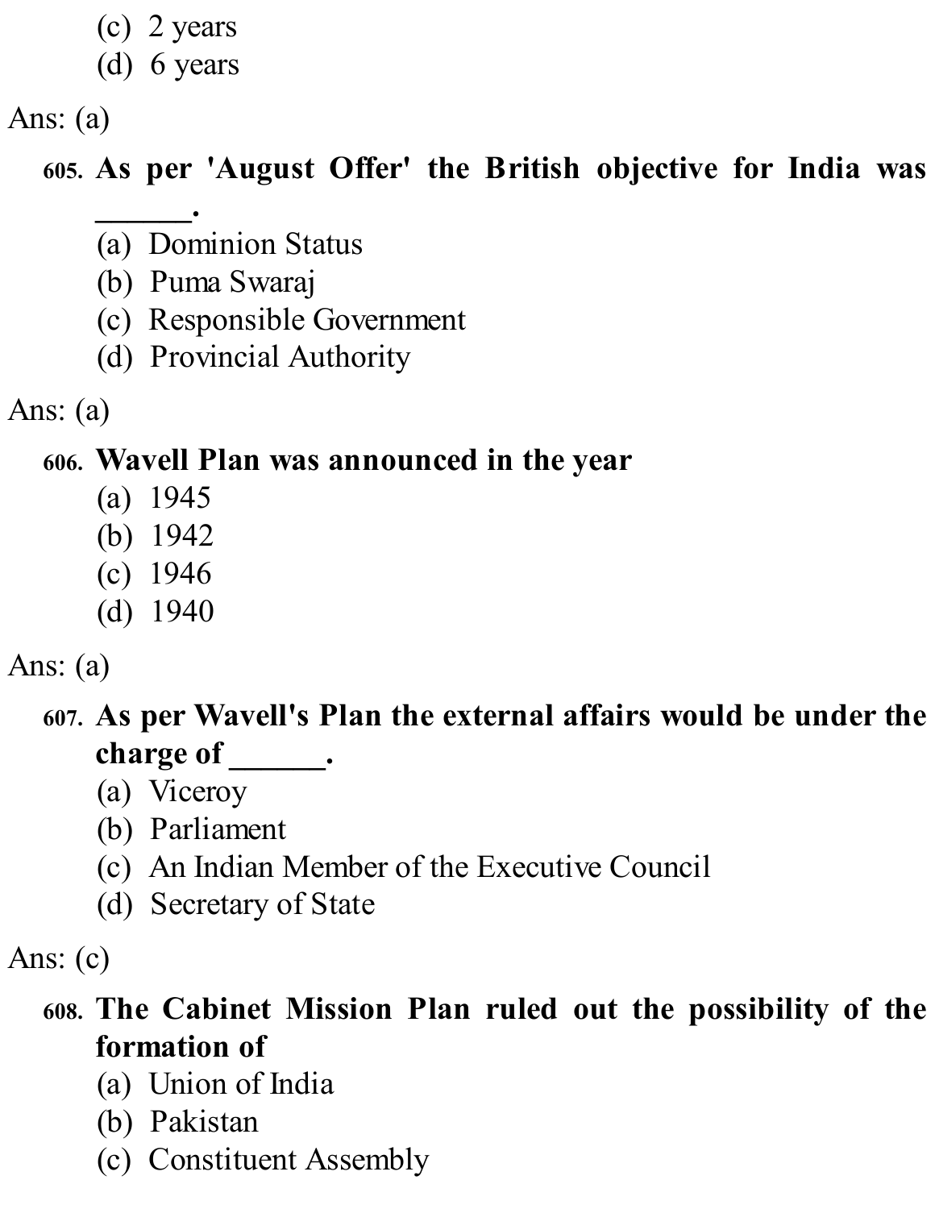(c) 2 years
(d) 6 years

Ans: (a)

**605. As per 'August Offer' the British objective for India was ______.**

(a) Dominion Status
(b) Puma Swaraj
(c) Responsible Government
(d) Provincial Authority

Ans: (a)

**606. Wavell Plan was announced in the year**

(a) 1945
(b) 1942
(c) 1946
(d) 1940

Ans: (a)

**607. As per Wavell's Plan the external affairs would be under the charge of ______.**

(a) Viceroy
(b) Parliament
(c) An Indian Member of the Executive Council
(d) Secretary of State

Ans: (c)

**608. The Cabinet Mission Plan ruled out the possibility of the formation of**

(a) Union of India
(b) Pakistan
(c) Constituent Assembly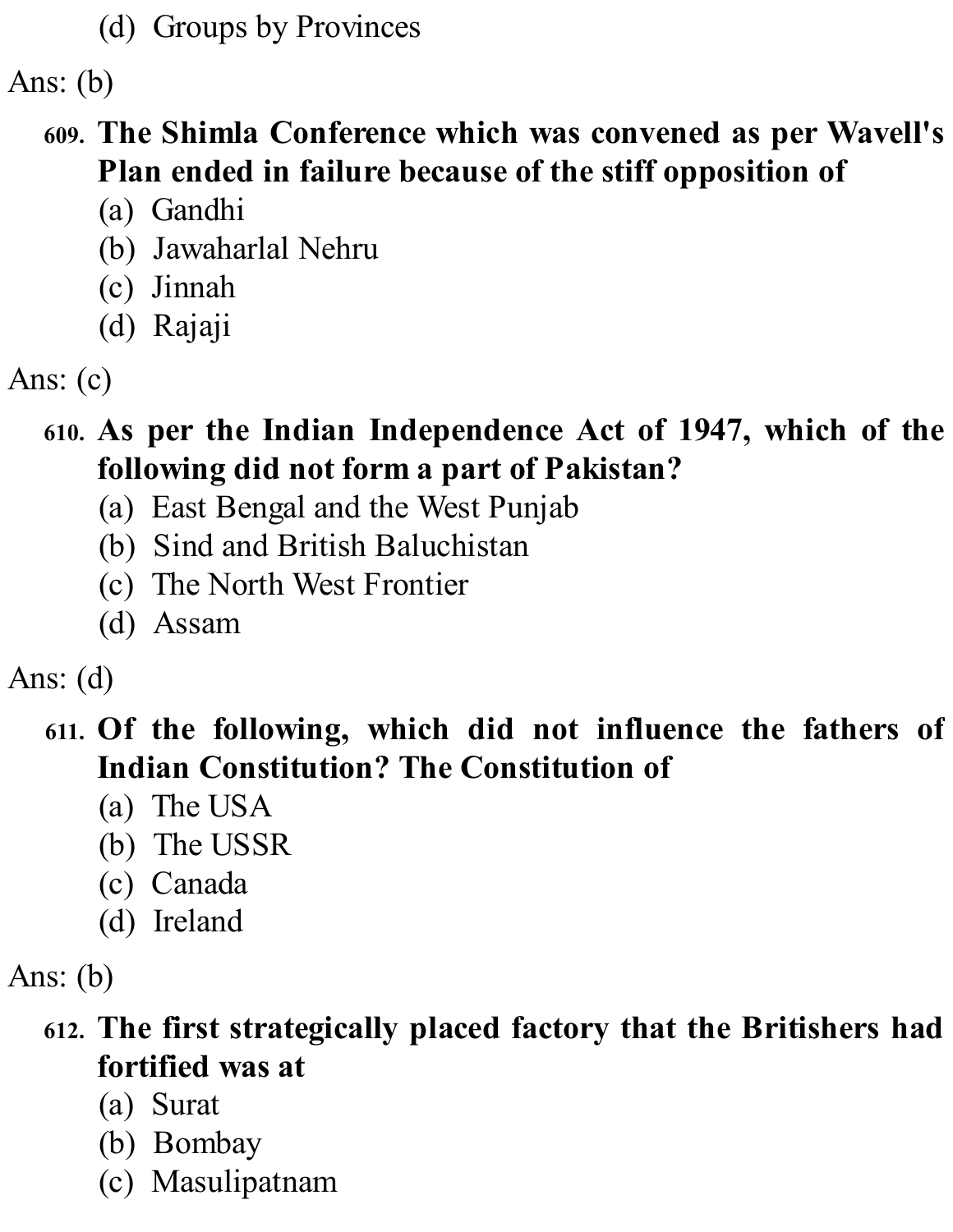(d) Groups by Provinces

Ans: (b)

**609. The Shimla Conference which was convened as per Wavell's Plan ended in failure because of the stiff opposition of**

(a) Gandhi
(b) Jawaharlal Nehru
(c) Jinnah
(d) Rajaji

Ans: (c)

**610. As per the Indian Independence Act of 1947, which of the following did not form a part of Pakistan?**

(a) East Bengal and the West Punjab
(b) Sind and British Baluchistan
(c) The North West Frontier
(d) Assam

Ans: (d)

**611. Of the following, which did not influence the fathers of Indian Constitution? The Constitution of**

(a) The USA
(b) The USSR
(c) Canada
(d) Ireland

Ans: (b)

**612. The first strategically placed factory that the Britishers had fortified was at**

(a) Surat
(b) Bombay
(c) Masulipatnam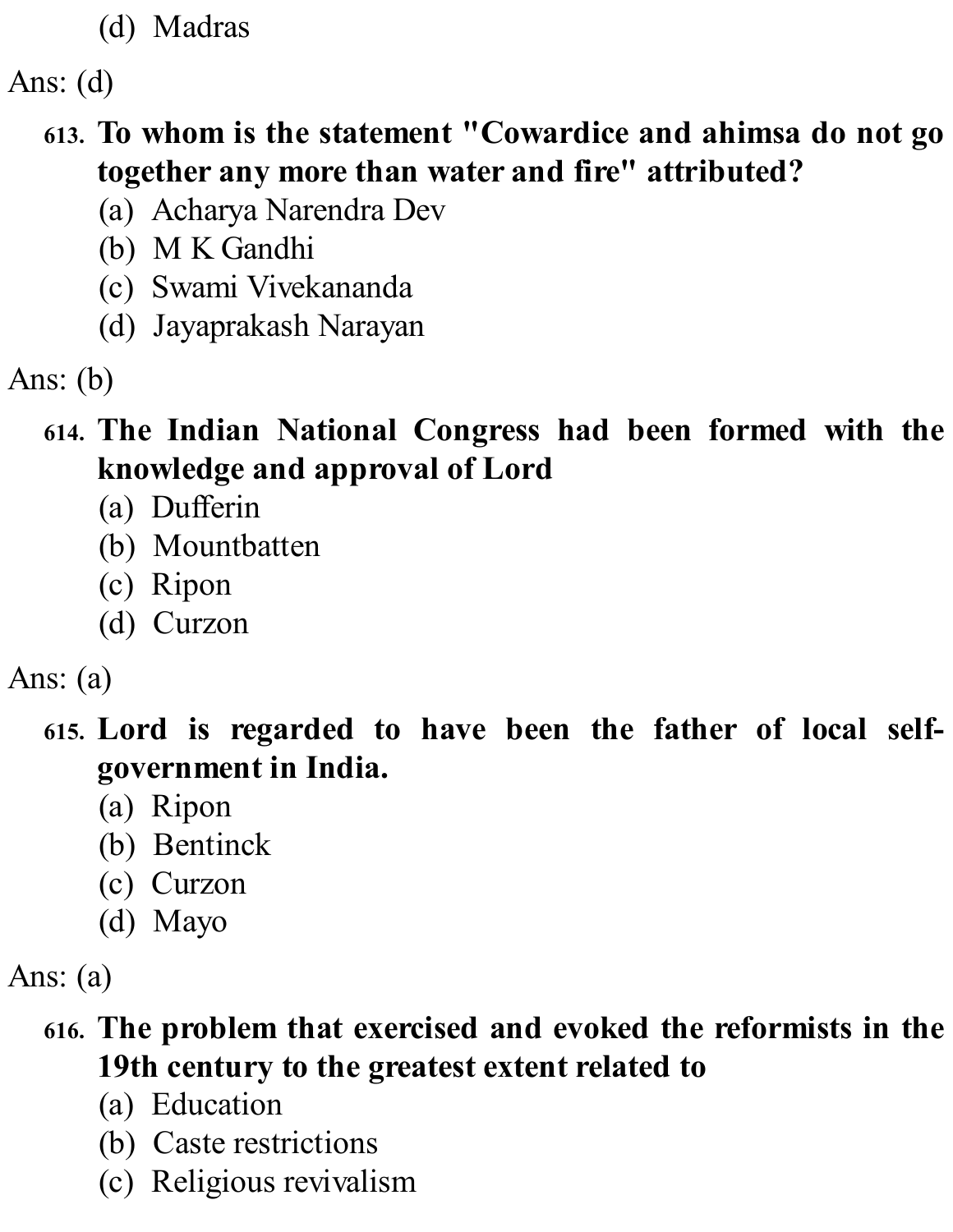(d) Madras

Ans: (d)

**613. To whom is the statement "Cowardice and ahimsa do not go together any more than water and fire" attributed?**

(a) Acharya Narendra Dev
(b) M K Gandhi
(c) Swami Vivekananda
(d) Jayaprakash Narayan

Ans: (b)

**614. The Indian National Congress had been formed with the knowledge and approval of Lord**

(a) Dufferin
(b) Mountbatten
(c) Ripon
(d) Curzon

Ans: (a)

**615. Lord is regarded to have been the father of local self-government in India.**

(a) Ripon
(b) Bentinck
(c) Curzon
(d) Mayo

Ans: (a)

**616. The problem that exercised and evoked the reformists in the 19th century to the greatest extent related to**

(a) Education
(b) Caste restrictions
(c) Religious revivalism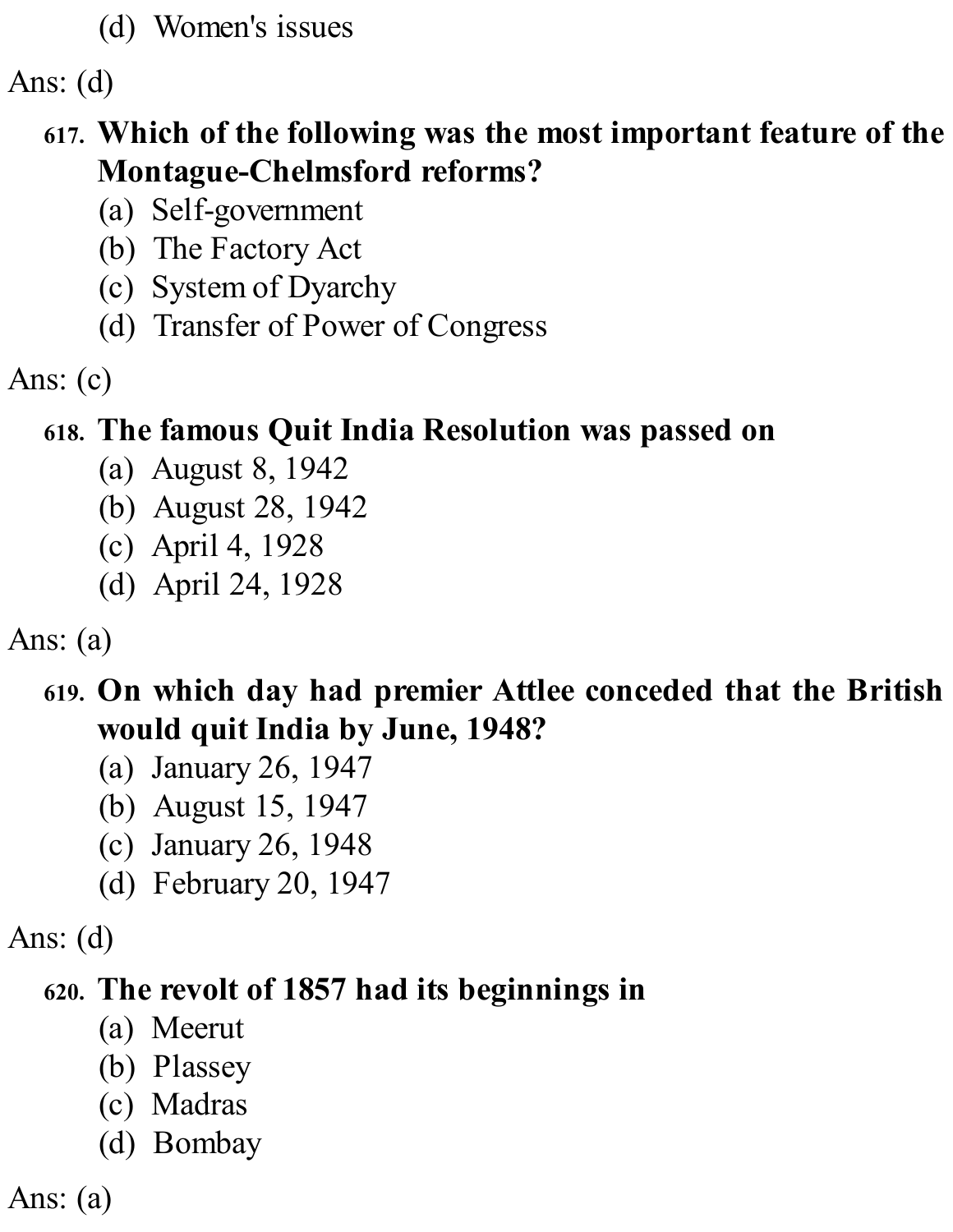(d) Women's issues

Ans: (d)

**617. Which of the following was the most important feature of the Montague-Chelmsford reforms?**

(a) Self-government
(b) The Factory Act
(c) System of Dyarchy
(d) Transfer of Power of Congress

Ans: (c)

**618. The famous Quit India Resolution was passed on**

(a) August 8, 1942
(b) August 28, 1942
(c) April 4, 1928
(d) April 24, 1928

Ans: (a)

**619. On which day had premier Attlee conceded that the British would quit India by June, 1948?**

(a) January 26, 1947
(b) August 15, 1947
(c) January 26, 1948
(d) February 20, 1947

Ans: (d)

**620. The revolt of 1857 had its beginnings in**

(a) Meerut
(b) Plassey
(c) Madras
(d) Bombay

Ans: (a)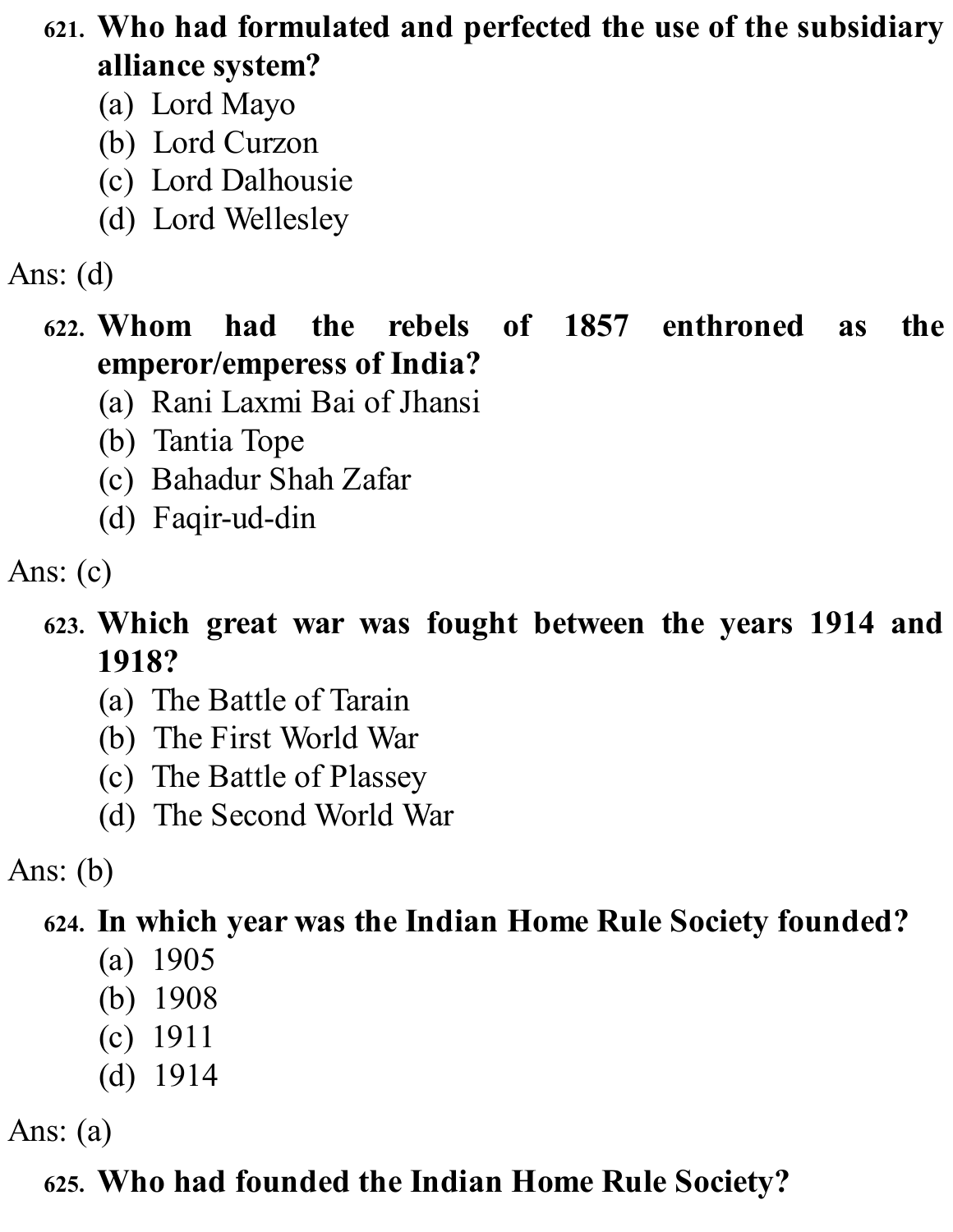621. **Who had formulated and perfected the use of the subsidiary alliance system?**
   (a) Lord Mayo
   (b) Lord Curzon
   (c) Lord Dalhousie
   (d) Lord Wellesley

Ans: (d)

622. **Whom had the rebels of 1857 enthroned as the emperor/emperess of India?**
   (a) Rani Laxmi Bai of Jhansi
   (b) Tantia Tope
   (c) Bahadur Shah Zafar
   (d) Faqir-ud-din

Ans: (c)

623. **Which great war was fought between the years 1914 and 1918?**
   (a) The Battle of Tarain
   (b) The First World War
   (c) The Battle of Plassey
   (d) The Second World War

Ans: (b)

624. **In which year was the Indian Home Rule Society founded?**
   (a) 1905
   (b) 1908
   (c) 1911
   (d) 1914

Ans: (a)

625. **Who had founded the Indian Home Rule Society?**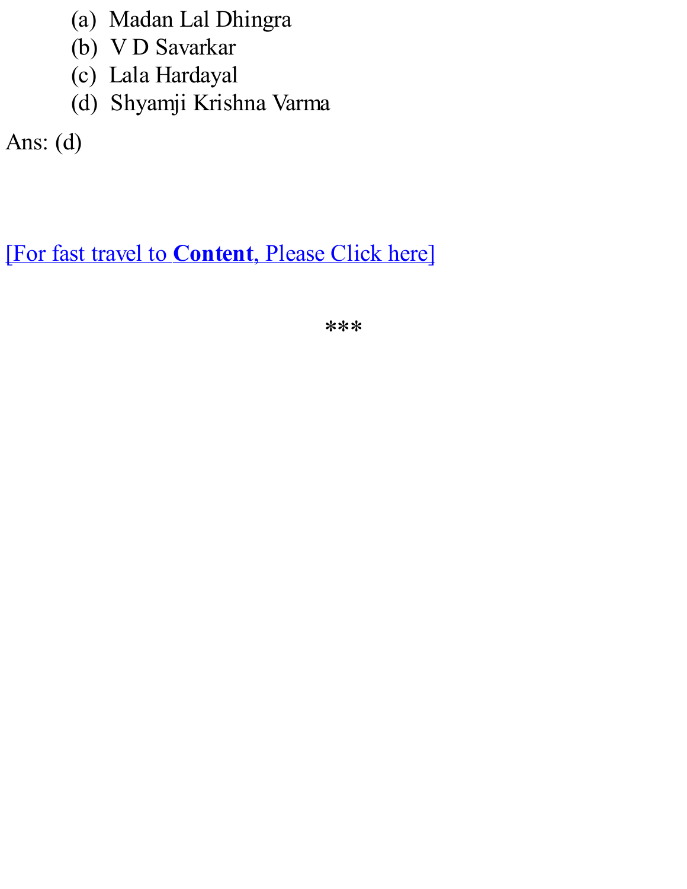(a) Madan Lal Dhingra
(b) V D Savarkar
(c) Lala Hardayal
(d) Shyamji Krishna Varma

Ans: (d)

[For fast travel to **Content**, Please Click here]

***